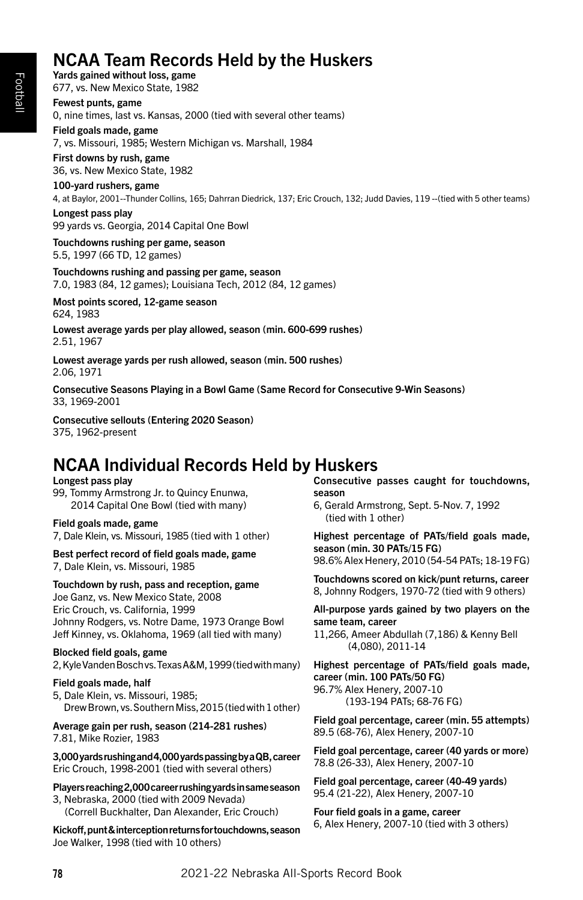# NCAA Team Records Held by the Huskers

**Yards gained without loss, game**
677, vs. New Mexico State, 1982

**Fewest punts, game**
0, nine times, last vs. Kansas, 2000 (tied with several other teams)

**Field goals made, game**
7, vs. Missouri, 1985; Western Michigan vs. Marshall, 1984

**First downs by rush, game**
36, vs. New Mexico State, 1982

**100-yard rushers, game**
4, at Baylor, 2001--Thunder Collins, 165; Dahrran Diedrick, 137; Eric Crouch, 132; Judd Davies, 119 --(tied with 5 other teams)

**Longest pass play**
99 yards vs. Georgia, 2014 Capital One Bowl

**Touchdowns rushing per game, season**
5.5, 1997 (66 TD, 12 games)

**Touchdowns rushing and passing per game, season**
7.0, 1983 (84, 12 games); Louisiana Tech, 2012 (84, 12 games)

**Most points scored, 12-game season**
624, 1983

**Lowest average yards per play allowed, season (min. 600-699 rushes)**
2.51, 1967

**Lowest average yards per rush allowed, season (min. 500 rushes)**
2.06, 1971

**Consecutive Seasons Playing in a Bowl Game (Same Record for Consecutive 9-Win Seasons)**
33, 1969-2001

**Consecutive sellouts (Entering 2020 Season)**
375, 1962-present

# NCAA Individual Records Held by Huskers

**Longest pass play**
99, Tommy Armstrong Jr. to Quincy Enunwa, 2014 Capital One Bowl (tied with many)

**Field goals made, game**
7, Dale Klein, vs. Missouri, 1985 (tied with 1 other)

**Best perfect record of field goals made, game**
7, Dale Klein, vs. Missouri, 1985

**Touchdown by rush, pass and reception, game**
Joe Ganz, vs. New Mexico State, 2008
Eric Crouch, vs. California, 1999
Johnny Rodgers, vs. Notre Dame, 1973 Orange Bowl
Jeff Kinney, vs. Oklahoma, 1969 (all tied with many)

**Blocked field goals, game**
2, Kyle Vanden Bosch vs. Texas A&M, 1999 (tied with many)

**Field goals made, half**
5, Dale Klein, vs. Missouri, 1985;
Drew Brown, vs. Southern Miss, 2015 (tied with 1 other)

**Average gain per rush, season (214-281 rushes)**
7.81, Mike Rozier, 1983

**3,000 yards rushing and 4,000 yards passing by a QB, career**
Eric Crouch, 1998-2001 (tied with several others)

**Players reaching 2,000 career rushing yards in same season**
3, Nebraska, 2000 (tied with 2009 Nevada)
(Correll Buckhalter, Dan Alexander, Eric Crouch)

**Kickoff, punt & interception returns for touchdowns, season**
Joe Walker, 1998 (tied with 10 others)

**Consecutive passes caught for touchdowns, season**
6, Gerald Armstrong, Sept. 5-Nov. 7, 1992 (tied with 1 other)

**Highest percentage of PATs/field goals made, season (min. 30 PATs/15 FG)**
98.6% Alex Henery, 2010 (54-54 PATs; 18-19 FG)

**Touchdowns scored on kick/punt returns, career**
8, Johnny Rodgers, 1970-72 (tied with 9 others)

**All-purpose yards gained by two players on the same team, career**
11,266, Ameer Abdullah (7,186) & Kenny Bell (4,080), 2011-14

**Highest percentage of PATs/field goals made, career (min. 100 PATs/50 FG)**
96.7% Alex Henery, 2007-10
(193-194 PATs; 68-76 FG)

**Field goal percentage, career (min. 55 attempts)**
89.5 (68-76), Alex Henery, 2007-10

**Field goal percentage, career (40 yards or more)**
78.8 (26-33), Alex Henery, 2007-10

**Field goal percentage, career (40-49 yards)**
95.4 (21-22), Alex Henery, 2007-10

**Four field goals in a game, career**
6, Alex Henery, 2007-10 (tied with 3 others)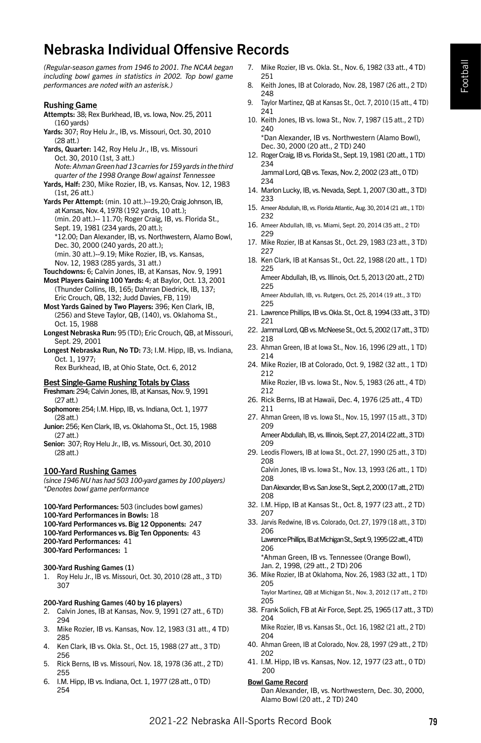# Nebraska Individual Offensive Records

*(Regular-season games from 1946 to 2001. The NCAA began including bowl games in statistics in 2002. Top bowl game performances are noted with an asterisk.)*

### Rushing Game

**Attempts:** 38; Rex Burkhead, IB, vs. Iowa, Nov. 25, 2011 (160 yards)

**Yards:** 307; Roy Helu Jr., IB, vs. Missouri, Oct. 30, 2010 (28 att.)

**Yards, Quarter:** 142, Roy Helu Jr., IB, vs. Missouri Oct. 30, 2010 (1st, 3 att.)
*Note: Ahman Green had 13 carries for 159 yards in the third quarter of the 1998 Orange Bowl against Tennessee*

**Yards, Half:** 230, Mike Rozier, IB, vs. Kansas, Nov. 12, 1983 (1st, 26 att.)

**Yards Per Attempt:** (min. 10 att.)--19.20; Craig Johnson, IB, at Kansas, Nov. 4, 1978 (192 yards, 10 att.);
(min. 20 att.)-- 11.70; Roger Craig, IB, vs. Florida St., Sept. 19, 1981 (234 yards, 20 att.);
*12.00; Dan Alexander, IB, vs. Northwestern, Alamo Bowl, Dec. 30, 2000 (240 yards, 20 att.);
(min. 30 att.)--9.19; Mike Rozier, IB, vs. Kansas, Nov. 12, 1983 (285 yards, 31 att.)

**Touchdowns:** 6; Calvin Jones, IB, at Kansas, Nov. 9, 1991

**Most Players Gaining 100 Yards:** 4; at Baylor, Oct. 13, 2001 (Thunder Collins, IB, 165; Dahrran Diedrick, IB, 137; Eric Crouch, QB, 132; Judd Davies, FB, 119)

**Most Yards Gained by Two Players:** 396; Ken Clark, IB, (256) and Steve Taylor, QB, (140), vs. Oklahoma St., Oct. 15, 1988

**Longest Nebraska Run:** 95 (TD); Eric Crouch, QB, at Missouri, Sept. 29, 2001

**Longest Nebraska Run, No TD:** 73; I.M. Hipp, IB, vs. Indiana, Oct. 1, 1977;
Rex Burkhead, IB, at Ohio State, Oct. 6, 2012

### Best Single-Game Rushing Totals by Class

**Freshman:** 294; Calvin Jones, IB, at Kansas, Nov. 9, 1991 (27 att.)

**Sophomore:** 254; I.M. Hipp, IB, vs. Indiana, Oct. 1, 1977 (28 att.)

**Junior:** 256; Ken Clark, IB, vs. Oklahoma St., Oct. 15, 1988 (27 att.)

**Senior:** 307; Roy Helu Jr., IB, vs. Missouri, Oct. 30, 2010 (28 att.)

### 100-Yard Rushing Games

*(since 1946 NU has had 503 100-yard games by 100 players)*
*\*Denotes bowl game performance*

**100-Yard Performances:** 503 (includes bowl games)
**100-Yard Performances in Bowls:** 18
**100-Yard Performances vs. Big 12 Opponents:** 247
**100-Yard Performances vs. Big Ten Opponents:** 43
**200-Yard Performances:** 41
**300-Yard Performances:** 1

**300-Yard Rushing Games (1)**

1. Roy Helu Jr., IB vs. Missouri, Oct. 30, 2010 (28 att., 3 TD) 307

**200-Yard Rushing Games (40 by 16 players)**

2. Calvin Jones, IB at Kansas, Nov. 9, 1991 (27 att., 6 TD) 294
3. Mike Rozier, IB vs. Kansas, Nov. 12, 1983 (31 att., 4 TD) 285
4. Ken Clark, IB vs. Okla. St., Oct. 15, 1988 (27 att., 3 TD) 256
5. Rick Berns, IB vs. Missouri, Nov. 18, 1978 (36 att., 2 TD) 255
6. I.M. Hipp, IB vs. Indiana, Oct. 1, 1977 (28 att., 0 TD) 254
7. Mike Rozier, IB vs. Okla. St., Nov. 6, 1982 (33 att., 4 TD) 251
8. Keith Jones, IB at Colorado, Nov. 28, 1987 (26 att., 2 TD) 248
9. Taylor Martinez, QB at Kansas St., Oct. 7, 2010 (15 att., 4 TD) 241
10. Keith Jones, IB vs. Iowa St., Nov. 7, 1987 (15 att., 2 TD) 240
    *Dan Alexander, IB vs. Northwestern (Alamo Bowl), Dec. 30, 2000 (20 att., 2 TD) 240
12. Roger Craig, IB vs. Florida St., Sept. 19, 1981 (20 att., 1 TD) 234
    Jammal Lord, QB vs. Texas, Nov. 2, 2002 (23 att., 0 TD) 234
14. Marlon Lucky, IB, vs. Nevada, Sept. 1, 2007 (30 att., 3 TD) 233
15. Ameer Abdullah, IB, vs. Florida Atlantic, Aug. 30, 2014 (21 att., 1 TD) 232
16. Ameer Abdullah, IB, vs. Miami, Sept. 20, 2014 (35 att., 2 TD) 229
17. Mike Rozier, IB at Kansas St., Oct. 29, 1983 (23 att., 3 TD) 227
18. Ken Clark, IB at Kansas St., Oct. 22, 1988 (20 att., 1 TD) 225
    Ameer Abdullah, IB, vs. Illinois, Oct. 5, 2013 (20 att., 2 TD) 225
    Ameer Abdullah, IB, vs. Rutgers, Oct. 25, 2014 (19 att., 3 TD) 225
21. Lawrence Phillips, IB vs. Okla. St., Oct. 8, 1994 (33 att., 3 TD) 221
22. Jammal Lord, QB vs. McNeese St., Oct. 5, 2002 (17 att., 3 TD) 218
23. Ahman Green, IB at Iowa St., Nov. 16, 1996 (29 att., 1 TD) 214
24. Mike Rozier, IB at Colorado, Oct. 9, 1982 (32 att., 1 TD) 212
    Mike Rozier, IB vs. Iowa St., Nov. 5, 1983 (26 att., 4 TD) 212
26. Rick Berns, IB at Hawaii, Dec. 4, 1976 (25 att., 4 TD) 211
27. Ahman Green, IB vs. Iowa St., Nov. 15, 1997 (15 att., 3 TD) 209
    Ameer Abdullah, IB, vs. Illinois, Sept. 27, 2014 (22 att., 3 TD) 209
29. Leodis Flowers, IB at Iowa St., Oct. 27, 1990 (25 att., 3 TD) 208
    Calvin Jones, IB vs. Iowa St., Nov. 13, 1993 (26 att., 1 TD) 208
    Dan Alexander, IB vs. San Jose St., Sept. 2, 2000 (17 att., 2 TD) 208
32. I.M. Hipp, IB at Kansas St., Oct. 8, 1977 (23 att., 2 TD) 207
33. Jarvis Redwine, IB vs. Colorado, Oct. 27, 1979 (18 att., 3 TD) 206
    Lawrence Phillips, IB at Michigan St., Sept. 9, 1995 (22 att., 4 TD) 206
    *Ahman Green, IB vs. Tennessee (Orange Bowl), Jan. 2, 1998, (29 att., 2 TD) 206
36. Mike Rozier, IB at Oklahoma, Nov. 26, 1983 (32 att., 1 TD) 205
    Taylor Martinez, QB at Michigan St., Nov. 3, 2012 (17 att., 2 TD) 205
38. Frank Solich, FB at Air Force, Sept. 25, 1965 (17 att., 3 TD) 204
    Mike Rozier, IB vs. Kansas St., Oct. 16, 1982 (21 att., 2 TD) 204
40. Ahman Green, IB at Colorado, Nov. 28, 1997 (29 att., 2 TD) 202
41. I.M. Hipp, IB vs. Kansas, Nov. 12, 1977 (23 att., 0 TD) 200

**Bowl Game Record**

Dan Alexander, IB, vs. Northwestern, Dec. 30, 2000, Alamo Bowl (20 att., 2 TD) 240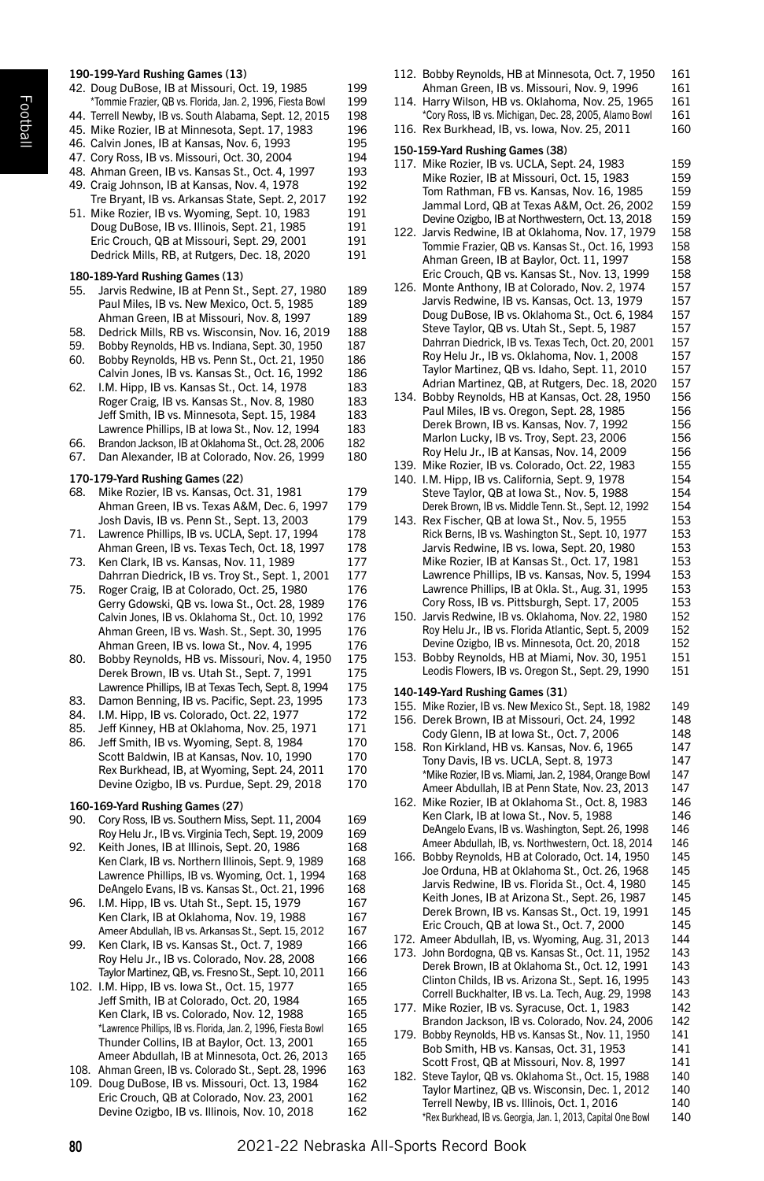### 190-199-Yard Rushing Games (13)

42. Doug DuBose, IB at Missouri, Oct. 19, 1985 — 199
    *Tommie Frazier, QB vs. Florida, Jan. 2, 1996, Fiesta Bowl — 199
44. Terrell Newby, IB vs. South Alabama, Sept. 12, 2015 — 198
45. Mike Rozier, IB at Minnesota, Sept. 17, 1983 — 196
46. Calvin Jones, IB at Kansas, Nov. 6, 1993 — 195
47. Cory Ross, IB vs. Missouri, Oct. 30, 2004 — 194
48. Ahman Green, IB vs. Kansas St., Oct. 4, 1997 — 193
49. Craig Johnson, IB at Kansas, Nov. 4, 1978 — 192
    Tre Bryant, IB vs. Arkansas State, Sept. 2, 2017 — 192
51. Mike Rozier, IB vs. Wyoming, Sept. 10, 1983 — 191
    Doug DuBose, IB vs. Illinois, Sept. 21, 1985 — 191
    Eric Crouch, QB at Missouri, Sept. 29, 2001 — 191
    Dedrick Mills, RB, at Rutgers, Dec. 18, 2020 — 191

### 180-189-Yard Rushing Games (13)

55. Jarvis Redwine, IB at Penn St., Sept. 27, 1980 — 189
    Paul Miles, IB vs. New Mexico, Oct. 5, 1985 — 189
    Ahman Green, IB at Missouri, Nov. 8, 1997 — 189
58. Dedrick Mills, RB vs. Wisconsin, Nov. 16, 2019 — 188
59. Bobby Reynolds, HB vs. Indiana, Sept. 30, 1950 — 187
60. Bobby Reynolds, HB vs. Penn St., Oct. 21, 1950 — 186
    Calvin Jones, IB vs. Kansas St., Oct. 16, 1992 — 186
62. I.M. Hipp, IB vs. Kansas St., Oct. 14, 1978 — 183
    Roger Craig, IB vs. Kansas St., Nov. 8, 1980 — 183
    Jeff Smith, IB vs. Minnesota, Sept. 15, 1984 — 183
    Lawrence Phillips, IB at Iowa St., Nov. 12, 1994 — 183
66. Brandon Jackson, IB at Oklahoma St., Oct. 28, 2006 — 182
67. Dan Alexander, IB at Colorado, Nov. 26, 1999 — 180

### 170-179-Yard Rushing Games (22)

68. Mike Rozier, IB vs. Kansas, Oct. 31, 1981 — 179
    Ahman Green, IB vs. Texas A&M, Dec. 6, 1997 — 179
    Josh Davis, IB vs. Penn St., Sept. 13, 2003 — 179
71. Lawrence Phillips, IB vs. UCLA, Sept. 17, 1994 — 178
    Ahman Green, IB vs. Texas Tech, Oct. 18, 1997 — 178
73. Ken Clark, IB vs. Kansas, Nov. 11, 1989 — 177
    Dahrran Diedrick, IB vs. Troy St., Sept. 1, 2001 — 177
75. Roger Craig, IB at Colorado, Oct. 25, 1980 — 176
    Gerry Gdowski, QB vs. Iowa St., Oct. 28, 1989 — 176
    Calvin Jones, IB vs. Oklahoma St., Oct. 10, 1992 — 176
    Ahman Green, IB vs. Wash. St., Sept. 30, 1995 — 176
    Ahman Green, IB vs. Iowa St., Nov. 4, 1995 — 176
80. Bobby Reynolds, HB vs. Missouri, Nov. 4, 1950 — 175
    Derek Brown, IB vs. Utah St., Sept. 7, 1991 — 175
    Lawrence Phillips, IB at Texas Tech, Sept. 8, 1994 — 175
83. Damon Benning, IB vs. Pacific, Sept. 23, 1995 — 173
84. I.M. Hipp, IB vs. Colorado, Oct. 22, 1977 — 172
85. Jeff Kinney, HB at Oklahoma, Nov. 25, 1971 — 171
86. Jeff Smith, IB vs. Wyoming, Sept. 8, 1984 — 170
    Scott Baldwin, IB at Kansas, Nov. 10, 1990 — 170
    Rex Burkhead, IB, at Wyoming, Sept. 24, 2011 — 170
    Devine Ozigbo, IB vs. Purdue, Sept. 29, 2018 — 170

### 160-169-Yard Rushing Games (27)

90. Cory Ross, IB vs. Southern Miss, Sept. 11, 2004 — 169
    Roy Helu Jr., IB vs. Virginia Tech, Sept. 19, 2009 — 169
92. Keith Jones, IB at Illinois, Sept. 20, 1986 — 168
    Ken Clark, IB vs. Northern Illinois, Sept. 9, 1989 — 168
    Lawrence Phillips, IB vs. Wyoming, Oct. 1, 1994 — 168
    DeAngelo Evans, IB vs. Kansas St., Oct. 21, 1996 — 168
96. I.M. Hipp, IB vs. Utah St., Sept. 15, 1979 — 167
    Ken Clark, IB at Oklahoma, Nov. 19, 1988 — 167
    Ameer Abdullah, IB vs. Arkansas St., Sept. 15, 2012 — 167
99. Ken Clark, IB vs. Kansas St., Oct. 7, 1989 — 166
    Roy Helu Jr., IB vs. Colorado, Nov. 28, 2008 — 166
    Taylor Martinez, QB, vs. Fresno St., Sept. 10, 2011 — 166
102. I.M. Hipp, IB vs. Iowa St., Oct. 15, 1977 — 165
    Jeff Smith, IB at Colorado, Oct. 20, 1984 — 165
    Ken Clark, IB vs. Colorado, Nov. 12, 1988 — 165
    *Lawrence Phillips, IB vs. Florida, Jan. 2, 1996, Fiesta Bowl — 165
    Thunder Collins, IB at Baylor, Oct. 13, 2001 — 165
    Ameer Abdullah, IB at Minnesota, Oct. 26, 2013 — 165
108. Ahman Green, IB vs. Colorado St., Sept. 28, 1996 — 163
109. Doug DuBose, IB vs. Missouri, Oct. 13, 1984 — 162
    Eric Crouch, QB at Colorado, Nov. 23, 2001 — 162
    Devine Ozigbo, IB vs. Illinois, Nov. 10, 2018 — 162
112. Bobby Reynolds, HB at Minnesota, Oct. 7, 1950 — 161
    Ahman Green, IB vs. Missouri, Nov. 9, 1996 — 161
114. Harry Wilson, HB vs. Oklahoma, Nov. 25, 1965 — 161
    *Cory Ross, IB vs. Michigan, Dec. 28, 2005, Alamo Bowl — 161
116. Rex Burkhead, IB, vs. Iowa, Nov. 25, 2011 — 160

### 150-159-Yard Rushing Games (38)

117. Mike Rozier, IB vs. UCLA, Sept. 24, 1983 — 159
    Mike Rozier, IB at Missouri, Oct. 15, 1983 — 159
    Tom Rathman, FB vs. Kansas, Nov. 16, 1985 — 159
    Jammal Lord, QB at Texas A&M, Oct. 26, 2002 — 159
    Devine Ozigbo, IB at Northwestern, Oct. 13, 2018 — 159
122. Jarvis Redwine, IB at Oklahoma, Nov. 17, 1979 — 158
    Tommie Frazier, QB vs. Kansas St., Oct. 16, 1993 — 158
    Ahman Green, IB at Baylor, Oct. 11, 1997 — 158
    Eric Crouch, QB vs. Kansas St., Nov. 13, 1999 — 158
126. Monte Anthony, IB at Colorado, Nov. 2, 1974 — 157
    Jarvis Redwine, IB vs. Kansas, Oct. 13, 1979 — 157
    Doug DuBose, IB vs. Oklahoma St., Oct. 6, 1984 — 157
    Steve Taylor, QB vs. Utah St., Sept. 5, 1987 — 157
    Dahrran Diedrick, IB vs. Texas Tech, Oct. 20, 2001 — 157
    Roy Helu Jr., IB vs. Oklahoma, Nov. 1, 2008 — 157
    Taylor Martinez, QB vs. Idaho, Sept. 11, 2010 — 157
    Adrian Martinez, QB, at Rutgers, Dec. 18, 2020 — 157
134. Bobby Reynolds, HB at Kansas, Oct. 28, 1950 — 156
    Paul Miles, IB vs. Oregon, Sept. 28, 1985 — 156
    Derek Brown, IB vs. Kansas, Nov. 7, 1992 — 156
    Marlon Lucky, IB vs. Troy, Sept. 23, 2006 — 156
    Roy Helu Jr., IB at Kansas, Nov. 14, 2009 — 156
139. Mike Rozier, IB vs. Colorado, Oct. 22, 1983 — 155
140. I.M. Hipp, IB vs. California, Sept. 9, 1978 — 154
    Steve Taylor, QB at Iowa St., Nov. 5, 1988 — 154
    Derek Brown, IB vs. Middle Tenn. St., Sept. 12, 1992 — 154
143. Rex Fischer, QB at Iowa St., Nov. 5, 1955 — 153
    Rick Berns, IB vs. Washington St., Sept. 10, 1977 — 153
    Jarvis Redwine, IB vs. Iowa, Sept. 20, 1980 — 153
    Mike Rozier, IB at Kansas St., Oct. 17, 1981 — 153
    Lawrence Phillips, IB vs. Kansas, Nov. 5, 1994 — 153
    Lawrence Phillips, IB at Okla. St., Aug. 31, 1995 — 153
    Cory Ross, IB vs. Pittsburgh, Sept. 17, 2005 — 153
150. Jarvis Redwine, IB vs. Oklahoma, Nov. 22, 1980 — 152
    Roy Helu Jr., IB vs. Florida Atlantic, Sept. 5, 2009 — 152
    Devine Ozigbo, IB vs. Minnesota, Oct. 20, 2018 — 152
153. Bobby Reynolds, HB at Miami, Nov. 30, 1951 — 151
    Leodis Flowers, IB vs. Oregon St., Sept. 29, 1990 — 151

### 140-149-Yard Rushing Games (31)

155. Mike Rozier, IB vs. New Mexico St., Sept. 18, 1982 — 149
156. Derek Brown, IB at Missouri, Oct. 24, 1992 — 148
    Cody Glenn, IB at Iowa St., Oct. 7, 2006 — 148
158. Ron Kirkland, HB vs. Kansas, Nov. 6, 1965 — 147
    Tony Davis, IB vs. UCLA, Sept. 8, 1973 — 147
    *Mike Rozier, IB vs. Miami, Jan. 2, 1984, Orange Bowl — 147
    Ameer Abdullah, IB at Penn State, Nov. 23, 2013 — 147
162. Mike Rozier, IB at Oklahoma St., Oct. 8, 1983 — 146
    Ken Clark, IB at Iowa St., Nov. 5, 1988 — 146
    DeAngelo Evans, IB vs. Washington, Sept. 26, 1998 — 146
    Ameer Abdullah, IB, vs. Northwestern, Oct. 18, 2014 — 146
166. Bobby Reynolds, HB at Colorado, Oct. 14, 1950 — 145
    Joe Orduna, HB at Oklahoma St., Oct. 26, 1968 — 145
    Jarvis Redwine, IB vs. Florida St., Oct. 4, 1980 — 145
    Keith Jones, IB at Arizona St., Sept. 26, 1987 — 145
    Derek Brown, IB vs. Kansas St., Oct. 19, 1991 — 145
    Eric Crouch, QB at Iowa St., Oct. 7, 2000 — 145
172. Ameer Abdullah, IB, vs. Wyoming, Aug. 31, 2013 — 144
173. John Bordogna, QB vs. Kansas St., Oct. 11, 1952 — 143
    Derek Brown, IB at Oklahoma St., Oct. 12, 1991 — 143
    Clinton Childs, IB vs. Arizona St., Sept. 16, 1995 — 143
    Correll Buckhalter, IB vs. La. Tech, Aug. 29, 1998 — 143
177. Mike Rozier, IB vs. Syracuse, Oct. 1, 1983 — 142
    Brandon Jackson, IB vs. Colorado, Nov. 24, 2006 — 142
179. Bobby Reynolds, HB vs. Kansas St., Nov. 11, 1950 — 141
    Bob Smith, HB vs. Kansas, Oct. 31, 1953 — 141
    Scott Frost, QB at Missouri, Nov. 8, 1997 — 141
182. Steve Taylor, QB vs. Oklahoma St., Oct. 15, 1988 — 140
    Taylor Martinez, QB vs. Wisconsin, Dec. 1, 2012 — 140
    Terrell Newby, IB vs. Illinois, Oct. 1, 2016 — 140
    *Rex Burkhead, IB vs. Georgia, Jan. 1, 2013, Capital One Bowl — 140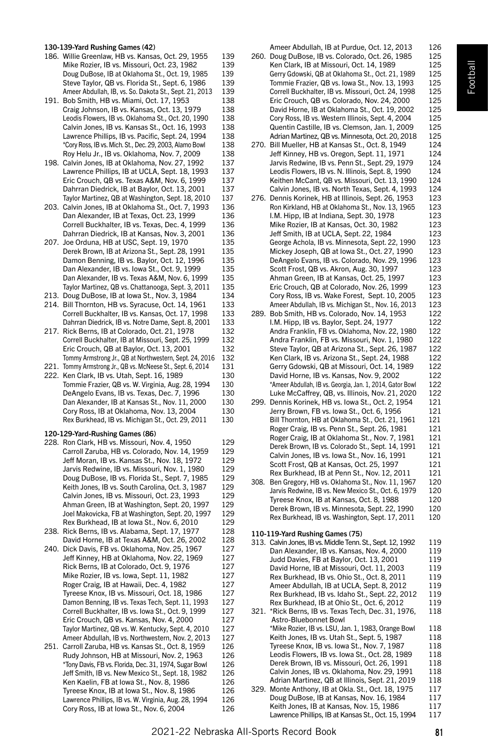### 130-139-Yard Rushing Games (42)

186. Willie Greenlaw, HB vs. Kansas, Oct. 29, 1955 139
     Mike Rozier, IB vs. Missouri, Oct. 23, 1982 139
     Doug DuBose, IB at Oklahoma St., Oct. 19, 1985 139
     Steve Taylor, QB vs. Florida St., Sept. 6, 1986 139
     Ameer Abdullah, IB, vs. So. Dakota St., Sept. 21, 2013 139
191. Bob Smith, HB vs. Miami, Oct. 17, 1953 138
     Craig Johnson, IB vs. Kansas, Oct. 13, 1979 138
     Leodis Flowers, IB vs. Oklahoma St., Oct. 20, 1990 138
     Calvin Jones, IB vs. Kansas St., Oct. 16, 1993 138
     Lawrence Phillips, IB vs. Pacific, Sept. 24, 1994 138
     *Cory Ross, IB vs. Mich. St., Dec. 29, 2003, Alamo Bowl 138
     Roy Helu Jr., IB vs. Oklahoma, Nov. 7, 2009 138
198. Calvin Jones, IB at Oklahoma, Nov. 27, 1992 137
     Lawrence Phillips, IB at UCLA, Sept. 18, 1993 137
     Eric Crouch, QB vs. Texas A&M, Nov. 6, 1999 137
     Dahrran Diedrick, IB at Baylor, Oct. 13, 2001 137
     Taylor Martinez, QB at Washington, Sept. 18, 2010 137
203. Calvin Jones, IB at Oklahoma St., Oct. 7, 1993 136
     Dan Alexander, IB at Texas, Oct. 23, 1999 136
     Correll Buckhalter, IB vs. Texas, Dec. 4, 1999 136
     Dahrran Diedrick, IB at Kansas, Nov. 3, 2001 136
207. Joe Orduna, HB at USC, Sept. 19, 1970 135
     Derek Brown, IB at Arizona St., Sept. 28, 1991 135
     Damon Benning, IB vs. Baylor, Oct. 12, 1996 135
     Dan Alexander, IB vs. Iowa St., Oct. 9, 1999 135
     Dan Alexander, IB vs. Texas A&M, Nov. 6, 1999 135
     Taylor Martinez, QB vs. Chattanooga, Sept. 3, 2011 135
213. Doug DuBose, IB at Iowa St., Nov. 3, 1984 134
214. Bill Thornton, HB vs. Syracuse, Oct. 14, 1961 133
     Correll Buckhalter, IB vs. Kansas, Oct. 17, 1998 133
     Dahrran Diedrick, IB vs. Notre Dame, Sept. 8, 2001 133
217. Rick Berns, IB at Colorado, Oct. 21, 1978 132
     Correll Buckhalter, IB at Missouri, Sept. 25, 1999 132
     Eric Crouch, QB at Baylor, Oct. 13, 2001 132
     Tommy Armstrong Jr., QB at Northwestern, Sept. 24, 2016 132
221. Tommy Armstrong Jr., QB vs. McNeese St., Sept. 6, 2014 131
222. Ken Clark, IB vs. Utah, Sept. 16, 1989 130
     Tommie Frazier, QB vs. W. Virginia, Aug. 28, 1994 130
     DeAngelo Evans, IB vs. Texas, Dec. 7, 1996 130
     Dan Alexander, IB at Kansas St., Nov. 11, 2000 130
     Cory Ross, IB at Oklahoma, Nov. 13, 2004 130
     Rex Burkhead, IB vs. Michigan St., Oct. 29, 2011 130

### 120-129-Yard-Rushing Games (86)

228. Ron Clark, HB vs. Missouri, Nov. 4, 1950 129
     Carroll Zaruba, HB vs. Colorado, Nov. 14, 1959 129
     Jeff Moran, IB vs. Kansas St., Nov. 18, 1972 129
     Jarvis Redwine, IB vs. Missouri, Nov. 1, 1980 129
     Doug DuBose, IB vs. Florida St., Sept. 7, 1985 129
     Keith Jones, IB vs. South Carolina, Oct. 3, 1987 129
     Calvin Jones, IB vs. Missouri, Oct. 23, 1993 129
     Ahman Green, IB at Washington, Sept. 20, 1997 129
     Joel Makovicka, FB at Washington, Sept. 20, 1997 129
     Rex Burkhead, IB at Iowa St., Nov. 6, 2010 129
238. Rick Berns, IB vs. Alabama, Sept. 17, 1977 128
     David Horne, IB at Texas A&M, Oct. 26, 2002 128
240. Dick Davis, FB vs. Oklahoma, Nov. 25, 1967 127
     Jeff Kinney, HB at Oklahoma, Nov. 22, 1969 127
     Rick Berns, IB at Colorado, Oct. 9, 1976 127
     Mike Rozier, IB vs. Iowa, Sept. 11, 1982 127
     Roger Craig, IB at Hawaii, Dec. 4, 1982 127
     Tyreese Knox, IB vs. Missouri, Oct. 18, 1986 127
     Damon Benning, IB vs. Texas Tech, Sept. 11, 1993 127
     Correll Buckhalter, IB vs. Iowa St., Oct. 9, 1999 127
     Eric Crouch, QB vs. Kansas, Nov. 4, 2000 127
     Taylor Martinez, QB vs. W. Kentucky, Sept. 4, 2010 127
     Ameer Abdullah, IB vs. Northwestern, Nov. 2, 2013 127
251. Carroll Zaruba, HB vs. Kansas St., Oct. 8, 1959 126
     Rudy Johnson, HB at Missouri, Nov. 2, 1963 126
     *Tony Davis, FB vs. Florida, Dec. 31, 1974, Sugar Bowl 126
     Jeff Smith, IB vs. New Mexico St., Sept. 18, 1982 126
     Ken Kaelin, FB at Iowa St., Nov. 8, 1986 126
     Tyreese Knox, IB at Iowa St., Nov. 8, 1986 126
     Lawrence Phillips, IB vs. W. Virginia, Aug. 28, 1994 126
     Cory Ross, IB at Iowa St., Nov. 6, 2004 126
     Ameer Abdullah, IB at Purdue, Oct. 12, 2013 126
260. Doug DuBose, IB vs. Colorado, Oct. 26, 1985 125
     Ken Clark, IB at Missouri, Oct. 14, 1989 125
     Gerry Gdowski, QB at Oklahoma St., Oct. 21, 1989 125
     Tommie Frazier, QB vs. Iowa St., Nov. 13, 1993 125
     Correll Buckhalter, IB vs. Missouri, Oct. 24, 1998 125
     Eric Crouch, QB vs. Colorado, Nov. 24, 2000 125
     David Horne, IB at Oklahoma St., Oct. 19, 2002 125
     Cory Ross, IB vs. Western Illinois, Sept. 4, 2004 125
     Quentin Castille, IB vs. Clemson, Jan. 1, 2009 125
     Adrian Martinez, QB vs. Minnesota, Oct. 20, 2018 125
270. Bill Mueller, HB at Kansas St., Oct. 8, 1949 124
     Jeff Kinney, HB vs. Oregon, Sept. 11, 1971 124
     Jarvis Redwine, IB vs. Penn St., Sept. 29, 1979 124
     Leodis Flowers, IB vs. N. Illinois, Sept. 8, 1990 124
     Keithen McCant, QB vs. Missouri, Oct. 13, 1990 124
     Calvin Jones, IB vs. North Texas, Sept. 4, 1993 124
276. Dennis Korinek, HB at Illinois, Sept. 26, 1953 123
     Ron Kirkland, HB at Oklahoma St., Nov. 13, 1965 123
     I.M. Hipp, IB at Indiana, Sept. 30, 1978 123
     Mike Rozier, IB at Kansas, Oct. 30, 1982 123
     Jeff Smith, IB at UCLA, Sept. 22, 1984 123
     George Achola, IB vs. Minnesota, Sept. 22, 1990 123
     Mickey Joseph, QB at Iowa St., Oct. 27, 1990 123
     DeAngelo Evans, IB vs. Colorado, Nov. 29, 1996 123
     Scott Frost, QB vs. Akron, Aug. 30, 1997 123
     Ahman Green, IB at Kansas, Oct. 25, 1997 123
     Eric Crouch, QB at Colorado, Nov. 26, 1999 123
     Cory Ross, IB vs. Wake Forest, Sept. 10, 2005 123
     Ameer Abdullah, IB vs. Michigan St., Nov. 16, 2013 123
289. Bob Smith, HB vs. Colorado, Nov. 14, 1953 122
     I.M. Hipp, IB vs. Baylor, Sept. 24, 1977 122
     Andra Franklin, FB vs. Oklahoma, Nov. 22, 1980 122
     Andra Franklin, FB vs. Missouri, Nov. 1, 1980 122
     Steve Taylor, QB at Arizona St., Sept. 26, 1987 122
     Ken Clark, IB vs. Arizona St., Sept. 24, 1988 122
     Gerry Gdowski, QB at Missouri, Oct. 14, 1989 122
     David Horne, IB vs. Kansas, Nov. 9, 2002 122
     *Ameer Abdullah, IB vs. Georgia, Jan. 1, 2014, Gator Bowl 122
     Luke McCaffrey, QB, vs. Illinois, Nov. 21, 2020 122
299. Dennis Korinek, HB vs. Iowa St., Oct. 2, 1954 121
     Jerry Brown, FB vs. Iowa St., Oct. 6, 1956 121
     Bill Thornton, HB at Oklahoma St., Oct. 21, 1961 121
     Roger Craig, IB vs. Penn St., Sept. 26, 1981 121
     Roger Craig, IB at Oklahoma St., Nov. 7, 1981 121
     Derek Brown, IB vs. Colorado St., Sept. 14, 1991 121
     Calvin Jones, IB vs. Iowa St., Nov. 16, 1991 121
     Scott Frost, QB at Kansas, Oct. 25, 1997 121
     Rex Burkhead, IB at Penn St., Nov. 12, 2011 121
308. Ben Gregory, HB vs. Oklahoma St., Nov. 11, 1967 120
     Jarvis Redwine, IB vs. New Mexico St., Oct. 6, 1979 120
     Tyreese Knox, IB at Kansas, Oct. 8, 1988 120
     Derek Brown, IB vs. Minnesota, Sept. 22, 1990 120
     Rex Burkhead, IB vs. Washington, Sept. 17, 2011 120

### 110-119-Yard Rushing Games (75)

313. Calvin Jones, IB vs. Middle Tenn. St., Sept. 12, 1992 119
     Dan Alexander, IB vs. Kansas, Nov. 4, 2000 119
     Judd Davies, FB at Baylor, Oct. 13, 2001 119
     David Horne, IB at Missouri, Oct. 11, 2003 119
     Rex Burkhead, IB vs. Ohio St., Oct. 8, 2011 119
     Ameer Abdullah, IB at UCLA, Sept. 8, 2012 119
     Rex Burkhead, IB vs. Idaho St., Sept. 22, 2012 119
     Rex Burkhead, IB at Ohio St., Oct. 6, 2012 119
321. *Rick Berns, IB vs. Texas Tech, Dec. 31, 1976, Astro-Bluebonnet Bowl 118
     *Mike Rozier, IB vs. LSU, Jan. 1, 1983, Orange Bowl 118
     Keith Jones, IB vs. Utah St., Sept. 5, 1987 118
     Tyreese Knox, IB vs. Iowa St., Nov. 7, 1987 118
     Leodis Flowers, IB vs. Iowa St., Oct. 28, 1989 118
     Derek Brown, IB vs. Missouri, Oct. 26, 1991 118
     Calvin Jones, IB vs. Oklahoma, Nov. 29, 1991 118
     Adrian Martinez, QB at Illinois, Sept. 21, 2019 118
329. Monte Anthony, IB at Okla. St., Oct. 18, 1975 117
     Doug DuBose, IB at Kansas, Nov. 16, 1984 117
     Keith Jones, IB at Kansas, Nov. 15, 1986 117
     Lawrence Phillips, IB at Kansas St., Oct. 15, 1994 117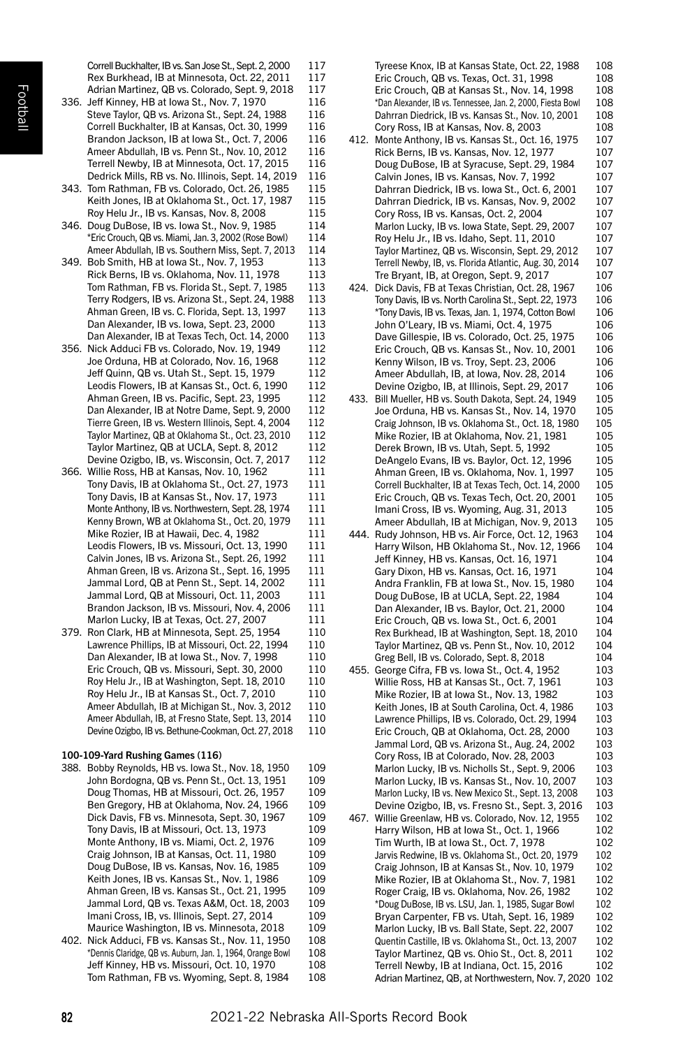Correll Buckhalter, IB vs. San Jose St., Sept. 2, 2000 117
Rex Burkhead, IB at Minnesota, Oct. 22, 2011 117
Adrian Martinez, QB vs. Colorado, Sept. 9, 2018 117
336. Jeff Kinney, HB at Iowa St., Nov. 7, 1970 116
Steve Taylor, QB vs. Arizona St., Sept. 24, 1988 116
Correll Buckhalter, IB at Kansas, Oct. 30, 1999 116
Brandon Jackson, IB at Iowa St., Oct. 7, 2006 116
Ameer Abdullah, IB vs. Penn St., Nov. 10, 2012 116
Terrell Newby, IB at Minnesota, Oct. 17, 2015 116
Dedrick Mills, RB vs. No. Illinois, Sept. 14, 2019 116
343. Tom Rathman, FB vs. Colorado, Oct. 26, 1985 115
Keith Jones, IB at Oklahoma St., Oct. 17, 1987 115
Roy Helu Jr., IB vs. Kansas, Nov. 8, 2008 115
346. Doug DuBose, IB vs. Iowa St., Nov. 9, 1985 114
*Eric Crouch, QB vs. Miami, Jan. 3, 2002 (Rose Bowl) 114
Ameer Abdullah, IB vs. Southern Miss, Sept. 7, 2013 114
349. Bob Smith, HB at Iowa St., Nov. 7, 1953 113
Rick Berns, IB vs. Oklahoma, Nov. 11, 1978 113
Tom Rathman, FB vs. Florida St., Sept. 7, 1985 113
Terry Rodgers, IB vs. Arizona St., Sept. 24, 1988 113
Ahman Green, IB vs. C. Florida, Sept. 13, 1997 113
Dan Alexander, IB vs. Iowa, Sept. 23, 2000 113
Dan Alexander, IB at Texas Tech, Oct. 14, 2000 113
356. Nick Adduci FB vs. Colorado, Nov. 19, 1949 112
Joe Orduna, HB at Colorado, Nov. 16, 1968 112
Jeff Quinn, QB vs. Utah St., Sept. 15, 1979 112
Leodis Flowers, IB at Kansas St., Oct. 6, 1990 112
Ahman Green, IB vs. Pacific, Sept. 23, 1995 112
Dan Alexander, IB at Notre Dame, Sept. 9, 2000 112
Tierre Green, IB vs. Western Illinois, Sept. 4, 2004 112
Taylor Martinez, QB at Oklahoma St., Oct. 23, 2010 112
Taylor Martinez, QB at UCLA, Sept. 8, 2012 112
Devine Ozigbo, IB, vs. Wisconsin, Oct. 7, 2017 112
366. Willie Ross, HB at Kansas, Nov. 10, 1962 111
Tony Davis, IB at Oklahoma St., Oct. 27, 1973 111
Tony Davis, IB at Kansas St., Nov. 17, 1973 111
Monte Anthony, IB vs. Northwestern, Sept. 28, 1974 111
Kenny Brown, WB at Oklahoma St., Oct. 20, 1979 111
Mike Rozier, IB at Hawaii, Dec. 4, 1982 111
Leodis Flowers, IB vs. Missouri, Oct. 13, 1990 111
Calvin Jones, IB vs. Arizona St., Sept. 26, 1992 111
Ahman Green, IB vs. Arizona St., Sept. 16, 1995 111
Jammal Lord, QB at Penn St., Sept. 14, 2002 111
Jammal Lord, QB at Missouri, Oct. 11, 2003 111
Brandon Jackson, IB vs. Missouri, Nov. 4, 2006 111
Marlon Lucky, IB at Texas, Oct. 27, 2007 111
379. Ron Clark, HB at Minnesota, Sept. 25, 1954 110
Lawrence Phillips, IB at Missouri, Oct. 22, 1994 110
Dan Alexander, IB at Iowa St., Nov. 7, 1998 110
Eric Crouch, QB vs. Missouri, Sept. 30, 2000 110
Roy Helu Jr., IB at Washington, Sept. 18, 2010 110
Roy Helu Jr., IB at Kansas St., Oct. 7, 2010 110
Ameer Abdullah, IB at Michigan St., Nov. 3, 2012 110
Ameer Abdullah, IB, at Fresno State, Sept. 13, 2014 110
Devine Ozigbo, IB vs. Bethune-Cookman, Oct. 27, 2018 110

### 100-109-Yard Rushing Games (116)

388. Bobby Reynolds, HB vs. Iowa St., Nov. 18, 1950 109
John Bordogna, QB vs. Penn St., Oct. 13, 1951 109
Doug Thomas, HB at Missouri, Oct. 26, 1957 109
Ben Gregory, HB at Oklahoma, Nov. 24, 1966 109
Dick Davis, FB vs. Minnesota, Sept. 30, 1967 109
Tony Davis, IB at Missouri, Oct. 13, 1973 109
Monte Anthony, IB vs. Miami, Oct. 2, 1976 109
Craig Johnson, IB at Kansas, Oct. 11, 1980 109
Doug DuBose, IB vs. Kansas, Nov. 16, 1985 109
Keith Jones, IB vs. Kansas St., Nov. 1, 1986 109
Ahman Green, IB vs. Kansas St., Oct. 21, 1995 109
Jammal Lord, QB vs. Texas A&M, Oct. 18, 2003 109
Imani Cross, IB, vs. Illinois, Sept. 27, 2014 109
Maurice Washington, IB vs. Minnesota, 2018 109
402. Nick Adduci, FB vs. Kansas St., Nov. 11, 1950 108
*Dennis Claridge, QB vs. Auburn, Jan. 1, 1964, Orange Bowl 108
Jeff Kinney, HB vs. Missouri, Oct. 10, 1970 108
Tom Rathman, FB vs. Wyoming, Sept. 8, 1984 108
Tyreese Knox, IB at Kansas State, Oct. 22, 1988 108
Eric Crouch, QB vs. Texas, Oct. 31, 1998 108
Eric Crouch, QB at Kansas St., Nov. 14, 1998 108
*Dan Alexander, IB vs. Tennessee, Jan. 2, 2000, Fiesta Bowl 108
Dahrran Diedrick, IB vs. Kansas St., Nov. 10, 2001 108
Cory Ross, IB at Kansas, Nov. 8, 2003 108
412. Monte Anthony, IB vs. Kansas St., Oct. 16, 1975 107
Rick Berns, IB vs. Kansas, Nov. 12, 1977 107
Doug DuBose, IB at Syracuse, Sept. 29, 1984 107
Calvin Jones, IB vs. Kansas, Nov. 7, 1992 107
Dahrran Diedrick, IB vs. Iowa St., Oct. 6, 2001 107
Dahrran Diedrick, IB vs. Kansas, Nov. 9, 2002 107
Cory Ross, IB vs. Kansas, Oct. 2, 2004 107
Marlon Lucky, IB vs. Iowa State, Sept. 29, 2007 107
Roy Helu Jr., IB vs. Idaho, Sept. 11, 2010 107
Taylor Martinez, QB vs. Wisconsin, Sept. 29, 2012 107
Terrell Newby, IB, vs. Florida Atlantic, Aug. 30, 2014 107
Tre Bryant, IB, at Oregon, Sept. 9, 2017 107
424. Dick Davis, FB at Texas Christian, Oct. 28, 1967 106
Tony Davis, IB vs. North Carolina St., Sept. 22, 1973 106
*Tony Davis, IB vs. Texas, Jan. 1, 1974, Cotton Bowl 106
John O'Leary, IB vs. Miami, Oct. 4, 1975 106
Dave Gillespie, IB vs. Colorado, Oct. 25, 1975 106
Eric Crouch, QB vs. Kansas St., Nov. 10, 2001 106
Kenny Wilson, IB vs. Troy, Sept. 23, 2006 106
Ameer Abdullah, IB, at Iowa, Nov. 28, 2014 106
Devine Ozigbo, IB, at Illinois, Sept. 29, 2017 106
433. Bill Mueller, HB vs. South Dakota, Sept. 24, 1949 105
Joe Orduna, HB vs. Kansas St., Nov. 14, 1970 105
Craig Johnson, IB vs. Oklahoma St., Oct. 18, 1980 105
Mike Rozier, IB at Oklahoma, Nov. 21, 1981 105
Derek Brown, IB vs. Utah, Sept. 5, 1992 105
DeAngelo Evans, IB vs. Baylor, Oct. 12, 1996 105
Ahman Green, IB vs. Oklahoma, Nov. 1, 1997 105
Correll Buckhalter, IB at Texas Tech, Oct. 14, 2000 105
Eric Crouch, QB vs. Texas Tech, Oct. 20, 2001 105
Imani Cross, IB vs. Wyoming, Aug. 31, 2013 105
Ameer Abdullah, IB at Michigan, Nov. 9, 2013 105
444. Rudy Johnson, HB vs. Air Force, Oct. 12, 1963 104
Harry Wilson, HB Oklahoma St., Nov. 12, 1966 104
Jeff Kinney, HB vs. Kansas, Oct. 16, 1971 104
Gary Dixon, HB vs. Kansas, Oct. 16, 1971 104
Andra Franklin, FB at Iowa St., Nov. 15, 1980 104
Doug DuBose, IB at UCLA, Sept. 22, 1984 104
Dan Alexander, IB vs. Baylor, Oct. 21, 2000 104
Eric Crouch, QB vs. Iowa St., Oct. 6, 2001 104
Rex Burkhead, IB at Washington, Sept. 18, 2010 104
Taylor Martinez, QB vs. Penn St., Nov. 10, 2012 104
Greg Bell, IB vs. Colorado, Sept. 8, 2018 104
455. George Cifra, FB vs. Iowa St., Oct. 4, 1952 103
Willie Ross, HB at Kansas St., Oct. 7, 1961 103
Mike Rozier, IB at Iowa St., Nov. 13, 1982 103
Keith Jones, IB at South Carolina, Oct. 4, 1986 103
Lawrence Phillips, IB vs. Colorado, Oct. 29, 1994 103
Eric Crouch, QB at Oklahoma, Oct. 28, 2000 103
Jammal Lord, QB vs. Arizona St., Aug. 24, 2002 103
Cory Ross, IB at Colorado, Nov. 28, 2003 103
Marlon Lucky, IB vs. Nicholls St., Sept. 9, 2006 103
Marlon Lucky, IB vs. Kansas St., Nov. 10, 2007 103
Marlon Lucky, IB vs. New Mexico St., Sept. 13, 2008 103
Devine Ozigbo, IB, vs. Fresno St., Sept. 3, 2016 103
467. Willie Greenlaw, HB vs. Colorado, Nov. 12, 1955 102
Harry Wilson, HB at Iowa St., Oct. 1, 1966 102
Tim Wurth, IB at Iowa St., Oct. 7, 1978 102
Jarvis Redwine, IB vs. Oklahoma St., Oct. 20, 1979 102
Craig Johnson, IB at Kansas St., Nov. 10, 1979 102
Mike Rozier, IB at Oklahoma St., Nov. 7, 1981 102
Roger Craig, IB vs. Oklahoma, Nov. 26, 1982 102
*Doug DuBose, IB vs. LSU, Jan. 1, 1985, Sugar Bowl 102
Bryan Carpenter, FB vs. Utah, Sept. 16, 1989 102
Marlon Lucky, IB vs. Ball State, Sept. 22, 2007 102
Quentin Castille, IB vs. Oklahoma St., Oct. 13, 2007 102
Taylor Martinez, QB vs. Ohio St., Oct. 8, 2011 102
Terrell Newby, IB at Indiana, Oct. 15, 2016 102
Adrian Martinez, QB, at Northwestern, Nov. 7, 2020 102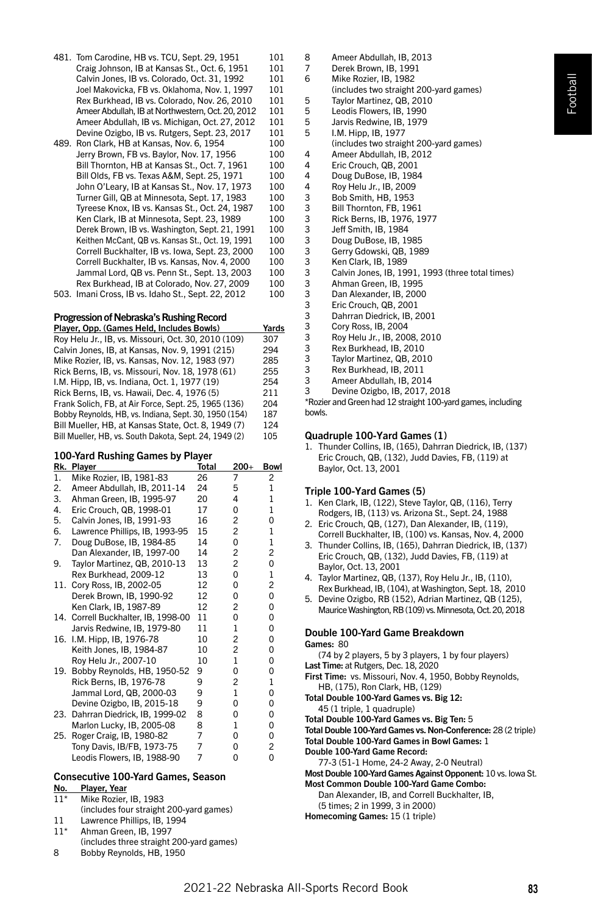| Rk. | Player | Yards |
|---|---|---|
| 481. | Tom Carodine, HB vs. TCU, Sept. 29, 1951 | 101 |
| | Craig Johnson, IB at Kansas St., Oct. 6, 1951 | 101 |
| | Calvin Jones, IB vs. Colorado, Oct. 31, 1992 | 101 |
| | Joel Makovicka, FB vs. Oklahoma, Nov. 1, 1997 | 101 |
| | Rex Burkhead, IB vs. Colorado, Nov. 26, 2010 | 101 |
| | Ameer Abdullah, IB at Northwestern, Oct. 20, 2012 | 101 |
| | Ameer Abdullah, IB vs. Michigan, Oct. 27, 2012 | 101 |
| | Devine Ozigbo, IB vs. Rutgers, Sept. 23, 2017 | 101 |
| 489. | Ron Clark, HB at Kansas, Nov. 6, 1954 | 100 |
| | Jerry Brown, FB vs. Baylor, Nov. 17, 1956 | 100 |
| | Bill Thornton, HB at Kansas St., Oct. 7, 1961 | 100 |
| | Bill Olds, FB vs. Texas A&M, Sept. 25, 1971 | 100 |
| | John O'Leary, IB at Kansas St., Nov. 17, 1973 | 100 |
| | Turner Gill, QB at Minnesota, Sept. 17, 1983 | 100 |
| | Tyreese Knox, IB vs. Kansas St., Oct. 24, 1987 | 100 |
| | Ken Clark, IB at Minnesota, Sept. 23, 1989 | 100 |
| | Derek Brown, IB vs. Washington, Sept. 21, 1991 | 100 |
| | Keithen McCant, QB vs. Kansas St., Oct. 19, 1991 | 100 |
| | Correll Buckhalter, IB vs. Iowa, Sept. 23, 2000 | 100 |
| | Correll Buckhalter, IB vs. Kansas, Nov. 4, 2000 | 100 |
| | Jammal Lord, QB vs. Penn St., Sept. 13, 2003 | 100 |
| | Rex Burkhead, IB at Colorado, Nov. 27, 2009 | 100 |
| 503. | Imani Cross, IB vs. Idaho St., Sept. 22, 2012 | 100 |

## Progression of Nebraska's Rushing Record

| Player, Opp. (Games Held, Includes Bowls) | Yards |
|---|---|
| Roy Helu Jr., IB, vs. Missouri, Oct. 30, 2010 (109) | 307 |
| Calvin Jones, IB, at Kansas, Nov. 9, 1991 (215) | 294 |
| Mike Rozier, IB, vs. Kansas, Nov. 12, 1983 (97) | 285 |
| Rick Berns, IB, vs. Missouri, Nov. 18, 1978 (61) | 255 |
| I.M. Hipp, IB, vs. Indiana, Oct. 1, 1977 (19) | 254 |
| Rick Berns, IB, vs. Hawaii, Dec. 4, 1976 (5) | 211 |
| Frank Solich, FB, at Air Force, Sept. 25, 1965 (136) | 204 |
| Bobby Reynolds, HB, vs. Indiana, Sept. 30, 1950 (154) | 187 |
| Bill Mueller, HB, at Kansas State, Oct. 8, 1949 (7) | 124 |
| Bill Mueller, HB, vs. South Dakota, Sept. 24, 1949 (2) | 105 |

## 100-Yard Rushing Games by Player

| Rk. | Player | Total | 200+ | Bowl |
|---|---|---|---|---|
| 1. | Mike Rozier, IB, 1981-83 | 26 | 7 | 2 |
| 2. | Ameer Abdullah, IB, 2011-14 | 24 | 5 | 1 |
| 3. | Ahman Green, IB, 1995-97 | 20 | 4 | 1 |
| 4. | Eric Crouch, QB, 1998-01 | 17 | 0 | 1 |
| 5. | Calvin Jones, IB, 1991-93 | 16 | 2 | 0 |
| 6. | Lawrence Phillips, IB, 1993-95 | 15 | 2 | 1 |
| 7. | Doug DuBose, IB, 1984-85 | 14 | 0 | 1 |
| | Dan Alexander, IB, 1997-00 | 14 | 2 | 2 |
| 9. | Taylor Martinez, QB, 2010-13 | 13 | 2 | 0 |
| | Rex Burkhead, 2009-12 | 13 | 0 | 1 |
| 11. | Cory Ross, IB, 2002-05 | 12 | 0 | 2 |
| | Derek Brown, IB, 1990-92 | 12 | 0 | 0 |
| | Ken Clark, IB, 1987-89 | 12 | 2 | 0 |
| 14. | Correll Buckhalter, IB, 1998-00 | 11 | 0 | 0 |
| | Jarvis Redwine, IB, 1979-80 | 11 | 1 | 0 |
| 16. | I.M. Hipp, IB, 1976-78 | 10 | 2 | 0 |
| | Keith Jones, IB, 1984-87 | 10 | 2 | 0 |
| | Roy Helu Jr., 2007-10 | 10 | 1 | 0 |
| 19. | Bobby Reynolds, HB, 1950-52 | 9 | 0 | 0 |
| | Rick Berns, IB, 1976-78 | 9 | 2 | 1 |
| | Jammal Lord, QB, 2000-03 | 9 | 1 | 0 |
| | Devine Ozigbo, IB, 2015-18 | 9 | 0 | 0 |
| 23. | Dahrran Diedrick, IB, 1999-02 | 8 | 0 | 0 |
| | Marlon Lucky, IB, 2005-08 | 8 | 1 | 0 |
| 25. | Roger Craig, IB, 1980-82 | 7 | 0 | 0 |
| | Tony Davis, IB/FB, 1973-75 | 7 | 0 | 2 |
| | Leodis Flowers, IB, 1988-90 | 7 | 0 | 0 |

## Consecutive 100-Yard Games, Season

| No. | Player, Year |
|---|---|
| 11* | Mike Rozier, IB, 1983 (includes four straight 200-yard games) |
| 11 | Lawrence Phillips, IB, 1994 |
| 11* | Ahman Green, IB, 1997 (includes three straight 200-yard games) |
| 8 | Bobby Reynolds, HB, 1950 |
| 8 | Ameer Abdullah, IB, 2013 |
| 7 | Derek Brown, IB, 1991 |
| 6 | Mike Rozier, IB, 1982 (includes two straight 200-yard games) |
| 5 | Taylor Martinez, QB, 2010 |
| 5 | Leodis Flowers, IB, 1990 |
| 5 | Jarvis Redwine, IB, 1979 |
| 5 | I.M. Hipp, IB, 1977 (includes two straight 200-yard games) |
| 4 | Ameer Abdullah, IB, 2012 |
| 4 | Eric Crouch, QB, 2001 |
| 4 | Doug DuBose, IB, 1984 |
| 4 | Roy Helu Jr., IB, 2009 |
| 3 | Bob Smith, HB, 1953 |
| 3 | Bill Thornton, FB, 1961 |
| 3 | Rick Berns, IB, 1976, 1977 |
| 3 | Jeff Smith, IB, 1984 |
| 3 | Doug DuBose, IB, 1985 |
| 3 | Gerry Gdowski, QB, 1989 |
| 3 | Ken Clark, IB, 1989 |
| 3 | Calvin Jones, IB, 1991, 1993 (three total times) |
| 3 | Ahman Green, IB, 1995 |
| 3 | Dan Alexander, IB, 2000 |
| 3 | Eric Crouch, QB, 2001 |
| 3 | Dahrran Diedrick, IB, 2001 |
| 3 | Cory Ross, IB, 2004 |
| 3 | Roy Helu Jr., IB, 2008, 2010 |
| 3 | Rex Burkhead, IB, 2010 |
| 3 | Taylor Martinez, QB, 2010 |
| 3 | Rex Burkhead, IB, 2011 |
| 3 | Ameer Abdullah, IB, 2014 |
| 3 | Devine Ozigbo, IB, 2017, 2018 |

*Rozier and Green had 12 straight 100-yard games, including bowls.

## Quadruple 100-Yard Games (1)

1. Thunder Collins, IB, (165), Dahrran Diedrick, IB, (137) Eric Crouch, QB, (132), Judd Davies, FB, (119) at Baylor, Oct. 13, 2001

## Triple 100-Yard Games (5)

1. Ken Clark, IB, (122), Steve Taylor, QB, (116), Terry Rodgers, IB, (113) vs. Arizona St., Sept. 24, 1988
2. Eric Crouch, QB, (127), Dan Alexander, IB, (119), Correll Buckhalter, IB, (100) vs. Kansas, Nov. 4, 2000
3. Thunder Collins, IB, (165), Dahrran Diedrick, IB, (137) Eric Crouch, QB, (132), Judd Davies, FB, (119) at Baylor, Oct. 13, 2001
4. Taylor Martinez, QB, (137), Roy Helu Jr., IB, (110), Rex Burkhead, IB, (104), at Washington, Sept. 18, 2010
5. Devine Ozigbo, RB (152), Adrian Martinez, QB (125), Maurice Washington, RB (109) vs. Minnesota, Oct. 20, 2018

## Double 100-Yard Game Breakdown

**Games:** 80
(74 by 2 players, 5 by 3 players, 1 by four players)
**Last Time:** at Rutgers, Dec. 18, 2020
**First Time:** vs. Missouri, Nov. 4, 1950, Bobby Reynolds, HB, (175), Ron Clark, HB, (129)
**Total Double 100-Yard Games vs. Big 12:** 45 (1 triple, 1 quadruple)
**Total Double 100-Yard Games vs. Big Ten:** 5
**Total Double 100-Yard Games vs. Non-Conference:** 28 (2 triple)
**Total Double 100-Yard Games in Bowl Games:** 1
**Double 100-Yard Game Record:** 77-3 (51-1 Home, 24-2 Away, 2-0 Neutral)
**Most Double 100-Yard Games Against Opponent:** 10 vs. Iowa St.
**Most Common Double 100-Yard Game Combo:** Dan Alexander, IB, and Correll Buckhalter, IB, (5 times; 2 in 1999, 3 in 2000)
**Homecoming Games:** 15 (1 triple)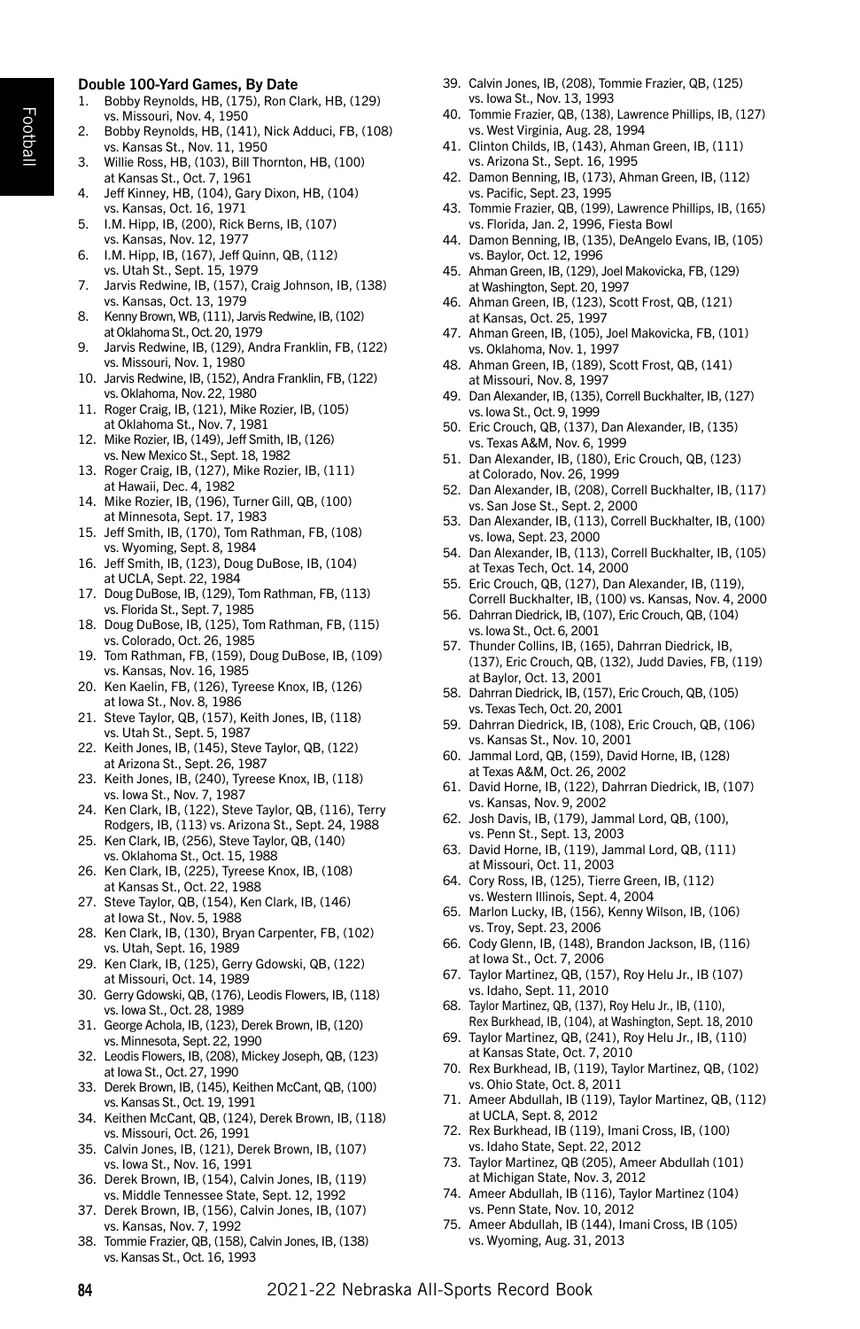### Double 100-Yard Games, By Date

1. Bobby Reynolds, HB, (175), Ron Clark, HB, (129) vs. Missouri, Nov. 4, 1950
2. Bobby Reynolds, HB, (141), Nick Adduci, FB, (108) vs. Kansas St., Nov. 11, 1950
3. Willie Ross, HB, (103), Bill Thornton, HB, (100) at Kansas St., Oct. 7, 1961
4. Jeff Kinney, HB, (104), Gary Dixon, HB, (104) vs. Kansas, Oct. 16, 1971
5. I.M. Hipp, IB, (200), Rick Berns, IB, (107) vs. Kansas, Nov. 12, 1977
6. I.M. Hipp, IB, (167), Jeff Quinn, QB, (112) vs. Utah St., Sept. 15, 1979
7. Jarvis Redwine, IB, (157), Craig Johnson, IB, (138) vs. Kansas, Oct. 13, 1979
8. Kenny Brown, WB, (111), Jarvis Redwine, IB, (102) at Oklahoma St., Oct. 20, 1979
9. Jarvis Redwine, IB, (129), Andra Franklin, FB, (122) vs. Missouri, Nov. 1, 1980
10. Jarvis Redwine, IB, (152), Andra Franklin, FB, (122) vs. Oklahoma, Nov. 22, 1980
11. Roger Craig, IB, (121), Mike Rozier, IB, (105) at Oklahoma St., Nov. 7, 1981
12. Mike Rozier, IB, (149), Jeff Smith, IB, (126) vs. New Mexico St., Sept. 18, 1982
13. Roger Craig, IB, (127), Mike Rozier, IB, (111) at Hawaii, Dec. 4, 1982
14. Mike Rozier, IB, (196), Turner Gill, QB, (100) at Minnesota, Sept. 17, 1983
15. Jeff Smith, IB, (170), Tom Rathman, FB, (108) vs. Wyoming, Sept. 8, 1984
16. Jeff Smith, IB, (123), Doug DuBose, IB, (104) at UCLA, Sept. 22, 1984
17. Doug DuBose, IB, (129), Tom Rathman, FB, (113) vs. Florida St., Sept. 7, 1985
18. Doug DuBose, IB, (125), Tom Rathman, FB, (115) vs. Colorado, Oct. 26, 1985
19. Tom Rathman, FB, (159), Doug DuBose, IB, (109) vs. Kansas, Nov. 16, 1985
20. Ken Kaelin, FB, (126), Tyreese Knox, IB, (126) at Iowa St., Nov. 8, 1986
21. Steve Taylor, QB, (157), Keith Jones, IB, (118) vs. Utah St., Sept. 5, 1987
22. Keith Jones, IB, (145), Steve Taylor, QB, (122) at Arizona St., Sept. 26, 1987
23. Keith Jones, IB, (240), Tyreese Knox, IB, (118) vs. Iowa St., Nov. 7, 1987
24. Ken Clark, IB, (122), Steve Taylor, QB, (116), Terry Rodgers, IB, (113) vs. Arizona St., Sept. 24, 1988
25. Ken Clark, IB, (256), Steve Taylor, QB, (140) vs. Oklahoma St., Oct. 15, 1988
26. Ken Clark, IB, (225), Tyreese Knox, IB, (108) at Kansas St., Oct. 22, 1988
27. Steve Taylor, QB, (154), Ken Clark, IB, (146) at Iowa St., Nov. 5, 1988
28. Ken Clark, IB, (130), Bryan Carpenter, FB, (102) vs. Utah, Sept. 16, 1989
29. Ken Clark, IB, (125), Gerry Gdowski, QB, (122) at Missouri, Oct. 14, 1989
30. Gerry Gdowski, QB, (176), Leodis Flowers, IB, (118) vs. Iowa St., Oct. 28, 1989
31. George Achola, IB, (123), Derek Brown, IB, (120) vs. Minnesota, Sept. 22, 1990
32. Leodis Flowers, IB, (208), Mickey Joseph, QB, (123) at Iowa St., Oct. 27, 1990
33. Derek Brown, IB, (145), Keithen McCant, QB, (100) vs. Kansas St., Oct. 19, 1991
34. Keithen McCant, QB, (124), Derek Brown, IB, (118) vs. Missouri, Oct. 26, 1991
35. Calvin Jones, IB, (121), Derek Brown, IB, (107) vs. Iowa St., Nov. 16, 1991
36. Derek Brown, IB, (154), Calvin Jones, IB, (119) vs. Middle Tennessee State, Sept. 12, 1992
37. Derek Brown, IB, (156), Calvin Jones, IB, (107) vs. Kansas, Nov. 7, 1992
38. Tommie Frazier, QB, (158), Calvin Jones, IB, (138) vs. Kansas St., Oct. 16, 1993
39. Calvin Jones, IB, (208), Tommie Frazier, QB, (125) vs. Iowa St., Nov. 13, 1993
40. Tommie Frazier, QB, (138), Lawrence Phillips, IB, (127) vs. West Virginia, Aug. 28, 1994
41. Clinton Childs, IB, (143), Ahman Green, IB, (111) vs. Arizona St., Sept. 16, 1995
42. Damon Benning, IB, (173), Ahman Green, IB, (112) vs. Pacific, Sept. 23, 1995
43. Tommie Frazier, QB, (199), Lawrence Phillips, IB, (165) vs. Florida, Jan. 2, 1996, Fiesta Bowl
44. Damon Benning, IB, (135), DeAngelo Evans, IB, (105) vs. Baylor, Oct. 12, 1996
45. Ahman Green, IB, (129), Joel Makovicka, FB, (129) at Washington, Sept. 20, 1997
46. Ahman Green, IB, (123), Scott Frost, QB, (121) at Kansas, Oct. 25, 1997
47. Ahman Green, IB, (105), Joel Makovicka, FB, (101) vs. Oklahoma, Nov. 1, 1997
48. Ahman Green, IB, (189), Scott Frost, QB, (141) at Missouri, Nov. 8, 1997
49. Dan Alexander, IB, (135), Correll Buckhalter, IB, (127) vs. Iowa St., Oct. 9, 1999
50. Eric Crouch, QB, (137), Dan Alexander, IB, (135) vs. Texas A&M, Nov. 6, 1999
51. Dan Alexander, IB, (180), Eric Crouch, QB, (123) at Colorado, Nov. 26, 1999
52. Dan Alexander, IB, (208), Correll Buckhalter, IB, (117) vs. San Jose St., Sept. 2, 2000
53. Dan Alexander, IB, (113), Correll Buckhalter, IB, (100) vs. Iowa, Sept. 23, 2000
54. Dan Alexander, IB, (113), Correll Buckhalter, IB, (105) at Texas Tech, Oct. 14, 2000
55. Eric Crouch, QB, (127), Dan Alexander, IB, (119), Correll Buckhalter, IB, (100) vs. Kansas, Nov. 4, 2000
56. Dahrran Diedrick, IB, (107), Eric Crouch, QB, (104) vs. Iowa St., Oct. 6, 2001
57. Thunder Collins, IB, (165), Dahrran Diedrick, IB, (137), Eric Crouch, QB, (132), Judd Davies, FB, (119) at Baylor, Oct. 13, 2001
58. Dahrran Diedrick, IB, (157), Eric Crouch, QB, (105) vs. Texas Tech, Oct. 20, 2001
59. Dahrran Diedrick, IB, (108), Eric Crouch, QB, (106) vs. Kansas St., Nov. 10, 2001
60. Jammal Lord, QB, (159), David Horne, IB, (128) at Texas A&M, Oct. 26, 2002
61. David Horne, IB, (122), Dahrran Diedrick, IB, (107) vs. Kansas, Nov. 9, 2002
62. Josh Davis, IB, (179), Jammal Lord, QB, (100), vs. Penn St., Sept. 13, 2003
63. David Horne, IB, (119), Jammal Lord, QB, (111) at Missouri, Oct. 11, 2003
64. Cory Ross, IB, (125), Tierre Green, IB, (112) vs. Western Illinois, Sept. 4, 2004
65. Marlon Lucky, IB, (156), Kenny Wilson, IB, (106) vs. Troy, Sept. 23, 2006
66. Cody Glenn, IB, (148), Brandon Jackson, IB, (116) at Iowa St., Oct. 7, 2006
67. Taylor Martinez, QB, (157), Roy Helu Jr., IB (107) vs. Idaho, Sept. 11, 2010
68. Taylor Martinez, QB, (137), Roy Helu Jr., IB, (110), Rex Burkhead, IB, (104), at Washington, Sept. 18, 2010
69. Taylor Martinez, QB, (241), Roy Helu Jr., IB, (110) at Kansas State, Oct. 7, 2010
70. Rex Burkhead, IB, (119), Taylor Martinez, QB, (102) vs. Ohio State, Oct. 8, 2011
71. Ameer Abdullah, IB (119), Taylor Martinez, QB, (112) at UCLA, Sept. 8, 2012
72. Rex Burkhead, IB (119), Imani Cross, IB, (100) vs. Idaho State, Sept. 22, 2012
73. Taylor Martinez, QB (205), Ameer Abdullah (101) at Michigan State, Nov. 3, 2012
74. Ameer Abdullah, IB (116), Taylor Martinez (104) vs. Penn State, Nov. 10, 2012
75. Ameer Abdullah, IB (144), Imani Cross, IB (105) vs. Wyoming, Aug. 31, 2013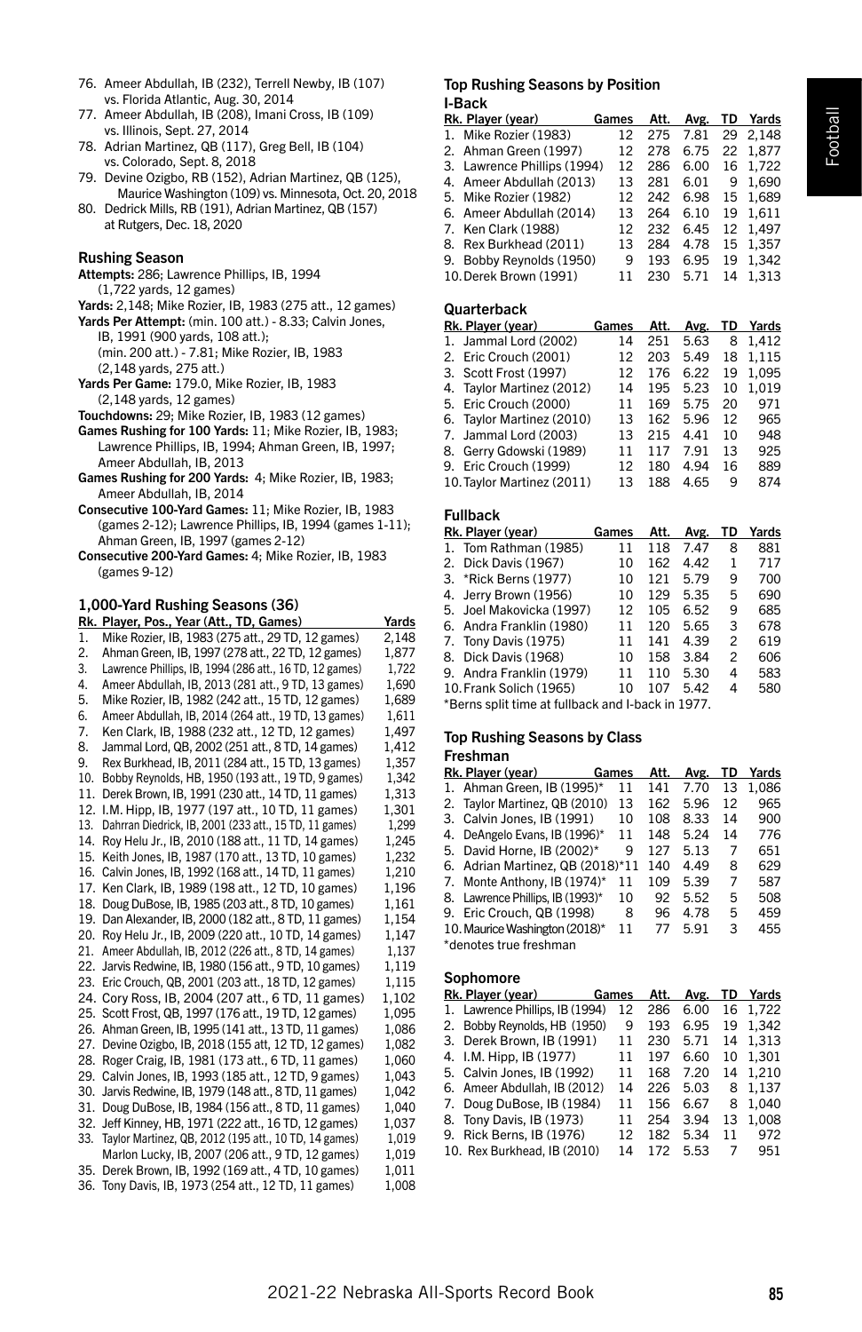76. Ameer Abdullah, IB (232), Terrell Newby, IB (107) vs. Florida Atlantic, Aug. 30, 2014
77. Ameer Abdullah, IB (208), Imani Cross, IB (109) vs. Illinois, Sept. 27, 2014
78. Adrian Martinez, QB (117), Greg Bell, IB (104) vs. Colorado, Sept. 8, 2018
79. Devine Ozigbo, RB (152), Adrian Martinez, QB (125), Maurice Washington (109) vs. Minnesota, Oct. 20, 2018
80. Dedrick Mills, RB (191), Adrian Martinez, QB (157) at Rutgers, Dec. 18, 2020

### Rushing Season

**Attempts:** 286; Lawrence Phillips, IB, 1994 (1,722 yards, 12 games)
**Yards:** 2,148; Mike Rozier, IB, 1983 (275 att., 12 games)
**Yards Per Attempt:** (min. 100 att.) - 8.33; Calvin Jones, IB, 1991 (900 yards, 108 att.); (min. 200 att.) - 7.81; Mike Rozier, IB, 1983 (2,148 yards, 275 att.)
**Yards Per Game:** 179.0, Mike Rozier, IB, 1983 (2,148 yards, 12 games)
**Touchdowns:** 29; Mike Rozier, IB, 1983 (12 games)
**Games Rushing for 100 Yards:** 11; Mike Rozier, IB, 1983; Lawrence Phillips, IB, 1994; Ahman Green, IB, 1997; Ameer Abdullah, IB, 2013
**Games Rushing for 200 Yards:** 4; Mike Rozier, IB, 1983; Ameer Abdullah, IB, 2014
**Consecutive 100-Yard Games:** 11; Mike Rozier, IB, 1983 (games 2-12); Lawrence Phillips, IB, 1994 (games 1-11); Ahman Green, IB, 1997 (games 2-12)
**Consecutive 200-Yard Games:** 4; Mike Rozier, IB, 1983 (games 9-12)

### 1,000-Yard Rushing Seasons (36)

| Rk. | Player, Pos., Year (Att., TD, Games) | Yards |
|---|---|---|
| 1. | Mike Rozier, IB, 1983 (275 att., 29 TD, 12 games) | 2,148 |
| 2. | Ahman Green, IB, 1997 (278 att., 22 TD, 12 games) | 1,877 |
| 3. | Lawrence Phillips, IB, 1994 (286 att., 16 TD, 12 games) | 1,722 |
| 4. | Ameer Abdullah, IB, 2013 (281 att., 9 TD, 13 games) | 1,690 |
| 5. | Mike Rozier, IB, 1982 (242 att., 15 TD, 12 games) | 1,689 |
| 6. | Ameer Abdullah, IB, 2014 (264 att., 19 TD, 13 games) | 1,611 |
| 7. | Ken Clark, IB, 1988 (232 att., 12 TD, 12 games) | 1,497 |
| 8. | Jammal Lord, QB, 2002 (251 att., 8 TD, 14 games) | 1,412 |
| 9. | Rex Burkhead, IB, 2011 (284 att., 15 TD, 13 games) | 1,357 |
| 10. | Bobby Reynolds, HB, 1950 (193 att., 19 TD, 9 games) | 1,342 |
| 11. | Derek Brown, IB, 1991 (230 att., 14 TD, 11 games) | 1,313 |
| 12. | I.M. Hipp, IB, 1977 (197 att., 10 TD, 11 games) | 1,301 |
| 13. | Dahrran Diedrick, IB, 2001 (233 att., 15 TD, 11 games) | 1,299 |
| 14. | Roy Helu Jr., IB, 2010 (188 att., 11 TD, 14 games) | 1,245 |
| 15. | Keith Jones, IB, 1987 (170 att., 13 TD, 10 games) | 1,232 |
| 16. | Calvin Jones, IB, 1992 (168 att., 14 TD, 11 games) | 1,210 |
| 17. | Ken Clark, IB, 1989 (198 att., 12 TD, 10 games) | 1,196 |
| 18. | Doug DuBose, IB, 1985 (203 att., 8 TD, 10 games) | 1,161 |
| 19. | Dan Alexander, IB, 2000 (182 att., 8 TD, 11 games) | 1,154 |
| 20. | Roy Helu Jr., IB, 2009 (220 att., 10 TD, 14 games) | 1,147 |
| 21. | Ameer Abdullah, IB, 2012 (226 att., 8 TD, 14 games) | 1,137 |
| 22. | Jarvis Redwine, IB, 1980 (156 att., 9 TD, 10 games) | 1,119 |
| 23. | Eric Crouch, QB, 2001 (203 att., 18 TD, 12 games) | 1,115 |
| 24. | Cory Ross, IB, 2004 (207 att., 6 TD, 11 games) | 1,102 |
| 25. | Scott Frost, QB, 1997 (176 att., 19 TD, 12 games) | 1,095 |
| 26. | Ahman Green, IB, 1995 (141 att., 13 TD, 11 games) | 1,086 |
| 27. | Devine Ozigbo, IB, 2018 (155 att, 12 TD, 12 games) | 1,082 |
| 28. | Roger Craig, IB, 1981 (173 att., 6 TD, 11 games) | 1,060 |
| 29. | Calvin Jones, IB, 1993 (185 att., 12 TD, 9 games) | 1,043 |
| 30. | Jarvis Redwine, IB, 1979 (148 att., 8 TD, 11 games) | 1,042 |
| 31. | Doug DuBose, IB, 1984 (156 att., 8 TD, 11 games) | 1,040 |
| 32. | Jeff Kinney, HB, 1971 (222 att., 16 TD, 12 games) | 1,037 |
| 33. | Taylor Martinez, QB, 2012 (195 att., 10 TD, 14 games) | 1,019 |
| | Marlon Lucky, IB, 2007 (206 att., 9 TD, 12 games) | 1,019 |
| 35. | Derek Brown, IB, 1992 (169 att., 4 TD, 10 games) | 1,011 |
| 36. | Tony Davis, IB, 1973 (254 att., 12 TD, 11 games) | 1,008 |

### Top Rushing Seasons by Position

#### I-Back

| Rk. | Player (year) | Games | Att. | Avg. | TD | Yards |
|---|---|---|---|---|---|---|
| 1. | Mike Rozier (1983) | 12 | 275 | 7.81 | 29 | 2,148 |
| 2. | Ahman Green (1997) | 12 | 278 | 6.75 | 22 | 1,877 |
| 3. | Lawrence Phillips (1994) | 12 | 286 | 6.00 | 16 | 1,722 |
| 4. | Ameer Abdullah (2013) | 13 | 281 | 6.01 | 9 | 1,690 |
| 5. | Mike Rozier (1982) | 12 | 242 | 6.98 | 15 | 1,689 |
| 6. | Ameer Abdullah (2014) | 13 | 264 | 6.10 | 19 | 1,611 |
| 7. | Ken Clark (1988) | 12 | 232 | 6.45 | 12 | 1,497 |
| 8. | Rex Burkhead (2011) | 13 | 284 | 4.78 | 15 | 1,357 |
| 9. | Bobby Reynolds (1950) | 9 | 193 | 6.95 | 19 | 1,342 |
| 10. | Derek Brown (1991) | 11 | 230 | 5.71 | 14 | 1,313 |

#### Quarterback

| Rk. | Player (year) | Games | Att. | Avg. | TD | Yards |
|---|---|---|---|---|---|---|
| 1. | Jammal Lord (2002) | 14 | 251 | 5.63 | 8 | 1,412 |
| 2. | Eric Crouch (2001) | 12 | 203 | 5.49 | 18 | 1,115 |
| 3. | Scott Frost (1997) | 12 | 176 | 6.22 | 19 | 1,095 |
| 4. | Taylor Martinez (2012) | 14 | 195 | 5.23 | 10 | 1,019 |
| 5. | Eric Crouch (2000) | 11 | 169 | 5.75 | 20 | 971 |
| 6. | Taylor Martinez (2010) | 13 | 162 | 5.96 | 12 | 965 |
| 7. | Jammal Lord (2003) | 13 | 215 | 4.41 | 10 | 948 |
| 8. | Gerry Gdowski (1989) | 11 | 117 | 7.91 | 13 | 925 |
| 9. | Eric Crouch (1999) | 12 | 180 | 4.94 | 16 | 889 |
| 10. | Taylor Martinez (2011) | 13 | 188 | 4.65 | 9 | 874 |

#### Fullback

| Rk. | Player (year) | Games | Att. | Avg. | TD | Yards |
|---|---|---|---|---|---|---|
| 1. | Tom Rathman (1985) | 11 | 118 | 7.47 | 8 | 881 |
| 2. | Dick Davis (1967) | 10 | 162 | 4.42 | 1 | 717 |
| 3. | *Rick Berns (1977) | 10 | 121 | 5.79 | 9 | 700 |
| 4. | Jerry Brown (1956) | 10 | 129 | 5.35 | 5 | 690 |
| 5. | Joel Makovicka (1997) | 12 | 105 | 6.52 | 9 | 685 |
| 6. | Andra Franklin (1980) | 11 | 120 | 5.65 | 3 | 678 |
| 7. | Tony Davis (1975) | 11 | 141 | 4.39 | 2 | 619 |
| 8. | Dick Davis (1968) | 10 | 158 | 3.84 | 2 | 606 |
| 9. | Andra Franklin (1979) | 11 | 110 | 5.30 | 4 | 583 |
| 10. | Frank Solich (1965) | 10 | 107 | 5.42 | 4 | 580 |

*Berns split time at fullback and I-back in 1977.

### Top Rushing Seasons by Class

#### Freshman

| Rk. | Player (year) | Games | Att. | Avg. | TD | Yards |
|---|---|---|---|---|---|---|
| 1. | Ahman Green, IB (1995)* | 11 | 141 | 7.70 | 13 | 1,086 |
| 2. | Taylor Martinez, QB (2010) | 13 | 162 | 5.96 | 12 | 965 |
| 3. | Calvin Jones, IB (1991) | 10 | 108 | 8.33 | 14 | 900 |
| 4. | DeAngelo Evans, IB (1996)* | 11 | 148 | 5.24 | 14 | 776 |
| 5. | David Horne, IB (2002)* | 9 | 127 | 5.13 | 7 | 651 |
| 6. | Adrian Martinez, QB (2018)* | 11 | 140 | 4.49 | 8 | 629 |
| 7. | Monte Anthony, IB (1974)* | 11 | 109 | 5.39 | 7 | 587 |
| 8. | Lawrence Phillips, IB (1993)* | 10 | 92 | 5.52 | 5 | 508 |
| 9. | Eric Crouch, QB (1998) | 8 | 96 | 4.78 | 5 | 459 |
| 10. | Maurice Washington (2018)* | 11 | 77 | 5.91 | 3 | 455 |

*denotes true freshman

#### Sophomore

| Rk. | Player (year) | Games | Att. | Avg. | TD | Yards |
|---|---|---|---|---|---|---|
| 1. | Lawrence Phillips, IB (1994) | 12 | 286 | 6.00 | 16 | 1,722 |
| 2. | Bobby Reynolds, HB (1950) | 9 | 193 | 6.95 | 19 | 1,342 |
| 3. | Derek Brown, IB (1991) | 11 | 230 | 5.71 | 14 | 1,313 |
| 4. | I.M. Hipp, IB (1977) | 11 | 197 | 6.60 | 10 | 1,301 |
| 5. | Calvin Jones, IB (1992) | 11 | 168 | 7.20 | 14 | 1,210 |
| 6. | Ameer Abdullah, IB (2012) | 14 | 226 | 5.03 | 8 | 1,137 |
| 7. | Doug DuBose, IB (1984) | 11 | 156 | 6.67 | 8 | 1,040 |
| 8. | Tony Davis, IB (1973) | 11 | 254 | 3.94 | 13 | 1,008 |
| 9. | Rick Berns, IB (1976) | 12 | 182 | 5.34 | 11 | 972 |
| 10. | Rex Burkhead, IB (2010) | 14 | 172 | 5.53 | 7 | 951 |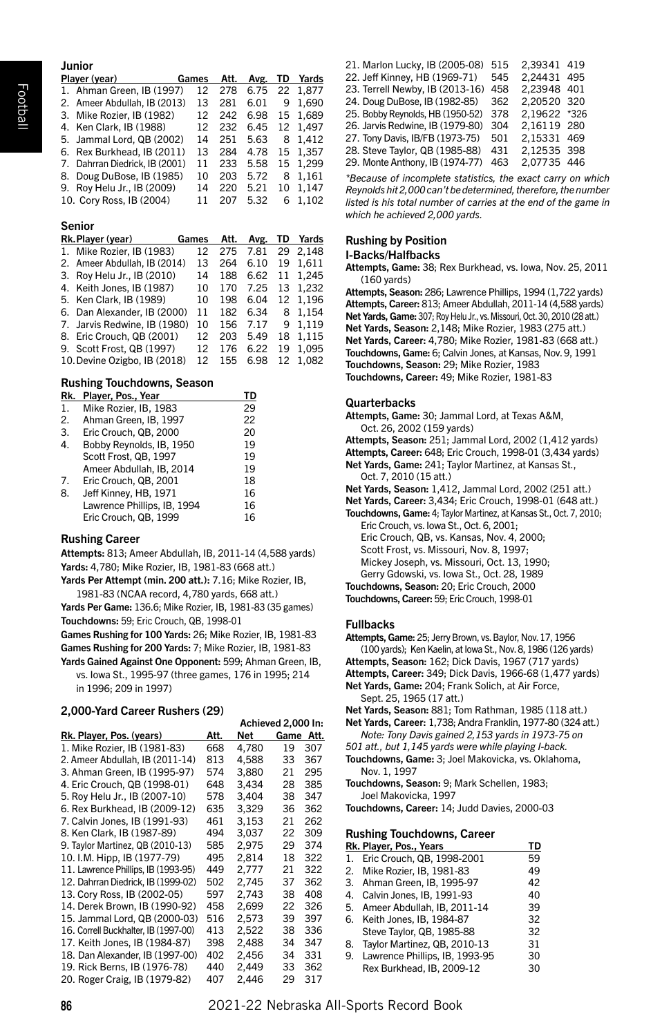### Junior

| Player (year) | Games | Att. | Avg. | TD | Yards |
|---|---|---|---|---|---|
| 1. Ahman Green, IB (1997) | 12 | 278 | 6.75 | 22 | 1,877 |
| 2. Ameer Abdullah, IB (2013) | 13 | 281 | 6.01 | 9 | 1,690 |
| 3. Mike Rozier, IB (1982) | 12 | 242 | 6.98 | 15 | 1,689 |
| 4. Ken Clark, IB (1988) | 12 | 232 | 6.45 | 12 | 1,497 |
| 5. Jammal Lord, QB (2002) | 14 | 251 | 5.63 | 8 | 1,412 |
| 6. Rex Burkhead, IB (2011) | 13 | 284 | 4.78 | 15 | 1,357 |
| 7. Dahrran Diedrick, IB (2001) | 11 | 233 | 5.58 | 15 | 1,299 |
| 8. Doug DuBose, IB (1985) | 10 | 203 | 5.72 | 8 | 1,161 |
| 9. Roy Helu Jr., IB (2009) | 14 | 220 | 5.21 | 10 | 1,147 |
| 10. Cory Ross, IB (2004) | 11 | 207 | 5.32 | 6 | 1,102 |

### Senior

| Rk. Player (year) | Games | Att. | Avg. | TD | Yards |
|---|---|---|---|---|---|
| 1. Mike Rozier, IB (1983) | 12 | 275 | 7.81 | 29 | 2,148 |
| 2. Ameer Abdullah, IB (2014) | 13 | 264 | 6.10 | 19 | 1,611 |
| 3. Roy Helu Jr., IB (2010) | 14 | 188 | 6.62 | 11 | 1,245 |
| 4. Keith Jones, IB (1987) | 10 | 170 | 7.25 | 13 | 1,232 |
| 5. Ken Clark, IB (1989) | 10 | 198 | 6.04 | 12 | 1,196 |
| 6. Dan Alexander, IB (2000) | 11 | 182 | 6.34 | 8 | 1,154 |
| 7. Jarvis Redwine, IB (1980) | 10 | 156 | 7.17 | 9 | 1,119 |
| 8. Eric Crouch, QB (2001) | 12 | 203 | 5.49 | 18 | 1,115 |
| 9. Scott Frost, QB (1997) | 12 | 176 | 6.22 | 19 | 1,095 |
| 10. Devine Ozigbo, IB (2018) | 12 | 155 | 6.98 | 12 | 1,082 |

### Rushing Touchdowns, Season

| Rk. | Player, Pos., Year | TD |
|---|---|---|
| 1. | Mike Rozier, IB, 1983 | 29 |
| 2. | Ahman Green, IB, 1997 | 22 |
| 3. | Eric Crouch, QB, 2000 | 20 |
| 4. | Bobby Reynolds, IB, 1950 | 19 |
| | Scott Frost, QB, 1997 | 19 |
| | Ameer Abdullah, IB, 2014 | 19 |
| 7. | Eric Crouch, QB, 2001 | 18 |
| 8. | Jeff Kinney, HB, 1971 | 16 |
| | Lawrence Phillips, IB, 1994 | 16 |
| | Eric Crouch, QB, 1999 | 16 |

### Rushing Career

**Attempts:** 813; Ameer Abdullah, IB, 2011-14 (4,588 yards)
**Yards:** 4,780; Mike Rozier, IB, 1981-83 (668 att.)
**Yards Per Attempt (min. 200 att.):** 7.16; Mike Rozier, IB, 1981-83 (NCAA record, 4,780 yards, 668 att.)
**Yards Per Game:** 136.6; Mike Rozier, IB, 1981-83 (35 games)
**Touchdowns:** 59; Eric Crouch, QB, 1998-01
**Games Rushing for 100 Yards:** 26; Mike Rozier, IB, 1981-83
**Games Rushing for 200 Yards:** 7; Mike Rozier, IB, 1981-83
**Yards Gained Against One Opponent:** 599; Ahman Green, IB, vs. Iowa St., 1995-97 (three games, 176 in 1995; 214 in 1996; 209 in 1997)

### 2,000-Yard Career Rushers (29)

| Rk. Player, Pos. (years) | Att. | Net | Achieved 2,000 In: Game | Att. |
|---|---|---|---|---|
| 1. Mike Rozier, IB (1981-83) | 668 | 4,780 | 19 | 307 |
| 2. Ameer Abdullah, IB (2011-14) | 813 | 4,588 | 33 | 367 |
| 3. Ahman Green, IB (1995-97) | 574 | 3,880 | 21 | 295 |
| 4. Eric Crouch, QB (1998-01) | 648 | 3,434 | 28 | 385 |
| 5. Roy Helu Jr., IB (2007-10) | 578 | 3,404 | 38 | 347 |
| 6. Rex Burkhead, IB (2009-12) | 635 | 3,329 | 36 | 362 |
| 7. Calvin Jones, IB (1991-93) | 461 | 3,153 | 21 | 262 |
| 8. Ken Clark, IB (1987-89) | 494 | 3,037 | 22 | 309 |
| 9. Taylor Martinez, QB (2010-13) | 585 | 2,975 | 29 | 374 |
| 10. I.M. Hipp, IB (1977-79) | 495 | 2,814 | 18 | 322 |
| 11. Lawrence Phillips, IB (1993-95) | 449 | 2,777 | 21 | 322 |
| 12. Dahrran Diedrick, IB (1999-02) | 502 | 2,745 | 37 | 362 |
| 13. Cory Ross, IB (2002-05) | 597 | 2,743 | 38 | 408 |
| 14. Derek Brown, IB (1990-92) | 458 | 2,699 | 22 | 326 |
| 15. Jammal Lord, QB (2000-03) | 516 | 2,573 | 39 | 397 |
| 16. Correll Buckhalter, IB (1997-00) | 413 | 2,522 | 38 | 336 |
| 17. Keith Jones, IB (1984-87) | 398 | 2,488 | 34 | 347 |
| 18. Dan Alexander, IB (1997-00) | 402 | 2,456 | 34 | 331 |
| 19. Rick Berns, IB (1976-78) | 440 | 2,449 | 33 | 362 |
| 20. Roger Craig, IB (1979-82) | 407 | 2,446 | 29 | 317 |
| 21. Marlon Lucky, IB (2005-08) | 515 | 2,393 | 41 | 419 |
| 22. Jeff Kinney, HB (1969-71) | 545 | 2,244 | 31 | 495 |
| 23. Terrell Newby, IB (2013-16) | 458 | 2,239 | 48 | 401 |
| 24. Doug DuBose, IB (1982-85) | 362 | 2,205 | 20 | 320 |
| 25. Bobby Reynolds, HB (1950-52) | 378 | 2,196 | 22 | *326 |
| 26. Jarvis Redwine, IB (1979-80) | 304 | 2,161 | 19 | 280 |
| 27. Tony Davis, IB/FB (1973-75) | 501 | 2,153 | 31 | 469 |
| 28. Steve Taylor, QB (1985-88) | 431 | 2,125 | 35 | 398 |
| 29. Monte Anthony, IB (1974-77) | 463 | 2,077 | 35 | 446 |

*\*Because of incomplete statistics, the exact carry on which Reynolds hit 2,000 can't be determined, therefore, the number listed is his total number of carries at the end of the game in which he achieved 2,000 yards.*

### Rushing by Position

#### I-Backs/Halfbacks

**Attempts, Game:** 38; Rex Burkhead, vs. Iowa, Nov. 25, 2011 (160 yards)
**Attempts, Season:** 286; Lawrence Phillips, 1994 (1,722 yards)
**Attempts, Career:** 813; Ameer Abdullah, 2011-14 (4,588 yards)
**Net Yards, Game:** 307; Roy Helu Jr., vs. Missouri, Oct. 30, 2010 (28 att.)
**Net Yards, Season:** 2,148; Mike Rozier, 1983 (275 att.)
**Net Yards, Career:** 4,780; Mike Rozier, 1981-83 (668 att.)
**Touchdowns, Game:** 6; Calvin Jones, at Kansas, Nov. 9, 1991
**Touchdowns, Season:** 29; Mike Rozier, 1983
**Touchdowns, Career:** 49; Mike Rozier, 1981-83

#### Quarterbacks

**Attempts, Game:** 30; Jammal Lord, at Texas A&M, Oct. 26, 2002 (159 yards)
**Attempts, Season:** 251; Jammal Lord, 2002 (1,412 yards)
**Attempts, Career:** 648; Eric Crouch, 1998-01 (3,434 yards)
**Net Yards, Game:** 241; Taylor Martinez, at Kansas St., Oct. 7, 2010 (15 att.)
**Net Yards, Season:** 1,412, Jammal Lord, 2002 (251 att.)
**Net Yards, Career:** 3,434; Eric Crouch, 1998-01 (648 att.)
**Touchdowns, Game:** 4; Taylor Martinez, at Kansas St., Oct. 7, 2010;
Eric Crouch, vs. Iowa St., Oct. 6, 2001;
Eric Crouch, QB, vs. Kansas, Nov. 4, 2000;
Scott Frost, vs. Missouri, Nov. 8, 1997;
Mickey Joseph, vs. Missouri, Oct. 13, 1990;
Gerry Gdowski, vs. Iowa St., Oct. 28, 1989
**Touchdowns, Season:** 20; Eric Crouch, 2000
**Touchdowns, Career:** 59; Eric Crouch, 1998-01

#### Fullbacks

**Attempts, Game:** 25; Jerry Brown, vs. Baylor, Nov. 17, 1956 (100 yards); Ken Kaelin, at Iowa St., Nov. 8, 1986 (126 yards)
**Attempts, Season:** 162; Dick Davis, 1967 (717 yards)
**Attempts, Career:** 349; Dick Davis, 1966-68 (1,477 yards)
**Net Yards, Game:** 204; Frank Solich, at Air Force, Sept. 25, 1965 (17 att.)
**Net Yards, Season:** 881; Tom Rathman, 1985 (118 att.)
**Net Yards, Career:** 1,738; Andra Franklin, 1977-80 (324 att.)
*Note: Tony Davis gained 2,153 yards in 1973-75 on 501 att., but 1,145 yards were while playing I-back.*
**Touchdowns, Game:** 3; Joel Makovicka, vs. Oklahoma, Nov. 1, 1997
**Touchdowns, Season:** 9; Mark Schellen, 1983; Joel Makovicka, 1997
**Touchdowns, Career:** 14; Judd Davies, 2000-03

### Rushing Touchdowns, Career

| Rk. | Player, Pos., Years | TD |
|---|---|---|
| 1. | Eric Crouch, QB, 1998-2001 | 59 |
| 2. | Mike Rozier, IB, 1981-83 | 49 |
| 3. | Ahman Green, IB, 1995-97 | 42 |
| 4. | Calvin Jones, IB, 1991-93 | 40 |
| 5. | Ameer Abdullah, IB, 2011-14 | 39 |
| 6. | Keith Jones, IB, 1984-87 | 32 |
| | Steve Taylor, QB, 1985-88 | 32 |
| 8. | Taylor Martinez, QB, 2010-13 | 31 |
| 9. | Lawrence Phillips, IB, 1993-95 | 30 |
| | Rex Burkhead, IB, 2009-12 | 30 |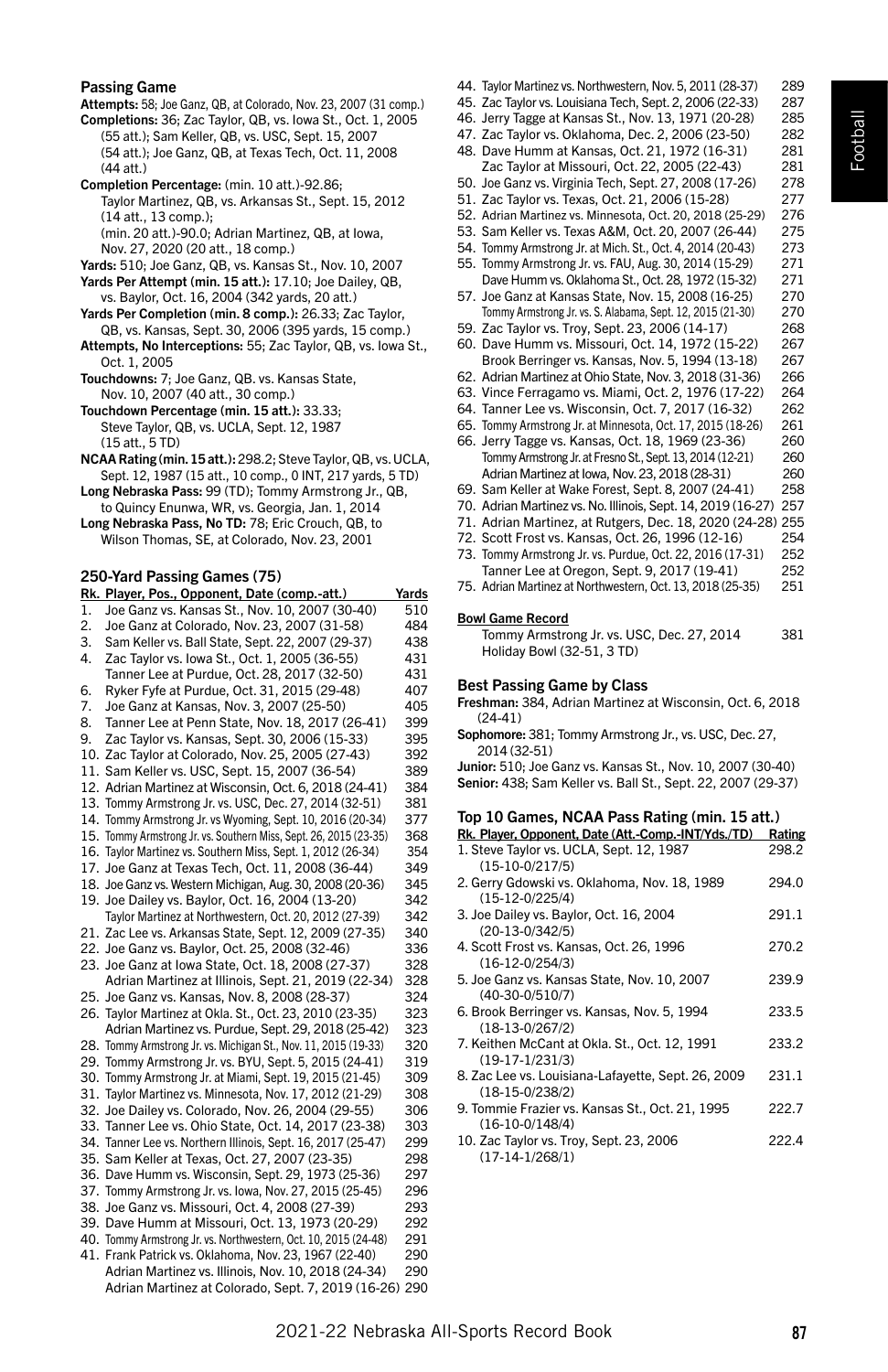## Passing Game

**Attempts:** 58; Joe Ganz, QB, at Colorado, Nov. 23, 2007 (31 comp.)

**Completions:** 36; Zac Taylor, QB, vs. Iowa St., Oct. 1, 2005 (55 att.); Sam Keller, QB, vs. USC, Sept. 15, 2007 (54 att.); Joe Ganz, QB, at Texas Tech, Oct. 11, 2008 (44 att.)

**Completion Percentage:** (min. 10 att.)-92.86; Taylor Martinez, QB, vs. Arkansas St., Sept. 15, 2012 (14 att., 13 comp.); (min. 20 att.)-90.0; Adrian Martinez, QB, at Iowa, Nov. 27, 2020 (20 att., 18 comp.)

**Yards:** 510; Joe Ganz, QB, vs. Kansas St., Nov. 10, 2007

**Yards Per Attempt (min. 15 att.):** 17.10; Joe Dailey, QB, vs. Baylor, Oct. 16, 2004 (342 yards, 20 att.)

**Yards Per Completion (min. 8 comp.):** 26.33; Zac Taylor, QB, vs. Kansas, Sept. 30, 2006 (395 yards, 15 comp.)

**Attempts, No Interceptions:** 55; Zac Taylor, QB, vs. Iowa St., Oct. 1, 2005

**Touchdowns:** 7; Joe Ganz, QB. vs. Kansas State, Nov. 10, 2007 (40 att., 30 comp.)

**Touchdown Percentage (min. 15 att.):** 33.33; Steve Taylor, QB, vs. UCLA, Sept. 12, 1987 (15 att., 5 TD)

**NCAA Rating (min. 15 att.):** 298.2; Steve Taylor, QB, vs. UCLA, Sept. 12, 1987 (15 att., 10 comp., 0 INT, 217 yards, 5 TD)

**Long Nebraska Pass:** 99 (TD); Tommy Armstrong Jr., QB, to Quincy Enunwa, WR, vs. Georgia, Jan. 1, 2014

**Long Nebraska Pass, No TD:** 78; Eric Crouch, QB, to Wilson Thomas, SE, at Colorado, Nov. 23, 2001

## 250-Yard Passing Games (75)

| Rk. | Player, Pos., Opponent, Date (comp.-att.) | Yards |
|---|---|---|
| 1. | Joe Ganz vs. Kansas St., Nov. 10, 2007 (30-40) | 510 |
| 2. | Joe Ganz at Colorado, Nov. 23, 2007 (31-58) | 484 |
| 3. | Sam Keller vs. Ball State, Sept. 22, 2007 (29-37) | 438 |
| 4. | Zac Taylor vs. Iowa St., Oct. 1, 2005 (36-55) | 431 |
| | Tanner Lee at Purdue, Oct. 28, 2017 (32-50) | 431 |
| 6. | Ryker Fyfe at Purdue, Oct. 31, 2015 (29-48) | 407 |
| 7. | Joe Ganz at Kansas, Nov. 3, 2007 (25-50) | 405 |
| 8. | Tanner Lee at Penn State, Nov. 18, 2017 (26-41) | 399 |
| 9. | Zac Taylor vs. Kansas, Sept. 30, 2006 (15-33) | 395 |
| 10. | Zac Taylor at Colorado, Nov. 25, 2005 (27-43) | 392 |
| 11. | Sam Keller vs. USC, Sept. 15, 2007 (36-54) | 389 |
| 12. | Adrian Martinez at Wisconsin, Oct. 6, 2018 (24-41) | 384 |
| 13. | Tommy Armstrong Jr. vs. USC, Dec. 27, 2014 (32-51) | 381 |
| 14. | Tommy Armstrong Jr. vs Wyoming, Sept. 10, 2016 (20-34) | 377 |
| 15. | Tommy Armstrong Jr. vs. Southern Miss, Sept. 26, 2015 (23-35) | 368 |
| 16. | Taylor Martinez vs. Southern Miss, Sept. 1, 2012 (26-34) | 354 |
| 17. | Joe Ganz at Texas Tech, Oct. 11, 2008 (36-44) | 349 |
| 18. | Joe Ganz vs. Western Michigan, Aug. 30, 2008 (20-36) | 345 |
| 19. | Joe Dailey vs. Baylor, Oct. 16, 2004 (13-20) | 342 |
| | Taylor Martinez at Northwestern, Oct. 20, 2012 (27-39) | 342 |
| 21. | Zac Lee vs. Arkansas State, Sept. 12, 2009 (27-35) | 340 |
| 22. | Joe Ganz vs. Baylor, Oct. 25, 2008 (32-46) | 336 |
| 23. | Joe Ganz at Iowa State, Oct. 18, 2008 (27-37) | 328 |
| | Adrian Martinez at Illinois, Sept. 21, 2019 (22-34) | 328 |
| 25. | Joe Ganz vs. Kansas, Nov. 8, 2008 (28-37) | 324 |
| 26. | Taylor Martinez at Okla. St., Oct. 23, 2010 (23-35) | 323 |
| | Adrian Martinez vs. Purdue, Sept. 29, 2018 (25-42) | 323 |
| 28. | Tommy Armstrong Jr. vs. Michigan St., Nov. 11, 2015 (19-33) | 320 |
| 29. | Tommy Armstrong Jr. vs. BYU, Sept. 5, 2015 (24-41) | 319 |
| 30. | Tommy Armstrong Jr. at Miami, Sept. 19, 2015 (21-45) | 309 |
| 31. | Taylor Martinez vs. Minnesota, Nov. 17, 2012 (21-29) | 308 |
| 32. | Joe Dailey vs. Colorado, Nov. 26, 2004 (29-55) | 306 |
| 33. | Tanner Lee vs. Ohio State, Oct. 14, 2017 (23-38) | 303 |
| 34. | Tanner Lee vs. Northern Illinois, Sept. 16, 2017 (25-47) | 299 |
| 35. | Sam Keller at Texas, Oct. 27, 2007 (23-35) | 298 |
| 36. | Dave Humm vs. Wisconsin, Sept. 29, 1973 (25-36) | 297 |
| 37. | Tommy Armstrong Jr. vs. Iowa, Nov. 27, 2015 (25-45) | 296 |
| 38. | Joe Ganz vs. Missouri, Oct. 4, 2008 (27-39) | 293 |
| 39. | Dave Humm at Missouri, Oct. 13, 1973 (20-29) | 292 |
| 40. | Tommy Armstrong Jr. vs. Northwestern, Oct. 10, 2015 (24-48) | 291 |
| 41. | Frank Patrick vs. Oklahoma, Nov. 23, 1967 (22-40) | 290 |
| | Adrian Martinez vs. Illinois, Nov. 10, 2018 (24-34) | 290 |
| | Adrian Martinez at Colorado, Sept. 7, 2019 (16-26) | 290 |
| 44. | Taylor Martinez vs. Northwestern, Nov. 5, 2011 (28-37) | 289 |
| 45. | Zac Taylor vs. Louisiana Tech, Sept. 2, 2006 (22-33) | 287 |
| 46. | Jerry Tagge at Kansas St., Nov. 13, 1971 (20-28) | 285 |
| 47. | Zac Taylor vs. Oklahoma, Dec. 2, 2006 (23-50) | 282 |
| 48. | Dave Humm at Kansas, Oct. 21, 1972 (16-31) | 281 |
| | Zac Taylor at Missouri, Oct. 22, 2005 (22-43) | 281 |
| 50. | Joe Ganz vs. Virginia Tech, Sept. 27, 2008 (17-26) | 278 |
| 51. | Zac Taylor vs. Texas, Oct. 21, 2006 (15-28) | 277 |
| 52. | Adrian Martinez vs. Minnesota, Oct. 20, 2018 (25-29) | 276 |
| 53. | Sam Keller vs. Texas A&M, Oct. 20, 2007 (26-44) | 275 |
| 54. | Tommy Armstrong Jr. at Mich. St., Oct. 4, 2014 (20-43) | 273 |
| 55. | Tommy Armstrong Jr. vs. FAU, Aug. 30, 2014 (15-29) | 271 |
| | Dave Humm vs. Oklahoma St., Oct. 28, 1972 (15-32) | 271 |
| 57. | Joe Ganz at Kansas State, Nov. 15, 2008 (16-25) | 270 |
| | Tommy Armstrong Jr. vs. S. Alabama, Sept. 12, 2015 (21-30) | 270 |
| 59. | Zac Taylor vs. Troy, Sept. 23, 2006 (14-17) | 268 |
| 60. | Dave Humm vs. Missouri, Oct. 14, 1972 (15-22) | 267 |
| | Brook Berringer vs. Kansas, Nov. 5, 1994 (13-18) | 267 |
| 62. | Adrian Martinez at Ohio State, Nov. 3, 2018 (31-36) | 266 |
| 63. | Vince Ferragamo vs. Miami, Oct. 2, 1976 (17-22) | 264 |
| 64. | Tanner Lee vs. Wisconsin, Oct. 7, 2017 (16-32) | 262 |
| 65. | Tommy Armstrong Jr. at Minnesota, Oct. 17, 2015 (18-26) | 261 |
| 66. | Jerry Tagge vs. Kansas, Oct. 18, 1969 (23-36) | 260 |
| | Tommy Armstrong Jr. at Fresno St., Sept. 13, 2014 (12-21) | 260 |
| | Adrian Martinez at Iowa, Nov. 23, 2018 (28-31) | 260 |
| 69. | Sam Keller at Wake Forest, Sept. 8, 2007 (24-41) | 258 |
| 70. | Adrian Martinez vs. No. Illinois, Sept. 14, 2019 (16-27) | 257 |
| 71. | Adrian Martinez, at Rutgers, Dec. 18, 2020 (24-28) | 255 |
| 72. | Scott Frost vs. Kansas, Oct. 26, 1996 (12-16) | 254 |
| 73. | Tommy Armstrong Jr. vs. Purdue, Oct. 22, 2016 (17-31) | 252 |
| | Tanner Lee at Oregon, Sept. 9, 2017 (19-41) | 252 |
| 75. | Adrian Martinez at Northwestern, Oct. 13, 2018 (25-35) | 251 |

**Bowl Game Record**

| | |
|---|---|
| Tommy Armstrong Jr. vs. USC, Dec. 27, 2014 Holiday Bowl (32-51, 3 TD) | 381 |

## Best Passing Game by Class

**Freshman:** 384, Adrian Martinez at Wisconsin, Oct. 6, 2018 (24-41)

**Sophomore:** 381; Tommy Armstrong Jr., vs. USC, Dec. 27, 2014 (32-51)

**Junior:** 510; Joe Ganz vs. Kansas St., Nov. 10, 2007 (30-40)

**Senior:** 438; Sam Keller vs. Ball St., Sept. 22, 2007 (29-37)

## Top 10 Games, NCAA Pass Rating (min. 15 att.)

| Rk. Player, Opponent, Date (Att.-Comp.-INT/Yds./TD) | Rating |
|---|---|
| 1. Steve Taylor vs. UCLA, Sept. 12, 1987 (15-10-0/217/5) | 298.2 |
| 2. Gerry Gdowski vs. Oklahoma, Nov. 18, 1989 (15-12-0/225/4) | 294.0 |
| 3. Joe Dailey vs. Baylor, Oct. 16, 2004 (20-13-0/342/5) | 291.1 |
| 4. Scott Frost vs. Kansas, Oct. 26, 1996 (16-12-0/254/3) | 270.2 |
| 5. Joe Ganz vs. Kansas State, Nov. 10, 2007 (40-30-0/510/7) | 239.9 |
| 6. Brook Berringer vs. Kansas, Nov. 5, 1994 (18-13-0/267/2) | 233.5 |
| 7. Keithen McCant at Okla. St., Oct. 12, 1991 (19-17-1/231/3) | 233.2 |
| 8. Zac Lee vs. Louisiana-Lafayette, Sept. 26, 2009 (18-15-0/238/2) | 231.1 |
| 9. Tommie Frazier vs. Kansas St., Oct. 21, 1995 (16-10-0/148/4) | 222.7 |
| 10. Zac Taylor vs. Troy, Sept. 23, 2006 (17-14-1/268/1) | 222.4 |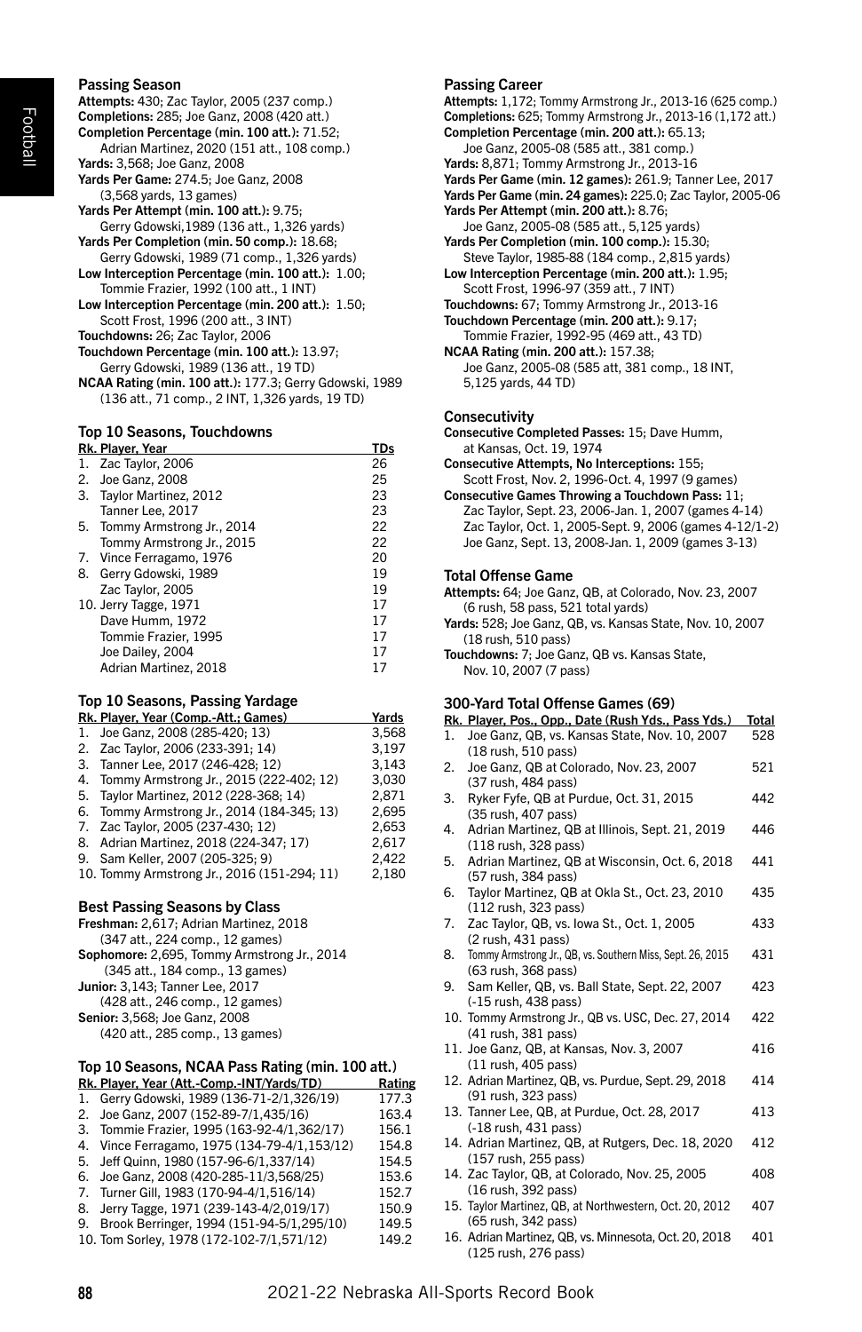## Passing Season

**Attempts:** 430; Zac Taylor, 2005 (237 comp.)
**Completions:** 285; Joe Ganz, 2008 (420 att.)
**Completion Percentage (min. 100 att.):** 71.52; Adrian Martinez, 2020 (151 att., 108 comp.)
**Yards:** 3,568; Joe Ganz, 2008
**Yards Per Game:** 274.5; Joe Ganz, 2008 (3,568 yards, 13 games)
**Yards Per Attempt (min. 100 att.):** 9.75; Gerry Gdowski,1989 (136 att., 1,326 yards)
**Yards Per Completion (min. 50 comp.):** 18.68; Gerry Gdowski, 1989 (71 comp., 1,326 yards)
**Low Interception Percentage (min. 100 att.):** 1.00; Tommie Frazier, 1992 (100 att., 1 INT)
**Low Interception Percentage (min. 200 att.):** 1.50; Scott Frost, 1996 (200 att., 3 INT)
**Touchdowns:** 26; Zac Taylor, 2006
**Touchdown Percentage (min. 100 att.):** 13.97; Gerry Gdowski, 1989 (136 att., 19 TD)
**NCAA Rating (min. 100 att.):** 177.3; Gerry Gdowski, 1989 (136 att., 71 comp., 2 INT, 1,326 yards, 19 TD)

## Top 10 Seasons, Touchdowns

| Rk. | Player, Year | TDs |
|---|---|---|
| 1. | Zac Taylor, 2006 | 26 |
| 2. | Joe Ganz, 2008 | 25 |
| 3. | Taylor Martinez, 2012 | 23 |
| | Tanner Lee, 2017 | 23 |
| 5. | Tommy Armstrong Jr., 2014 | 22 |
| | Tommy Armstrong Jr., 2015 | 22 |
| 7. | Vince Ferragamo, 1976 | 20 |
| 8. | Gerry Gdowski, 1989 | 19 |
| | Zac Taylor, 2005 | 19 |
| 10. | Jerry Tagge, 1971 | 17 |
| | Dave Humm, 1972 | 17 |
| | Tommie Frazier, 1995 | 17 |
| | Joe Dailey, 2004 | 17 |
| | Adrian Martinez, 2018 | 17 |

## Top 10 Seasons, Passing Yardage

| Rk. | Player, Year (Comp.-Att.; Games) | Yards |
|---|---|---|
| 1. | Joe Ganz, 2008 (285-420; 13) | 3,568 |
| 2. | Zac Taylor, 2006 (233-391; 14) | 3,197 |
| 3. | Tanner Lee, 2017 (246-428; 12) | 3,143 |
| 4. | Tommy Armstrong Jr., 2015 (222-402; 12) | 3,030 |
| 5. | Taylor Martinez, 2012 (228-368; 14) | 2,871 |
| 6. | Tommy Armstrong Jr., 2014 (184-345; 13) | 2,695 |
| 7. | Zac Taylor, 2005 (237-430; 12) | 2,653 |
| 8. | Adrian Martinez, 2018 (224-347; 17) | 2,617 |
| 9. | Sam Keller, 2007 (205-325; 9) | 2,422 |
| 10. | Tommy Armstrong Jr., 2016 (151-294; 11) | 2,180 |

## Best Passing Seasons by Class

**Freshman:** 2,617; Adrian Martinez, 2018 (347 att., 224 comp., 12 games)
**Sophomore:** 2,695, Tommy Armstrong Jr., 2014 (345 att., 184 comp., 13 games)
**Junior:** 3,143; Tanner Lee, 2017 (428 att., 246 comp., 12 games)
**Senior:** 3,568; Joe Ganz, 2008 (420 att., 285 comp., 13 games)

## Top 10 Seasons, NCAA Pass Rating (min. 100 att.)

| Rk. | Player, Year (Att.-Comp.-INT/Yards/TD) | Rating |
|---|---|---|
| 1. | Gerry Gdowski, 1989 (136-71-2/1,326/19) | 177.3 |
| 2. | Joe Ganz, 2007 (152-89-7/1,435/16) | 163.4 |
| 3. | Tommie Frazier, 1995 (163-92-4/1,362/17) | 156.1 |
| 4. | Vince Ferragamo, 1975 (134-79-4/1,153/12) | 154.8 |
| 5. | Jeff Quinn, 1980 (157-96-6/1,337/14) | 154.5 |
| 6. | Joe Ganz, 2008 (420-285-11/3,568/25) | 153.6 |
| 7. | Turner Gill, 1983 (170-94-4/1,516/14) | 152.7 |
| 8. | Jerry Tagge, 1971 (239-143-4/2,019/17) | 150.9 |
| 9. | Brook Berringer, 1994 (151-94-5/1,295/10) | 149.5 |
| 10. | Tom Sorley, 1978 (172-102-7/1,571/12) | 149.2 |

## Passing Career

**Attempts:** 1,172; Tommy Armstrong Jr., 2013-16 (625 comp.)
**Completions:** 625; Tommy Armstrong Jr., 2013-16 (1,172 att.)
**Completion Percentage (min. 200 att.):** 65.13; Joe Ganz, 2005-08 (585 att., 381 comp.)
**Yards:** 8,871; Tommy Armstrong Jr., 2013-16
**Yards Per Game (min. 12 games):** 261.9; Tanner Lee, 2017
**Yards Per Game (min. 24 games):** 225.0; Zac Taylor, 2005-06
**Yards Per Attempt (min. 200 att.):** 8.76; Joe Ganz, 2005-08 (585 att., 5,125 yards)
**Yards Per Completion (min. 100 comp.):** 15.30; Steve Taylor, 1985-88 (184 comp., 2,815 yards)
**Low Interception Percentage (min. 200 att.):** 1.95; Scott Frost, 1996-97 (359 att., 7 INT)
**Touchdowns:** 67; Tommy Armstrong Jr., 2013-16
**Touchdown Percentage (min. 200 att.):** 9.17; Tommie Frazier, 1992-95 (469 att., 43 TD)
**NCAA Rating (min. 200 att.):** 157.38; Joe Ganz, 2005-08 (585 att, 381 comp., 18 INT, 5,125 yards, 44 TD)

## Consecutivity

**Consecutive Completed Passes:** 15; Dave Humm, at Kansas, Oct. 19, 1974
**Consecutive Attempts, No Interceptions:** 155; Scott Frost, Nov. 2, 1996-Oct. 4, 1997 (9 games)
**Consecutive Games Throwing a Touchdown Pass:** 11; Zac Taylor, Sept. 23, 2006-Jan. 1, 2007 (games 4-14) Zac Taylor, Oct. 1, 2005-Sept. 9, 2006 (games 4-12/1-2) Joe Ganz, Sept. 13, 2008-Jan. 1, 2009 (games 3-13)

## Total Offense Game

**Attempts:** 64; Joe Ganz, QB, at Colorado, Nov. 23, 2007 (6 rush, 58 pass, 521 total yards)
**Yards:** 528; Joe Ganz, QB, vs. Kansas State, Nov. 10, 2007 (18 rush, 510 pass)
**Touchdowns:** 7; Joe Ganz, QB vs. Kansas State, Nov. 10, 2007 (7 pass)

## 300-Yard Total Offense Games (69)

| Rk. | Player, Pos., Opp., Date (Rush Yds., Pass Yds.) | Total |
|---|---|---|
| 1. | Joe Ganz, QB, vs. Kansas State, Nov. 10, 2007 (18 rush, 510 pass) | 528 |
| 2. | Joe Ganz, QB at Colorado, Nov. 23, 2007 (37 rush, 484 pass) | 521 |
| 3. | Ryker Fyfe, QB at Purdue, Oct. 31, 2015 (35 rush, 407 pass) | 442 |
| 4. | Adrian Martinez, QB at Illinois, Sept. 21, 2019 (118 rush, 328 pass) | 446 |
| 5. | Adrian Martinez, QB at Wisconsin, Oct. 6, 2018 (57 rush, 384 pass) | 441 |
| 6. | Taylor Martinez, QB at Okla St., Oct. 23, 2010 (112 rush, 323 pass) | 435 |
| 7. | Zac Taylor, QB, vs. Iowa St., Oct. 1, 2005 (2 rush, 431 pass) | 433 |
| 8. | Tommy Armstrong Jr., QB, vs. Southern Miss, Sept. 26, 2015 (63 rush, 368 pass) | 431 |
| 9. | Sam Keller, QB, vs. Ball State, Sept. 22, 2007 (-15 rush, 438 pass) | 423 |
| 10. | Tommy Armstrong Jr., QB vs. USC, Dec. 27, 2014 (41 rush, 381 pass) | 422 |
| 11. | Joe Ganz, QB, at Kansas, Nov. 3, 2007 (11 rush, 405 pass) | 416 |
| 12. | Adrian Martinez, QB, vs. Purdue, Sept. 29, 2018 (91 rush, 323 pass) | 414 |
| 13. | Tanner Lee, QB, at Purdue, Oct. 28, 2017 (-18 rush, 431 pass) | 413 |
| 14. | Adrian Martinez, QB, at Rutgers, Dec. 18, 2020 (157 rush, 255 pass) | 412 |
| 14. | Zac Taylor, QB, at Colorado, Nov. 25, 2005 (16 rush, 392 pass) | 408 |
| 15. | Taylor Martinez, QB, at Northwestern, Oct. 20, 2012 (65 rush, 342 pass) | 407 |
| 16. | Adrian Martinez, QB, vs. Minnesota, Oct. 20, 2018 (125 rush, 276 pass) | 401 |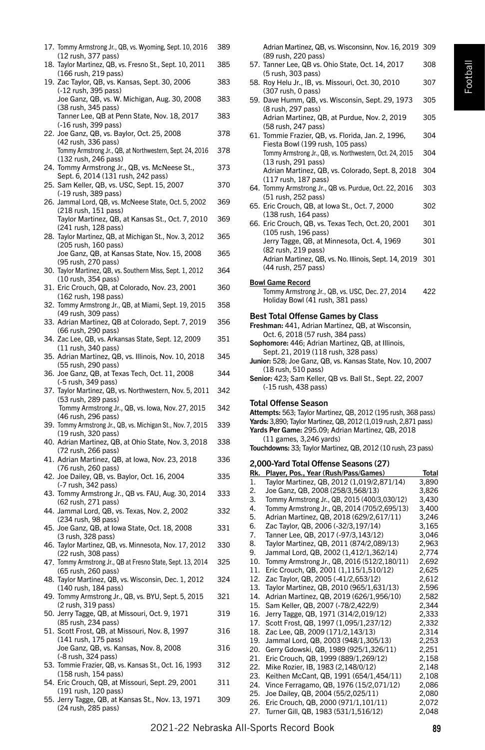17. Tommy Armstrong Jr., QB, vs. Wyoming, Sept. 10, 2016 389
(12 rush, 377 pass)
18. Taylor Martinez, QB, vs. Fresno St., Sept. 10, 2011 385
(166 rush, 219 pass)
19. Zac Taylor, QB, vs. Kansas, Sept. 30, 2006 383
(-12 rush, 395 pass)
Joe Ganz, QB, vs. W. Michigan, Aug. 30, 2008 383
(38 rush, 345 pass)
Tanner Lee, QB at Penn State, Nov. 18, 2017 383
(-16 rush, 399 pass)
22. Joe Ganz, QB, vs. Baylor, Oct. 25, 2008 378
(42 rush, 336 pass)
Tommy Armstrong Jr., QB, at Northwestern, Sept. 24, 2016 378
(132 rush, 246 pass)
24. Tommy Armstrong Jr., QB, vs. McNeese St., 373
Sept. 6, 2014 (131 rush, 242 pass)
25. Sam Keller, QB, vs. USC, Sept. 15, 2007 370
(-19 rush, 389 pass)
26. Jammal Lord, QB, vs. McNeese State, Oct. 5, 2002 369
(218 rush, 151 pass)
Taylor Martinez, QB, at Kansas St., Oct. 7, 2010 369
(241 rush, 128 pass)
28. Taylor Martinez, QB, at Michigan St., Nov. 3, 2012 365
(205 rush, 160 pass)
Joe Ganz, QB, at Kansas State, Nov. 15, 2008 365
(95 rush, 270 pass)
30. Taylor Martinez, QB, vs. Southern Miss, Sept. 1, 2012 364
(10 rush, 354 pass)
31. Eric Crouch, QB, at Colorado, Nov. 23, 2001 360
(162 rush, 198 pass)
32. Tommy Armstrong Jr., QB, at Miami, Sept. 19, 2015 358
(49 rush, 309 pass)
33. Adrian Martinez, QB at Colorado, Sept. 7, 2019 356
(66 rush, 290 pass)
34. Zac Lee, QB, vs. Arkansas State, Sept. 12, 2009 351
(11 rush, 340 pass)
35. Adrian Martinez, QB, vs. Illinois, Nov. 10, 2018 345
(55 rush, 290 pass)
36. Joe Ganz, QB, at Texas Tech, Oct. 11, 2008 344
(-5 rush, 349 pass)
37. Taylor Martinez, QB, vs. Northwestern, Nov. 5, 2011 342
(53 rush, 289 pass)
Tommy Armstrong Jr., QB, vs. Iowa, Nov. 27, 2015 342
(46 rush, 296 pass)
39. Tommy Armstrong Jr., QB, vs. Michigan St., Nov. 7, 2015 339
(19 rush, 320 pass)
40. Adrian Martinez, QB, at Ohio State, Nov. 3, 2018 338
(72 rush, 266 pass)
41. Adrian Martinez, QB, at Iowa, Nov. 23, 2018 336
(76 rush, 260 pass)
42. Joe Dailey, QB, vs. Baylor, Oct. 16, 2004 335
(-7 rush, 342 pass)
43. Tommy Armstrong Jr., QB vs. FAU, Aug. 30, 2014 333
(62 rush, 271 pass)
44. Jammal Lord, QB, vs. Texas, Nov. 2, 2002 332
(234 rush, 98 pass)
45. Joe Ganz, QB, at Iowa State, Oct. 18, 2008 331
(3 rush, 328 pass)
46. Taylor Martinez, QB, vs. Minnesota, Nov. 17, 2012 330
(22 rush, 308 pass)
47. Tommy Armstrong Jr., QB at Fresno State, Sept. 13, 2014 325
(65 rush, 260 pass)
48. Taylor Martinez, QB, vs. Wisconsin, Dec. 1, 2012 324
(140 rush, 184 pass)
49. Tommy Armstrong Jr., QB, vs. BYU, Sept. 5, 2015 321
(2 rush, 319 pass)
50. Jerry Tagge, QB, at Missouri, Oct. 9, 1971 319
(85 rush, 234 pass)
51. Scott Frost, QB, at Missouri, Nov. 8, 1997 316
(141 rush, 175 pass)
Joe Ganz, QB, vs. Kansas, Nov. 8, 2008 316
(-8 rush, 324 pass)
53. Tommie Frazier, QB, vs. Kansas St., Oct. 16, 1993 312
(158 rush, 154 pass)
54. Eric Crouch, QB, at Missouri, Sept. 29, 2001 311
(191 rush, 120 pass)
55. Jerry Tagge, QB, at Kansas St., Nov. 13, 1971 309
(24 rush, 285 pass)
Adrian Martinez, QB, vs. Wisconsinn, Nov. 16, 2019 309
(89 rush, 220 pass)
57. Tanner Lee, QB vs. Ohio State, Oct. 14, 2017 308
(5 rush, 303 pass)
58. Roy Helu Jr., IB, vs. Missouri, Oct. 30, 2010 307
(307 rush, 0 pass)
59. Dave Humm, QB, vs. Wisconsin, Sept. 29, 1973 305
(8 rush, 297 pass)
Adrian Martinez, QB, at Purdue, Nov. 2, 2019 305
(58 rush, 247 pass)
61. Tommie Frazier, QB, vs. Florida, Jan. 2, 1996, 304
Fiesta Bowl (199 rush, 105 pass)
Tommy Armstrong Jr., QB, vs. Northwestern, Oct. 24, 2015 304
(13 rush, 291 pass)
Adrian Martinez, QB, vs. Colorado, Sept. 8, 2018 304
(117 rush, 187 pass)
64. Tommy Armstrong Jr., QB vs. Purdue, Oct. 22, 2016 303
(51 rush, 252 pass)
65. Eric Crouch, QB, at Iowa St., Oct. 7, 2000 302
(138 rush, 164 pass)
66. Eric Crouch, QB, vs. Texas Tech, Oct. 20, 2001 301
(105 rush, 196 pass)
Jerry Tagge, QB, at Minnesota, Oct. 4, 1969 301
(82 rush, 219 pass)
Adrian Martinez, QB, vs. No. Illinois, Sept. 14, 2019 301
(44 rush, 257 pass)

**Bowl Game Record**
Tommy Armstrong Jr., QB, vs. USC, Dec. 27, 2014 422
Holiday Bowl (41 rush, 381 pass)

### Best Total Offense Games by Class

**Freshman:** 441, Adrian Martinez, QB, at Wisconsin, Oct. 6, 2018 (57 rush, 384 pass)
**Sophomore:** 446; Adrian Martinez, QB, at Illinois, Sept. 21, 2019 (118 rush, 328 pass)
**Junior:** 528; Joe Ganz, QB, vs. Kansas State, Nov. 10, 2007 (18 rush, 510 pass)
**Senior:** 423; Sam Keller, QB vs. Ball St., Sept. 22, 2007 (-15 rush, 438 pass)

### Total Offense Season

**Attempts:** 563; Taylor Martinez, QB, 2012 (195 rush, 368 pass)
**Yards:** 3,890; Taylor Martinez, QB, 2012 (1,019 rush, 2,871 pass)
**Yards Per Game:** 295.09; Adrian Martinez, QB, 2018 (11 games, 3,246 yards)
**Touchdowns:** 33; Taylor Martinez, QB, 2012 (10 rush, 23 pass)

### 2,000-Yard Total Offense Seasons (27)

| Rk. | Player, Pos., Year (Rush/Pass/Games) | Total |
|---|---|---|
| 1. | Taylor Martinez, QB, 2012 (1,019/2,871/14) | 3,890 |
| 2. | Joe Ganz, QB, 2008 (258/3,568/13) | 3,826 |
| 3. | Tommy Armstrong Jr., QB, 2015 (400/3,030/12) | 3,430 |
| 4. | Tommy Armstrong Jr., QB, 2014 (705/2,695/13) | 3,400 |
| 5. | Adrian Martinez, QB, 2018 (629/2,617/11) | 3,246 |
| 6. | Zac Taylor, QB, 2006 (-32/3,197/14) | 3,165 |
| 7. | Tanner Lee, QB, 2017 (-97/3,143/12) | 3,046 |
| 8. | Taylor Martinez, QB, 2011 (874/2,089/13) | 2,963 |
| 9. | Jammal Lord, QB, 2002 (1,412/1,362/14) | 2,774 |
| 10. | Tommy Armstrong Jr., QB, 2016 (512/2,180/11) | 2,692 |
| 11. | Eric Crouch, QB, 2001 (1,115/1,510/12) | 2,625 |
| 12. | Zac Taylor, QB, 2005 (-41/2,653/12) | 2,612 |
| 13. | Taylor Martinez, QB, 2010 (965/1,631/13) | 2,596 |
| 14. | Adrian Martinez, QB, 2019 (626/1,956/10) | 2,582 |
| 15. | Sam Keller, QB, 2007 (-78/2,422/9) | 2,344 |
| 16. | Jerry Tagge, QB, 1971 (314/2,019/12) | 2,333 |
| 17. | Scott Frost, QB, 1997 (1,095/1,237/12) | 2,332 |
| 18. | Zac Lee, QB, 2009 (171/2,143/13) | 2,314 |
| 19. | Jammal Lord, QB, 2003 (948/1,305/13) | 2,253 |
| 20. | Gerry Gdowski, QB, 1989 (925/1,326/11) | 2,251 |
| 21. | Eric Crouch, QB, 1999 (889/1,269/12) | 2,158 |
| 22. | Mike Rozier, IB, 1983 (2,148/0/12) | 2,148 |
| 23. | Keithen McCant, QB, 1991 (654/1,454/11) | 2,108 |
| 24. | Vince Ferragamo, QB, 1976 (15/2,071/12) | 2,086 |
| 25. | Joe Dailey, QB, 2004 (55/2,025/11) | 2,080 |
| 26. | Eric Crouch, QB, 2000 (971/1,101/11) | 2,072 |
| 27. | Turner Gill, QB, 1983 (531/1,516/12) | 2,048 |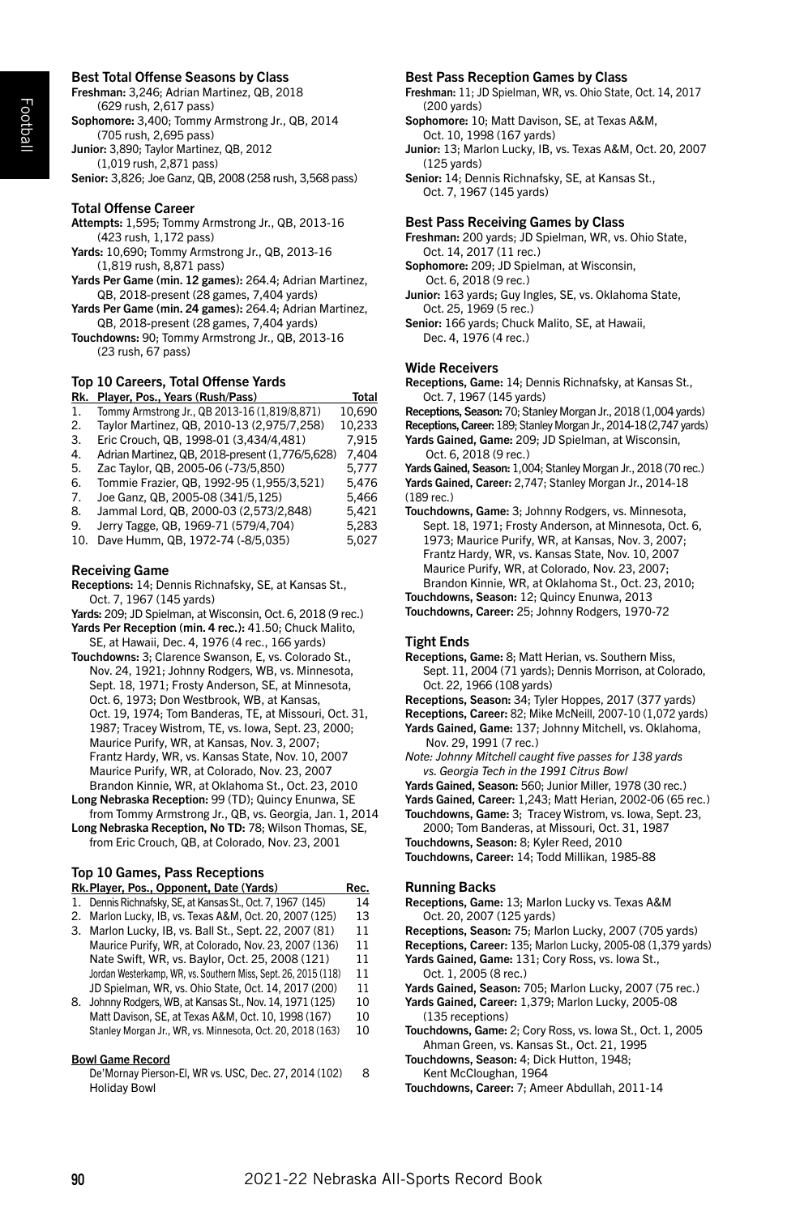### Best Total Offense Seasons by Class

**Freshman:** 3,246; Adrian Martinez, QB, 2018 (629 rush, 2,617 pass)
**Sophomore:** 3,400; Tommy Armstrong Jr., QB, 2014 (705 rush, 2,695 pass)
**Junior:** 3,890; Taylor Martinez, QB, 2012 (1,019 rush, 2,871 pass)
**Senior:** 3,826; Joe Ganz, QB, 2008 (258 rush, 3,568 pass)

### Total Offense Career

**Attempts:** 1,595; Tommy Armstrong Jr., QB, 2013-16 (423 rush, 1,172 pass)
**Yards:** 10,690; Tommy Armstrong Jr., QB, 2013-16 (1,819 rush, 8,871 pass)
**Yards Per Game (min. 12 games):** 264.4; Adrian Martinez, QB, 2018-present (28 games, 7,404 yards)
**Yards Per Game (min. 24 games):** 264.4; Adrian Martinez, QB, 2018-present (28 games, 7,404 yards)
**Touchdowns:** 90; Tommy Armstrong Jr., QB, 2013-16 (23 rush, 67 pass)

### Top 10 Careers, Total Offense Yards

| Rk. | Player, Pos., Years (Rush/Pass) | Total |
|---|---|---|
| 1. | Tommy Armstrong Jr., QB 2013-16 (1,819/8,871) | 10,690 |
| 2. | Taylor Martinez, QB, 2010-13 (2,975/7,258) | 10,233 |
| 3. | Eric Crouch, QB, 1998-01 (3,434/4,481) | 7,915 |
| 4. | Adrian Martinez, QB, 2018-present (1,776/5,628) | 7,404 |
| 5. | Zac Taylor, QB, 2005-06 (-73/5,850) | 5,777 |
| 6. | Tommie Frazier, QB, 1992-95 (1,955/3,521) | 5,476 |
| 7. | Joe Ganz, QB, 2005-08 (341/5,125) | 5,466 |
| 8. | Jammal Lord, QB, 2000-03 (2,573/2,848) | 5,421 |
| 9. | Jerry Tagge, QB, 1969-71 (579/4,704) | 5,283 |
| 10. | Dave Humm, QB, 1972-74 (-8/5,035) | 5,027 |

### Receiving Game

**Receptions:** 14; Dennis Richnafsky, SE, at Kansas St., Oct. 7, 1967 (145 yards)
**Yards:** 209; JD Spielman, at Wisconsin, Oct. 6, 2018 (9 rec.)
**Yards Per Reception (min. 4 rec.):** 41.50; Chuck Malito, SE, at Hawaii, Dec. 4, 1976 (4 rec., 166 yards)
**Touchdowns:** 3; Clarence Swanson, E, vs. Colorado St., Nov. 24, 1921; Johnny Rodgers, WB, vs. Minnesota, Sept. 18, 1971; Frosty Anderson, SE, at Minnesota, Oct. 6, 1973; Don Westbrook, WB, at Kansas, Oct. 19, 1974; Tom Banderas, TE, at Missouri, Oct. 31, 1987; Tracey Wistrom, TE, vs. Iowa, Sept. 23, 2000; Maurice Purify, WR, at Kansas, Nov. 3, 2007; Frantz Hardy, WR, vs. Kansas State, Nov. 10, 2007 Maurice Purify, WR, at Colorado, Nov. 23, 2007 Brandon Kinnie, WR, at Oklahoma St., Oct. 23, 2010
**Long Nebraska Reception:** 99 (TD); Quincy Enunwa, SE from Tommy Armstrong Jr., QB, vs. Georgia, Jan. 1, 2014
**Long Nebraska Reception, No TD:** 78; Wilson Thomas, SE, from Eric Crouch, QB, at Colorado, Nov. 23, 2001

### Top 10 Games, Pass Receptions

| Rk. | Player, Pos., Opponent, Date (Yards) | Rec. |
|---|---|---|
| 1. | Dennis Richnafsky, SE, at Kansas St., Oct. 7, 1967 (145) | 14 |
| 2. | Marlon Lucky, IB, vs. Texas A&M, Oct. 20, 2007 (125) | 13 |
| 3. | Marlon Lucky, IB, vs. Ball St., Sept. 22, 2007 (81) | 11 |
| | Maurice Purify, WR, at Colorado, Nov. 23, 2007 (136) | 11 |
| | Nate Swift, WR, vs. Baylor, Oct. 25, 2008 (121) | 11 |
| | Jordan Westerkamp, WR, vs. Southern Miss, Sept. 26, 2015 (118) | 11 |
| | JD Spielman, WR, vs. Ohio State, Oct. 14, 2017 (200) | 11 |
| 8. | Johnny Rodgers, WB, at Kansas St., Nov. 14, 1971 (125) | 10 |
| | Matt Davison, SE, at Texas A&M, Oct. 10, 1998 (167) | 10 |
| | Stanley Morgan Jr., WR, vs. Minnesota, Oct. 20, 2018 (163) | 10 |

**Bowl Game Record**

| | |
|---|---|
| De'Mornay Pierson-El, WR vs. USC, Dec. 27, 2014 (102) Holiday Bowl | 8 |

### Best Pass Reception Games by Class

**Freshman:** 11; JD Spielman, WR, vs. Ohio State, Oct. 14, 2017 (200 yards)
**Sophomore:** 10; Matt Davison, SE, at Texas A&M, Oct. 10, 1998 (167 yards)
**Junior:** 13; Marlon Lucky, IB, vs. Texas A&M, Oct. 20, 2007 (125 yards)
**Senior:** 14; Dennis Richnafsky, SE, at Kansas St., Oct. 7, 1967 (145 yards)

### Best Pass Receiving Games by Class

**Freshman:** 200 yards; JD Spielman, WR, vs. Ohio State, Oct. 14, 2017 (11 rec.)
**Sophomore:** 209; JD Spielman, at Wisconsin, Oct. 6, 2018 (9 rec.)
**Junior:** 163 yards; Guy Ingles, SE, vs. Oklahoma State, Oct. 25, 1969 (5 rec.)
**Senior:** 166 yards; Chuck Malito, SE, at Hawaii, Dec. 4, 1976 (4 rec.)

### Wide Receivers

**Receptions, Game:** 14; Dennis Richnafsky, at Kansas St., Oct. 7, 1967 (145 yards)
**Receptions, Season:** 70; Stanley Morgan Jr., 2018 (1,004 yards)
**Receptions, Career:** 189; Stanley Morgan Jr., 2014-18 (2,747 yards)
**Yards Gained, Game:** 209; JD Spielman, at Wisconsin, Oct. 6, 2018 (9 rec.)
**Yards Gained, Season:** 1,004; Stanley Morgan Jr., 2018 (70 rec.)
**Yards Gained, Career:** 2,747; Stanley Morgan Jr., 2014-18 (189 rec.)
**Touchdowns, Game:** 3; Johnny Rodgers, vs. Minnesota, Sept. 18, 1971; Frosty Anderson, at Minnesota, Oct. 6, 1973; Maurice Purify, WR, at Kansas, Nov. 3, 2007; Frantz Hardy, WR, vs. Kansas State, Nov. 10, 2007 Maurice Purify, WR, at Colorado, Nov. 23, 2007; Brandon Kinnie, WR, at Oklahoma St., Oct. 23, 2010;
**Touchdowns, Season:** 12; Quincy Enunwa, 2013
**Touchdowns, Career:** 25; Johnny Rodgers, 1970-72

### Tight Ends

**Receptions, Game:** 8; Matt Herian, vs. Southern Miss, Sept. 11, 2004 (71 yards); Dennis Morrison, at Colorado, Oct. 22, 1966 (108 yards)
**Receptions, Season:** 34; Tyler Hoppes, 2017 (377 yards)
**Receptions, Career:** 82; Mike McNeill, 2007-10 (1,072 yards)
**Yards Gained, Game:** 137; Johnny Mitchell, vs. Oklahoma, Nov. 29, 1991 (7 rec.)
*Note: Johnny Mitchell caught five passes for 138 yards vs. Georgia Tech in the 1991 Citrus Bowl*
**Yards Gained, Season:** 560; Junior Miller, 1978 (30 rec.)
**Yards Gained, Career:** 1,243; Matt Herian, 2002-06 (65 rec.)
**Touchdowns, Game:** 3; Tracey Wistrom, vs. Iowa, Sept. 23, 2000; Tom Banderas, at Missouri, Oct. 31, 1987
**Touchdowns, Season:** 8; Kyler Reed, 2010
**Touchdowns, Career:** 14; Todd Millikan, 1985-88

### Running Backs

**Receptions, Game:** 13; Marlon Lucky vs. Texas A&M Oct. 20, 2007 (125 yards)
**Receptions, Season:** 75; Marlon Lucky, 2007 (705 yards)
**Receptions, Career:** 135; Marlon Lucky, 2005-08 (1,379 yards)
**Yards Gained, Game:** 131; Cory Ross, vs. Iowa St., Oct. 1, 2005 (8 rec.)
**Yards Gained, Season:** 705; Marlon Lucky, 2007 (75 rec.)
**Yards Gained, Career:** 1,379; Marlon Lucky, 2005-08 (135 receptions)
**Touchdowns, Game:** 2; Cory Ross, vs. Iowa St., Oct. 1, 2005 Ahman Green, vs. Kansas St., Oct. 21, 1995
**Touchdowns, Season:** 4; Dick Hutton, 1948; Kent McCloughan, 1964
**Touchdowns, Career:** 7; Ameer Abdullah, 2011-14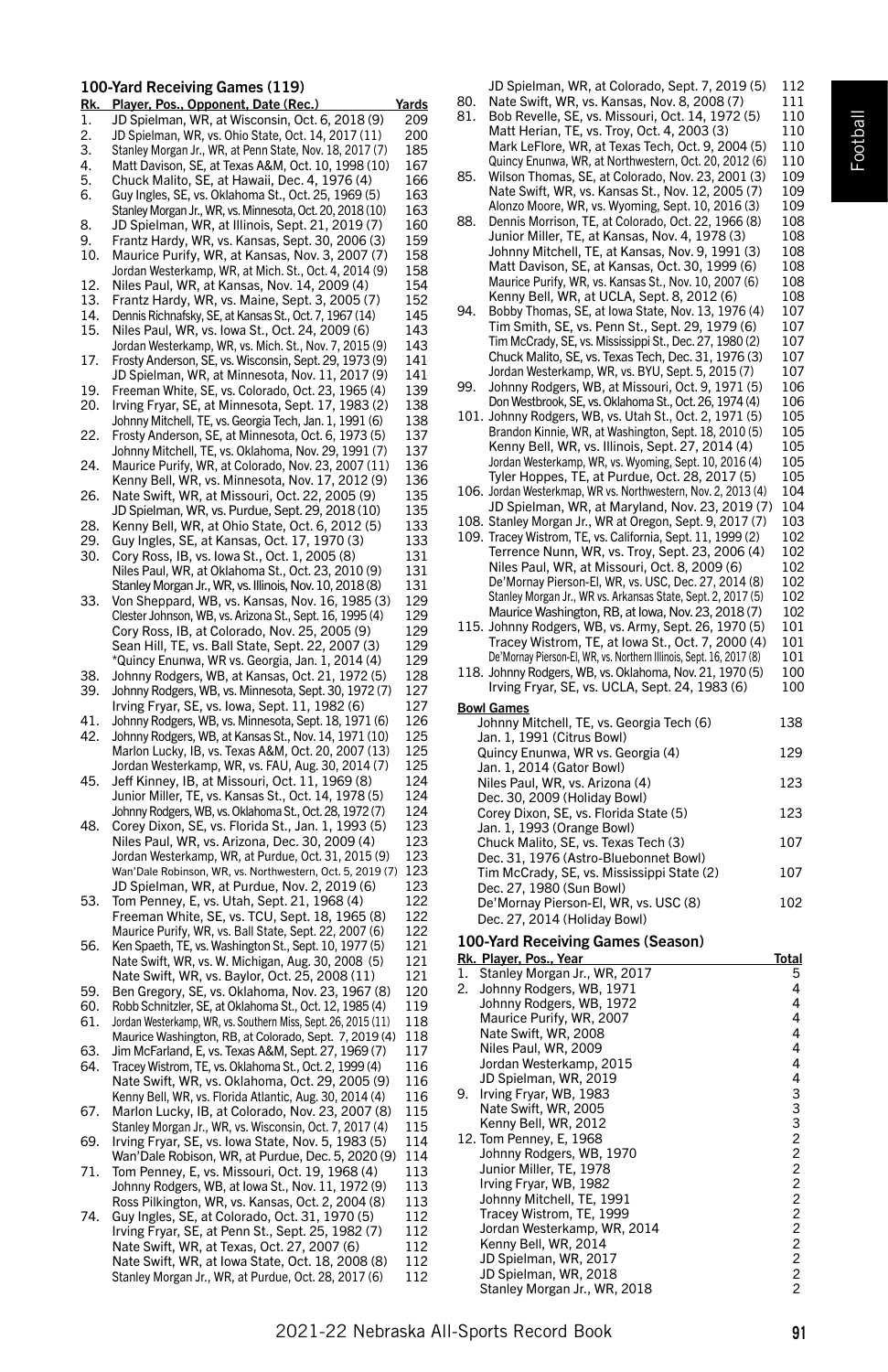## 100-Yard Receiving Games (119)

| Rk. | Player, Pos., Opponent, Date (Rec.) | Yards |
|---|---|---|
| 1. | JD Spielman, WR, at Wisconsin, Oct. 6, 2018 (9) | 209 |
| 2. | JD Spielman, WR, vs. Ohio State, Oct. 14, 2017 (11) | 200 |
| 3. | Stanley Morgan Jr., WR, at Penn State, Nov. 18, 2017 (7) | 185 |
| 4. | Matt Davison, SE, at Texas A&M, Oct. 10, 1998 (10) | 167 |
| 5. | Chuck Malito, SE, at Hawaii, Dec. 4, 1976 (4) | 166 |
| 6. | Guy Ingles, SE, vs. Oklahoma St., Oct. 25, 1969 (5) | 163 |
| | Stanley Morgan Jr., WR, vs. Minnesota, Oct. 20, 2018 (10) | 163 |
| 8. | JD Spielman, WR, at Illinois, Sept. 21, 2019 (7) | 160 |
| 9. | Frantz Hardy, WR, vs. Kansas, Sept. 30, 2006 (3) | 159 |
| 10. | Maurice Purify, WR, at Kansas, Nov. 3, 2007 (7) | 158 |
| | Jordan Westerkamp, WR, at Mich. St., Oct. 4, 2014 (9) | 158 |
| 12. | Niles Paul, WR, at Kansas, Nov. 14, 2009 (4) | 154 |
| 13. | Frantz Hardy, WR, vs. Maine, Sept. 3, 2005 (7) | 152 |
| 14. | Dennis Richnafsky, SE, at Kansas St., Oct. 7, 1967 (14) | 145 |
| 15. | Niles Paul, WR, vs. Iowa St., Oct. 24, 2009 (6) | 143 |
| | Jordan Westerkamp, WR, vs. Mich. St., Nov. 7, 2015 (9) | 143 |
| 17. | Frosty Anderson, SE, vs. Wisconsin, Sept. 29, 1973 (9) | 141 |
| | JD Spielman, WR, at Minnesota, Nov. 11, 2017 (9) | 141 |
| 19. | Freeman White, SE, vs. Colorado, Oct. 23, 1965 (4) | 139 |
| 20. | Irving Fryar, SE, at Minnesota, Sept. 17, 1983 (2) | 138 |
| | Johnny Mitchell, TE, vs. Georgia Tech, Jan. 1, 1991 (6) | 138 |
| 22. | Frosty Anderson, SE, at Minnesota, Oct. 6, 1973 (5) | 137 |
| | Johnny Mitchell, TE, vs. Oklahoma, Nov. 29, 1991 (7) | 137 |
| 24. | Maurice Purify, WR, at Colorado, Nov. 23, 2007 (11) | 136 |
| | Kenny Bell, WR, vs. Minnesota, Nov. 17, 2012 (9) | 136 |
| 26. | Nate Swift, WR, at Missouri, Oct. 22, 2005 (9) | 135 |
| | JD Spielman, WR, vs. Purdue, Sept. 29, 2018 (10) | 135 |
| 28. | Kenny Bell, WR, at Ohio State, Oct. 6, 2012 (5) | 133 |
| 29. | Guy Ingles, SE, at Kansas, Oct. 17, 1970 (3) | 133 |
| 30. | Cory Ross, IB, vs. Iowa St., Oct. 1, 2005 (8) | 131 |
| | Niles Paul, WR, at Oklahoma St., Oct. 23, 2010 (9) | 131 |
| | Stanley Morgan Jr., WR, vs. Illinois, Nov. 10, 2018 (8) | 131 |
| 33. | Von Sheppard, WB, vs. Kansas, Nov. 16, 1985 (3) | 129 |
| | Clester Johnson, WB, vs. Arizona St., Sept. 16, 1995 (4) | 129 |
| | Cory Ross, IB, at Colorado, Nov. 25, 2005 (9) | 129 |
| | Sean Hill, TE, vs. Ball State, Sept. 22, 2007 (3) | 129 |
| | *Quincy Enunwa, WR vs. Georgia, Jan. 1, 2014 (4) | 129 |
| 38. | Johnny Rodgers, WB, at Kansas, Oct. 21, 1972 (5) | 128 |
| 39. | Johnny Rodgers, WB, vs. Minnesota, Sept. 30, 1972 (7) | 127 |
| | Irving Fryar, SE, vs. Iowa, Sept. 11, 1982 (6) | 127 |
| 41. | Johnny Rodgers, WB, vs. Minnesota, Sept. 18, 1971 (6) | 126 |
| 42. | Johnny Rodgers, WB, at Kansas St., Nov. 14, 1971 (10) | 125 |
| | Marlon Lucky, IB, vs. Texas A&M, Oct. 20, 2007 (13) | 125 |
| | Jordan Westerkamp, WR, vs. FAU, Aug. 30, 2014 (7) | 125 |
| 45. | Jeff Kinney, IB, at Missouri, Oct. 11, 1969 (8) | 124 |
| | Junior Miller, TE, vs. Kansas St., Oct. 14, 1978 (5) | 124 |
| | Johnny Rodgers, WB, vs. Oklahoma St., Oct. 28, 1972 (7) | 124 |
| 48. | Corey Dixon, SE, vs. Florida St., Jan. 1, 1993 (5) | 123 |
| | Niles Paul, WR, vs. Arizona, Dec. 30, 2009 (4) | 123 |
| | Jordan Westerkamp, WR, at Purdue, Oct. 31, 2015 (9) | 123 |
| | Wan'Dale Robinson, WR, vs. Northwestern, Oct. 5, 2019 (7) | 123 |
| | JD Spielman, WR, at Purdue, Nov. 2, 2019 (6) | 123 |
| 53. | Tom Penney, E, vs. Utah, Sept. 21, 1968 (4) | 122 |
| | Freeman White, SE, vs. TCU, Sept. 18, 1965 (8) | 122 |
| | Maurice Purify, WR, vs. Ball State, Sept. 22, 2007 (6) | 122 |
| 56. | Ken Spaeth, TE, vs. Washington St., Sept. 10, 1977 (5) | 121 |
| | Nate Swift, WR, vs. W. Michigan, Aug. 30, 2008 (5) | 121 |
| | Nate Swift, WR, vs. Baylor, Oct. 25, 2008 (11) | 121 |
| 59. | Ben Gregory, SE, vs. Oklahoma, Nov. 23, 1967 (8) | 120 |
| 60. | Robb Schnitzler, SE, at Oklahoma St., Oct. 12, 1985 (4) | 119 |
| 61. | Jordan Westerkamp, WR, vs. Southern Miss, Sept. 26, 2015 (11) | 118 |
| | Maurice Washington, RB, at Colorado, Sept. 7, 2019 (4) | 118 |
| 63. | Jim McFarland, E, vs. Texas A&M, Sept. 27, 1969 (7) | 117 |
| 64. | Tracey Wistrom, TE, vs. Oklahoma St., Oct. 2, 1999 (4) | 116 |
| | Nate Swift, WR, vs. Oklahoma, Oct. 29, 2005 (9) | 116 |
| | Kenny Bell, WR, vs. Florida Atlantic, Aug. 30, 2014 (4) | 116 |
| 67. | Marlon Lucky, IB, at Colorado, Nov. 23, 2007 (8) | 115 |
| | Stanley Morgan Jr., WR, vs. Wisconsin, Oct. 7, 2017 (4) | 115 |
| 69. | Irving Fryar, SE, vs. Iowa State, Nov. 5, 1983 (5) | 114 |
| | Wan'Dale Robison, WR, at Purdue, Dec. 5, 2020 (9) | 114 |
| 71. | Tom Penney, E, vs. Missouri, Oct. 19, 1968 (4) | 113 |
| | Johnny Rodgers, WB, at Iowa St., Nov. 11, 1972 (9) | 113 |
| | Ross Pilkington, WR, vs. Kansas, Oct. 2, 2004 (8) | 113 |
| 74. | Guy Ingles, SE, at Colorado, Oct. 31, 1970 (5) | 112 |
| | Irving Fryar, SE, at Penn St., Sept. 25, 1982 (7) | 112 |
| | Nate Swift, WR, at Texas, Oct. 27, 2007 (6) | 112 |
| | Nate Swift, WR, at Iowa State, Oct. 18, 2008 (8) | 112 |
| | Stanley Morgan Jr., WR, at Purdue, Oct. 28, 2017 (6) | 112 |
| | JD Spielman, WR, at Colorado, Sept. 7, 2019 (5) | 112 |
| 80. | Nate Swift, WR, vs. Kansas, Nov. 8, 2008 (7) | 111 |
| 81. | Bob Revelle, SE, vs. Missouri, Oct. 14, 1972 (5) | 110 |
| | Matt Herian, TE, vs. Troy, Oct. 4, 2003 (3) | 110 |
| | Mark LeFlore, WR, at Texas Tech, Oct. 9, 2004 (5) | 110 |
| | Quincy Enunwa, WR, at Northwestern, Oct. 20, 2012 (6) | 110 |
| 85. | Wilson Thomas, SE, at Colorado, Nov. 23, 2001 (3) | 109 |
| | Nate Swift, WR, vs. Kansas St., Nov. 12, 2005 (7) | 109 |
| | Alonzo Moore, WR, vs. Wyoming, Sept. 10, 2016 (3) | 109 |
| 88. | Dennis Morrison, TE, at Colorado, Oct. 22, 1966 (8) | 108 |
| | Junior Miller, TE, at Kansas, Nov. 4, 1978 (3) | 108 |
| | Johnny Mitchell, TE, at Kansas, Nov. 9, 1991 (3) | 108 |
| | Matt Davison, SE, at Kansas, Oct. 30, 1999 (6) | 108 |
| | Maurice Purify, WR, vs. Kansas St., Nov. 10, 2007 (6) | 108 |
| | Kenny Bell, WR, at UCLA, Sept. 8, 2012 (6) | 108 |
| 94. | Bobby Thomas, SE, at Iowa State, Nov. 13, 1976 (4) | 107 |
| | Tim Smith, SE, vs. Penn St., Sept. 29, 1979 (6) | 107 |
| | Tim McCrady, SE, vs. Mississippi St., Dec. 27, 1980 (2) | 107 |
| | Chuck Malito, SE, vs. Texas Tech, Dec. 31, 1976 (3) | 107 |
| | Jordan Westerkamp, WR, vs. BYU, Sept. 5, 2015 (7) | 107 |
| 99. | Johnny Rodgers, WB, at Missouri, Oct. 9, 1971 (5) | 106 |
| | Don Westbrook, SE, vs. Oklahoma St., Oct. 26, 1974 (4) | 106 |
| 101. | Johnny Rodgers, WB, vs. Utah St., Oct. 2, 1971 (5) | 105 |
| | Brandon Kinnie, WR, at Washington, Sept. 18, 2010 (5) | 105 |
| | Kenny Bell, WR, vs. Illinois, Sept. 27, 2014 (4) | 105 |
| | Jordan Westerkamp, WR, vs. Wyoming, Sept. 10, 2016 (4) | 105 |
| | Tyler Hoppes, TE, at Purdue, Oct. 28, 2017 (5) | 105 |
| 106. | Jordan Westerkmap, WR vs. Northwestern, Nov. 2, 2013 (4) | 104 |
| | JD Spielman, WR, at Maryland, Nov. 23, 2019 (7) | 104 |
| 108. | Stanley Morgan Jr., WR at Oregon, Sept. 9, 2017 (7) | 103 |
| 109. | Tracey Wistrom, TE, vs. California, Sept. 11, 1999 (2) | 102 |
| | Terrence Nunn, WR, vs. Troy, Sept. 23, 2006 (4) | 102 |
| | Niles Paul, WR, at Missouri, Oct. 8, 2009 (6) | 102 |
| | De'Mornay Pierson-El, WR, vs. USC, Dec. 27, 2014 (8) | 102 |
| | Stanley Morgan Jr., WR vs. Arkansas State, Sept. 2, 2017 (5) | 102 |
| | Maurice Washington, RB, at Iowa, Nov. 23, 2018 (7) | 102 |
| 115. | Johnny Rodgers, WB, vs. Army, Sept. 26, 1970 (5) | 101 |
| | Tracey Wistrom, TE, at Iowa St., Oct. 7, 2000 (4) | 101 |
| | De'Mornay Pierson-El, WR, vs. Northern Illinois, Sept. 16, 2017 (8) | 101 |
| 118. | Johnny Rodgers, WB, vs. Oklahoma, Nov. 21, 1970 (5) | 100 |
| | Irving Fryar, SE, vs. UCLA, Sept. 24, 1983 (6) | 100 |

### Bowl Games

| Player, Pos., Opponent, Date, Bowl (Rec.) | Yards |
|---|---|
| Johnny Mitchell, TE, vs. Georgia Tech (6) Jan. 1, 1991 (Citrus Bowl) | 138 |
| Quincy Enunwa, WR vs. Georgia (4) Jan. 1, 2014 (Gator Bowl) | 129 |
| Niles Paul, WR, vs. Arizona (4) Dec. 30, 2009 (Holiday Bowl) | 123 |
| Corey Dixon, SE, vs. Florida State (5) Jan. 1, 1993 (Orange Bowl) | 123 |
| Chuck Malito, SE, vs. Texas Tech (3) Dec. 31, 1976 (Astro-Bluebonnet Bowl) | 107 |
| Tim McCrady, SE, vs. Mississippi State (2) Dec. 27, 1980 (Sun Bowl) | 107 |
| De'Mornay Pierson-El, WR, vs. USC (8) Dec. 27, 2014 (Holiday Bowl) | 102 |

## 100-Yard Receiving Games (Season)

| Rk. | Player, Pos., Year | Total |
|---|---|---|
| 1. | Stanley Morgan Jr., WR, 2017 | 5 |
| 2. | Johnny Rodgers, WB, 1971 | 4 |
| | Johnny Rodgers, WB, 1972 | 4 |
| | Maurice Purify, WR, 2007 | 4 |
| | Nate Swift, WR, 2008 | 4 |
| | Niles Paul, WR, 2009 | 4 |
| | Jordan Westerkamp, 2015 | 4 |
| | JD Spielman, WR, 2019 | 4 |
| 9. | Irving Fryar, WB, 1983 | 3 |
| | Nate Swift, WR, 2005 | 3 |
| | Kenny Bell, WR, 2012 | 3 |
| 12. | Tom Penney, E, 1968 | 2 |
| | Johnny Rodgers, WB, 1970 | 2 |
| | Junior Miller, TE, 1978 | 2 |
| | Irving Fryar, WB, 1982 | 2 |
| | Johnny Mitchell, TE, 1991 | 2 |
| | Tracey Wistrom, TE, 1999 | 2 |
| | Jordan Westerkamp, WR, 2014 | 2 |
| | Kenny Bell, WR, 2014 | 2 |
| | JD Spielman, WR, 2017 | 2 |
| | JD Spielman, WR, 2018 | 2 |
| | Stanley Morgan Jr., WR, 2018 | 2 |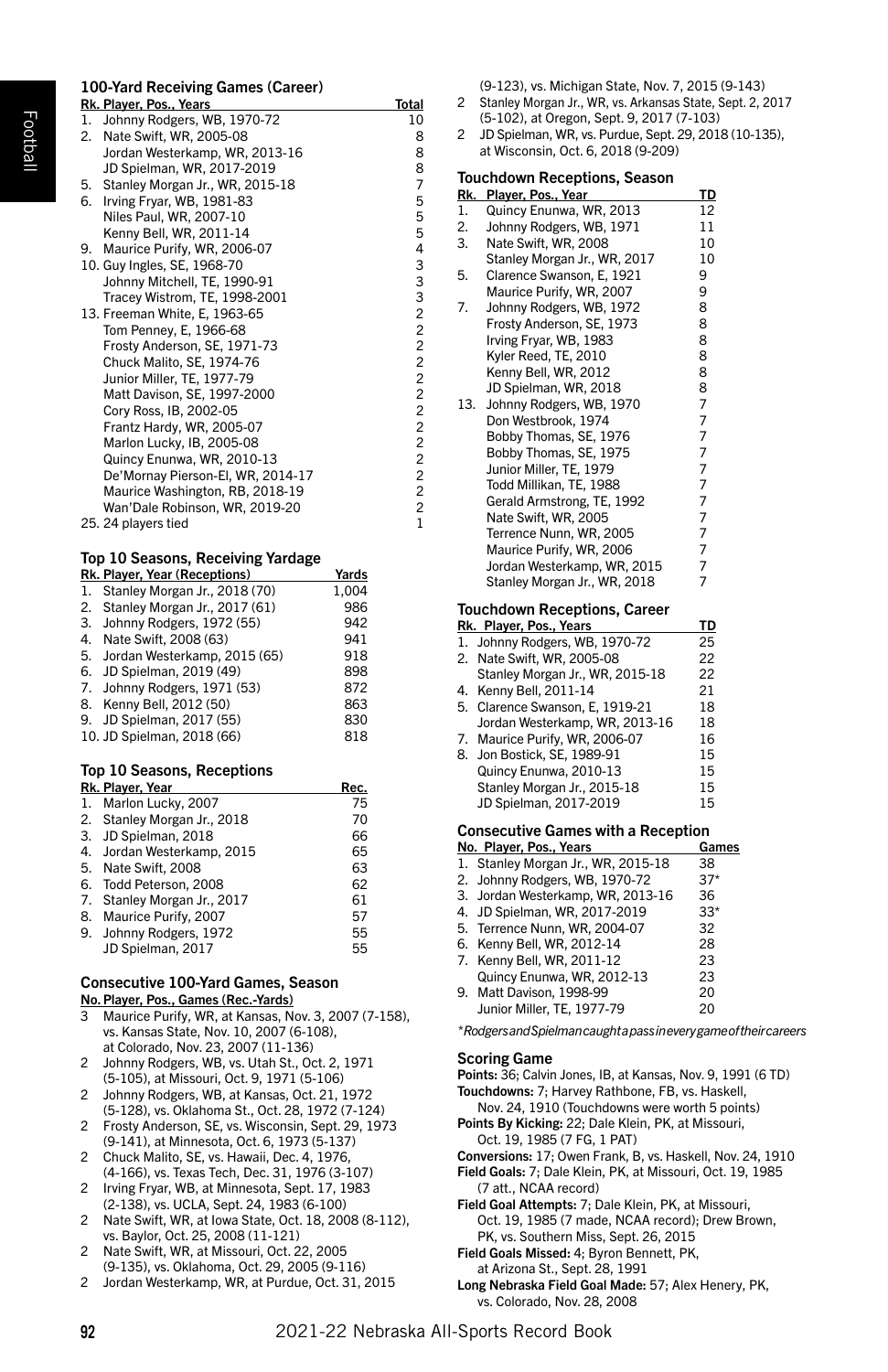### 100-Yard Receiving Games (Career)

| Rk. | Player, Pos., Years | Total |
|---|---|---|
| 1. | Johnny Rodgers, WB, 1970-72 | 10 |
| 2. | Nate Swift, WR, 2005-08 | 8 |
| | Jordan Westerkamp, WR, 2013-16 | 8 |
| | JD Spielman, WR, 2017-2019 | 8 |
| 5. | Stanley Morgan Jr., WR, 2015-18 | 7 |
| 6. | Irving Fryar, WB, 1981-83 | 5 |
| | Niles Paul, WR, 2007-10 | 5 |
| | Kenny Bell, WR, 2011-14 | 5 |
| 9. | Maurice Purify, WR, 2006-07 | 4 |
| 10. | Guy Ingles, SE, 1968-70 | 3 |
| | Johnny Mitchell, TE, 1990-91 | 3 |
| | Tracey Wistrom, TE, 1998-2001 | 3 |
| 13. | Freeman White, E, 1963-65 | 2 |
| | Tom Penney, E, 1966-68 | 2 |
| | Frosty Anderson, SE, 1971-73 | 2 |
| | Chuck Malito, SE, 1974-76 | 2 |
| | Junior Miller, TE, 1977-79 | 2 |
| | Matt Davison, SE, 1997-2000 | 2 |
| | Cory Ross, IB, 2002-05 | 2 |
| | Frantz Hardy, WR, 2005-07 | 2 |
| | Marlon Lucky, IB, 2005-08 | 2 |
| | Quincy Enunwa, WR, 2010-13 | 2 |
| | De'Mornay Pierson-El, WR, 2014-17 | 2 |
| | Maurice Washington, RB, 2018-19 | 2 |
| | Wan'Dale Robinson, WR, 2019-20 | 2 |
| 25. | 24 players tied | 1 |

### Top 10 Seasons, Receiving Yardage

| Rk. | Player, Year (Receptions) | Yards |
|---|---|---|
| 1. | Stanley Morgan Jr., 2018 (70) | 1,004 |
| 2. | Stanley Morgan Jr., 2017 (61) | 986 |
| 3. | Johnny Rodgers, 1972 (55) | 942 |
| 4. | Nate Swift, 2008 (63) | 941 |
| 5. | Jordan Westerkamp, 2015 (65) | 918 |
| 6. | JD Spielman, 2019 (49) | 898 |
| 7. | Johnny Rodgers, 1971 (53) | 872 |
| 8. | Kenny Bell, 2012 (50) | 863 |
| 9. | JD Spielman, 2017 (55) | 830 |
| 10. | JD Spielman, 2018 (66) | 818 |

### Top 10 Seasons, Receptions

| Rk. | Player, Year | Rec. |
|---|---|---|
| 1. | Marlon Lucky, 2007 | 75 |
| 2. | Stanley Morgan Jr., 2018 | 70 |
| 3. | JD Spielman, 2018 | 66 |
| 4. | Jordan Westerkamp, 2015 | 65 |
| 5. | Nate Swift, 2008 | 63 |
| 6. | Todd Peterson, 2008 | 62 |
| 7. | Stanley Morgan Jr., 2017 | 61 |
| 8. | Maurice Purify, 2007 | 57 |
| 9. | Johnny Rodgers, 1972 | 55 |
| | JD Spielman, 2017 | 55 |

### Consecutive 100-Yard Games, Season

**No. Player, Pos., Games (Rec.-Yards)**

- 3 Maurice Purify, WR, at Kansas, Nov. 3, 2007 (7-158), vs. Kansas State, Nov. 10, 2007 (6-108), at Colorado, Nov. 23, 2007 (11-136)
- 2 Johnny Rodgers, WB, vs. Utah St., Oct. 2, 1971 (5-105), at Missouri, Oct. 9, 1971 (5-106)
- 2 Johnny Rodgers, WB, at Kansas, Oct. 21, 1972 (5-128), vs. Oklahoma St., Oct. 28, 1972 (7-124)
- 2 Frosty Anderson, SE, vs. Wisconsin, Sept. 29, 1973 (9-141), at Minnesota, Oct. 6, 1973 (5-137)
- 2 Chuck Malito, SE, vs. Hawaii, Dec. 4, 1976, (4-166), vs. Texas Tech, Dec. 31, 1976 (3-107)
- 2 Irving Fryar, WB, at Minnesota, Sept. 17, 1983 (2-138), vs. UCLA, Sept. 24, 1983 (6-100)
- 2 Nate Swift, WR, at Iowa State, Oct. 18, 2008 (8-112), vs. Baylor, Oct. 25, 2008 (11-121)
- 2 Nate Swift, WR, at Missouri, Oct. 22, 2005 (9-135), vs. Oklahoma, Oct. 29, 2005 (9-116)
- 2 Jordan Westerkamp, WR, at Purdue, Oct. 31, 2015 (9-123), vs. Michigan State, Nov. 7, 2015 (9-143)
- 2 Stanley Morgan Jr., WR, vs. Arkansas State, Sept. 2, 2017 (5-102), at Oregon, Sept. 9, 2017 (7-103)
- 2 JD Spielman, WR, vs. Purdue, Sept. 29, 2018 (10-135), at Wisconsin, Oct. 6, 2018 (9-209)

### Touchdown Receptions, Season

| Rk. | Player, Pos., Year | TD |
|---|---|---|
| 1. | Quincy Enunwa, WR, 2013 | 12 |
| 2. | Johnny Rodgers, WB, 1971 | 11 |
| 3. | Nate Swift, WR, 2008 | 10 |
| | Stanley Morgan Jr., WR, 2017 | 10 |
| 5. | Clarence Swanson, E, 1921 | 9 |
| | Maurice Purify, WR, 2007 | 9 |
| 7. | Johnny Rodgers, WB, 1972 | 8 |
| | Frosty Anderson, SE, 1973 | 8 |
| | Irving Fryar, WB, 1983 | 8 |
| | Kyler Reed, TE, 2010 | 8 |
| | Kenny Bell, WR, 2012 | 8 |
| | JD Spielman, WR, 2018 | 8 |
| 13. | Johnny Rodgers, WB, 1970 | 7 |
| | Don Westbrook, 1974 | 7 |
| | Bobby Thomas, SE, 1976 | 7 |
| | Bobby Thomas, SE, 1975 | 7 |
| | Junior Miller, TE, 1979 | 7 |
| | Todd Millikan, TE, 1988 | 7 |
| | Gerald Armstrong, TE, 1992 | 7 |
| | Nate Swift, WR, 2005 | 7 |
| | Terrence Nunn, WR, 2005 | 7 |
| | Maurice Purify, WR, 2006 | 7 |
| | Jordan Westerkamp, WR, 2015 | 7 |
| | Stanley Morgan Jr., WR, 2018 | 7 |

### Touchdown Receptions, Career

| Rk. | Player, Pos., Years | TD |
|---|---|---|
| 1. | Johnny Rodgers, WB, 1970-72 | 25 |
| 2. | Nate Swift, WR, 2005-08 | 22 |
| | Stanley Morgan Jr., WR, 2015-18 | 22 |
| 4. | Kenny Bell, 2011-14 | 21 |
| 5. | Clarence Swanson, E, 1919-21 | 18 |
| | Jordan Westerkamp, WR, 2013-16 | 18 |
| 7. | Maurice Purify, WR, 2006-07 | 16 |
| 8. | Jon Bostick, SE, 1989-91 | 15 |
| | Quincy Enunwa, 2010-13 | 15 |
| | Stanley Morgan Jr., 2015-18 | 15 |
| | JD Spielman, 2017-2019 | 15 |

### Consecutive Games with a Reception

| No. | Player, Pos., Years | Games |
|---|---|---|
| 1. | Stanley Morgan Jr., WR, 2015-18 | 38 |
| 2. | Johnny Rodgers, WB, 1970-72 | 37* |
| 3. | Jordan Westerkamp, WR, 2013-16 | 36 |
| 4. | JD Spielman, WR, 2017-2019 | 33* |
| 5. | Terrence Nunn, WR, 2004-07 | 32 |
| 6. | Kenny Bell, WR, 2012-14 | 28 |
| 7. | Kenny Bell, WR, 2011-12 | 23 |
| | Quincy Enunwa, WR, 2012-13 | 23 |
| 9. | Matt Davison, 1998-99 | 20 |
| | Junior Miller, TE, 1977-79 | 20 |

*Rodgers and Spielman caught a pass in every game of their careers*

### Scoring Game

**Points:** 36; Calvin Jones, IB, at Kansas, Nov. 9, 1991 (6 TD)

**Touchdowns:** 7; Harvey Rathbone, FB, vs. Haskell, Nov. 24, 1910 (Touchdowns were worth 5 points)

**Points By Kicking:** 22; Dale Klein, PK, at Missouri, Oct. 19, 1985 (7 FG, 1 PAT)

**Conversions:** 17; Owen Frank, B, vs. Haskell, Nov. 24, 1910

**Field Goals:** 7; Dale Klein, PK, at Missouri, Oct. 19, 1985 (7 att., NCAA record)

**Field Goal Attempts:** 7; Dale Klein, PK, at Missouri, Oct. 19, 1985 (7 made, NCAA record); Drew Brown, PK, vs. Southern Miss, Sept. 26, 2015

**Field Goals Missed:** 4; Byron Bennett, PK, at Arizona St., Sept. 28, 1991

**Long Nebraska Field Goal Made:** 57; Alex Henery, PK, vs. Colorado, Nov. 28, 2008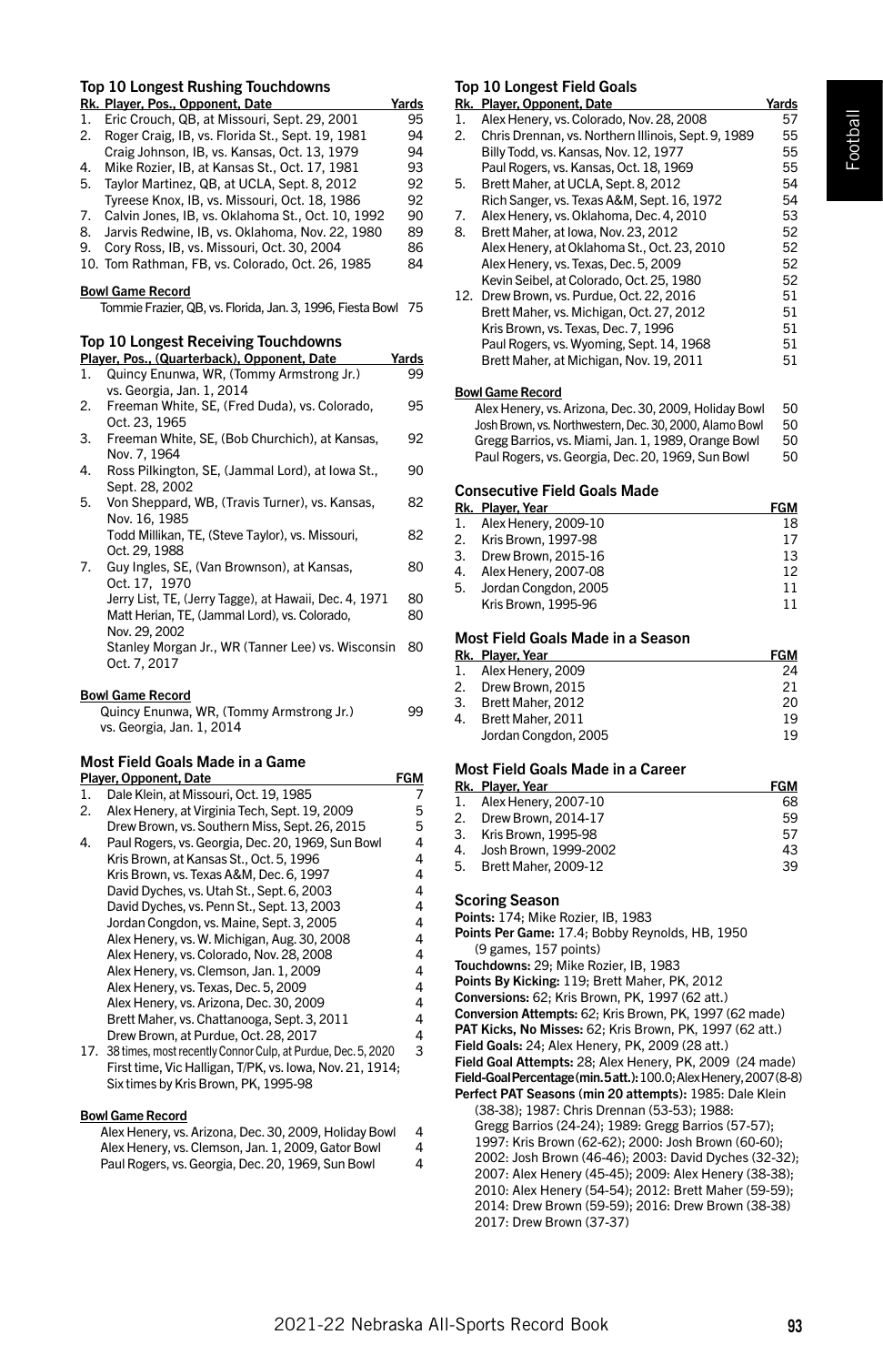### Top 10 Longest Rushing Touchdowns

| Rk. | Player, Pos., Opponent, Date | Yards |
|---|---|---|
| 1. | Eric Crouch, QB, at Missouri, Sept. 29, 2001 | 95 |
| 2. | Roger Craig, IB, vs. Florida St., Sept. 19, 1981 | 94 |
| | Craig Johnson, IB, vs. Kansas, Oct. 13, 1979 | 94 |
| 4. | Mike Rozier, IB, at Kansas St., Oct. 17, 1981 | 93 |
| 5. | Taylor Martinez, QB, at UCLA, Sept. 8, 2012 | 92 |
| | Tyreese Knox, IB, vs. Missouri, Oct. 18, 1986 | 92 |
| 7. | Calvin Jones, IB, vs. Oklahoma St., Oct. 10, 1992 | 90 |
| 8. | Jarvis Redwine, IB, vs. Oklahoma, Nov. 22, 1980 | 89 |
| 9. | Cory Ross, IB, vs. Missouri, Oct. 30, 2004 | 86 |
| 10. | Tom Rathman, FB, vs. Colorado, Oct. 26, 1985 | 84 |

**Bowl Game Record**

Tommie Frazier, QB, vs. Florida, Jan. 3, 1996, Fiesta Bowl 75

### Top 10 Longest Receiving Touchdowns

| | Player, Pos., (Quarterback), Opponent, Date | Yards |
|---|---|---|
| 1. | Quincy Enunwa, WR, (Tommy Armstrong Jr.) vs. Georgia, Jan. 1, 2014 | 99 |
| 2. | Freeman White, SE, (Fred Duda), vs. Colorado, Oct. 23, 1965 | 95 |
| 3. | Freeman White, SE, (Bob Churchich), at Kansas, Nov. 7, 1964 | 92 |
| 4. | Ross Pilkington, SE, (Jammal Lord), at Iowa St., Sept. 28, 2002 | 90 |
| 5. | Von Sheppard, WB, (Travis Turner), vs. Kansas, Nov. 16, 1985 | 82 |
| | Todd Millikan, TE, (Steve Taylor), vs. Missouri, Oct. 29, 1988 | 82 |
| 7. | Guy Ingles, SE, (Van Brownson), at Kansas, Oct. 17, 1970 | 80 |
| | Jerry List, TE, (Jerry Tagge), at Hawaii, Dec. 4, 1971 | 80 |
| | Matt Herian, TE, (Jammal Lord), vs. Colorado, Nov. 29, 2002 | 80 |
| | Stanley Morgan Jr., WR (Tanner Lee) vs. Wisconsin Oct. 7, 2017 | 80 |

**Bowl Game Record**

Quincy Enunwa, WR, (Tommy Armstrong Jr.) vs. Georgia, Jan. 1, 2014 99

### Most Field Goals Made in a Game

| | Player, Opponent, Date | FGM |
|---|---|---|
| 1. | Dale Klein, at Missouri, Oct. 19, 1985 | 7 |
| 2. | Alex Henery, at Virginia Tech, Sept. 19, 2009 | 5 |
| | Drew Brown, vs. Southern Miss, Sept. 26, 2015 | 5 |
| 4. | Paul Rogers, vs. Georgia, Dec. 20, 1969, Sun Bowl | 4 |
| | Kris Brown, at Kansas St., Oct. 5, 1996 | 4 |
| | Kris Brown, vs. Texas A&M, Dec. 6, 1997 | 4 |
| | David Dyches, vs. Utah St., Sept. 6, 2003 | 4 |
| | David Dyches, vs. Penn St., Sept. 13, 2003 | 4 |
| | Jordan Congdon, vs. Maine, Sept. 3, 2005 | 4 |
| | Alex Henery, vs. W. Michigan, Aug. 30, 2008 | 4 |
| | Alex Henery, vs. Colorado, Nov. 28, 2008 | 4 |
| | Alex Henery, vs. Clemson, Jan. 1, 2009 | 4 |
| | Alex Henery, vs. Texas, Dec. 5, 2009 | 4 |
| | Alex Henery, vs. Arizona, Dec. 30, 2009 | 4 |
| | Brett Maher, vs. Chattanooga, Sept. 3, 2011 | 4 |
| | Drew Brown, at Purdue, Oct. 28, 2017 | 4 |
| 17. | 38 times, most recently Connor Culp, at Purdue, Dec. 5, 2020 | 3 |
| | First time, Vic Halligan, T/PK, vs. Iowa, Nov. 21, 1914; Six times by Kris Brown, PK, 1995-98 | |

**Bowl Game Record**

| | |
|---|---|
| Alex Henery, vs. Arizona, Dec. 30, 2009, Holiday Bowl | 4 |
| Alex Henery, vs. Clemson, Jan. 1, 2009, Gator Bowl | 4 |
| Paul Rogers, vs. Georgia, Dec. 20, 1969, Sun Bowl | 4 |

### Top 10 Longest Field Goals

| Rk. | Player, Opponent, Date | Yards |
|---|---|---|
| 1. | Alex Henery, vs. Colorado, Nov. 28, 2008 | 57 |
| 2. | Chris Drennan, vs. Northern Illinois, Sept. 9, 1989 | 55 |
| | Billy Todd, vs. Kansas, Nov. 12, 1977 | 55 |
| | Paul Rogers, vs. Kansas, Oct. 18, 1969 | 55 |
| 5. | Brett Maher, at UCLA, Sept. 8, 2012 | 54 |
| | Rich Sanger, vs. Texas A&M, Sept. 16, 1972 | 54 |
| 7. | Alex Henery, vs. Oklahoma, Dec. 4, 2010 | 53 |
| 8. | Brett Maher, at Iowa, Nov. 23, 2012 | 52 |
| | Alex Henery, at Oklahoma St., Oct. 23, 2010 | 52 |
| | Alex Henery, vs. Texas, Dec. 5, 2009 | 52 |
| | Kevin Seibel, at Colorado, Oct. 25, 1980 | 52 |
| 12. | Drew Brown, vs. Purdue, Oct. 22, 2016 | 51 |
| | Brett Maher, vs. Michigan, Oct. 27, 2012 | 51 |
| | Kris Brown, vs. Texas, Dec. 7, 1996 | 51 |
| | Paul Rogers, vs. Wyoming, Sept. 14, 1968 | 51 |
| | Brett Maher, at Michigan, Nov. 19, 2011 | 51 |

**Bowl Game Record**

| | |
|---|---|
| Alex Henery, vs. Arizona, Dec. 30, 2009, Holiday Bowl | 50 |
| Josh Brown, vs. Northwestern, Dec. 30, 2000, Alamo Bowl | 50 |
| Gregg Barrios, vs. Miami, Jan. 1, 1989, Orange Bowl | 50 |
| Paul Rogers, vs. Georgia, Dec. 20, 1969, Sun Bowl | 50 |

### Consecutive Field Goals Made

| Rk. | Player, Year | FGM |
|---|---|---|
| 1. | Alex Henery, 2009-10 | 18 |
| 2. | Kris Brown, 1997-98 | 17 |
| 3. | Drew Brown, 2015-16 | 13 |
| 4. | Alex Henery, 2007-08 | 12 |
| 5. | Jordan Congdon, 2005 | 11 |
| | Kris Brown, 1995-96 | 11 |

### Most Field Goals Made in a Season

| Rk. | Player, Year | FGM |
|---|---|---|
| 1. | Alex Henery, 2009 | 24 |
| 2. | Drew Brown, 2015 | 21 |
| 3. | Brett Maher, 2012 | 20 |
| 4. | Brett Maher, 2011 | 19 |
| | Jordan Congdon, 2005 | 19 |

### Most Field Goals Made in a Career

| Rk. | Player, Year | FGM |
|---|---|---|
| 1. | Alex Henery, 2007-10 | 68 |
| 2. | Drew Brown, 2014-17 | 59 |
| 3. | Kris Brown, 1995-98 | 57 |
| 4. | Josh Brown, 1999-2002 | 43 |
| 5. | Brett Maher, 2009-12 | 39 |

### Scoring Season

**Points:** 174; Mike Rozier, IB, 1983
**Points Per Game:** 17.4; Bobby Reynolds, HB, 1950 (9 games, 157 points)
**Touchdowns:** 29; Mike Rozier, IB, 1983
**Points By Kicking:** 119; Brett Maher, PK, 2012
**Conversions:** 62; Kris Brown, PK, 1997 (62 att.)
**Conversion Attempts:** 62; Kris Brown, PK, 1997 (62 made)
**PAT Kicks, No Misses:** 62; Kris Brown, PK, 1997 (62 att.)
**Field Goals:** 24; Alex Henery, PK, 2009 (28 att.)
**Field Goal Attempts:** 28; Alex Henery, PK, 2009 (24 made)
**Field-Goal Percentage (min. 5 att.):** 100.0; Alex Henery, 2007 (8-8)
**Perfect PAT Seasons (min 20 attempts):** 1985: Dale Klein (38-38); 1987: Chris Drennan (53-53); 1988: Gregg Barrios (24-24); 1989: Gregg Barrios (57-57); 1997: Kris Brown (62-62); 2000: Josh Brown (60-60); 2002: Josh Brown (46-46); 2003: David Dyches (32-32); 2007: Alex Henery (45-45); 2009: Alex Henery (38-38); 2010: Alex Henery (54-54); 2012: Brett Maher (59-59); 2014: Drew Brown (59-59); 2016: Drew Brown (38-38) 2017: Drew Brown (37-37)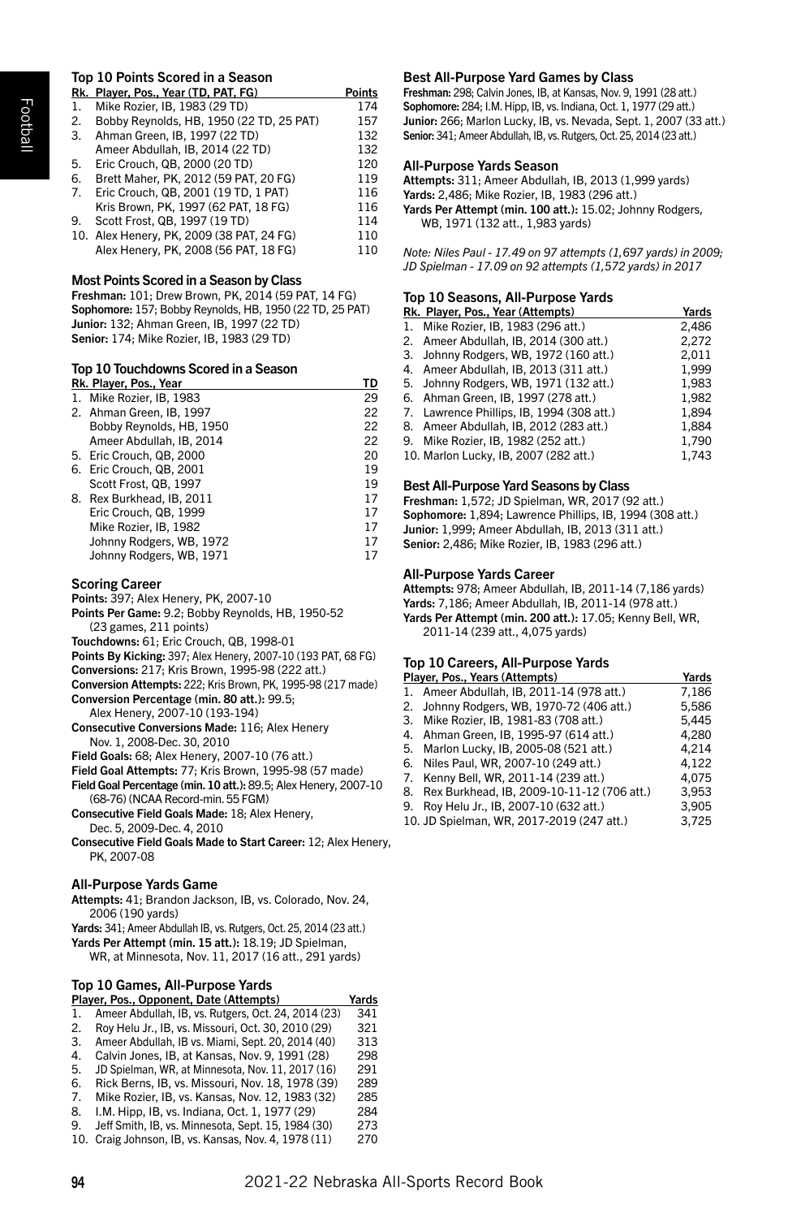### Top 10 Points Scored in a Season

| Rk. | Player, Pos., Year (TD, PAT, FG) | Points |
|---|---|---|
| 1. | Mike Rozier, IB, 1983 (29 TD) | 174 |
| 2. | Bobby Reynolds, HB, 1950 (22 TD, 25 PAT) | 157 |
| 3. | Ahman Green, IB, 1997 (22 TD) | 132 |
| | Ameer Abdullah, IB, 2014 (22 TD) | 132 |
| 5. | Eric Crouch, QB, 2000 (20 TD) | 120 |
| 6. | Brett Maher, PK, 2012 (59 PAT, 20 FG) | 119 |
| 7. | Eric Crouch, QB, 2001 (19 TD, 1 PAT) | 116 |
| | Kris Brown, PK, 1997 (62 PAT, 18 FG) | 116 |
| 9. | Scott Frost, QB, 1997 (19 TD) | 114 |
| 10. | Alex Henery, PK, 2009 (38 PAT, 24 FG) | 110 |
| | Alex Henery, PK, 2008 (56 PAT, 18 FG) | 110 |

### Most Points Scored in a Season by Class

**Freshman:** 101; Drew Brown, PK, 2014 (59 PAT, 14 FG)
**Sophomore:** 157; Bobby Reynolds, HB, 1950 (22 TD, 25 PAT)
**Junior:** 132; Ahman Green, IB, 1997 (22 TD)
**Senior:** 174; Mike Rozier, IB, 1983 (29 TD)

### Top 10 Touchdowns Scored in a Season

| Rk. | Player, Pos., Year | TD |
|---|---|---|
| 1. | Mike Rozier, IB, 1983 | 29 |
| 2. | Ahman Green, IB, 1997 | 22 |
| | Bobby Reynolds, HB, 1950 | 22 |
| | Ameer Abdullah, IB, 2014 | 22 |
| 5. | Eric Crouch, QB, 2000 | 20 |
| 6. | Eric Crouch, QB, 2001 | 19 |
| | Scott Frost, QB, 1997 | 19 |
| 8. | Rex Burkhead, IB, 2011 | 17 |
| | Eric Crouch, QB, 1999 | 17 |
| | Mike Rozier, IB, 1982 | 17 |
| | Johnny Rodgers, WB, 1972 | 17 |
| | Johnny Rodgers, WB, 1971 | 17 |

### Scoring Career

**Points:** 397; Alex Henery, PK, 2007-10
**Points Per Game:** 9.2; Bobby Reynolds, HB, 1950-52 (23 games, 211 points)
**Touchdowns:** 61; Eric Crouch, QB, 1998-01
**Points By Kicking:** 397; Alex Henery, 2007-10 (193 PAT, 68 FG)
**Conversions:** 217; Kris Brown, 1995-98 (222 att.)
**Conversion Attempts:** 222; Kris Brown, 1995-98 (217 made)
**Conversion Percentage (min. 80 att.):** 99.5; Alex Henery, 2007-10 (193-194)
**Consecutive Conversions Made:** 116; Alex Henery Nov. 1, 2008-Dec. 30, 2010
**Field Goals:** 68; Alex Henery, 2007-10 (76 att.)
**Field Goal Attempts:** 77; Kris Brown, 1995-98 (57 made)
**Field Goal Percentage (min. 10 att.):** 89.5; Alex Henery, 2007-10 (68-76) (NCAA Record-min. 55 FGM)
**Consecutive Field Goals Made:** 18; Alex Henery, Dec. 5, 2009-Dec. 4, 2010
**Consecutive Field Goals Made to Start Career:** 12; Alex Henery, PK, 2007-08

### All-Purpose Yards Game

**Attempts:** 41; Brandon Jackson, IB, vs. Colorado, Nov. 24, 2006 (190 yards)
**Yards:** 341; Ameer Abdullah IB, vs. Rutgers, Oct. 25, 2014 (23 att.)
**Yards Per Attempt (min. 15 att.):** 18.19; JD Spielman, WR, at Minnesota, Nov. 11, 2017 (16 att., 291 yards)

### Top 10 Games, All-Purpose Yards

| | Player, Pos., Opponent, Date (Attempts) | Yards |
|---|---|---|
| 1. | Ameer Abdullah, IB, vs. Rutgers, Oct. 24, 2014 (23) | 341 |
| 2. | Roy Helu Jr., IB, vs. Missouri, Oct. 30, 2010 (29) | 321 |
| 3. | Ameer Abdullah, IB vs. Miami, Sept. 20, 2014 (40) | 313 |
| 4. | Calvin Jones, IB, at Kansas, Nov. 9, 1991 (28) | 298 |
| 5. | JD Spielman, WR, at Minnesota, Nov. 11, 2017 (16) | 291 |
| 6. | Rick Berns, IB, vs. Missouri, Nov. 18, 1978 (39) | 289 |
| 7. | Mike Rozier, IB, vs. Kansas, Nov. 12, 1983 (32) | 285 |
| 8. | I.M. Hipp, IB, vs. Indiana, Oct. 1, 1977 (29) | 284 |
| 9. | Jeff Smith, IB, vs. Minnesota, Sept. 15, 1984 (30) | 273 |
| 10. | Craig Johnson, IB, vs. Kansas, Nov. 4, 1978 (11) | 270 |

### Best All-Purpose Yard Games by Class

**Freshman:** 298; Calvin Jones, IB, at Kansas, Nov. 9, 1991 (28 att.)
**Sophomore:** 284; I.M. Hipp, IB, vs. Indiana, Oct. 1, 1977 (29 att.)
**Junior:** 266; Marlon Lucky, IB, vs. Nevada, Sept. 1, 2007 (33 att.)
**Senior:** 341; Ameer Abdullah, IB, vs. Rutgers, Oct. 25, 2014 (23 att.)

### All-Purpose Yards Season

**Attempts:** 311; Ameer Abdullah, IB, 2013 (1,999 yards)
**Yards:** 2,486; Mike Rozier, IB, 1983 (296 att.)
**Yards Per Attempt (min. 100 att.):** 15.02; Johnny Rodgers, WB, 1971 (132 att., 1,983 yards)

*Note: Niles Paul - 17.49 on 97 attempts (1,697 yards) in 2009; JD Spielman - 17.09 on 92 attempts (1,572 yards) in 2017*

### Top 10 Seasons, All-Purpose Yards

| Rk. | Player, Pos., Year (Attempts) | Yards |
|---|---|---|
| 1. | Mike Rozier, IB, 1983 (296 att.) | 2,486 |
| 2. | Ameer Abdullah, IB, 2014 (300 att.) | 2,272 |
| 3. | Johnny Rodgers, WB, 1972 (160 att.) | 2,011 |
| 4. | Ameer Abdullah, IB, 2013 (311 att.) | 1,999 |
| 5. | Johnny Rodgers, WB, 1971 (132 att.) | 1,983 |
| 6. | Ahman Green, IB, 1997 (278 att.) | 1,982 |
| 7. | Lawrence Phillips, IB, 1994 (308 att.) | 1,894 |
| 8. | Ameer Abdullah, IB, 2012 (283 att.) | 1,884 |
| 9. | Mike Rozier, IB, 1982 (252 att.) | 1,790 |
| 10. | Marlon Lucky, IB, 2007 (282 att.) | 1,743 |

### Best All-Purpose Yard Seasons by Class

**Freshman:** 1,572; JD Spielman, WR, 2017 (92 att.)
**Sophomore:** 1,894; Lawrence Phillips, IB, 1994 (308 att.)
**Junior:** 1,999; Ameer Abdullah, IB, 2013 (311 att.)
**Senior:** 2,486; Mike Rozier, IB, 1983 (296 att.)

### All-Purpose Yards Career

**Attempts:** 978; Ameer Abdullah, IB, 2011-14 (7,186 yards)
**Yards:** 7,186; Ameer Abdullah, IB, 2011-14 (978 att.)
**Yards Per Attempt (min. 200 att.):** 17.05; Kenny Bell, WR, 2011-14 (239 att., 4,075 yards)

### Top 10 Careers, All-Purpose Yards

| | Player, Pos., Years (Attempts) | Yards |
|---|---|---|
| 1. | Ameer Abdullah, IB, 2011-14 (978 att.) | 7,186 |
| 2. | Johnny Rodgers, WB, 1970-72 (406 att.) | 5,586 |
| 3. | Mike Rozier, IB, 1981-83 (708 att.) | 5,445 |
| 4. | Ahman Green, IB, 1995-97 (614 att.) | 4,280 |
| 5. | Marlon Lucky, IB, 2005-08 (521 att.) | 4,214 |
| 6. | Niles Paul, WR, 2007-10 (249 att.) | 4,122 |
| 7. | Kenny Bell, WR, 2011-14 (239 att.) | 4,075 |
| 8. | Rex Burkhead, IB, 2009-10-11-12 (706 att.) | 3,953 |
| 9. | Roy Helu Jr., IB, 2007-10 (632 att.) | 3,905 |
| 10. | JD Spielman, WR, 2017-2019 (247 att.) | 3,725 |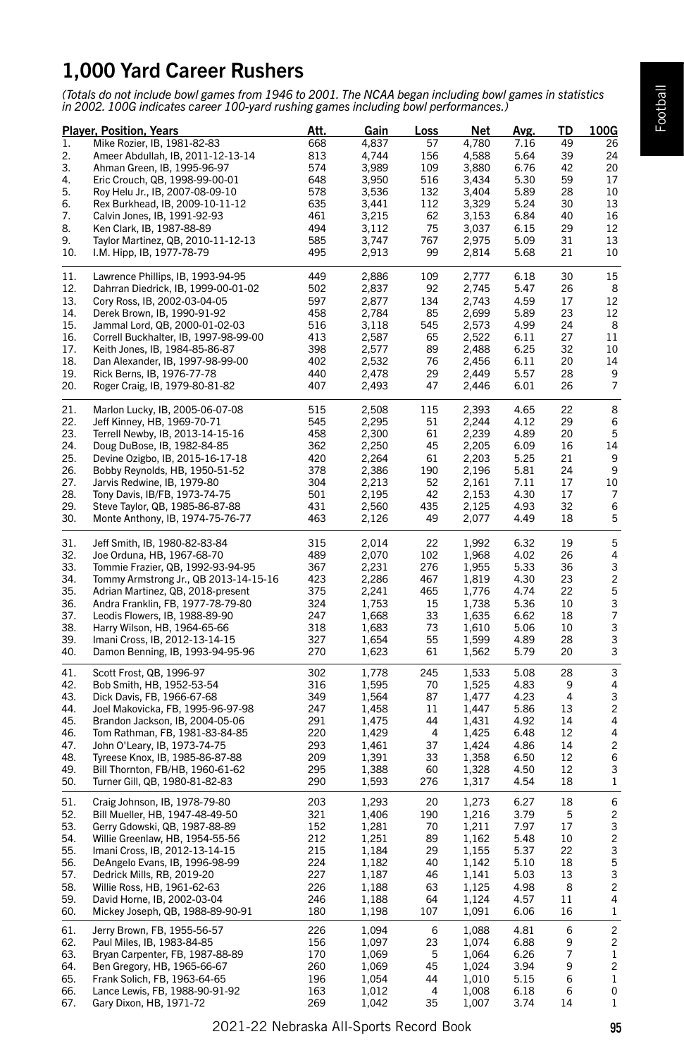# 1,000 Yard Career Rushers

*(Totals do not include bowl games from 1946 to 2001. The NCAA began including bowl games in statistics in 2002. 100G indicates career 100-yard rushing games including bowl performances.)*

| | Player, Position, Years | Att. | Gain | Loss | Net | Avg. | TD | 100G |
|---|---|---|---|---|---|---|---|---|
| 1. | Mike Rozier, IB, 1981-82-83 | 668 | 4,837 | 57 | 4,780 | 7.16 | 49 | 26 |
| 2. | Ameer Abdullah, IB, 2011-12-13-14 | 813 | 4,744 | 156 | 4,588 | 5.64 | 39 | 24 |
| 3. | Ahman Green, IB, 1995-96-97 | 574 | 3,989 | 109 | 3,880 | 6.76 | 42 | 20 |
| 4. | Eric Crouch, QB, 1998-99-00-01 | 648 | 3,950 | 516 | 3,434 | 5.30 | 59 | 17 |
| 5. | Roy Helu Jr., IB, 2007-08-09-10 | 578 | 3,536 | 132 | 3,404 | 5.89 | 28 | 10 |
| 6. | Rex Burkhead, IB, 2009-10-11-12 | 635 | 3,441 | 112 | 3,329 | 5.24 | 30 | 13 |
| 7. | Calvin Jones, IB, 1991-92-93 | 461 | 3,215 | 62 | 3,153 | 6.84 | 40 | 16 |
| 8. | Ken Clark, IB, 1987-88-89 | 494 | 3,112 | 75 | 3,037 | 6.15 | 29 | 12 |
| 9. | Taylor Martinez, QB, 2010-11-12-13 | 585 | 3,747 | 767 | 2,975 | 5.09 | 31 | 13 |
| 10. | I.M. Hipp, IB, 1977-78-79 | 495 | 2,913 | 99 | 2,814 | 5.68 | 21 | 10 |
| 11. | Lawrence Phillips, IB, 1993-94-95 | 449 | 2,886 | 109 | 2,777 | 6.18 | 30 | 15 |
| 12. | Dahrran Diedrick, IB, 1999-00-01-02 | 502 | 2,837 | 92 | 2,745 | 5.47 | 26 | 8 |
| 13. | Cory Ross, IB, 2002-03-04-05 | 597 | 2,877 | 134 | 2,743 | 4.59 | 17 | 12 |
| 14. | Derek Brown, IB, 1990-91-92 | 458 | 2,784 | 85 | 2,699 | 5.89 | 23 | 12 |
| 15. | Jammal Lord, QB, 2000-01-02-03 | 516 | 3,118 | 545 | 2,573 | 4.99 | 24 | 8 |
| 16. | Correll Buckhalter, IB, 1997-98-99-00 | 413 | 2,587 | 65 | 2,522 | 6.11 | 27 | 11 |
| 17. | Keith Jones, IB, 1984-85-86-87 | 398 | 2,577 | 89 | 2,488 | 6.25 | 32 | 10 |
| 18. | Dan Alexander, IB, 1997-98-99-00 | 402 | 2,532 | 76 | 2,456 | 6.11 | 20 | 14 |
| 19. | Rick Berns, IB, 1976-77-78 | 440 | 2,478 | 29 | 2,449 | 5.57 | 28 | 9 |
| 20. | Roger Craig, IB, 1979-80-81-82 | 407 | 2,493 | 47 | 2,446 | 6.01 | 26 | 7 |
| 21. | Marlon Lucky, IB, 2005-06-07-08 | 515 | 2,508 | 115 | 2,393 | 4.65 | 22 | 8 |
| 22. | Jeff Kinney, HB, 1969-70-71 | 545 | 2,295 | 51 | 2,244 | 4.12 | 29 | 6 |
| 23. | Terrell Newby, IB, 2013-14-15-16 | 458 | 2,300 | 61 | 2,239 | 4.89 | 20 | 5 |
| 24. | Doug DuBose, IB, 1982-84-85 | 362 | 2,250 | 45 | 2,205 | 6.09 | 16 | 14 |
| 25. | Devine Ozigbo, IB, 2015-16-17-18 | 420 | 2,264 | 61 | 2,203 | 5.25 | 21 | 9 |
| 26. | Bobby Reynolds, HB, 1950-51-52 | 378 | 2,386 | 190 | 2,196 | 5.81 | 24 | 9 |
| 27. | Jarvis Redwine, IB, 1979-80 | 304 | 2,213 | 52 | 2,161 | 7.11 | 17 | 10 |
| 28. | Tony Davis, IB/FB, 1973-74-75 | 501 | 2,195 | 42 | 2,153 | 4.30 | 17 | 7 |
| 29. | Steve Taylor, QB, 1985-86-87-88 | 431 | 2,560 | 435 | 2,125 | 4.93 | 32 | 6 |
| 30. | Monte Anthony, IB, 1974-75-76-77 | 463 | 2,126 | 49 | 2,077 | 4.49 | 18 | 5 |
| 31. | Jeff Smith, IB, 1980-82-83-84 | 315 | 2,014 | 22 | 1,992 | 6.32 | 19 | 5 |
| 32. | Joe Orduna, HB, 1967-68-70 | 489 | 2,070 | 102 | 1,968 | 4.02 | 26 | 4 |
| 33. | Tommie Frazier, QB, 1992-93-94-95 | 367 | 2,231 | 276 | 1,955 | 5.33 | 36 | 3 |
| 34. | Tommy Armstrong Jr., QB 2013-14-15-16 | 423 | 2,286 | 467 | 1,819 | 4.30 | 23 | 2 |
| 35. | Adrian Martinez, QB, 2018-present | 375 | 2,241 | 465 | 1,776 | 4.74 | 22 | 5 |
| 36. | Andra Franklin, FB, 1977-78-79-80 | 324 | 1,753 | 15 | 1,738 | 5.36 | 10 | 3 |
| 37. | Leodis Flowers, IB, 1988-89-90 | 247 | 1,668 | 33 | 1,635 | 6.62 | 18 | 7 |
| 38. | Harry Wilson, HB, 1964-65-66 | 318 | 1,683 | 73 | 1,610 | 5.06 | 10 | 3 |
| 39. | Imani Cross, IB, 2012-13-14-15 | 327 | 1,654 | 55 | 1,599 | 4.89 | 28 | 3 |
| 40. | Damon Benning, IB, 1993-94-95-96 | 270 | 1,623 | 61 | 1,562 | 5.79 | 20 | 3 |
| 41. | Scott Frost, QB, 1996-97 | 302 | 1,778 | 245 | 1,533 | 5.08 | 28 | 3 |
| 42. | Bob Smith, HB, 1952-53-54 | 316 | 1,595 | 70 | 1,525 | 4.83 | 9 | 4 |
| 43. | Dick Davis, FB, 1966-67-68 | 349 | 1,564 | 87 | 1,477 | 4.23 | 4 | 3 |
| 44. | Joel Makovicka, FB, 1995-96-97-98 | 247 | 1,458 | 11 | 1,447 | 5.86 | 13 | 2 |
| 45. | Brandon Jackson, IB, 2004-05-06 | 291 | 1,475 | 44 | 1,431 | 4.92 | 14 | 4 |
| 46. | Tom Rathman, FB, 1981-83-84-85 | 220 | 1,429 | 4 | 1,425 | 6.48 | 12 | 4 |
| 47. | John O'Leary, IB, 1973-74-75 | 293 | 1,461 | 37 | 1,424 | 4.86 | 14 | 2 |
| 48. | Tyreese Knox, IB, 1985-86-87-88 | 209 | 1,391 | 33 | 1,358 | 6.50 | 12 | 6 |
| 49. | Bill Thornton, FB/HB, 1960-61-62 | 295 | 1,388 | 60 | 1,328 | 4.50 | 12 | 3 |
| 50. | Turner Gill, QB, 1980-81-82-83 | 290 | 1,593 | 276 | 1,317 | 4.54 | 18 | 1 |
| 51. | Craig Johnson, IB, 1978-79-80 | 203 | 1,293 | 20 | 1,273 | 6.27 | 18 | 6 |
| 52. | Bill Mueller, HB, 1947-48-49-50 | 321 | 1,406 | 190 | 1,216 | 3.79 | 5 | 2 |
| 53. | Gerry Gdowski, QB, 1987-88-89 | 152 | 1,281 | 70 | 1,211 | 7.97 | 17 | 3 |
| 54. | Willie Greenlaw, HB, 1954-55-56 | 212 | 1,251 | 89 | 1,162 | 5.48 | 10 | 2 |
| 55. | Imani Cross, IB, 2012-13-14-15 | 215 | 1,184 | 29 | 1,155 | 5.37 | 22 | 3 |
| 56. | DeAngelo Evans, IB, 1996-98-99 | 224 | 1,182 | 40 | 1,142 | 5.10 | 18 | 5 |
| 57. | Dedrick Mills, RB, 2019-20 | 227 | 1,187 | 46 | 1,141 | 5.03 | 13 | 3 |
| 58. | Willie Ross, HB, 1961-62-63 | 226 | 1,188 | 63 | 1,125 | 4.98 | 8 | 2 |
| 59. | David Horne, IB, 2002-03-04 | 246 | 1,188 | 64 | 1,124 | 4.57 | 11 | 4 |
| 60. | Mickey Joseph, QB, 1988-89-90-91 | 180 | 1,198 | 107 | 1,091 | 6.06 | 16 | 1 |
| 61. | Jerry Brown, FB, 1955-56-57 | 226 | 1,094 | 6 | 1,088 | 4.81 | 6 | 2 |
| 62. | Paul Miles, IB, 1983-84-85 | 156 | 1,097 | 23 | 1,074 | 6.88 | 9 | 2 |
| 63. | Bryan Carpenter, FB, 1987-88-89 | 170 | 1,069 | 5 | 1,064 | 6.26 | 7 | 1 |
| 64. | Ben Gregory, HB, 1965-66-67 | 260 | 1,069 | 45 | 1,024 | 3.94 | 9 | 2 |
| 65. | Frank Solich, FB, 1963-64-65 | 196 | 1,054 | 44 | 1,010 | 5.15 | 6 | 1 |
| 66. | Lance Lewis, FB, 1988-90-91-92 | 163 | 1,012 | 4 | 1,008 | 6.18 | 6 | 0 |
| 67. | Gary Dixon, HB, 1971-72 | 269 | 1,042 | 35 | 1,007 | 3.74 | 14 | 1 |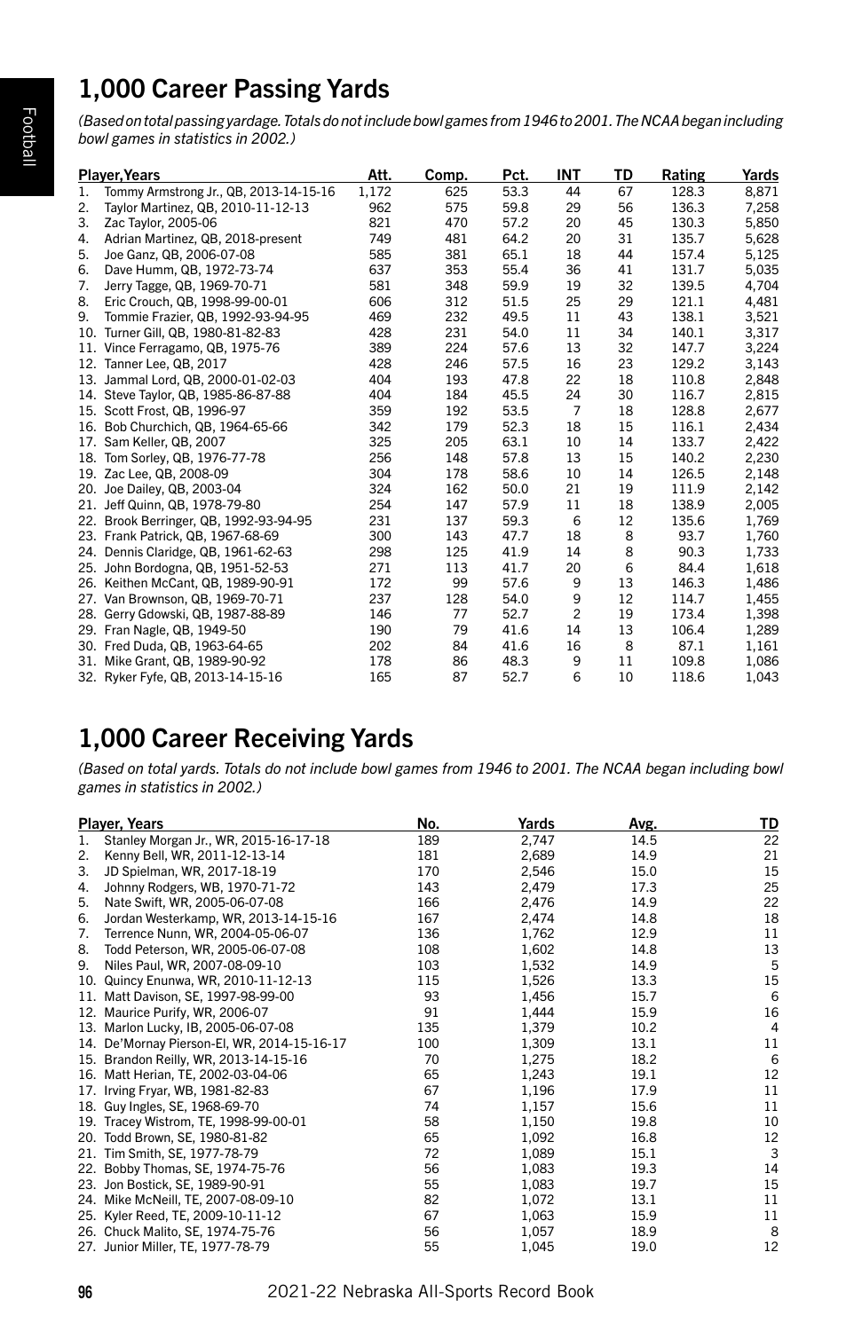## 1,000 Career Passing Yards

*(Based on total passing yardage. Totals do not include bowl games from 1946 to 2001. The NCAA began including bowl games in statistics in 2002.)*

| Player, Years | Att. | Comp. | Pct. | INT | TD | Rating | Yards |
|---|---|---|---|---|---|---|---|
| 1. Tommy Armstrong Jr., QB, 2013-14-15-16 | 1,172 | 625 | 53.3 | 44 | 67 | 128.3 | 8,871 |
| 2. Taylor Martinez, QB, 2010-11-12-13 | 962 | 575 | 59.8 | 29 | 56 | 136.3 | 7,258 |
| 3. Zac Taylor, 2005-06 | 821 | 470 | 57.2 | 20 | 45 | 130.3 | 5,850 |
| 4. Adrian Martinez, QB, 2018-present | 749 | 481 | 64.2 | 20 | 31 | 135.7 | 5,628 |
| 5. Joe Ganz, QB, 2006-07-08 | 585 | 381 | 65.1 | 18 | 44 | 157.4 | 5,125 |
| 6. Dave Humm, QB, 1972-73-74 | 637 | 353 | 55.4 | 36 | 41 | 131.7 | 5,035 |
| 7. Jerry Tagge, QB, 1969-70-71 | 581 | 348 | 59.9 | 19 | 32 | 139.5 | 4,704 |
| 8. Eric Crouch, QB, 1998-99-00-01 | 606 | 312 | 51.5 | 25 | 29 | 121.1 | 4,481 |
| 9. Tommie Frazier, QB, 1992-93-94-95 | 469 | 232 | 49.5 | 11 | 43 | 138.1 | 3,521 |
| 10. Turner Gill, QB, 1980-81-82-83 | 428 | 231 | 54.0 | 11 | 34 | 140.1 | 3,317 |
| 11. Vince Ferragamo, QB, 1975-76 | 389 | 224 | 57.6 | 13 | 32 | 147.7 | 3,224 |
| 12. Tanner Lee, QB, 2017 | 428 | 246 | 57.5 | 16 | 23 | 129.2 | 3,143 |
| 13. Jammal Lord, QB, 2000-01-02-03 | 404 | 193 | 47.8 | 22 | 18 | 110.8 | 2,848 |
| 14. Steve Taylor, QB, 1985-86-87-88 | 404 | 184 | 45.5 | 24 | 30 | 116.7 | 2,815 |
| 15. Scott Frost, QB, 1996-97 | 359 | 192 | 53.5 | 7 | 18 | 128.8 | 2,677 |
| 16. Bob Churchich, QB, 1964-65-66 | 342 | 179 | 52.3 | 18 | 15 | 116.1 | 2,434 |
| 17. Sam Keller, QB, 2007 | 325 | 205 | 63.1 | 10 | 14 | 133.7 | 2,422 |
| 18. Tom Sorley, QB, 1976-77-78 | 256 | 148 | 57.8 | 13 | 15 | 140.2 | 2,230 |
| 19. Zac Lee, QB, 2008-09 | 304 | 178 | 58.6 | 10 | 14 | 126.5 | 2,148 |
| 20. Joe Dailey, QB, 2003-04 | 324 | 162 | 50.0 | 21 | 19 | 111.9 | 2,142 |
| 21. Jeff Quinn, QB, 1978-79-80 | 254 | 147 | 57.9 | 11 | 18 | 138.9 | 2,005 |
| 22. Brook Berringer, QB, 1992-93-94-95 | 231 | 137 | 59.3 | 6 | 12 | 135.6 | 1,769 |
| 23. Frank Patrick, QB, 1967-68-69 | 300 | 143 | 47.7 | 18 | 8 | 93.7 | 1,760 |
| 24. Dennis Claridge, QB, 1961-62-63 | 298 | 125 | 41.9 | 14 | 8 | 90.3 | 1,733 |
| 25. John Bordogna, QB, 1951-52-53 | 271 | 113 | 41.7 | 20 | 6 | 84.4 | 1,618 |
| 26. Keithen McCant, QB, 1989-90-91 | 172 | 99 | 57.6 | 9 | 13 | 146.3 | 1,486 |
| 27. Van Brownson, QB, 1969-70-71 | 237 | 128 | 54.0 | 9 | 12 | 114.7 | 1,455 |
| 28. Gerry Gdowski, QB, 1987-88-89 | 146 | 77 | 52.7 | 2 | 19 | 173.4 | 1,398 |
| 29. Fran Nagle, QB, 1949-50 | 190 | 79 | 41.6 | 14 | 13 | 106.4 | 1,289 |
| 30. Fred Duda, QB, 1963-64-65 | 202 | 84 | 41.6 | 16 | 8 | 87.1 | 1,161 |
| 31. Mike Grant, QB, 1989-90-92 | 178 | 86 | 48.3 | 9 | 11 | 109.8 | 1,086 |
| 32. Ryker Fyfe, QB, 2013-14-15-16 | 165 | 87 | 52.7 | 6 | 10 | 118.6 | 1,043 |

## 1,000 Career Receiving Yards

*(Based on total yards. Totals do not include bowl games from 1946 to 2001. The NCAA began including bowl games in statistics in 2002.)*

| Player, Years | No. | Yards | Avg. | TD |
|---|---|---|---|---|
| 1. Stanley Morgan Jr., WR, 2015-16-17-18 | 189 | 2,747 | 14.5 | 22 |
| 2. Kenny Bell, WR, 2011-12-13-14 | 181 | 2,689 | 14.9 | 21 |
| 3. JD Spielman, WR, 2017-18-19 | 170 | 2,546 | 15.0 | 15 |
| 4. Johnny Rodgers, WB, 1970-71-72 | 143 | 2,479 | 17.3 | 25 |
| 5. Nate Swift, WR, 2005-06-07-08 | 166 | 2,476 | 14.9 | 22 |
| 6. Jordan Westerkamp, WR, 2013-14-15-16 | 167 | 2,474 | 14.8 | 18 |
| 7. Terrence Nunn, WR, 2004-05-06-07 | 136 | 1,762 | 12.9 | 11 |
| 8. Todd Peterson, WR, 2005-06-07-08 | 108 | 1,602 | 14.8 | 13 |
| 9. Niles Paul, WR, 2007-08-09-10 | 103 | 1,532 | 14.9 | 5 |
| 10. Quincy Enunwa, WR, 2010-11-12-13 | 115 | 1,526 | 13.3 | 15 |
| 11. Matt Davison, SE, 1997-98-99-00 | 93 | 1,456 | 15.7 | 6 |
| 12. Maurice Purify, WR, 2006-07 | 91 | 1,444 | 15.9 | 16 |
| 13. Marlon Lucky, IB, 2005-06-07-08 | 135 | 1,379 | 10.2 | 4 |
| 14. De'Mornay Pierson-El, WR, 2014-15-16-17 | 100 | 1,309 | 13.1 | 11 |
| 15. Brandon Reilly, WR, 2013-14-15-16 | 70 | 1,275 | 18.2 | 6 |
| 16. Matt Herian, TE, 2002-03-04-06 | 65 | 1,243 | 19.1 | 12 |
| 17. Irving Fryar, WB, 1981-82-83 | 67 | 1,196 | 17.9 | 11 |
| 18. Guy Ingles, SE, 1968-69-70 | 74 | 1,157 | 15.6 | 11 |
| 19. Tracey Wistrom, TE, 1998-99-00-01 | 58 | 1,150 | 19.8 | 10 |
| 20. Todd Brown, SE, 1980-81-82 | 65 | 1,092 | 16.8 | 12 |
| 21. Tim Smith, SE, 1977-78-79 | 72 | 1,089 | 15.1 | 3 |
| 22. Bobby Thomas, SE, 1974-75-76 | 56 | 1,083 | 19.3 | 14 |
| 23. Jon Bostick, SE, 1989-90-91 | 55 | 1,083 | 19.7 | 15 |
| 24. Mike McNeill, TE, 2007-08-09-10 | 82 | 1,072 | 13.1 | 11 |
| 25. Kyler Reed, TE, 2009-10-11-12 | 67 | 1,063 | 15.9 | 11 |
| 26. Chuck Malito, SE, 1974-75-76 | 56 | 1,057 | 18.9 | 8 |
| 27. Junior Miller, TE, 1977-78-79 | 55 | 1,045 | 19.0 | 12 |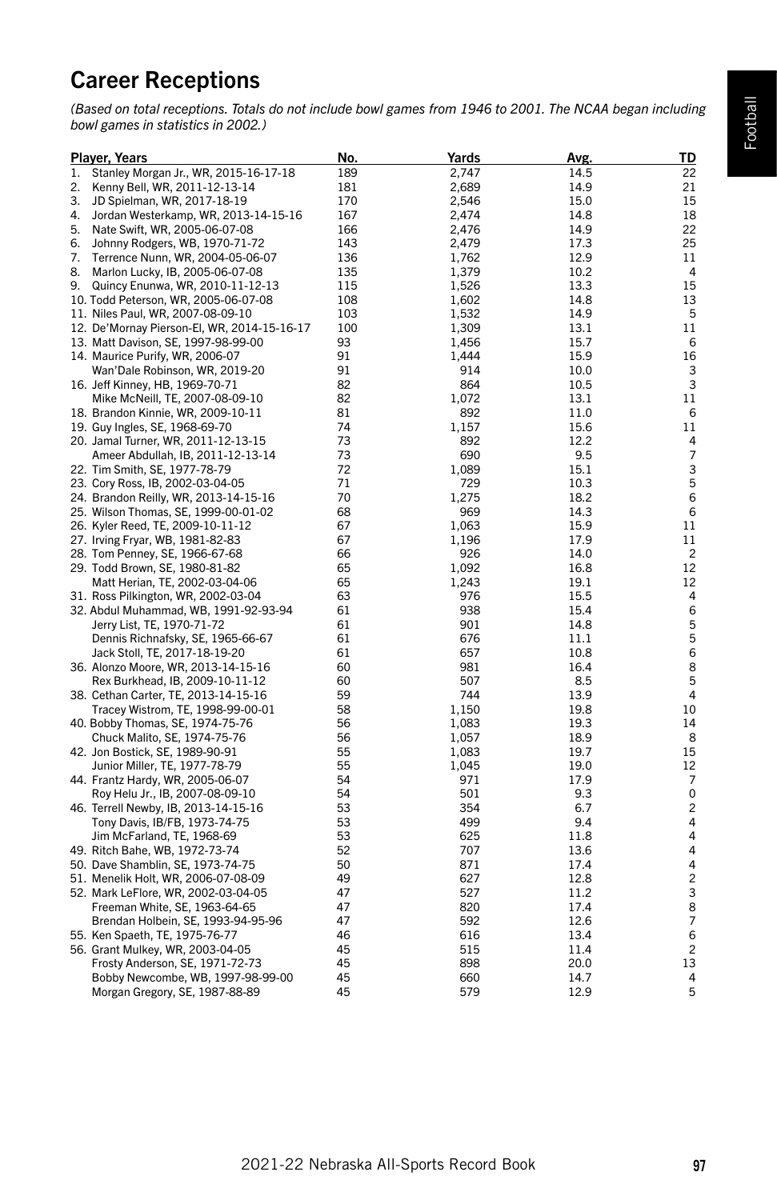# Career Receptions

*(Based on total receptions. Totals do not include bowl games from 1946 to 2001. The NCAA began including bowl games in statistics in 2002.)*

| Player, Years | No. | Yards | Avg. | TD |
|---|---|---|---|---|
| 1. Stanley Morgan Jr., WR, 2015-16-17-18 | 189 | 2,747 | 14.5 | 22 |
| 2. Kenny Bell, WR, 2011-12-13-14 | 181 | 2,689 | 14.9 | 21 |
| 3. JD Spielman, WR, 2017-18-19 | 170 | 2,546 | 15.0 | 15 |
| 4. Jordan Westerkamp, WR, 2013-14-15-16 | 167 | 2,474 | 14.8 | 18 |
| 5. Nate Swift, WR, 2005-06-07-08 | 166 | 2,476 | 14.9 | 22 |
| 6. Johnny Rodgers, WB, 1970-71-72 | 143 | 2,479 | 17.3 | 25 |
| 7. Terrence Nunn, WR, 2004-05-06-07 | 136 | 1,762 | 12.9 | 11 |
| 8. Marlon Lucky, IB, 2005-06-07-08 | 135 | 1,379 | 10.2 | 4 |
| 9. Quincy Enunwa, WR, 2010-11-12-13 | 115 | 1,526 | 13.3 | 15 |
| 10. Todd Peterson, WR, 2005-06-07-08 | 108 | 1,602 | 14.8 | 13 |
| 11. Niles Paul, WR, 2007-08-09-10 | 103 | 1,532 | 14.9 | 5 |
| 12. De'Mornay Pierson-El, WR, 2014-15-16-17 | 100 | 1,309 | 13.1 | 11 |
| 13. Matt Davison, SE, 1997-98-99-00 | 93 | 1,456 | 15.7 | 6 |
| 14. Maurice Purify, WR, 2006-07 | 91 | 1,444 | 15.9 | 16 |
| Wan'Dale Robinson, WR, 2019-20 | 91 | 914 | 10.0 | 3 |
| 16. Jeff Kinney, HB, 1969-70-71 | 82 | 864 | 10.5 | 3 |
| Mike McNeill, TE, 2007-08-09-10 | 82 | 1,072 | 13.1 | 11 |
| 18. Brandon Kinnie, WR, 2009-10-11 | 81 | 892 | 11.0 | 6 |
| 19. Guy Ingles, SE, 1968-69-70 | 74 | 1,157 | 15.6 | 11 |
| 20. Jamal Turner, WR, 2011-12-13-15 | 73 | 892 | 12.2 | 4 |
| Ameer Abdullah, IB, 2011-12-13-14 | 73 | 690 | 9.5 | 7 |
| 22. Tim Smith, SE, 1977-78-79 | 72 | 1,089 | 15.1 | 3 |
| 23. Cory Ross, IB, 2002-03-04-05 | 71 | 729 | 10.3 | 5 |
| 24. Brandon Reilly, WR, 2013-14-15-16 | 70 | 1,275 | 18.2 | 6 |
| 25. Wilson Thomas, SE, 1999-00-01-02 | 68 | 969 | 14.3 | 6 |
| 26. Kyler Reed, TE, 2009-10-11-12 | 67 | 1,063 | 15.9 | 11 |
| 27. Irving Fryar, WB, 1981-82-83 | 67 | 1,196 | 17.9 | 11 |
| 28. Tom Penney, SE, 1966-67-68 | 66 | 926 | 14.0 | 2 |
| 29. Todd Brown, SE, 1980-81-82 | 65 | 1,092 | 16.8 | 12 |
| Matt Herian, TE, 2002-03-04-06 | 65 | 1,243 | 19.1 | 12 |
| 31. Ross Pilkington, WR, 2002-03-04 | 63 | 976 | 15.5 | 4 |
| 32. Abdul Muhammad, WB, 1991-92-93-94 | 61 | 938 | 15.4 | 6 |
| Jerry List, TE, 1970-71-72 | 61 | 901 | 14.8 | 5 |
| Dennis Richnafsky, SE, 1965-66-67 | 61 | 676 | 11.1 | 5 |
| Jack Stoll, TE, 2017-18-19-20 | 61 | 657 | 10.8 | 6 |
| 36. Alonzo Moore, WR, 2013-14-15-16 | 60 | 981 | 16.4 | 8 |
| Rex Burkhead, IB, 2009-10-11-12 | 60 | 507 | 8.5 | 5 |
| 38. Cethan Carter, TE, 2013-14-15-16 | 59 | 744 | 13.9 | 4 |
| Tracey Wistrom, TE, 1998-99-00-01 | 58 | 1,150 | 19.8 | 10 |
| 40. Bobby Thomas, SE, 1974-75-76 | 56 | 1,083 | 19.3 | 14 |
| Chuck Malito, SE, 1974-75-76 | 56 | 1,057 | 18.9 | 8 |
| 42. Jon Bostick, SE, 1989-90-91 | 55 | 1,083 | 19.7 | 15 |
| Junior Miller, TE, 1977-78-79 | 55 | 1,045 | 19.0 | 12 |
| 44. Frantz Hardy, WR, 2005-06-07 | 54 | 971 | 17.9 | 7 |
| Roy Helu Jr., IB, 2007-08-09-10 | 54 | 501 | 9.3 | 0 |
| 46. Terrell Newby, IB, 2013-14-15-16 | 53 | 354 | 6.7 | 2 |
| Tony Davis, IB/FB, 1973-74-75 | 53 | 499 | 9.4 | 4 |
| Jim McFarland, TE, 1968-69 | 53 | 625 | 11.8 | 4 |
| 49. Ritch Bahe, WB, 1972-73-74 | 52 | 707 | 13.6 | 4 |
| 50. Dave Shamblin, SE, 1973-74-75 | 50 | 871 | 17.4 | 4 |
| 51. Menelik Holt, WR, 2006-07-08-09 | 49 | 627 | 12.8 | 2 |
| 52. Mark LeFlore, WR, 2002-03-04-05 | 47 | 527 | 11.2 | 3 |
| Freeman White, SE, 1963-64-65 | 47 | 820 | 17.4 | 8 |
| Brendan Holbein, SE, 1993-94-95-96 | 47 | 592 | 12.6 | 7 |
| 55. Ken Spaeth, TE, 1975-76-77 | 46 | 616 | 13.4 | 6 |
| 56. Grant Mulkey, WR, 2003-04-05 | 45 | 515 | 11.4 | 2 |
| Frosty Anderson, SE, 1971-72-73 | 45 | 898 | 20.0 | 13 |
| Bobby Newcombe, WB, 1997-98-99-00 | 45 | 660 | 14.7 | 4 |
| Morgan Gregory, SE, 1987-88-89 | 45 | 579 | 12.9 | 5 |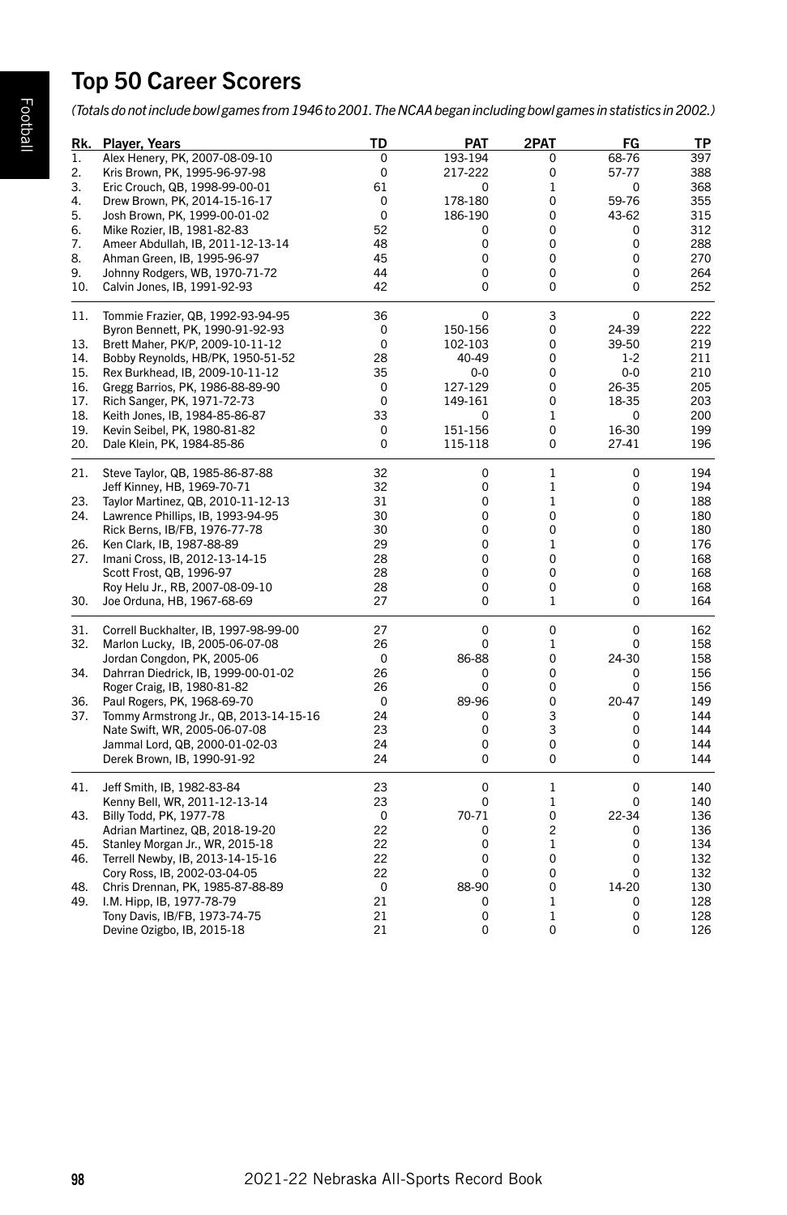# Top 50 Career Scorers

*(Totals do not include bowl games from 1946 to 2001. The NCAA began including bowl games in statistics in 2002.)*

| Rk. | Player, Years | TD | PAT | 2PAT | FG | TP |
|---|---|---|---|---|---|---|
| 1. | Alex Henery, PK, 2007-08-09-10 | 0 | 193-194 | 0 | 68-76 | 397 |
| 2. | Kris Brown, PK, 1995-96-97-98 | 0 | 217-222 | 0 | 57-77 | 388 |
| 3. | Eric Crouch, QB, 1998-99-00-01 | 61 | 0 | 1 | 0 | 368 |
| 4. | Drew Brown, PK, 2014-15-16-17 | 0 | 178-180 | 0 | 59-76 | 355 |
| 5. | Josh Brown, PK, 1999-00-01-02 | 0 | 186-190 | 0 | 43-62 | 315 |
| 6. | Mike Rozier, IB, 1981-82-83 | 52 | 0 | 0 | 0 | 312 |
| 7. | Ameer Abdullah, IB, 2011-12-13-14 | 48 | 0 | 0 | 0 | 288 |
| 8. | Ahman Green, IB, 1995-96-97 | 45 | 0 | 0 | 0 | 270 |
| 9. | Johnny Rodgers, WB, 1970-71-72 | 44 | 0 | 0 | 0 | 264 |
| 10. | Calvin Jones, IB, 1991-92-93 | 42 | 0 | 0 | 0 | 252 |
| 11. | Tommie Frazier, QB, 1992-93-94-95 | 36 | 0 | 3 | 0 | 222 |
| | Byron Bennett, PK, 1990-91-92-93 | 0 | 150-156 | 0 | 24-39 | 222 |
| 13. | Brett Maher, PK/P, 2009-10-11-12 | 0 | 102-103 | 0 | 39-50 | 219 |
| 14. | Bobby Reynolds, HB/PK, 1950-51-52 | 28 | 40-49 | 0 | 1-2 | 211 |
| 15. | Rex Burkhead, IB, 2009-10-11-12 | 35 | 0-0 | 0 | 0-0 | 210 |
| 16. | Gregg Barrios, PK, 1986-88-89-90 | 0 | 127-129 | 0 | 26-35 | 205 |
| 17. | Rich Sanger, PK, 1971-72-73 | 0 | 149-161 | 0 | 18-35 | 203 |
| 18. | Keith Jones, IB, 1984-85-86-87 | 33 | 0 | 1 | 0 | 200 |
| 19. | Kevin Seibel, PK, 1980-81-82 | 0 | 151-156 | 0 | 16-30 | 199 |
| 20. | Dale Klein, PK, 1984-85-86 | 0 | 115-118 | 0 | 27-41 | 196 |
| 21. | Steve Taylor, QB, 1985-86-87-88 | 32 | 0 | 1 | 0 | 194 |
| | Jeff Kinney, HB, 1969-70-71 | 32 | 0 | 1 | 0 | 194 |
| 23. | Taylor Martinez, QB, 2010-11-12-13 | 31 | 0 | 1 | 0 | 188 |
| 24. | Lawrence Phillips, IB, 1993-94-95 | 30 | 0 | 0 | 0 | 180 |
| | Rick Berns, IB/FB, 1976-77-78 | 30 | 0 | 0 | 0 | 180 |
| 26. | Ken Clark, IB, 1987-88-89 | 29 | 0 | 1 | 0 | 176 |
| 27. | Imani Cross, IB, 2012-13-14-15 | 28 | 0 | 0 | 0 | 168 |
| | Scott Frost, QB, 1996-97 | 28 | 0 | 0 | 0 | 168 |
| | Roy Helu Jr., RB, 2007-08-09-10 | 28 | 0 | 0 | 0 | 168 |
| 30. | Joe Orduna, HB, 1967-68-69 | 27 | 0 | 1 | 0 | 164 |
| 31. | Correll Buckhalter, IB, 1997-98-99-00 | 27 | 0 | 0 | 0 | 162 |
| 32. | Marlon Lucky, IB, 2005-06-07-08 | 26 | 0 | 1 | 0 | 158 |
| | Jordan Congdon, PK, 2005-06 | 0 | 86-88 | 0 | 24-30 | 158 |
| 34. | Dahrran Diedrick, IB, 1999-00-01-02 | 26 | 0 | 0 | 0 | 156 |
| | Roger Craig, IB, 1980-81-82 | 26 | 0 | 0 | 0 | 156 |
| 36. | Paul Rogers, PK, 1968-69-70 | 0 | 89-96 | 0 | 20-47 | 149 |
| 37. | Tommy Armstrong Jr., QB, 2013-14-15-16 | 24 | 0 | 3 | 0 | 144 |
| | Nate Swift, WR, 2005-06-07-08 | 23 | 0 | 3 | 0 | 144 |
| | Jammal Lord, QB, 2000-01-02-03 | 24 | 0 | 0 | 0 | 144 |
| | Derek Brown, IB, 1990-91-92 | 24 | 0 | 0 | 0 | 144 |
| 41. | Jeff Smith, IB, 1982-83-84 | 23 | 0 | 1 | 0 | 140 |
| | Kenny Bell, WR, 2011-12-13-14 | 23 | 0 | 1 | 0 | 140 |
| 43. | Billy Todd, PK, 1977-78 | 0 | 70-71 | 0 | 22-34 | 136 |
| | Adrian Martinez, QB, 2018-19-20 | 22 | 0 | 2 | 0 | 136 |
| 45. | Stanley Morgan Jr., WR, 2015-18 | 22 | 0 | 1 | 0 | 134 |
| 46. | Terrell Newby, IB, 2013-14-15-16 | 22 | 0 | 0 | 0 | 132 |
| | Cory Ross, IB, 2002-03-04-05 | 22 | 0 | 0 | 0 | 132 |
| 48. | Chris Drennan, PK, 1985-87-88-89 | 0 | 88-90 | 0 | 14-20 | 130 |
| 49. | I.M. Hipp, IB, 1977-78-79 | 21 | 0 | 1 | 0 | 128 |
| | Tony Davis, IB/FB, 1973-74-75 | 21 | 0 | 1 | 0 | 128 |
| | Devine Ozigbo, IB, 2015-18 | 21 | 0 | 0 | 0 | 126 |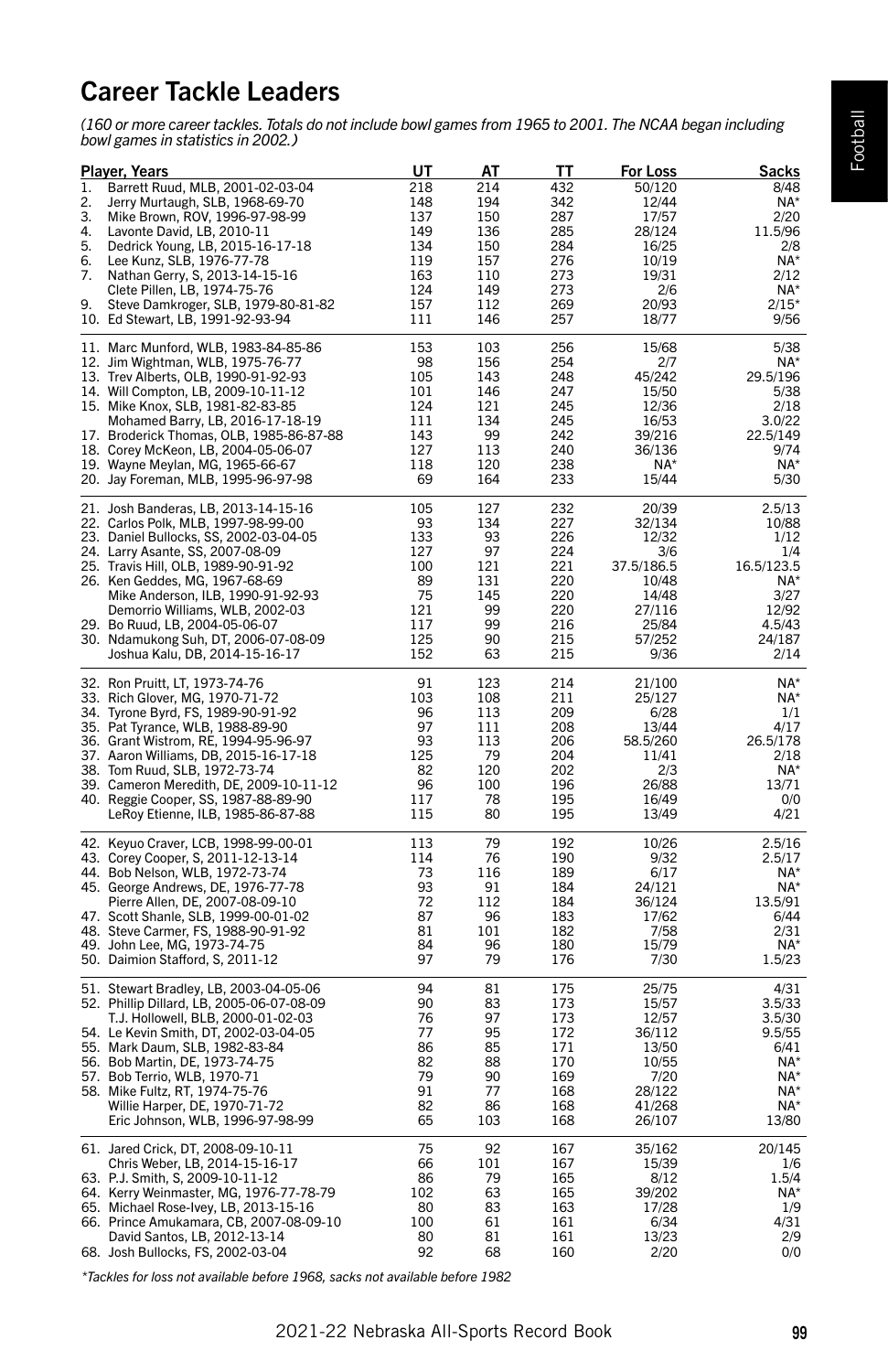# Career Tackle Leaders

*(160 or more career tackles. Totals do not include bowl games from 1965 to 2001. The NCAA began including bowl games in statistics in 2002.)*

| Player, Years | UT | AT | TT | For Loss | Sacks |
|---|---|---|---|---|---|
| 1. Barrett Ruud, MLB, 2001-02-03-04 | 218 | 214 | 432 | 50/120 | 8/48 |
| 2. Jerry Murtaugh, SLB, 1968-69-70 | 148 | 194 | 342 | 12/44 | NA* |
| 3. Mike Brown, ROV, 1996-97-98-99 | 137 | 150 | 287 | 17/57 | 2/20 |
| 4. Lavonte David, LB, 2010-11 | 149 | 136 | 285 | 28/124 | 11.5/96 |
| 5. Dedrick Young, LB, 2015-16-17-18 | 134 | 150 | 284 | 16/25 | 2/8 |
| 6. Lee Kunz, SLB, 1976-77-78 | 119 | 157 | 276 | 10/19 | NA* |
| 7. Nathan Gerry, S, 2013-14-15-16 | 163 | 110 | 273 | 19/31 | 2/12 |
| Clete Pillen, LB, 1974-75-76 | 124 | 149 | 273 | 2/6 | NA* |
| 9. Steve Damkroger, SLB, 1979-80-81-82 | 157 | 112 | 269 | 20/93 | 2/15* |
| 10. Ed Stewart, LB, 1991-92-93-94 | 111 | 146 | 257 | 18/77 | 9/56 |
| 11. Marc Munford, WLB, 1983-84-85-86 | 153 | 103 | 256 | 15/68 | 5/38 |
| 12. Jim Wightman, WLB, 1975-76-77 | 98 | 156 | 254 | 2/7 | NA* |
| 13. Trev Alberts, OLB, 1990-91-92-93 | 105 | 143 | 248 | 45/242 | 29.5/196 |
| 14. Will Compton, LB, 2009-10-11-12 | 101 | 146 | 247 | 15/50 | 5/38 |
| 15. Mike Knox, SLB, 1981-82-83-85 | 124 | 121 | 245 | 12/36 | 2/18 |
| Mohamed Barry, LB, 2016-17-18-19 | 111 | 134 | 245 | 16/53 | 3.0/22 |
| 17. Broderick Thomas, OLB, 1985-86-87-88 | 143 | 99 | 242 | 39/216 | 22.5/149 |
| 18. Corey McKeon, LB, 2004-05-06-07 | 127 | 113 | 240 | 36/136 | 9/74 |
| 19. Wayne Meylan, MG, 1965-66-67 | 118 | 120 | 238 | NA* | NA* |
| 20. Jay Foreman, MLB, 1995-96-97-98 | 69 | 164 | 233 | 15/44 | 5/30 |
| 21. Josh Banderas, LB, 2013-14-15-16 | 105 | 127 | 232 | 20/39 | 2.5/13 |
| 22. Carlos Polk, MLB, 1997-98-99-00 | 93 | 134 | 227 | 32/134 | 10/88 |
| 23. Daniel Bullocks, SS, 2002-03-04-05 | 133 | 93 | 226 | 12/32 | 1/12 |
| 24. Larry Asante, SS, 2007-08-09 | 127 | 97 | 224 | 3/6 | 1/4 |
| 25. Travis Hill, OLB, 1989-90-91-92 | 100 | 121 | 221 | 37.5/186.5 | 16.5/123.5 |
| 26. Ken Geddes, MG, 1967-68-69 | 89 | 131 | 220 | 10/48 | NA* |
| Mike Anderson, ILB, 1990-91-92-93 | 75 | 145 | 220 | 14/48 | 3/27 |
| Demorrio Williams, WLB, 2002-03 | 121 | 99 | 220 | 27/116 | 12/92 |
| 29. Bo Ruud, LB, 2004-05-06-07 | 117 | 99 | 216 | 25/84 | 4.5/43 |
| 30. Ndamukong Suh, DT, 2006-07-08-09 | 125 | 90 | 215 | 57/252 | 24/187 |
| Joshua Kalu, DB, 2014-15-16-17 | 152 | 63 | 215 | 9/36 | 2/14 |
| 32. Ron Pruitt, LT, 1973-74-76 | 91 | 123 | 214 | 21/100 | NA* |
| 33. Rich Glover, MG, 1970-71-72 | 103 | 108 | 211 | 25/127 | NA* |
| 34. Tyrone Byrd, FS, 1989-90-91-92 | 96 | 113 | 209 | 6/28 | 1/1 |
| 35. Pat Tyrance, WLB, 1988-89-90 | 97 | 111 | 208 | 13/44 | 4/17 |
| 36. Grant Wistrom, RE, 1994-95-96-97 | 93 | 113 | 206 | 58.5/260 | 26.5/178 |
| 37. Aaron Williams, DB, 2015-16-17-18 | 125 | 79 | 204 | 11/41 | 2/18 |
| 38. Tom Ruud, SLB, 1972-73-74 | 82 | 120 | 202 | 2/3 | NA* |
| 39. Cameron Meredith, DE, 2009-10-11-12 | 96 | 100 | 196 | 26/88 | 13/71 |
| 40. Reggie Cooper, SS, 1987-88-89-90 | 117 | 78 | 195 | 16/49 | 0/0 |
| LeRoy Etienne, ILB, 1985-86-87-88 | 115 | 80 | 195 | 13/49 | 4/21 |
| 42. Keyuo Craver, LCB, 1998-99-00-01 | 113 | 79 | 192 | 10/26 | 2.5/16 |
| 43. Corey Cooper, S, 2011-12-13-14 | 114 | 76 | 190 | 9/32 | 2.5/17 |
| 44. Bob Nelson, WLB, 1972-73-74 | 73 | 116 | 189 | 6/17 | NA* |
| 45. George Andrews, DE, 1976-77-78 | 93 | 91 | 184 | 24/121 | NA* |
| Pierre Allen, DE, 2007-08-09-10 | 72 | 112 | 184 | 36/124 | 13.5/91 |
| 47. Scott Shanle, SLB, 1999-00-01-02 | 87 | 96 | 183 | 17/62 | 6/44 |
| 48. Steve Carmer, FS, 1988-90-91-92 | 81 | 101 | 182 | 7/58 | 2/31 |
| 49. John Lee, MG, 1973-74-75 | 84 | 96 | 180 | 15/79 | NA* |
| 50. Daimion Stafford, S, 2011-12 | 97 | 79 | 176 | 7/30 | 1.5/23 |
| 51. Stewart Bradley, LB, 2003-04-05-06 | 94 | 81 | 175 | 25/75 | 4/31 |
| 52. Phillip Dillard, LB, 2005-06-07-08-09 | 90 | 83 | 173 | 15/57 | 3.5/33 |
| T.J. Hollowell, BLB, 2000-01-02-03 | 76 | 97 | 173 | 12/57 | 3.5/30 |
| 54. Le Kevin Smith, DT, 2002-03-04-05 | 77 | 95 | 172 | 36/112 | 9.5/55 |
| 55. Mark Daum, SLB, 1982-83-84 | 86 | 85 | 171 | 13/50 | 6/41 |
| 56. Bob Martin, DE, 1973-74-75 | 82 | 88 | 170 | 10/55 | NA* |
| 57. Bob Terrio, WLB, 1970-71 | 79 | 90 | 169 | 7/20 | NA* |
| 58. Mike Fultz, RT, 1974-75-76 | 91 | 77 | 168 | 28/122 | NA* |
| Willie Harper, DE, 1970-71-72 | 82 | 86 | 168 | 41/268 | NA* |
| Eric Johnson, WLB, 1996-97-98-99 | 65 | 103 | 168 | 26/107 | 13/80 |
| 61. Jared Crick, DT, 2008-09-10-11 | 75 | 92 | 167 | 35/162 | 20/145 |
| Chris Weber, LB, 2014-15-16-17 | 66 | 101 | 167 | 15/39 | 1/6 |
| 63. P.J. Smith, S, 2009-10-11-12 | 86 | 79 | 165 | 8/12 | 1.5/4 |
| 64. Kerry Weinmaster, MG, 1976-77-78-79 | 102 | 63 | 165 | 39/202 | NA* |
| 65. Michael Rose-Ivey, LB, 2013-15-16 | 80 | 83 | 163 | 17/28 | 1/9 |
| 66. Prince Amukamara, CB, 2007-08-09-10 | 100 | 61 | 161 | 6/34 | 4/31 |
| David Santos, LB, 2012-13-14 | 80 | 81 | 161 | 13/23 | 2/9 |
| 68. Josh Bullocks, FS, 2002-03-04 | 92 | 68 | 160 | 2/20 | 0/0 |

*\*Tackles for loss not available before 1968, sacks not available before 1982*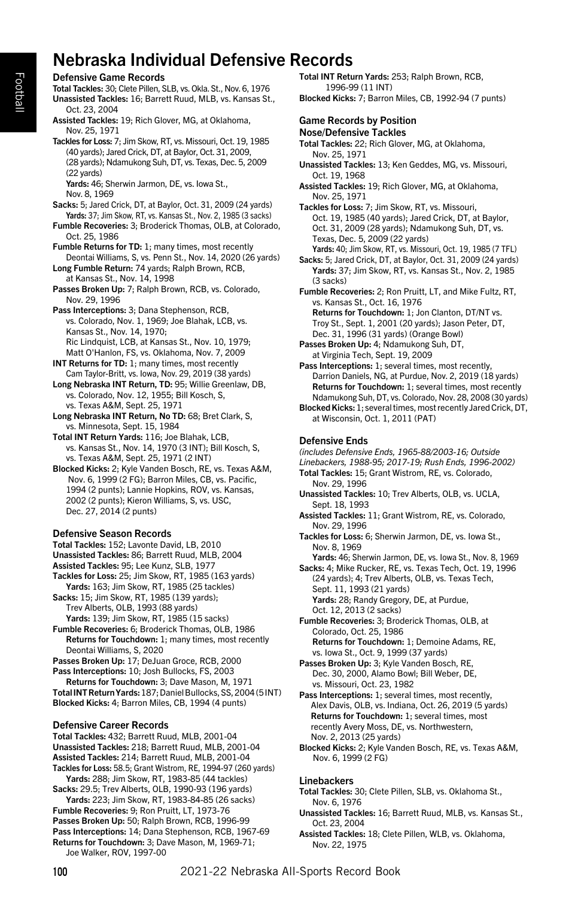# Nebraska Individual Defensive Records

## Defensive Game Records

**Total Tackles:** 30; Clete Pillen, SLB, vs. Okla. St., Nov. 6, 1976

**Unassisted Tackles:** 16; Barrett Ruud, MLB, vs. Kansas St., Oct. 23, 2004

**Assisted Tackles:** 19; Rich Glover, MG, at Oklahoma, Nov. 25, 1971

**Tackles for Loss:** 7; Jim Skow, RT, vs. Missouri, Oct. 19, 1985 (40 yards); Jared Crick, DT, at Baylor, Oct. 31, 2009, (28 yards); Ndamukong Suh, DT, vs. Texas, Dec. 5, 2009 (22 yards)
**Yards:** 46; Sherwin Jarmon, DE, vs. Iowa St., Nov. 8, 1969

**Sacks:** 5; Jared Crick, DT, at Baylor, Oct. 31, 2009 (24 yards)
**Yards:** 37; Jim Skow, RT, vs. Kansas St., Nov. 2, 1985 (3 sacks)

**Fumble Recoveries:** 3; Broderick Thomas, OLB, at Colorado, Oct. 25, 1986

**Fumble Returns for TD:** 1; many times, most recently Deontai Williams, S, vs. Penn St., Nov. 14, 2020 (26 yards)

**Long Fumble Return:** 74 yards; Ralph Brown, RCB, at Kansas St., Nov. 14, 1998

**Passes Broken Up:** 7; Ralph Brown, RCB, vs. Colorado, Nov. 29, 1996

**Pass Interceptions:** 3; Dana Stephenson, RCB, vs. Colorado, Nov. 1, 1969; Joe Blahak, LCB, vs. Kansas St., Nov. 14, 1970; Ric Lindquist, LCB, at Kansas St., Nov. 10, 1979; Matt O'Hanlon, FS, vs. Oklahoma, Nov. 7, 2009

**INT Returns for TD:** 1; many times, most recently Cam Taylor-Britt, vs. Iowa, Nov. 29, 2019 (38 yards)

**Long Nebraska INT Return, TD:** 95; Willie Greenlaw, DB, vs. Colorado, Nov. 12, 1955; Bill Kosch, S, vs. Texas A&M, Sept. 25, 1971

**Long Nebraska INT Return, No TD:** 68; Bret Clark, S, vs. Minnesota, Sept. 15, 1984

**Total INT Return Yards:** 116; Joe Blahak, LCB, vs. Kansas St., Nov. 14, 1970 (3 INT); Bill Kosch, S, vs. Texas A&M, Sept. 25, 1971 (2 INT)

**Blocked Kicks:** 2; Kyle Vanden Bosch, RE, vs. Texas A&M, Nov. 6, 1999 (2 FG); Barron Miles, CB, vs. Pacific, 1994 (2 punts); Lannie Hopkins, ROV, vs. Kansas, 2002 (2 punts); Kieron Williams, S, vs. USC, Dec. 27, 2014 (2 punts)

## Defensive Season Records

**Total Tackles:** 152; Lavonte David, LB, 2010

**Unassisted Tackles:** 86; Barrett Ruud, MLB, 2004

**Assisted Tackles:** 95; Lee Kunz, SLB, 1977

**Tackles for Loss:** 25; Jim Skow, RT, 1985 (163 yards)
**Yards:** 163; Jim Skow, RT, 1985 (25 tackles)

**Sacks:** 15; Jim Skow, RT, 1985 (139 yards); Trev Alberts, OLB, 1993 (88 yards)
**Yards:** 139; Jim Skow, RT, 1985 (15 sacks)

**Fumble Recoveries:** 6; Broderick Thomas, OLB, 1986
**Returns for Touchdown:** 1; many times, most recently Deontai Williams, S, 2020

**Passes Broken Up:** 17; DeJuan Groce, RCB, 2000

**Pass Interceptions:** 10; Josh Bullocks, FS, 2003
**Returns for Touchdown:** 3; Dave Mason, M, 1971

**Total INT Return Yards:** 187; Daniel Bullocks, SS, 2004 (5 INT)

**Blocked Kicks:** 4; Barron Miles, CB, 1994 (4 punts)

## Defensive Career Records

**Total Tackles:** 432; Barrett Ruud, MLB, 2001-04

**Unassisted Tackles:** 218; Barrett Ruud, MLB, 2001-04

**Assisted Tackles:** 214; Barrett Ruud, MLB, 2001-04

**Tackles for Loss:** 58.5; Grant Wistrom, RE, 1994-97 (260 yards)
**Yards:** 288; Jim Skow, RT, 1983-85 (44 tackles)

**Sacks:** 29.5; Trev Alberts, OLB, 1990-93 (196 yards)
**Yards:** 223; Jim Skow, RT, 1983-84-85 (26 sacks)

**Fumble Recoveries:** 9; Ron Pruitt, LT, 1973-76

**Passes Broken Up:** 50; Ralph Brown, RCB, 1996-99

**Pass Interceptions:** 14; Dana Stephenson, RCB, 1967-69

**Returns for Touchdown:** 3; Dave Mason, M, 1969-71; Joe Walker, ROV, 1997-00

**Total INT Return Yards:** 253; Ralph Brown, RCB, 1996-99 (11 INT)

**Blocked Kicks:** 7; Barron Miles, CB, 1992-94 (7 punts)

## Game Records by Position

### Nose/Defensive Tackles

**Total Tackles:** 22; Rich Glover, MG, at Oklahoma, Nov. 25, 1971

**Unassisted Tackles:** 13; Ken Geddes, MG, vs. Missouri, Oct. 19, 1968

**Assisted Tackles:** 19; Rich Glover, MG, at Oklahoma, Nov. 25, 1971

**Tackles for Loss:** 7; Jim Skow, RT, vs. Missouri, Oct. 19, 1985 (40 yards); Jared Crick, DT, at Baylor, Oct. 31, 2009 (28 yards); Ndamukong Suh, DT, vs. Texas, Dec. 5, 2009 (22 yards)
**Yards:** 40; Jim Skow, RT, vs. Missouri, Oct. 19, 1985 (7 TFL)

**Sacks:** 5; Jared Crick, DT, at Baylor, Oct. 31, 2009 (24 yards)
**Yards:** 37; Jim Skow, RT, vs. Kansas St., Nov. 2, 1985 (3 sacks)

**Fumble Recoveries:** 2; Ron Pruitt, LT, and Mike Fultz, RT, vs. Kansas St., Oct. 16, 1976
**Returns for Touchdown:** 1; Jon Clanton, DT/NT vs. Troy St., Sept. 1, 2001 (20 yards); Jason Peter, DT, Dec. 31, 1996 (31 yards) (Orange Bowl)

**Passes Broken Up:** 4; Ndamukong Suh, DT, at Virginia Tech, Sept. 19, 2009

**Pass Interceptions:** 1; several times, most recently, Darrion Daniels, NG, at Purdue, Nov. 2, 2019 (18 yards)
**Returns for Touchdown:** 1; several times most recently Ndamukong Suh, DT, vs. Colorado, Nov. 28, 2008 (30 yards)

**Blocked Kicks:** 1; several times, most recently Jared Crick, DT, at Wisconsin, Oct. 1, 2011 (PAT)

### Defensive Ends

*(includes Defensive Ends, 1965-88/2003-16; Outside Linebackers, 1988-95; 2017-19; Rush Ends, 1996-2002)*

**Total Tackles:** 15; Grant Wistrom, RE, vs. Colorado, Nov. 29, 1996

**Unassisted Tackles:** 10; Trev Alberts, OLB, vs. UCLA, Sept. 18, 1993

**Assisted Tackles:** 11; Grant Wistrom, RE, vs. Colorado, Nov. 29, 1996

**Tackles for Loss:** 6; Sherwin Jarmon, DE, vs. Iowa St., Nov. 8, 1969
**Yards:** 46; Sherwin Jarmon, DE, vs. Iowa St., Nov. 8, 1969

**Sacks:** 4; Mike Rucker, RE, vs. Texas Tech, Oct. 19, 1996 (24 yards); 4; Trev Alberts, OLB, vs. Texas Tech, Sept. 11, 1993 (21 yards)
**Yards:** 28; Randy Gregory, DE, at Purdue, Oct. 12, 2013 (2 sacks)

**Fumble Recoveries:** 3; Broderick Thomas, OLB, at Colorado, Oct. 25, 1986
**Returns for Touchdown:** 1; Demoine Adams, RE, vs. Iowa St., Oct. 9, 1999 (37 yards)

**Passes Broken Up:** 3; Kyle Vanden Bosch, RE, Dec. 30, 2000, Alamo Bowl; Bill Weber, DE, vs. Missouri, Oct. 23, 1982

**Pass Interceptions:** 1; several times, most recently, Alex Davis, OLB, vs. Indiana, Oct. 26, 2019 (5 yards)
**Returns for Touchdown:** 1; several times, most recently Avery Moss, DE, vs. Northwestern, Nov. 2, 2013 (25 yards)

**Blocked Kicks:** 2; Kyle Vanden Bosch, RE, vs. Texas A&M, Nov. 6, 1999 (2 FG)

### Linebackers

**Total Tackles:** 30; Clete Pillen, SLB, vs. Oklahoma St., Nov. 6, 1976

**Unassisted Tackles:** 16; Barrett Ruud, MLB, vs. Kansas St., Oct. 23, 2004

**Assisted Tackles:** 18; Clete Pillen, WLB, vs. Oklahoma, Nov. 22, 1975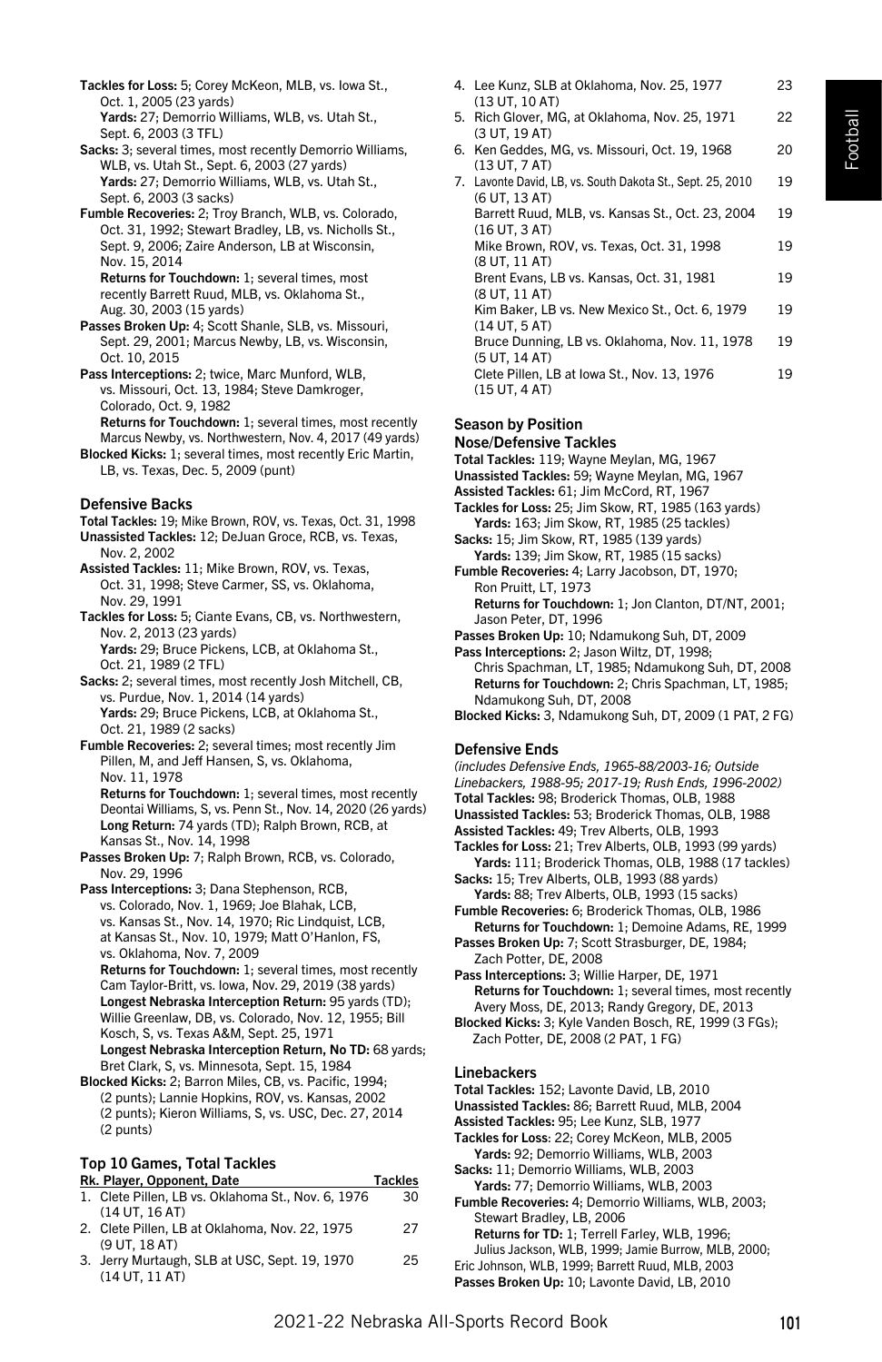**Tackles for Loss:** 5; Corey McKeon, MLB, vs. Iowa St., Oct. 1, 2005 (23 yards)
**Yards:** 27; Demorrio Williams, WLB, vs. Utah St., Sept. 6, 2003 (3 TFL)

**Sacks:** 3; several times, most recently Demorrio Williams, WLB, vs. Utah St., Sept. 6, 2003 (27 yards)
**Yards:** 27; Demorrio Williams, WLB, vs. Utah St., Sept. 6, 2003 (3 sacks)

**Fumble Recoveries:** 2; Troy Branch, WLB, vs. Colorado, Oct. 31, 1992; Stewart Bradley, LB, vs. Nicholls St., Sept. 9, 2006; Zaire Anderson, LB at Wisconsin, Nov. 15, 2014
**Returns for Touchdown:** 1; several times, most recently Barrett Ruud, MLB, vs. Oklahoma St., Aug. 30, 2003 (15 yards)

**Passes Broken Up:** 4; Scott Shanle, SLB, vs. Missouri, Sept. 29, 2001; Marcus Newby, LB, vs. Wisconsin, Oct. 10, 2015

**Pass Interceptions:** 2; twice, Marc Munford, WLB, vs. Missouri, Oct. 13, 1984; Steve Damkroger, Colorado, Oct. 9, 1982
**Returns for Touchdown:** 1; several times, most recently Marcus Newby, vs. Northwestern, Nov. 4, 2017 (49 yards)

**Blocked Kicks:** 1; several times, most recently Eric Martin, LB, vs. Texas, Dec. 5, 2009 (punt)

### Defensive Backs

**Total Tackles:** 19; Mike Brown, ROV, vs. Texas, Oct. 31, 1998

**Unassisted Tackles:** 12; DeJuan Groce, RCB, vs. Texas, Nov. 2, 2002

**Assisted Tackles:** 11; Mike Brown, ROV, vs. Texas, Oct. 31, 1998; Steve Carmer, SS, vs. Oklahoma, Nov. 29, 1991

**Tackles for Loss:** 5; Ciante Evans, CB, vs. Northwestern, Nov. 2, 2013 (23 yards)
**Yards:** 29; Bruce Pickens, LCB, at Oklahoma St., Oct. 21, 1989 (2 TFL)

**Sacks:** 2; several times, most recently Josh Mitchell, CB, vs. Purdue, Nov. 1, 2014 (14 yards)
**Yards:** 29; Bruce Pickens, LCB, at Oklahoma St., Oct. 21, 1989 (2 sacks)

**Fumble Recoveries:** 2; several times; most recently Jim Pillen, M, and Jeff Hansen, S, vs. Oklahoma, Nov. 11, 1978
**Returns for Touchdown:** 1; several times, most recently Deontai Williams, S, vs. Penn St., Nov. 14, 2020 (26 yards)
**Long Return:** 74 yards (TD); Ralph Brown, RCB, at Kansas St., Nov. 14, 1998

**Passes Broken Up:** 7; Ralph Brown, RCB, vs. Colorado, Nov. 29, 1996

**Pass Interceptions:** 3; Dana Stephenson, RCB, vs. Colorado, Nov. 1, 1969; Joe Blahak, LCB, vs. Kansas St., Nov. 14, 1970; Ric Lindquist, LCB, at Kansas St., Nov. 10, 1979; Matt O'Hanlon, FS, vs. Oklahoma, Nov. 7, 2009
**Returns for Touchdown:** 1; several times, most recently Cam Taylor-Britt, vs. Iowa, Nov. 29, 2019 (38 yards)
**Longest Nebraska Interception Return:** 95 yards (TD); Willie Greenlaw, DB, vs. Colorado, Nov. 12, 1955; Bill Kosch, S, vs. Texas A&M, Sept. 25, 1971
**Longest Nebraska Interception Return, No TD:** 68 yards; Bret Clark, S, vs. Minnesota, Sept. 15, 1984

**Blocked Kicks:** 2; Barron Miles, CB, vs. Pacific, 1994; (2 punts); Lannie Hopkins, ROV, vs. Kansas, 2002 (2 punts); Kieron Williams, S, vs. USC, Dec. 27, 2014 (2 punts)

### Top 10 Games, Total Tackles

| Rk. Player, Opponent, Date | Tackles |
|---|---|
| 1. Clete Pillen, LB vs. Oklahoma St., Nov. 6, 1976 (14 UT, 16 AT) | 30 |
| 2. Clete Pillen, LB at Oklahoma, Nov. 22, 1975 (9 UT, 18 AT) | 27 |
| 3. Jerry Murtaugh, SLB at USC, Sept. 19, 1970 (14 UT, 11 AT) | 25 |
| 4. Lee Kunz, SLB at Oklahoma, Nov. 25, 1977 (13 UT, 10 AT) | 23 |
| 5. Rich Glover, MG, at Oklahoma, Nov. 25, 1971 (3 UT, 19 AT) | 22 |
| 6. Ken Geddes, MG, vs. Missouri, Oct. 19, 1968 (13 UT, 7 AT) | 20 |
| 7. Lavonte David, LB, vs. South Dakota St., Sept. 25, 2010 (6 UT, 13 AT) | 19 |
| Barrett Ruud, MLB, vs. Kansas St., Oct. 23, 2004 (16 UT, 3 AT) | 19 |
| Mike Brown, ROV, vs. Texas, Oct. 31, 1998 (8 UT, 11 AT) | 19 |
| Brent Evans, LB vs. Kansas, Oct. 31, 1981 (8 UT, 11 AT) | 19 |
| Kim Baker, LB vs. New Mexico St., Oct. 6, 1979 (14 UT, 5 AT) | 19 |
| Bruce Dunning, LB vs. Oklahoma, Nov. 11, 1978 (5 UT, 14 AT) | 19 |
| Clete Pillen, LB at Iowa St., Nov. 13, 1976 (15 UT, 4 AT) | 19 |

## Season by Position

### Nose/Defensive Tackles

**Total Tackles:** 119; Wayne Meylan, MG, 1967

**Unassisted Tackles:** 59; Wayne Meylan, MG, 1967

**Assisted Tackles:** 61; Jim McCord, RT, 1967

**Tackles for Loss:** 25; Jim Skow, RT, 1985 (163 yards)
**Yards:** 163; Jim Skow, RT, 1985 (25 tackles)

**Sacks:** 15; Jim Skow, RT, 1985 (139 yards)
**Yards:** 139; Jim Skow, RT, 1985 (15 sacks)

**Fumble Recoveries:** 4; Larry Jacobson, DT, 1970; Ron Pruitt, LT, 1973
**Returns for Touchdown:** 1; Jon Clanton, DT/NT, 2001; Jason Peter, DT, 1996

**Passes Broken Up:** 10; Ndamukong Suh, DT, 2009

**Pass Interceptions:** 2; Jason Wiltz, DT, 1998; Chris Spachman, LT, 1985; Ndamukong Suh, DT, 2008
**Returns for Touchdown:** 2; Chris Spachman, LT, 1985; Ndamukong Suh, DT, 2008

**Blocked Kicks:** 3, Ndamukong Suh, DT, 2009 (1 PAT, 2 FG)

### Defensive Ends

*(includes Defensive Ends, 1965-88/2003-16; Outside Linebackers, 1988-95; 2017-19; Rush Ends, 1996-2002)*

**Total Tackles:** 98; Broderick Thomas, OLB, 1988

**Unassisted Tackles:** 53; Broderick Thomas, OLB, 1988

**Assisted Tackles:** 49; Trev Alberts, OLB, 1993

**Tackles for Loss:** 21; Trev Alberts, OLB, 1993 (99 yards)
**Yards:** 111; Broderick Thomas, OLB, 1988 (17 tackles)

**Sacks:** 15; Trev Alberts, OLB, 1993 (88 yards)
**Yards:** 88; Trev Alberts, OLB, 1993 (15 sacks)

**Fumble Recoveries:** 6; Broderick Thomas, OLB, 1986
**Returns for Touchdown:** 1; Demoine Adams, RE, 1999

**Passes Broken Up:** 7; Scott Strasburger, DE, 1984; Zach Potter, DE, 2008

**Pass Interceptions:** 3; Willie Harper, DE, 1971
**Returns for Touchdown:** 1; several times, most recently Avery Moss, DE, 2013; Randy Gregory, DE, 2013

**Blocked Kicks:** 3; Kyle Vanden Bosch, RE, 1999 (3 FGs); Zach Potter, DE, 2008 (2 PAT, 1 FG)

### Linebackers

**Total Tackles:** 152; Lavonte David, LB, 2010

**Unassisted Tackles:** 86; Barrett Ruud, MLB, 2004

**Assisted Tackles:** 95; Lee Kunz, SLB, 1977

**Tackles for Loss**: 22; Corey McKeon, MLB, 2005
**Yards:** 92; Demorrio Williams, WLB, 2003

**Sacks:** 11; Demorrio Williams, WLB, 2003
**Yards:** 77; Demorrio Williams, WLB, 2003

**Fumble Recoveries:** 4; Demorrio Williams, WLB, 2003; Stewart Bradley, LB, 2006
**Returns for TD:** 1; Terrell Farley, WLB, 1996; Julius Jackson, WLB, 1999; Jamie Burrow, MLB, 2000; Eric Johnson, WLB, 1999; Barrett Ruud, MLB, 2003

**Passes Broken Up:** 10; Lavonte David, LB, 2010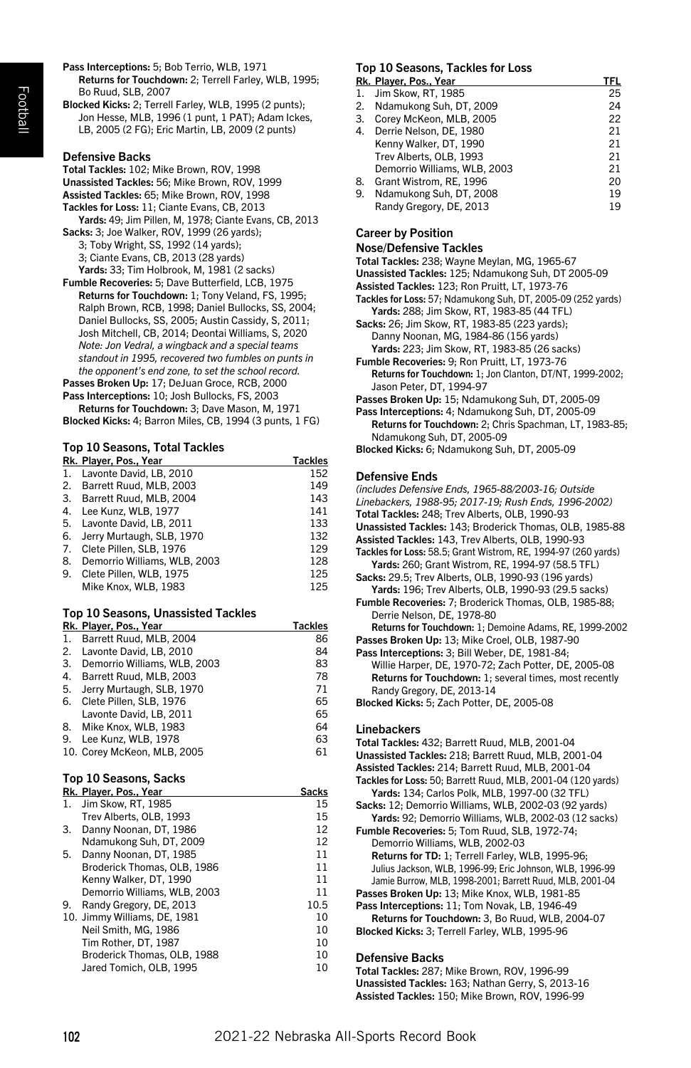**Pass Interceptions:** 5; Bob Terrio, WLB, 1971
**Returns for Touchdown:** 2; Terrell Farley, WLB, 1995; Bo Ruud, SLB, 2007
**Blocked Kicks:** 2; Terrell Farley, WLB, 1995 (2 punts); Jon Hesse, MLB, 1996 (1 punt, 1 PAT); Adam Ickes, LB, 2005 (2 FG); Eric Martin, LB, 2009 (2 punts)

### Defensive Backs

**Total Tackles:** 102; Mike Brown, ROV, 1998
**Unassisted Tackles:** 56; Mike Brown, ROV, 1999
**Assisted Tackles:** 65; Mike Brown, ROV, 1998
**Tackles for Loss:** 11; Ciante Evans, CB, 2013
**Yards:** 49; Jim Pillen, M, 1978; Ciante Evans, CB, 2013
**Sacks:** 3; Joe Walker, ROV, 1999 (26 yards); 3; Toby Wright, SS, 1992 (14 yards); 3; Ciante Evans, CB, 2013 (28 yards)
**Yards:** 33; Tim Holbrook, M, 1981 (2 sacks)
**Fumble Recoveries:** 5; Dave Butterfield, LCB, 1975
**Returns for Touchdown:** 1; Tony Veland, FS, 1995; Ralph Brown, RCB, 1998; Daniel Bullocks, SS, 2004; Daniel Bullocks, SS, 2005; Austin Cassidy, S, 2011; Josh Mitchell, CB, 2014; Deontai Williams, S, 2020
*Note: Jon Vedral, a wingback and a special teams standout in 1995, recovered two fumbles on punts in the opponent's end zone, to set the school record.*
**Passes Broken Up:** 17; DeJuan Groce, RCB, 2000
**Pass Interceptions:** 10; Josh Bullocks, FS, 2003
**Returns for Touchdown:** 3; Dave Mason, M, 1971
**Blocked Kicks:** 4; Barron Miles, CB, 1994 (3 punts, 1 FG)

### Top 10 Seasons, Total Tackles

| Rk. | Player, Pos., Year | Tackles |
|---|---|---|
| 1. | Lavonte David, LB, 2010 | 152 |
| 2. | Barrett Ruud, MLB, 2003 | 149 |
| 3. | Barrett Ruud, MLB, 2004 | 143 |
| 4. | Lee Kunz, WLB, 1977 | 141 |
| 5. | Lavonte David, LB, 2011 | 133 |
| 6. | Jerry Murtaugh, SLB, 1970 | 132 |
| 7. | Clete Pillen, SLB, 1976 | 129 |
| 8. | Demorrio Williams, WLB, 2003 | 128 |
| 9. | Clete Pillen, WLB, 1975 | 125 |
| | Mike Knox, WLB, 1983 | 125 |

### Top 10 Seasons, Unassisted Tackles

| Rk. | Player, Pos., Year | Tackles |
|---|---|---|
| 1. | Barrett Ruud, MLB, 2004 | 86 |
| 2. | Lavonte David, LB, 2010 | 84 |
| 3. | Demorrio Williams, WLB, 2003 | 83 |
| 4. | Barrett Ruud, MLB, 2003 | 78 |
| 5. | Jerry Murtaugh, SLB, 1970 | 71 |
| 6. | Clete Pillen, SLB, 1976 | 65 |
| | Lavonte David, LB, 2011 | 65 |
| 8. | Mike Knox, WLB, 1983 | 64 |
| 9. | Lee Kunz, WLB, 1978 | 63 |
| 10. | Corey McKeon, MLB, 2005 | 61 |

### Top 10 Seasons, Sacks

| Rk. | Player, Pos., Year | Sacks |
|---|---|---|
| 1. | Jim Skow, RT, 1985 | 15 |
| | Trev Alberts, OLB, 1993 | 15 |
| 3. | Danny Noonan, DT, 1986 | 12 |
| | Ndamukong Suh, DT, 2009 | 12 |
| 5. | Danny Noonan, DT, 1985 | 11 |
| | Broderick Thomas, OLB, 1986 | 11 |
| | Kenny Walker, DT, 1990 | 11 |
| | Demorrio Williams, WLB, 2003 | 11 |
| 9. | Randy Gregory, DE, 2013 | 10.5 |
| 10. | Jimmy Williams, DE, 1981 | 10 |
| | Neil Smith, MG, 1986 | 10 |
| | Tim Rother, DT, 1987 | 10 |
| | Broderick Thomas, OLB, 1988 | 10 |
| | Jared Tomich, OLB, 1995 | 10 |

### Top 10 Seasons, Tackles for Loss

| Rk. | Player, Pos., Year | TFL |
|---|---|---|
| 1. | Jim Skow, RT, 1985 | 25 |
| 2. | Ndamukong Suh, DT, 2009 | 24 |
| 3. | Corey McKeon, MLB, 2005 | 22 |
| 4. | Derrie Nelson, DE, 1980 | 21 |
| | Kenny Walker, DT, 1990 | 21 |
| | Trev Alberts, OLB, 1993 | 21 |
| | Demorrio Williams, WLB, 2003 | 21 |
| 8. | Grant Wistrom, RE, 1996 | 20 |
| 9. | Ndamukong Suh, DT, 2008 | 19 |
| | Randy Gregory, DE, 2013 | 19 |

## Career by Position

### Nose/Defensive Tackles

**Total Tackles:** 238; Wayne Meylan, MG, 1965-67
**Unassisted Tackles:** 125; Ndamukong Suh, DT 2005-09
**Assisted Tackles:** 123; Ron Pruitt, LT, 1973-76
**Tackles for Loss:** 57; Ndamukong Suh, DT, 2005-09 (252 yards)
**Yards:** 288; Jim Skow, RT, 1983-85 (44 TFL)
**Sacks:** 26; Jim Skow, RT, 1983-85 (223 yards); Danny Noonan, MG, 1984-86 (156 yards)
**Yards:** 223; Jim Skow, RT, 1983-85 (26 sacks)
**Fumble Recoveries:** 9; Ron Pruitt, LT, 1973-76
**Returns for Touchdown:** 1; Jon Clanton, DT/NT, 1999-2002; Jason Peter, DT, 1994-97
**Passes Broken Up:** 15; Ndamukong Suh, DT, 2005-09
**Pass Interceptions:** 4; Ndamukong Suh, DT, 2005-09
**Returns for Touchdown:** 2; Chris Spachman, LT, 1983-85; Ndamukong Suh, DT, 2005-09
**Blocked Kicks:** 6; Ndamukong Suh, DT, 2005-09

### Defensive Ends

*(includes Defensive Ends, 1965-88/2003-16; Outside Linebackers, 1988-95; 2017-19; Rush Ends, 1996-2002)*
**Total Tackles:** 248; Trev Alberts, OLB, 1990-93
**Unassisted Tackles:** 143; Broderick Thomas, OLB, 1985-88
**Assisted Tackles:** 143, Trev Alberts, OLB, 1990-93
**Tackles for Loss:** 58.5; Grant Wistrom, RE, 1994-97 (260 yards)
**Yards:** 260; Grant Wistrom, RE, 1994-97 (58.5 TFL)
**Sacks:** 29.5; Trev Alberts, OLB, 1990-93 (196 yards)
**Yards:** 196; Trev Alberts, OLB, 1990-93 (29.5 sacks)
**Fumble Recoveries:** 7; Broderick Thomas, OLB, 1985-88; Derrie Nelson, DE, 1978-80
**Returns for Touchdown:** 1; Demoine Adams, RE, 1999-2002
**Passes Broken Up:** 13; Mike Croel, OLB, 1987-90
**Pass Interceptions:** 3; Bill Weber, DE, 1981-84; Willie Harper, DE, 1970-72; Zach Potter, DE, 2005-08
**Returns for Touchdown:** 1; several times, most recently Randy Gregory, DE, 2013-14
**Blocked Kicks:** 5; Zach Potter, DE, 2005-08

### Linebackers

**Total Tackles:** 432; Barrett Ruud, MLB, 2001-04
**Unassisted Tackles:** 218; Barrett Ruud, MLB, 2001-04
**Assisted Tackles:** 214; Barrett Ruud, MLB, 2001-04
**Tackles for Loss:** 50; Barrett Ruud, MLB, 2001-04 (120 yards)
**Yards:** 134; Carlos Polk, MLB, 1997-00 (32 TFL)
**Sacks:** 12; Demorrio Williams, WLB, 2002-03 (92 yards)
**Yards:** 92; Demorrio Williams, WLB, 2002-03 (12 sacks)
**Fumble Recoveries:** 5; Tom Ruud, SLB, 1972-74; Demorrio Williams, WLB, 2002-03
**Returns for TD:** 1; Terrell Farley, WLB, 1995-96; Julius Jackson, WLB, 1996-99; Eric Johnson, WLB, 1996-99 Jamie Burrow, MLB, 1998-2001; Barrett Ruud, MLB, 2001-04
**Passes Broken Up:** 13; Mike Knox, WLB, 1981-85
**Pass Interceptions:** 11; Tom Novak, LB, 1946-49
**Returns for Touchdown:** 3, Bo Ruud, WLB, 2004-07
**Blocked Kicks:** 3; Terrell Farley, WLB, 1995-96

### Defensive Backs

**Total Tackles:** 287; Mike Brown, ROV, 1996-99
**Unassisted Tackles:** 163; Nathan Gerry, S, 2013-16
**Assisted Tackles:** 150; Mike Brown, ROV, 1996-99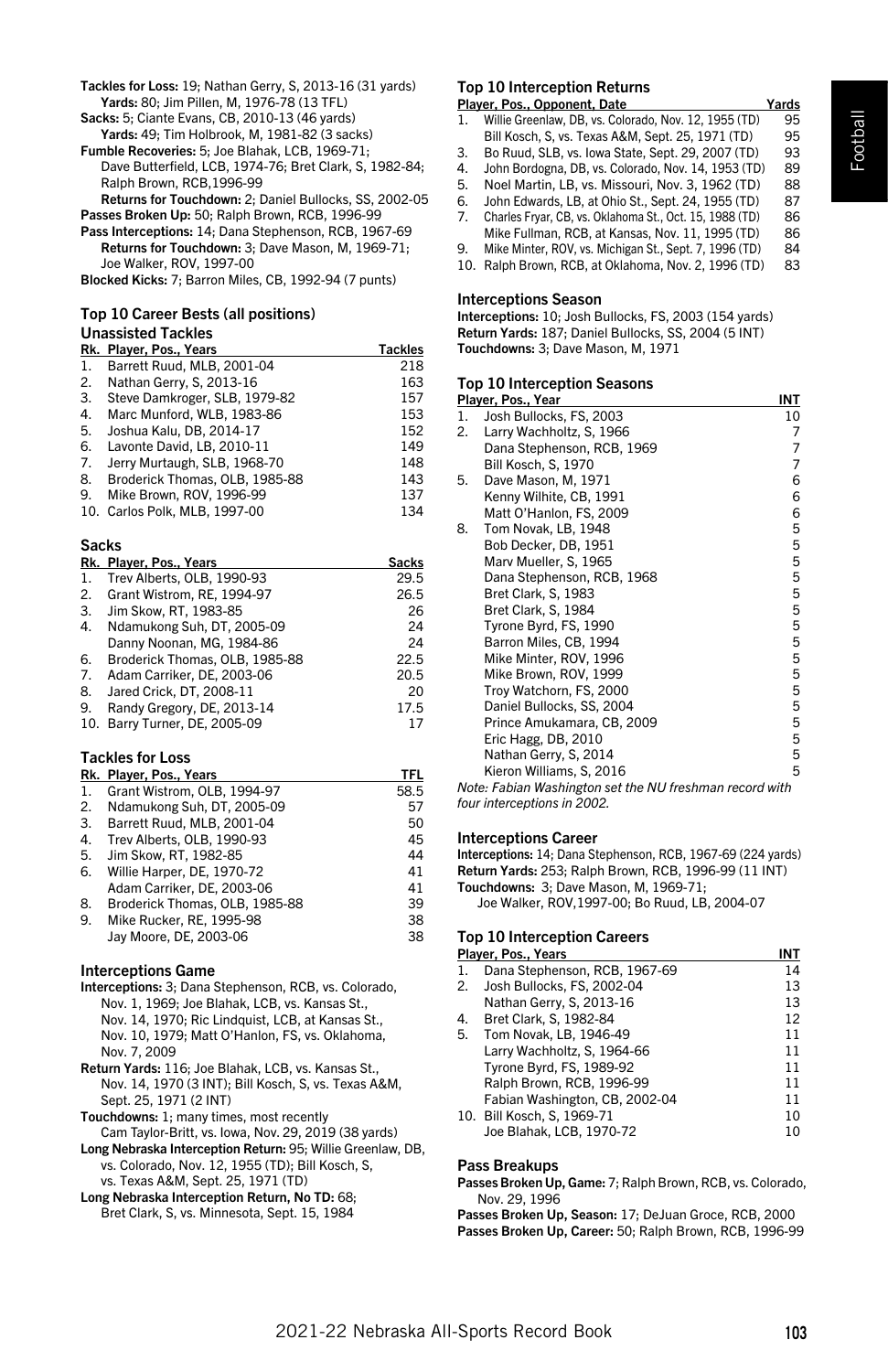**Tackles for Loss:** 19; Nathan Gerry, S, 2013-16 (31 yards)
**Yards:** 80; Jim Pillen, M, 1976-78 (13 TFL)
**Sacks:** 5; Ciante Evans, CB, 2010-13 (46 yards)
**Yards:** 49; Tim Holbrook, M, 1981-82 (3 sacks)
**Fumble Recoveries:** 5; Joe Blahak, LCB, 1969-71; Dave Butterfield, LCB, 1974-76; Bret Clark, S, 1982-84; Ralph Brown, RCB,1996-99
**Returns for Touchdown:** 2; Daniel Bullocks, SS, 2002-05
**Passes Broken Up:** 50; Ralph Brown, RCB, 1996-99
**Pass Interceptions:** 14; Dana Stephenson, RCB, 1967-69
**Returns for Touchdown:** 3; Dave Mason, M, 1969-71; Joe Walker, ROV, 1997-00
**Blocked Kicks:** 7; Barron Miles, CB, 1992-94 (7 punts)

## Top 10 Career Bests (all positions)

### Unassisted Tackles

| Rk. | Player, Pos., Years | Tackles |
|---|---|---|
| 1. | Barrett Ruud, MLB, 2001-04 | 218 |
| 2. | Nathan Gerry, S, 2013-16 | 163 |
| 3. | Steve Damkroger, SLB, 1979-82 | 157 |
| 4. | Marc Munford, WLB, 1983-86 | 153 |
| 5. | Joshua Kalu, DB, 2014-17 | 152 |
| 6. | Lavonte David, LB, 2010-11 | 149 |
| 7. | Jerry Murtaugh, SLB, 1968-70 | 148 |
| 8. | Broderick Thomas, OLB, 1985-88 | 143 |
| 9. | Mike Brown, ROV, 1996-99 | 137 |
| 10. | Carlos Polk, MLB, 1997-00 | 134 |

### Sacks

| Rk. | Player, Pos., Years | Sacks |
|---|---|---|
| 1. | Trev Alberts, OLB, 1990-93 | 29.5 |
| 2. | Grant Wistrom, RE, 1994-97 | 26.5 |
| 3. | Jim Skow, RT, 1983-85 | 26 |
| 4. | Ndamukong Suh, DT, 2005-09 | 24 |
| | Danny Noonan, MG, 1984-86 | 24 |
| 6. | Broderick Thomas, OLB, 1985-88 | 22.5 |
| 7. | Adam Carriker, DE, 2003-06 | 20.5 |
| 8. | Jared Crick, DT, 2008-11 | 20 |
| 9. | Randy Gregory, DE, 2013-14 | 17.5 |
| 10. | Barry Turner, DE, 2005-09 | 17 |

### Tackles for Loss

| Rk. | Player, Pos., Years | TFL |
|---|---|---|
| 1. | Grant Wistrom, OLB, 1994-97 | 58.5 |
| 2. | Ndamukong Suh, DT, 2005-09 | 57 |
| 3. | Barrett Ruud, MLB, 2001-04 | 50 |
| 4. | Trev Alberts, OLB, 1990-93 | 45 |
| 5. | Jim Skow, RT, 1982-85 | 44 |
| 6. | Willie Harper, DE, 1970-72 | 41 |
| | Adam Carriker, DE, 2003-06 | 41 |
| 8. | Broderick Thomas, OLB, 1985-88 | 39 |
| 9. | Mike Rucker, RE, 1995-98 | 38 |
| | Jay Moore, DE, 2003-06 | 38 |

### Interceptions Game

**Interceptions:** 3; Dana Stephenson, RCB, vs. Colorado, Nov. 1, 1969; Joe Blahak, LCB, vs. Kansas St., Nov. 14, 1970; Ric Lindquist, LCB, at Kansas St., Nov. 10, 1979; Matt O'Hanlon, FS, vs. Oklahoma, Nov. 7, 2009
**Return Yards:** 116; Joe Blahak, LCB, vs. Kansas St., Nov. 14, 1970 (3 INT); Bill Kosch, S, vs. Texas A&M, Sept. 25, 1971 (2 INT)
**Touchdowns:** 1; many times, most recently Cam Taylor-Britt, vs. Iowa, Nov. 29, 2019 (38 yards)
**Long Nebraska Interception Return:** 95; Willie Greenlaw, DB, vs. Colorado, Nov. 12, 1955 (TD); Bill Kosch, S, vs. Texas A&M, Sept. 25, 1971 (TD)
**Long Nebraska Interception Return, No TD:** 68; Bret Clark, S, vs. Minnesota, Sept. 15, 1984

### Top 10 Interception Returns

| | Player, Pos., Opponent, Date | Yards |
|---|---|---|
| 1. | Willie Greenlaw, DB, vs. Colorado, Nov. 12, 1955 (TD) | 95 |
| | Bill Kosch, S, vs. Texas A&M, Sept. 25, 1971 (TD) | 95 |
| 3. | Bo Ruud, SLB, vs. Iowa State, Sept. 29, 2007 (TD) | 93 |
| 4. | John Bordogna, DB, vs. Colorado, Nov. 14, 1953 (TD) | 89 |
| 5. | Noel Martin, LB, vs. Missouri, Nov. 3, 1962 (TD) | 88 |
| 6. | John Edwards, LB, at Ohio St., Sept. 24, 1955 (TD) | 87 |
| 7. | Charles Fryar, CB, vs. Oklahoma St., Oct. 15, 1988 (TD) | 86 |
| | Mike Fullman, RCB, at Kansas, Nov. 11, 1995 (TD) | 86 |
| 9. | Mike Minter, ROV, vs. Michigan St., Sept. 7, 1996 (TD) | 84 |
| 10. | Ralph Brown, RCB, at Oklahoma, Nov. 2, 1996 (TD) | 83 |

### Interceptions Season

**Interceptions:** 10; Josh Bullocks, FS, 2003 (154 yards)
**Return Yards:** 187; Daniel Bullocks, SS, 2004 (5 INT)
**Touchdowns:** 3; Dave Mason, M, 1971

### Top 10 Interception Seasons

| | Player, Pos., Year | INT |
|---|---|---|
| 1. | Josh Bullocks, FS, 2003 | 10 |
| 2. | Larry Wachholtz, S, 1966 | 7 |
| | Dana Stephenson, RCB, 1969 | 7 |
| | Bill Kosch, S, 1970 | 7 |
| 5. | Dave Mason, M, 1971 | 6 |
| | Kenny Wilhite, CB, 1991 | 6 |
| | Matt O'Hanlon, FS, 2009 | 6 |
| 8. | Tom Novak, LB, 1948 | 5 |
| | Bob Decker, DB, 1951 | 5 |
| | Marv Mueller, S, 1965 | 5 |
| | Dana Stephenson, RCB, 1968 | 5 |
| | Bret Clark, S, 1983 | 5 |
| | Bret Clark, S, 1984 | 5 |
| | Tyrone Byrd, FS, 1990 | 5 |
| | Barron Miles, CB, 1994 | 5 |
| | Mike Minter, ROV, 1996 | 5 |
| | Mike Brown, ROV, 1999 | 5 |
| | Troy Watchorn, FS, 2000 | 5 |
| | Daniel Bullocks, SS, 2004 | 5 |
| | Prince Amukamara, CB, 2009 | 5 |
| | Eric Hagg, DB, 2010 | 5 |
| | Nathan Gerry, S, 2014 | 5 |
| | Kieron Williams, S, 2016 | 5 |

*Note: Fabian Washington set the NU freshman record with four interceptions in 2002.*

### Interceptions Career

**Interceptions:** 14; Dana Stephenson, RCB, 1967-69 (224 yards)
**Return Yards:** 253; Ralph Brown, RCB, 1996-99 (11 INT)
**Touchdowns:** 3; Dave Mason, M, 1969-71; Joe Walker, ROV,1997-00; Bo Ruud, LB, 2004-07

### Top 10 Interception Careers

| | Player, Pos., Years | INT |
|---|---|---|
| 1. | Dana Stephenson, RCB, 1967-69 | 14 |
| 2. | Josh Bullocks, FS, 2002-04 | 13 |
| | Nathan Gerry, S, 2013-16 | 13 |
| 4. | Bret Clark, S, 1982-84 | 12 |
| 5. | Tom Novak, LB, 1946-49 | 11 |
| | Larry Wachholtz, S, 1964-66 | 11 |
| | Tyrone Byrd, FS, 1989-92 | 11 |
| | Ralph Brown, RCB, 1996-99 | 11 |
| | Fabian Washington, CB, 2002-04 | 11 |
| 10. | Bill Kosch, S, 1969-71 | 10 |
| | Joe Blahak, LCB, 1970-72 | 10 |

### Pass Breakups

**Passes Broken Up, Game:** 7; Ralph Brown, RCB, vs. Colorado, Nov. 29, 1996
**Passes Broken Up, Season:** 17; DeJuan Groce, RCB, 2000
**Passes Broken Up, Career:** 50; Ralph Brown, RCB, 1996-99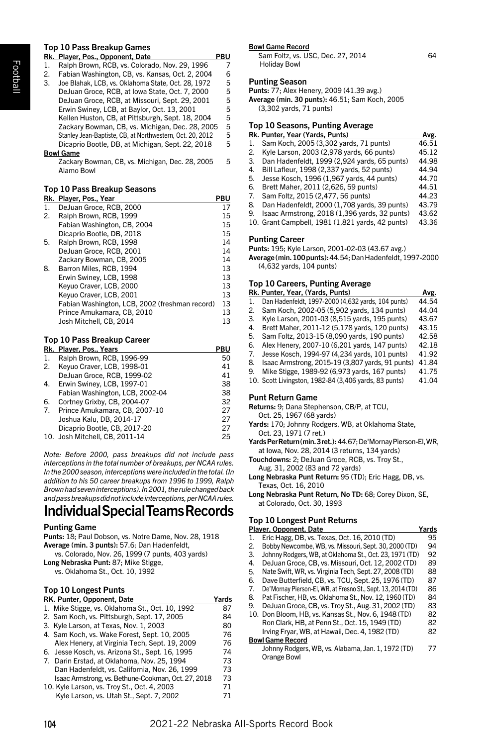### Top 10 Pass Breakup Games

| Rk. | Player, Pos., Opponent, Date | PBU |
|---|---|---|
| 1. | Ralph Brown, RCB, vs. Colorado, Nov. 29, 1996 | 7 |
| 2. | Fabian Washington, CB, vs. Kansas, Oct. 2, 2004 | 6 |
| 3. | Joe Blahak, LCB, vs. Oklahoma State, Oct. 28, 1972 | 5 |
| | DeJuan Groce, RCB, at Iowa State, Oct. 7, 2000 | 5 |
| | DeJuan Groce, RCB, at Missouri, Sept. 29, 2001 | 5 |
| | Erwin Swiney, LCB, at Baylor, Oct. 13, 2001 | 5 |
| | Kellen Huston, CB, at Pittsburgh, Sept. 18, 2004 | 5 |
| | Zackary Bowman, CB, vs. Michigan, Dec. 28, 2005 | 5 |
| | Stanley Jean-Baptiste, CB, at Northwestern, Oct. 20, 2012 | 5 |
| | Dicaprio Bootle, DB, at Michigan, Sept. 22, 2018 | 5 |

**Bowl Game**

| | Player, Pos., Opponent, Date | PBU |
|---|---|---|
| | Zackary Bowman, CB, vs. Michigan, Dec. 28, 2005 Alamo Bowl | 5 |

### Top 10 Pass Breakup Seasons

| Rk. | Player, Pos., Year | PBU |
|---|---|---|
| 1. | DeJuan Groce, RCB, 2000 | 17 |
| 2. | Ralph Brown, RCB, 1999 | 15 |
| | Fabian Washington, CB, 2004 | 15 |
| | Dicaprio Bootle, DB, 2018 | 15 |
| 5. | Ralph Brown, RCB, 1998 | 14 |
| | DeJuan Groce, RCB, 2001 | 14 |
| | Zackary Bowman, CB, 2005 | 14 |
| 8. | Barron Miles, RCB, 1994 | 13 |
| | Erwin Swiney, LCB, 1998 | 13 |
| | Keyuo Craver, LCB, 2000 | 13 |
| | Keyuo Craver, LCB, 2001 | 13 |
| | Fabian Washington, LCB, 2002 (freshman record) | 13 |
| | Prince Amukamara, CB, 2010 | 13 |
| | Josh Mitchell, CB, 2014 | 13 |

### Top 10 Pass Breakup Career

| Rk. | Player, Pos., Years | PBU |
|---|---|---|
| 1. | Ralph Brown, RCB, 1996-99 | 50 |
| 2. | Keyuo Craver, LCB, 1998-01 | 41 |
| | DeJuan Groce, RCB, 1999-02 | 41 |
| 4. | Erwin Swiney, LCB, 1997-01 | 38 |
| | Fabian Washington, LCB, 2002-04 | 38 |
| 6. | Cortney Grixby, CB, 2004-07 | 32 |
| 7. | Prince Amukamara, CB, 2007-10 | 27 |
| | Joshua Kalu, DB, 2014-17 | 27 |
| | Dicaprio Bootle, CB, 2017-20 | 27 |
| 10. | Josh Mitchell, CB, 2011-14 | 25 |

*Note: Before 2000, pass breakups did not include pass interceptions in the total number of breakups, per NCAA rules. In the 2000 season, interceptions were included in the total. (In addition to his 50 career breakups from 1996 to 1999, Ralph Brown had seven interceptions). In 2001, the rule changed back and pass breakups did not include interceptions, per NCAA rules.*

# Individual Special Teams Records

### Punting Game

**Punts:** 18; Paul Dobson, vs. Notre Dame, Nov. 28, 1918
**Average (min. 3 punts):** 57.6; Dan Hadenfeldt, vs. Colorado, Nov. 26, 1999 (7 punts, 403 yards)
**Long Nebraska Punt:** 87; Mike Stigge, vs. Oklahoma St., Oct. 10, 1992

### Top 10 Longest Punts

| RK. | Punter, Opponent, Date | Yards |
|---|---|---|
| 1. | Mike Stigge, vs. Oklahoma St., Oct. 10, 1992 | 87 |
| 2. | Sam Koch, vs. Pittsburgh, Sept. 17, 2005 | 84 |
| 3. | Kyle Larson, at Texas, Nov. 1, 2003 | 80 |
| 4. | Sam Koch, vs. Wake Forest, Sept. 10, 2005 | 76 |
| | Alex Henery, at Virginia Tech, Sept. 19, 2009 | 76 |
| 6. | Jesse Kosch, vs. Arizona St., Sept. 16, 1995 | 74 |
| 7. | Darin Erstad, at Oklahoma, Nov. 25, 1994 | 73 |
| | Dan Hadenfeldt, vs. California, Nov. 26, 1999 | 73 |
| | Isaac Armstrong, vs. Bethune-Cookman, Oct. 27, 2018 | 73 |
| 10. | Kyle Larson, vs. Troy St., Oct. 4, 2003 | 71 |
| | Kyle Larson, vs. Utah St., Sept. 7, 2002 | 71 |

**Bowl Game Record**

| | Punter, Opponent, Date | Yards |
|---|---|---|
| | Sam Foltz, vs. USC, Dec. 27, 2014 Holiday Bowl | 64 |

### Punting Season

**Punts:** 77; Alex Henery, 2009 (41.39 avg.)
**Average (min. 30 punts):** 46.51; Sam Koch, 2005 (3,302 yards, 71 punts)

### Top 10 Seasons, Punting Average

| Rk. | Punter, Year (Yards, Punts) | Avg. |
|---|---|---|
| 1. | Sam Koch, 2005 (3,302 yards, 71 punts) | 46.51 |
| 2. | Kyle Larson, 2003 (2,978 yards, 66 punts) | 45.12 |
| 3. | Dan Hadenfeldt, 1999 (2,924 yards, 65 punts) | 44.98 |
| 4. | Bill Lafleur, 1998 (2,337 yards, 52 punts) | 44.94 |
| 5. | Jesse Kosch, 1996 (1,967 yards, 44 punts) | 44.70 |
| 6. | Brett Maher, 2011 (2,626, 59 punts) | 44.51 |
| 7. | Sam Foltz, 2015 (2,477, 56 punts) | 44.23 |
| 8. | Dan Hadenfeldt, 2000 (1,708 yards, 39 punts) | 43.79 |
| 9. | Isaac Armstrong, 2018 (1,396 yards, 32 punts) | 43.62 |
| 10. | Grant Campbell, 1981 (1,821 yards, 42 punts) | 43.36 |

### Punting Career

**Punts:** 195; Kyle Larson, 2001-02-03 (43.67 avg.)
**Average (min. 100 punts):** 44.54; Dan Hadenfeldt, 1997-2000 (4,632 yards, 104 punts)

### Top 10 Careers, Punting Average

| Rk. | Punter, Year, (Yards, Punts) | Avg. |
|---|---|---|
| 1. | Dan Hadenfeldt, 1997-2000 (4,632 yards, 104 punts) | 44.54 |
| 2. | Sam Koch, 2002-05 (5,902 yards, 134 punts) | 44.04 |
| 3. | Kyle Larson, 2001-03 (8,515 yards, 195 punts) | 43.67 |
| 4. | Brett Maher, 2011-12 (5,178 yards, 120 punts) | 43.15 |
| 5. | Sam Foltz, 2013-15 (8,090 yards, 190 punts) | 42.58 |
| 6. | Alex Henery, 2007-10 (6,201 yards, 147 punts) | 42.18 |
| 7. | Jesse Kosch, 1994-97 (4,234 yards, 101 punts) | 41.92 |
| 8. | Isaac Armstrong, 2015-19 (3,807 yards, 91 punts) | 41.84 |
| 9. | Mike Stigge, 1989-92 (6,973 yards, 167 punts) | 41.75 |
| 10. | Scott Livingston, 1982-84 (3,406 yards, 83 punts) | 41.04 |

### Punt Return Game

**Returns:** 9; Dana Stephenson, CB/P, at TCU, Oct. 25, 1967 (68 yards)
**Yards:** 170; Johnny Rodgers, WB, at Oklahoma State, Oct. 23, 1971 (7 ret.)
**Yards Per Return (min. 3 ret.):** 44.67; De'Mornay Pierson-El, WR, at Iowa, Nov. 28, 2014 (3 returns, 134 yards)
**Touchdowns:** 2; DeJuan Groce, RCB, vs. Troy St., Aug. 31, 2002 (83 and 72 yards)
**Long Nebraska Punt Return:** 95 (TD); Eric Hagg, DB, vs. Texas, Oct. 16, 2010
**Long Nebraska Punt Return, No TD:** 68; Corey Dixon, SE, at Colorado, Oct. 30, 1993

### Top 10 Longest Punt Returns

| | Player, Opponent, Date | Yards |
|---|---|---|
| 1. | Eric Hagg, DB, vs. Texas, Oct. 16, 2010 (TD) | 95 |
| 2. | Bobby Newcombe, WB, vs. Missouri, Sept. 30, 2000 (TD) | 94 |
| 3. | Johnny Rodgers, WB, at Oklahoma St., Oct. 23, 1971 (TD) | 92 |
| 4. | DeJuan Groce, CB, vs. Missouri, Oct. 12, 2002 (TD) | 89 |
| 5. | Nate Swift, WR, vs. Virginia Tech, Sept. 27, 2008 (TD) | 88 |
| 6. | Dave Butterfield, CB, vs. TCU, Sept. 25, 1976 (TD) | 87 |
| 7. | De'Mornay Pierson-El, WR, at Fresno St., Sept. 13, 2014 (TD) | 86 |
| 8. | Pat Fischer, HB, vs. Oklahoma St., Nov. 12, 1960 (TD) | 84 |
| 9. | DeJuan Groce, CB, vs. Troy St., Aug. 31, 2002 (TD) | 83 |
| 10. | Don Bloom, HB, vs. Kansas St., Nov. 6, 1948 (TD) | 82 |
| | Ron Clark, HB, at Penn St., Oct. 15, 1949 (TD) | 82 |
| | Irving Fryar, WB, at Hawaii, Dec. 4, 1982 (TD) | 82 |

**Bowl Game Record**

| | Player, Opponent, Date | Yards |
|---|---|---|
| | Johnny Rodgers, WB, vs. Alabama, Jan. 1, 1972 (TD) Orange Bowl | 77 |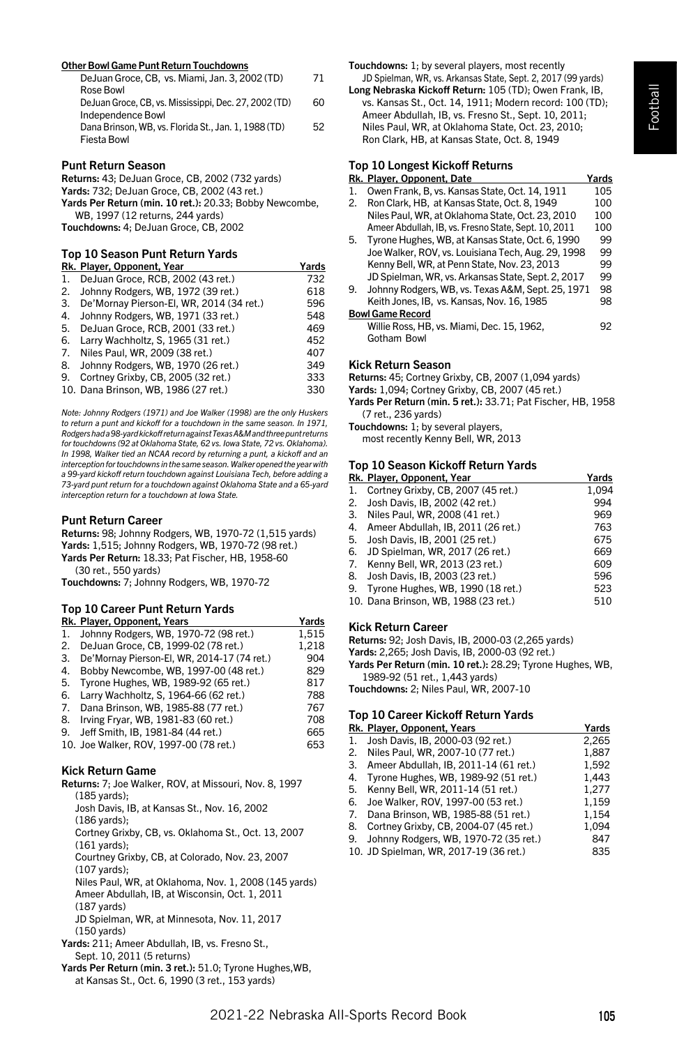#### Other Bowl Game Punt Return Touchdowns

| | |
|---|---|
| DeJuan Groce, CB, vs. Miami, Jan. 3, 2002 (TD) Rose Bowl | 71 |
| DeJuan Groce, CB, vs. Mississippi, Dec. 27, 2002 (TD) Independence Bowl | 60 |
| Dana Brinson, WB, vs. Florida St., Jan. 1, 1988 (TD) Fiesta Bowl | 52 |

### Punt Return Season

**Returns:** 43; DeJuan Groce, CB, 2002 (732 yards)
**Yards:** 732; DeJuan Groce, CB, 2002 (43 ret.)
**Yards Per Return (min. 10 ret.):** 20.33; Bobby Newcombe, WB, 1997 (12 returns, 244 yards)
**Touchdowns:** 4; DeJuan Groce, CB, 2002

### Top 10 Season Punt Return Yards

| Rk. | Player, Opponent, Year | Yards |
|---|---|---|
| 1. | DeJuan Groce, RCB, 2002 (43 ret.) | 732 |
| 2. | Johnny Rodgers, WB, 1972 (39 ret.) | 618 |
| 3. | De'Mornay Pierson-El, WR, 2014 (34 ret.) | 596 |
| 4. | Johnny Rodgers, WB, 1971 (33 ret.) | 548 |
| 5. | DeJuan Groce, RCB, 2001 (33 ret.) | 469 |
| 6. | Larry Wachholtz, S, 1965 (31 ret.) | 452 |
| 7. | Niles Paul, WR, 2009 (38 ret.) | 407 |
| 8. | Johnny Rodgers, WB, 1970 (26 ret.) | 349 |
| 9. | Cortney Grixby, CB, 2005 (32 ret.) | 333 |
| 10. | Dana Brinson, WB, 1986 (27 ret.) | 330 |

*Note: Johnny Rodgers (1971) and Joe Walker (1998) are the only Huskers to return a punt and kickoff for a touchdown in the same season. In 1971, Rodgers had a 98-yard kickoff return against Texas A&M and three punt returns for touchdowns (92 at Oklahoma State, 62 vs. Iowa State, 72 vs. Oklahoma). In 1998, Walker tied an NCAA record by returning a punt, a kickoff and an interception for touchdowns in the same season. Walker opened the year with a 99-yard kickoff return touchdown against Louisiana Tech, before adding a 73-yard punt return for a touchdown against Oklahoma State and a 65-yard interception return for a touchdown at Iowa State.*

### Punt Return Career

**Returns:** 98; Johnny Rodgers, WB, 1970-72 (1,515 yards)
**Yards:** 1,515; Johnny Rodgers, WB, 1970-72 (98 ret.)
**Yards Per Return:** 18.33; Pat Fischer, HB, 1958-60 (30 ret., 550 yards)
**Touchdowns:** 7; Johnny Rodgers, WB, 1970-72

### Top 10 Career Punt Return Yards

| Rk. | Player, Opponent, Years | Yards |
|---|---|---|
| 1. | Johnny Rodgers, WB, 1970-72 (98 ret.) | 1,515 |
| 2. | DeJuan Groce, CB, 1999-02 (78 ret.) | 1,218 |
| 3. | De'Mornay Pierson-El, WR, 2014-17 (74 ret.) | 904 |
| 4. | Bobby Newcombe, WB, 1997-00 (48 ret.) | 829 |
| 5. | Tyrone Hughes, WB, 1989-92 (65 ret.) | 817 |
| 6. | Larry Wachholtz, S, 1964-66 (62 ret.) | 788 |
| 7. | Dana Brinson, WB, 1985-88 (77 ret.) | 767 |
| 8. | Irving Fryar, WR, 1981-83 (60 ret.) | 708 |
| 9. | Jeff Smith, IB, 1981-84 (44 ret.) | 665 |
| 10. | Joe Walker, ROV, 1997-00 (78 ret.) | 653 |

### Kick Return Game

**Returns:** 7; Joe Walker, ROV, at Missouri, Nov. 8, 1997 (185 yards);
Josh Davis, IB, at Kansas St., Nov. 16, 2002 (186 yards);
Cortney Grixby, CB, vs. Oklahoma St., Oct. 13, 2007 (161 yards);
Courtney Grixby, CB, at Colorado, Nov. 23, 2007 (107 yards);
Niles Paul, WR, at Oklahoma, Nov. 1, 2008 (145 yards)
Ameer Abdullah, IB, at Wisconsin, Oct. 1, 2011 (187 yards)
JD Spielman, WR, at Minnesota, Nov. 11, 2017 (150 yards)
**Yards:** 211; Ameer Abdullah, IB, vs. Fresno St., Sept. 10, 2011 (5 returns)
**Yards Per Return (min. 3 ret.):** 51.0; Tyrone Hughes, WB, at Kansas St., Oct. 6, 1990 (3 ret., 153 yards)
**Touchdowns:** 1; by several players, most recently JD Spielman, WR, vs. Arkansas State, Sept. 2, 2017 (99 yards)
**Long Nebraska Kickoff Return:** 105 (TD); Owen Frank, IB, vs. Kansas St., Oct. 14, 1911; Modern record: 100 (TD); Ameer Abdullah, IB, vs. Fresno St., Sept. 10, 2011; Niles Paul, WR, at Oklahoma State, Oct. 23, 2010; Ron Clark, HB, at Kansas State, Oct. 8, 1949

### Top 10 Longest Kickoff Returns

| Rk. | Player, Opponent, Date | Yards |
|---|---|---|
| 1. | Owen Frank, B, vs. Kansas State, Oct. 14, 1911 | 105 |
| 2. | Ron Clark, HB, at Kansas State, Oct. 8, 1949 | 100 |
| | Niles Paul, WR, at Oklahoma State, Oct. 23, 2010 | 100 |
| | Ameer Abdullah, IB, vs. Fresno State, Sept. 10, 2011 | 100 |
| 5. | Tyrone Hughes, WB, at Kansas State, Oct. 6, 1990 | 99 |
| | Joe Walker, ROV, vs. Louisiana Tech, Aug. 29, 1998 | 99 |
| | Kenny Bell, WR, at Penn State, Nov. 23, 2013 | 99 |
| | JD Spielman, WR, vs. Arkansas State, Sept. 2, 2017 | 99 |
| 9. | Johnny Rodgers, WB, vs. Texas A&M, Sept. 25, 1971 | 98 |
| | Keith Jones, IB, vs. Kansas, Nov. 16, 1985 | 98 |
| | **Bowl Game Record** | |
| | Willie Ross, HB, vs. Miami, Dec. 15, 1962, Gotham Bowl | 92 |

### Kick Return Season

**Returns:** 45; Cortney Grixby, CB, 2007 (1,094 yards)
**Yards:** 1,094; Cortney Grixby, CB, 2007 (45 ret.)
**Yards Per Return (min. 5 ret.):** 33.71; Pat Fischer, HB, 1958 (7 ret., 236 yards)
**Touchdowns:** 1; by several players, most recently Kenny Bell, WR, 2013

### Top 10 Season Kickoff Return Yards

| Rk. | Player, Opponent, Year | Yards |
|---|---|---|
| 1. | Cortney Grixby, CB, 2007 (45 ret.) | 1,094 |
| 2. | Josh Davis, IB, 2002 (42 ret.) | 994 |
| 3. | Niles Paul, WR, 2008 (41 ret.) | 969 |
| 4. | Ameer Abdullah, IB, 2011 (26 ret.) | 763 |
| 5. | Josh Davis, IB, 2001 (25 ret.) | 675 |
| 6. | JD Spielman, WR, 2017 (26 ret.) | 669 |
| 7. | Kenny Bell, WR, 2013 (23 ret.) | 609 |
| 8. | Josh Davis, IB, 2003 (23 ret.) | 596 |
| 9. | Tyrone Hughes, WB, 1990 (18 ret.) | 523 |
| 10. | Dana Brinson, WB, 1988 (23 ret.) | 510 |

### Kick Return Career

**Returns:** 92; Josh Davis, IB, 2000-03 (2,265 yards)
**Yards:** 2,265; Josh Davis, IB, 2000-03 (92 ret.)
**Yards Per Return (min. 10 ret.):** 28.29; Tyrone Hughes, WB, 1989-92 (51 ret., 1,443 yards)
**Touchdowns:** 2; Niles Paul, WR, 2007-10

### Top 10 Career Kickoff Return Yards

| Rk. | Player, Opponent, Years | Yards |
|---|---|---|
| 1. | Josh Davis, IB, 2000-03 (92 ret.) | 2,265 |
| 2. | Niles Paul, WR, 2007-10 (77 ret.) | 1,887 |
| 3. | Ameer Abdullah, IB, 2011-14 (61 ret.) | 1,592 |
| 4. | Tyrone Hughes, WB, 1989-92 (51 ret.) | 1,443 |
| 5. | Kenny Bell, WR, 2011-14 (51 ret.) | 1,277 |
| 6. | Joe Walker, ROV, 1997-00 (53 ret.) | 1,159 |
| 7. | Dana Brinson, WB, 1985-88 (51 ret.) | 1,154 |
| 8. | Cortney Grixby, CB, 2004-07 (45 ret.) | 1,094 |
| 9. | Johnny Rodgers, WB, 1970-72 (35 ret.) | 847 |
| 10. | JD Spielman, WR, 2017-19 (36 ret.) | 835 |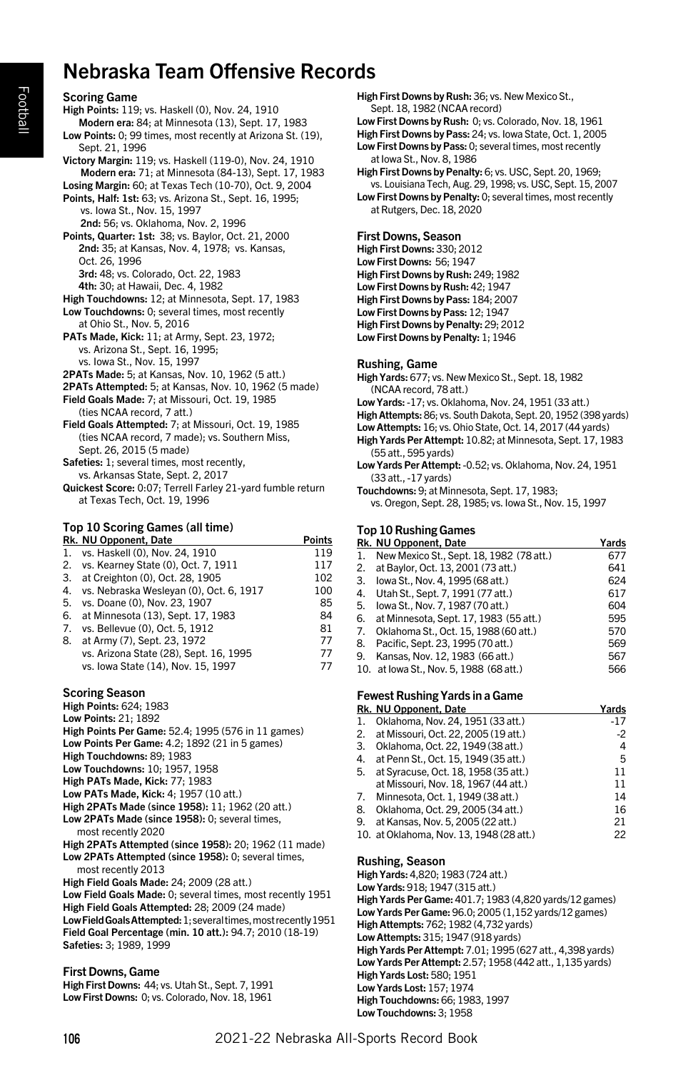# Nebraska Team Offensive Records

### Scoring Game

**High Points:** 119; vs. Haskell (0), Nov. 24, 1910
**Modern era:** 84; at Minnesota (13), Sept. 17, 1983
**Low Points:** 0; 99 times, most recently at Arizona St. (19), Sept. 21, 1996
**Victory Margin:** 119; vs. Haskell (119-0), Nov. 24, 1910
**Modern era:** 71; at Minnesota (84-13), Sept. 17, 1983
**Losing Margin:** 60; at Texas Tech (10-70), Oct. 9, 2004
**Points, Half: 1st:** 63; vs. Arizona St., Sept. 16, 1995; vs. Iowa St., Nov. 15, 1997
**2nd:** 56; vs. Oklahoma, Nov. 2, 1996
**Points, Quarter: 1st:** 38; vs. Baylor, Oct. 21, 2000
**2nd:** 35; at Kansas, Nov. 4, 1978; vs. Kansas, Oct. 26, 1996
**3rd:** 48; vs. Colorado, Oct. 22, 1983
**4th:** 30; at Hawaii, Dec. 4, 1982
**High Touchdowns:** 12; at Minnesota, Sept. 17, 1983
**Low Touchdowns:** 0; several times, most recently at Ohio St., Nov. 5, 2016
**PATs Made, Kick:** 11; at Army, Sept. 23, 1972; vs. Arizona St., Sept. 16, 1995; vs. Iowa St., Nov. 15, 1997
**2PATs Made:** 5; at Kansas, Nov. 10, 1962 (5 att.)
**2PATs Attempted:** 5; at Kansas, Nov. 10, 1962 (5 made)
**Field Goals Made:** 7; at Missouri, Oct. 19, 1985 (ties NCAA record, 7 att.)
**Field Goals Attempted:** 7; at Missouri, Oct. 19, 1985 (ties NCAA record, 7 made); vs. Southern Miss, Sept. 26, 2015 (5 made)
**Safeties:** 1; several times, most recently, vs. Arkansas State, Sept. 2, 2017
**Quickest Score:** 0:07; Terrell Farley 21-yard fumble return at Texas Tech, Oct. 19, 1996

### Top 10 Scoring Games (all time)

| Rk. | NU Opponent, Date | Points |
|---|---|---|
| 1. | vs. Haskell (0), Nov. 24, 1910 | 119 |
| 2. | vs. Kearney State (0), Oct. 7, 1911 | 117 |
| 3. | at Creighton (0), Oct. 28, 1905 | 102 |
| 4. | vs. Nebraska Wesleyan (0), Oct. 6, 1917 | 100 |
| 5. | vs. Doane (0), Nov. 23, 1907 | 85 |
| 6. | at Minnesota (13), Sept. 17, 1983 | 84 |
| 7. | vs. Bellevue (0), Oct. 5, 1912 | 81 |
| 8. | at Army (7), Sept. 23, 1972 | 77 |
| | vs. Arizona State (28), Sept. 16, 1995 | 77 |
| | vs. Iowa State (14), Nov. 15, 1997 | 77 |

### Scoring Season

**High Points:** 624; 1983
**Low Points:** 21; 1892
**High Points Per Game:** 52.4; 1995 (576 in 11 games)
**Low Points Per Game:** 4.2; 1892 (21 in 5 games)
**High Touchdowns:** 89; 1983
**Low Touchdowns:** 10; 1957, 1958
**High PATs Made, Kick:** 77; 1983
**Low PATs Made, Kick:** 4; 1957 (10 att.)
**High 2PATs Made (since 1958):** 11; 1962 (20 att.)
**Low 2PATs Made (since 1958):** 0; several times, most recently 2020
**High 2PATs Attempted (since 1958):** 20; 1962 (11 made)
**Low 2PATs Attempted (since 1958):** 0; several times, most recently 2013
**High Field Goals Made:** 24; 2009 (28 att.)
**Low Field Goals Made:** 0; several times, most recently 1951
**High Field Goals Attempted:** 28; 2009 (24 made)
**Low Field Goals Attempted:** 1; several times, most recently 1951
**Field Goal Percentage (min. 10 att.):** 94.7; 2010 (18-19)
**Safeties:** 3; 1989, 1999

### First Downs, Game

**High First Downs:** 44; vs. Utah St., Sept. 7, 1991
**Low First Downs:** 0; vs. Colorado, Nov. 18, 1961
**High First Downs by Rush:** 36; vs. New Mexico St., Sept. 18, 1982 (NCAA record)
**Low First Downs by Rush:** 0; vs. Colorado, Nov. 18, 1961
**High First Downs by Pass:** 24; vs. Iowa State, Oct. 1, 2005
**Low First Downs by Pass:** 0; several times, most recently at Iowa St., Nov. 8, 1986
**High First Downs by Penalty:** 6; vs. USC, Sept. 20, 1969; vs. Louisiana Tech, Aug. 29, 1998; vs. USC, Sept. 15, 2007
**Low First Downs by Penalty:** 0; several times, most recently at Rutgers, Dec. 18, 2020

### First Downs, Season

**High First Downs:** 330; 2012
**Low First Downs:** 56; 1947
**High First Downs by Rush:** 249; 1982
**Low First Downs by Rush:** 42; 1947
**High First Downs by Pass:** 184; 2007
**Low First Downs by Pass:** 12; 1947
**High First Downs by Penalty:** 29; 2012
**Low First Downs by Penalty:** 1; 1946

### Rushing, Game

**High Yards:** 677; vs. New Mexico St., Sept. 18, 1982 (NCAA record, 78 att.)
**Low Yards:** -17; vs. Oklahoma, Nov. 24, 1951 (33 att.)
**High Attempts:** 86; vs. South Dakota, Sept. 20, 1952 (398 yards)
**Low Attempts:** 16; vs. Ohio State, Oct. 14, 2017 (44 yards)
**High Yards Per Attempt:** 10.82; at Minnesota, Sept. 17, 1983 (55 att., 595 yards)
**Low Yards Per Attempt:** -0.52; vs. Oklahoma, Nov. 24, 1951 (33 att., -17 yards)
**Touchdowns:** 9; at Minnesota, Sept. 17, 1983; vs. Oregon, Sept. 28, 1985; vs. Iowa St., Nov. 15, 1997

### Top 10 Rushing Games

| Rk. | NU Opponent, Date | Yards |
|---|---|---|
| 1. | New Mexico St., Sept. 18, 1982 (78 att.) | 677 |
| 2. | at Baylor, Oct. 13, 2001 (73 att.) | 641 |
| 3. | Iowa St., Nov. 4, 1995 (68 att.) | 624 |
| 4. | Utah St., Sept. 7, 1991 (77 att.) | 617 |
| 5. | Iowa St., Nov. 7, 1987 (70 att.) | 604 |
| 6. | at Minnesota, Sept. 17, 1983 (55 att.) | 595 |
| 7. | Oklahoma St., Oct. 15, 1988 (60 att.) | 570 |
| 8. | Pacific, Sept. 23, 1995 (70 att.) | 569 |
| 9. | Kansas, Nov. 12, 1983 (66 att.) | 567 |
| 10. | at Iowa St., Nov. 5, 1988 (68 att.) | 566 |

### Fewest Rushing Yards in a Game

| Rk. | NU Opponent, Date | Yards |
|---|---|---|
| 1. | Oklahoma, Nov. 24, 1951 (33 att.) | -17 |
| 2. | at Missouri, Oct. 22, 2005 (19 att.) | -2 |
| 3. | Oklahoma, Oct. 22, 1949 (38 att.) | 4 |
| 4. | at Penn St., Oct. 15, 1949 (35 att.) | 5 |
| 5. | at Syracuse, Oct. 18, 1958 (35 att.) | 11 |
| | at Missouri, Nov. 18, 1967 (44 att.) | 11 |
| 7. | Minnesota, Oct. 1, 1949 (38 att.) | 14 |
| 8. | Oklahoma, Oct. 29, 2005 (34 att.) | 16 |
| 9. | at Kansas, Nov. 5, 2005 (22 att.) | 21 |
| 10. | at Oklahoma, Nov. 13, 1948 (28 att.) | 22 |

### Rushing, Season

**High Yards:** 4,820; 1983 (724 att.)
**Low Yards:** 918; 1947 (315 att.)
**High Yards Per Game:** 401.7; 1983 (4,820 yards/12 games)
**Low Yards Per Game:** 96.0; 2005 (1,152 yards/12 games)
**High Attempts:** 762; 1982 (4,732 yards)
**Low Attempts:** 315; 1947 (918 yards)
**High Yards Per Attempt:** 7.01; 1995 (627 att., 4,398 yards)
**Low Yards Per Attempt:** 2.57; 1958 (442 att., 1,135 yards)
**High Yards Lost:** 580; 1951
**Low Yards Lost:** 157; 1974
**High Touchdowns:** 66; 1983, 1997
**Low Touchdowns:** 3; 1958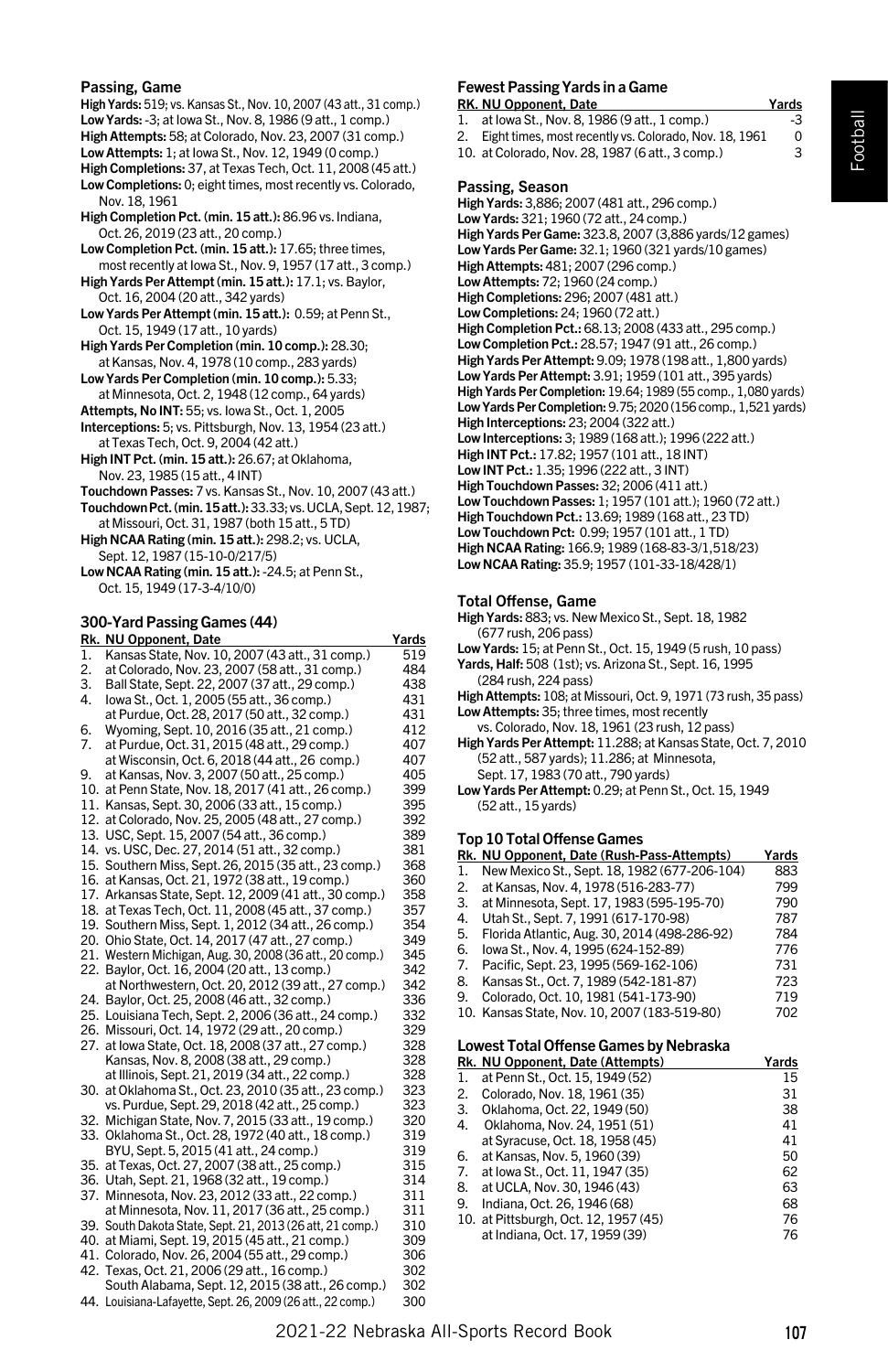### Passing, Game

**High Yards:** 519; vs. Kansas St., Nov. 10, 2007 (43 att., 31 comp.)
**Low Yards:** -3; at Iowa St., Nov. 8, 1986 (9 att., 1 comp.)
**High Attempts:** 58; at Colorado, Nov. 23, 2007 (31 comp.)
**Low Attempts:** 1; at Iowa St., Nov. 12, 1949 (0 comp.)
**High Completions:** 37, at Texas Tech, Oct. 11, 2008 (45 att.)
**Low Completions:** 0; eight times, most recently vs. Colorado, Nov. 18, 1961
**High Completion Pct. (min. 15 att.):** 86.96 vs. Indiana, Oct. 26, 2019 (23 att., 20 comp.)
**Low Completion Pct. (min. 15 att.):** 17.65; three times, most recently at Iowa St., Nov. 9, 1957 (17 att., 3 comp.)
**High Yards Per Attempt (min. 15 att.):** 17.1; vs. Baylor, Oct. 16, 2004 (20 att., 342 yards)
**Low Yards Per Attempt (min. 15 att.):** 0.59; at Penn St., Oct. 15, 1949 (17 att., 10 yards)
**High Yards Per Completion (min. 10 comp.):** 28.30; at Kansas, Nov. 4, 1978 (10 comp., 283 yards)
**Low Yards Per Completion (min. 10 comp.):** 5.33; at Minnesota, Oct. 2, 1948 (12 comp., 64 yards)
**Attempts, No INT:** 55; vs. Iowa St., Oct. 1, 2005
**Interceptions:** 5; vs. Pittsburgh, Nov. 13, 1954 (23 att.) at Texas Tech, Oct. 9, 2004 (42 att.)
**High INT Pct. (min. 15 att.):** 26.67; at Oklahoma, Nov. 23, 1985 (15 att., 4 INT)
**Touchdown Passes:** 7 vs. Kansas St., Nov. 10, 2007 (43 att.)
**Touchdown Pct. (min. 15 att.):** 33.33; vs. UCLA, Sept. 12, 1987; at Missouri, Oct. 31, 1987 (both 15 att., 5 TD)
**High NCAA Rating (min. 15 att.):** 298.2; vs. UCLA, Sept. 12, 1987 (15-10-0/217/5)
**Low NCAA Rating (min. 15 att.):** -24.5; at Penn St., Oct. 15, 1949 (17-3-4/10/0)

### 300-Yard Passing Games (44)

| Rk. | NU Opponent, Date | Yards |
|---|---|---|
| 1. | Kansas State, Nov. 10, 2007 (43 att., 31 comp.) | 519 |
| 2. | at Colorado, Nov. 23, 2007 (58 att., 31 comp.) | 484 |
| 3. | Ball State, Sept. 22, 2007 (37 att., 29 comp.) | 438 |
| 4. | Iowa St., Oct. 1, 2005 (55 att., 36 comp.) | 431 |
| | at Purdue, Oct. 28, 2017 (50 att., 32 comp.) | 431 |
| 6. | Wyoming, Sept. 10, 2016 (35 att., 21 comp.) | 412 |
| 7. | at Purdue, Oct. 31, 2015 (48 att., 29 comp.) | 407 |
| | at Wisconsin, Oct. 6, 2018 (44 att., 26 comp.) | 407 |
| 9. | at Kansas, Nov. 3, 2007 (50 att., 25 comp.) | 405 |
| 10. | at Penn State, Nov. 18, 2017 (41 att., 26 comp.) | 399 |
| 11. | Kansas, Sept. 30, 2006 (33 att., 15 comp.) | 395 |
| 12. | at Colorado, Nov. 25, 2005 (48 att., 27 comp.) | 392 |
| 13. | USC, Sept. 15, 2007 (54 att., 36 comp.) | 389 |
| 14. | vs. USC, Dec. 27, 2014 (51 att., 32 comp.) | 381 |
| 15. | Southern Miss, Sept. 26, 2015 (35 att., 23 comp.) | 368 |
| 16. | at Kansas, Oct. 21, 1972 (38 att., 19 comp.) | 360 |
| 17. | Arkansas State, Sept. 12, 2009 (41 att., 30 comp.) | 358 |
| 18. | at Texas Tech, Oct. 11, 2008 (45 att., 37 comp.) | 357 |
| 19. | Southern Miss, Sept. 1, 2012 (34 att., 26 comp.) | 354 |
| 20. | Ohio State, Oct. 14, 2017 (47 att., 27 comp.) | 349 |
| 21. | Western Michigan, Aug. 30, 2008 (36 att., 20 comp.) | 345 |
| 22. | Baylor, Oct. 16, 2004 (20 att., 13 comp.) | 342 |
| | at Northwestern, Oct. 20, 2012 (39 att., 27 comp.) | 342 |
| 24. | Baylor, Oct. 25, 2008 (46 att., 32 comp.) | 336 |
| 25. | Louisiana Tech, Sept. 2, 2006 (36 att., 24 comp.) | 332 |
| 26. | Missouri, Oct. 14, 1972 (29 att., 20 comp.) | 329 |
| 27. | at Iowa State, Oct. 18, 2008 (37 att., 27 comp.) | 328 |
| | Kansas, Nov. 8, 2008 (38 att., 29 comp.) | 328 |
| | at Illinois, Sept. 21, 2019 (34 att., 22 comp.) | 328 |
| 30. | at Oklahoma St., Oct. 23, 2010 (35 att., 23 comp.) | 323 |
| | vs. Purdue, Sept. 29, 2018 (42 att., 25 comp.) | 323 |
| 32. | Michigan State, Nov. 7, 2015 (33 att., 19 comp.) | 320 |
| 33. | Oklahoma St., Oct. 28, 1972 (40 att., 18 comp.) | 319 |
| | BYU, Sept. 5, 2015 (41 att., 24 comp.) | 319 |
| 35. | at Texas, Oct. 27, 2007 (38 att., 25 comp.) | 315 |
| 36. | Utah, Sept. 21, 1968 (32 att., 19 comp.) | 314 |
| 37. | Minnesota, Nov. 23, 2012 (33 att., 22 comp.) | 311 |
| | at Minnesota, Nov. 11, 2017 (36 att., 25 comp.) | 311 |
| 39. | South Dakota State, Sept. 21, 2013 (26 att., 21 comp.) | 310 |
| 40. | at Miami, Sept. 19, 2015 (45 att., 21 comp.) | 309 |
| 41. | Colorado, Nov. 26, 2004 (55 att., 29 comp.) | 306 |
| 42. | Texas, Oct. 21, 2006 (29 att., 16 comp.) | 302 |
| | South Alabama, Sept. 12, 2015 (38 att., 26 comp.) | 302 |
| 44. | Louisiana-Lafayette, Sept. 26, 2009 (26 att., 22 comp.) | 300 |

### Fewest Passing Yards in a Game

| RK. | NU Opponent, Date | Yards |
|---|---|---|
| 1. | at Iowa St., Nov. 8, 1986 (9 att., 1 comp.) | -3 |
| 2. | Eight times, most recently vs. Colorado, Nov. 18, 1961 | 0 |
| 10. | at Colorado, Nov. 28, 1987 (6 att., 3 comp.) | 3 |

### Passing, Season

**High Yards:** 3,886; 2007 (481 att., 296 comp.)
**Low Yards:** 321; 1960 (72 att., 24 comp.)
**High Yards Per Game:** 323.8, 2007 (3,886 yards/12 games)
**Low Yards Per Game:** 32.1; 1960 (321 yards/10 games)
**High Attempts:** 481; 2007 (296 comp.)
**Low Attempts:** 72; 1960 (24 comp.)
**High Completions:** 296; 2007 (481 att.)
**Low Completions:** 24; 1960 (72 att.)
**High Completion Pct.:** 68.13; 2008 (433 att., 295 comp.)
**Low Completion Pct.:** 28.57; 1947 (91 att., 26 comp.)
**High Yards Per Attempt:** 9.09; 1978 (198 att., 1,800 yards)
**Low Yards Per Attempt:** 3.91; 1959 (101 att., 395 yards)
**High Yards Per Completion:** 19.64; 1989 (55 comp., 1,080 yards)
**Low Yards Per Completion:** 9.75; 2020 (156 comp., 1,521 yards)
**High Interceptions:** 23; 2004 (322 att.)
**Low Interceptions:** 3; 1989 (168 att.); 1996 (222 att.)
**High INT Pct.:** 17.82; 1957 (101 att., 18 INT)
**Low INT Pct.:** 1.35; 1996 (222 att., 3 INT)
**High Touchdown Passes:** 32; 2006 (411 att.)
**Low Touchdown Passes:** 1; 1957 (101 att.); 1960 (72 att.)
**High Touchdown Pct.:** 13.69; 1989 (168 att., 23 TD)
**Low Touchdown Pct:** 0.99; 1957 (101 att., 1 TD)
**High NCAA Rating:** 166.9; 1989 (168-83-3/1,518/23)
**Low NCAA Rating:** 35.9; 1957 (101-33-18/428/1)

### Total Offense, Game

**High Yards:** 883; vs. New Mexico St., Sept. 18, 1982 (677 rush, 206 pass)
**Low Yards:** 15; at Penn St., Oct. 15, 1949 (5 rush, 10 pass)
**Yards, Half:** 508 (1st); vs. Arizona St., Sept. 16, 1995 (284 rush, 224 pass)
**High Attempts:** 108; at Missouri, Oct. 9, 1971 (73 rush, 35 pass)
**Low Attempts:** 35; three times, most recently vs. Colorado, Nov. 18, 1961 (23 rush, 12 pass)
**High Yards Per Attempt:** 11.288; at Kansas State, Oct. 7, 2010 (52 att., 587 yards); 11.286; at Minnesota, Sept. 17, 1983 (70 att., 790 yards)
**Low Yards Per Attempt:** 0.29; at Penn St., Oct. 15, 1949 (52 att., 15 yards)

### Top 10 Total Offense Games

| Rk. | NU Opponent, Date (Rush-Pass-Attempts) | Yards |
|---|---|---|
| 1. | New Mexico St., Sept. 18, 1982 (677-206-104) | 883 |
| 2. | at Kansas, Nov. 4, 1978 (516-283-77) | 799 |
| 3. | at Minnesota, Sept. 17, 1983 (595-195-70) | 790 |
| 4. | Utah St., Sept. 7, 1991 (617-170-98) | 787 |
| 5. | Florida Atlantic, Aug. 30, 2014 (498-286-92) | 784 |
| 6. | Iowa St., Nov. 4, 1995 (624-152-89) | 776 |
| 7. | Pacific, Sept. 23, 1995 (569-162-106) | 731 |
| 8. | Kansas St., Oct. 7, 1989 (542-181-87) | 723 |
| 9. | Colorado, Oct. 10, 1981 (541-173-90) | 719 |
| 10. | Kansas State, Nov. 10, 2007 (183-519-80) | 702 |

### Lowest Total Offense Games by Nebraska

| Rk. | NU Opponent, Date (Attempts) | Yards |
|---|---|---|
| 1. | at Penn St., Oct. 15, 1949 (52) | 15 |
| 2. | Colorado, Nov. 18, 1961 (35) | 31 |
| 3. | Oklahoma, Oct. 22, 1949 (50) | 38 |
| 4. | Oklahoma, Nov. 24, 1951 (51) | 41 |
| | at Syracuse, Oct. 18, 1958 (45) | 41 |
| 6. | at Kansas, Nov. 5, 1960 (39) | 50 |
| 7. | at Iowa St., Oct. 11, 1947 (35) | 62 |
| 8. | at UCLA, Nov. 30, 1946 (43) | 63 |
| 9. | Indiana, Oct. 26, 1946 (68) | 68 |
| 10. | at Pittsburgh, Oct. 12, 1957 (45) | 76 |
| | at Indiana, Oct. 17, 1959 (39) | 76 |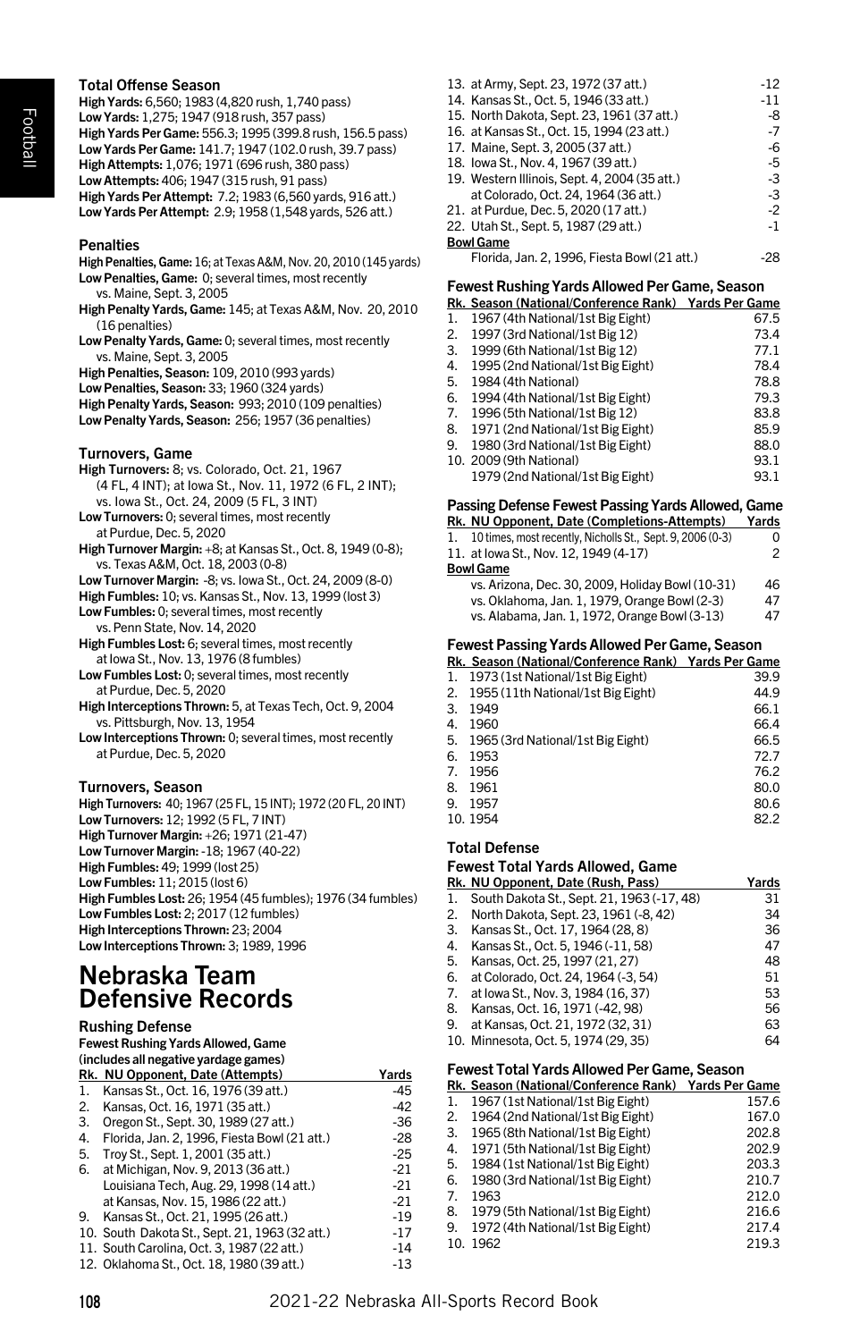### Total Offense Season

**High Yards:** 6,560; 1983 (4,820 rush, 1,740 pass)
**Low Yards:** 1,275; 1947 (918 rush, 357 pass)
**High Yards Per Game:** 556.3; 1995 (399.8 rush, 156.5 pass)
**Low Yards Per Game:** 141.7; 1947 (102.0 rush, 39.7 pass)
**High Attempts:** 1,076; 1971 (696 rush, 380 pass)
**Low Attempts:** 406; 1947 (315 rush, 91 pass)
**High Yards Per Attempt:** 7.2; 1983 (6,560 yards, 916 att.)
**Low Yards Per Attempt:** 2.9; 1958 (1,548 yards, 526 att.)

### Penalties

**High Penalties, Game:** 16; at Texas A&M, Nov. 20, 2010 (145 yards)
**Low Penalties, Game:** 0; several times, most recently vs. Maine, Sept. 3, 2005
**High Penalty Yards, Game:** 145; at Texas A&M, Nov. 20, 2010 (16 penalties)
**Low Penalty Yards, Game:** 0; several times, most recently vs. Maine, Sept. 3, 2005
**High Penalties, Season:** 109, 2010 (993 yards)
**Low Penalties, Season:** 33; 1960 (324 yards)
**High Penalty Yards, Season:** 993; 2010 (109 penalties)
**Low Penalty Yards, Season:** 256; 1957 (36 penalties)

### Turnovers, Game

**High Turnovers:** 8; vs. Colorado, Oct. 21, 1967 (4 FL, 4 INT); at Iowa St., Nov. 11, 1972 (6 FL, 2 INT); vs. Iowa St., Oct. 24, 2009 (5 FL, 3 INT)
**Low Turnovers:** 0; several times, most recently at Purdue, Dec. 5, 2020
**High Turnover Margin:** +8; at Kansas St., Oct. 8, 1949 (0-8); vs. Texas A&M, Oct. 18, 2003 (0-8)
**Low Turnover Margin:** -8; vs. Iowa St., Oct. 24, 2009 (8-0)
**High Fumbles:** 10; vs. Kansas St., Nov. 13, 1999 (lost 3)
**Low Fumbles:** 0; several times, most recently vs. Penn State, Nov. 14, 2020
**High Fumbles Lost:** 6; several times, most recently at Iowa St., Nov. 13, 1976 (8 fumbles)
**Low Fumbles Lost:** 0; several times, most recently at Purdue, Dec. 5, 2020
**High Interceptions Thrown:** 5, at Texas Tech, Oct. 9, 2004 vs. Pittsburgh, Nov. 13, 1954
**Low Interceptions Thrown:** 0; several times, most recently at Purdue, Dec. 5, 2020

### Turnovers, Season

**High Turnovers:** 40; 1967 (25 FL, 15 INT); 1972 (20 FL, 20 INT)
**Low Turnovers:** 12; 1992 (5 FL, 7 INT)
**High Turnover Margin:** +26; 1971 (21-47)
**Low Turnover Margin:** -18; 1967 (40-22)
**High Fumbles:** 49; 1999 (lost 25)
**Low Fumbles:** 11; 2015 (lost 6)
**High Fumbles Lost:** 26; 1954 (45 fumbles); 1976 (34 fumbles)
**Low Fumbles Lost:** 2; 2017 (12 fumbles)
**High Interceptions Thrown:** 23; 2004
**Low Interceptions Thrown:** 3; 1989, 1996

# Nebraska Team Defensive Records

### Rushing Defense

#### Fewest Rushing Yards Allowed, Game (includes all negative yardage games)

| Rk. | NU Opponent, Date (Attempts) | Yards |
|---|---|---|
| 1. | Kansas St., Oct. 16, 1976 (39 att.) | -45 |
| 2. | Kansas, Oct. 16, 1971 (35 att.) | -42 |
| 3. | Oregon St., Sept. 30, 1989 (27 att.) | -36 |
| 4. | Florida, Jan. 2, 1996, Fiesta Bowl (21 att.) | -28 |
| 5. | Troy St., Sept. 1, 2001 (35 att.) | -25 |
| 6. | at Michigan, Nov. 9, 2013 (36 att.) | -21 |
| | Louisiana Tech, Aug. 29, 1998 (14 att.) | -21 |
| | at Kansas, Nov. 15, 1986 (22 att.) | -21 |
| 9. | Kansas St., Oct. 21, 1995 (26 att.) | -19 |
| 10. | South Dakota St., Sept. 21, 1963 (32 att.) | -17 |
| 11. | South Carolina, Oct. 3, 1987 (22 att.) | -14 |
| 12. | Oklahoma St., Oct. 18, 1980 (39 att.) | -13 |
| 13. | at Army, Sept. 23, 1972 (37 att.) | -12 |
| 14. | Kansas St., Oct. 5, 1946 (33 att.) | -11 |
| 15. | North Dakota, Sept. 23, 1961 (37 att.) | -8 |
| 16. | at Kansas St., Oct. 15, 1994 (23 att.) | -7 |
| 17. | Maine, Sept. 3, 2005 (37 att.) | -6 |
| 18. | Iowa St., Nov. 4, 1967 (39 att.) | -5 |
| 19. | Western Illinois, Sept. 4, 2004 (35 att.) | -3 |
| | at Colorado, Oct. 24, 1964 (36 att.) | -3 |
| 21. | at Purdue, Dec. 5, 2020 (17 att.) | -2 |
| 22. | Utah St., Sept. 5, 1987 (29 att.) | -1 |
| **Bowl Game** | | |
| | Florida, Jan. 2, 1996, Fiesta Bowl (21 att.) | -28 |

#### Fewest Rushing Yards Allowed Per Game, Season

| Rk. | Season (National/Conference Rank) | Yards Per Game |
|---|---|---|
| 1. | 1967 (4th National/1st Big Eight) | 67.5 |
| 2. | 1997 (3rd National/1st Big 12) | 73.4 |
| 3. | 1999 (6th National/1st Big 12) | 77.1 |
| 4. | 1995 (2nd National/1st Big Eight) | 78.4 |
| 5. | 1984 (4th National) | 78.8 |
| 6. | 1994 (4th National/1st Big Eight) | 79.3 |
| 7. | 1996 (5th National/1st Big 12) | 83.8 |
| 8. | 1971 (2nd National/1st Big Eight) | 85.9 |
| 9. | 1980 (3rd National/1st Big Eight) | 88.0 |
| 10. | 2009 (9th National) | 93.1 |
| | 1979 (2nd National/1st Big Eight) | 93.1 |

#### Passing Defense Fewest Passing Yards Allowed, Game

| Rk. | NU Opponent, Date (Completions-Attempts) | Yards |
|---|---|---|
| 1. | 10 times, most recently, Nicholls St., Sept. 9, 2006 (0-3) | 0 |
| 11. | at Iowa St., Nov. 12, 1949 (4-17) | 2 |
| **Bowl Game** | | |
| | vs. Arizona, Dec. 30, 2009, Holiday Bowl (10-31) | 46 |
| | vs. Oklahoma, Jan. 1, 1979, Orange Bowl (2-3) | 47 |
| | vs. Alabama, Jan. 1, 1972, Orange Bowl (3-13) | 47 |

#### Fewest Passing Yards Allowed Per Game, Season

| Rk. | Season (National/Conference Rank) | Yards Per Game |
|---|---|---|
| 1. | 1973 (1st National/1st Big Eight) | 39.9 |
| 2. | 1955 (11th National/1st Big Eight) | 44.9 |
| 3. | 1949 | 66.1 |
| 4. | 1960 | 66.4 |
| 5. | 1965 (3rd National/1st Big Eight) | 66.5 |
| 6. | 1953 | 72.7 |
| 7. | 1956 | 76.2 |
| 8. | 1961 | 80.0 |
| 9. | 1957 | 80.6 |
| 10. | 1954 | 82.2 |

### Total Defense

#### Fewest Total Yards Allowed, Game

| Rk. | NU Opponent, Date (Rush, Pass) | Yards |
|---|---|---|
| 1. | South Dakota St., Sept. 21, 1963 (-17, 48) | 31 |
| 2. | North Dakota, Sept. 23, 1961 (-8, 42) | 34 |
| 3. | Kansas St., Oct. 17, 1964 (28, 8) | 36 |
| 4. | Kansas St., Oct. 5, 1946 (-11, 58) | 47 |
| 5. | Kansas, Oct. 25, 1997 (21, 27) | 48 |
| 6. | at Colorado, Oct. 24, 1964 (-3, 54) | 51 |
| 7. | at Iowa St., Nov. 3, 1984 (16, 37) | 53 |
| 8. | Kansas, Oct. 16, 1971 (-42, 98) | 56 |
| 9. | at Kansas, Oct. 21, 1972 (32, 31) | 63 |
| 10. | Minnesota, Oct. 5, 1974 (29, 35) | 64 |

#### Fewest Total Yards Allowed Per Game, Season

| Rk. | Season (National/Conference Rank) | Yards Per Game |
|---|---|---|
| 1. | 1967 (1st National/1st Big Eight) | 157.6 |
| 2. | 1964 (2nd National/1st Big Eight) | 167.0 |
| 3. | 1965 (8th National/1st Big Eight) | 202.8 |
| 4. | 1971 (5th National/1st Big Eight) | 202.9 |
| 5. | 1984 (1st National/1st Big Eight) | 203.3 |
| 6. | 1980 (3rd National/1st Big Eight) | 210.7 |
| 7. | 1963 | 212.0 |
| 8. | 1979 (5th National/1st Big Eight) | 216.6 |
| 9. | 1972 (4th National/1st Big Eight) | 217.4 |
| 10. | 1962 | 219.3 |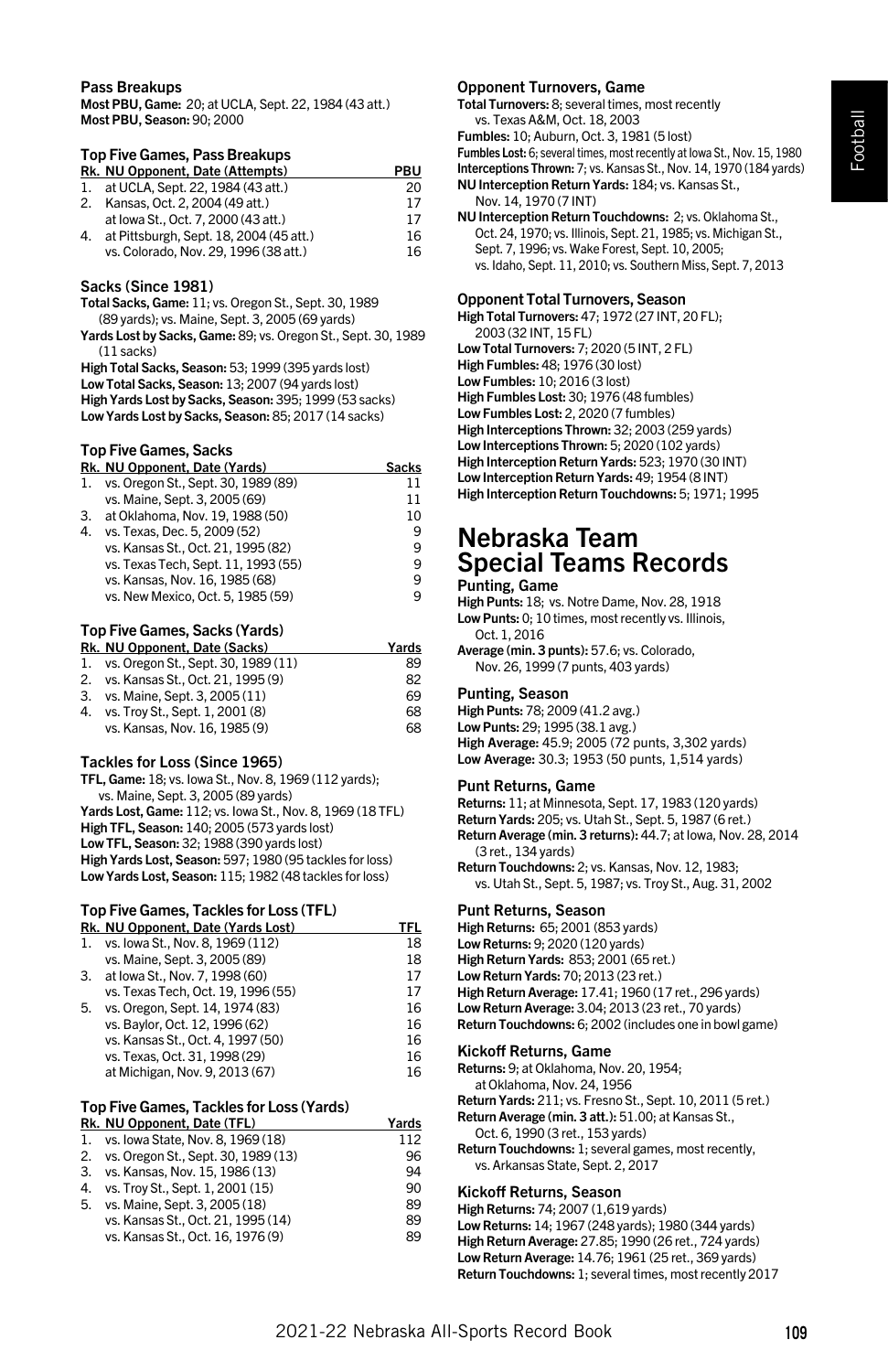### Pass Breakups

**Most PBU, Game:** 20; at UCLA, Sept. 22, 1984 (43 att.)
**Most PBU, Season:** 90; 2000

### Top Five Games, Pass Breakups

| Rk. | NU Opponent, Date (Attempts) | PBU |
|---|---|---|
| 1. | at UCLA, Sept. 22, 1984 (43 att.) | 20 |
| 2. | Kansas, Oct. 2, 2004 (49 att.) | 17 |
| | at Iowa St., Oct. 7, 2000 (43 att.) | 17 |
| 4. | at Pittsburgh, Sept. 18, 2004 (45 att.) | 16 |
| | vs. Colorado, Nov. 29, 1996 (38 att.) | 16 |

### Sacks (Since 1981)

**Total Sacks, Game:** 11; vs. Oregon St., Sept. 30, 1989 (89 yards); vs. Maine, Sept. 3, 2005 (69 yards)
**Yards Lost by Sacks, Game:** 89; vs. Oregon St., Sept. 30, 1989 (11 sacks)
**High Total Sacks, Season:** 53; 1999 (395 yards lost)
**Low Total Sacks, Season:** 13; 2007 (94 yards lost)
**High Yards Lost by Sacks, Season:** 395; 1999 (53 sacks)
**Low Yards Lost by Sacks, Season:** 85; 2017 (14 sacks)

### Top Five Games, Sacks

| Rk. | NU Opponent, Date (Yards) | Sacks |
|---|---|---|
| 1. | vs. Oregon St., Sept. 30, 1989 (89) | 11 |
| | vs. Maine, Sept. 3, 2005 (69) | 11 |
| 3. | at Oklahoma, Nov. 19, 1988 (50) | 10 |
| 4. | vs. Texas, Dec. 5, 2009 (52) | 9 |
| | vs. Kansas St., Oct. 21, 1995 (82) | 9 |
| | vs. Texas Tech, Sept. 11, 1993 (55) | 9 |
| | vs. Kansas, Nov. 16, 1985 (68) | 9 |
| | vs. New Mexico, Oct. 5, 1985 (59) | 9 |

### Top Five Games, Sacks (Yards)

| Rk. | NU Opponent, Date (Sacks) | Yards |
|---|---|---|
| 1. | vs. Oregon St., Sept. 30, 1989 (11) | 89 |
| 2. | vs. Kansas St., Oct. 21, 1995 (9) | 82 |
| 3. | vs. Maine, Sept. 3, 2005 (11) | 69 |
| 4. | vs. Troy St., Sept. 1, 2001 (8) | 68 |
| | vs. Kansas, Nov. 16, 1985 (9) | 68 |

### Tackles for Loss (Since 1965)

**TFL, Game:** 18; vs. Iowa St., Nov. 8, 1969 (112 yards); vs. Maine, Sept. 3, 2005 (89 yards)
**Yards Lost, Game:** 112; vs. Iowa St., Nov. 8, 1969 (18 TFL)
**High TFL, Season:** 140; 2005 (573 yards lost)
**Low TFL, Season:** 32; 1988 (390 yards lost)
**High Yards Lost, Season:** 597; 1980 (95 tackles for loss)
**Low Yards Lost, Season:** 115; 1982 (48 tackles for loss)

### Top Five Games, Tackles for Loss (TFL)

| Rk. | NU Opponent, Date (Yards Lost) | TFL |
|---|---|---|
| 1. | vs. Iowa St., Nov. 8, 1969 (112) | 18 |
| | vs. Maine, Sept. 3, 2005 (89) | 18 |
| 3. | at Iowa St., Nov. 7, 1998 (60) | 17 |
| | vs. Texas Tech, Oct. 19, 1996 (55) | 17 |
| 5. | vs. Oregon, Sept. 14, 1974 (83) | 16 |
| | vs. Baylor, Oct. 12, 1996 (62) | 16 |
| | vs. Kansas St., Oct. 4, 1997 (50) | 16 |
| | vs. Texas, Oct. 31, 1998 (29) | 16 |
| | at Michigan, Nov. 9, 2013 (67) | 16 |

### Top Five Games, Tackles for Loss (Yards)

| Rk. | NU Opponent, Date (TFL) | Yards |
|---|---|---|
| 1. | vs. Iowa State, Nov. 8, 1969 (18) | 112 |
| 2. | vs. Oregon St., Sept. 30, 1989 (13) | 96 |
| 3. | vs. Kansas, Nov. 15, 1986 (13) | 94 |
| 4. | vs. Troy St., Sept. 1, 2001 (15) | 90 |
| 5. | vs. Maine, Sept. 3, 2005 (18) | 89 |
| | vs. Kansas St., Oct. 21, 1995 (14) | 89 |
| | vs. Kansas St., Oct. 16, 1976 (9) | 89 |

### Opponent Turnovers, Game

**Total Turnovers:** 8; several times, most recently vs. Texas A&M, Oct. 18, 2003
**Fumbles:** 10; Auburn, Oct. 3, 1981 (5 lost)
**Fumbles Lost:** 6; several times, most recently at Iowa St., Nov. 15, 1980
**Interceptions Thrown:** 7; vs. Kansas St., Nov. 14, 1970 (184 yards)
**NU Interception Return Yards:** 184; vs. Kansas St., Nov. 14, 1970 (7 INT)
**NU Interception Return Touchdowns:** 2; vs. Oklahoma St., Oct. 24, 1970; vs. Illinois, Sept. 21, 1985; vs. Michigan St., Sept. 7, 1996; vs. Wake Forest, Sept. 10, 2005; vs. Idaho, Sept. 11, 2010; vs. Southern Miss, Sept. 7, 2013

### Opponent Total Turnovers, Season

**High Total Turnovers:** 47; 1972 (27 INT, 20 FL); 2003 (32 INT, 15 FL)
**Low Total Turnovers:** 7; 2020 (5 INT, 2 FL)
**High Fumbles:** 48; 1976 (30 lost)
**Low Fumbles:** 10; 2016 (3 lost)
**High Fumbles Lost:** 30; 1976 (48 fumbles)
**Low Fumbles Lost:** 2, 2020 (7 fumbles)
**High Interceptions Thrown:** 32; 2003 (259 yards)
**Low Interceptions Thrown:** 5; 2020 (102 yards)
**High Interception Return Yards:** 523; 1970 (30 INT)
**Low Interception Return Yards:** 49; 1954 (8 INT)
**High Interception Return Touchdowns:** 5; 1971; 1995

## Nebraska Team Special Teams Records

### Punting, Game

**High Punts:** 18; vs. Notre Dame, Nov. 28, 1918
**Low Punts:** 0; 10 times, most recently vs. Illinois, Oct. 1, 2016
**Average (min. 3 punts):** 57.6; vs. Colorado, Nov. 26, 1999 (7 punts, 403 yards)

### Punting, Season

**High Punts:** 78; 2009 (41.2 avg.)
**Low Punts:** 29; 1995 (38.1 avg.)
**High Average:** 45.9; 2005 (72 punts, 3,302 yards)
**Low Average:** 30.3; 1953 (50 punts, 1,514 yards)

### Punt Returns, Game

**Returns:** 11; at Minnesota, Sept. 17, 1983 (120 yards)
**Return Yards:** 205; vs. Utah St., Sept. 5, 1987 (6 ret.)
**Return Average (min. 3 returns):** 44.7; at Iowa, Nov. 28, 2014 (3 ret., 134 yards)
**Return Touchdowns:** 2; vs. Kansas, Nov. 12, 1983; vs. Utah St., Sept. 5, 1987; vs. Troy St., Aug. 31, 2002

### Punt Returns, Season

**High Returns:** 65; 2001 (853 yards)
**Low Returns:** 9; 2020 (120 yards)
**High Return Yards:** 853; 2001 (65 ret.)
**Low Return Yards:** 70; 2013 (23 ret.)
**High Return Average:** 17.41; 1960 (17 ret., 296 yards)
**Low Return Average:** 3.04; 2013 (23 ret., 70 yards)
**Return Touchdowns:** 6; 2002 (includes one in bowl game)

### Kickoff Returns, Game

**Returns:** 9; at Oklahoma, Nov. 20, 1954; at Oklahoma, Nov. 24, 1956
**Return Yards:** 211; vs. Fresno St., Sept. 10, 2011 (5 ret.)
**Return Average (min. 3 att.):** 51.00; at Kansas St., Oct. 6, 1990 (3 ret., 153 yards)
**Return Touchdowns:** 1; several games, most recently, vs. Arkansas State, Sept. 2, 2017

### Kickoff Returns, Season

**High Returns:** 74; 2007 (1,619 yards)
**Low Returns:** 14; 1967 (248 yards); 1980 (344 yards)
**High Return Average:** 27.85; 1990 (26 ret., 724 yards)
**Low Return Average:** 14.76; 1961 (25 ret., 369 yards)
**Return Touchdowns:** 1; several times, most recently 2017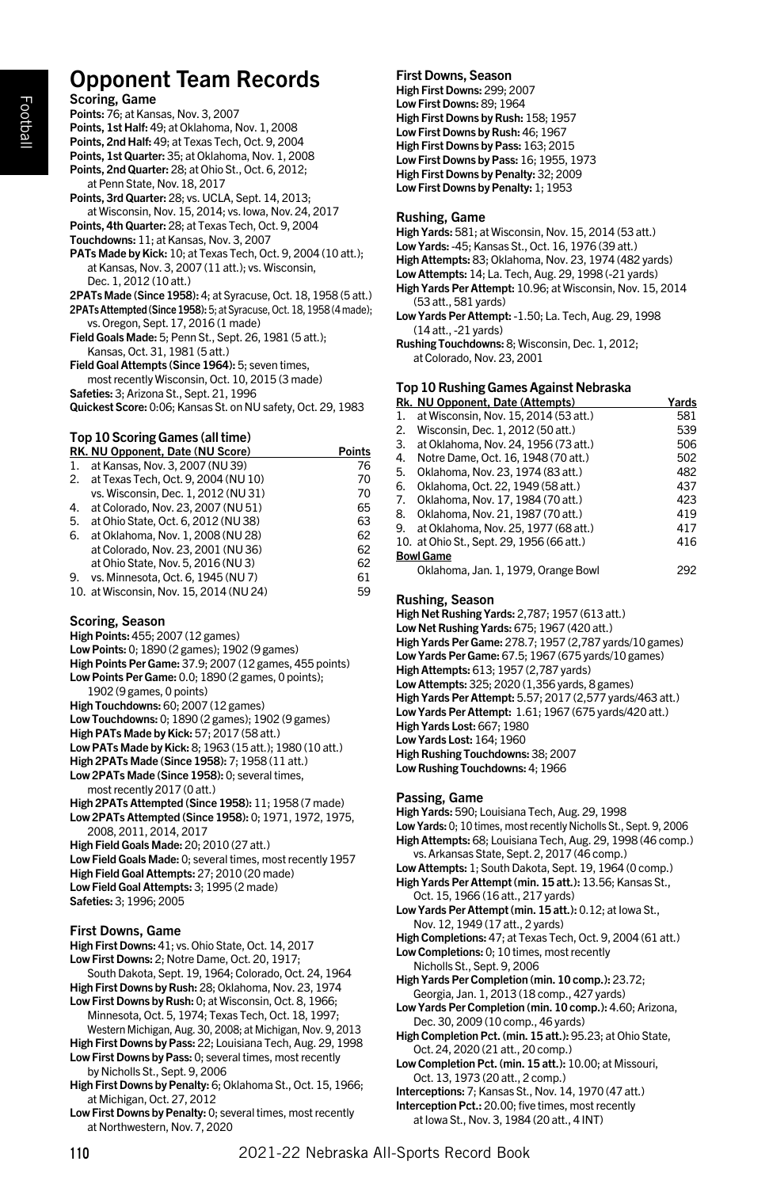# Opponent Team Records

### Scoring, Game

**Points:** 76; at Kansas, Nov. 3, 2007
**Points, 1st Half:** 49; at Oklahoma, Nov. 1, 2008
**Points, 2nd Half:** 49; at Texas Tech, Oct. 9, 2004
**Points, 1st Quarter:** 35; at Oklahoma, Nov. 1, 2008
**Points, 2nd Quarter:** 28; at Ohio St., Oct. 6, 2012; at Penn State, Nov. 18, 2017
**Points, 3rd Quarter:** 28; vs. UCLA, Sept. 14, 2013; at Wisconsin, Nov. 15, 2014; vs. Iowa, Nov. 24, 2017
**Points, 4th Quarter:** 28; at Texas Tech, Oct. 9, 2004
**Touchdowns:** 11; at Kansas, Nov. 3, 2007
**PATs Made by Kick:** 10; at Texas Tech, Oct. 9, 2004 (10 att.); at Kansas, Nov. 3, 2007 (11 att.); vs. Wisconsin, Dec. 1, 2012 (10 att.)
**2PATs Made (Since 1958):** 4; at Syracuse, Oct. 18, 1958 (5 att.)
**2PATs Attempted (Since 1958):** 5; at Syracuse, Oct. 18, 1958 (4 made); vs. Oregon, Sept. 17, 2016 (1 made)
**Field Goals Made:** 5; Penn St., Sept. 26, 1981 (5 att.); Kansas, Oct. 31, 1981 (5 att.)
**Field Goal Attempts (Since 1964):** 5; seven times, most recently Wisconsin, Oct. 10, 2015 (3 made)
**Safeties:** 3; Arizona St., Sept. 21, 1996
**Quickest Score:** 0:06; Kansas St. on NU safety, Oct. 29, 1983

### Top 10 Scoring Games (all time)

| RK. | NU Opponent, Date (NU Score) | Points |
|---|---|---|
| 1. | at Kansas, Nov. 3, 2007 (NU 39) | 76 |
| 2. | at Texas Tech, Oct. 9, 2004 (NU 10) | 70 |
| | vs. Wisconsin, Dec. 1, 2012 (NU 31) | 70 |
| 4. | at Colorado, Nov. 23, 2007 (NU 51) | 65 |
| 5. | at Ohio State, Oct. 6, 2012 (NU 38) | 63 |
| 6. | at Oklahoma, Nov. 1, 2008 (NU 28) | 62 |
| | at Colorado, Nov. 23, 2001 (NU 36) | 62 |
| | at Ohio State, Nov. 5, 2016 (NU 3) | 62 |
| 9. | vs. Minnesota, Oct. 6, 1945 (NU 7) | 61 |
| 10. | at Wisconsin, Nov. 15, 2014 (NU 24) | 59 |

### Scoring, Season

**High Points:** 455; 2007 (12 games)
**Low Points:** 0; 1890 (2 games); 1902 (9 games)
**High Points Per Game:** 37.9; 2007 (12 games, 455 points)
**Low Points Per Game:** 0.0; 1890 (2 games, 0 points); 1902 (9 games, 0 points)
**High Touchdowns:** 60; 2007 (12 games)
**Low Touchdowns:** 0; 1890 (2 games); 1902 (9 games)
**High PATs Made by Kick:** 57; 2017 (58 att.)
**Low PATs Made by Kick:** 8; 1963 (15 att.); 1980 (10 att.)
**High 2PATs Made (Since 1958):** 7; 1958 (11 att.)
**Low 2PATs Made (Since 1958):** 0; several times, most recently 2017 (0 att.)
**High 2PATs Attempted (Since 1958):** 11; 1958 (7 made)
**Low 2PATs Attempted (Since 1958):** 0; 1971, 1972, 1975, 2008, 2011, 2014, 2017
**High Field Goals Made:** 20; 2010 (27 att.)
**Low Field Goals Made:** 0; several times, most recently 1957
**High Field Goal Attempts:** 27; 2010 (20 made)
**Low Field Goal Attempts:** 3; 1995 (2 made)
**Safeties:** 3; 1996; 2005

### First Downs, Game

**High First Downs:** 41; vs. Ohio State, Oct. 14, 2017
**Low First Downs:** 2; Notre Dame, Oct. 20, 1917; South Dakota, Sept. 19, 1964; Colorado, Oct. 24, 1964
**High First Downs by Rush:** 28; Oklahoma, Nov. 23, 1974
**Low First Downs by Rush:** 0; at Wisconsin, Oct. 8, 1966; Minnesota, Oct. 5, 1974; Texas Tech, Oct. 18, 1997; Western Michigan, Aug. 30, 2008; at Michigan, Nov. 9, 2013
**High First Downs by Pass:** 22; Louisiana Tech, Aug. 29, 1998
**Low First Downs by Pass:** 0; several times, most recently by Nicholls St., Sept. 9, 2006
**High First Downs by Penalty:** 6; Oklahoma St., Oct. 15, 1966; at Michigan, Oct. 27, 2012
**Low First Downs by Penalty:** 0; several times, most recently at Northwestern, Nov. 7, 2020

### First Downs, Season

**High First Downs:** 299; 2007
**Low First Downs:** 89; 1964
**High First Downs by Rush:** 158; 1957
**Low First Downs by Rush:** 46; 1967
**High First Downs by Pass:** 163; 2015
**Low First Downs by Pass:** 16; 1955, 1973
**High First Downs by Penalty:** 32; 2009
**Low First Downs by Penalty:** 1; 1953

### Rushing, Game

**High Yards:** 581; at Wisconsin, Nov. 15, 2014 (53 att.)
**Low Yards:** -45; Kansas St., Oct. 16, 1976 (39 att.)
**High Attempts:** 83; Oklahoma, Nov. 23, 1974 (482 yards)
**Low Attempts:** 14; La. Tech, Aug. 29, 1998 (-21 yards)
**High Yards Per Attempt:** 10.96; at Wisconsin, Nov. 15, 2014 (53 att., 581 yards)
**Low Yards Per Attempt:** -1.50; La. Tech, Aug. 29, 1998 (14 att., -21 yards)
**Rushing Touchdowns:** 8; Wisconsin, Dec. 1, 2012; at Colorado, Nov. 23, 2001

### Top 10 Rushing Games Against Nebraska

| Rk. | NU Opponent, Date (Attempts) | Yards |
|---|---|---|
| 1. | at Wisconsin, Nov. 15, 2014 (53 att.) | 581 |
| 2. | Wisconsin, Dec. 1, 2012 (50 att.) | 539 |
| 3. | at Oklahoma, Nov. 24, 1956 (73 att.) | 506 |
| 4. | Notre Dame, Oct. 16, 1948 (70 att.) | 502 |
| 5. | Oklahoma, Nov. 23, 1974 (83 att.) | 482 |
| 6. | Oklahoma, Oct. 22, 1949 (58 att.) | 437 |
| 7. | Oklahoma, Nov. 17, 1984 (70 att.) | 423 |
| 8. | Oklahoma, Nov. 21, 1987 (70 att.) | 419 |
| 9. | at Oklahoma, Nov. 25, 1977 (68 att.) | 417 |
| 10. | at Ohio St., Sept. 29, 1956 (66 att.) | 416 |
| **Bowl Game** | | |
| | Oklahoma, Jan. 1, 1979, Orange Bowl | 292 |

### Rushing, Season

**High Net Rushing Yards:** 2,787; 1957 (613 att.)
**Low Net Rushing Yards:** 675; 1967 (420 att.)
**High Yards Per Game:** 278.7; 1957 (2,787 yards/10 games)
**Low Yards Per Game:** 67.5; 1967 (675 yards/10 games)
**High Attempts:** 613; 1957 (2,787 yards)
**Low Attempts:** 325; 2020 (1,356 yards, 8 games)
**High Yards Per Attempt:** 5.57; 2017 (2,577 yards/463 att.)
**Low Yards Per Attempt:** 1.61; 1967 (675 yards/420 att.)
**High Yards Lost:** 667; 1980
**Low Yards Lost:** 164; 1960
**High Rushing Touchdowns:** 38; 2007
**Low Rushing Touchdowns:** 4; 1966

### Passing, Game

**High Yards:** 590; Louisiana Tech, Aug. 29, 1998
**Low Yards:** 0; 10 times, most recently Nicholls St., Sept. 9, 2006
**High Attempts:** 68; Louisiana Tech, Aug. 29, 1998 (46 comp.) vs. Arkansas State, Sept. 2, 2017 (46 comp.)
**Low Attempts:** 1; South Dakota, Sept. 19, 1964 (0 comp.)
**High Yards Per Attempt (min. 15 att.):** 13.56; Kansas St., Oct. 15, 1966 (16 att., 217 yards)
**Low Yards Per Attempt (min. 15 att.):** 0.12; at Iowa St., Nov. 12, 1949 (17 att., 2 yards)
**High Completions:** 47; at Texas Tech, Oct. 9, 2004 (61 att.)
**Low Completions:** 0; 10 times, most recently Nicholls St., Sept. 9, 2006
**High Yards Per Completion (min. 10 comp.):** 23.72; Georgia, Jan. 1, 2013 (18 comp., 427 yards)
**Low Yards Per Completion (min. 10 comp.):** 4.60; Arizona, Dec. 30, 2009 (10 comp., 46 yards)
**High Completion Pct. (min. 15 att.):** 95.23; at Ohio State, Oct. 24, 2020 (21 att., 20 comp.)
**Low Completion Pct. (min. 15 att.):** 10.00; at Missouri, Oct. 13, 1973 (20 att., 2 comp.)
**Interceptions:** 7; Kansas St., Nov. 14, 1970 (47 att.)
**Interception Pct.:** 20.00; five times, most recently at Iowa St., Nov. 3, 1984 (20 att., 4 INT)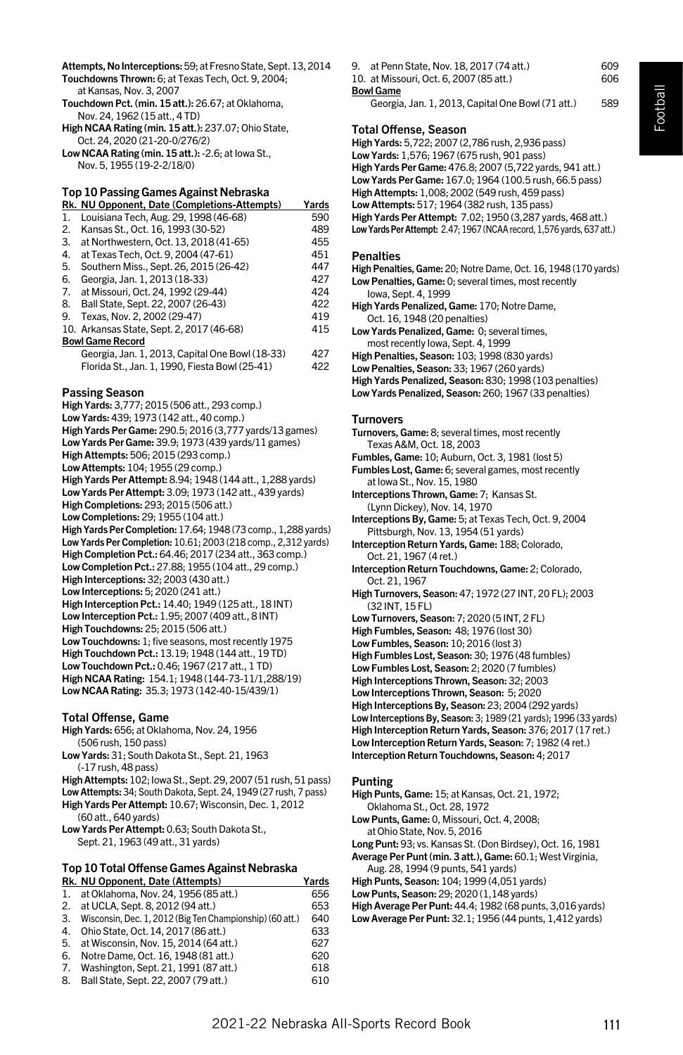**Attempts, No Interceptions:** 59; at Fresno State, Sept. 13, 2014
**Touchdowns Thrown:** 6; at Texas Tech, Oct. 9, 2004; at Kansas, Nov. 3, 2007
**Touchdown Pct. (min. 15 att.):** 26.67; at Oklahoma, Nov. 24, 1962 (15 att., 4 TD)
**High NCAA Rating (min. 15 att.):** 237.07; Ohio State, Oct. 24, 2020 (21-20-0/276/2)
**Low NCAA Rating (min. 15 att.):** -2.6; at Iowa St., Nov. 5, 1955 (19-2-2/18/0)

### Top 10 Passing Games Against Nebraska

| Rk. | NU Opponent, Date (Completions-Attempts) | Yards |
|---|---|---|
| 1. | Louisiana Tech, Aug. 29, 1998 (46-68) | 590 |
| 2. | Kansas St., Oct. 16, 1993 (30-52) | 489 |
| 3. | at Northwestern, Oct. 13, 2018 (41-65) | 455 |
| 4. | at Texas Tech, Oct. 9, 2004 (47-61) | 451 |
| 5. | Southern Miss., Sept. 26, 2015 (26-42) | 447 |
| 6. | Georgia, Jan. 1, 2013 (18-33) | 427 |
| 7. | at Missouri, Oct. 24, 1992 (29-44) | 424 |
| 8. | Ball State, Sept. 22, 2007 (26-43) | 422 |
| 9. | Texas, Nov. 2, 2002 (29-47) | 419 |
| 10. | Arkansas State, Sept. 2, 2017 (46-68) | 415 |
| | **Bowl Game Record** | |
| | Georgia, Jan. 1, 2013, Capital One Bowl (18-33) | 427 |
| | Florida St., Jan. 1, 1990, Fiesta Bowl (25-41) | 422 |

### Passing Season

**High Yards:** 3,777; 2015 (506 att., 293 comp.)
**Low Yards:** 439; 1973 (142 att., 40 comp.)
**High Yards Per Game:** 290.5; 2016 (3,777 yards/13 games)
**Low Yards Per Game:** 39.9; 1973 (439 yards/11 games)
**High Attempts:** 506; 2015 (293 comp.)
**Low Attempts:** 104; 1955 (29 comp.)
**High Yards Per Attempt:** 8.94; 1948 (144 att., 1,288 yards)
**Low Yards Per Attempt:** 3.09; 1973 (142 att., 439 yards)
**High Completions:** 293; 2015 (506 att.)
**Low Completions:** 29; 1955 (104 att.)
**High Yards Per Completion:** 17.64; 1948 (73 comp., 1,288 yards)
**Low Yards Per Completion:** 10.61; 2003 (218 comp., 2,312 yards)
**High Completion Pct.:** 64.46; 2017 (234 att., 363 comp.)
**Low Completion Pct.:** 27.88; 1955 (104 att., 29 comp.)
**High Interceptions:** 32; 2003 (430 att.)
**Low Interceptions:** 5; 2020 (241 att.)
**High Interception Pct.:** 14.40; 1949 (125 att., 18 INT)
**Low Interception Pct.:** 1.95; 2007 (409 att., 8 INT)
**High Touchdowns:** 25; 2015 (506 att.)
**Low Touchdowns:** 1; five seasons, most recently 1975
**High Touchdown Pct.:** 13.19; 1948 (144 att., 19 TD)
**Low Touchdown Pct.:** 0.46; 1967 (217 att., 1 TD)
**High NCAA Rating:** 154.1; 1948 (144-73-11/1,288/19)
**Low NCAA Rating:** 35.3; 1973 (142-40-15/439/1)

### Total Offense, Game

**High Yards:** 656; at Oklahoma, Nov. 24, 1956 (506 rush, 150 pass)
**Low Yards:** 31; South Dakota St., Sept. 21, 1963 (-17 rush, 48 pass)
**High Attempts:** 102; Iowa St., Sept. 29, 2007 (51 rush, 51 pass)
**Low Attempts:** 34; South Dakota, Sept. 24, 1949 (27 rush, 7 pass)
**High Yards Per Attempt:** 10.67; Wisconsin, Dec. 1, 2012 (60 att., 640 yards)
**Low Yards Per Attempt:** 0.63; South Dakota St., Sept. 21, 1963 (49 att., 31 yards)

### Top 10 Total Offense Games Against Nebraska

| Rk. | NU Opponent, Date (Attempts) | Yards |
|---|---|---|
| 1. | at Oklahoma, Nov. 24, 1956 (85 att.) | 656 |
| 2. | at UCLA, Sept. 8, 2012 (94 att.) | 653 |
| 3. | Wisconsin, Dec. 1, 2012 (Big Ten Championship) (60 att.) | 640 |
| 4. | Ohio State, Oct. 14, 2017 (86 att.) | 633 |
| 5. | at Wisconsin, Nov. 15, 2014 (64 att.) | 627 |
| 6. | Notre Dame, Oct. 16, 1948 (81 att.) | 620 |
| 7. | Washington, Sept. 21, 1991 (87 att.) | 618 |
| 8. | Ball State, Sept. 22, 2007 (79 att.) | 610 |
| 9. | at Penn State, Nov. 18, 2017 (74 att.) | 609 |
| 10. | at Missouri, Oct. 6, 2007 (85 att.) | 606 |
| | **Bowl Game** | |
| | Georgia, Jan. 1, 2013, Capital One Bowl (71 att.) | 589 |

### Total Offense, Season

**High Yards:** 5,722; 2007 (2,786 rush, 2,936 pass)
**Low Yards:** 1,576; 1967 (675 rush, 901 pass)
**High Yards Per Game:** 476.8; 2007 (5,722 yards, 941 att.)
**Low Yards Per Game:** 167.0; 1964 (100.5 rush, 66.5 pass)
**High Attempts:** 1,008; 2002 (549 rush, 459 pass)
**Low Attempts:** 517; 1964 (382 rush, 135 pass)
**High Yards Per Attempt:** 7.02; 1950 (3,287 yards, 468 att.)
**Low Yards Per Attempt:** 2.47; 1967 (NCAA record, 1,576 yards, 637 att.)

### Penalties

**High Penalties, Game:** 20; Notre Dame, Oct. 16, 1948 (170 yards)
**Low Penalties, Game:** 0; several times, most recently Iowa, Sept. 4, 1999
**High Yards Penalized, Game:** 170; Notre Dame, Oct. 16, 1948 (20 penalties)
**Low Yards Penalized, Game:** 0; several times, most recently Iowa, Sept. 4, 1999
**High Penalties, Season:** 103; 1998 (830 yards)
**Low Penalties, Season:** 33; 1967 (260 yards)
**High Yards Penalized, Season:** 830; 1998 (103 penalties)
**Low Yards Penalized, Season:** 260; 1967 (33 penalties)

### Turnovers

**Turnovers, Game:** 8; several times, most recently Texas A&M, Oct. 18, 2003
**Fumbles, Game:** 10; Auburn, Oct. 3, 1981 (lost 5)
**Fumbles Lost, Game:** 6; several games, most recently at Iowa St., Nov. 15, 1980
**Interceptions Thrown, Game:** 7; Kansas St. (Lynn Dickey), Nov. 14, 1970
**Interceptions By, Game:** 5; at Texas Tech, Oct. 9, 2004 Pittsburgh, Nov. 13, 1954 (51 yards)
**Interception Return Yards, Game:** 188; Colorado, Oct. 21, 1967 (4 ret.)
**Interception Return Touchdowns, Game:** 2; Colorado, Oct. 21, 1967
**High Turnovers, Season:** 47; 1972 (27 INT, 20 FL); 2003 (32 INT, 15 FL)
**Low Turnovers, Season:** 7; 2020 (5 INT, 2 FL)
**High Fumbles, Season:** 48; 1976 (lost 30)
**Low Fumbles, Season:** 10; 2016 (lost 3)
**High Fumbles Lost, Season:** 30; 1976 (48 fumbles)
**Low Fumbles Lost, Season:** 2; 2020 (7 fumbles)
**High Interceptions Thrown, Season:** 32; 2003
**Low Interceptions Thrown, Season:** 5; 2020
**High Interceptions By, Season:** 23; 2004 (292 yards)
**Low Interceptions By, Season:** 3; 1989 (21 yards); 1996 (33 yards)
**High Interception Return Yards, Season:** 376; 2017 (17 ret.)
**Low Interception Return Yards, Season:** 7; 1982 (4 ret.)
**Interception Return Touchdowns, Season:** 4; 2017

### Punting

**High Punts, Game:** 15; at Kansas, Oct. 21, 1972; Oklahoma St., Oct. 28, 1972
**Low Punts, Game:** 0, Missouri, Oct. 4, 2008; at Ohio State, Nov. 5, 2016
**Long Punt:** 93; vs. Kansas St. (Don Birdsey), Oct. 16, 1981
**Average Per Punt (min. 3 att.), Game:** 60.1; West Virginia, Aug. 28, 1994 (9 punts, 541 yards)
**High Punts, Season:** 104; 1999 (4,051 yards)
**Low Punts, Season:** 29; 2020 (1,148 yards)
**High Average Per Punt:** 44.4; 1982 (68 punts, 3,016 yards)
**Low Average Per Punt:** 32.1; 1956 (44 punts, 1,412 yards)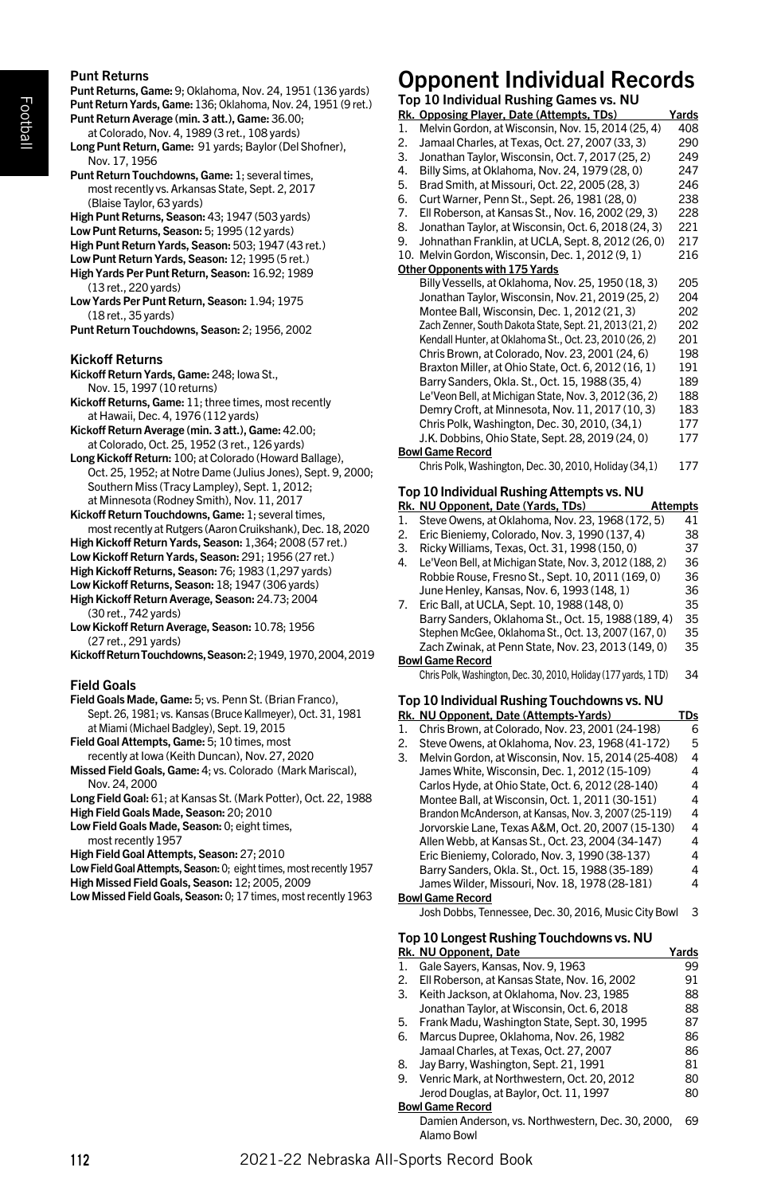### Punt Returns

**Punt Returns, Game:** 9; Oklahoma, Nov. 24, 1951 (136 yards)
**Punt Return Yards, Game:** 136; Oklahoma, Nov. 24, 1951 (9 ret.)
**Punt Return Average (min. 3 att.), Game:** 36.00; at Colorado, Nov. 4, 1989 (3 ret., 108 yards)
**Long Punt Return, Game:** 91 yards; Baylor (Del Shofner), Nov. 17, 1956
**Punt Return Touchdowns, Game:** 1; several times, most recently vs. Arkansas State, Sept. 2, 2017 (Blaise Taylor, 63 yards)
**High Punt Returns, Season:** 43; 1947 (503 yards)
**Low Punt Returns, Season:** 5; 1995 (12 yards)
**High Punt Return Yards, Season:** 503; 1947 (43 ret.)
**Low Punt Return Yards, Season:** 12; 1995 (5 ret.)
**High Yards Per Punt Return, Season:** 16.92; 1989 (13 ret., 220 yards)
**Low Yards Per Punt Return, Season:** 1.94; 1975 (18 ret., 35 yards)
**Punt Return Touchdowns, Season:** 2; 1956, 2002

### Kickoff Returns

**Kickoff Return Yards, Game:** 248; Iowa St., Nov. 15, 1997 (10 returns)
**Kickoff Returns, Game:** 11; three times, most recently at Hawaii, Dec. 4, 1976 (112 yards)
**Kickoff Return Average (min. 3 att.), Game:** 42.00; at Colorado, Oct. 25, 1952 (3 ret., 126 yards)
**Long Kickoff Return:** 100; at Colorado (Howard Ballage), Oct. 25, 1952; at Notre Dame (Julius Jones), Sept. 9, 2000; Southern Miss (Tracy Lampley), Sept. 1, 2012; at Minnesota (Rodney Smith), Nov. 11, 2017
**Kickoff Return Touchdowns, Game:** 1; several times, most recently at Rutgers (Aaron Cruikshank), Dec. 18, 2020
**High Kickoff Return Yards, Season:** 1,364; 2008 (57 ret.)
**Low Kickoff Return Yards, Season:** 291; 1956 (27 ret.)
**High Kickoff Returns, Season:** 76; 1983 (1,297 yards)
**Low Kickoff Returns, Season:** 18; 1947 (306 yards)
**High Kickoff Return Average, Season:** 24.73; 2004 (30 ret., 742 yards)
**Low Kickoff Return Average, Season:** 10.78; 1956 (27 ret., 291 yards)
**Kickoff Return Touchdowns, Season:** 2; 1949, 1970, 2004, 2019

### Field Goals

**Field Goals Made, Game:** 5; vs. Penn St. (Brian Franco), Sept. 26, 1981; vs. Kansas (Bruce Kallmeyer), Oct. 31, 1981 at Miami (Michael Badgley), Sept. 19, 2015
**Field Goal Attempts, Game:** 5; 10 times, most recently at Iowa (Keith Duncan), Nov. 27, 2020
**Missed Field Goals, Game:** 4; vs. Colorado (Mark Mariscal), Nov. 24, 2000
**Long Field Goal:** 61; at Kansas St. (Mark Potter), Oct. 22, 1988
**High Field Goals Made, Season:** 20; 2010
**Low Field Goals Made, Season:** 0; eight times, most recently 1957
**High Field Goal Attempts, Season:** 27; 2010
**Low Field Goal Attempts, Season:** 0; eight times, most recently 1957
**High Missed Field Goals, Season:** 12; 2005, 2009
**Low Missed Field Goals, Season:** 0; 17 times, most recently 1963

# Opponent Individual Records

### Top 10 Individual Rushing Games vs. NU

| Rk. | Opposing Player, Date (Attempts, TDs) | Yards |
|---|---|---|
| 1. | Melvin Gordon, at Wisconsin, Nov. 15, 2014 (25, 4) | 408 |
| 2. | Jamaal Charles, at Texas, Oct. 27, 2007 (33, 3) | 290 |
| 3. | Jonathan Taylor, Wisconsin, Oct. 7, 2017 (25, 2) | 249 |
| 4. | Billy Sims, at Oklahoma, Nov. 24, 1979 (28, 0) | 247 |
| 5. | Brad Smith, at Missouri, Oct. 22, 2005 (28, 3) | 246 |
| 6. | Curt Warner, Penn St., Sept. 26, 1981 (28, 0) | 238 |
| 7. | Ell Roberson, at Kansas St., Nov. 16, 2002 (29, 3) | 228 |
| 8. | Jonathan Taylor, at Wisconsin, Oct. 6, 2018 (24, 3) | 221 |
| 9. | Johnathan Franklin, at UCLA, Sept. 8, 2012 (26, 0) | 217 |
| 10. | Melvin Gordon, Wisconsin, Dec. 1, 2012 (9, 1) | 216 |
| | **Other Opponents with 175 Yards** | |
| | Billy Vessels, at Oklahoma, Nov. 25, 1950 (18, 3) | 205 |
| | Jonathan Taylor, Wisconsin, Nov. 21, 2019 (25, 2) | 204 |
| | Montee Ball, Wisconsin, Dec. 1, 2012 (21, 3) | 202 |
| | Zach Zenner, South Dakota State, Sept. 21, 2013 (21, 2) | 202 |
| | Kendall Hunter, at Oklahoma St., Oct. 23, 2010 (26, 2) | 201 |
| | Chris Brown, at Colorado, Nov. 23, 2001 (24, 6) | 198 |
| | Braxton Miller, at Ohio State, Oct. 6, 2012 (16, 1) | 191 |
| | Barry Sanders, Okla. St., Oct. 15, 1988 (35, 4) | 189 |
| | Le'Veon Bell, at Michigan State, Nov. 3, 2012 (36, 2) | 188 |
| | Demry Croft, at Minnesota, Nov. 11, 2017 (10, 3) | 183 |
| | Chris Polk, Washington, Dec. 30, 2010, (34,1) | 177 |
| | J.K. Dobbins, Ohio State, Sept. 28, 2019 (24, 0) | 177 |
| | **Bowl Game Record** | |
| | Chris Polk, Washington, Dec. 30, 2010, Holiday (34,1) | 177 |

### Top 10 Individual Rushing Attempts vs. NU

| Rk. | NU Opponent, Date (Yards, TDs) | Attempts |
|---|---|---|
| 1. | Steve Owens, at Oklahoma, Nov. 23, 1968 (172, 5) | 41 |
| 2. | Eric Bieniemy, Colorado, Nov. 3, 1990 (137, 4) | 38 |
| 3. | Ricky Williams, Texas, Oct. 31, 1998 (150, 0) | 37 |
| 4. | Le'Veon Bell, at Michigan State, Nov. 3, 2012 (188, 2) | 36 |
| | Robbie Rouse, Fresno St., Sept. 10, 2011 (169, 0) | 36 |
| | June Henley, Kansas, Nov. 6, 1993 (148, 1) | 36 |
| 7. | Eric Ball, at UCLA, Sept. 10, 1988 (148, 0) | 35 |
| | Barry Sanders, Oklahoma St., Oct. 15, 1988 (189, 4) | 35 |
| | Stephen McGee, Oklahoma St., Oct. 13, 2007 (167, 0) | 35 |
| | Zach Zwinak, at Penn State, Nov. 23, 2013 (149, 0) | 35 |
| | **Bowl Game Record** | |
| | Chris Polk, Washington, Dec. 30, 2010, Holiday (177 yards, 1 TD) | 34 |

### Top 10 Individual Rushing Touchdowns vs. NU

| Rk. | NU Opponent, Date (Attempts-Yards) | TDs |
|---|---|---|
| 1. | Chris Brown, at Colorado, Nov. 23, 2001 (24-198) | 6 |
| 2. | Steve Owens, at Oklahoma, Nov. 23, 1968 (41-172) | 5 |
| 3. | Melvin Gordon, at Wisconsin, Nov. 15, 2014 (25-408) | 4 |
| | James White, Wisconsin, Dec. 1, 2012 (15-109) | 4 |
| | Carlos Hyde, at Ohio State, Oct. 6, 2012 (28-140) | 4 |
| | Montee Ball, at Wisconsin, Oct. 1, 2011 (30-151) | 4 |
| | Brandon McAnderson, at Kansas, Nov. 3, 2007 (25-119) | 4 |
| | Jorvorskie Lane, Texas A&M, Oct. 20, 2007 (15-130) | 4 |
| | Allen Webb, at Kansas St., Oct. 23, 2004 (34-147) | 4 |
| | Eric Bieniemy, Colorado, Nov. 3, 1990 (38-137) | 4 |
| | Barry Sanders, Okla. St., Oct. 15, 1988 (35-189) | 4 |
| | James Wilder, Missouri, Nov. 18, 1978 (28-181) | 4 |
| | **Bowl Game Record** | |
| | Josh Dobbs, Tennessee, Dec. 30, 2016, Music City Bowl | 3 |

### Top 10 Longest Rushing Touchdowns vs. NU

| Rk. | NU Opponent, Date | Yards |
|---|---|---|
| 1. | Gale Sayers, Kansas, Nov. 9, 1963 | 99 |
| 2. | Ell Roberson, at Kansas State, Nov. 16, 2002 | 91 |
| 3. | Keith Jackson, at Oklahoma, Nov. 23, 1985 | 88 |
| | Jonathan Taylor, at Wisconsin, Oct. 6, 2018 | 88 |
| 5. | Frank Madu, Washington State, Sept. 30, 1995 | 87 |
| 6. | Marcus Dupree, Oklahoma, Nov. 26, 1982 | 86 |
| | Jamaal Charles, at Texas, Oct. 27, 2007 | 86 |
| 8. | Jay Barry, Washington, Sept. 21, 1991 | 81 |
| 9. | Venric Mark, at Northwestern, Oct. 20, 2012 | 80 |
| | Jerod Douglas, at Baylor, Oct. 11, 1997 | 80 |
| | **Bowl Game Record** | |
| | Damien Anderson, vs. Northwestern, Dec. 30, 2000, Alamo Bowl | 69 |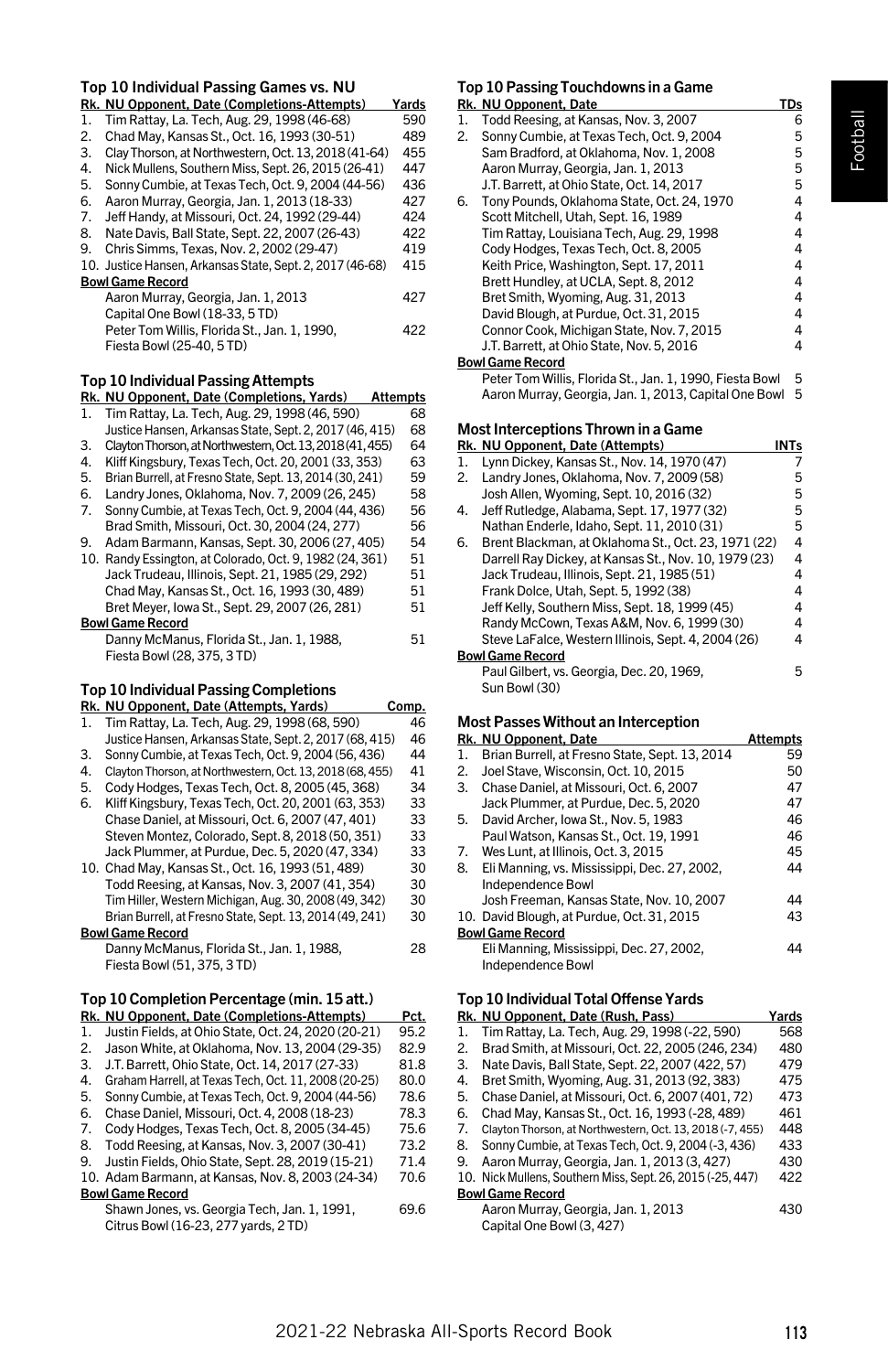### Top 10 Individual Passing Games vs. NU

| Rk. | NU Opponent, Date (Completions-Attempts) | Yards |
|---|---|---|
| 1. | Tim Rattay, La. Tech, Aug. 29, 1998 (46-68) | 590 |
| 2. | Chad May, Kansas St., Oct. 16, 1993 (30-51) | 489 |
| 3. | Clay Thorson, at Northwestern, Oct. 13, 2018 (41-64) | 455 |
| 4. | Nick Mullens, Southern Miss, Sept. 26, 2015 (26-41) | 447 |
| 5. | Sonny Cumbie, at Texas Tech, Oct. 9, 2004 (44-56) | 436 |
| 6. | Aaron Murray, Georgia, Jan. 1, 2013 (18-33) | 427 |
| 7. | Jeff Handy, at Missouri, Oct. 24, 1992 (29-44) | 424 |
| 8. | Nate Davis, Ball State, Sept. 22, 2007 (26-43) | 422 |
| 9. | Chris Simms, Texas, Nov. 2, 2002 (29-47) | 419 |
| 10. | Justice Hansen, Arkansas State, Sept. 2, 2017 (46-68) | 415 |

**Bowl Game Record**

| | | |
|---|---|---|
| | Aaron Murray, Georgia, Jan. 1, 2013 Capital One Bowl (18-33, 5 TD) | 427 |
| | Peter Tom Willis, Florida St., Jan. 1, 1990, Fiesta Bowl (25-40, 5 TD) | 422 |

### Top 10 Individual Passing Attempts

| Rk. | NU Opponent, Date (Completions, Yards) | Attempts |
|---|---|---|
| 1. | Tim Rattay, La. Tech, Aug. 29, 1998 (46, 590) | 68 |
| | Justice Hansen, Arkansas State, Sept. 2, 2017 (46, 415) | 68 |
| 3. | Clayton Thorson, at Northwestern, Oct. 13, 2018 (41, 455) | 64 |
| 4. | Kliff Kingsbury, Texas Tech, Oct. 20, 2001 (33, 353) | 63 |
| 5. | Brian Burrell, at Fresno State, Sept. 13, 2014 (30, 241) | 59 |
| 6. | Landry Jones, Oklahoma, Nov. 7, 2009 (26, 245) | 58 |
| 7. | Sonny Cumbie, at Texas Tech, Oct. 9, 2004 (44, 436) | 56 |
| | Brad Smith, Missouri, Oct. 30, 2004 (24, 277) | 56 |
| 9. | Adam Barmann, Kansas, Sept. 30, 2006 (27, 405) | 54 |
| 10. | Randy Essington, at Colorado, Oct. 9, 1982 (24, 361) | 51 |
| | Jack Trudeau, Illinois, Sept. 21, 1985 (29, 292) | 51 |
| | Chad May, Kansas St., Oct. 16, 1993 (30, 489) | 51 |
| | Bret Meyer, Iowa St., Sept. 29, 2007 (26, 281) | 51 |

**Bowl Game Record**

| | | |
|---|---|---|
| | Danny McManus, Florida St., Jan. 1, 1988, Fiesta Bowl (28, 375, 3 TD) | 51 |

### Top 10 Individual Passing Completions

| Rk. | NU Opponent, Date (Attempts, Yards) | Comp. |
|---|---|---|
| 1. | Tim Rattay, La. Tech, Aug. 29, 1998 (68, 590) | 46 |
| | Justice Hansen, Arkansas State, Sept. 2, 2017 (68, 415) | 46 |
| 3. | Sonny Cumbie, at Texas Tech, Oct. 9, 2004 (56, 436) | 44 |
| 4. | Clayton Thorson, at Northwestern, Oct. 13, 2018 (64, 455) | 41 |
| 5. | Cody Hodges, Texas Tech, Oct. 8, 2005 (45, 368) | 34 |
| 6. | Kliff Kingsbury, Texas Tech, Oct. 20, 2001 (63, 353) | 33 |
| | Chase Daniel, at Missouri, Oct. 6, 2007 (47, 401) | 33 |
| | Steven Montez, Colorado, Sept. 8, 2018 (50, 351) | 33 |
| | Jack Plummer, at Purdue, Dec. 5, 2020 (47, 334) | 33 |
| 10. | Chad May, Kansas St., Oct. 16, 1993 (51, 489) | 30 |
| | Todd Reesing, at Kansas, Nov. 3, 2007 (41, 354) | 30 |
| | Tim Hiller, Western Michigan, Aug. 30, 2008 (49, 342) | 30 |
| | Brian Burrell, at Fresno State, Sept. 13, 2014 (49, 241) | 30 |

**Bowl Game Record**

| | | |
|---|---|---|
| | Danny McManus, Florida St., Jan. 1, 1988, Fiesta Bowl (51, 375, 3 TD) | 28 |

### Top 10 Completion Percentage (min. 15 att.)

| Rk. | NU Opponent, Date (Completions-Attempts) | Pct. |
|---|---|---|
| 1. | Justin Fields, at Ohio State, Oct. 24, 2020 (20-21) | 95.2 |
| 2. | Jason White, at Oklahoma, Nov. 13, 2004 (29-35) | 82.9 |
| 3. | J.T. Barrett, Ohio State, Oct. 14, 2017 (27-33) | 81.8 |
| 4. | Graham Harrell, at Texas Tech, Oct. 11, 2008 (20-25) | 80.0 |
| 5. | Sonny Cumbie, at Texas Tech, Oct. 9, 2004 (44-56) | 78.6 |
| 6. | Chase Daniel, Missouri, Oct. 4, 2008 (18-23) | 78.3 |
| 7. | Cody Hodges, Texas Tech, Oct. 8, 2005 (34-45) | 75.6 |
| 8. | Todd Reesing, at Kansas, Nov. 3, 2007 (30-41) | 73.2 |
| 9. | Justin Fields, Ohio State, Sept. 28, 2019 (15-21) | 71.4 |
| 10. | Adam Barmann, at Kansas, Nov. 8, 2003 (24-34) | 70.6 |

**Bowl Game Record**

| | | |
|---|---|---|
| | Shawn Jones, vs. Georgia Tech, Jan. 1, 1991, Citrus Bowl (16-23, 277 yards, 2 TD) | 69.6 |

### Top 10 Passing Touchdowns in a Game

| Rk. | NU Opponent, Date | TDs |
|---|---|---|
| 1. | Todd Reesing, at Kansas, Nov. 3, 2007 | 6 |
| 2. | Sonny Cumbie, at Texas Tech, Oct. 9, 2004 | 5 |
| | Sam Bradford, at Oklahoma, Nov. 1, 2008 | 5 |
| | Aaron Murray, Georgia, Jan. 1, 2013 | 5 |
| | J.T. Barrett, at Ohio State, Oct. 14, 2017 | 5 |
| 6. | Tony Pounds, Oklahoma State, Oct. 24, 1970 | 4 |
| | Scott Mitchell, Utah, Sept. 16, 1989 | 4 |
| | Tim Rattay, Louisiana Tech, Aug. 29, 1998 | 4 |
| | Cody Hodges, Texas Tech, Oct. 8, 2005 | 4 |
| | Keith Price, Washington, Sept. 17, 2011 | 4 |
| | Brett Hundley, at UCLA, Sept. 8, 2012 | 4 |
| | Bret Smith, Wyoming, Aug. 31, 2013 | 4 |
| | David Blough, at Purdue, Oct. 31, 2015 | 4 |
| | Connor Cook, Michigan State, Nov. 7, 2015 | 4 |
| | J.T. Barrett, at Ohio State, Nov. 5, 2016 | 4 |

**Bowl Game Record**

| | | |
|---|---|---|
| | Peter Tom Willis, Florida St., Jan. 1, 1990, Fiesta Bowl | 5 |
| | Aaron Murray, Georgia, Jan. 1, 2013, Capital One Bowl | 5 |

### Most Interceptions Thrown in a Game

| Rk. | NU Opponent, Date (Attempts) | INTs |
|---|---|---|
| 1. | Lynn Dickey, Kansas St., Nov. 14, 1970 (47) | 7 |
| 2. | Landry Jones, Oklahoma, Nov. 7, 2009 (58) | 5 |
| | Josh Allen, Wyoming, Sept. 10, 2016 (32) | 5 |
| 4. | Jeff Rutledge, Alabama, Sept. 17, 1977 (32) | 5 |
| | Nathan Enderle, Idaho, Sept. 11, 2010 (31) | 5 |
| 6. | Brent Blackman, at Oklahoma St., Oct. 23, 1971 (22) | 4 |
| | Darrell Ray Dickey, at Kansas St., Nov. 10, 1979 (23) | 4 |
| | Jack Trudeau, Illinois, Sept. 21, 1985 (51) | 4 |
| | Frank Dolce, Utah, Sept. 5, 1992 (38) | 4 |
| | Jeff Kelly, Southern Miss, Sept. 18, 1999 (45) | 4 |
| | Randy McCown, Texas A&M, Nov. 6, 1999 (30) | 4 |
| | Steve LaFalce, Western Illinois, Sept. 4, 2004 (26) | 4 |

**Bowl Game Record**

| | | |
|---|---|---|
| | Paul Gilbert, vs. Georgia, Dec. 20, 1969, Sun Bowl (30) | 5 |

### Most Passes Without an Interception

| Rk. | NU Opponent, Date | Attempts |
|---|---|---|
| 1. | Brian Burrell, at Fresno State, Sept. 13, 2014 | 59 |
| 2. | Joel Stave, Wisconsin, Oct. 10, 2015 | 50 |
| 3. | Chase Daniel, at Missouri, Oct. 6, 2007 | 47 |
| | Jack Plummer, at Purdue, Dec. 5, 2020 | 47 |
| 5. | David Archer, Iowa St., Nov. 5, 1983 | 46 |
| | Paul Watson, Kansas St., Oct. 19, 1991 | 46 |
| 7. | Wes Lunt, at Illinois, Oct. 3, 2015 | 45 |
| 8. | Eli Manning, vs. Mississippi, Dec. 27, 2002, Independence Bowl | 44 |
| | Josh Freeman, Kansas State, Nov. 10, 2007 | 44 |
| 10. | David Blough, at Purdue, Oct. 31, 2015 | 43 |

**Bowl Game Record**

| | | |
|---|---|---|
| | Eli Manning, Mississippi, Dec. 27, 2002, Independence Bowl | 44 |

### Top 10 Individual Total Offense Yards

| Rk. | NU Opponent, Date (Rush, Pass) | Yards |
|---|---|---|
| 1. | Tim Rattay, La. Tech, Aug. 29, 1998 (-22, 590) | 568 |
| 2. | Brad Smith, at Missouri, Oct. 22, 2005 (246, 234) | 480 |
| 3. | Nate Davis, Ball State, Sept. 22, 2007 (422, 57) | 479 |
| 4. | Bret Smith, Wyoming, Aug. 31, 2013 (92, 383) | 475 |
| 5. | Chase Daniel, at Missouri, Oct. 6, 2007 (401, 72) | 473 |
| 6. | Chad May, Kansas St., Oct. 16, 1993 (-28, 489) | 461 |
| 7. | Clayton Thorson, at Northwestern, Oct. 13, 2018 (-7, 455) | 448 |
| 8. | Sonny Cumbie, at Texas Tech, Oct. 9, 2004 (-3, 436) | 433 |
| 9. | Aaron Murray, Georgia, Jan. 1, 2013 (3, 427) | 430 |
| 10. | Nick Mullens, Southern Miss, Sept. 26, 2015 (-25, 447) | 422 |

**Bowl Game Record**

| | | |
|---|---|---|
| | Aaron Murray, Georgia, Jan. 1, 2013 Capital One Bowl (3, 427) | 430 |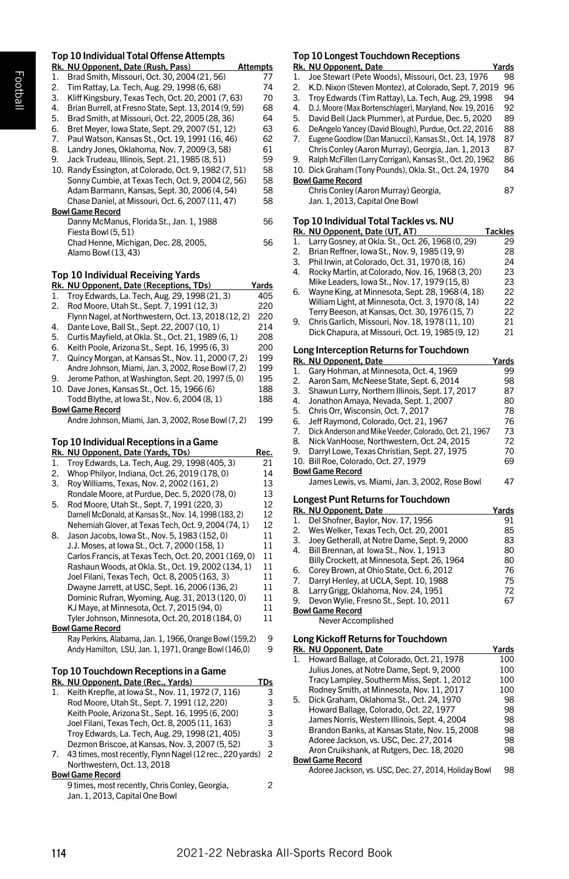## Top 10 Individual Total Offense Attempts

| Rk. | NU Opponent, Date (Rush, Pass) | Attempts |
|---|---|---|
| 1. | Brad Smith, Missouri, Oct. 30, 2004 (21, 56) | 77 |
| 2. | Tim Rattay, La. Tech, Aug. 29, 1998 (6, 68) | 74 |
| 3. | Kliff Kingsbury, Texas Tech, Oct. 20, 2001 (7, 63) | 70 |
| 4. | Brian Burrell, at Fresno State, Sept. 13, 2014 (9, 59) | 68 |
| 5. | Brad Smith, at Missouri, Oct. 22, 2005 (28, 36) | 64 |
| 6. | Bret Meyer, Iowa State, Sept. 29, 2007 (51, 12) | 63 |
| 7. | Paul Watson, Kansas St., Oct. 19, 1991 (16, 46) | 62 |
| 8. | Landry Jones, Oklahoma, Nov. 7, 2009 (3, 58) | 61 |
| 9. | Jack Trudeau, Illinois, Sept. 21, 1985 (8, 51) | 59 |
| 10. | Randy Essington, at Colorado, Oct. 9, 1982 (7, 51) | 58 |
| | Sonny Cumbie, at Texas Tech, Oct. 9, 2004 (2, 56) | 58 |
| | Adam Barmann, Kansas, Sept. 30, 2006 (4, 54) | 58 |
| | Chase Daniel, at Missouri, Oct. 6, 2007 (11, 47) | 58 |
| **Bowl Game Record** | | |
| | Danny McManus, Florida St., Jan. 1, 1988 Fiesta Bowl (5, 51) | 56 |
| | Chad Henne, Michigan, Dec. 28, 2005, Alamo Bowl (13, 43) | 56 |

## Top 10 Individual Receiving Yards

| Rk. | NU Opponent, Date (Receptions, TDs) | Yards |
|---|---|---|
| 1. | Troy Edwards, La. Tech, Aug. 29, 1998 (21, 3) | 405 |
| 2. | Rod Moore, Utah St., Sept. 7, 1991 (12, 3) | 220 |
| | Flynn Nagel, at Northwestern, Oct. 13, 2018 (12, 2) | 220 |
| 4. | Dante Love, Ball St., Sept. 22, 2007 (10, 1) | 214 |
| 5. | Curtis Mayfield, at Okla. St., Oct. 21, 1989 (6, 1) | 208 |
| 6. | Keith Poole, Arizona St., Sept. 16, 1995 (6, 3) | 200 |
| 7. | Quincy Morgan, at Kansas St., Nov. 11, 2000 (7, 2) | 199 |
| | Andre Johnson, Miami, Jan. 3, 2002, Rose Bowl (7, 2) | 199 |
| 9. | Jerome Pathon, at Washington, Sept. 20, 1997 (5, 0) | 195 |
| 10. | Dave Jones, Kansas St., Oct. 15, 1966 (6) | 188 |
| | Todd Blythe, at Iowa St., Nov. 6, 2004 (8, 1) | 188 |
| **Bowl Game Record** | | |
| | Andre Johnson, Miami, Jan. 3, 2002, Rose Bowl (7, 2) | 199 |

## Top 10 Individual Receptions in a Game

| Rk. | NU Opponent, Date (Yards, TDs) | Rec. |
|---|---|---|
| 1. | Troy Edwards, La. Tech, Aug. 29, 1998 (405, 3) | 21 |
| 2. | Whop Philyor, Indiana, Oct. 26, 2019 (178, 0) | 14 |
| 3. | Roy Williams, Texas, Nov. 2, 2002 (161, 2) | 13 |
| | Rondale Moore, at Purdue, Dec. 5, 2020 (78, 0) | 13 |
| 5. | Rod Moore, Utah St., Sept. 7, 1991 (220, 3) | 12 |
| | Darnell McDonald, at Kansas St., Nov. 14, 1998 (183, 2) | 12 |
| | Nehemiah Glover, at Texas Tech, Oct. 9, 2004 (74, 1) | 12 |
| 8. | Jason Jacobs, Iowa St., Nov. 5, 1983 (152, 0) | 11 |
| | J.J. Moses, at Iowa St., Oct. 7, 2000 (158, 1) | 11 |
| | Carlos Francis, at Texas Tech, Oct. 20, 2001 (169, 0) | 11 |
| | Rashaun Woods, at Okla. St., Oct. 19, 2002 (134, 1) | 11 |
| | Joel Filani, Texas Tech, Oct. 8, 2005 (163, 3) | 11 |
| | Dwayne Jarrett, at USC, Sept. 16, 2006 (136, 2) | 11 |
| | Dominic Rufran, Wyoming, Aug. 31, 2013 (120, 0) | 11 |
| | KJ Maye, at Minnesota, Oct. 7, 2015 (94, 0) | 11 |
| | Tyler Johnson, Minnesota, Oct. 20, 2018 (184, 0) | 11 |
| **Bowl Game Record** | | |
| | Ray Perkins, Alabama, Jan. 1, 1966, Orange Bowl (159,2) | 9 |
| | Andy Hamilton, LSU, Jan. 1, 1971, Orange Bowl (146,0) | 9 |

## Top 10 Touchdown Receptions in a Game

| Rk. | NU Opponent, Date (Rec., Yards) | TDs |
|---|---|---|
| 1. | Keith Krepfle, at Iowa St., Nov. 11, 1972 (7, 116) | 3 |
| | Rod Moore, Utah St., Sept. 7, 1991 (12, 220) | 3 |
| | Keith Poole, Arizona St., Sept. 16, 1995 (6, 200) | 3 |
| | Joel Filani, Texas Tech, Oct. 8, 2005 (11, 163) | 3 |
| | Troy Edwards, La. Tech, Aug. 29, 1998 (21, 405) | 3 |
| | Dezmon Briscoe, at Kansas, Nov. 3, 2007 (5, 52) | 3 |
| 7. | 43 times, most recently, Flynn Nagel (12 rec., 220 yards) Northwestern, Oct. 13, 2018 | 2 |
| **Bowl Game Record** | | |
| | 9 times, most recently, Chris Conley, Georgia, Jan. 1, 2013, Capital One Bowl | 2 |

## Top 10 Longest Touchdown Receptions

| Rk. | NU Opponent, Date | Yards |
|---|---|---|
| 1. | Joe Stewart (Pete Woods), Missouri, Oct. 23, 1976 | 98 |
| 2. | K.D. Nixon (Steven Montez), at Colorado, Sept. 7, 2019 | 96 |
| 3. | Troy Edwards (Tim Rattay), La. Tech, Aug. 29, 1998 | 94 |
| 4. | D.J. Moore (Max Bortenschlager), Maryland, Nov. 19, 2016 | 92 |
| 5. | David Bell (Jack Plummer), at Purdue, Dec. 5, 2020 | 89 |
| 6. | DeAngelo Yancey (David Blough), Purdue, Oct. 22, 2016 | 88 |
| 7. | Eugene Goodlow (Dan Manucci), Kansas St., Oct. 14, 1978 | 87 |
| | Chris Conley (Aaron Murray), Georgia, Jan. 1, 2013 | 87 |
| 9. | Ralph McFillen (Larry Corrigan), Kansas St., Oct. 20, 1962 | 86 |
| 10. | Dick Graham (Tony Pounds), Okla. St., Oct. 24, 1970 | 84 |
| **Bowl Game Record** | | |
| | Chris Conley (Aaron Murray) Georgia, Jan. 1, 2013, Capital One Bowl | 87 |

## Top 10 Individual Total Tackles vs. NU

| Rk. | NU Opponent, Date (UT, AT) | Tackles |
|---|---|---|
| 1. | Larry Gosney, at Okla. St., Oct. 26, 1968 (0, 29) | 29 |
| 2. | Brian Reffner, Iowa St., Nov. 9, 1985 (19, 9) | 28 |
| 3. | Phil Irwin, at Colorado, Oct. 31, 1970 (8, 16) | 24 |
| 4. | Rocky Martin, at Colorado, Nov. 16, 1968 (3, 20) | 23 |
| | Mike Leaders, Iowa St., Nov. 17, 1979 (15, 8) | 23 |
| 6. | Wayne King, at Minnesota, Sept. 28, 1968 (4, 18) | 22 |
| | William Light, at Minnesota, Oct. 3, 1970 (8, 14) | 22 |
| | Terry Beeson, at Kansas, Oct. 30, 1976 (15, 7) | 22 |
| 9. | Chris Garlich, Missouri, Nov. 18, 1978 (11, 10) | 21 |
| | Dick Chapura, at Missouri, Oct. 19, 1985 (9, 12) | 21 |

## Long Interception Returns for Touchdown

| Rk. | NU Opponent, Date | Yards |
|---|---|---|
| 1. | Gary Hohman, at Minnesota, Oct. 4, 1969 | 99 |
| 2. | Aaron Sam, McNeese State, Sept. 6, 2014 | 98 |
| 3. | Shawun Lurry, Northern Illinois, Sept. 17, 2017 | 87 |
| 4. | Jonathon Amaya, Nevada, Sept. 1, 2007 | 80 |
| 5. | Chris Orr, Wisconsin, Oct. 7, 2017 | 78 |
| 6. | Jeff Raymond, Colorado, Oct. 21, 1967 | 76 |
| 7. | Dick Anderson and Mike Veeder, Colorado, Oct. 21, 1967 | 73 |
| 8. | Nick VanHoose, Northwestern, Oct. 24, 2015 | 72 |
| 9. | Darryl Lowe, Texas Christian, Sept. 27, 1975 | 70 |
| 10. | Bill Roe, Colorado, Oct. 27, 1979 | 69 |
| **Bowl Game Record** | | |
| | James Lewis, vs. Miami, Jan. 3, 2002, Rose Bowl | 47 |

## Longest Punt Returns for Touchdown

| Rk. | NU Opponent, Date | Yards |
|---|---|---|
| 1. | Del Shofner, Baylor, Nov. 17, 1956 | 91 |
| 2. | Wes Welker, Texas Tech, Oct. 20, 2001 | 85 |
| 3. | Joey Getherall, at Notre Dame, Sept. 9, 2000 | 83 |
| 4. | Bill Brennan, at Iowa St., Nov. 1, 1913 | 80 |
| | Billy Crockett, at Minnesota, Sept. 26, 1964 | 80 |
| 6. | Corey Brown, at Ohio State, Oct. 6, 2012 | 76 |
| 7. | Darryl Henley, at UCLA, Sept. 10, 1988 | 75 |
| 8. | Larry Grigg, Oklahoma, Nov. 24, 1951 | 72 |
| 9. | Devon Wylie, Fresno St., Sept. 10, 2011 | 67 |
| **Bowl Game Record** | | |
| | Never Accomplished | |

## Long Kickoff Returns for Touchdown

| Rk. | NU Opponent, Date | Yards |
|---|---|---|
| 1. | Howard Ballage, at Colorado, Oct. 21, 1978 | 100 |
| | Julius Jones, at Notre Dame, Sept. 9, 2000 | 100 |
| | Tracy Lampley, Southern Miss, Sept. 1, 2012 | 100 |
| | Rodney Smith, at Minnesota, Nov. 11, 2017 | 100 |
| 5. | Dick Graham, Oklahoma St., Oct. 24, 1970 | 98 |
| | Howard Ballage, Colorado, Oct. 22, 1977 | 98 |
| | James Norris, Western Illinois, Sept. 4, 2004 | 98 |
| | Brandon Banks, at Kansas State, Nov. 15, 2008 | 98 |
| | Adoree Jackson, vs. USC, Dec. 27, 2014 | 98 |
| | Aron Cruikshank, at Rutgers, Dec. 18, 2020 | 98 |
| **Bowl Game Record** | | |
| | Adoree Jackson, vs. USC, Dec. 27, 2014, Holiday Bowl | 98 |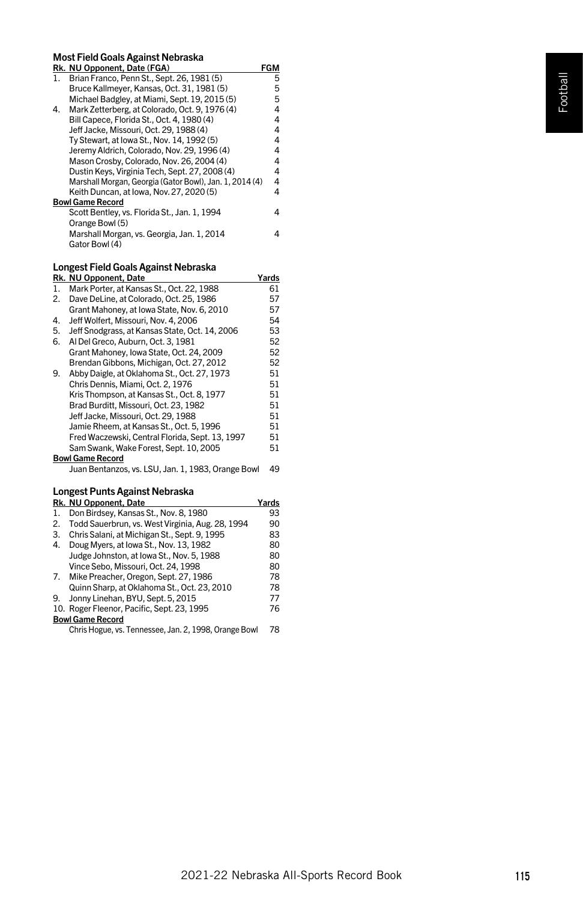### Most Field Goals Against Nebraska

| Rk. | NU Opponent, Date (FGA) | FGM |
|---|---|---|
| 1. | Brian Franco, Penn St., Sept. 26, 1981 (5) | 5 |
| | Bruce Kallmeyer, Kansas, Oct. 31, 1981 (5) | 5 |
| | Michael Badgley, at Miami, Sept. 19, 2015 (5) | 5 |
| 4. | Mark Zetterberg, at Colorado, Oct. 9, 1976 (4) | 4 |
| | Bill Capece, Florida St., Oct. 4, 1980 (4) | 4 |
| | Jeff Jacke, Missouri, Oct. 29, 1988 (4) | 4 |
| | Ty Stewart, at Iowa St., Nov. 14, 1992 (5) | 4 |
| | Jeremy Aldrich, Colorado, Nov. 29, 1996 (4) | 4 |
| | Mason Crosby, Colorado, Nov. 26, 2004 (4) | 4 |
| | Dustin Keys, Virginia Tech, Sept. 27, 2008 (4) | 4 |
| | Marshall Morgan, Georgia (Gator Bowl), Jan. 1, 2014 (4) | 4 |
| | Keith Duncan, at Iowa, Nov. 27, 2020 (5) | 4 |
| **Bowl Game Record** | | |
| | Scott Bentley, vs. Florida St., Jan. 1, 1994 Orange Bowl (5) | 4 |
| | Marshall Morgan, vs. Georgia, Jan. 1, 2014 Gator Bowl (4) | 4 |

### Longest Field Goals Against Nebraska

| Rk. | NU Opponent, Date | Yards |
|---|---|---|
| 1. | Mark Porter, at Kansas St., Oct. 22, 1988 | 61 |
| 2. | Dave DeLine, at Colorado, Oct. 25, 1986 | 57 |
| | Grant Mahoney, at Iowa State, Nov. 6, 2010 | 57 |
| 4. | Jeff Wolfert, Missouri, Nov. 4, 2006 | 54 |
| 5. | Jeff Snodgrass, at Kansas State, Oct. 14, 2006 | 53 |
| 6. | Al Del Greco, Auburn, Oct. 3, 1981 | 52 |
| | Grant Mahoney, Iowa State, Oct. 24, 2009 | 52 |
| | Brendan Gibbons, Michigan, Oct. 27, 2012 | 52 |
| 9. | Abby Daigle, at Oklahoma St., Oct. 27, 1973 | 51 |
| | Chris Dennis, Miami, Oct. 2, 1976 | 51 |
| | Kris Thompson, at Kansas St., Oct. 8, 1977 | 51 |
| | Brad Burditt, Missouri, Oct. 23, 1982 | 51 |
| | Jeff Jacke, Missouri, Oct. 29, 1988 | 51 |
| | Jamie Rheem, at Kansas St., Oct. 5, 1996 | 51 |
| | Fred Waczewski, Central Florida, Sept. 13, 1997 | 51 |
| | Sam Swank, Wake Forest, Sept. 10, 2005 | 51 |
| **Bowl Game Record** | | |
| | Juan Bentanzos, vs. LSU, Jan. 1, 1983, Orange Bowl | 49 |

### Longest Punts Against Nebraska

| Rk. | NU Opponent, Date | Yards |
|---|---|---|
| 1. | Don Birdsey, Kansas St., Nov. 8, 1980 | 93 |
| 2. | Todd Sauerbrun, vs. West Virginia, Aug. 28, 1994 | 90 |
| 3. | Chris Salani, at Michigan St., Sept. 9, 1995 | 83 |
| 4. | Doug Myers, at Iowa St., Nov. 13, 1982 | 80 |
| | Judge Johnston, at Iowa St., Nov. 5, 1988 | 80 |
| | Vince Sebo, Missouri, Oct. 24, 1998 | 80 |
| 7. | Mike Preacher, Oregon, Sept. 27, 1986 | 78 |
| | Quinn Sharp, at Oklahoma St., Oct. 23, 2010 | 78 |
| 9. | Jonny Linehan, BYU, Sept. 5, 2015 | 77 |
| 10. | Roger Fleenor, Pacific, Sept. 23, 1995 | 76 |
| **Bowl Game Record** | | |
| | Chris Hogue, vs. Tennessee, Jan. 2, 1998, Orange Bowl | 78 |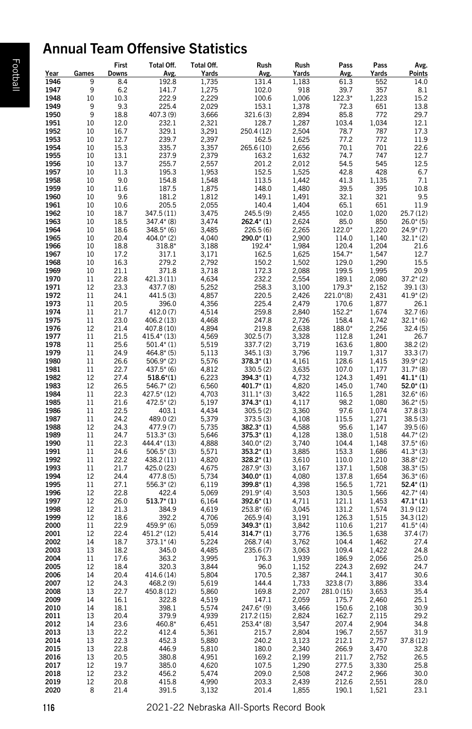## Annual Team Offensive Statistics

| Year | Games | First Downs | Total Off. Avg. | Total Off. Yards | Rush Avg. | Rush Yards | Pass Avg. | Pass Yards | Avg. Points |
|---|---|---|---|---|---|---|---|---|---|
| 1946 | 9 | 8.4 | 192.8 | 1,735 | 131.4 | 1,183 | 61.3 | 552 | 14.0 |
| 1947 | 9 | 6.2 | 141.7 | 1,275 | 102.0 | 918 | 39.7 | 357 | 8.1 |
| 1948 | 10 | 10.3 | 222.9 | 2,229 | 100.6 | 1,006 | 122.3* | 1,223 | 15.2 |
| 1949 | 9 | 9.3 | 225.4 | 2,029 | 153.1 | 1,378 | 72.3 | 651 | 13.8 |
| 1950 | 9 | 18.8 | 407.3 (9) | 3,666 | 321.6 (3) | 2,894 | 85.8 | 772 | 29.7 |
| 1951 | 10 | 12.0 | 232.1 | 2,321 | 128.7 | 1,287 | 103.4 | 1,034 | 12.1 |
| 1952 | 10 | 16.7 | 329.1 | 3,291 | 250.4 (12) | 2,504 | 78.7 | 787 | 17.3 |
| 1953 | 10 | 12.7 | 239.7 | 2,397 | 162.5 | 1,625 | 77.2 | 772 | 11.9 |
| 1954 | 10 | 15.3 | 335.7 | 3,357 | 265.6 (10) | 2,656 | 70.1 | 701 | 22.6 |
| 1955 | 10 | 13.1 | 237.9 | 2,379 | 163.2 | 1,632 | 74.7 | 747 | 12.7 |
| 1956 | 10 | 13.7 | 255.7 | 2,557 | 201.2 | 2,012 | 54.5 | 545 | 12.5 |
| 1957 | 10 | 11.3 | 195.3 | 1,953 | 152.5 | 1,525 | 42.8 | 428 | 6.7 |
| 1958 | 10 | 9.0 | 154.8 | 1,548 | 113.5 | 1,442 | 41.3 | 1,135 | 7.1 |
| 1959 | 10 | 11.6 | 187.5 | 1,875 | 148.0 | 1,480 | 39.5 | 395 | 10.8 |
| 1960 | 10 | 9.6 | 181.2 | 1,812 | 149.1 | 1,491 | 32.1 | 321 | 9.5 |
| 1961 | 10 | 10.6 | 205.5 | 2,055 | 140.4 | 1,404 | 65.1 | 651 | 11.9 |
| 1962 | 10 | 18.7 | 347.5 (11) | 3,475 | 245.5 (9) | 2,455 | 102.0 | 1,020 | 25.7 (12) |
| 1963 | 10 | 18.5 | 347.4* (8) | 3,474 | **262.4*** (**1**) | 2,624 | 85.0 | 850 | 26.0* (5) |
| 1964 | 10 | 18.6 | 348.5* (6) | 3,485 | 226.5 (6) | 2,265 | 122.0* | 1,220 | 24.9* (7) |
| 1965 | 10 | 20.4 | 404.0* (2) | 4,040 | **290.0*** (**1**) | 2,900 | 114.0 | 1,140 | 32.1* (2) |
| 1966 | 10 | 18.8 | 318.8* | 3,188 | 192.4* | 1,984 | 120.4 | 1,204 | 21.6 |
| 1967 | 10 | 17.2 | 317.1 | 3,171 | 162.5 | 1,625 | 154.7* | 1,547 | 12.7 |
| 1968 | 10 | 16.3 | 279.2 | 2,792 | 150.2 | 1,502 | 129.0 | 1,290 | 15.5 |
| 1969 | 10 | 21.1 | 371.8 | 3,718 | 172.3 | 2,088 | 199.5 | 1,995 | 20.9 |
| 1970 | 11 | 22.8 | 421.3 (11) | 4,634 | 232.2 | 2,554 | 189.1 | 2,080 | 37.2* (2) |
| 1971 | 12 | 23.3 | 437.7 (8) | 5,252 | 258.3 | 3,100 | 179.3* | 2,152 | 39.1 (3) |
| 1972 | 11 | 24.1 | 441.5 (3) | 4,857 | 220.5 | 2,426 | 221.0*(8) | 2,431 | 41.9* (2) |
| 1973 | 11 | 20.5 | 396.0 | 4,356 | 225.4 | 2,479 | 170.6 | 1,877 | 26.1 |
| 1974 | 11 | 21.7 | 412.0 (7) | 4,514 | 259.8 | 2,840 | 152.2* | 1,674 | 32.7 (6) |
| 1975 | 11 | 23.0 | 406.2 (13) | 4,468 | 247.8 | 2,726 | 158.4 | 1,742 | 32.1* (6) |
| 1976 | 12 | 21.4 | 407.8 (10) | 4,894 | 219.8 | 2,638 | 188.0* | 2,256 | 32.4 (5) |
| 1977 | 11 | 21.5 | 415.4* (13) | 4,569 | 302.5 (7) | 3,328 | 112.8 | 1,241 | 26.7 |
| 1978 | 11 | 25.6 | 501.4* (1) | 5,519 | 337.7 (2) | 3,719 | 163.6 | 1,800 | 38.2 (2) |
| 1979 | 11 | 24.9 | 464.8* (5) | 5,113 | 345.1 (3) | 3,796 | 119.7 | 1,317 | 33.3 (7) |
| 1980 | 11 | 26.6 | 506.9* (2) | 5,576 | **378.3*** (**1**) | 4,161 | 128.6 | 1,415 | 39.9* (2) |
| 1981 | 11 | 22.7 | 437.5* (6) | 4,812 | 330.5 (2) | 3,635 | 107.0 | 1,177 | 31.7* (8) |
| 1982 | 12 | 27.4 | **518.6***(**1**) | 6,223 | **394.3*** (**1**) | 4,732 | 124.3 | 1,491 | **41.1*** (**1**) |
| 1983 | 12 | 26.5 | 546.7* (2) | 6,560 | **401.7*** (**1**) | 4,820 | 145.0 | 1,740 | **52.0*** (**1**) |
| 1984 | 11 | 22.3 | 427.5* (12) | 4,703 | 311.1* (3) | 3,422 | 116.5 | 1,281 | 32.6* (6) |
| 1985 | 11 | 21.6 | 472.5* (2) | 5,197 | **374.3*** (**1**) | 4,117 | 98.2 | 1,080 | 36.2* (5) |
| 1986 | 11 | 22.5 | 403.1 | 4,434 | 305.5 (2) | 3,360 | 97.6 | 1,074 | 37.8 (3) |
| 1987 | 11 | 24.2 | 489.0 (2) | 5,379 | 373.5 (3) | 4,108 | 115.5 | 1,271 | 38.5 (3) |
| 1988 | 12 | 24.3 | 477.9 (7) | 5,735 | **382.3*** (**1**) | 4,588 | 95.6 | 1,147 | 39.5 (6) |
| 1989 | 11 | 24.7 | 513.3* (3) | 5,646 | **375.3*** (**1**) | 4,128 | 138.0 | 1,518 | 44.7* (2) |
| 1990 | 11 | 22.3 | 444.4* (13) | 4,888 | 340.0* (2) | 3,740 | 104.4 | 1,148 | 37.5* (6) |
| 1991 | 11 | 24.6 | 506.5* (3) | 5,571 | **353.2*** (**1**) | 3,885 | 153.3 | 1,686 | 41.3* (3) |
| 1992 | 11 | 22.2 | 438.2 (11) | 4,820 | **328.2*** (**1**) | 3,610 | 110.0 | 1,210 | 38.8* (2) |
| 1993 | 11 | 21.7 | 425.0 (23) | 4,675 | 287.9* (3) | 3,167 | 137.1 | 1,508 | 38.3* (5) |
| 1994 | 12 | 24.4 | 477.8 (5) | 5,734 | **340.0*** (**1**) | 4,080 | 137.8 | 1,654 | 36.3* (6) |
| 1995 | 11 | 27.1 | 556.3* (2) | 6,119 | **399.8*** (**1**) | 4,398 | 156.5 | 1,721 | **52.4*** (**1**) |
| 1996 | 12 | 22.8 | 422.4 | 5,069 | 291.9* (4) | 3,503 | 130.5 | 1,566 | 42.7* (4) |
| 1997 | 12 | 26.0 | **513.7*** (**1**) | 6,164 | **392.6*** (**1**) | 4,711 | 121.1 | 1,453 | **47.1*** (**1**) |
| 1998 | 12 | 21.3 | 384.9 | 4,619 | 253.8* (6) | 3,045 | 131.2 | 1,574 | 31.9 (12) |
| 1999 | 12 | 18.6 | 392.2 | 4,706 | 265.9 (4) | 3,191 | 126.3 | 1,515 | 34.3 (12) |
| 2000 | 11 | 22.9 | 459.9* (6) | 5,059 | **349.3*** (**1**) | 3,842 | 110.6 | 1,217 | 41.5* (4) |
| 2001 | 12 | 22.4 | 451.2* (12) | 5,414 | **314.7*** (**1**) | 3,776 | 136.5 | 1,638 | 37.4 (7) |
| 2002 | 14 | 18.7 | 373.1* (4) | 5,224 | 268.7 (4) | 3,762 | 104.4 | 1,462 | 27.4 |
| 2003 | 13 | 18.2 | 345.0 | 4,485 | 235.6 (7) | 3,063 | 109.4 | 1,422 | 24.8 |
| 2004 | 11 | 17.6 | 363.2 | 3,995 | 176.3 | 1,939 | 186.9 | 2,056 | 25.0 |
| 2005 | 12 | 18.4 | 320.3 | 3,844 | 96.0 | 1,152 | 224.3 | 2,692 | 24.7 |
| 2006 | 14 | 20.4 | 414.6 (14) | 5,804 | 170.5 | 2,387 | 244.1 | 3,417 | 30.6 |
| 2007 | 12 | 24.3 | 468.2 (9) | 5,619 | 144.4 | 1,733 | 323.8 (7) | 3,886 | 33.4 |
| 2008 | 13 | 22.7 | 450.8 (12) | 5,860 | 169.8 | 2,207 | 281.0 (15) | 3,653 | 35.4 |
| 2009 | 14 | 16.1 | 322.8 | 4,519 | 147.1 | 2,059 | 175.7 | 2,460 | 25.1 |
| 2010 | 14 | 18.1 | 398.1 | 5,574 | 247.6* (9) | 3,466 | 150.6 | 2,108 | 30.9 |
| 2011 | 13 | 20.4 | 379.9 | 4,939 | 217.2 (15) | 2,824 | 162.7 | 2,115 | 29.2 |
| 2012 | 14 | 23.6 | 460.8* | 6,451 | 253.4* (8) | 3,547 | 207.4 | 2,904 | 34.8 |
| 2013 | 13 | 22.2 | 412.4 | 5,361 | 215.7 | 2,804 | 196.7 | 2,557 | 31.9 |
| 2014 | 13 | 22.3 | 452.3 | 5,880 | 240.2 | 3,123 | 212.1 | 2,757 | 37.8 (12) |
| 2015 | 13 | 22.8 | 446.9 | 5,810 | 180.0 | 2,340 | 266.9 | 3,470 | 32.8 |
| 2016 | 13 | 20.5 | 380.8 | 4,951 | 169.2 | 2,199 | 211.7 | 2,752 | 26.5 |
| 2017 | 12 | 19.7 | 385.0 | 4,620 | 107.5 | 1,290 | 277.5 | 3,330 | 25.8 |
| 2018 | 12 | 23.2 | 456.2 | 5,474 | 209.0 | 2,508 | 247.2 | 2,966 | 30.0 |
| 2019 | 12 | 20.8 | 415.8 | 4,990 | 203.3 | 2,439 | 212.6 | 2,551 | 28.0 |
| 2020 | 8 | 21.4 | 391.5 | 3,132 | 201.4 | 1,855 | 190.1 | 1,521 | 23.1 |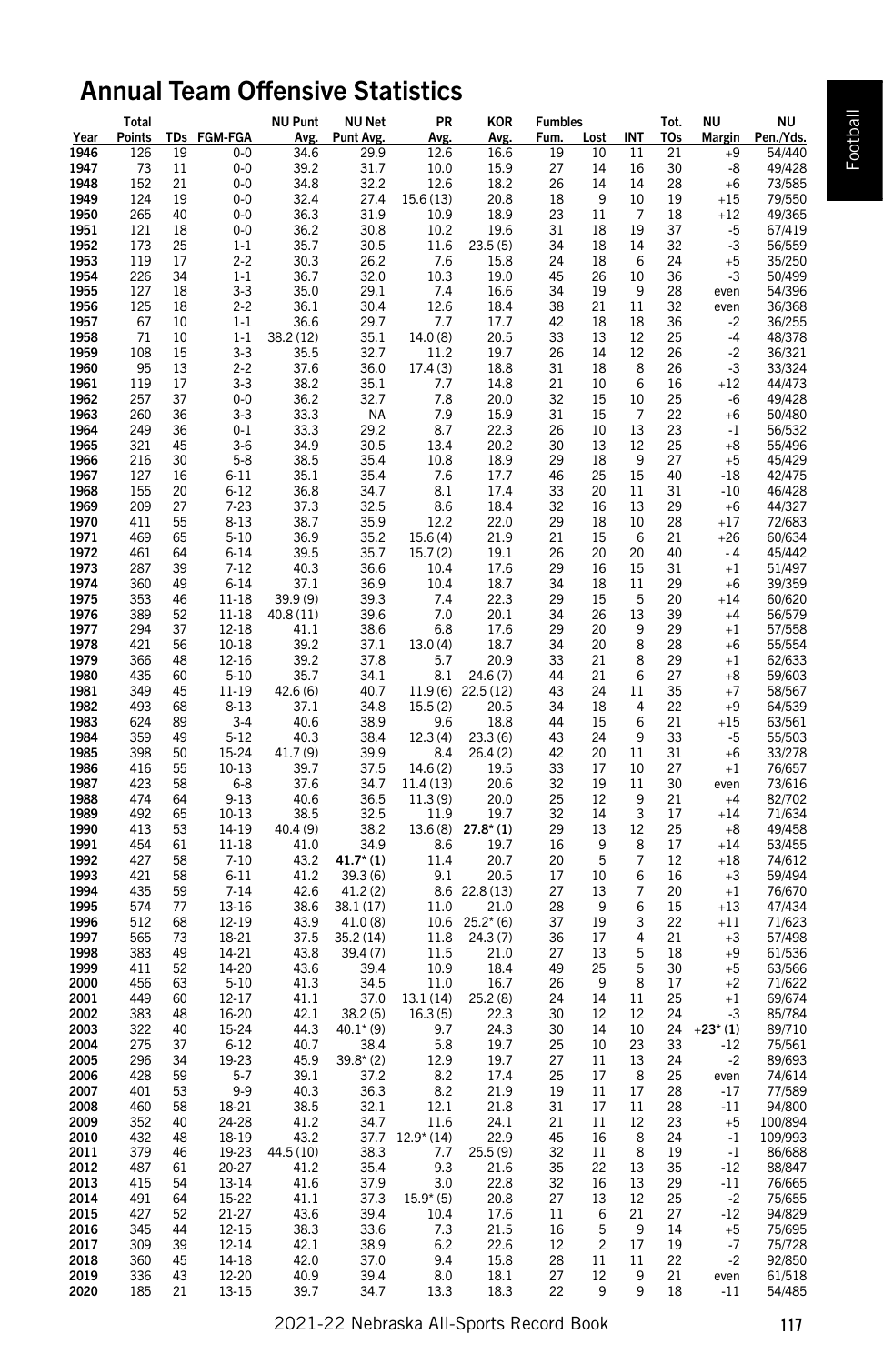## Annual Team Offensive Statistics

| Year | Total Points | TDs | FGM-FGA | NU Punt Avg. | NU Net Punt Avg. | PR Avg. | KOR Avg. | Fumbles Fum. | Fumbles Lost | INT | Tot. TOs | NU Margin | NU Pen./Yds. |
|---|---|---|---|---|---|---|---|---|---|---|---|---|---|
| 1946 | 126 | 19 | 0-0 | 34.6 | 29.9 | 12.6 | 16.6 | 19 | 10 | 11 | 21 | +9 | 54/440 |
| 1947 | 73 | 11 | 0-0 | 39.2 | 31.7 | 10.0 | 15.9 | 27 | 14 | 16 | 30 | -8 | 49/428 |
| 1948 | 152 | 21 | 0-0 | 34.8 | 32.2 | 12.6 | 18.2 | 26 | 14 | 14 | 28 | +6 | 73/585 |
| 1949 | 124 | 19 | 0-0 | 32.4 | 27.4 | 15.6 (13) | 20.8 | 18 | 9 | 10 | 19 | +15 | 79/550 |
| 1950 | 265 | 40 | 0-0 | 36.3 | 31.9 | 10.9 | 18.9 | 23 | 11 | 7 | 18 | +12 | 49/365 |
| 1951 | 121 | 18 | 0-0 | 36.2 | 30.8 | 10.2 | 19.6 | 31 | 18 | 19 | 37 | -5 | 67/419 |
| 1952 | 173 | 25 | 1-1 | 35.7 | 30.5 | 11.6 | 23.5 (5) | 34 | 18 | 14 | 32 | -3 | 56/559 |
| 1953 | 119 | 17 | 2-2 | 30.3 | 26.2 | 7.6 | 15.8 | 24 | 18 | 6 | 24 | +5 | 35/250 |
| 1954 | 226 | 34 | 1-1 | 36.7 | 32.0 | 10.3 | 19.0 | 45 | 26 | 10 | 36 | -3 | 50/499 |
| 1955 | 127 | 18 | 3-3 | 35.0 | 29.1 | 7.4 | 16.6 | 34 | 19 | 9 | 28 | even | 54/396 |
| 1956 | 125 | 18 | 2-2 | 36.1 | 30.4 | 12.6 | 18.4 | 38 | 21 | 11 | 32 | even | 36/368 |
| 1957 | 67 | 10 | 1-1 | 36.6 | 29.7 | 7.7 | 17.7 | 42 | 18 | 18 | 36 | -2 | 36/255 |
| 1958 | 71 | 10 | 1-1 | 38.2 (12) | 35.1 | 14.0 (8) | 20.5 | 33 | 13 | 12 | 25 | -4 | 48/378 |
| 1959 | 108 | 15 | 3-3 | 35.5 | 32.7 | 11.2 | 19.7 | 26 | 14 | 12 | 26 | -2 | 36/321 |
| 1960 | 95 | 13 | 2-2 | 37.6 | 36.0 | 17.4 (3) | 18.8 | 31 | 18 | 8 | 26 | -3 | 33/324 |
| 1961 | 119 | 17 | 3-3 | 38.2 | 35.1 | 7.7 | 14.8 | 21 | 10 | 6 | 16 | +12 | 44/473 |
| 1962 | 257 | 37 | 0-0 | 36.2 | 32.7 | 7.8 | 20.0 | 32 | 15 | 10 | 25 | -6 | 49/428 |
| 1963 | 260 | 36 | 3-3 | 33.3 | NA | 7.9 | 15.9 | 31 | 15 | 7 | 22 | +6 | 50/480 |
| 1964 | 249 | 36 | 0-1 | 33.3 | 29.2 | 8.7 | 22.3 | 26 | 10 | 13 | 23 | -1 | 56/532 |
| 1965 | 321 | 45 | 3-6 | 34.9 | 30.5 | 13.4 | 20.2 | 30 | 13 | 12 | 25 | +8 | 55/496 |
| 1966 | 216 | 30 | 5-8 | 38.5 | 35.4 | 10.8 | 18.9 | 29 | 18 | 9 | 27 | +5 | 45/429 |
| 1967 | 127 | 16 | 6-11 | 35.1 | 35.4 | 7.6 | 17.7 | 46 | 25 | 15 | 40 | -18 | 42/475 |
| 1968 | 155 | 20 | 6-12 | 36.8 | 34.7 | 8.1 | 17.4 | 33 | 20 | 11 | 31 | -10 | 46/428 |
| 1969 | 209 | 27 | 7-23 | 37.3 | 32.5 | 8.6 | 18.4 | 32 | 16 | 13 | 29 | +6 | 44/327 |
| 1970 | 411 | 55 | 8-13 | 38.7 | 35.9 | 12.2 | 22.0 | 29 | 18 | 10 | 28 | +17 | 72/683 |
| 1971 | 469 | 65 | 5-10 | 36.9 | 35.2 | 15.6 (4) | 21.9 | 21 | 15 | 6 | 21 | +26 | 60/634 |
| 1972 | 461 | 64 | 6-14 | 39.5 | 35.7 | 15.7 (2) | 19.1 | 26 | 20 | 20 | 40 | -4 | 45/442 |
| 1973 | 287 | 39 | 7-12 | 40.3 | 36.6 | 10.4 | 17.6 | 29 | 16 | 15 | 31 | +1 | 51/497 |
| 1974 | 360 | 49 | 6-14 | 37.1 | 36.9 | 10.4 | 18.7 | 34 | 18 | 11 | 29 | +6 | 39/359 |
| 1975 | 353 | 46 | 11-18 | 39.9 (9) | 39.3 | 7.4 | 22.3 | 29 | 15 | 5 | 20 | +14 | 60/620 |
| 1976 | 389 | 52 | 11-18 | 40.8 (11) | 39.6 | 7.0 | 20.1 | 34 | 26 | 13 | 39 | +4 | 56/579 |
| 1977 | 294 | 37 | 12-18 | 41.1 | 38.6 | 6.8 | 17.6 | 29 | 20 | 9 | 29 | +1 | 57/558 |
| 1978 | 421 | 56 | 10-18 | 39.2 | 37.1 | 13.0 (4) | 18.7 | 34 | 20 | 8 | 28 | +6 | 55/554 |
| 1979 | 366 | 48 | 12-16 | 39.2 | 37.8 | 5.7 | 20.9 | 33 | 21 | 8 | 29 | +1 | 62/633 |
| 1980 | 435 | 60 | 5-10 | 35.7 | 34.1 | 8.1 | 24.6 (7) | 44 | 21 | 6 | 27 | +8 | 59/603 |
| 1981 | 349 | 45 | 11-19 | 42.6 (6) | 40.7 | 11.9 (6) | 22.5 (12) | 43 | 24 | 11 | 35 | +7 | 58/567 |
| 1982 | 493 | 68 | 8-13 | 37.1 | 34.8 | 15.5 (2) | 20.5 | 34 | 18 | 4 | 22 | +9 | 64/539 |
| 1983 | 624 | 89 | 3-4 | 40.6 | 38.9 | 9.6 | 18.8 | 44 | 15 | 6 | 21 | +15 | 63/561 |
| 1984 | 359 | 49 | 5-12 | 40.3 | 38.4 | 12.3 (4) | 23.3 (6) | 43 | 24 | 9 | 33 | -5 | 55/503 |
| 1985 | 398 | 50 | 15-24 | 41.7 (9) | 39.9 | 8.4 | 26.4 (2) | 42 | 20 | 11 | 31 | +6 | 33/278 |
| 1986 | 416 | 55 | 10-13 | 39.7 | 37.5 | 14.6 (2) | 19.5 | 33 | 17 | 10 | 27 | +1 | 76/657 |
| 1987 | 423 | 58 | 6-8 | 37.6 | 34.7 | 11.4 (13) | 20.6 | 32 | 19 | 11 | 30 | even | 73/616 |
| 1988 | 474 | 64 | 9-13 | 40.6 | 36.5 | 11.3 (9) | 20.0 | 25 | 12 | 9 | 21 | +4 | 82/702 |
| 1989 | 492 | 65 | 10-13 | 38.5 | 32.5 | 11.9 | 19.7 | 32 | 14 | 3 | 17 | +14 | 71/634 |
| 1990 | 413 | 53 | 14-19 | 40.4 (9) | 38.2 | 13.6 (8) | **27.8* (1)** | 29 | 13 | 12 | 25 | +8 | 49/458 |
| 1991 | 454 | 61 | 11-18 | 41.0 | 34.9 | 8.6 | 19.7 | 16 | 9 | 8 | 17 | +14 | 53/455 |
| 1992 | 427 | 58 | 7-10 | 43.2 | **41.7* (1)** | 11.4 | 20.7 | 20 | 5 | 7 | 12 | +18 | 74/612 |
| 1993 | 421 | 58 | 6-11 | 41.2 | 39.3 (6) | 9.1 | 20.5 | 17 | 10 | 6 | 16 | +3 | 59/494 |
| 1994 | 435 | 59 | 7-14 | 42.6 | 41.2 (2) | 8.6 | 22.8 (13) | 27 | 13 | 7 | 20 | +1 | 76/670 |
| 1995 | 574 | 77 | 13-16 | 38.6 | 38.1 (17) | 11.0 | 21.0 | 28 | 9 | 6 | 15 | +13 | 47/434 |
| 1996 | 512 | 68 | 12-19 | 43.9 | 41.0 (8) | 10.6 | 25.2* (6) | 37 | 19 | 3 | 22 | +11 | 71/623 |
| 1997 | 565 | 73 | 18-21 | 37.5 | 35.2 (14) | 11.8 | 24.3 (7) | 36 | 17 | 4 | 21 | +3 | 57/498 |
| 1998 | 383 | 49 | 14-21 | 43.8 | 39.4 (7) | 11.5 | 21.0 | 27 | 13 | 5 | 18 | +9 | 61/536 |
| 1999 | 411 | 52 | 14-20 | 43.6 | 39.4 | 10.9 | 18.4 | 49 | 25 | 5 | 30 | +5 | 63/566 |
| 2000 | 456 | 63 | 5-10 | 41.3 | 34.5 | 11.0 | 16.7 | 26 | 9 | 8 | 17 | +2 | 71/622 |
| 2001 | 449 | 60 | 12-17 | 41.1 | 37.0 | 13.1 (14) | 25.2 (8) | 24 | 14 | 11 | 25 | +1 | 69/674 |
| 2002 | 383 | 48 | 16-20 | 42.1 | 38.2 (5) | 16.3 (5) | 22.3 | 30 | 12 | 12 | 24 | -3 | 85/784 |
| 2003 | 322 | 40 | 15-24 | 44.3 | 40.1* (9) | 9.7 | 24.3 | 30 | 14 | 10 | 24 | **+23* (1)** | 89/710 |
| 2004 | 275 | 37 | 6-12 | 40.7 | 38.4 | 5.8 | 19.7 | 25 | 10 | 23 | 33 | -12 | 75/561 |
| 2005 | 296 | 34 | 19-23 | 45.9 | 39.8* (2) | 12.9 | 19.7 | 27 | 11 | 13 | 24 | -2 | 89/693 |
| 2006 | 428 | 59 | 5-7 | 39.1 | 37.2 | 8.2 | 17.4 | 25 | 17 | 8 | 25 | even | 74/614 |
| 2007 | 401 | 53 | 9-9 | 40.3 | 36.3 | 8.2 | 21.9 | 19 | 11 | 17 | 28 | -17 | 77/589 |
| 2008 | 460 | 58 | 18-21 | 38.5 | 32.1 | 12.1 | 21.8 | 31 | 17 | 11 | 28 | -11 | 94/800 |
| 2009 | 352 | 40 | 24-28 | 41.2 | 34.7 | 11.6 | 24.1 | 21 | 11 | 12 | 23 | +5 | 100/894 |
| 2010 | 432 | 48 | 18-19 | 43.2 | 37.7 | 12.9* (14) | 22.9 | 45 | 16 | 8 | 24 | -1 | 109/993 |
| 2011 | 379 | 46 | 19-23 | 44.5 (10) | 38.3 | 7.7 | 25.5 (9) | 32 | 11 | 8 | 19 | -1 | 86/688 |
| 2012 | 487 | 61 | 20-27 | 41.2 | 35.4 | 9.3 | 21.6 | 35 | 22 | 13 | 35 | -12 | 88/847 |
| 2013 | 415 | 54 | 13-14 | 41.6 | 37.9 | 3.0 | 22.8 | 32 | 16 | 13 | 29 | -11 | 76/665 |
| 2014 | 491 | 64 | 15-22 | 41.1 | 37.3 | 15.9* (5) | 20.8 | 27 | 13 | 12 | 25 | -2 | 75/655 |
| 2015 | 427 | 52 | 21-27 | 43.6 | 39.4 | 10.4 | 17.6 | 11 | 6 | 21 | 27 | -12 | 94/829 |
| 2016 | 345 | 44 | 12-15 | 38.3 | 33.6 | 7.3 | 21.5 | 16 | 5 | 9 | 14 | +5 | 75/695 |
| 2017 | 309 | 39 | 12-14 | 42.1 | 38.9 | 6.2 | 22.6 | 12 | 2 | 17 | 19 | -7 | 75/728 |
| 2018 | 360 | 45 | 14-18 | 42.0 | 37.0 | 9.4 | 15.8 | 28 | 11 | 11 | 22 | -2 | 92/850 |
| 2019 | 336 | 43 | 12-20 | 40.9 | 39.4 | 8.0 | 18.1 | 27 | 12 | 9 | 21 | even | 61/518 |
| 2020 | 185 | 21 | 13-15 | 39.7 | 34.7 | 13.3 | 18.3 | 22 | 9 | 9 | 18 | -11 | 54/485 |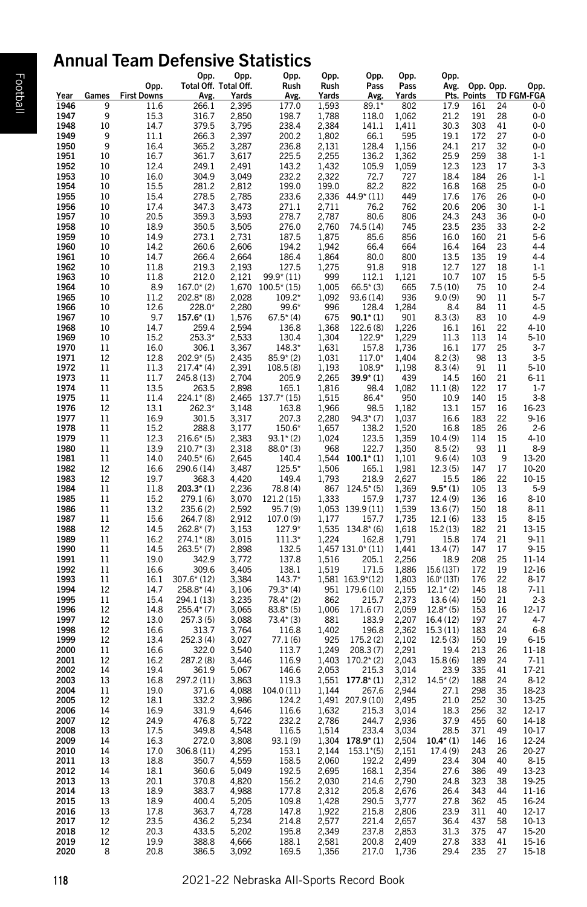# Annual Team Defensive Statistics

| Year | Games | Opp. First Downs | Opp. Total Off. Avg. | Opp. Total Off. Yards | Opp. Rush Avg. | Opp. Rush Yards | Opp. Pass Avg. | Opp. Pass Yards | Opp. Avg. Pts. | Opp. Points | Opp. TD | Opp. FGM-FGA |
|---|---|---|---|---|---|---|---|---|---|---|---|---|
| 1946 | 9 | 11.6 | 266.1 | 2,395 | 177.0 | 1,593 | 89.1* | 802 | 17.9 | 161 | 24 | 0-0 |
| 1947 | 9 | 15.3 | 316.7 | 2,850 | 198.7 | 1,788 | 118.0 | 1,062 | 21.2 | 191 | 28 | 0-0 |
| 1948 | 10 | 14.7 | 379.5 | 3,795 | 238.4 | 2,384 | 141.1 | 1,411 | 30.3 | 303 | 41 | 0-0 |
| 1949 | 9 | 11.1 | 266.3 | 2,397 | 200.2 | 1,802 | 66.1 | 595 | 19.1 | 172 | 27 | 0-0 |
| 1950 | 9 | 16.4 | 365.2 | 3,287 | 236.8 | 2,131 | 128.4 | 1,156 | 24.1 | 217 | 32 | 0-0 |
| 1951 | 10 | 16.7 | 361.7 | 3,617 | 225.5 | 2,255 | 136.2 | 1,362 | 25.9 | 259 | 38 | 1-1 |
| 1952 | 10 | 12.4 | 249.1 | 2,491 | 143.2 | 1,432 | 105.9 | 1,059 | 12.3 | 123 | 17 | 3-3 |
| 1953 | 10 | 16.0 | 304.9 | 3,049 | 232.2 | 2,322 | 72.7 | 727 | 18.4 | 184 | 26 | 1-1 |
| 1954 | 10 | 15.5 | 281.2 | 2,812 | 199.0 | 199.0 | 82.2 | 822 | 16.8 | 168 | 25 | 0-0 |
| 1955 | 10 | 15.4 | 278.5 | 2,785 | 233.6 | 2,336 | 44.9* (11) | 449 | 17.6 | 176 | 26 | 0-0 |
| 1956 | 10 | 17.4 | 347.3 | 3,473 | 271.1 | 2,711 | 76.2 | 762 | 20.6 | 206 | 30 | 1-1 |
| 1957 | 10 | 20.5 | 359.3 | 3,593 | 278.7 | 2,787 | 80.6 | 806 | 24.3 | 243 | 36 | 0-0 |
| 1958 | 10 | 18.9 | 350.5 | 3,505 | 276.0 | 2,760 | 74.5 (14) | 745 | 23.5 | 235 | 33 | 2-2 |
| 1959 | 10 | 14.9 | 273.1 | 2,731 | 187.5 | 1,875 | 85.6 | 856 | 16.0 | 160 | 21 | 5-6 |
| 1960 | 10 | 14.2 | 260.6 | 2,606 | 194.2 | 1,942 | 66.4 | 664 | 16.4 | 164 | 23 | 4-4 |
| 1961 | 10 | 14.7 | 266.4 | 2,664 | 186.4 | 1,864 | 80.0 | 800 | 13.5 | 135 | 19 | 4-4 |
| 1962 | 10 | 11.8 | 219.3 | 2,193 | 127.5 | 1,275 | 91.8 | 918 | 12.7 | 127 | 18 | 1-1 |
| 1963 | 10 | 11.8 | 212.0 | 2,121 | 99.9* (11) | 999 | 112.1 | 1,121 | 10.7 | 107 | 15 | 5-5 |
| 1964 | 10 | 8.9 | 167.0* (2) | 1,670 | 100.5* (15) | 1,005 | 66.5* (3) | 665 | 7.5 (10) | 75 | 10 | 2-4 |
| 1965 | 10 | 11.2 | 202.8* (8) | 2,028 | 109.2* | 1,092 | 93.6 (14) | 936 | 9.0 (9) | 90 | 11 | 5-7 |
| 1966 | 10 | 12.6 | 228.0* | 2,280 | 99.6* | 996 | 128.4 | 1,284 | 8.4 | 84 | 11 | 4-5 |
| 1967 | 10 | 9.7 | **157.6* (1)** | 1,576 | 67.5* (4) | 675 | **90.1* (1)** | 901 | 8.3 (3) | 83 | 10 | 4-9 |
| 1968 | 10 | 14.7 | 259.4 | 2,594 | 136.8 | 1,368 | 122.6 (8) | 1,226 | 16.1 | 161 | 22 | 4-10 |
| 1969 | 10 | 15.2 | 253.3* | 2,533 | 130.4 | 1,304 | 122.9* | 1,229 | 11.3 | 113 | 14 | 5-10 |
| 1970 | 11 | 16.0 | 306.1 | 3,367 | 148.3* | 1,631 | 157.8 | 1,736 | 16.1 | 177 | 25 | 3-7 |
| 1971 | 12 | 12.8 | 202.9* (5) | 2,435 | 85.9* (2) | 1,031 | 117.0* | 1,404 | 8.2 (3) | 98 | 13 | 3-5 |
| 1972 | 11 | 11.3 | 217.4* (4) | 2,391 | 108.5 (8) | 1,193 | 108.9* | 1,198 | 8.3 (4) | 91 | 11 | 5-10 |
| 1973 | 11 | 11.7 | 245.8 (13) | 2,704 | 205.9 | 2,265 | **39.9* (1)** | 439 | 14.5 | 160 | 21 | 6-11 |
| 1974 | 11 | 13.5 | 263.5 | 2,898 | 165.1 | 1,816 | 98.4 | 1,082 | 11.1 (8) | 122 | 17 | 1-7 |
| 1975 | 11 | 11.4 | 224.1* (8) | 2,465 | 137.7* (15) | 1,515 | 86.4* | 950 | 10.9 | 140 | 15 | 3-8 |
| 1976 | 12 | 13.1 | 262.3* | 3,148 | 163.8 | 1,966 | 98.5 | 1,182 | 13.1 | 157 | 16 | 16-23 |
| 1977 | 11 | 16.9 | 301.5 | 3,317 | 207.3 | 2,280 | 94.3* (7) | 1,037 | 16.6 | 183 | 22 | 9-16 |
| 1978 | 11 | 15.2 | 288.8 | 3,177 | 150.6* | 1,657 | 138.2 | 1,520 | 16.8 | 185 | 26 | 2-6 |
| 1979 | 11 | 12.3 | 216.6* (5) | 2,383 | 93.1* (2) | 1,024 | 123.5 | 1,359 | 10.4 (9) | 114 | 15 | 4-10 |
| 1980 | 11 | 13.9 | 210.7* (3) | 2,318 | 88.0* (3) | 968 | 122.7 | 1,350 | 8.5 (2) | 93 | 11 | 8-9 |
| 1981 | 11 | 14.0 | 240.5* (6) | 2,645 | 140.4 | 1,544 | **100.1* (1)** | 1,101 | 9.6 (4) | 103 | 9 | 13-20 |
| 1982 | 12 | 16.6 | 290.6 (14) | 3,487 | 125.5* | 1,506 | 165.1 | 1,981 | 12.3 (5) | 147 | 17 | 10-20 |
| 1983 | 12 | 19.7 | 368.3 | 4,420 | 149.4 | 1,793 | 218.9 | 2,627 | 15.5 | 186 | 22 | 10-15 |
| 1984 | 11 | 11.8 | **203.3* (1)** | 2,236 | 78.8 (4) | 867 | 124.5* (5) | 1,369 | **9.5* (1)** | 105 | 13 | 5-9 |
| 1985 | 11 | 15.2 | 279.1 (6) | 3,070 | 121.2 (15) | 1,333 | 157.9 | 1,737 | 12.4 (9) | 136 | 16 | 8-10 |
| 1986 | 11 | 13.2 | 235.6 (2) | 2,592 | 95.7 (9) | 1,053 | 139.9 (11) | 1,539 | 13.6 (7) | 150 | 18 | 8-11 |
| 1987 | 11 | 15.6 | 264.7 (8) | 2,912 | 107.0 (9) | 1,177 | 157.7 | 1,735 | 12.1 (6) | 133 | 15 | 8-15 |
| 1988 | 12 | 14.5 | 262.8* (7) | 3,153 | 127.9* | 1,535 | 134.8* (6) | 1,618 | 15.2 (13) | 182 | 21 | 13-15 |
| 1989 | 11 | 16.2 | 274.1* (8) | 3,015 | 111.3* | 1,224 | 162.8 | 1,791 | 15.8 | 174 | 21 | 9-11 |
| 1990 | 11 | 14.5 | 263.5* (7) | 2,898 | 132.5 | 1,457 | 131.0* (11) | 1,441 | 13.4 (7) | 147 | 17 | 9-15 |
| 1991 | 11 | 19.0 | 342.9 | 3,772 | 137.8 | 1,516 | 205.1 | 2,256 | 18.9 | 208 | 25 | 11-14 |
| 1992 | 11 | 16.6 | 309.6 | 3,405 | 138.1 | 1,519 | 171.5 | 1,886 | 15.6 (13T) | 172 | 19 | 12-16 |
| 1993 | 11 | 16.1 | 307.6* (12) | 3,384 | 143.7* | 1,581 | 163.9* (12) | 1,803 | 16.0* (13T) | 176 | 22 | 8-17 |
| 1994 | 12 | 14.7 | 258.8* (4) | 3,106 | 79.3* (4) | 951 | 179.6 (10) | 2,155 | 12.1* (2) | 145 | 18 | 7-11 |
| 1995 | 11 | 15.4 | 294.1 (13) | 3,235 | 78.4* (2) | 862 | 215.7 | 2,373 | 13.6 (4) | 150 | 21 | 2-3 |
| 1996 | 12 | 14.8 | 255.4* (7) | 3,065 | 83.8* (5) | 1,006 | 171.6 (7) | 2,059 | 12.8* (5) | 153 | 16 | 12-17 |
| 1997 | 12 | 13.0 | 257.3 (5) | 3,088 | 73.4* (3) | 881 | 183.9 | 2,207 | 16.4 (12) | 197 | 27 | 4-7 |
| 1998 | 12 | 16.6 | 313.7 | 3,764 | 116.8 | 1,402 | 196.8 | 2,362 | 15.3 (11) | 183 | 24 | 6-8 |
| 1999 | 12 | 13.4 | 252.3 (4) | 3,027 | 77.1 (6) | 925 | 175.2 (2) | 2,102 | 12.5 (3) | 150 | 19 | 6-15 |
| 2000 | 11 | 16.6 | 322.0 | 3,540 | 113.7 | 1,249 | 208.3 (7) | 2,291 | 19.4 | 213 | 26 | 11-18 |
| 2001 | 12 | 16.2 | 287.2 (8) | 3,446 | 116.9 | 1,403 | 170.2* (2) | 2,043 | 15.8 (6) | 189 | 24 | 7-11 |
| 2002 | 14 | 19.4 | 361.9 | 5,067 | 146.6 | 2,053 | 215.3 | 3,014 | 23.9 | 335 | 41 | 17-21 |
| 2003 | 13 | 16.8 | 297.2 (11) | 3,863 | 119.3 | 1,551 | **177.8* (1)** | 2,312 | 14.5* (2) | 188 | 24 | 8-12 |
| 2004 | 11 | 19.0 | 371.6 | 4,088 | 104.0 (11) | 1,144 | 267.6 | 2,944 | 27.1 | 298 | 35 | 18-23 |
| 2005 | 12 | 18.1 | 332.2 | 3,986 | 124.2 | 1,491 | 207.9 (10) | 2,495 | 21.0 | 252 | 30 | 13-25 |
| 2006 | 14 | 16.9 | 331.9 | 4,646 | 116.6 | 1,632 | 215.3 | 3,014 | 18.3 | 256 | 32 | 12-17 |
| 2007 | 12 | 24.9 | 476.8 | 5,722 | 232.2 | 2,786 | 244.7 | 2,936 | 37.9 | 455 | 60 | 14-18 |
| 2008 | 13 | 17.5 | 349.8 | 4,548 | 116.5 | 1,514 | 233.4 | 3,034 | 28.5 | 371 | 49 | 10-17 |
| 2009 | 14 | 16.3 | 272.0 | 3,808 | 93.1 (9) | 1,304 | **178.9* (1)** | 2,504 | **10.4* (1)** | 146 | 16 | 12-24 |
| 2010 | 14 | 17.0 | 306.8 (11) | 4,295 | 153.1 | 2,144 | 153.1* (5) | 2,151 | 17.4 (9) | 243 | 26 | 20-27 |
| 2011 | 13 | 18.8 | 350.7 | 4,559 | 158.5 | 2,060 | 192.2 | 2,499 | 23.4 | 304 | 40 | 8-15 |
| 2012 | 14 | 18.1 | 360.6 | 5,049 | 192.5 | 2,695 | 168.1 | 2,354 | 27.6 | 386 | 49 | 13-23 |
| 2013 | 13 | 20.1 | 370.8 | 4,820 | 156.2 | 2,030 | 214.6 | 2,790 | 24.8 | 323 | 38 | 19-25 |
| 2014 | 13 | 18.9 | 383.7 | 4,988 | 177.8 | 2,312 | 205.8 | 2,676 | 26.4 | 343 | 44 | 11-16 |
| 2015 | 13 | 18.9 | 400.4 | 5,205 | 109.8 | 1,428 | 290.5 | 3,777 | 27.8 | 362 | 45 | 16-24 |
| 2016 | 13 | 17.8 | 363.7 | 4,728 | 147.8 | 1,922 | 215.8 | 2,806 | 23.9 | 311 | 40 | 12-17 |
| 2017 | 12 | 23.5 | 436.2 | 5,234 | 214.8 | 2,577 | 221.4 | 2,657 | 36.4 | 437 | 58 | 10-13 |
| 2018 | 12 | 20.3 | 433.5 | 5,202 | 195.8 | 2,349 | 237.8 | 2,853 | 31.3 | 375 | 47 | 15-20 |
| 2019 | 12 | 19.9 | 388.8 | 4,666 | 188.1 | 2,581 | 200.8 | 2,409 | 27.8 | 333 | 41 | 15-16 |
| 2020 | 8 | 20.8 | 386.5 | 3,092 | 169.5 | 1,356 | 217.0 | 1,736 | 29.4 | 235 | 27 | 15-18 |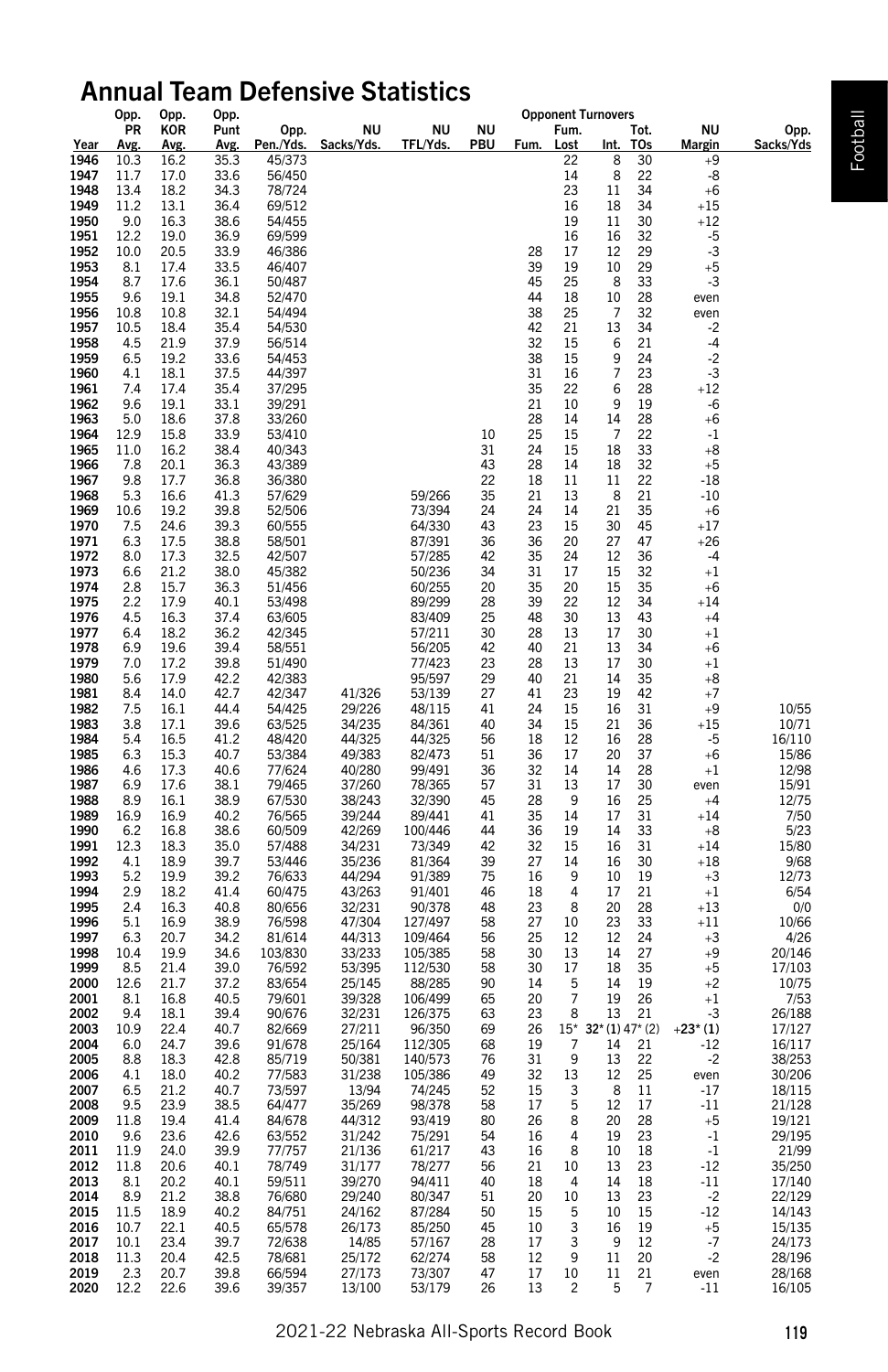# Annual Team Defensive Statistics

| Year | Opp. PR Avg. | Opp. KOR Avg. | Opp. Punt Avg. | Opp. Pen./Yds. | NU Sacks/Yds. | NU TFL/Yds. | NU PBU | Fum. | Opponent Turnovers Fum. Lost | Int. | Tot. TOs | NU Margin | Opp. Sacks/Yds |
|---|---|---|---|---|---|---|---|---|---|---|---|---|---|
| 1946 | 10.3 | 16.2 | 35.3 | 45/373 | | | | | 22 | 8 | 30 | +9 | |
| 1947 | 11.7 | 17.0 | 33.6 | 56/450 | | | | | 14 | 8 | 22 | -8 | |
| 1948 | 13.4 | 18.2 | 34.3 | 78/724 | | | | | 23 | 11 | 34 | +6 | |
| 1949 | 11.2 | 13.1 | 36.4 | 69/512 | | | | | 16 | 18 | 34 | +15 | |
| 1950 | 9.0 | 16.3 | 38.6 | 54/455 | | | | | 19 | 11 | 30 | +12 | |
| 1951 | 12.2 | 19.0 | 36.9 | 69/599 | | | | | 16 | 16 | 32 | -5 | |
| 1952 | 10.0 | 20.5 | 33.9 | 46/386 | | | | 28 | 17 | 12 | 29 | -3 | |
| 1953 | 8.1 | 17.4 | 33.5 | 46/407 | | | | 39 | 19 | 10 | 29 | +5 | |
| 1954 | 8.7 | 17.6 | 36.1 | 50/487 | | | | 45 | 25 | 8 | 33 | -3 | |
| 1955 | 9.6 | 19.1 | 34.8 | 52/470 | | | | 44 | 18 | 10 | 28 | even | |
| 1956 | 10.8 | 10.8 | 32.1 | 54/494 | | | | 38 | 25 | 7 | 32 | even | |
| 1957 | 10.5 | 18.4 | 35.4 | 54/530 | | | | 42 | 21 | 13 | 34 | -2 | |
| 1958 | 4.5 | 21.9 | 37.9 | 56/514 | | | | 32 | 15 | 6 | 21 | -4 | |
| 1959 | 6.5 | 19.2 | 33.6 | 54/453 | | | | 38 | 15 | 9 | 24 | -2 | |
| 1960 | 4.1 | 18.1 | 37.5 | 44/397 | | | | 31 | 16 | 7 | 23 | -3 | |
| 1961 | 7.4 | 17.4 | 35.4 | 37/295 | | | | 35 | 22 | 6 | 28 | +12 | |
| 1962 | 9.6 | 19.1 | 33.1 | 39/291 | | | | 21 | 10 | 9 | 19 | -6 | |
| 1963 | 5.0 | 18.6 | 37.8 | 33/260 | | | | 28 | 14 | 14 | 28 | +6 | |
| 1964 | 12.9 | 15.8 | 33.9 | 53/410 | | | 10 | 25 | 15 | 7 | 22 | -1 | |
| 1965 | 11.0 | 16.2 | 38.4 | 40/343 | | | 31 | 24 | 15 | 18 | 33 | +8 | |
| 1966 | 7.8 | 20.1 | 36.3 | 43/389 | | | 43 | 28 | 14 | 18 | 32 | +5 | |
| 1967 | 9.8 | 17.7 | 36.8 | 36/380 | | | 22 | 18 | 11 | 11 | 22 | -18 | |
| 1968 | 5.3 | 16.6 | 41.3 | 57/629 | | 59/266 | 35 | 21 | 13 | 8 | 21 | -10 | |
| 1969 | 10.6 | 19.2 | 39.8 | 52/506 | | 73/394 | 24 | 24 | 14 | 21 | 35 | +6 | |
| 1970 | 7.5 | 24.6 | 39.3 | 60/555 | | 64/330 | 43 | 23 | 15 | 30 | 45 | +17 | |
| 1971 | 6.3 | 17.5 | 38.8 | 58/501 | | 87/391 | 36 | 36 | 20 | 27 | 47 | +26 | |
| 1972 | 8.0 | 17.3 | 32.5 | 42/507 | | 57/285 | 42 | 35 | 24 | 12 | 36 | -4 | |
| 1973 | 6.6 | 21.2 | 38.0 | 45/382 | | 50/236 | 34 | 31 | 17 | 15 | 32 | +1 | |
| 1974 | 2.8 | 15.7 | 36.3 | 51/456 | | 60/255 | 20 | 35 | 20 | 15 | 35 | +6 | |
| 1975 | 2.2 | 17.9 | 40.1 | 53/498 | | 89/299 | 28 | 39 | 22 | 12 | 34 | +14 | |
| 1976 | 4.5 | 16.3 | 37.4 | 63/605 | | 83/409 | 25 | 48 | 30 | 13 | 43 | +4 | |
| 1977 | 6.4 | 18.2 | 36.2 | 42/345 | | 57/211 | 30 | 28 | 13 | 17 | 30 | +1 | |
| 1978 | 6.9 | 19.6 | 39.4 | 58/551 | | 56/205 | 42 | 40 | 21 | 13 | 34 | +6 | |
| 1979 | 7.0 | 17.2 | 39.8 | 51/490 | | 77/423 | 23 | 28 | 13 | 17 | 30 | +1 | |
| 1980 | 5.6 | 17.9 | 42.2 | 42/383 | | 95/597 | 29 | 40 | 21 | 14 | 35 | +8 | |
| 1981 | 8.4 | 14.0 | 42.7 | 42/347 | 41/326 | 53/139 | 27 | 41 | 23 | 19 | 42 | +7 | |
| 1982 | 7.5 | 16.1 | 44.4 | 54/425 | 29/226 | 48/115 | 41 | 24 | 15 | 16 | 31 | +9 | 10/55 |
| 1983 | 3.8 | 17.1 | 39.6 | 63/525 | 34/235 | 84/361 | 40 | 34 | 15 | 21 | 36 | +15 | 10/71 |
| 1984 | 5.4 | 16.5 | 41.2 | 48/420 | 44/325 | 44/325 | 56 | 18 | 12 | 16 | 28 | -5 | 16/110 |
| 1985 | 6.3 | 15.3 | 40.7 | 53/384 | 49/383 | 82/473 | 51 | 36 | 17 | 20 | 37 | +6 | 15/86 |
| 1986 | 4.6 | 17.3 | 40.6 | 77/624 | 40/280 | 99/491 | 36 | 32 | 14 | 14 | 28 | +1 | 12/98 |
| 1987 | 6.9 | 17.6 | 38.1 | 79/465 | 37/260 | 78/365 | 57 | 31 | 13 | 17 | 30 | even | 15/91 |
| 1988 | 8.9 | 16.1 | 38.9 | 67/530 | 38/243 | 32/390 | 45 | 28 | 9 | 16 | 25 | +4 | 12/75 |
| 1989 | 16.9 | 16.9 | 40.2 | 76/565 | 39/244 | 89/441 | 41 | 35 | 14 | 17 | 31 | +14 | 7/50 |
| 1990 | 6.2 | 16.8 | 38.6 | 60/509 | 42/269 | 100/446 | 44 | 36 | 19 | 14 | 33 | +8 | 5/23 |
| 1991 | 12.3 | 18.3 | 35.0 | 57/488 | 34/231 | 73/349 | 42 | 32 | 15 | 16 | 31 | +14 | 15/80 |
| 1992 | 4.1 | 18.9 | 39.7 | 53/446 | 35/236 | 81/364 | 39 | 27 | 14 | 16 | 30 | +18 | 9/68 |
| 1993 | 5.2 | 19.9 | 39.2 | 76/633 | 44/294 | 91/389 | 75 | 16 | 9 | 10 | 19 | +3 | 12/73 |
| 1994 | 2.9 | 18.2 | 41.4 | 60/475 | 43/263 | 91/401 | 46 | 18 | 4 | 17 | 21 | +1 | 6/54 |
| 1995 | 2.4 | 16.3 | 40.8 | 80/656 | 32/231 | 90/378 | 48 | 23 | 8 | 20 | 28 | +13 | 0/0 |
| 1996 | 5.1 | 16.9 | 38.9 | 76/598 | 47/304 | 127/497 | 58 | 27 | 10 | 23 | 33 | +11 | 10/66 |
| 1997 | 6.3 | 20.7 | 34.2 | 81/614 | 44/313 | 109/464 | 56 | 25 | 12 | 12 | 24 | +3 | 4/26 |
| 1998 | 10.4 | 19.9 | 34.6 | 103/830 | 33/233 | 105/385 | 58 | 30 | 13 | 14 | 27 | +9 | 20/146 |
| 1999 | 8.5 | 21.4 | 39.0 | 76/592 | 53/395 | 112/530 | 58 | 30 | 17 | 18 | 35 | +5 | 17/103 |
| 2000 | 12.6 | 21.7 | 37.2 | 83/654 | 25/145 | 88/285 | 90 | 14 | 5 | 14 | 19 | +2 | 10/75 |
| 2001 | 8.1 | 16.8 | 40.5 | 79/601 | 39/328 | 106/499 | 65 | 20 | 7 | 19 | 26 | +1 | 7/53 |
| 2002 | 9.4 | 18.1 | 39.4 | 90/676 | 32/231 | 126/375 | 63 | 23 | 8 | 13 | 21 | -3 | 26/188 |
| 2003 | 10.9 | 22.4 | 40.7 | 82/669 | 27/211 | 96/350 | 69 | 26 | 15* | 32* (1) | 47* (2) | +23* (1) | 17/127 |
| 2004 | 6.0 | 24.7 | 39.6 | 91/678 | 25/164 | 112/305 | 68 | 19 | 7 | 14 | 21 | -12 | 16/117 |
| 2005 | 8.8 | 18.3 | 42.8 | 85/719 | 50/381 | 140/573 | 76 | 31 | 9 | 13 | 22 | -2 | 38/253 |
| 2006 | 4.1 | 18.0 | 40.2 | 77/583 | 31/238 | 105/386 | 49 | 32 | 13 | 12 | 25 | even | 30/206 |
| 2007 | 6.5 | 21.2 | 40.7 | 73/597 | 13/94 | 74/245 | 52 | 15 | 3 | 8 | 11 | -17 | 18/115 |
| 2008 | 9.5 | 23.9 | 38.5 | 64/477 | 35/269 | 98/378 | 58 | 17 | 5 | 12 | 17 | -11 | 21/128 |
| 2009 | 11.8 | 19.4 | 41.4 | 84/678 | 44/312 | 93/419 | 80 | 26 | 8 | 20 | 28 | +5 | 19/121 |
| 2010 | 9.6 | 23.6 | 42.6 | 63/552 | 31/242 | 75/291 | 54 | 16 | 4 | 19 | 23 | -1 | 29/195 |
| 2011 | 11.9 | 24.0 | 39.9 | 77/757 | 21/136 | 61/217 | 43 | 16 | 8 | 10 | 18 | -1 | 21/99 |
| 2012 | 11.8 | 20.6 | 40.1 | 78/749 | 31/177 | 78/277 | 56 | 21 | 10 | 13 | 23 | -12 | 35/250 |
| 2013 | 8.1 | 20.2 | 40.1 | 59/511 | 39/270 | 94/411 | 40 | 18 | 4 | 14 | 18 | -11 | 17/140 |
| 2014 | 8.9 | 21.2 | 38.8 | 76/680 | 29/240 | 80/347 | 51 | 20 | 10 | 13 | 23 | -2 | 22/129 |
| 2015 | 11.5 | 18.9 | 40.2 | 84/751 | 24/162 | 87/284 | 50 | 15 | 5 | 10 | 15 | -12 | 14/143 |
| 2016 | 10.7 | 22.1 | 40.5 | 65/578 | 26/173 | 85/250 | 45 | 10 | 3 | 16 | 19 | +5 | 15/135 |
| 2017 | 10.1 | 23.4 | 39.7 | 72/638 | 14/85 | 57/167 | 28 | 17 | 3 | 9 | 12 | -7 | 24/173 |
| 2018 | 11.3 | 20.4 | 42.5 | 78/681 | 25/172 | 62/274 | 58 | 12 | 9 | 11 | 20 | -2 | 28/196 |
| 2019 | 2.3 | 20.7 | 39.8 | 66/594 | 27/173 | 73/307 | 47 | 17 | 10 | 11 | 21 | even | 28/168 |
| 2020 | 12.2 | 22.6 | 39.6 | 39/357 | 13/100 | 53/179 | 26 | 13 | 2 | 5 | 7 | -11 | 16/105 |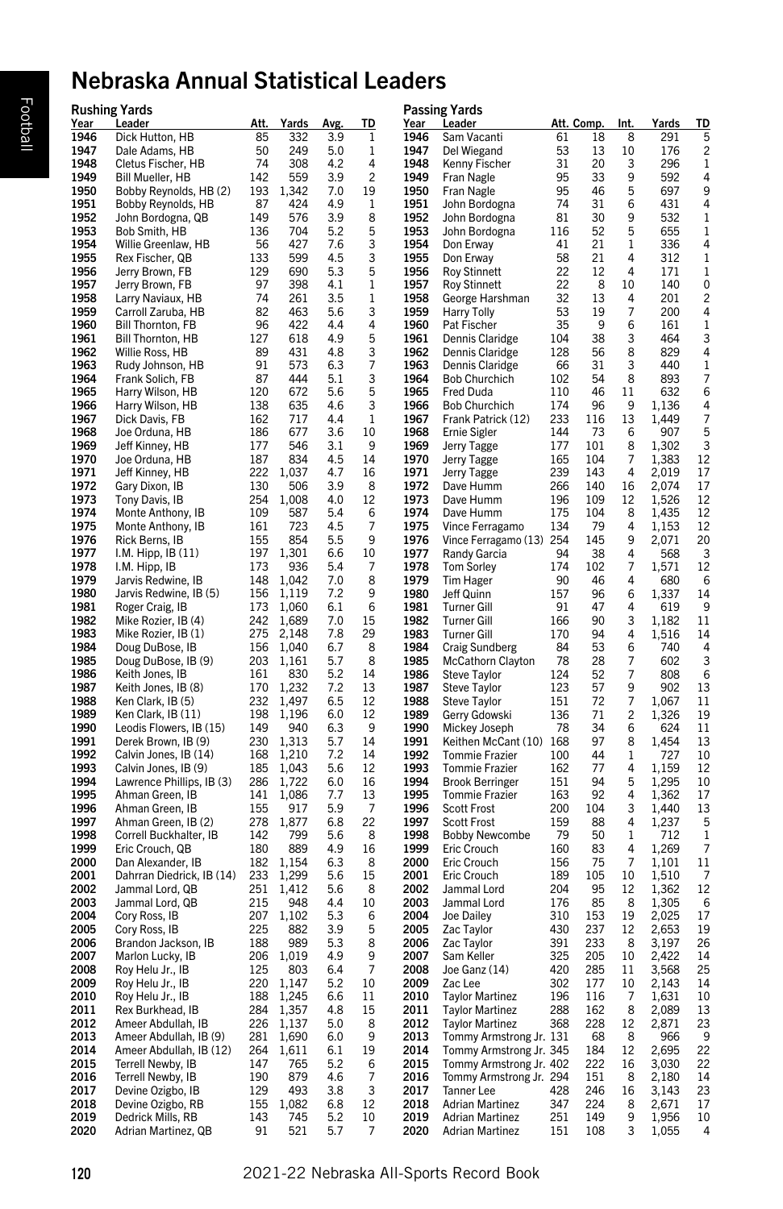# Nebraska Annual Statistical Leaders

### Rushing Yards

| Year | Leader | Att. | Yards | Avg. | TD |
|---|---|---|---|---|---|
| 1946 | Dick Hutton, HB | 85 | 332 | 3.9 | 1 |
| 1947 | Dale Adams, HB | 50 | 249 | 5.0 | 1 |
| 1948 | Cletus Fischer, HB | 74 | 308 | 4.2 | 4 |
| 1949 | Bill Mueller, HB | 142 | 559 | 3.9 | 2 |
| 1950 | Bobby Reynolds, HB (2) | 193 | 1,342 | 7.0 | 19 |
| 1951 | Bobby Reynolds, HB | 87 | 424 | 4.9 | 1 |
| 1952 | John Bordogna, QB | 149 | 576 | 3.9 | 8 |
| 1953 | Bob Smith, HB | 136 | 704 | 5.2 | 5 |
| 1954 | Willie Greenlaw, HB | 56 | 427 | 7.6 | 3 |
| 1955 | Rex Fischer, QB | 133 | 599 | 4.5 | 3 |
| 1956 | Jerry Brown, FB | 129 | 690 | 5.3 | 5 |
| 1957 | Jerry Brown, FB | 97 | 398 | 4.1 | 1 |
| 1958 | Larry Naviaux, HB | 74 | 261 | 3.5 | 1 |
| 1959 | Carroll Zaruba, HB | 82 | 463 | 5.6 | 3 |
| 1960 | Bill Thornton, FB | 96 | 422 | 4.4 | 4 |
| 1961 | Bill Thornton, HB | 127 | 618 | 4.9 | 5 |
| 1962 | Willie Ross, HB | 89 | 431 | 4.8 | 3 |
| 1963 | Rudy Johnson, HB | 91 | 573 | 6.3 | 7 |
| 1964 | Frank Solich, FB | 87 | 444 | 5.1 | 3 |
| 1965 | Harry Wilson, HB | 120 | 672 | 5.6 | 5 |
| 1966 | Harry Wilson, HB | 138 | 635 | 4.6 | 3 |
| 1967 | Dick Davis, FB | 162 | 717 | 4.4 | 1 |
| 1968 | Joe Orduna, HB | 186 | 677 | 3.6 | 10 |
| 1969 | Jeff Kinney, HB | 177 | 546 | 3.1 | 9 |
| 1970 | Joe Orduna, HB | 187 | 834 | 4.5 | 14 |
| 1971 | Jeff Kinney, HB | 222 | 1,037 | 4.7 | 16 |
| 1972 | Gary Dixon, IB | 130 | 506 | 3.9 | 8 |
| 1973 | Tony Davis, IB | 254 | 1,008 | 4.0 | 12 |
| 1974 | Monte Anthony, IB | 109 | 587 | 5.4 | 6 |
| 1975 | Monte Anthony, IB | 161 | 723 | 4.5 | 7 |
| 1976 | Rick Berns, IB | 155 | 854 | 5.5 | 9 |
| 1977 | I.M. Hipp, IB (11) | 197 | 1,301 | 6.6 | 10 |
| 1978 | I.M. Hipp, IB | 173 | 936 | 5.4 | 7 |
| 1979 | Jarvis Redwine, IB | 148 | 1,042 | 7.0 | 8 |
| 1980 | Jarvis Redwine, IB (5) | 156 | 1,119 | 7.2 | 9 |
| 1981 | Roger Craig, IB | 173 | 1,060 | 6.1 | 6 |
| 1982 | Mike Rozier, IB (4) | 242 | 1,689 | 7.0 | 15 |
| 1983 | Mike Rozier, IB (1) | 275 | 2,148 | 7.8 | 29 |
| 1984 | Doug DuBose, IB | 156 | 1,040 | 6.7 | 8 |
| 1985 | Doug DuBose, IB (9) | 203 | 1,161 | 5.7 | 8 |
| 1986 | Keith Jones, IB | 161 | 830 | 5.2 | 14 |
| 1987 | Keith Jones, IB (8) | 170 | 1,232 | 7.2 | 13 |
| 1988 | Ken Clark, IB (5) | 232 | 1,497 | 6.5 | 12 |
| 1989 | Ken Clark, IB (11) | 198 | 1,196 | 6.0 | 12 |
| 1990 | Leodis Flowers, IB (15) | 149 | 940 | 6.3 | 9 |
| 1991 | Derek Brown, IB (9) | 230 | 1,313 | 5.7 | 14 |
| 1992 | Calvin Jones, IB (14) | 168 | 1,210 | 7.2 | 14 |
| 1993 | Calvin Jones, IB (9) | 185 | 1,043 | 5.6 | 12 |
| 1994 | Lawrence Phillips, IB (3) | 286 | 1,722 | 6.0 | 16 |
| 1995 | Ahman Green, IB | 141 | 1,086 | 7.7 | 13 |
| 1996 | Ahman Green, IB | 155 | 917 | 5.9 | 7 |
| 1997 | Ahman Green, IB (2) | 278 | 1,877 | 6.8 | 22 |
| 1998 | Correll Buckhalter, IB | 142 | 799 | 5.6 | 8 |
| 1999 | Eric Crouch, QB | 180 | 889 | 4.9 | 16 |
| 2000 | Dan Alexander, IB | 182 | 1,154 | 6.3 | 8 |
| 2001 | Dahrran Diedrick, IB (14) | 233 | 1,299 | 5.6 | 15 |
| 2002 | Jammal Lord, QB | 251 | 1,412 | 5.6 | 8 |
| 2003 | Jammal Lord, QB | 215 | 948 | 4.4 | 10 |
| 2004 | Cory Ross, IB | 207 | 1,102 | 5.3 | 6 |
| 2005 | Cory Ross, IB | 225 | 882 | 3.9 | 5 |
| 2006 | Brandon Jackson, IB | 188 | 989 | 5.3 | 8 |
| 2007 | Marlon Lucky, IB | 206 | 1,019 | 4.9 | 9 |
| 2008 | Roy Helu Jr., IB | 125 | 803 | 6.4 | 7 |
| 2009 | Roy Helu Jr., IB | 220 | 1,147 | 5.2 | 10 |
| 2010 | Roy Helu Jr., IB | 188 | 1,245 | 6.6 | 11 |
| 2011 | Rex Burkhead, IB | 284 | 1,357 | 4.8 | 15 |
| 2012 | Ameer Abdullah, IB | 226 | 1,137 | 5.0 | 8 |
| 2013 | Ameer Abdullah, IB (9) | 281 | 1,690 | 6.0 | 9 |
| 2014 | Ameer Abdullah, IB (12) | 264 | 1,611 | 6.1 | 19 |
| 2015 | Terrell Newby, IB | 147 | 765 | 5.2 | 6 |
| 2016 | Terrell Newby, IB | 190 | 879 | 4.6 | 7 |
| 2017 | Devine Ozigbo, IB | 129 | 493 | 3.8 | 3 |
| 2018 | Devine Ozigbo, RB | 155 | 1,082 | 6.8 | 12 |
| 2019 | Dedrick Mills, RB | 143 | 745 | 5.2 | 10 |
| 2020 | Adrian Martinez, QB | 91 | 521 | 5.7 | 7 |

### Passing Yards

| Year | Leader | Att. | Comp. | Int. | Yards | TD |
|---|---|---|---|---|---|---|
| 1946 | Sam Vacanti | 61 | 18 | 8 | 291 | 5 |
| 1947 | Del Wiegand | 53 | 13 | 10 | 176 | 2 |
| 1948 | Kenny Fischer | 31 | 20 | 3 | 296 | 1 |
| 1949 | Fran Nagle | 95 | 33 | 9 | 592 | 4 |
| 1950 | Fran Nagle | 95 | 46 | 5 | 697 | 9 |
| 1951 | John Bordogna | 74 | 31 | 6 | 431 | 4 |
| 1952 | John Bordogna | 81 | 30 | 9 | 532 | 1 |
| 1953 | John Bordogna | 116 | 52 | 5 | 655 | 1 |
| 1954 | Don Erway | 41 | 21 | 1 | 336 | 4 |
| 1955 | Don Erway | 58 | 21 | 4 | 312 | 1 |
| 1956 | Roy Stinnett | 22 | 12 | 4 | 171 | 1 |
| 1957 | Roy Stinnett | 22 | 8 | 10 | 140 | 0 |
| 1958 | George Harshman | 32 | 13 | 4 | 201 | 2 |
| 1959 | Harry Tolly | 53 | 19 | 7 | 200 | 4 |
| 1960 | Pat Fischer | 35 | 9 | 6 | 161 | 1 |
| 1961 | Dennis Claridge | 104 | 38 | 3 | 464 | 3 |
| 1962 | Dennis Claridge | 128 | 56 | 8 | 829 | 4 |
| 1963 | Dennis Claridge | 66 | 31 | 3 | 440 | 1 |
| 1964 | Bob Churchich | 102 | 54 | 8 | 893 | 7 |
| 1965 | Fred Duda | 110 | 46 | 11 | 632 | 6 |
| 1966 | Bob Churchich | 174 | 96 | 9 | 1,136 | 4 |
| 1967 | Frank Patrick (12) | 233 | 116 | 13 | 1,449 | 7 |
| 1968 | Ernie Sigler | 144 | 73 | 6 | 907 | 5 |
| 1969 | Jerry Tagge | 177 | 101 | 8 | 1,302 | 3 |
| 1970 | Jerry Tagge | 165 | 104 | 7 | 1,383 | 12 |
| 1971 | Jerry Tagge | 239 | 143 | 4 | 2,019 | 17 |
| 1972 | Dave Humm | 266 | 140 | 16 | 2,074 | 17 |
| 1973 | Dave Humm | 196 | 109 | 12 | 1,526 | 12 |
| 1974 | Dave Humm | 175 | 104 | 8 | 1,435 | 12 |
| 1975 | Vince Ferragamo | 134 | 79 | 4 | 1,153 | 12 |
| 1976 | Vince Ferragamo (13) | 254 | 145 | 9 | 2,071 | 20 |
| 1977 | Randy Garcia | 94 | 38 | 4 | 568 | 3 |
| 1978 | Tom Sorley | 174 | 102 | 7 | 1,571 | 12 |
| 1979 | Tim Hager | 90 | 46 | 4 | 680 | 6 |
| 1980 | Jeff Quinn | 157 | 96 | 6 | 1,337 | 14 |
| 1981 | Turner Gill | 91 | 47 | 4 | 619 | 9 |
| 1982 | Turner Gill | 166 | 90 | 3 | 1,182 | 11 |
| 1983 | Turner Gill | 170 | 94 | 4 | 1,516 | 14 |
| 1984 | Craig Sundberg | 84 | 53 | 6 | 740 | 4 |
| 1985 | McCathorn Clayton | 78 | 28 | 7 | 602 | 3 |
| 1986 | Steve Taylor | 124 | 52 | 7 | 808 | 6 |
| 1987 | Steve Taylor | 123 | 57 | 9 | 902 | 13 |
| 1988 | Steve Taylor | 151 | 72 | 7 | 1,067 | 11 |
| 1989 | Gerry Gdowski | 136 | 71 | 2 | 1,326 | 19 |
| 1990 | Mickey Joseph | 78 | 34 | 6 | 624 | 11 |
| 1991 | Keithen McCant (10) | 168 | 97 | 8 | 1,454 | 13 |
| 1992 | Tommie Frazier | 100 | 44 | 1 | 727 | 10 |
| 1993 | Tommie Frazier | 162 | 77 | 4 | 1,159 | 12 |
| 1994 | Brook Berringer | 151 | 94 | 5 | 1,295 | 10 |
| 1995 | Tommie Frazier | 163 | 92 | 4 | 1,362 | 17 |
| 1996 | Scott Frost | 200 | 104 | 3 | 1,440 | 13 |
| 1997 | Scott Frost | 159 | 88 | 4 | 1,237 | 5 |
| 1998 | Bobby Newcombe | 79 | 50 | 1 | 712 | 1 |
| 1999 | Eric Crouch | 160 | 83 | 4 | 1,269 | 7 |
| 2000 | Eric Crouch | 156 | 75 | 7 | 1,101 | 11 |
| 2001 | Eric Crouch | 189 | 105 | 10 | 1,510 | 7 |
| 2002 | Jammal Lord | 204 | 95 | 12 | 1,362 | 12 |
| 2003 | Jammal Lord | 176 | 85 | 8 | 1,305 | 6 |
| 2004 | Joe Dailey | 310 | 153 | 19 | 2,025 | 17 |
| 2005 | Zac Taylor | 430 | 237 | 12 | 2,653 | 19 |
| 2006 | Zac Taylor | 391 | 233 | 8 | 3,197 | 26 |
| 2007 | Sam Keller | 325 | 205 | 10 | 2,422 | 14 |
| 2008 | Joe Ganz (14) | 420 | 285 | 11 | 3,568 | 25 |
| 2009 | Zac Lee | 302 | 177 | 10 | 2,143 | 14 |
| 2010 | Taylor Martinez | 196 | 116 | 7 | 1,631 | 10 |
| 2011 | Taylor Martinez | 288 | 162 | 8 | 2,089 | 13 |
| 2012 | Taylor Martinez | 368 | 228 | 12 | 2,871 | 23 |
| 2013 | Tommy Armstrong Jr. | 131 | 68 | 8 | 966 | 9 |
| 2014 | Tommy Armstrong Jr. | 345 | 184 | 12 | 2,695 | 22 |
| 2015 | Tommy Armstrong Jr. | 402 | 222 | 16 | 3,030 | 22 |
| 2016 | Tommy Armstrong Jr. | 294 | 151 | 8 | 2,180 | 14 |
| 2017 | Tanner Lee | 428 | 246 | 16 | 3,143 | 23 |
| 2018 | Adrian Martinez | 347 | 224 | 8 | 2,671 | 17 |
| 2019 | Adrian Martinez | 251 | 149 | 9 | 1,956 | 10 |
| 2020 | Adrian Martinez | 151 | 108 | 3 | 1,055 | 4 |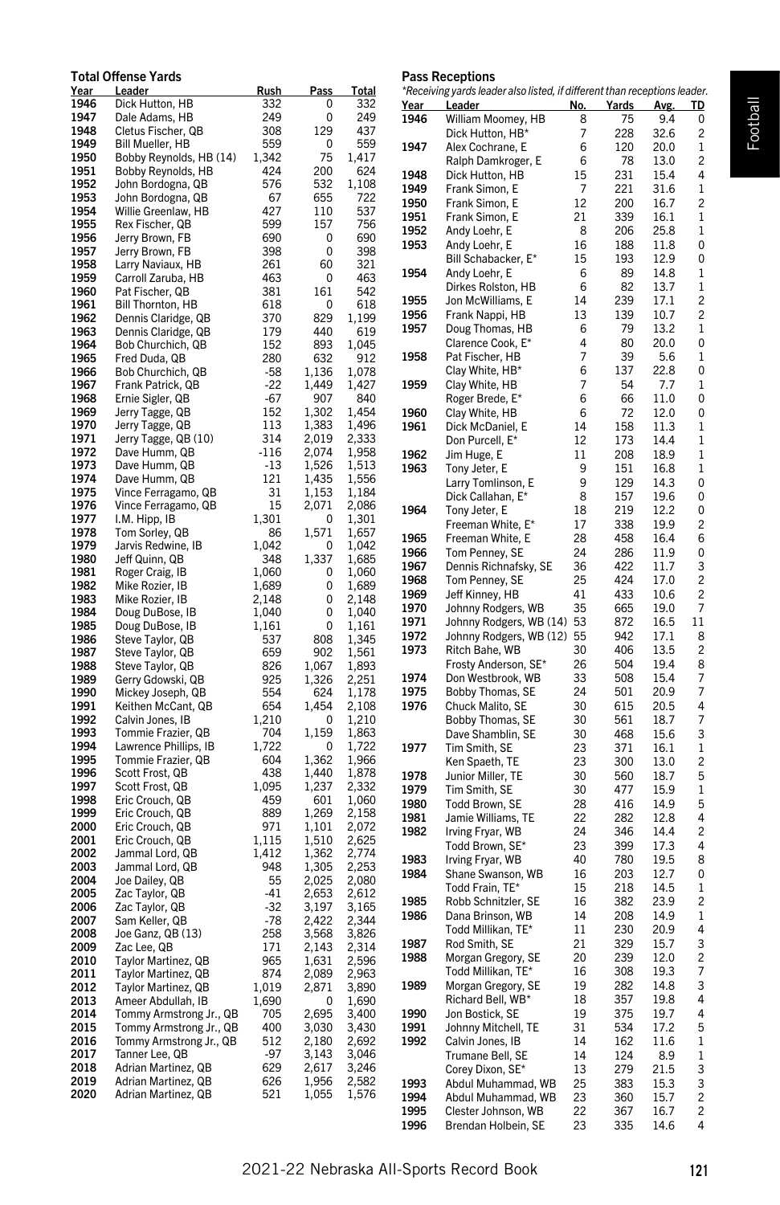### Total Offense Yards

| Year | Leader | Rush | Pass | Total |
|---|---|---|---|---|
| 1946 | Dick Hutton, HB | 332 | 0 | 332 |
| 1947 | Dale Adams, HB | 249 | 0 | 249 |
| 1948 | Cletus Fischer, QB | 308 | 129 | 437 |
| 1949 | Bill Mueller, HB | 559 | 0 | 559 |
| 1950 | Bobby Reynolds, HB (14) | 1,342 | 75 | 1,417 |
| 1951 | Bobby Reynolds, HB | 424 | 200 | 624 |
| 1952 | John Bordogna, QB | 576 | 532 | 1,108 |
| 1953 | John Bordogna, QB | 67 | 655 | 722 |
| 1954 | Willie Greenlaw, HB | 427 | 110 | 537 |
| 1955 | Rex Fischer, QB | 599 | 157 | 756 |
| 1956 | Jerry Brown, FB | 690 | 0 | 690 |
| 1957 | Jerry Brown, FB | 398 | 0 | 398 |
| 1958 | Larry Naviaux, HB | 261 | 60 | 321 |
| 1959 | Carroll Zaruba, HB | 463 | 0 | 463 |
| 1960 | Pat Fischer, QB | 381 | 161 | 542 |
| 1961 | Bill Thornton, HB | 618 | 0 | 618 |
| 1962 | Dennis Claridge, QB | 370 | 829 | 1,199 |
| 1963 | Dennis Claridge, QB | 179 | 440 | 619 |
| 1964 | Bob Churchich, QB | 152 | 893 | 1,045 |
| 1965 | Fred Duda, QB | 280 | 632 | 912 |
| 1966 | Bob Churchich, QB | -58 | 1,136 | 1,078 |
| 1967 | Frank Patrick, QB | -22 | 1,449 | 1,427 |
| 1968 | Ernie Sigler, QB | -67 | 907 | 840 |
| 1969 | Jerry Tagge, QB | 152 | 1,302 | 1,454 |
| 1970 | Jerry Tagge, QB | 113 | 1,383 | 1,496 |
| 1971 | Jerry Tagge, QB (10) | 314 | 2,019 | 2,333 |
| 1972 | Dave Humm, QB | -116 | 2,074 | 1,958 |
| 1973 | Dave Humm, QB | -13 | 1,526 | 1,513 |
| 1974 | Dave Humm, QB | 121 | 1,435 | 1,556 |
| 1975 | Vince Ferragamo, QB | 31 | 1,153 | 1,184 |
| 1976 | Vince Ferragamo, QB | 15 | 2,071 | 2,086 |
| 1977 | I.M. Hipp, IB | 1,301 | 0 | 1,301 |
| 1978 | Tom Sorley, QB | 86 | 1,571 | 1,657 |
| 1979 | Jarvis Redwine, IB | 1,042 | 0 | 1,042 |
| 1980 | Jeff Quinn, QB | 348 | 1,337 | 1,685 |
| 1981 | Roger Craig, IB | 1,060 | 0 | 1,060 |
| 1982 | Mike Rozier, IB | 1,689 | 0 | 1,689 |
| 1983 | Mike Rozier, IB | 2,148 | 0 | 2,148 |
| 1984 | Doug DuBose, IB | 1,040 | 0 | 1,040 |
| 1985 | Doug DuBose, IB | 1,161 | 0 | 1,161 |
| 1986 | Steve Taylor, QB | 537 | 808 | 1,345 |
| 1987 | Steve Taylor, QB | 659 | 902 | 1,561 |
| 1988 | Steve Taylor, QB | 826 | 1,067 | 1,893 |
| 1989 | Gerry Gdowski, QB | 925 | 1,326 | 2,251 |
| 1990 | Mickey Joseph, QB | 554 | 624 | 1,178 |
| 1991 | Keithen McCant, QB | 654 | 1,454 | 2,108 |
| 1992 | Calvin Jones, IB | 1,210 | 0 | 1,210 |
| 1993 | Tommie Frazier, QB | 704 | 1,159 | 1,863 |
| 1994 | Lawrence Phillips, IB | 1,722 | 0 | 1,722 |
| 1995 | Tommie Frazier, QB | 604 | 1,362 | 1,966 |
| 1996 | Scott Frost, QB | 438 | 1,440 | 1,878 |
| 1997 | Scott Frost, QB | 1,095 | 1,237 | 2,332 |
| 1998 | Eric Crouch, QB | 459 | 601 | 1,060 |
| 1999 | Eric Crouch, QB | 889 | 1,269 | 2,158 |
| 2000 | Eric Crouch, QB | 971 | 1,101 | 2,072 |
| 2001 | Eric Crouch, QB | 1,115 | 1,510 | 2,625 |
| 2002 | Jammal Lord, QB | 1,412 | 1,362 | 2,774 |
| 2003 | Jammal Lord, QB | 948 | 1,305 | 2,253 |
| 2004 | Joe Dailey, QB | 55 | 2,025 | 2,080 |
| 2005 | Zac Taylor, QB | -41 | 2,653 | 2,612 |
| 2006 | Zac Taylor, QB | -32 | 3,197 | 3,165 |
| 2007 | Sam Keller, QB | -78 | 2,422 | 2,344 |
| 2008 | Joe Ganz, QB (13) | 258 | 3,568 | 3,826 |
| 2009 | Zac Lee, QB | 171 | 2,143 | 2,314 |
| 2010 | Taylor Martinez, QB | 965 | 1,631 | 2,596 |
| 2011 | Taylor Martinez, QB | 874 | 2,089 | 2,963 |
| 2012 | Taylor Martinez, QB | 1,019 | 2,871 | 3,890 |
| 2013 | Ameer Abdullah, IB | 1,690 | 0 | 1,690 |
| 2014 | Tommy Armstrong Jr., QB | 705 | 2,695 | 3,400 |
| 2015 | Tommy Armstrong Jr., QB | 400 | 3,030 | 3,430 |
| 2016 | Tommy Armstrong Jr., QB | 512 | 2,180 | 2,692 |
| 2017 | Tanner Lee, QB | -97 | 3,143 | 3,046 |
| 2018 | Adrian Martinez, QB | 629 | 2,617 | 3,246 |
| 2019 | Adrian Martinez, QB | 626 | 1,956 | 2,582 |
| 2020 | Adrian Martinez, QB | 521 | 1,055 | 1,576 |

### Pass Receptions

*Receiving yards leader also listed, if different than receptions leader.

| Year | Leader | No. | Yards | Avg. | TD |
|---|---|---|---|---|---|
| 1946 | William Moomey, HB | 8 | 75 | 9.4 | 0 |
| | Dick Hutton, HB* | 7 | 228 | 32.6 | 2 |
| 1947 | Alex Cochrane, E | 6 | 120 | 20.0 | 1 |
| | Ralph Damkroger, E | 6 | 78 | 13.0 | 2 |
| 1948 | Dick Hutton, HB | 15 | 231 | 15.4 | 4 |
| 1949 | Frank Simon, E | 7 | 221 | 31.6 | 1 |
| 1950 | Frank Simon, E | 12 | 200 | 16.7 | 2 |
| 1951 | Frank Simon, E | 21 | 339 | 16.1 | 1 |
| 1952 | Andy Loehr, E | 8 | 206 | 25.8 | 1 |
| 1953 | Andy Loehr, E | 16 | 188 | 11.8 | 0 |
| | Bill Schabacker, E* | 15 | 193 | 12.9 | 0 |
| 1954 | Andy Loehr, E | 6 | 89 | 14.8 | 1 |
| | Dirkes Rolston, HB | 6 | 82 | 13.7 | 1 |
| 1955 | Jon McWilliams, E | 14 | 239 | 17.1 | 2 |
| 1956 | Frank Nappi, HB | 13 | 139 | 10.7 | 2 |
| 1957 | Doug Thomas, HB | 6 | 79 | 13.2 | 1 |
| | Clarence Cook, E* | 4 | 80 | 20.0 | 0 |
| 1958 | Pat Fischer, HB | 7 | 39 | 5.6 | 1 |
| | Clay White, HB* | 6 | 137 | 22.8 | 0 |
| 1959 | Clay White, HB | 7 | 54 | 7.7 | 1 |
| | Roger Brede, E* | 6 | 66 | 11.0 | 0 |
| 1960 | Clay White, HB | 6 | 72 | 12.0 | 0 |
| 1961 | Dick McDaniel, E | 14 | 158 | 11.3 | 1 |
| | Don Purcell, E* | 12 | 173 | 14.4 | 1 |
| 1962 | Jim Huge, E | 11 | 208 | 18.9 | 1 |
| 1963 | Tony Jeter, E | 9 | 151 | 16.8 | 1 |
| | Larry Tomlinson, E | 9 | 129 | 14.3 | 0 |
| | Dick Callahan, E* | 8 | 157 | 19.6 | 0 |
| 1964 | Tony Jeter, E | 18 | 219 | 12.2 | 0 |
| | Freeman White, E* | 17 | 338 | 19.9 | 2 |
| 1965 | Freeman White, E | 28 | 458 | 16.4 | 6 |
| 1966 | Tom Penney, SE | 24 | 286 | 11.9 | 0 |
| 1967 | Dennis Richnafsky, SE | 36 | 422 | 11.7 | 3 |
| 1968 | Tom Penney, SE | 25 | 424 | 17.0 | 2 |
| 1969 | Jeff Kinney, HB | 41 | 433 | 10.6 | 2 |
| 1970 | Johnny Rodgers, WB | 35 | 665 | 19.0 | 7 |
| 1971 | Johnny Rodgers, WB (14) | 53 | 872 | 16.5 | 11 |
| 1972 | Johnny Rodgers, WB (12) | 55 | 942 | 17.1 | 8 |
| 1973 | Ritch Bahe, WB | 30 | 406 | 13.5 | 2 |
| | Frosty Anderson, SE* | 26 | 504 | 19.4 | 8 |
| 1974 | Don Westbrook, WB | 33 | 508 | 15.4 | 7 |
| 1975 | Bobby Thomas, SE | 24 | 501 | 20.9 | 7 |
| 1976 | Chuck Malito, SE | 30 | 615 | 20.5 | 4 |
| | Bobby Thomas, SE | 30 | 561 | 18.7 | 7 |
| | Dave Shamblin, SE | 30 | 468 | 15.6 | 3 |
| 1977 | Tim Smith, SE | 23 | 371 | 16.1 | 1 |
| | Ken Spaeth, TE | 23 | 300 | 13.0 | 2 |
| 1978 | Junior Miller, TE | 30 | 560 | 18.7 | 5 |
| 1979 | Tim Smith, SE | 30 | 477 | 15.9 | 1 |
| 1980 | Todd Brown, SE | 28 | 416 | 14.9 | 5 |
| 1981 | Jamie Williams, TE | 22 | 282 | 12.8 | 4 |
| 1982 | Irving Fryar, WB | 24 | 346 | 14.4 | 2 |
| | Todd Brown, SE* | 23 | 399 | 17.3 | 4 |
| 1983 | Irving Fryar, WB | 40 | 780 | 19.5 | 8 |
| 1984 | Shane Swanson, WB | 16 | 203 | 12.7 | 0 |
| | Todd Frain, TE* | 15 | 218 | 14.5 | 1 |
| 1985 | Robb Schnitzler, SE | 16 | 382 | 23.9 | 2 |
| 1986 | Dana Brinson, WB | 14 | 208 | 14.9 | 1 |
| | Todd Millikan, TE* | 11 | 230 | 20.9 | 4 |
| 1987 | Rod Smith, SE | 21 | 329 | 15.7 | 3 |
| 1988 | Morgan Gregory, SE | 20 | 239 | 12.0 | 2 |
| | Todd Millikan, TE* | 16 | 308 | 19.3 | 7 |
| 1989 | Morgan Gregory, SE | 19 | 282 | 14.8 | 3 |
| | Richard Bell, WB* | 18 | 357 | 19.8 | 4 |
| 1990 | Jon Bostick, SE | 19 | 375 | 19.7 | 4 |
| 1991 | Johnny Mitchell, TE | 31 | 534 | 17.2 | 5 |
| 1992 | Calvin Jones, IB | 14 | 162 | 11.6 | 1 |
| | Trumane Bell, SE | 14 | 124 | 8.9 | 1 |
| | Corey Dixon, SE* | 13 | 279 | 21.5 | 3 |
| 1993 | Abdul Muhammad, WB | 25 | 383 | 15.3 | 3 |
| 1994 | Abdul Muhammad, WB | 23 | 360 | 15.7 | 2 |
| 1995 | Clester Johnson, WB | 22 | 367 | 16.7 | 2 |
| 1996 | Brendan Holbein, SE | 23 | 335 | 14.6 | 4 |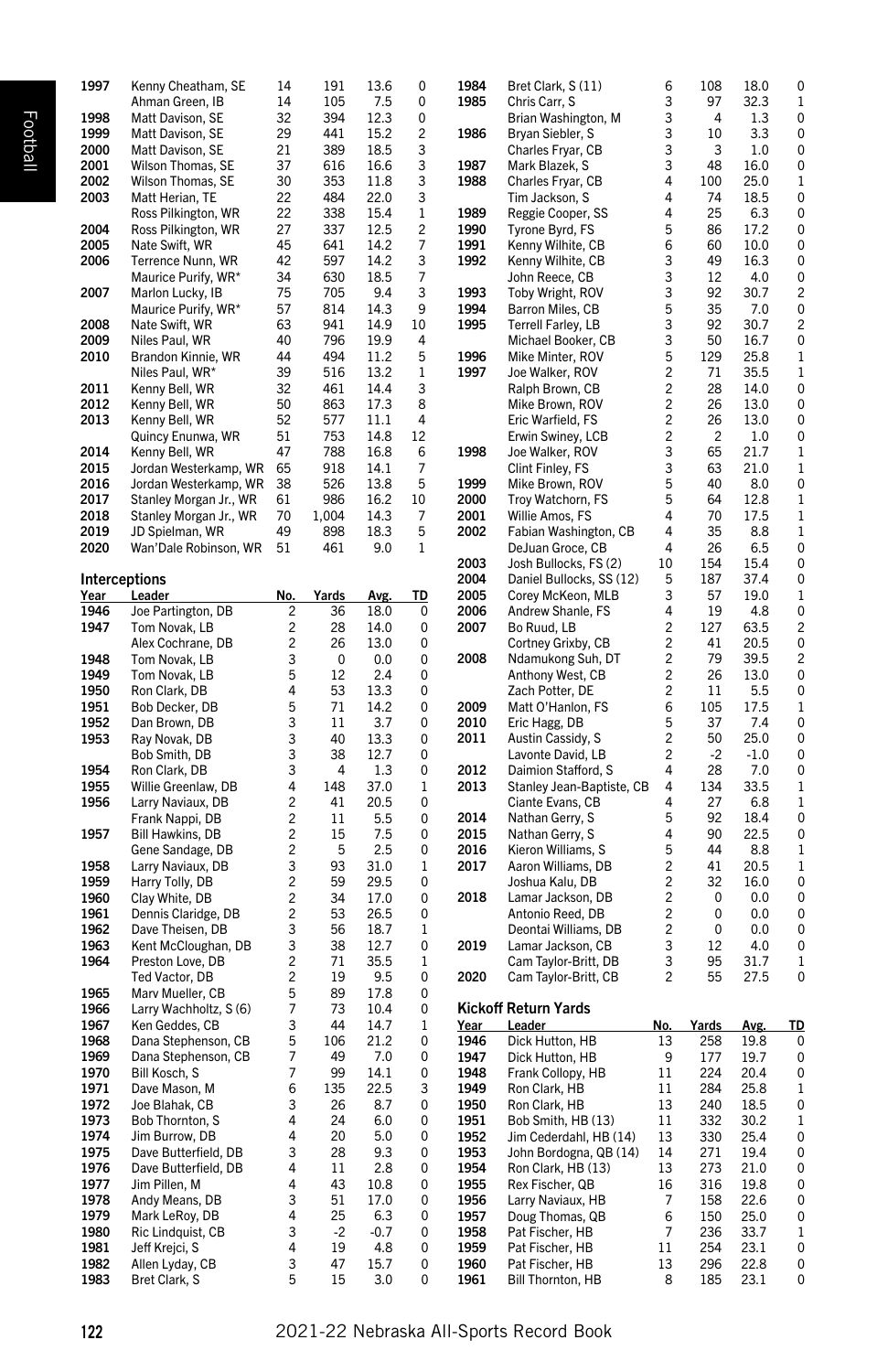| Year | Leader | No. | Yards | Avg. | TD |
|---|---|---|---|---|---|
| 1997 | Kenny Cheatham, SE | 14 | 191 | 13.6 | 0 |
| | Ahman Green, IB | 14 | 105 | 7.5 | 0 |
| 1998 | Matt Davison, SE | 32 | 394 | 12.3 | 0 |
| 1999 | Matt Davison, SE | 29 | 441 | 15.2 | 2 |
| 2000 | Matt Davison, SE | 21 | 389 | 18.5 | 3 |
| 2001 | Wilson Thomas, SE | 37 | 616 | 16.6 | 3 |
| 2002 | Wilson Thomas, SE | 30 | 353 | 11.8 | 3 |
| 2003 | Matt Herian, TE | 22 | 484 | 22.0 | 3 |
| | Ross Pilkington, WR | 22 | 338 | 15.4 | 1 |
| 2004 | Ross Pilkington, WR | 27 | 337 | 12.5 | 2 |
| 2005 | Nate Swift, WR | 45 | 641 | 14.2 | 7 |
| 2006 | Terrence Nunn, WR | 42 | 597 | 14.2 | 3 |
| | Maurice Purify, WR* | 34 | 630 | 18.5 | 7 |
| 2007 | Marlon Lucky, IB | 75 | 705 | 9.4 | 3 |
| | Maurice Purify, WR* | 57 | 814 | 14.3 | 9 |
| 2008 | Nate Swift, WR | 63 | 941 | 14.9 | 10 |
| 2009 | Niles Paul, WR | 40 | 796 | 19.9 | 4 |
| 2010 | Brandon Kinnie, WR | 44 | 494 | 11.2 | 5 |
| | Niles Paul, WR* | 39 | 516 | 13.2 | 1 |
| 2011 | Kenny Bell, WR | 32 | 461 | 14.4 | 3 |
| 2012 | Kenny Bell, WR | 50 | 863 | 17.3 | 8 |
| 2013 | Kenny Bell, WR | 52 | 577 | 11.1 | 4 |
| | Quincy Enunwa, WR | 51 | 753 | 14.8 | 12 |
| 2014 | Kenny Bell, WR | 47 | 788 | 16.8 | 6 |
| 2015 | Jordan Westerkamp, WR | 65 | 918 | 14.1 | 7 |
| 2016 | Jordan Westerkamp, WR | 38 | 526 | 13.8 | 5 |
| 2017 | Stanley Morgan Jr., WR | 61 | 986 | 16.2 | 10 |
| 2018 | Stanley Morgan Jr., WR | 70 | 1,004 | 14.3 | 7 |
| 2019 | JD Spielman, WR | 49 | 898 | 18.3 | 5 |
| 2020 | Wan'Dale Robinson, WR | 51 | 461 | 9.0 | 1 |

## Interceptions

| Year | Leader | No. | Yards | Avg. | TD |
|---|---|---|---|---|---|
| 1946 | Joe Partington, DB | 2 | 36 | 18.0 | 0 |
| 1947 | Tom Novak, LB | 2 | 28 | 14.0 | 0 |
| | Alex Cochrane, DB | 2 | 26 | 13.0 | 0 |
| 1948 | Tom Novak, LB | 3 | 0 | 0.0 | 0 |
| 1949 | Tom Novak, LB | 5 | 12 | 2.4 | 0 |
| 1950 | Ron Clark, DB | 4 | 53 | 13.3 | 0 |
| 1951 | Bob Decker, DB | 5 | 71 | 14.2 | 0 |
| 1952 | Dan Brown, DB | 3 | 11 | 3.7 | 0 |
| 1953 | Ray Novak, DB | 3 | 40 | 13.3 | 0 |
| | Bob Smith, DB | 3 | 38 | 12.7 | 0 |
| 1954 | Ron Clark, DB | 3 | 4 | 1.3 | 0 |
| 1955 | Willie Greenlaw, DB | 4 | 148 | 37.0 | 1 |
| 1956 | Larry Naviaux, DB | 2 | 41 | 20.5 | 0 |
| | Frank Nappi, DB | 2 | 11 | 5.5 | 0 |
| 1957 | Bill Hawkins, DB | 2 | 15 | 7.5 | 0 |
| | Gene Sandage, DB | 2 | 5 | 2.5 | 0 |
| 1958 | Larry Naviaux, DB | 3 | 93 | 31.0 | 1 |
| 1959 | Harry Tolly, DB | 2 | 59 | 29.5 | 0 |
| 1960 | Clay White, DB | 2 | 34 | 17.0 | 0 |
| 1961 | Dennis Claridge, DB | 2 | 53 | 26.5 | 0 |
| 1962 | Dave Theisen, DB | 3 | 56 | 18.7 | 1 |
| 1963 | Kent McCloughan, DB | 3 | 38 | 12.7 | 0 |
| 1964 | Preston Love, DB | 2 | 71 | 35.5 | 1 |
| | Ted Vactor, DB | 2 | 19 | 9.5 | 0 |
| 1965 | Marv Mueller, CB | 5 | 89 | 17.8 | 0 |
| 1966 | Larry Wachholtz, S (6) | 7 | 73 | 10.4 | 0 |
| 1967 | Ken Geddes, CB | 3 | 44 | 14.7 | 1 |
| 1968 | Dana Stephenson, CB | 5 | 106 | 21.2 | 0 |
| 1969 | Dana Stephenson, CB | 7 | 49 | 7.0 | 0 |
| 1970 | Bill Kosch, S | 7 | 99 | 14.1 | 0 |
| 1971 | Dave Mason, M | 6 | 135 | 22.5 | 3 |
| 1972 | Joe Blahak, CB | 3 | 26 | 8.7 | 0 |
| 1973 | Bob Thornton, S | 4 | 24 | 6.0 | 0 |
| 1974 | Jim Burrow, DB | 4 | 20 | 5.0 | 0 |
| 1975 | Dave Butterfield, DB | 3 | 28 | 9.3 | 0 |
| 1976 | Dave Butterfield, DB | 4 | 11 | 2.8 | 0 |
| 1977 | Jim Pillen, M | 4 | 43 | 10.8 | 0 |
| 1978 | Andy Means, DB | 3 | 51 | 17.0 | 0 |
| 1979 | Mark LeRoy, DB | 4 | 25 | 6.3 | 0 |
| 1980 | Ric Lindquist, CB | 3 | -2 | -0.7 | 0 |
| 1981 | Jeff Krejci, S | 4 | 19 | 4.8 | 0 |
| 1982 | Allen Lyday, CB | 3 | 47 | 15.7 | 0 |
| 1983 | Bret Clark, S | 5 | 15 | 3.0 | 0 |
| 1984 | Bret Clark, S (11) | 6 | 108 | 18.0 | 0 |
| 1985 | Chris Carr, S | 3 | 97 | 32.3 | 1 |
| | Brian Washington, M | 3 | 4 | 1.3 | 0 |
| 1986 | Bryan Siebler, S | 3 | 10 | 3.3 | 0 |
| | Charles Fryar, CB | 3 | 3 | 1.0 | 0 |
| 1987 | Mark Blazek, S | 3 | 48 | 16.0 | 0 |
| 1988 | Charles Fryar, CB | 4 | 100 | 25.0 | 1 |
| | Tim Jackson, S | 4 | 74 | 18.5 | 0 |
| 1989 | Reggie Cooper, SS | 4 | 25 | 6.3 | 0 |
| 1990 | Tyrone Byrd, FS | 5 | 86 | 17.2 | 0 |
| 1991 | Kenny Wilhite, CB | 6 | 60 | 10.0 | 0 |
| 1992 | Kenny Wilhite, CB | 3 | 49 | 16.3 | 0 |
| | John Reece, CB | 3 | 12 | 4.0 | 0 |
| 1993 | Toby Wright, ROV | 3 | 92 | 30.7 | 2 |
| 1994 | Barron Miles, CB | 5 | 35 | 7.0 | 0 |
| 1995 | Terrell Farley, LB | 3 | 92 | 30.7 | 2 |
| | Michael Booker, CB | 3 | 50 | 16.7 | 0 |
| 1996 | Mike Minter, ROV | 5 | 129 | 25.8 | 1 |
| 1997 | Joe Walker, ROV | 2 | 71 | 35.5 | 1 |
| | Ralph Brown, CB | 2 | 28 | 14.0 | 0 |
| | Mike Brown, ROV | 2 | 26 | 13.0 | 0 |
| | Eric Warfield, FS | 2 | 26 | 13.0 | 0 |
| | Erwin Swiney, LCB | 2 | 2 | 1.0 | 0 |
| 1998 | Joe Walker, ROV | 3 | 65 | 21.7 | 1 |
| | Clint Finley, FS | 3 | 63 | 21.0 | 1 |
| 1999 | Mike Brown, ROV | 5 | 40 | 8.0 | 0 |
| 2000 | Troy Watchorn, FS | 5 | 64 | 12.8 | 1 |
| 2001 | Willie Amos, FS | 4 | 70 | 17.5 | 1 |
| 2002 | Fabian Washington, CB | 4 | 35 | 8.8 | 1 |
| | DeJuan Groce, CB | 4 | 26 | 6.5 | 0 |
| 2003 | Josh Bullocks, FS (2) | 10 | 154 | 15.4 | 0 |
| 2004 | Daniel Bullocks, SS (12) | 5 | 187 | 37.4 | 0 |
| 2005 | Corey McKeon, MLB | 3 | 57 | 19.0 | 1 |
| 2006 | Andrew Shanle, FS | 4 | 19 | 4.8 | 0 |
| 2007 | Bo Ruud, LB | 2 | 127 | 63.5 | 2 |
| | Cortney Grixby, CB | 2 | 41 | 20.5 | 0 |
| 2008 | Ndamukong Suh, DT | 2 | 79 | 39.5 | 2 |
| | Anthony West, CB | 2 | 26 | 13.0 | 0 |
| | Zach Potter, DE | 2 | 11 | 5.5 | 0 |
| 2009 | Matt O'Hanlon, FS | 6 | 105 | 17.5 | 1 |
| 2010 | Eric Hagg, DB | 5 | 37 | 7.4 | 0 |
| 2011 | Austin Cassidy, S | 2 | 50 | 25.0 | 0 |
| | Lavonte David, LB | 2 | -2 | -1.0 | 0 |
| 2012 | Daimion Stafford, S | 4 | 28 | 7.0 | 0 |
| 2013 | Stanley Jean-Baptiste, CB | 4 | 134 | 33.5 | 1 |
| | Ciante Evans, CB | 4 | 27 | 6.8 | 1 |
| 2014 | Nathan Gerry, S | 5 | 92 | 18.4 | 0 |
| 2015 | Nathan Gerry, S | 4 | 90 | 22.5 | 0 |
| 2016 | Kieron Williams, S | 5 | 44 | 8.8 | 1 |
| 2017 | Aaron Williams, DB | 2 | 41 | 20.5 | 1 |
| | Joshua Kalu, DB | 2 | 32 | 16.0 | 0 |
| 2018 | Lamar Jackson, DB | 2 | 0 | 0.0 | 0 |
| | Antonio Reed, DB | 2 | 0 | 0.0 | 0 |
| | Deontai Williams, DB | 2 | 0 | 0.0 | 0 |
| 2019 | Lamar Jackson, CB | 3 | 12 | 4.0 | 0 |
| | Cam Taylor-Britt, DB | 3 | 95 | 31.7 | 1 |
| 2020 | Cam Taylor-Britt, CB | 2 | 55 | 27.5 | 0 |

## Kickoff Return Yards

| Year | Leader | No. | Yards | Avg. | TD |
|---|---|---|---|---|---|
| 1946 | Dick Hutton, HB | 13 | 258 | 19.8 | 0 |
| 1947 | Dick Hutton, HB | 9 | 177 | 19.7 | 0 |
| 1948 | Frank Collopy, HB | 11 | 224 | 20.4 | 0 |
| 1949 | Ron Clark, HB | 11 | 284 | 25.8 | 1 |
| 1950 | Ron Clark, HB | 13 | 240 | 18.5 | 0 |
| 1951 | Bob Smith, HB (13) | 11 | 332 | 30.2 | 1 |
| 1952 | Jim Cederdahl, HB (14) | 13 | 330 | 25.4 | 0 |
| 1953 | John Bordogna, QB (14) | 14 | 271 | 19.4 | 0 |
| 1954 | Ron Clark, HB (13) | 13 | 273 | 21.0 | 0 |
| 1955 | Rex Fischer, QB | 16 | 316 | 19.8 | 0 |
| 1956 | Larry Naviaux, HB | 7 | 158 | 22.6 | 0 |
| 1957 | Doug Thomas, QB | 6 | 150 | 25.0 | 0 |
| 1958 | Pat Fischer, HB | 7 | 236 | 33.7 | 1 |
| 1959 | Pat Fischer, HB | 11 | 254 | 23.1 | 0 |
| 1960 | Pat Fischer, HB | 13 | 296 | 22.8 | 0 |
| 1961 | Bill Thornton, HB | 8 | 185 | 23.1 | 0 |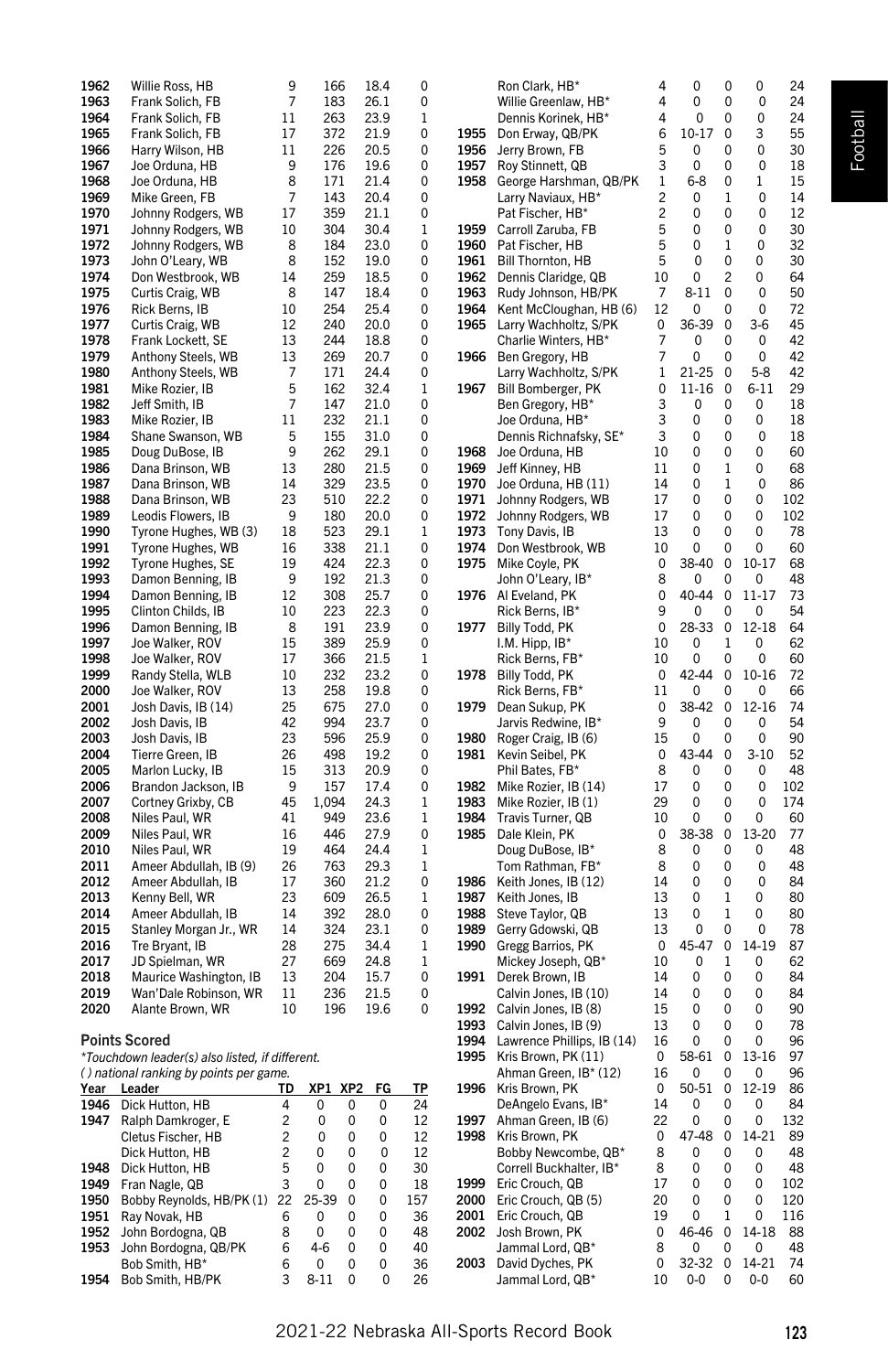| Year | Leader | No. | Yds. | Avg. | TD |
|---|---|---|---|---|---|
| 1962 | Willie Ross, HB | 9 | 166 | 18.4 | 0 |
| 1963 | Frank Solich, FB | 7 | 183 | 26.1 | 0 |
| 1964 | Frank Solich, FB | 11 | 263 | 23.9 | 1 |
| 1965 | Frank Solich, FB | 17 | 372 | 21.9 | 0 |
| 1966 | Harry Wilson, HB | 11 | 226 | 20.5 | 0 |
| 1967 | Joe Orduna, HB | 9 | 176 | 19.6 | 0 |
| 1968 | Joe Orduna, HB | 8 | 171 | 21.4 | 0 |
| 1969 | Mike Green, FB | 7 | 143 | 20.4 | 0 |
| 1970 | Johnny Rodgers, WB | 17 | 359 | 21.1 | 0 |
| 1971 | Johnny Rodgers, WB | 10 | 304 | 30.4 | 1 |
| 1972 | Johnny Rodgers, WB | 8 | 184 | 23.0 | 0 |
| 1973 | John O'Leary, WB | 8 | 152 | 19.0 | 0 |
| 1974 | Don Westbrook, WB | 14 | 259 | 18.5 | 0 |
| 1975 | Curtis Craig, WB | 8 | 147 | 18.4 | 0 |
| 1976 | Rick Berns, IB | 10 | 254 | 25.4 | 0 |
| 1977 | Curtis Craig, WB | 12 | 240 | 20.0 | 0 |
| 1978 | Frank Lockett, SE | 13 | 244 | 18.8 | 0 |
| 1979 | Anthony Steels, WB | 13 | 269 | 20.7 | 0 |
| 1980 | Anthony Steels, WB | 7 | 171 | 24.4 | 0 |
| 1981 | Mike Rozier, IB | 5 | 162 | 32.4 | 1 |
| 1982 | Jeff Smith, IB | 7 | 147 | 21.0 | 0 |
| 1983 | Mike Rozier, IB | 11 | 232 | 21.1 | 0 |
| 1984 | Shane Swanson, WB | 5 | 155 | 31.0 | 0 |
| 1985 | Doug DuBose, IB | 9 | 262 | 29.1 | 0 |
| 1986 | Dana Brinson, WB | 13 | 280 | 21.5 | 0 |
| 1987 | Dana Brinson, WB | 14 | 329 | 23.5 | 0 |
| 1988 | Dana Brinson, WB | 23 | 510 | 22.2 | 0 |
| 1989 | Leodis Flowers, IB | 9 | 180 | 20.0 | 0 |
| 1990 | Tyrone Hughes, WB (3) | 18 | 523 | 29.1 | 1 |
| 1991 | Tyrone Hughes, WB | 16 | 338 | 21.1 | 0 |
| 1992 | Tyrone Hughes, SE | 19 | 424 | 22.3 | 0 |
| 1993 | Damon Benning, IB | 9 | 192 | 21.3 | 0 |
| 1994 | Damon Benning, IB | 12 | 308 | 25.7 | 0 |
| 1995 | Clinton Childs, IB | 10 | 223 | 22.3 | 0 |
| 1996 | Damon Benning, IB | 8 | 191 | 23.9 | 0 |
| 1997 | Joe Walker, ROV | 15 | 389 | 25.9 | 0 |
| 1998 | Joe Walker, ROV | 17 | 366 | 21.5 | 1 |
| 1999 | Randy Stella, WLB | 10 | 232 | 23.2 | 0 |
| 2000 | Joe Walker, ROV | 13 | 258 | 19.8 | 0 |
| 2001 | Josh Davis, IB (14) | 25 | 675 | 27.0 | 0 |
| 2002 | Josh Davis, IB | 42 | 994 | 23.7 | 0 |
| 2003 | Josh Davis, IB | 23 | 596 | 25.9 | 0 |
| 2004 | Tierre Green, IB | 26 | 498 | 19.2 | 0 |
| 2005 | Marlon Lucky, IB | 15 | 313 | 20.9 | 0 |
| 2006 | Brandon Jackson, IB | 9 | 157 | 17.4 | 0 |
| 2007 | Cortney Grixby, CB | 45 | 1,094 | 24.3 | 1 |
| 2008 | Niles Paul, WR | 41 | 949 | 23.6 | 1 |
| 2009 | Niles Paul, WR | 16 | 446 | 27.9 | 0 |
| 2010 | Niles Paul, WR | 19 | 464 | 24.4 | 1 |
| 2011 | Ameer Abdullah, IB (9) | 26 | 763 | 29.3 | 1 |
| 2012 | Ameer Abdullah, IB | 17 | 360 | 21.2 | 0 |
| 2013 | Kenny Bell, WR | 23 | 609 | 26.5 | 1 |
| 2014 | Ameer Abdullah, IB | 14 | 392 | 28.0 | 0 |
| 2015 | Stanley Morgan Jr., WR | 14 | 324 | 23.1 | 0 |
| 2016 | Tre Bryant, IB | 28 | 275 | 34.4 | 1 |
| 2017 | JD Spielman, WR | 27 | 669 | 24.8 | 1 |
| 2018 | Maurice Washington, IB | 13 | 204 | 15.7 | 0 |
| 2019 | Wan'Dale Robinson, WR | 11 | 236 | 21.5 | 0 |
| 2020 | Alante Brown, WR | 10 | 196 | 19.6 | 0 |

## Points Scored

*\*Touchdown leader(s) also listed, if different.*
*( ) national ranking by points per game.*

| Year | Leader | TD | XP1 | XP2 | FG | TP |
|---|---|---|---|---|---|---|
| 1946 | Dick Hutton, HB | 4 | 0 | 0 | 0 | 24 |
| 1947 | Ralph Damkroger, E | 2 | 0 | 0 | 0 | 12 |
| | Cletus Fischer, HB | 2 | 0 | 0 | 0 | 12 |
| | Dick Hutton, HB | 2 | 0 | 0 | 0 | 12 |
| 1948 | Dick Hutton, HB | 5 | 0 | 0 | 0 | 30 |
| 1949 | Fran Nagle, QB | 3 | 0 | 0 | 0 | 18 |
| 1950 | Bobby Reynolds, HB/PK (1) | 22 | 25-39 | 0 | 0 | 157 |
| 1951 | Ray Novak, HB | 6 | 0 | 0 | 0 | 36 |
| 1952 | John Bordogna, QB | 8 | 0 | 0 | 0 | 48 |
| 1953 | John Bordogna, QB/PK | 6 | 4-6 | 0 | 0 | 40 |
| | Bob Smith, HB* | 6 | 0 | 0 | 0 | 36 |
| 1954 | Bob Smith, HB/PK | 3 | 8-11 | 0 | 0 | 26 |
| | Ron Clark, HB* | 4 | 0 | 0 | 0 | 24 |
| | Willie Greenlaw, HB* | 4 | 0 | 0 | 0 | 24 |
| | Dennis Korinek, HB* | 4 | 0 | 0 | 0 | 24 |
| 1955 | Don Erway, QB/PK | 6 | 10-17 | 0 | 3 | 55 |
| 1956 | Jerry Brown, FB | 5 | 0 | 0 | 0 | 30 |
| 1957 | Roy Stinnett, QB | 3 | 0 | 0 | 0 | 18 |
| 1958 | George Harshman, QB/PK | 1 | 6-8 | 0 | 1 | 15 |
| | Larry Naviaux, HB* | 2 | 0 | 1 | 0 | 14 |
| | Pat Fischer, HB* | 2 | 0 | 0 | 0 | 12 |
| 1959 | Carroll Zaruba, FB | 5 | 0 | 0 | 0 | 30 |
| 1960 | Pat Fischer, HB | 5 | 0 | 1 | 0 | 32 |
| 1961 | Bill Thornton, HB | 5 | 0 | 0 | 0 | 30 |
| 1962 | Dennis Claridge, QB | 10 | 0 | 2 | 0 | 64 |
| 1963 | Rudy Johnson, HB/PK | 7 | 8-11 | 0 | 0 | 50 |
| 1964 | Kent McCloughan, HB (6) | 12 | 0 | 0 | 0 | 72 |
| 1965 | Larry Wachholtz, S/PK | 0 | 36-39 | 0 | 3-6 | 45 |
| | Charlie Winters, HB* | 7 | 0 | 0 | 0 | 42 |
| 1966 | Ben Gregory, HB | 7 | 0 | 0 | 0 | 42 |
| | Larry Wachholtz, S/PK | 1 | 21-25 | 0 | 5-8 | 42 |
| 1967 | Bill Bomberger, PK | 0 | 11-16 | 0 | 6-11 | 29 |
| | Ben Gregory, HB* | 3 | 0 | 0 | 0 | 18 |
| | Joe Orduna, HB* | 3 | 0 | 0 | 0 | 18 |
| | Dennis Richnafsky, SE* | 3 | 0 | 0 | 0 | 18 |
| 1968 | Joe Orduna, HB | 10 | 0 | 0 | 0 | 60 |
| 1969 | Jeff Kinney, HB | 11 | 0 | 1 | 0 | 68 |
| 1970 | Joe Orduna, HB (11) | 14 | 0 | 1 | 0 | 86 |
| 1971 | Johnny Rodgers, WB | 17 | 0 | 0 | 0 | 102 |
| 1972 | Johnny Rodgers, WB | 17 | 0 | 0 | 0 | 102 |
| 1973 | Tony Davis, IB | 13 | 0 | 0 | 0 | 78 |
| 1974 | Don Westbrook, WB | 10 | 0 | 0 | 0 | 60 |
| 1975 | Mike Coyle, PK | 0 | 38-40 | 0 | 10-17 | 68 |
| | John O'Leary, IB* | 8 | 0 | 0 | 0 | 48 |
| 1976 | Al Eveland, PK | 0 | 40-44 | 0 | 11-17 | 73 |
| | Rick Berns, IB* | 9 | 0 | 0 | 0 | 54 |
| 1977 | Billy Todd, PK | 0 | 28-33 | 0 | 12-18 | 64 |
| | I.M. Hipp, IB* | 10 | 0 | 1 | 0 | 62 |
| | Rick Berns, FB* | 10 | 0 | 0 | 0 | 60 |
| 1978 | Billy Todd, PK | 0 | 42-44 | 0 | 10-16 | 72 |
| | Rick Berns, FB* | 11 | 0 | 0 | 0 | 66 |
| 1979 | Dean Sukup, PK | 0 | 38-42 | 0 | 12-16 | 74 |
| | Jarvis Redwine, IB* | 9 | 0 | 0 | 0 | 54 |
| 1980 | Roger Craig, IB (6) | 15 | 0 | 0 | 0 | 90 |
| 1981 | Kevin Seibel, PK | 0 | 43-44 | 0 | 3-10 | 52 |
| | Phil Bates, FB* | 8 | 0 | 0 | 0 | 48 |
| 1982 | Mike Rozier, IB (14) | 17 | 0 | 0 | 0 | 102 |
| 1983 | Mike Rozier, IB (1) | 29 | 0 | 0 | 0 | 174 |
| 1984 | Travis Turner, QB | 10 | 0 | 0 | 0 | 60 |
| 1985 | Dale Klein, PK | 0 | 38-38 | 0 | 13-20 | 77 |
| | Doug DuBose, IB* | 8 | 0 | 0 | 0 | 48 |
| | Tom Rathman, FB* | 8 | 0 | 0 | 0 | 48 |
| 1986 | Keith Jones, IB (12) | 14 | 0 | 0 | 0 | 84 |
| 1987 | Keith Jones, IB | 13 | 0 | 1 | 0 | 80 |
| 1988 | Steve Taylor, QB | 13 | 0 | 1 | 0 | 80 |
| 1989 | Gerry Gdowski, QB | 13 | 0 | 0 | 0 | 78 |
| 1990 | Gregg Barrios, PK | 0 | 45-47 | 0 | 14-19 | 87 |
| | Mickey Joseph, QB* | 10 | 0 | 1 | 0 | 62 |
| 1991 | Derek Brown, IB | 14 | 0 | 0 | 0 | 84 |
| | Calvin Jones, IB (10) | 14 | 0 | 0 | 0 | 84 |
| 1992 | Calvin Jones, IB (8) | 15 | 0 | 0 | 0 | 90 |
| 1993 | Calvin Jones, IB (9) | 13 | 0 | 0 | 0 | 78 |
| 1994 | Lawrence Phillips, IB (14) | 16 | 0 | 0 | 0 | 96 |
| 1995 | Kris Brown, PK (11) | 0 | 58-61 | 0 | 13-16 | 97 |
| | Ahman Green, IB* (12) | 16 | 0 | 0 | 0 | 96 |
| 1996 | Kris Brown, PK | 0 | 50-51 | 0 | 12-19 | 86 |
| | DeAngelo Evans, IB* | 14 | 0 | 0 | 0 | 84 |
| 1997 | Ahman Green, IB (6) | 22 | 0 | 0 | 0 | 132 |
| 1998 | Kris Brown, PK | 0 | 47-48 | 0 | 14-21 | 89 |
| | Bobby Newcombe, QB* | 8 | 0 | 0 | 0 | 48 |
| | Correll Buckhalter, IB* | 8 | 0 | 0 | 0 | 48 |
| 1999 | Eric Crouch, QB | 17 | 0 | 0 | 0 | 102 |
| 2000 | Eric Crouch, QB (5) | 20 | 0 | 0 | 0 | 120 |
| 2001 | Eric Crouch, QB | 19 | 0 | 1 | 0 | 116 |
| 2002 | Josh Brown, PK | 0 | 46-46 | 0 | 14-18 | 88 |
| | Jammal Lord, QB* | 8 | 0 | 0 | 0 | 48 |
| 2003 | David Dyches, PK | 0 | 32-32 | 0 | 14-21 | 74 |
| | Jammal Lord, QB* | 10 | 0-0 | 0 | 0-0 | 60 |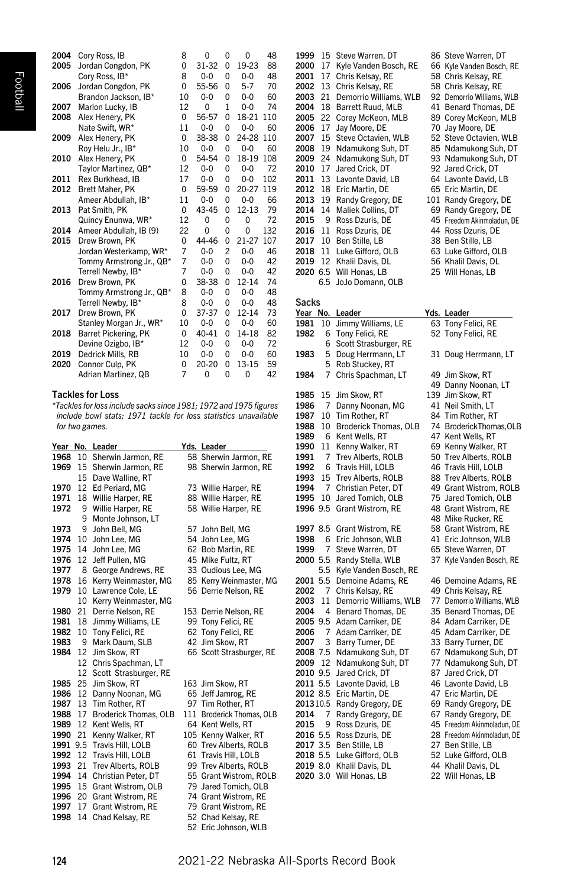| Year | Player | TD | PAT | 2PT | FG | Pts |
|---|---|---|---|---|---|---|
| 2004 | Cory Ross, IB | 8 | 0 | 0 | 0 | 48 |
| 2005 | Jordan Congdon, PK | 0 | 31-32 | 0 | 19-23 | 88 |
| | Cory Ross, IB* | 8 | 0-0 | 0 | 0-0 | 48 |
| 2006 | Jordan Congdon, PK | 0 | 55-56 | 0 | 5-7 | 70 |
| | Brandon Jackson, IB* | 10 | 0-0 | 0 | 0-0 | 60 |
| 2007 | Marlon Lucky, IB | 12 | 0 | 1 | 0-0 | 74 |
| 2008 | Alex Henery, PK | 0 | 56-57 | 0 | 18-21 | 110 |
| | Nate Swift, WR* | 11 | 0-0 | 0 | 0-0 | 60 |
| 2009 | Alex Henery, PK | 0 | 38-38 | 0 | 24-28 | 110 |
| | Roy Helu Jr., IB* | 10 | 0-0 | 0 | 0-0 | 60 |
| 2010 | Alex Henery, PK | 0 | 54-54 | 0 | 18-19 | 108 |
| | Taylor Martinez, QB* | 12 | 0-0 | 0 | 0-0 | 72 |
| 2011 | Rex Burkhead, IB | 17 | 0-0 | 0 | 0-0 | 102 |
| 2012 | Brett Maher, PK | 0 | 59-59 | 0 | 20-27 | 119 |
| | Ameer Abdullah, IB* | 11 | 0-0 | 0 | 0-0 | 66 |
| 2013 | Pat Smith, PK | 0 | 43-45 | 0 | 12-13 | 79 |
| | Quincy Enunwa, WR* | 12 | 0 | 0 | 0 | 72 |
| 2014 | Ameer Abdullah, IB (9) | 22 | 0 | 0 | 0 | 132 |
| 2015 | Drew Brown, PK | 0 | 44-46 | 0 | 21-27 | 107 |
| | Jordan Westerkamp, WR* | 7 | 0-0 | 2 | 0-0 | 46 |
| | Tommy Armstrong Jr., QB* | 7 | 0-0 | 0 | 0-0 | 42 |
| | Terrell Newby, IB* | 7 | 0-0 | 0 | 0-0 | 42 |
| 2016 | Drew Brown, PK | 0 | 38-38 | 0 | 12-14 | 74 |
| | Tommy Armstrong Jr., QB* | 8 | 0-0 | 0 | 0-0 | 48 |
| | Terrell Newby, IB* | 8 | 0-0 | 0 | 0-0 | 48 |
| 2017 | Drew Brown, PK | 0 | 37-37 | 0 | 12-14 | 73 |
| | Stanley Morgan Jr., WR* | 10 | 0-0 | 0 | 0-0 | 60 |
| 2018 | Barret Pickering, PK | 0 | 40-41 | 0 | 14-18 | 82 |
| | Devine Ozigbo, IB* | 12 | 0-0 | 0 | 0-0 | 72 |
| 2019 | Dedrick Mills, RB | 10 | 0-0 | 0 | 0-0 | 60 |
| 2020 | Connor Culp, PK | 0 | 20-20 | 0 | 13-15 | 59 |
| | Adrian Martinez, QB | 7 | 0 | 0 | 0 | 42 |

## Tackles for Loss

*\*Tackles for loss include sacks since 1981; 1972 and 1975 figures include bowl stats; 1971 tackle for loss statistics unavailable for two games.*

| Year | No. | Leader | Yds. | Leader |
|---|---|---|---|---|
| 1968 | 10 | Sherwin Jarmon, RE | 58 | Sherwin Jarmon, RE |
| 1969 | 15 | Sherwin Jarmon, RE | 98 | Sherwin Jarmon, RE |
| | 15 | Dave Walline, RT | | |
| 1970 | 12 | Ed Periard, MG | 73 | Willie Harper, RE |
| 1971 | 18 | Willie Harper, RE | 88 | Willie Harper, RE |
| 1972 | 9 | Willie Harper, RE | 58 | Willie Harper, RE |
| | 9 | Monte Johnson, LT | | |
| 1973 | 9 | John Bell, MG | 57 | John Bell, MG |
| 1974 | 10 | John Lee, MG | 54 | John Lee, MG |
| 1975 | 14 | John Lee, MG | 62 | Bob Martin, RE |
| 1976 | 12 | Jeff Pullen, MG | 45 | Mike Fultz, RT |
| 1977 | 8 | George Andrews, RE | 33 | Oudious Lee, MG |
| 1978 | 16 | Kerry Weinmaster, MG | 85 | Kerry Weinmaster, MG |
| 1979 | 10 | Lawrence Cole, LE | 56 | Derrie Nelson, RE |
| | 10 | Kerry Weinmaster, MG | | |
| 1980 | 21 | Derrie Nelson, RE | 153 | Derrie Nelson, RE |
| 1981 | 18 | Jimmy Williams, LE | 99 | Tony Felici, RE |
| 1982 | 10 | Tony Felici, RE | 62 | Tony Felici, RE |
| 1983 | 9 | Mark Daum, SLB | 42 | Jim Skow, RT |
| 1984 | 12 | Jim Skow, RT | 66 | Scott Strasburger, RE |
| | 12 | Chris Spachman, LT | | |
| | 12 | Scott Strasburger, RE | | |
| 1985 | 25 | Jim Skow, RT | 163 | Jim Skow, RT |
| 1986 | 12 | Danny Noonan, MG | 65 | Jeff Jamrog, RE |
| 1987 | 13 | Tim Rother, RT | 97 | Tim Rother, RT |
| 1988 | 17 | Broderick Thomas, OLB | 111 | Broderick Thomas, OLB |
| 1989 | 12 | Kent Wells, RT | 64 | Kent Wells, RT |
| 1990 | 21 | Kenny Walker, RT | 105 | Kenny Walker, RT |
| 1991 | 9.5 | Travis Hill, LOLB | 60 | Trev Alberts, ROLB |
| 1992 | 12 | Travis Hill, LOLB | 61 | Travis Hill, LOLB |
| 1993 | 21 | Trev Alberts, ROLB | 99 | Trev Alberts, ROLB |
| 1994 | 14 | Christian Peter, DT | 55 | Grant Wistrom, ROLB |
| 1995 | 15 | Grant Wistrom, OLB | 79 | Jared Tomich, OLB |
| 1996 | 20 | Grant Wistrom, RE | 74 | Grant Wistrom, RE |
| 1997 | 17 | Grant Wistrom, RE | 79 | Grant Wistrom, RE |
| 1998 | 14 | Chad Kelsay, RE | 52 | Chad Kelsay, RE |
| | | | 52 | Eric Johnson, WLB |
| 1999 | 15 | Steve Warren, DT | 86 | Steve Warren, DT |
| 2000 | 17 | Kyle Vanden Bosch, RE | 66 | Kyle Vanden Bosch, RE |
| 2001 | 17 | Chris Kelsay, RE | 58 | Chris Kelsay, RE |
| 2002 | 13 | Chris Kelsay, RE | 58 | Chris Kelsay, RE |
| 2003 | 21 | Demorrio Williams, WLB | 92 | Demorrio Williams, WLB |
| 2004 | 18 | Barrett Ruud, MLB | 41 | Benard Thomas, DE |
| 2005 | 22 | Corey McKeon, MLB | 89 | Corey McKeon, MLB |
| 2006 | 17 | Jay Moore, DE | 70 | Jay Moore, DE |
| 2007 | 15 | Steve Octavien, WLB | 52 | Steve Octavien, WLB |
| 2008 | 19 | Ndamukong Suh, DT | 85 | Ndamukong Suh, DT |
| 2009 | 24 | Ndamukong Suh, DT | 93 | Ndamukong Suh, DT |
| 2010 | 17 | Jared Crick, DT | 92 | Jared Crick, DT |
| 2011 | 13 | Lavonte David, LB | 64 | Lavonte David, LB |
| 2012 | 18 | Eric Martin, DE | 65 | Eric Martin, DE |
| 2013 | 19 | Randy Gregory, DE | 101 | Randy Gregory, DE |
| 2014 | 14 | Maliek Collins, DT | 69 | Randy Gregory, DE |
| 2015 | 9 | Ross Dzuris, DE | 45 | Freedom Akinmoladun, DE |
| 2016 | 11 | Ross Dzuris, DE | 44 | Ross Dzuris, DE |
| 2017 | 10 | Ben Stille, LB | 38 | Ben Stille, LB |
| 2018 | 11 | Luke Gifford, OLB | 63 | Luke Gifford, OLB |
| 2019 | 12 | Khalil Davis, DL | 56 | Khalil Davis, DL |
| 2020 | 6.5 | Will Honas, LB | 25 | Will Honas, LB |
| | 6.5 | JoJo Domann, OLB | | |

## Sacks

| Year | No. | Leader | Yds. | Leader |
|---|---|---|---|---|
| 1981 | 10 | Jimmy Williams, LE | 63 | Tony Felici, RE |
| 1982 | 6 | Tony Felici, RE | 52 | Tony Felici, RE |
| | 6 | Scott Strasburger, RE | | |
| 1983 | 5 | Doug Herrmann, LT | 31 | Doug Herrmann, LT |
| | 5 | Rob Stuckey, RT | | |
| 1984 | 7 | Chris Spachman, LT | 49 | Jim Skow, RT |
| | | | 49 | Danny Noonan, LT |
| 1985 | 15 | Jim Skow, RT | 139 | Jim Skow, RT |
| 1986 | 7 | Danny Noonan, MG | 41 | Neil Smith, LT |
| 1987 | 10 | Tim Rother, RT | 84 | Tim Rother, RT |
| 1988 | 10 | Broderick Thomas, OLB | 74 | Broderick Thomas, OLB |
| 1989 | 6 | Kent Wells, RT | 47 | Kent Wells, RT |
| 1990 | 11 | Kenny Walker, RT | 69 | Kenny Walker, RT |
| 1991 | 7 | Trev Alberts, ROLB | 50 | Trev Alberts, ROLB |
| 1992 | 6 | Travis Hill, LOLB | 46 | Travis Hill, LOLB |
| 1993 | 15 | Trev Alberts, ROLB | 88 | Trev Alberts, ROLB |
| 1994 | 7 | Christian Peter, DT | 49 | Grant Wistrom, ROLB |
| 1995 | 10 | Jared Tomich, OLB | 75 | Jared Tomich, OLB |
| 1996 | 9.5 | Grant Wistrom, RE | 48 | Grant Wistrom, RE |
| | | | 48 | Mike Rucker, RE |
| 1997 | 8.5 | Grant Wistrom, RE | 58 | Grant Wistrom, RE |
| 1998 | 6 | Eric Johnson, WLB | 41 | Eric Johnson, WLB |
| 1999 | 7 | Steve Warren, DT | 65 | Steve Warren, DT |
| 2000 | 5.5 | Randy Stella, WLB | 37 | Kyle Vanden Bosch, RE |
| | 5.5 | Kyle Vanden Bosch, RE | | |
| 2001 | 5.5 | Demoine Adams, RE | 46 | Demoine Adams, RE |
| 2002 | 7 | Chris Kelsay, RE | 49 | Chris Kelsay, RE |
| 2003 | 11 | Demorrio Williams, WLB | 77 | Demorrio Williams, WLB |
| 2004 | 4 | Benard Thomas, DE | 35 | Benard Thomas, DE |
| 2005 | 9.5 | Adam Carriker, DE | 84 | Adam Carriker, DE |
| 2006 | 7 | Adam Carriker, DE | 45 | Adam Carriker, DE |
| 2007 | 3 | Barry Turner, DE | 33 | Barry Turner, DE |
| 2008 | 7.5 | Ndamukong Suh, DT | 67 | Ndamukong Suh, DT |
| 2009 | 12 | Ndamukong Suh, DT | 77 | Ndamukong Suh, DT |
| 2010 | 9.5 | Jared Crick, DT | 87 | Jared Crick, DT |
| 2011 | 5.5 | Lavonte David, LB | 46 | Lavonte David, LB |
| 2012 | 8.5 | Eric Martin, DE | 47 | Eric Martin, DE |
| 2013 | 10.5 | Randy Gregory, DE | 69 | Randy Gregory, DE |
| 2014 | 7 | Randy Gregory, DE | 67 | Randy Gregory, DE |
| 2015 | 9 | Ross Dzuris, DE | 45 | Freedom Akinmoladun, DE |
| 2016 | 5.5 | Ross Dzuris, DE | 28 | Freedom Akinmoladun, DE |
| 2017 | 3.5 | Ben Stille, LB | 27 | Ben Stille, LB |
| 2018 | 5.5 | Luke Gifford, OLB | 52 | Luke Gifford, OLB |
| 2019 | 8.0 | Khalil Davis, DL | 44 | Khalil Davis, DL |
| 2020 | 3.0 | Will Honas, LB | 22 | Will Honas, LB |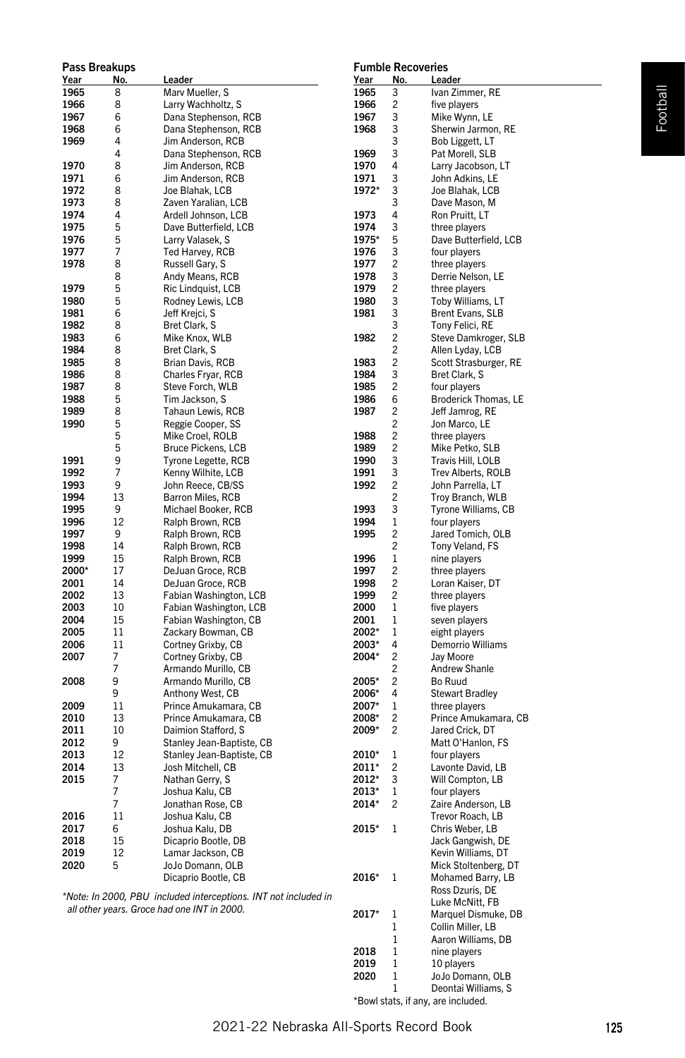## Pass Breakups

| Year | No. | Leader |
|---|---|---|
| 1965 | 8 | Marv Mueller, S |
| 1966 | 8 | Larry Wachholtz, S |
| 1967 | 6 | Dana Stephenson, RCB |
| 1968 | 6 | Dana Stephenson, RCB |
| 1969 | 4 | Jim Anderson, RCB |
| | 4 | Dana Stephenson, RCB |
| 1970 | 8 | Jim Anderson, RCB |
| 1971 | 6 | Jim Anderson, RCB |
| 1972 | 8 | Joe Blahak, LCB |
| 1973 | 8 | Zaven Yaralian, LCB |
| 1974 | 4 | Ardell Johnson, LCB |
| 1975 | 5 | Dave Butterfield, LCB |
| 1976 | 5 | Larry Valasek, S |
| 1977 | 7 | Ted Harvey, RCB |
| 1978 | 8 | Russell Gary, S |
| | 8 | Andy Means, RCB |
| 1979 | 5 | Ric Lindquist, LCB |
| 1980 | 5 | Rodney Lewis, LCB |
| 1981 | 6 | Jeff Krejci, S |
| 1982 | 8 | Bret Clark, S |
| 1983 | 6 | Mike Knox, WLB |
| 1984 | 8 | Bret Clark, S |
| 1985 | 8 | Brian Davis, RCB |
| 1986 | 8 | Charles Fryar, RCB |
| 1987 | 8 | Steve Forch, WLB |
| 1988 | 5 | Tim Jackson, S |
| 1989 | 8 | Tahaun Lewis, RCB |
| 1990 | 5 | Reggie Cooper, SS |
| | 5 | Mike Croel, ROLB |
| | 5 | Bruce Pickens, LCB |
| 1991 | 9 | Tyrone Legette, RCB |
| 1992 | 7 | Kenny Wilhite, LCB |
| 1993 | 9 | John Reece, CB/SS |
| 1994 | 13 | Barron Miles, RCB |
| 1995 | 9 | Michael Booker, RCB |
| 1996 | 12 | Ralph Brown, RCB |
| 1997 | 9 | Ralph Brown, RCB |
| 1998 | 14 | Ralph Brown, RCB |
| 1999 | 15 | Ralph Brown, RCB |
| 2000* | 17 | DeJuan Groce, RCB |
| 2001 | 14 | DeJuan Groce, RCB |
| 2002 | 13 | Fabian Washington, LCB |
| 2003 | 10 | Fabian Washington, LCB |
| 2004 | 15 | Fabian Washington, CB |
| 2005 | 11 | Zackary Bowman, CB |
| 2006 | 11 | Cortney Grixby, CB |
| 2007 | 7 | Cortney Grixby, CB |
| | 7 | Armando Murillo, CB |
| 2008 | 9 | Armando Murillo, CB |
| | 9 | Anthony West, CB |
| 2009 | 11 | Prince Amukamara, CB |
| 2010 | 13 | Prince Amukamara, CB |
| 2011 | 10 | Daimion Stafford, S |
| 2012 | 9 | Stanley Jean-Baptiste, CB |
| 2013 | 12 | Stanley Jean-Baptiste, CB |
| 2014 | 13 | Josh Mitchell, CB |
| 2015 | 7 | Nathan Gerry, S |
| | 7 | Joshua Kalu, CB |
| | 7 | Jonathan Rose, CB |
| 2016 | 11 | Joshua Kalu, CB |
| 2017 | 6 | Joshua Kalu, DB |
| 2018 | 15 | Dicaprio Bootle, DB |
| 2019 | 12 | Lamar Jackson, CB |
| 2020 | 5 | JoJo Domann, OLB |
| | | Dicaprio Bootle, CB |

*Note: In 2000, PBU included interceptions. INT not included in all other years. Groce had one INT in 2000.*

## Fumble Recoveries

| Year | No. | Leader |
|---|---|---|
| 1965 | 3 | Ivan Zimmer, RE |
| 1966 | 2 | five players |
| 1967 | 3 | Mike Wynn, LE |
| 1968 | 3 | Sherwin Jarmon, RE |
| | 3 | Bob Liggett, LT |
| 1969 | 3 | Pat Morell, SLB |
| 1970 | 4 | Larry Jacobson, LT |
| 1971 | 3 | John Adkins, LE |
| 1972* | 3 | Joe Blahak, LCB |
| | 3 | Dave Mason, M |
| 1973 | 4 | Ron Pruitt, LT |
| 1974 | 3 | three players |
| 1975* | 5 | Dave Butterfield, LCB |
| 1976 | 3 | four players |
| 1977 | 2 | three players |
| 1978 | 3 | Derrie Nelson, LE |
| 1979 | 2 | three players |
| 1980 | 3 | Toby Williams, LT |
| 1981 | 3 | Brent Evans, SLB |
| | 3 | Tony Felici, RE |
| 1982 | 2 | Steve Damkroger, SLB |
| | 2 | Allen Lyday, LCB |
| 1983 | 2 | Scott Strasburger, RE |
| 1984 | 3 | Bret Clark, S |
| 1985 | 2 | four players |
| 1986 | 6 | Broderick Thomas, LE |
| 1987 | 2 | Jeff Jamrog, RE |
| | 2 | Jon Marco, LE |
| 1988 | 2 | three players |
| 1989 | 2 | Mike Petko, SLB |
| 1990 | 3 | Travis Hill, LOLB |
| 1991 | 3 | Trev Alberts, ROLB |
| 1992 | 2 | John Parrella, LT |
| | 2 | Troy Branch, WLB |
| 1993 | 3 | Tyrone Williams, CB |
| 1994 | 1 | four players |
| 1995 | 2 | Jared Tomich, OLB |
| | 2 | Tony Veland, FS |
| 1996 | 1 | nine players |
| 1997 | 2 | three players |
| 1998 | 2 | Loran Kaiser, DT |
| 1999 | 2 | three players |
| 2000 | 1 | five players |
| 2001 | 1 | seven players |
| 2002* | 1 | eight players |
| 2003* | 4 | Demorrio Williams |
| 2004* | 2 | Jay Moore |
| | 2 | Andrew Shanle |
| 2005* | 2 | Bo Ruud |
| 2006* | 4 | Stewart Bradley |
| 2007* | 1 | three players |
| 2008* | 2 | Prince Amukamara, CB |
| 2009* | 2 | Jared Crick, DT |
| | | Matt O'Hanlon, FS |
| 2010* | 1 | four players |
| 2011* | 2 | Lavonte David, LB |
| 2012* | 3 | Will Compton, LB |
| 2013* | 1 | four players |
| 2014* | 2 | Zaire Anderson, LB |
| | | Trevor Roach, LB |
| 2015* | 1 | Chris Weber, LB |
| | | Jack Gangwish, DE |
| | | Kevin Williams, DT |
| | | Mick Stoltenberg, DT |
| 2016* | 1 | Mohamed Barry, LB |
| | | Ross Dzuris, DE |
| | | Luke McNitt, FB |
| 2017* | 1 | Marquel Dismuke, DB |
| | 1 | Collin Miller, LB |
| | 1 | Aaron Williams, DB |
| 2018 | 1 | nine players |
| 2019 | 1 | 10 players |
| 2020 | 1 | JoJo Domann, OLB |
| | 1 | Deontai Williams, S |

*Bowl stats, if any, are included.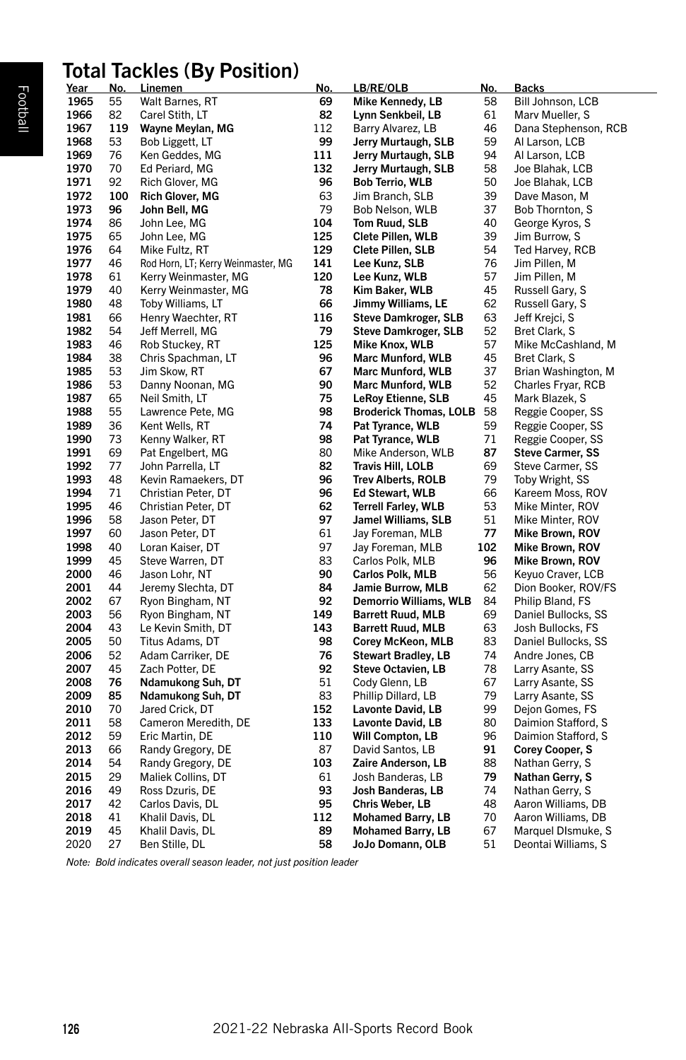# Total Tackles (By Position)

| Year | No. | Linemen | No. | LB/RE/OLB | No. | Backs |
|---|---|---|---|---|---|---|
| 1965 | 55 | Walt Barnes, RT | **69** | **Mike Kennedy, LB** | 58 | Bill Johnson, LCB |
| 1966 | 82 | Carel Stith, LT | **82** | **Lynn Senkbeil, LB** | 61 | Marv Mueller, S |
| 1967 | **119** | **Wayne Meylan, MG** | 112 | Barry Alvarez, LB | 46 | Dana Stephenson, RCB |
| 1968 | 53 | Bob Liggett, LT | **99** | **Jerry Murtaugh, SLB** | 59 | Al Larson, LCB |
| 1969 | 76 | Ken Geddes, MG | **111** | **Jerry Murtaugh, SLB** | 94 | Al Larson, LCB |
| 1970 | 70 | Ed Periard, MG | **132** | **Jerry Murtaugh, SLB** | 58 | Joe Blahak, LCB |
| 1971 | 92 | Rich Glover, MG | **96** | **Bob Terrio, WLB** | 50 | Joe Blahak, LCB |
| 1972 | **100** | **Rich Glover, MG** | 63 | Jim Branch, SLB | 39 | Dave Mason, M |
| 1973 | **96** | **John Bell, MG** | 79 | Bob Nelson, WLB | 37 | Bob Thornton, S |
| 1974 | 86 | John Lee, MG | **104** | **Tom Ruud, SLB** | 40 | George Kyros, S |
| 1975 | 65 | John Lee, MG | **125** | **Clete Pillen, WLB** | 39 | Jim Burrow, S |
| 1976 | 64 | Mike Fultz, RT | **129** | **Clete Pillen, SLB** | 54 | Ted Harvey, RCB |
| 1977 | 46 | Rod Horn, LT; Kerry Weinmaster, MG | **141** | **Lee Kunz, SLB** | 76 | Jim Pillen, M |
| 1978 | 61 | Kerry Weinmaster, MG | **120** | **Lee Kunz, WLB** | 57 | Jim Pillen, M |
| 1979 | 40 | Kerry Weinmaster, MG | **78** | **Kim Baker, WLB** | 45 | Russell Gary, S |
| 1980 | 48 | Toby Williams, LT | **66** | **Jimmy Williams, LE** | 62 | Russell Gary, S |
| 1981 | 66 | Henry Waechter, RT | **116** | **Steve Damkroger, SLB** | 63 | Jeff Krejci, S |
| 1982 | 54 | Jeff Merrell, MG | **79** | **Steve Damkroger, SLB** | 52 | Bret Clark, S |
| 1983 | 46 | Rob Stuckey, RT | **125** | **Mike Knox, WLB** | 57 | Mike McCashland, M |
| 1984 | 38 | Chris Spachman, LT | **96** | **Marc Munford, WLB** | 45 | Bret Clark, S |
| 1985 | 53 | Jim Skow, RT | **67** | **Marc Munford, WLB** | 37 | Brian Washington, M |
| 1986 | 53 | Danny Noonan, MG | **90** | **Marc Munford, WLB** | 52 | Charles Fryar, RCB |
| 1987 | 65 | Neil Smith, LT | **75** | **LeRoy Etienne, SLB** | 45 | Mark Blazek, S |
| 1988 | 55 | Lawrence Pete, MG | **98** | **Broderick Thomas, LOLB** | 58 | Reggie Cooper, SS |
| 1989 | 36 | Kent Wells, RT | **74** | **Pat Tyrance, WLB** | 59 | Reggie Cooper, SS |
| 1990 | 73 | Kenny Walker, RT | **98** | **Pat Tyrance, WLB** | 71 | Reggie Cooper, SS |
| 1991 | 69 | Pat Engelbert, MG | 80 | Mike Anderson, WLB | **87** | **Steve Carmer, SS** |
| 1992 | 77 | John Parrella, LT | **82** | **Travis Hill, LOLB** | 69 | Steve Carmer, SS |
| 1993 | 48 | Kevin Ramaekers, DT | **96** | **Trev Alberts, ROLB** | 79 | Toby Wright, SS |
| 1994 | 71 | Christian Peter, DT | **96** | **Ed Stewart, WLB** | 66 | Kareem Moss, ROV |
| 1995 | 46 | Christian Peter, DT | **62** | **Terrell Farley, WLB** | 53 | Mike Minter, ROV |
| 1996 | 58 | Jason Peter, DT | **97** | **Jamel Williams, SLB** | 51 | Mike Minter, ROV |
| 1997 | 60 | Jason Peter, DT | 61 | Jay Foreman, MLB | **77** | **Mike Brown, ROV** |
| 1998 | 40 | Loran Kaiser, DT | 97 | Jay Foreman, MLB | **102** | **Mike Brown, ROV** |
| 1999 | 45 | Steve Warren, DT | 83 | Carlos Polk, MLB | **96** | **Mike Brown, ROV** |
| 2000 | 46 | Jason Lohr, NT | **90** | **Carlos Polk, MLB** | 56 | Keyuo Craver, LCB |
| 2001 | 44 | Jeremy Slechta, DT | **84** | **Jamie Burrow, MLB** | 62 | Dion Booker, ROV/FS |
| 2002 | 67 | Ryon Bingham, NT | **92** | **Demorrio Williams, WLB** | 84 | Philip Bland, FS |
| 2003 | 56 | Ryon Bingham, NT | **149** | **Barrett Ruud, MLB** | 69 | Daniel Bullocks, SS |
| 2004 | 43 | Le Kevin Smith, DT | **143** | **Barrett Ruud, MLB** | 63 | Josh Bullocks, FS |
| 2005 | 50 | Titus Adams, DT | **98** | **Corey McKeon, MLB** | 83 | Daniel Bullocks, SS |
| 2006 | 52 | Adam Carriker, DE | **76** | **Stewart Bradley, LB** | 74 | Andre Jones, CB |
| 2007 | 45 | Zach Potter, DE | **92** | **Steve Octavien, LB** | 78 | Larry Asante, SS |
| 2008 | **76** | **Ndamukong Suh, DT** | 51 | Cody Glenn, LB | 67 | Larry Asante, SS |
| 2009 | **85** | **Ndamukong Suh, DT** | 83 | Phillip Dillard, LB | 79 | Larry Asante, SS |
| 2010 | 70 | Jared Crick, DT | **152** | **Lavonte David, LB** | 99 | Dejon Gomes, FS |
| 2011 | 58 | Cameron Meredith, DE | **133** | **Lavonte David, LB** | 80 | Daimion Stafford, S |
| 2012 | 59 | Eric Martin, DE | **110** | **Will Compton, LB** | 96 | Daimion Stafford, S |
| 2013 | 66 | Randy Gregory, DE | 87 | David Santos, LB | **91** | **Corey Cooper, S** |
| 2014 | 54 | Randy Gregory, DE | **103** | **Zaire Anderson, LB** | 88 | Nathan Gerry, S |
| 2015 | 29 | Maliek Collins, DT | 61 | Josh Banderas, LB | **79** | **Nathan Gerry, S** |
| 2016 | 49 | Ross Dzuris, DE | **93** | **Josh Banderas, LB** | 74 | Nathan Gerry, S |
| 2017 | 42 | Carlos Davis, DL | **95** | **Chris Weber, LB** | 48 | Aaron Williams, DB |
| 2018 | 41 | Khalil Davis, DL | **112** | **Mohamed Barry, LB** | 70 | Aaron Williams, DB |
| 2019 | 45 | Khalil Davis, DL | **89** | **Mohamed Barry, LB** | 67 | Marquel DIsmuke, S |
| 2020 | 27 | Ben Stille, DL | **58** | **JoJo Domann, OLB** | 51 | Deontai Williams, S |

*Note: Bold indicates overall season leader, not just position leader*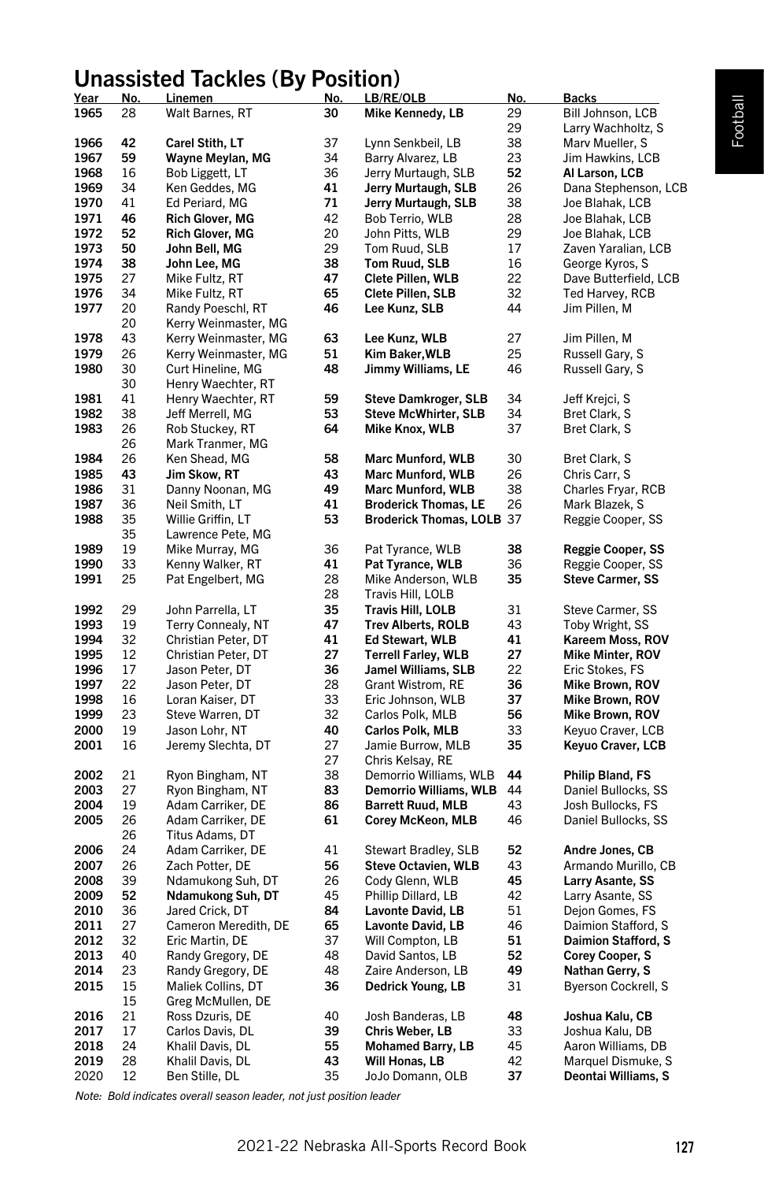# Unassisted Tackles (By Position)

| Year | No. | Linemen | No. | LB/RE/OLB | No. | Backs |
|---|---|---|---|---|---|---|
| 1965 | 28 | Walt Barnes, RT | **30** | **Mike Kennedy, LB** | 29 | Bill Johnson, LCB |
| | | | | | 29 | Larry Wachholtz, S |
| **1966** | **42** | **Carel Stith, LT** | 37 | Lynn Senkbeil, LB | 38 | Marv Mueller, S |
| **1967** | **59** | **Wayne Meylan, MG** | 34 | Barry Alvarez, LB | 23 | Jim Hawkins, LCB |
| **1968** | 16 | Bob Liggett, LT | 36 | Jerry Murtaugh, SLB | **52** | **Al Larson, LCB** |
| **1969** | 34 | Ken Geddes, MG | **41** | **Jerry Murtaugh, SLB** | 26 | Dana Stephenson, LCB |
| **1970** | 41 | Ed Periard, MG | **71** | **Jerry Murtaugh, SLB** | 38 | Joe Blahak, LCB |
| **1971** | **46** | **Rich Glover, MG** | 42 | Bob Terrio, WLB | 28 | Joe Blahak, LCB |
| **1972** | **52** | **Rich Glover, MG** | 20 | John Pitts, WLB | 29 | Joe Blahak, LCB |
| **1973** | **50** | **John Bell, MG** | 29 | Tom Ruud, SLB | 17 | Zaven Yaralian, LCB |
| **1974** | **38** | **John Lee, MG** | **38** | **Tom Ruud, SLB** | 16 | George Kyros, S |
| **1975** | 27 | Mike Fultz, RT | **47** | **Clete Pillen, WLB** | 22 | Dave Butterfield, LCB |
| **1976** | 34 | Mike Fultz, RT | **65** | **Clete Pillen, SLB** | 32 | Ted Harvey, RCB |
| **1977** | 20 | Randy Poeschl, RT | **46** | **Lee Kunz, SLB** | 44 | Jim Pillen, M |
| | 20 | Kerry Weinmaster, MG | | | | |
| **1978** | 43 | Kerry Weinmaster, MG | **63** | **Lee Kunz, WLB** | 27 | Jim Pillen, M |
| **1979** | 26 | Kerry Weinmaster, MG | **51** | **Kim Baker,WLB** | 25 | Russell Gary, S |
| **1980** | 30 | Curt Hineline, MG | **48** | **Jimmy Williams, LE** | 46 | Russell Gary, S |
| | 30 | Henry Waechter, RT | | | | |
| **1981** | 41 | Henry Waechter, RT | **59** | **Steve Damkroger, SLB** | 34 | Jeff Krejci, S |
| **1982** | 38 | Jeff Merrell, MG | **53** | **Steve McWhirter, SLB** | 34 | Bret Clark, S |
| **1983** | 26 | Rob Stuckey, RT | **64** | **Mike Knox, WLB** | 37 | Bret Clark, S |
| | 26 | Mark Tranmer, MG | | | | |
| **1984** | 26 | Ken Shead, MG | **58** | **Marc Munford, WLB** | 30 | Bret Clark, S |
| **1985** | **43** | **Jim Skow, RT** | **43** | **Marc Munford, WLB** | 26 | Chris Carr, S |
| **1986** | 31 | Danny Noonan, MG | **49** | **Marc Munford, WLB** | 38 | Charles Fryar, RCB |
| **1987** | 36 | Neil Smith, LT | **41** | **Broderick Thomas, LE** | 26 | Mark Blazek, S |
| **1988** | 35 | Willie Griffin, LT | **53** | **Broderick Thomas, LOLB** | 37 | Reggie Cooper, SS |
| | 35 | Lawrence Pete, MG | | | | |
| **1989** | 19 | Mike Murray, MG | 36 | Pat Tyrance, WLB | **38** | **Reggie Cooper, SS** |
| **1990** | 33 | Kenny Walker, RT | **41** | **Pat Tyrance, WLB** | 36 | Reggie Cooper, SS |
| **1991** | 25 | Pat Engelbert, MG | 28 | Mike Anderson, WLB | **35** | **Steve Carmer, SS** |
| | | | 28 | Travis Hill, LOLB | | |
| **1992** | 29 | John Parrella, LT | **35** | **Travis Hill, LOLB** | 31 | Steve Carmer, SS |
| **1993** | 19 | Terry Connealy, NT | **47** | **Trev Alberts, ROLB** | 43 | Toby Wright, SS |
| **1994** | 32 | Christian Peter, DT | **41** | **Ed Stewart, WLB** | **41** | **Kareem Moss, ROV** |
| **1995** | 12 | Christian Peter, DT | **27** | **Terrell Farley, WLB** | **27** | **Mike Minter, ROV** |
| **1996** | 17 | Jason Peter, DT | **36** | **Jamel Williams, SLB** | 22 | Eric Stokes, FS |
| **1997** | 22 | Jason Peter, DT | 28 | Grant Wistrom, RE | **36** | **Mike Brown, ROV** |
| **1998** | 16 | Loran Kaiser, DT | 33 | Eric Johnson, WLB | **37** | **Mike Brown, ROV** |
| **1999** | 23 | Steve Warren, DT | 32 | Carlos Polk, MLB | **56** | **Mike Brown, ROV** |
| **2000** | 19 | Jason Lohr, NT | **40** | **Carlos Polk, MLB** | 33 | Keyuo Craver, LCB |
| **2001** | 16 | Jeremy Slechta, DT | 27 | Jamie Burrow, MLB | **35** | **Keyuo Craver, LCB** |
| | | | 27 | Chris Kelsay, RE | | |
| **2002** | 21 | Ryon Bingham, NT | 38 | Demorrio Williams, WLB | **44** | **Philip Bland, FS** |
| **2003** | 27 | Ryon Bingham, NT | **83** | **Demorrio Williams, WLB** | 44 | Daniel Bullocks, SS |
| **2004** | 19 | Adam Carriker, DE | **86** | **Barrett Ruud, MLB** | 43 | Josh Bullocks, FS |
| **2005** | 26 | Adam Carriker, DE | **61** | **Corey McKeon, MLB** | 46 | Daniel Bullocks, SS |
| | 26 | Titus Adams, DT | | | | |
| **2006** | 24 | Adam Carriker, DE | 41 | Stewart Bradley, SLB | **52** | **Andre Jones, CB** |
| **2007** | 26 | Zach Potter, DE | **56** | **Steve Octavien, WLB** | 43 | Armando Murillo, CB |
| **2008** | 39 | Ndamukong Suh, DT | 26 | Cody Glenn, WLB | **45** | **Larry Asante, SS** |
| **2009** | **52** | **Ndamukong Suh, DT** | 45 | Phillip Dillard, LB | 42 | Larry Asante, SS |
| **2010** | 36 | Jared Crick, DT | **84** | **Lavonte David, LB** | 51 | Dejon Gomes, FS |
| **2011** | 27 | Cameron Meredith, DE | **65** | **Lavonte David, LB** | 46 | Daimion Stafford, S |
| **2012** | 32 | Eric Martin, DE | 37 | Will Compton, LB | **51** | **Daimion Stafford, S** |
| **2013** | 40 | Randy Gregory, DE | 48 | David Santos, LB | **52** | **Corey Cooper, S** |
| **2014** | 23 | Randy Gregory, DE | 48 | Zaire Anderson, LB | **49** | **Nathan Gerry, S** |
| **2015** | 15 | Maliek Collins, DT | **36** | **Dedrick Young, LB** | 31 | Byerson Cockrell, S |
| | 15 | Greg McMullen, DE | | | | |
| **2016** | 21 | Ross Dzuris, DE | 40 | Josh Banderas, LB | **48** | **Joshua Kalu, CB** |
| **2017** | 17 | Carlos Davis, DL | **39** | **Chris Weber, LB** | 33 | Joshua Kalu, DB |
| **2018** | 24 | Khalil Davis, DL | **55** | **Mohamed Barry, LB** | 45 | Aaron Williams, DB |
| **2019** | 28 | Khalil Davis, DL | **43** | **Will Honas, LB** | 42 | Marquel Dismuke, S |
| 2020 | 12 | Ben Stille, DL | 35 | JoJo Domann, OLB | **37** | **Deontai Williams, S** |

*Note: Bold indicates overall season leader, not just position leader*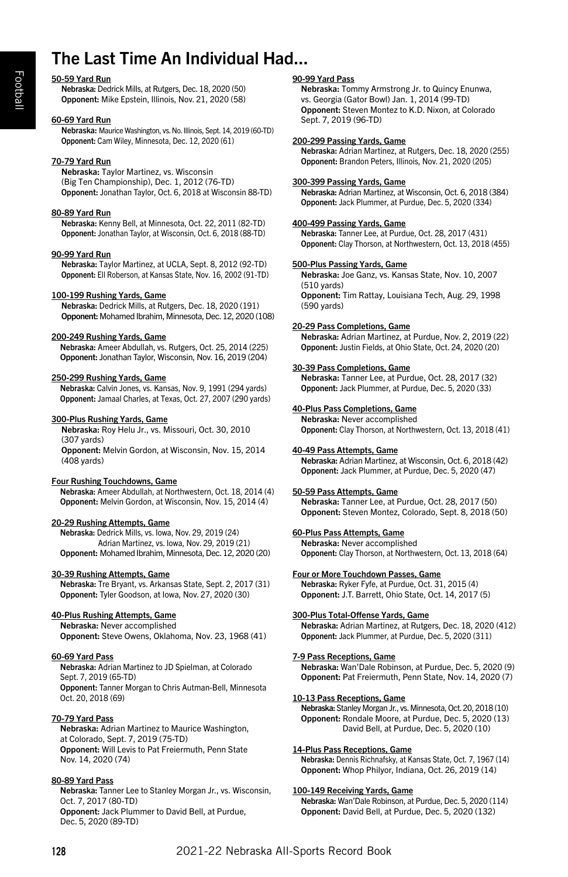# The Last Time An Individual Had...

**50-59 Yard Run**
**Nebraska:** Dedrick Mills, at Rutgers, Dec. 18, 2020 (50)
**Opponent:** Mike Epstein, Illinois, Nov. 21, 2020 (58)

**60-69 Yard Run**
**Nebraska:** Maurice Washington, vs. No. Illinois, Sept. 14, 2019 (60-TD)
**Opponent:** Cam Wiley, Minnesota, Dec. 12, 2020 (61)

**70-79 Yard Run**
**Nebraska:** Taylor Martinez, vs. Wisconsin (Big Ten Championship), Dec. 1, 2012 (76-TD)
**Opponent:** Jonathan Taylor, Oct. 6, 2018 at Wisconsin 88-TD)

**80-89 Yard Run**
**Nebraska:** Kenny Bell, at Minnesota, Oct. 22, 2011 (82-TD)
**Opponent:** Jonathan Taylor, at Wisconsin, Oct. 6, 2018 (88-TD)

**90-99 Yard Run**
**Nebraska:** Taylor Martinez, at UCLA, Sept. 8, 2012 (92-TD)
**Opponent:** Ell Roberson, at Kansas State, Nov. 16, 2002 (91-TD)

**100-199 Rushing Yards, Game**
**Nebraska:** Dedrick Mills, at Rutgers, Dec. 18, 2020 (191)
**Opponent:** Mohamed Ibrahim, Minnesota, Dec. 12, 2020 (108)

**200-249 Rushing Yards, Game**
**Nebraska:** Ameer Abdullah, vs. Rutgers, Oct. 25, 2014 (225)
**Opponent:** Jonathan Taylor, Wisconsin, Nov. 16, 2019 (204)

**250-299 Rushing Yards, Game**
**Nebraska:** Calvin Jones, vs. Kansas, Nov. 9, 1991 (294 yards)
**Opponent:** Jamaal Charles, at Texas, Oct. 27, 2007 (290 yards)

**300-Plus Rushing Yards, Game**
**Nebraska:** Roy Helu Jr., vs. Missouri, Oct. 30, 2010 (307 yards)
**Opponent:** Melvin Gordon, at Wisconsin, Nov. 15, 2014 (408 yards)

**Four Rushing Touchdowns, Game**
**Nebraska:** Ameer Abdullah, at Northwestern, Oct. 18, 2014 (4)
**Opponent:** Melvin Gordon, at Wisconsin, Nov. 15, 2014 (4)

**20-29 Rushing Attempts, Game**
**Nebraska:** Dedrick Mills, vs. Iowa, Nov. 29, 2019 (24)
Adrian Martinez, vs. Iowa, Nov. 29, 2019 (21)
**Opponent:** Mohamed Ibrahim, Minnesota, Dec. 12, 2020 (20)

**30-39 Rushing Attempts, Game**
**Nebraska:** Tre Bryant, vs. Arkansas State, Sept. 2, 2017 (31)
**Opponent:** Tyler Goodson, at Iowa, Nov. 27, 2020 (30)

**40-Plus Rushing Attempts, Game**
**Nebraska:** Never accomplished
**Opponent:** Steve Owens, Oklahoma, Nov. 23, 1968 (41)

**60-69 Yard Pass**
**Nebraska:** Adrian Martinez to JD Spielman, at Colorado Sept. 7, 2019 (65-TD)
**Opponent:** Tanner Morgan to Chris Autman-Bell, Minnesota Oct. 20, 2018 (69)

**70-79 Yard Pass**
**Nebraska:** Adrian Martinez to Maurice Washington, at Colorado, Sept. 7, 2019 (75-TD)
**Opponent:** Will Levis to Pat Freiermuth, Penn State Nov. 14, 2020 (74)

**80-89 Yard Pass**
**Nebraska:** Tanner Lee to Stanley Morgan Jr., vs. Wisconsin, Oct. 7, 2017 (80-TD)
**Opponent:** Jack Plummer to David Bell, at Purdue, Dec. 5, 2020 (89-TD)

**90-99 Yard Pass**
**Nebraska:** Tommy Armstrong Jr. to Quincy Enunwa, vs. Georgia (Gator Bowl) Jan. 1, 2014 (99-TD)
**Opponent:** Steven Montez to K.D. Nixon, at Colorado Sept. 7, 2019 (96-TD)

**200-299 Passing Yards, Game**
**Nebraska:** Adrian Martinez, at Rutgers, Dec. 18, 2020 (255)
**Opponent:** Brandon Peters, Illinois, Nov. 21, 2020 (205)

**300-399 Passing Yards, Game**
**Nebraska:** Adrian Martinez, at Wisconsin, Oct. 6, 2018 (384)
**Opponent:** Jack Plummer, at Purdue, Dec. 5, 2020 (334)

**400-499 Passing Yards, Game**
**Nebraska:** Tanner Lee, at Purdue, Oct. 28, 2017 (431)
**Opponent:** Clay Thorson, at Northwestern, Oct. 13, 2018 (455)

**500-Plus Passing Yards, Game**
**Nebraska:** Joe Ganz, vs. Kansas State, Nov. 10, 2007 (510 yards)
**Opponent:** Tim Rattay, Louisiana Tech, Aug. 29, 1998 (590 yards)

**20-29 Pass Completions, Game**
**Nebraska:** Adrian Martinez, at Purdue, Nov. 2, 2019 (22)
**Opponent:** Justin Fields, at Ohio State, Oct. 24, 2020 (20)

**30-39 Pass Completions, Game**
**Nebraska:** Tanner Lee, at Purdue, Oct. 28, 2017 (32)
**Opponent:** Jack Plummer, at Purdue, Dec. 5, 2020 (33)

**40-Plus Pass Completions, Game**
**Nebraska:** Never accomplished
**Opponent:** Clay Thorson, at Northwestern, Oct. 13, 2018 (41)

**40-49 Pass Attempts, Game**
**Nebraska:** Adrian Martinez, at Wisconsin, Oct. 6, 2018 (42)
**Opponent:** Jack Plummer, at Purdue, Dec. 5, 2020 (47)

**50-59 Pass Attempts, Game**
**Nebraska:** Tanner Lee, at Purdue, Oct. 28, 2017 (50)
**Opponent:** Steven Montez, Colorado, Sept. 8, 2018 (50)

**60-Plus Pass Attempts, Game**
**Nebraska:** Never accomplished
**Opponent:** Clay Thorson, at Northwestern, Oct. 13, 2018 (64)

**Four or More Touchdown Passes, Game**
**Nebraska:** Ryker Fyfe, at Purdue, Oct. 31, 2015 (4)
**Opponent:** J.T. Barrett, Ohio State, Oct. 14, 2017 (5)

**300-Plus Total-Offense Yards, Game**
**Nebraska:** Adrian Martinez, at Rutgers, Dec. 18, 2020 (412)
**Opponent:** Jack Plummer, at Purdue, Dec. 5, 2020 (311)

**7-9 Pass Receptions, Game**
**Nebraska:** Wan'Dale Robinson, at Purdue, Dec. 5, 2020 (9)
**Opponent:** Pat Freiermuth, Penn State, Nov. 14, 2020 (7)

**10-13 Pass Receptions, Game**
**Nebraska:** Stanley Morgan Jr., vs. Minnesota, Oct. 20, 2018 (10)
**Opponent:** Rondale Moore, at Purdue, Dec. 5, 2020 (13)
David Bell, at Purdue, Dec. 5, 2020 (10)

**14-Plus Pass Receptions, Game**
**Nebraska:** Dennis Richnafsky, at Kansas State, Oct. 7, 1967 (14)
**Opponent:** Whop Philyor, Indiana, Oct. 26, 2019 (14)

**100-149 Receiving Yards, Game**
**Nebraska:** Wan'Dale Robinson, at Purdue, Dec. 5, 2020 (114)
**Opponent:** David Bell, at Purdue, Dec. 5, 2020 (132)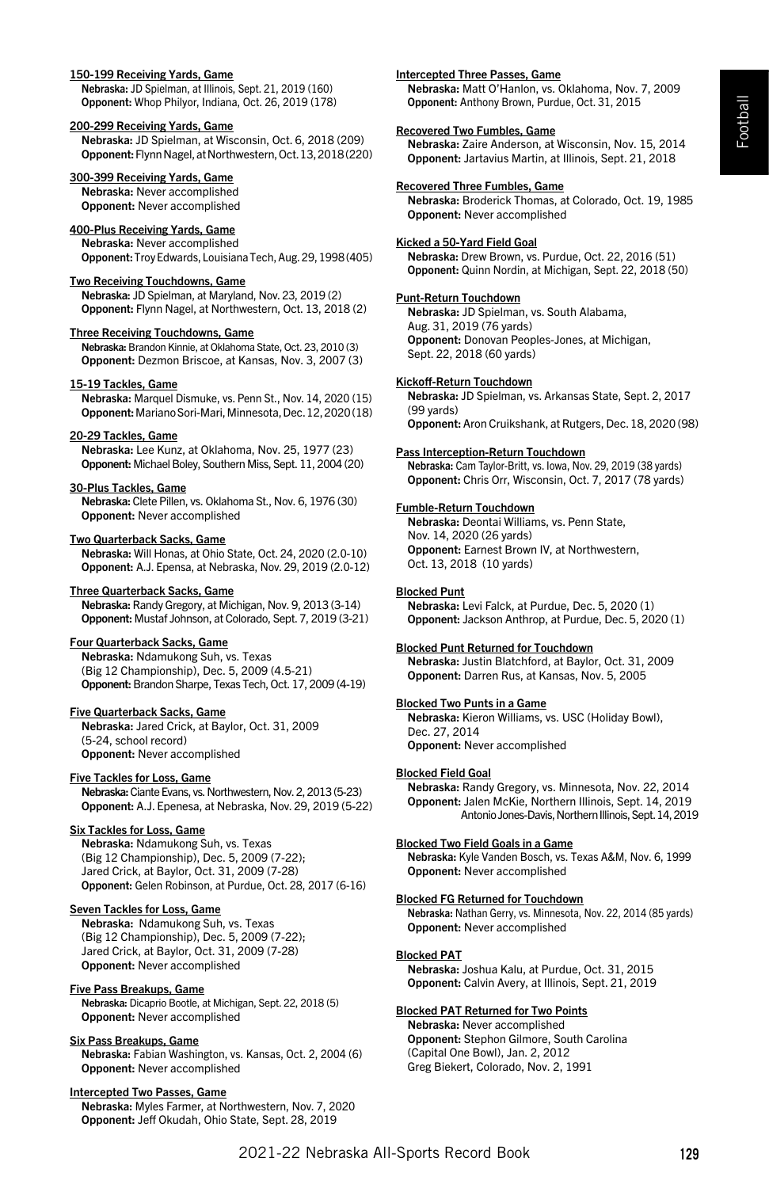**150-199 Receiving Yards, Game**
**Nebraska:** JD Spielman, at Illinois, Sept. 21, 2019 (160)
**Opponent:** Whop Philyor, Indiana, Oct. 26, 2019 (178)

**200-299 Receiving Yards, Game**
**Nebraska:** JD Spielman, at Wisconsin, Oct. 6, 2018 (209)
**Opponent:** Flynn Nagel, at Northwestern, Oct. 13, 2018 (220)

**300-399 Receiving Yards, Game**
**Nebraska:** Never accomplished
**Opponent:** Never accomplished

**400-Plus Receiving Yards, Game**
**Nebraska:** Never accomplished
**Opponent:** Troy Edwards, Louisiana Tech, Aug. 29, 1998 (405)

**Two Receiving Touchdowns, Game**
**Nebraska:** JD Spielman, at Maryland, Nov. 23, 2019 (2)
**Opponent:** Flynn Nagel, at Northwestern, Oct. 13, 2018 (2)

**Three Receiving Touchdowns, Game**
**Nebraska:** Brandon Kinnie, at Oklahoma State, Oct. 23, 2010 (3)
**Opponent:** Dezmon Briscoe, at Kansas, Nov. 3, 2007 (3)

**15-19 Tackles, Game**
**Nebraska:** Marquel Dismuke, vs. Penn St., Nov. 14, 2020 (15)
**Opponent:** Mariano Sori-Mari, Minnesota, Dec. 12, 2020 (18)

**20-29 Tackles, Game**
**Nebraska:** Lee Kunz, at Oklahoma, Nov. 25, 1977 (23)
**Opponent:** Michael Boley, Southern Miss, Sept. 11, 2004 (20)

**30-Plus Tackles, Game**
**Nebraska:** Clete Pillen, vs. Oklahoma St., Nov. 6, 1976 (30)
**Opponent:** Never accomplished

**Two Quarterback Sacks, Game**
**Nebraska:** Will Honas, at Ohio State, Oct. 24, 2020 (2.0-10)
**Opponent:** A.J. Epensa, at Nebraska, Nov. 29, 2019 (2.0-12)

**Three Quarterback Sacks, Game**
**Nebraska:** Randy Gregory, at Michigan, Nov. 9, 2013 (3-14)
**Opponent:** Mustaf Johnson, at Colorado, Sept. 7, 2019 (3-21)

**Four Quarterback Sacks, Game**
**Nebraska:** Ndamukong Suh, vs. Texas (Big 12 Championship), Dec. 5, 2009 (4.5-21)
**Opponent:** Brandon Sharpe, Texas Tech, Oct. 17, 2009 (4-19)

**Five Quarterback Sacks, Game**
**Nebraska:** Jared Crick, at Baylor, Oct. 31, 2009 (5-24, school record)
**Opponent:** Never accomplished

**Five Tackles for Loss, Game**
**Nebraska:** Ciante Evans, vs. Northwestern, Nov. 2, 2013 (5-23)
**Opponent:** A.J. Epenesa, at Nebraska, Nov. 29, 2019 (5-22)

**Six Tackles for Loss, Game**
**Nebraska:** Ndamukong Suh, vs. Texas (Big 12 Championship), Dec. 5, 2009 (7-22); Jared Crick, at Baylor, Oct. 31, 2009 (7-28)
**Opponent:** Gelen Robinson, at Purdue, Oct. 28, 2017 (6-16)

**Seven Tackles for Loss, Game**
**Nebraska:** Ndamukong Suh, vs. Texas (Big 12 Championship), Dec. 5, 2009 (7-22); Jared Crick, at Baylor, Oct. 31, 2009 (7-28)
**Opponent:** Never accomplished

**Five Pass Breakups, Game**
**Nebraska:** Dicaprio Bootle, at Michigan, Sept. 22, 2018 (5)
**Opponent:** Never accomplished

**Six Pass Breakups, Game**
**Nebraska:** Fabian Washington, vs. Kansas, Oct. 2, 2004 (6)
**Opponent:** Never accomplished

**Intercepted Two Passes, Game**
**Nebraska:** Myles Farmer, at Northwestern, Nov. 7, 2020
**Opponent:** Jeff Okudah, Ohio State, Sept. 28, 2019

**Intercepted Three Passes, Game**
**Nebraska:** Matt O'Hanlon, vs. Oklahoma, Nov. 7, 2009
**Opponent:** Anthony Brown, Purdue, Oct. 31, 2015

**Recovered Two Fumbles, Game**
**Nebraska:** Zaire Anderson, at Wisconsin, Nov. 15, 2014
**Opponent:** Jartavius Martin, at Illinois, Sept. 21, 2018

**Recovered Three Fumbles, Game**
**Nebraska:** Broderick Thomas, at Colorado, Oct. 19, 1985
**Opponent:** Never accomplished

**Kicked a 50-Yard Field Goal**
**Nebraska:** Drew Brown, vs. Purdue, Oct. 22, 2016 (51)
**Opponent:** Quinn Nordin, at Michigan, Sept. 22, 2018 (50)

**Punt-Return Touchdown**
**Nebraska:** JD Spielman, vs. South Alabama, Aug. 31, 2019 (76 yards)
**Opponent:** Donovan Peoples-Jones, at Michigan, Sept. 22, 2018 (60 yards)

**Kickoff-Return Touchdown**
**Nebraska:** JD Spielman, vs. Arkansas State, Sept. 2, 2017 (99 yards)
**Opponent:** Aron Cruikshank, at Rutgers, Dec. 18, 2020 (98)

**Pass Interception-Return Touchdown**
**Nebraska:** Cam Taylor-Britt, vs. Iowa, Nov. 29, 2019 (38 yards)
**Opponent:** Chris Orr, Wisconsin, Oct. 7, 2017 (78 yards)

**Fumble-Return Touchdown**
**Nebraska:** Deontai Williams, vs. Penn State, Nov. 14, 2020 (26 yards)
**Opponent:** Earnest Brown IV, at Northwestern, Oct. 13, 2018 (10 yards)

**Blocked Punt**
**Nebraska:** Levi Falck, at Purdue, Dec. 5, 2020 (1)
**Opponent:** Jackson Anthrop, at Purdue, Dec. 5, 2020 (1)

**Blocked Punt Returned for Touchdown**
**Nebraska:** Justin Blatchford, at Baylor, Oct. 31, 2009
**Opponent:** Darren Rus, at Kansas, Nov. 5, 2005

**Blocked Two Punts in a Game**
**Nebraska:** Kieron Williams, vs. USC (Holiday Bowl), Dec. 27, 2014
**Opponent:** Never accomplished

**Blocked Field Goal**
**Nebraska:** Randy Gregory, vs. Minnesota, Nov. 22, 2014
**Opponent:** Jalen McKie, Northern Illinois, Sept. 14, 2019
Antonio Jones-Davis, Northern Illinois, Sept. 14, 2019

**Blocked Two Field Goals in a Game**
**Nebraska:** Kyle Vanden Bosch, vs. Texas A&M, Nov. 6, 1999
**Opponent:** Never accomplished

**Blocked FG Returned for Touchdown**
**Nebraska:** Nathan Gerry, vs. Minnesota, Nov. 22, 2014 (85 yards)
**Opponent:** Never accomplished

**Blocked PAT**
**Nebraska:** Joshua Kalu, at Purdue, Oct. 31, 2015
**Opponent:** Calvin Avery, at Illinois, Sept. 21, 2019

**Blocked PAT Returned for Two Points**
**Nebraska:** Never accomplished
**Opponent:** Stephon Gilmore, South Carolina (Capital One Bowl), Jan. 2, 2012
Greg Biekert, Colorado, Nov. 2, 1991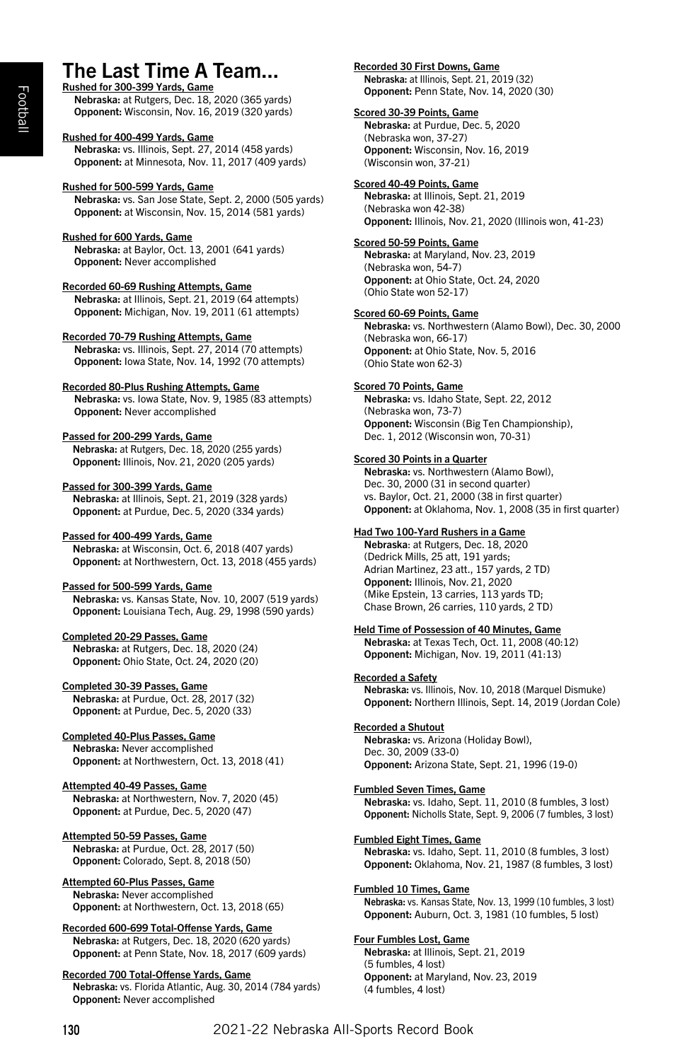# The Last Time A Team...

**Rushed for 300-399 Yards, Game**
**Nebraska:** at Rutgers, Dec. 18, 2020 (365 yards)
**Opponent:** Wisconsin, Nov. 16, 2019 (320 yards)

**Rushed for 400-499 Yards, Game**
**Nebraska:** vs. Illinois, Sept. 27, 2014 (458 yards)
**Opponent:** at Minnesota, Nov. 11, 2017 (409 yards)

**Rushed for 500-599 Yards, Game**
**Nebraska:** vs. San Jose State, Sept. 2, 2000 (505 yards)
**Opponent:** at Wisconsin, Nov. 15, 2014 (581 yards)

**Rushed for 600 Yards, Game**
**Nebraska:** at Baylor, Oct. 13, 2001 (641 yards)
**Opponent:** Never accomplished

**Recorded 60-69 Rushing Attempts, Game**
**Nebraska:** at Illinois, Sept. 21, 2019 (64 attempts)
**Opponent:** Michigan, Nov. 19, 2011 (61 attempts)

**Recorded 70-79 Rushing Attempts, Game**
**Nebraska:** vs. Illinois, Sept. 27, 2014 (70 attempts)
**Opponent:** Iowa State, Nov. 14, 1992 (70 attempts)

**Recorded 80-Plus Rushing Attempts, Game**
**Nebraska:** vs. Iowa State, Nov. 9, 1985 (83 attempts)
**Opponent:** Never accomplished

**Passed for 200-299 Yards, Game**
**Nebraska:** at Rutgers, Dec. 18, 2020 (255 yards)
**Opponent:** Illinois, Nov. 21, 2020 (205 yards)

**Passed for 300-399 Yards, Game**
**Nebraska:** at Illinois, Sept. 21, 2019 (328 yards)
**Opponent:** at Purdue, Dec. 5, 2020 (334 yards)

**Passed for 400-499 Yards, Game**
**Nebraska:** at Wisconsin, Oct. 6, 2018 (407 yards)
**Opponent:** at Northwestern, Oct. 13, 2018 (455 yards)

**Passed for 500-599 Yards, Game**
**Nebraska:** vs. Kansas State, Nov. 10, 2007 (519 yards)
**Opponent:** Louisiana Tech, Aug. 29, 1998 (590 yards)

**Completed 20-29 Passes, Game**
**Nebraska:** at Rutgers, Dec. 18, 2020 (24)
**Opponent:** Ohio State, Oct. 24, 2020 (20)

**Completed 30-39 Passes, Game**
**Nebraska:** at Purdue, Oct. 28, 2017 (32)
**Opponent:** at Purdue, Dec. 5, 2020 (33)

**Completed 40-Plus Passes, Game**
**Nebraska:** Never accomplished
**Opponent:** at Northwestern, Oct. 13, 2018 (41)

**Attempted 40-49 Passes, Game**
**Nebraska:** at Northwestern, Nov. 7, 2020 (45)
**Opponent:** at Purdue, Dec. 5, 2020 (47)

**Attempted 50-59 Passes, Game**
**Nebraska:** at Purdue, Oct. 28, 2017 (50)
**Opponent:** Colorado, Sept. 8, 2018 (50)

**Attempted 60-Plus Passes, Game**
**Nebraska:** Never accomplished
**Opponent:** at Northwestern, Oct. 13, 2018 (65)

**Recorded 600-699 Total-Offense Yards, Game**
**Nebraska:** at Rutgers, Dec. 18, 2020 (620 yards)
**Opponent:** at Penn State, Nov. 18, 2017 (609 yards)

**Recorded 700 Total-Offense Yards, Game**
**Nebraska:** vs. Florida Atlantic, Aug. 30, 2014 (784 yards)
**Opponent:** Never accomplished

**Recorded 30 First Downs, Game**
**Nebraska:** at Illinois, Sept. 21, 2019 (32)
**Opponent:** Penn State, Nov. 14, 2020 (30)

**Scored 30-39 Points, Game**
**Nebraska:** at Purdue, Dec. 5, 2020 (Nebraska won, 37-27)
**Opponent:** Wisconsin, Nov. 16, 2019 (Wisconsin won, 37-21)

**Scored 40-49 Points, Game**
**Nebraska:** at Illinois, Sept. 21, 2019 (Nebraska won 42-38)
**Opponent:** Illinois, Nov. 21, 2020 (Illinois won, 41-23)

**Scored 50-59 Points, Game**
**Nebraska:** at Maryland, Nov. 23, 2019 (Nebraska won, 54-7)
**Opponent:** at Ohio State, Oct. 24, 2020 (Ohio State won 52-17)

**Scored 60-69 Points, Game**
**Nebraska:** vs. Northwestern (Alamo Bowl), Dec. 30, 2000 (Nebraska won, 66-17)
**Opponent:** at Ohio State, Nov. 5, 2016 (Ohio State won 62-3)

**Scored 70 Points, Game**
**Nebraska:** vs. Idaho State, Sept. 22, 2012 (Nebraska won, 73-7)
**Opponent:** Wisconsin (Big Ten Championship), Dec. 1, 2012 (Wisconsin won, 70-31)

**Scored 30 Points in a Quarter**
**Nebraska:** vs. Northwestern (Alamo Bowl), Dec. 30, 2000 (31 in second quarter)
vs. Baylor, Oct. 21, 2000 (38 in first quarter)
**Opponent:** at Oklahoma, Nov. 1, 2008 (35 in first quarter)

**Had Two 100-Yard Rushers in a Game**
**Nebraska**: at Rutgers, Dec. 18, 2020 (Dedrick Mills, 25 att, 191 yards; Adrian Martinez, 23 att., 157 yards, 2 TD)
**Opponent:** Illinois, Nov. 21, 2020 (Mike Epstein, 13 carries, 113 yards TD; Chase Brown, 26 carries, 110 yards, 2 TD)

**Held Time of Possession of 40 Minutes, Game**
**Nebraska:** at Texas Tech, Oct. 11, 2008 (40:12)
**Opponent:** Michigan, Nov. 19, 2011 (41:13)

**Recorded a Safety**
**Nebraska:** vs. Illinois, Nov. 10, 2018 (Marquel Dismuke)
**Opponent:** Northern Illinois, Sept. 14, 2019 (Jordan Cole)

**Recorded a Shutout**
**Nebraska:** vs. Arizona (Holiday Bowl), Dec. 30, 2009 (33-0)
**Opponent:** Arizona State, Sept. 21, 1996 (19-0)

**Fumbled Seven Times, Game**
**Nebraska:** vs. Idaho, Sept. 11, 2010 (8 fumbles, 3 lost)
**Opponent:** Nicholls State, Sept. 9, 2006 (7 fumbles, 3 lost)

**Fumbled Eight Times, Game**
**Nebraska:** vs. Idaho, Sept. 11, 2010 (8 fumbles, 3 lost)
**Opponent:** Oklahoma, Nov. 21, 1987 (8 fumbles, 3 lost)

**Fumbled 10 Times, Game**
**Nebraska:** vs. Kansas State, Nov. 13, 1999 (10 fumbles, 3 lost)
**Opponent:** Auburn, Oct. 3, 1981 (10 fumbles, 5 lost)

**Four Fumbles Lost, Game**
**Nebraska:** at Illinois, Sept. 21, 2019 (5 fumbles, 4 lost)
**Opponent:** at Maryland, Nov. 23, 2019 (4 fumbles, 4 lost)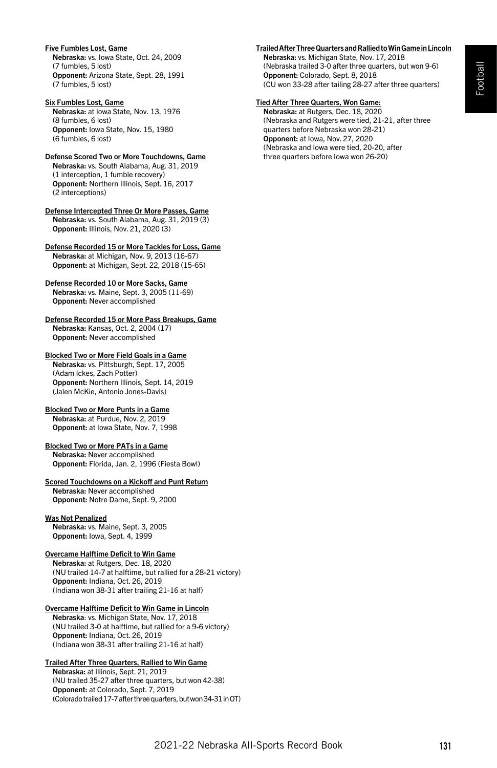**Five Fumbles Lost, Game**
**Nebraska:** vs. Iowa State, Oct. 24, 2009
(7 fumbles, 5 lost)
**Opponent:** Arizona State, Sept. 28, 1991
(7 fumbles, 5 lost)

**Six Fumbles Lost, Game**
**Nebraska:** at Iowa State, Nov. 13, 1976
(8 fumbles, 6 lost)
**Opponent:** Iowa State, Nov. 15, 1980
(6 fumbles, 6 lost)

**Defense Scored Two or More Touchdowns, Game**
**Nebraska:** vs. South Alabama, Aug. 31, 2019
(1 interception, 1 fumble recovery)
**Opponent:** Northern Illinois, Sept. 16, 2017
(2 interceptions)

**Defense Intercepted Three Or More Passes, Game**
**Nebraska:** vs. South Alabama, Aug. 31, 2019 (3)
**Opponent:** Illinois, Nov. 21, 2020 (3)

**Defense Recorded 15 or More Tackles for Loss, Game**
**Nebraska:** at Michigan, Nov. 9, 2013 (16-67)
**Opponent:** at Michigan, Sept. 22, 2018 (15-65)

**Defense Recorded 10 or More Sacks, Game**
**Nebraska:** vs. Maine, Sept. 3, 2005 (11-69)
**Opponent:** Never accomplished

**Defense Recorded 15 or More Pass Breakups, Game**
**Nebraska:** Kansas, Oct. 2, 2004 (17)
**Opponent:** Never accomplished

**Blocked Two or More Field Goals in a Game**
**Nebraska:** vs. Pittsburgh, Sept. 17, 2005
(Adam Ickes, Zach Potter)
**Opponent:** Northern Illinois, Sept. 14, 2019
(Jalen McKie, Antonio Jones-Davis)

**Blocked Two or More Punts in a Game**
**Nebraska:** at Purdue, Nov. 2, 2019
**Opponent:** at Iowa State, Nov. 7, 1998

**Blocked Two or More PATs in a Game**
**Nebraska:** Never accomplished
**Opponent:** Florida, Jan. 2, 1996 (Fiesta Bowl)

**Scored Touchdowns on a Kickoff and Punt Return**
**Nebraska:** Never accomplished
**Opponent:** Notre Dame, Sept. 9, 2000

**Was Not Penalized**
**Nebraska:** vs. Maine, Sept. 3, 2005
**Opponent:** Iowa, Sept. 4, 1999

**Overcame Halftime Deficit to Win Game**
**Nebraska:** at Rutgers, Dec. 18, 2020
(NU trailed 14-7 at halftime, but rallied for a 28-21 victory)
**Opponent:** Indiana, Oct. 26, 2019
(Indiana won 38-31 after trailing 21-16 at half)

**Overcame Halftime Deficit to Win Game in Lincoln**
**Nebraska**: vs. Michigan State, Nov. 17, 2018
(NU trailed 3-0 at halftime, but rallied for a 9-6 victory)
**Opponent:** Indiana, Oct. 26, 2019
(Indiana won 38-31 after trailing 21-16 at half)

**Trailed After Three Quarters, Rallied to Win Game**
**Nebraska:** at Illinois, Sept. 21, 2019
(NU trailed 35-27 after three quarters, but won 42-38)
**Opponent:** at Colorado, Sept. 7, 2019
(Colorado trailed 17-7 after three quarters, but won 34-31 in OT)

**Trailed After Three Quarters and Rallied to Win Game in Lincoln**
**Nebraska:** vs. Michigan State, Nov. 17, 2018
(Nebraska trailed 3-0 after three quarters, but won 9-6)
**Opponent:** Colorado, Sept. 8, 2018
(CU won 33-28 after tailing 28-27 after three quarters)

**Tied After Three Quarters, Won Game:**
**Nebraska:** at Rutgers, Dec. 18, 2020
(Nebraska and Rutgers were tied, 21-21, after three quarters before Nebraska won 28-21)
**Opponent:** at Iowa, Nov. 27, 2020
(Nebraska and Iowa were tied, 20-20, after three quarters before Iowa won 26-20)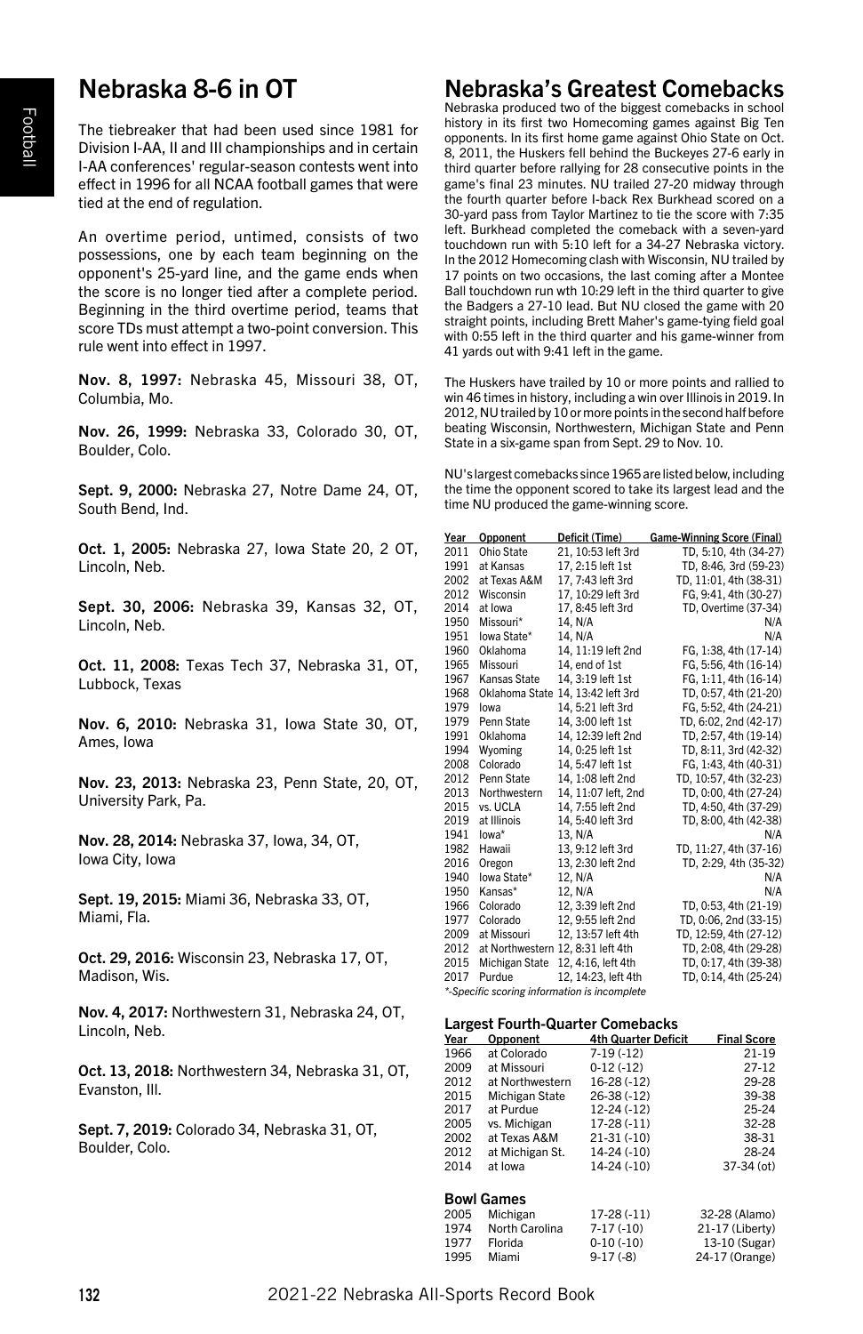## Nebraska 8-6 in OT

The tiebreaker that had been used since 1981 for Division I-AA, II and III championships and in certain I-AA conferences' regular-season contests went into effect in 1996 for all NCAA football games that were tied at the end of regulation.

An overtime period, untimed, consists of two possessions, one by each team beginning on the opponent's 25-yard line, and the game ends when the score is no longer tied after a complete period. Beginning in the third overtime period, teams that score TDs must attempt a two-point conversion. This rule went into effect in 1997.

**Nov. 8, 1997:** Nebraska 45, Missouri 38, OT, Columbia, Mo.

**Nov. 26, 1999:** Nebraska 33, Colorado 30, OT, Boulder, Colo.

**Sept. 9, 2000:** Nebraska 27, Notre Dame 24, OT, South Bend, Ind.

**Oct. 1, 2005:** Nebraska 27, Iowa State 20, 2 OT, Lincoln, Neb.

**Sept. 30, 2006:** Nebraska 39, Kansas 32, OT, Lincoln, Neb.

**Oct. 11, 2008:** Texas Tech 37, Nebraska 31, OT, Lubbock, Texas

**Nov. 6, 2010:** Nebraska 31, Iowa State 30, OT, Ames, Iowa

**Nov. 23, 2013:** Nebraska 23, Penn State, 20, OT, University Park, Pa.

**Nov. 28, 2014:** Nebraska 37, Iowa, 34, OT, Iowa City, Iowa

**Sept. 19, 2015:** Miami 36, Nebraska 33, OT, Miami, Fla.

**Oct. 29, 2016:** Wisconsin 23, Nebraska 17, OT, Madison, Wis.

**Nov. 4, 2017:** Northwestern 31, Nebraska 24, OT, Lincoln, Neb.

**Oct. 13, 2018:** Northwestern 34, Nebraska 31, OT, Evanston, Ill.

**Sept. 7, 2019:** Colorado 34, Nebraska 31, OT, Boulder, Colo.

## Nebraska's Greatest Comebacks

Nebraska produced two of the biggest comebacks in school history in its first two Homecoming games against Big Ten opponents. In its first home game against Ohio State on Oct. 8, 2011, the Huskers fell behind the Buckeyes 27-6 early in third quarter before rallying for 28 consecutive points in the game's final 23 minutes. NU trailed 27-20 midway through the fourth quarter before I-back Rex Burkhead scored on a 30-yard pass from Taylor Martinez to tie the score with 7:35 left. Burkhead completed the comeback with a seven-yard touchdown run with 5:10 left for a 34-27 Nebraska victory. In the 2012 Homecoming clash with Wisconsin, NU trailed by 17 points on two occasions, the last coming after a Montee Ball touchdown run wth 10:29 left in the third quarter to give the Badgers a 27-10 lead. But NU closed the game with 20 straight points, including Brett Maher's game-tying field goal with 0:55 left in the third quarter and his game-winner from 41 yards out with 9:41 left in the game.

The Huskers have trailed by 10 or more points and rallied to win 46 times in history, including a win over Illinois in 2019. In 2012, NU trailed by 10 or more points in the second half before beating Wisconsin, Northwestern, Michigan State and Penn State in a six-game span from Sept. 29 to Nov. 10.

NU's largest comebacks since 1965 are listed below, including the time the opponent scored to take its largest lead and the time NU produced the game-winning score.

| Year | Opponent | Deficit (Time) | Game-Winning Score (Final) |
|---|---|---|---|
| 2011 | Ohio State | 21, 10:53 left 3rd | TD, 5:10, 4th (34-27) |
| 1991 | at Kansas | 17, 2:15 left 1st | TD, 8:46, 3rd (59-23) |
| 2002 | at Texas A&M | 17, 7:43 left 3rd | TD, 11:01, 4th (38-31) |
| 2012 | Wisconsin | 17, 10:29 left 3rd | FG, 9:41, 4th (30-27) |
| 2014 | at Iowa | 17, 8:45 left 3rd | TD, Overtime (37-34) |
| 1950 | Missouri* | 14, N/A | N/A |
| 1951 | Iowa State* | 14, N/A | N/A |
| 1960 | Oklahoma | 14, 11:19 left 2nd | FG, 1:38, 4th (17-14) |
| 1965 | Missouri | 14, end of 1st | FG, 5:56, 4th (16-14) |
| 1967 | Kansas State | 14, 3:19 left 1st | FG, 1:11, 4th (16-14) |
| 1968 | Oklahoma State | 14, 13:42 left 3rd | TD, 0:57, 4th (21-20) |
| 1979 | Iowa | 14, 5:21 left 3rd | FG, 5:52, 4th (24-21) |
| 1979 | Penn State | 14, 3:00 left 1st | TD, 6:02, 2nd (42-17) |
| 1991 | Oklahoma | 14, 12:39 left 2nd | TD, 2:57, 4th (19-14) |
| 1994 | Wyoming | 14, 0:25 left 1st | TD, 8:11, 3rd (42-32) |
| 2008 | Colorado | 14, 5:47 left 1st | FG, 1:43, 4th (40-31) |
| 2012 | Penn State | 14, 1:08 left 2nd | TD, 10:57, 4th (32-23) |
| 2013 | Northwestern | 14, 11:07 left, 2nd | TD, 0:00, 4th (27-24) |
| 2015 | vs. UCLA | 14, 7:55 left 2nd | TD, 4:50, 4th (37-29) |
| 2019 | at Illinois | 14, 5:40 left 3rd | TD, 8:00, 4th (42-38) |
| 1941 | Iowa* | 13, N/A | N/A |
| 1982 | Hawaii | 13, 9:12 left 3rd | TD, 11:27, 4th (37-16) |
| 2016 | Oregon | 13, 2:30 left 2nd | TD, 2:29, 4th (35-32) |
| 1940 | Iowa State* | 12, N/A | N/A |
| 1950 | Kansas* | 12, N/A | N/A |
| 1966 | Colorado | 12, 3:39 left 2nd | TD, 0:53, 4th (21-19) |
| 1977 | Colorado | 12, 9:55 left 2nd | TD, 0:06, 2nd (33-15) |
| 2009 | at Missouri | 12, 13:57 left 4th | TD, 12:59, 4th (27-12) |
| 2012 | at Northwestern | 12, 8:31 left 4th | TD, 2:08, 4th (29-28) |
| 2015 | Michigan State | 12, 4:16, left 4th | TD, 0:17, 4th (39-38) |
| 2017 | Purdue | 12, 14:23, left 4th | TD, 0:14, 4th (25-24) |

*\*-Specific scoring information is incomplete*

### Largest Fourth-Quarter Comebacks

| Year | Opponent | 4th Quarter Deficit | Final Score |
|---|---|---|---|
| 1966 | at Colorado | 7-19 (-12) | 21-19 |
| 2009 | at Missouri | 0-12 (-12) | 27-12 |
| 2012 | at Northwestern | 16-28 (-12) | 29-28 |
| 2015 | Michigan State | 26-38 (-12) | 39-38 |
| 2017 | at Purdue | 12-24 (-12) | 25-24 |
| 2005 | vs. Michigan | 17-28 (-11) | 32-28 |
| 2002 | at Texas A&M | 21-31 (-10) | 38-31 |
| 2012 | at Michigan St. | 14-24 (-10) | 28-24 |
| 2014 | at Iowa | 14-24 (-10) | 37-34 (ot) |

### Bowl Games

| Year | Opponent | 4th Quarter Deficit | Final Score |
|---|---|---|---|
| 2005 | Michigan | 17-28 (-11) | 32-28 (Alamo) |
| 1974 | North Carolina | 7-17 (-10) | 21-17 (Liberty) |
| 1977 | Florida | 0-10 (-10) | 13-10 (Sugar) |
| 1995 | Miami | 9-17 (-8) | 24-17 (Orange) |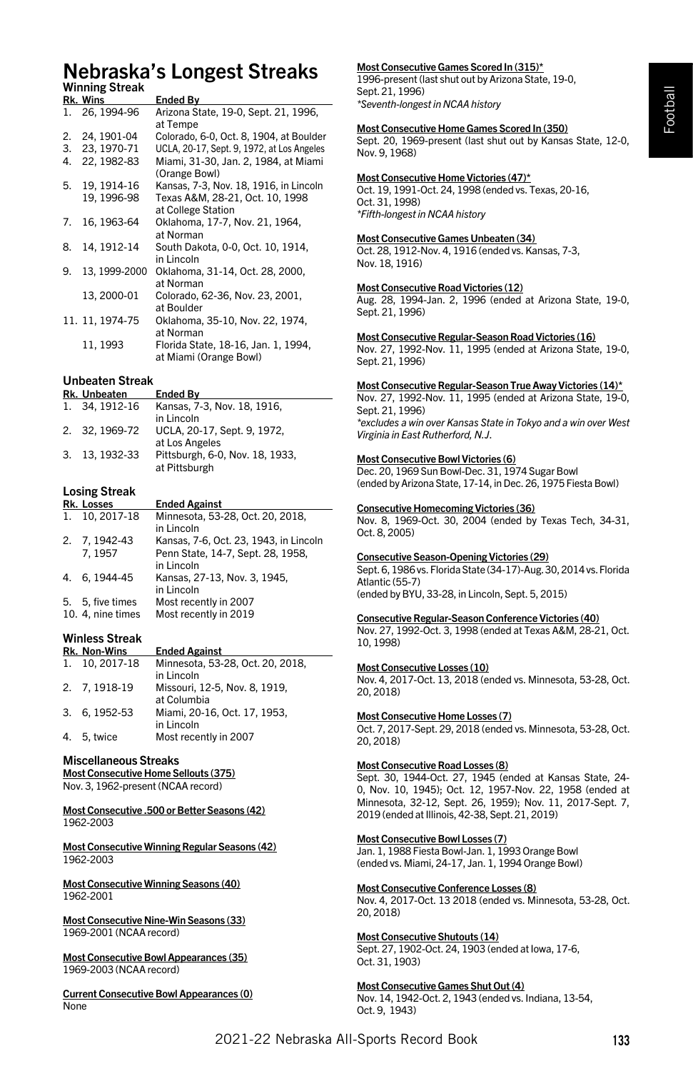# Nebraska's Longest Streaks

## Winning Streak

| Rk. | Wins | Ended By |
|---|---|---|
| 1. | 26, 1994-96 | Arizona State, 19-0, Sept. 21, 1996, at Tempe |
| 2. | 24, 1901-04 | Colorado, 6-0, Oct. 8, 1904, at Boulder |
| 3. | 23, 1970-71 | UCLA, 20-17, Sept. 9, 1972, at Los Angeles |
| 4. | 22, 1982-83 | Miami, 31-30, Jan. 2, 1984, at Miami (Orange Bowl) |
| 5. | 19, 1914-16 | Kansas, 7-3, Nov. 18, 1916, in Lincoln |
| | 19, 1996-98 | Texas A&M, 28-21, Oct. 10, 1998 at College Station |
| 7. | 16, 1963-64 | Oklahoma, 17-7, Nov. 21, 1964, at Norman |
| 8. | 14, 1912-14 | South Dakota, 0-0, Oct. 10, 1914, in Lincoln |
| 9. | 13, 1999-2000 | Oklahoma, 31-14, Oct. 28, 2000, at Norman |
| | 13, 2000-01 | Colorado, 62-36, Nov. 23, 2001, at Boulder |
| 11. | 11, 1974-75 | Oklahoma, 35-10, Nov. 22, 1974, at Norman |
| | 11, 1993 | Florida State, 18-16, Jan. 1, 1994, at Miami (Orange Bowl) |

## Unbeaten Streak

| Rk. | Unbeaten | Ended By |
|---|---|---|
| 1. | 34, 1912-16 | Kansas, 7-3, Nov. 18, 1916, in Lincoln |
| 2. | 32, 1969-72 | UCLA, 20-17, Sept. 9, 1972, at Los Angeles |
| 3. | 13, 1932-33 | Pittsburgh, 6-0, Nov. 18, 1933, at Pittsburgh |

## Losing Streak

| Rk. | Losses | Ended Against |
|---|---|---|
| 1. | 10, 2017-18 | Minnesota, 53-28, Oct. 20, 2018, in Lincoln |
| 2. | 7, 1942-43 | Kansas, 7-6, Oct. 23, 1943, in Lincoln |
| | 7, 1957 | Penn State, 14-7, Sept. 28, 1958, in Lincoln |
| 4. | 6, 1944-45 | Kansas, 27-13, Nov. 3, 1945, in Lincoln |
| 5. | 5, five times | Most recently in 2007 |
| 10. | 4, nine times | Most recently in 2019 |

## Winless Streak

| Rk. | Non-Wins | Ended Against |
|---|---|---|
| 1. | 10, 2017-18 | Minnesota, 53-28, Oct. 20, 2018, in Lincoln |
| 2. | 7, 1918-19 | Missouri, 12-5, Nov. 8, 1919, at Columbia |
| 3. | 6, 1952-53 | Miami, 20-16, Oct. 17, 1953, in Lincoln |
| 4. | 5, twice | Most recently in 2007 |

## Miscellaneous Streaks

**Most Consecutive Home Sellouts (375)**
Nov. 3, 1962-present (NCAA record)

**Most Consecutive .500 or Better Seasons (42)**
1962-2003

**Most Consecutive Winning Regular Seasons (42)**
1962-2003

**Most Consecutive Winning Seasons (40)**
1962-2001

**Most Consecutive Nine-Win Seasons (33)**
1969-2001 (NCAA record)

**Most Consecutive Bowl Appearances (35)**
1969-2003 (NCAA record)

**Current Consecutive Bowl Appearances (0)**
None

**Most Consecutive Games Scored In (315)***
1996-present (last shut out by Arizona State, 19-0, Sept. 21, 1996)
*\*Seventh-longest in NCAA history*

**Most Consecutive Home Games Scored In (350)**
Sept. 20, 1969-present (last shut out by Kansas State, 12-0, Nov. 9, 1968)

**Most Consecutive Home Victories (47)***
Oct. 19, 1991-Oct. 24, 1998 (ended vs. Texas, 20-16, Oct. 31, 1998)
*\*Fifth-longest in NCAA history*

**Most Consecutive Games Unbeaten (34)**
Oct. 28, 1912-Nov. 4, 1916 (ended vs. Kansas, 7-3, Nov. 18, 1916)

**Most Consecutive Road Victories (12)**
Aug. 28, 1994-Jan. 2, 1996 (ended at Arizona State, 19-0, Sept. 21, 1996)

**Most Consecutive Regular-Season Road Victories (16)**
Nov. 27, 1992-Nov. 11, 1995 (ended at Arizona State, 19-0, Sept. 21, 1996)

**Most Consecutive Regular-Season True Away Victories (14)***
Nov. 27, 1992-Nov. 11, 1995 (ended at Arizona State, 19-0, Sept. 21, 1996)
*\*excludes a win over Kansas State in Tokyo and a win over West Virginia in East Rutherford, N.J.*

**Most Consecutive Bowl Victories (6)**
Dec. 20, 1969 Sun Bowl-Dec. 31, 1974 Sugar Bowl
(ended by Arizona State, 17-14, in Dec. 26, 1975 Fiesta Bowl)

**Consecutive Homecoming Victories (36)**
Nov. 8, 1969-Oct. 30, 2004 (ended by Texas Tech, 34-31, Oct. 8, 2005)

**Consecutive Season-Opening Victories (29)**
Sept. 6, 1986 vs. Florida State (34-17)-Aug. 30, 2014 vs. Florida Atlantic (55-7)
(ended by BYU, 33-28, in Lincoln, Sept. 5, 2015)

**Consecutive Regular-Season Conference Victories (40)**
Nov. 27, 1992-Oct. 3, 1998 (ended at Texas A&M, 28-21, Oct. 10, 1998)

**Most Consecutive Losses (10)**
Nov. 4, 2017-Oct. 13, 2018 (ended vs. Minnesota, 53-28, Oct. 20, 2018)

**Most Consecutive Home Losses (7)**
Oct. 7, 2017-Sept. 29, 2018 (ended vs. Minnesota, 53-28, Oct. 20, 2018)

**Most Consecutive Road Losses (8)**
Sept. 30, 1944-Oct. 27, 1945 (ended at Kansas State, 24-0, Nov. 10, 1945); Oct. 12, 1957-Nov. 22, 1958 (ended at Minnesota, 32-12, Sept. 26, 1959); Nov. 11, 2017-Sept. 7, 2019 (ended at Illinois, 42-38, Sept. 21, 2019)

**Most Consecutive Bowl Losses (7)**
Jan. 1, 1988 Fiesta Bowl-Jan. 1, 1993 Orange Bowl
(ended vs. Miami, 24-17, Jan. 1, 1994 Orange Bowl)

**Most Consecutive Conference Losses (8)**
Nov. 4, 2017-Oct. 13 2018 (ended vs. Minnesota, 53-28, Oct. 20, 2018)

**Most Consecutive Shutouts (14)**
Sept. 27, 1902-Oct. 24, 1903 (ended at Iowa, 17-6, Oct. 31, 1903)

**Most Consecutive Games Shut Out (4)**
Nov. 14, 1942-Oct. 2, 1943 (ended vs. Indiana, 13-54, Oct. 9, 1943)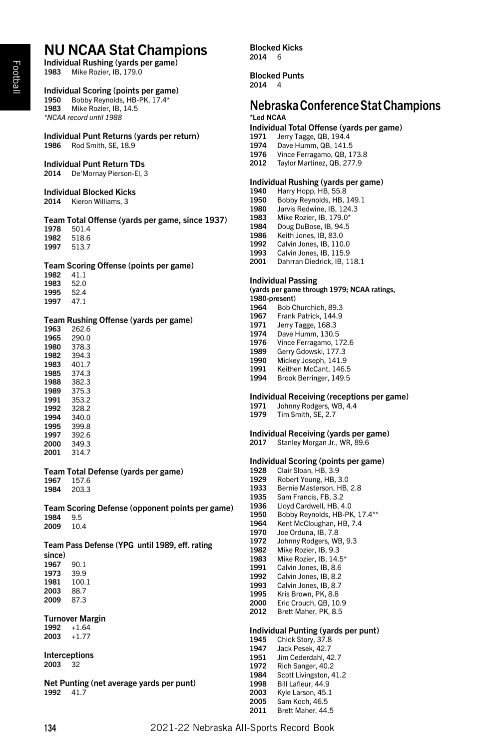# NU NCAA Stat Champions

**Individual Rushing (yards per game)**
**1983** Mike Rozier, IB, 179.0

**Individual Scoring (points per game)**
**1950** Bobby Reynolds, HB-PK, 17.4*
**1983** Mike Rozier, IB, 14.5
*\*NCAA record until 1988*

**Individual Punt Returns (yards per return)**
**1986** Rod Smith, SE, 18.9

**Individual Punt Return TDs**
**2014** De'Mornay Pierson-El, 3

**Individual Blocked Kicks**
**2014** Kieron Williams, 3

**Team Total Offense (yards per game, since 1937)**
**1978** 501.4
**1982** 518.6
**1997** 513.7

**Team Scoring Offense (points per game)**
**1982** 41.1
**1983** 52.0
**1995** 52.4
**1997** 47.1

**Team Rushing Offense (yards per game)**
**1963** 262.6
**1965** 290.0
**1980** 378.3
**1982** 394.3
**1983** 401.7
**1985** 374.3
**1988** 382.3
**1989** 375.3
**1991** 353.2
**1992** 328.2
**1994** 340.0
**1995** 399.8
**1997** 392.6
**2000** 349.3
**2001** 314.7

**Team Total Defense (yards per game)**
**1967** 157.6
**1984** 203.3

**Team Scoring Defense (opponent points per game)**
**1984** 9.5
**2009** 10.4

**Team Pass Defense (YPG until 1989, eff. rating since)**
**1967** 90.1
**1973** 39.9
**1981** 100.1
**2003** 88.7
**2009** 87.3

**Turnover Margin**
**1992** +1.64
**2003** +1.77

**Interceptions**
**2003** 32

**Net Punting (net average yards per punt)**
**1992** 41.7

**Blocked Kicks**
**2014** 6

**Blocked Punts**
**2014** 4

# Nebraska Conference Stat Champions

**\*Led NCAA**

**Individual Total Offense (yards per game)**
**1971** Jerry Tagge, QB, 194.4
**1974** Dave Humm, QB, 141.5
**1976** Vince Ferragamo, QB, 173.8
**2012** Taylor Martinez, QB, 277.9

**Individual Rushing (yards per game)**
**1940** Harry Hopp, HB, 55.8
**1950** Bobby Reynolds, HB, 149.1
**1980** Jarvis Redwine, IB, 124.3
**1983** Mike Rozier, IB, 179.0*
**1984** Doug DuBose, IB, 94.5
**1986** Keith Jones, IB, 83.0
**1992** Calvin Jones, IB, 110.0
**1993** Calvin Jones, IB, 115.9
**2001** Dahrran Diedrick, IB, 118.1

**Individual Passing**
**(yards per game through 1979; NCAA ratings, 1980-present)**
**1964** Bob Churchich, 89.3
**1967** Frank Patrick, 144.9
**1971** Jerry Tagge, 168.3
**1974** Dave Humm, 130.5
**1976** Vince Ferragamo, 172.6
**1989** Gerry Gdowski, 177.3
**1990** Mickey Joseph, 141.9
**1991** Keithen McCant, 146.5
**1994** Brook Berringer, 149.5

**Individual Receiving (receptions per game)**
**1971** Johnny Rodgers, WB, 4.4
**1979** Tim Smith, SE, 2.7

**Individual Receiving (yards per game)**
**2017** Stanley Morgan Jr., WR, 89.6

**Individual Scoring (points per game)**
**1928** Clair Sloan, HB, 3.9
**1929** Robert Young, HB, 3.0
**1933** Bernie Masterson, HB, 2.8
**1935** Sam Francis, FB, 3.2
**1936** Lloyd Cardwell, HB, 4.0
**1950** Bobby Reynolds, HB-PK, 17.4**
**1964** Kent McCloughan, HB, 7.4
**1970** Joe Orduna, IB, 7.8
**1972** Johnny Rodgers, WB, 9.3
**1982** Mike Rozier, IB, 9.3
**1983** Mike Rozier, IB, 14.5*
**1991** Calvin Jones, IB, 8.6
**1992** Calvin Jones, IB, 8.2
**1993** Calvin Jones, IB, 8.7
**1995** Kris Brown, PK, 8.8
**2000** Eric Crouch, QB, 10.9
**2012** Brett Maher, PK, 8.5

**Individual Punting (yards per punt)**
**1945** Chick Story, 37.8
**1947** Jack Pesek, 42.7
**1951** Jim Cederdahl, 42.7
**1972** Rich Sanger, 40.2
**1984** Scott Livingston, 41.2
**1998** Bill Lafleur, 44.9
**2003** Kyle Larson, 45.1
**2005** Sam Koch, 46.5
**2011** Brett Maher, 44.5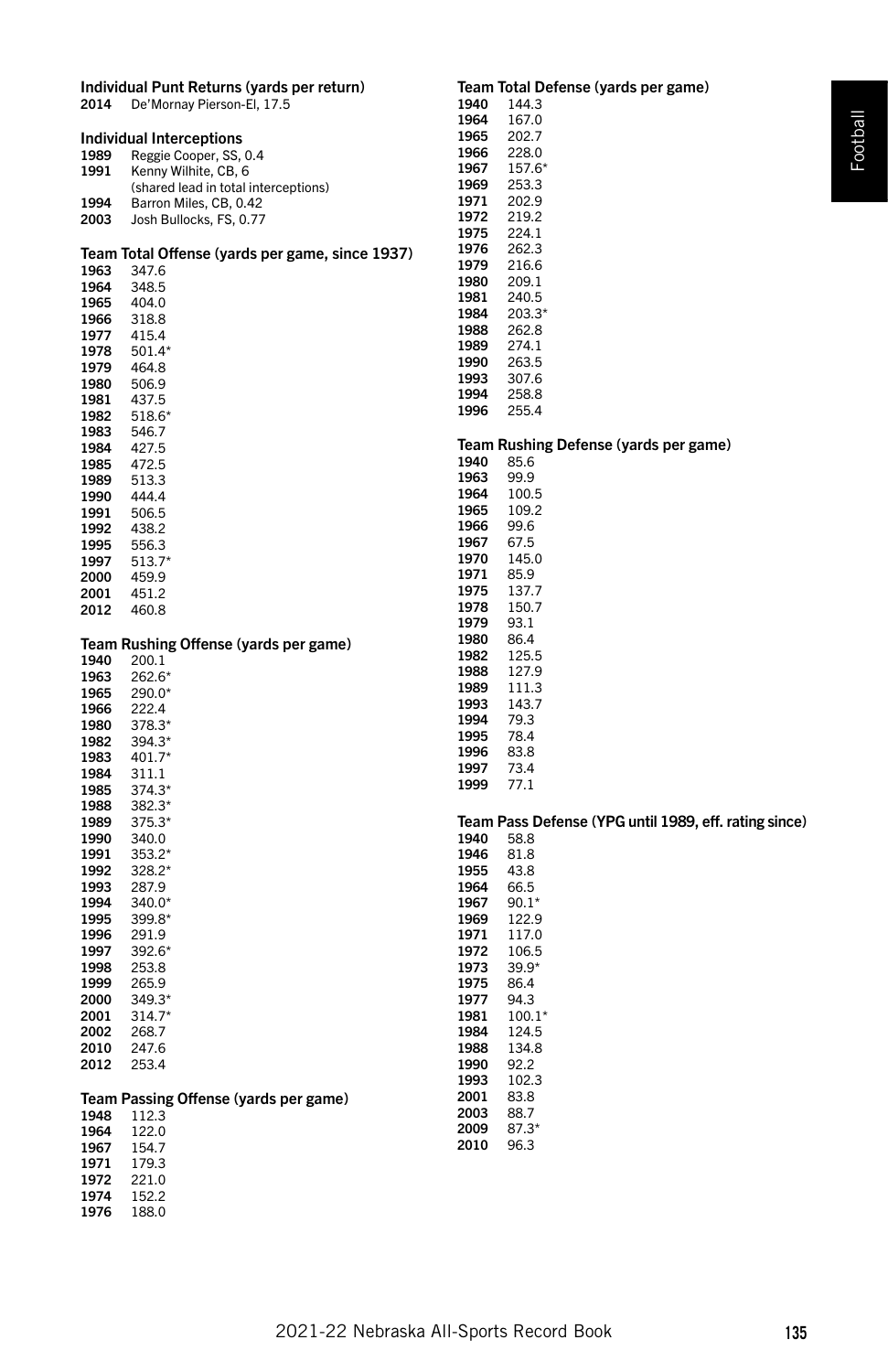### Individual Punt Returns (yards per return)

**2014** De'Mornay Pierson-El, 17.5

### Individual Interceptions

**1989** Reggie Cooper, SS, 0.4
**1991** Kenny Wilhite, CB, 6
(shared lead in total interceptions)
**1994** Barron Miles, CB, 0.42
**2003** Josh Bullocks, FS, 0.77

### Team Total Offense (yards per game, since 1937)

**1963** 347.6
**1964** 348.5
**1965** 404.0
**1966** 318.8
**1977** 415.4
**1978** 501.4*
**1979** 464.8
**1980** 506.9
**1981** 437.5
**1982** 518.6*
**1983** 546.7
**1984** 427.5
**1985** 472.5
**1989** 513.3
**1990** 444.4
**1991** 506.5
**1992** 438.2
**1995** 556.3
**1997** 513.7*
**2000** 459.9
**2001** 451.2
**2012** 460.8

### Team Rushing Offense (yards per game)

**1940** 200.1
**1963** 262.6*
**1965** 290.0*
**1966** 222.4
**1980** 378.3*
**1982** 394.3*
**1983** 401.7*
**1984** 311.1
**1985** 374.3*
**1988** 382.3*
**1989** 375.3*
**1990** 340.0
**1991** 353.2*
**1992** 328.2*
**1993** 287.9
**1994** 340.0*
**1995** 399.8*
**1996** 291.9
**1997** 392.6*
**1998** 253.8
**1999** 265.9
**2000** 349.3*
**2001** 314.7*
**2002** 268.7
**2010** 247.6
**2012** 253.4

### Team Passing Offense (yards per game)

**1948** 112.3
**1964** 122.0
**1967** 154.7
**1971** 179.3
**1972** 221.0
**1974** 152.2
**1976** 188.0

### Team Total Defense (yards per game)

**1940** 144.3
**1964** 167.0
**1965** 202.7
**1966** 228.0
**1967** 157.6*
**1969** 253.3
**1971** 202.9
**1972** 219.2
**1975** 224.1
**1976** 262.3
**1979** 216.6
**1980** 209.1
**1981** 240.5
**1984** 203.3*
**1988** 262.8
**1989** 274.1
**1990** 263.5
**1993** 307.6
**1994** 258.8
**1996** 255.4

### Team Rushing Defense (yards per game)

**1940** 85.6
**1963** 99.9
**1964** 100.5
**1965** 109.2
**1966** 99.6
**1967** 67.5
**1970** 145.0
**1971** 85.9
**1975** 137.7
**1978** 150.7
**1979** 93.1
**1980** 86.4
**1982** 125.5
**1988** 127.9
**1989** 111.3
**1993** 143.7
**1994** 79.3
**1995** 78.4
**1996** 83.8
**1997** 73.4
**1999** 77.1

### Team Pass Defense (YPG until 1989, eff. rating since)

**1940** 58.8
**1946** 81.8
**1955** 43.8
**1964** 66.5
**1967** 90.1*
**1969** 122.9
**1971** 117.0
**1972** 106.5
**1973** 39.9*
**1975** 86.4
**1977** 94.3
**1981** 100.1*
**1984** 124.5
**1988** 134.8
**1990** 92.2
**1993** 102.3
**2001** 83.8
**2003** 88.7
**2009** 87.3*
**2010** 96.3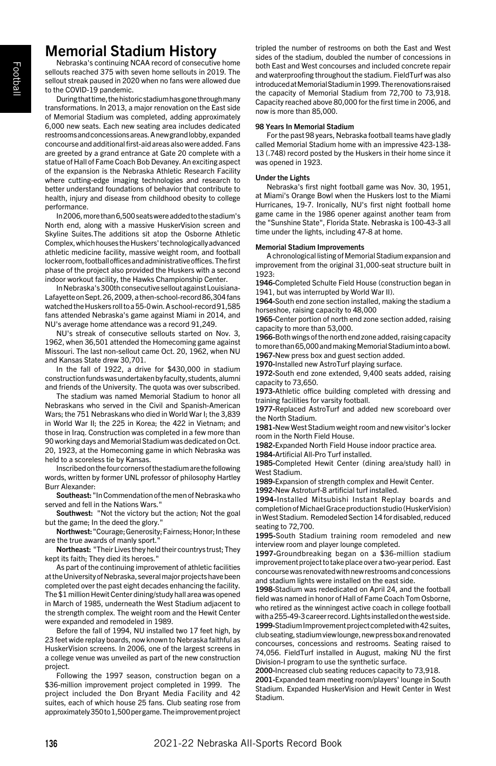# Memorial Stadium History

Nebraska's continuing NCAA record of consecutive home sellouts reached 375 with seven home sellouts in 2019. The sellout streak paused in 2020 when no fans were allowed due to the COVID-19 pandemic.

During that time, the historic stadium has gone through many transformations. In 2013, a major renovation on the East side of Memorial Stadium was completed, adding approximately 6,000 new seats. Each new seating area includes dedicated restrooms and concessions areas. A new grand lobby, expanded concourse and additional first-aid areas also were added. Fans are greeted by a grand entrance at Gate 20 complete with a statue of Hall of Fame Coach Bob Devaney. An exciting aspect of the expansion is the Nebraska Athletic Research Facility where cutting-edge imaging technologies and research to better understand foundations of behavior that contribute to health, injury and disease from childhood obesity to college performance.

In 2006, more than 6,500 seats were added to the stadium's North end, along with a massive HuskerVision screen and Skyline Suites.The additions sit atop the Osborne Athletic Complex, which houses the Huskers' technologically advanced athletic medicine facility, massive weight room, and football locker room, football offices and administrative offices. The first phase of the project also provided the Huskers with a second indoor workout facility, the Hawks Championship Center.

In Nebraska's 300th consecutive sellout against Louisiana-Lafayette on Sept. 26, 2009, a then-school-record 86,304 fans watched the Huskers roll to a 55-0 win. A school-record 91,585 fans attended Nebraska's game against Miami in 2014, and NU's average home attendance was a record 91,249.

NU's streak of consecutive sellouts started on Nov. 3, 1962, when 36,501 attended the Homecoming game against Missouri. The last non-sellout came Oct. 20, 1962, when NU and Kansas State drew 30,701.

In the fall of 1922, a drive for $430,000 in stadium construction funds was undertaken by faculty, students, alumni and friends of the University. The quota was over subscribed.

The stadium was named Memorial Stadium to honor all Nebraskans who served in the Civil and Spanish-American Wars; the 751 Nebraskans who died in World War I; the 3,839 in World War II; the 225 in Korea; the 422 in Vietnam; and those in Iraq. Construction was completed in a few more than 90 working days and Memorial Stadium was dedicated on Oct. 20, 1923, at the Homecoming game in which Nebraska was held to a scoreless tie by Kansas.

Inscribed on the four corners of the stadium are the following words, written by former UNL professor of philosophy Hartley Burr Alexander:

**Southeast:** "In Commendation of the men of Nebraska who served and fell in the Nations Wars."

**Southwest:** "Not the victory but the action; Not the goal but the game; In the deed the glory."

**Northwest:** "Courage; Generosity; Fairness; Honor; In these are the true awards of manly sport."

**Northeast:** "Their Lives they held their countrys trust; They kept its faith; They died its heroes."

As part of the continuing improvement of athletic facilities at the University of Nebraska, several major projects have been completed over the past eight decades enhancing the facility. The $1 million Hewit Center dining/study hall area was opened in March of 1985, underneath the West Stadium adjacent to the strength complex. The weight room and the Hewit Center were expanded and remodeled in 1989.

Before the fall of 1994, NU installed two 17 feet high, by 23 feet wide replay boards, now known to Nebraska faithful as HuskerVision screens. In 2006, one of the largest screens in a college venue was unveiled as part of the new construction project.

Following the 1997 season, construction began on a $36-million improvement project completed in 1999. The project included the Don Bryant Media Facility and 42 suites, each of which house 25 fans. Club seating rose from approximately 350 to 1,500 per game. The improvement project tripled the number of restrooms on both the East and West sides of the stadium, doubled the number of concessions in both East and West concourses and included concrete repair and waterproofing throughout the stadium. FieldTurf was also introduced at Memorial Stadium in 1999. The renovations raised the capacity of Memorial Stadium from 72,700 to 73,918. Capacity reached above 80,000 for the first time in 2006, and now is more than 85,000.

#### 98 Years In Memorial Stadium

For the past 98 years, Nebraska football teams have gladly called Memorial Stadium home with an impressive 423-138-13 (.748) record posted by the Huskers in their home since it was opened in 1923.

#### Under the Lights

Nebraska's first night football game was Nov. 30, 1951, at Miami's Orange Bowl when the Huskers lost to the Miami Hurricanes, 19-7. Ironically, NU's first night football home game came in the 1986 opener against another team from the "Sunshine State", Florida State. Nebraska is 100-43-3 all time under the lights, including 47-8 at home.

#### Memorial Stadium Improvements

A chronological listing of Memorial Stadium expansion and improvement from the original 31,000-seat structure built in 1923:

**1946-**Completed Schulte Field House (construction began in 1941, but was interrupted by World War II).

**1964-**South end zone section installed, making the stadium a horseshoe, raising capacity to 48,000

**1965-**Center portion of north end zone section added, raising capacity to more than 53,000.

**1966-**Both wings of the north end zone added, raising capacity to more than 65,000 and making Memorial Stadium into a bowl.

**1967-**New press box and guest section added.

**1970-**Installed new AstroTurf playing surface.

**1972-**South end zone extended, 9,400 seats added, raising capacity to 73,650.

**1973-**Athletic office building completed with dressing and training facilities for varsity football.

**1977-**Replaced AstroTurf and added new scoreboard over the North Stadium.

**1981-**New West Stadium weight room and new visitor's locker room in the North Field House.

**1982-**Expanded North Field House indoor practice area.

**1984-**Artificial All-Pro Turf installed.

**1985-**Completed Hewit Center (dining area/study hall) in West Stadium.

**1989-**Expansion of strength complex and Hewit Center.

**1992-**New Astroturf-8 artificial turf installed.

**1994-**Installed Mitsubishi Instant Replay boards and completion of Michael Grace production studio (HuskerVision) in West Stadium. Remodeled Section 14 for disabled, reduced seating to 72,700.

**1995-**South Stadium training room remodeled and new interview room and player lounge completed.

**1997-**Groundbreaking began on a $36-million stadium improvement project to take place over a two-year period. East concourse was renovated with new restrooms and concessions and stadium lights were installed on the east side.

**1998-**Stadium was rededicated on April 24, and the football field was named in honor of Hall of Fame Coach Tom Osborne, who retired as the winningest active coach in college football with a 255-49-3 career record. Lights installed on the west side.

**1999-**Stadium Improvement project completed with 42 suites, club seating, stadium view lounge, new press box and renovated concourses, concessions and restrooms. Seating raised to 74,056. FieldTurf installed in August, making NU the first Division-I program to use the synthetic surface.

**2000-**Increased club seating reduces capacity to 73,918.

**2001-**Expanded team meeting room/players' lounge in South Stadium. Expanded HuskerVision and Hewit Center in West Stadium.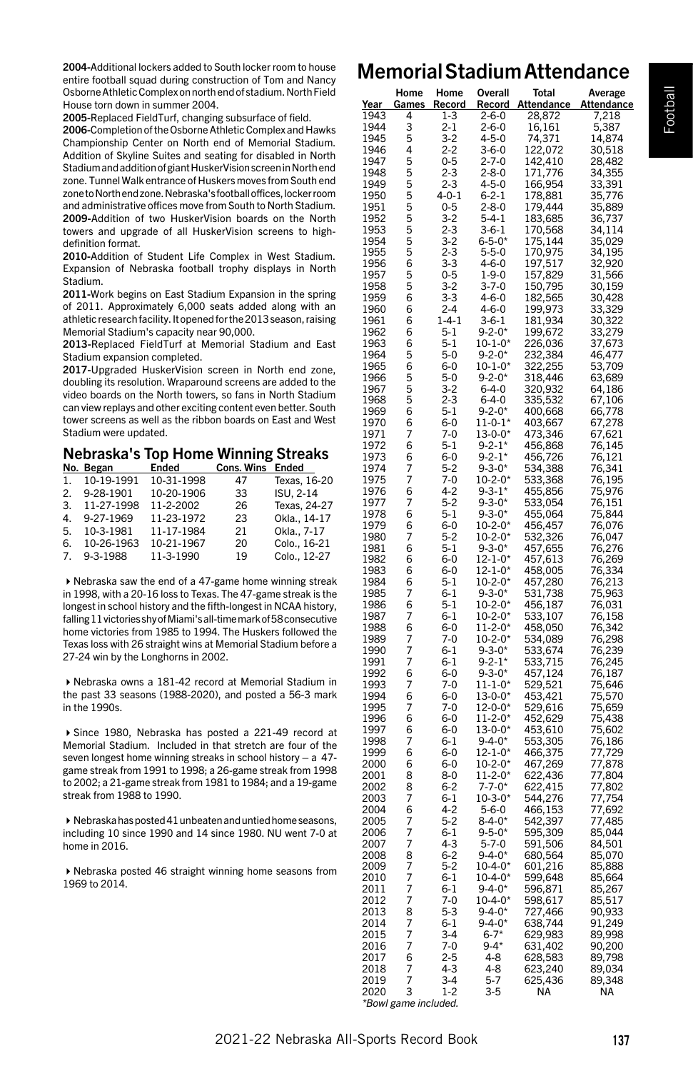2004-Additional lockers added to South locker room to house entire football squad during construction of Tom and Nancy Osborne Athletic Complex on north end of stadium. North Field House torn down in summer 2004.

2005-Replaced FieldTurf, changing subsurface of field.

2006-Completion of the Osborne Athletic Complex and Hawks Championship Center on North end of Memorial Stadium. Addition of Skyline Suites and seating for disabled in North Stadium and addition of giant HuskerVision screen in North end zone. Tunnel Walk entrance of Huskers moves from South end zone to North end zone. Nebraska's football offices, locker room and administrative offices move from South to North Stadium.

2009-Addition of two HuskerVision boards on the North towers and upgrade of all HuskerVision screens to high-definition format.

2010-Addition of Student Life Complex in West Stadium. Expansion of Nebraska football trophy displays in North Stadium.

2011-Work begins on East Stadium Expansion in the spring of 2011. Approximately 6,000 seats added along with an athletic research facility. It opened for the 2013 season, raising Memorial Stadium's capacity near 90,000.

2013-Replaced FieldTurf at Memorial Stadium and East Stadium expansion completed.

2017-Upgraded HuskerVision screen in North end zone, doubling its resolution. Wraparound screens are added to the video boards on the North towers, so fans in North Stadium can view replays and other exciting content even better. South tower screens as well as the ribbon boards on East and West Stadium were updated.

## Nebraska's Top Home Winning Streaks

| No. | Began | Ended | Cons. Wins | Ended |
|---|---|---|---|---|
| 1. | 10-19-1991 | 10-31-1998 | 47 | Texas, 16-20 |
| 2. | 9-28-1901 | 10-20-1906 | 33 | ISU, 2-14 |
| 3. | 11-27-1998 | 11-2-2002 | 26 | Texas, 24-27 |
| 4. | 9-27-1969 | 11-23-1972 | 23 | Okla., 14-17 |
| 5. | 10-3-1981 | 11-17-1984 | 21 | Okla., 7-17 |
| 6. | 10-26-1963 | 10-21-1967 | 20 | Colo., 16-21 |
| 7. | 9-3-1988 | 11-3-1990 | 19 | Colo., 12-27 |

▸ Nebraska saw the end of a 47-game home winning streak in 1998, with a 20-16 loss to Texas. The 47-game streak is the longest in school history and the fifth-longest in NCAA history, falling 11 victories shy of Miami's all-time mark of 58 consecutive home victories from 1985 to 1994. The Huskers followed the Texas loss with 26 straight wins at Memorial Stadium before a 27-24 win by the Longhorns in 2002.

▸ Nebraska owns a 181-42 record at Memorial Stadium in the past 33 seasons (1988-2020), and posted a 56-3 mark in the 1990s.

▸ Since 1980, Nebraska has posted a 221-49 record at Memorial Stadium. Included in that stretch are four of the seven longest home winning streaks in school history – a 47-game streak from 1991 to 1998; a 26-game streak from 1998 to 2002; a 21-game streak from 1981 to 1984; and a 19-game streak from 1988 to 1990.

▸ Nebraska has posted 41 unbeaten and untied home seasons, including 10 since 1990 and 14 since 1980. NU went 7-0 at home in 2016.

▸ Nebraska posted 46 straight winning home seasons from 1969 to 2014.

# Memorial Stadium Attendance

| Year | Home Games | Home Record | Overall Record | Total Attendance | Average Attendance |
|---|---|---|---|---|---|
| 1943 | 4 | 1-3 | 2-6-0 | 28,872 | 7,218 |
| 1944 | 3 | 2-1 | 2-6-0 | 16,161 | 5,387 |
| 1945 | 5 | 3-2 | 4-5-0 | 74,371 | 14,874 |
| 1946 | 4 | 2-2 | 3-6-0 | 122,072 | 30,518 |
| 1947 | 5 | 0-5 | 2-7-0 | 142,410 | 28,482 |
| 1948 | 5 | 2-3 | 2-8-0 | 171,776 | 34,355 |
| 1949 | 5 | 2-3 | 4-5-0 | 166,954 | 33,391 |
| 1950 | 5 | 4-0-1 | 6-2-1 | 178,881 | 35,776 |
| 1951 | 5 | 0-5 | 2-8-0 | 179,444 | 35,889 |
| 1952 | 5 | 3-2 | 5-4-1 | 183,685 | 36,737 |
| 1953 | 5 | 2-3 | 3-6-1 | 170,568 | 34,114 |
| 1954 | 5 | 3-2 | 6-5-0* | 175,144 | 35,029 |
| 1955 | 5 | 2-3 | 5-5-0 | 170,975 | 34,195 |
| 1956 | 6 | 3-3 | 4-6-0 | 197,517 | 32,920 |
| 1957 | 5 | 0-5 | 1-9-0 | 157,829 | 31,566 |
| 1958 | 5 | 3-2 | 3-7-0 | 150,795 | 30,159 |
| 1959 | 6 | 3-3 | 4-6-0 | 182,565 | 30,428 |
| 1960 | 6 | 2-4 | 4-6-0 | 199,973 | 33,329 |
| 1961 | 6 | 1-4-1 | 3-6-1 | 181,934 | 30,322 |
| 1962 | 6 | 5-1 | 9-2-0* | 199,672 | 33,279 |
| 1963 | 6 | 5-1 | 10-1-0* | 226,036 | 37,673 |
| 1964 | 5 | 5-0 | 9-2-0* | 232,384 | 46,477 |
| 1965 | 6 | 6-0 | 10-1-0* | 322,255 | 53,709 |
| 1966 | 5 | 5-0 | 9-2-0* | 318,446 | 63,689 |
| 1967 | 5 | 3-2 | 6-4-0 | 320,932 | 64,186 |
| 1968 | 5 | 2-3 | 6-4-0 | 335,532 | 67,106 |
| 1969 | 6 | 5-1 | 9-2-0* | 400,668 | 66,778 |
| 1970 | 6 | 6-0 | 11-0-1* | 403,667 | 67,278 |
| 1971 | 7 | 7-0 | 13-0-0* | 473,346 | 67,621 |
| 1972 | 6 | 5-1 | 9-2-1* | 456,868 | 76,145 |
| 1973 | 6 | 6-0 | 9-2-1* | 456,726 | 76,121 |
| 1974 | 7 | 5-2 | 9-3-0* | 534,388 | 76,341 |
| 1975 | 7 | 7-0 | 10-2-0* | 533,368 | 76,195 |
| 1976 | 6 | 4-2 | 9-3-1* | 455,856 | 75,976 |
| 1977 | 7 | 5-2 | 9-3-0* | 533,054 | 76,151 |
| 1978 | 6 | 5-1 | 9-3-0* | 455,064 | 75,844 |
| 1979 | 6 | 6-0 | 10-2-0* | 456,457 | 76,076 |
| 1980 | 7 | 5-2 | 10-2-0* | 532,326 | 76,047 |
| 1981 | 6 | 5-1 | 9-3-0* | 457,655 | 76,276 |
| 1982 | 6 | 6-0 | 12-1-0* | 457,613 | 76,269 |
| 1983 | 6 | 6-0 | 12-1-0* | 458,005 | 76,334 |
| 1984 | 6 | 5-1 | 10-2-0* | 457,280 | 76,213 |
| 1985 | 7 | 6-1 | 9-3-0* | 531,738 | 75,963 |
| 1986 | 6 | 5-1 | 10-2-0* | 456,187 | 76,031 |
| 1987 | 7 | 6-1 | 10-2-0* | 533,107 | 76,158 |
| 1988 | 6 | 6-0 | 11-2-0* | 458,050 | 76,342 |
| 1989 | 7 | 7-0 | 10-2-0* | 534,089 | 76,298 |
| 1990 | 7 | 6-1 | 9-3-0* | 533,674 | 76,239 |
| 1991 | 7 | 6-1 | 9-2-1* | 533,715 | 76,245 |
| 1992 | 6 | 6-0 | 9-3-0* | 457,124 | 76,187 |
| 1993 | 7 | 7-0 | 11-1-0* | 529,521 | 75,646 |
| 1994 | 6 | 6-0 | 13-0-0* | 453,421 | 75,570 |
| 1995 | 7 | 7-0 | 12-0-0* | 529,616 | 75,659 |
| 1996 | 6 | 6-0 | 11-2-0* | 452,629 | 75,438 |
| 1997 | 6 | 6-0 | 13-0-0* | 453,610 | 75,602 |
| 1998 | 7 | 6-1 | 9-4-0* | 553,305 | 76,186 |
| 1999 | 6 | 6-0 | 12-1-0* | 466,375 | 77,729 |
| 2000 | 6 | 6-0 | 10-2-0* | 467,269 | 77,878 |
| 2001 | 8 | 8-0 | 11-2-0* | 622,436 | 77,804 |
| 2002 | 8 | 6-2 | 7-7-0* | 622,415 | 77,802 |
| 2003 | 7 | 6-1 | 10-3-0* | 544,276 | 77,754 |
| 2004 | 6 | 4-2 | 5-6-0 | 466,153 | 77,692 |
| 2005 | 7 | 5-2 | 8-4-0* | 542,397 | 77,485 |
| 2006 | 7 | 6-1 | 9-5-0* | 595,309 | 85,044 |
| 2007 | 7 | 4-3 | 5-7-0 | 591,506 | 84,501 |
| 2008 | 8 | 6-2 | 9-4-0* | 680,564 | 85,070 |
| 2009 | 7 | 5-2 | 10-4-0* | 601,216 | 85,888 |
| 2010 | 7 | 6-1 | 10-4-0* | 599,648 | 85,664 |
| 2011 | 7 | 6-1 | 9-4-0* | 596,871 | 85,267 |
| 2012 | 7 | 7-0 | 10-4-0* | 598,617 | 85,517 |
| 2013 | 8 | 5-3 | 9-4-0* | 727,466 | 90,933 |
| 2014 | 7 | 6-1 | 9-4-0* | 638,744 | 91,249 |
| 2015 | 7 | 3-4 | 6-7* | 629,983 | 89,998 |
| 2016 | 7 | 7-0 | 9-4* | 631,402 | 90,200 |
| 2017 | 6 | 2-5 | 4-8 | 628,583 | 89,798 |
| 2018 | 7 | 4-3 | 4-8 | 623,240 | 89,034 |
| 2019 | 7 | 3-4 | 5-7 | 625,436 | 89,348 |
| 2020 | 3 | 1-2 | 3-5 | NA | NA |

*Bowl game included.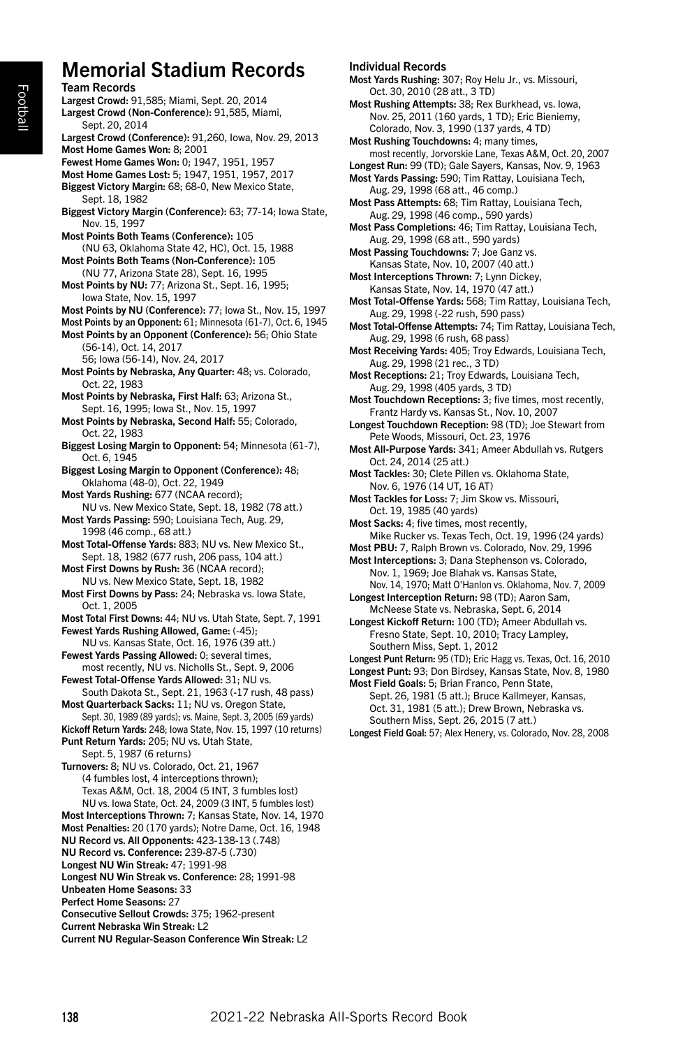# Memorial Stadium Records

## Team Records

**Largest Crowd:** 91,585; Miami, Sept. 20, 2014
**Largest Crowd (Non-Conference):** 91,585, Miami, Sept. 20, 2014
**Largest Crowd (Conference):** 91,260, Iowa, Nov. 29, 2013
**Most Home Games Won:** 8; 2001
**Fewest Home Games Won:** 0; 1947, 1951, 1957
**Most Home Games Lost:** 5; 1947, 1951, 1957, 2017
**Biggest Victory Margin:** 68; 68-0, New Mexico State, Sept. 18, 1982
**Biggest Victory Margin (Conference):** 63; 77-14; Iowa State, Nov. 15, 1997
**Most Points Both Teams (Conference):** 105 (NU 63, Oklahoma State 42, HC), Oct. 15, 1988
**Most Points Both Teams (Non-Conference):** 105 (NU 77, Arizona State 28), Sept. 16, 1995
**Most Points by NU:** 77; Arizona St., Sept. 16, 1995; Iowa State, Nov. 15, 1997
**Most Points by NU (Conference):** 77; Iowa St., Nov. 15, 1997
**Most Points by an Opponent:** 61; Minnesota (61-7), Oct. 6, 1945
**Most Points by an Opponent (Conference):** 56; Ohio State (56-14), Oct. 14, 2017
56; Iowa (56-14), Nov. 24, 2017
**Most Points by Nebraska, Any Quarter:** 48; vs. Colorado, Oct. 22, 1983
**Most Points by Nebraska, First Half:** 63; Arizona St., Sept. 16, 1995; Iowa St., Nov. 15, 1997
**Most Points by Nebraska, Second Half:** 55; Colorado, Oct. 22, 1983
**Biggest Losing Margin to Opponent:** 54; Minnesota (61-7), Oct. 6, 1945
**Biggest Losing Margin to Opponent (Conference):** 48; Oklahoma (48-0), Oct. 22, 1949
**Most Yards Rushing:** 677 (NCAA record); NU vs. New Mexico State, Sept. 18, 1982 (78 att.)
**Most Yards Passing:** 590; Louisiana Tech, Aug. 29, 1998 (46 comp., 68 att.)
**Most Total-Offense Yards:** 883; NU vs. New Mexico St., Sept. 18, 1982 (677 rush, 206 pass, 104 att.)
**Most First Downs by Rush:** 36 (NCAA record); NU vs. New Mexico State, Sept. 18, 1982
**Most First Downs by Pass:** 24; Nebraska vs. Iowa State, Oct. 1, 2005
**Most Total First Downs:** 44; NU vs. Utah State, Sept. 7, 1991
**Fewest Yards Rushing Allowed, Game:** (-45); NU vs. Kansas State, Oct. 16, 1976 (39 att.)
**Fewest Yards Passing Allowed:** 0; several times, most recently, NU vs. Nicholls St., Sept. 9, 2006
**Fewest Total-Offense Yards Allowed:** 31; NU vs. South Dakota St., Sept. 21, 1963 (-17 rush, 48 pass)
**Most Quarterback Sacks:** 11; NU vs. Oregon State, Sept. 30, 1989 (89 yards); vs. Maine, Sept. 3, 2005 (69 yards)
**Kickoff Return Yards:** 248; Iowa State, Nov. 15, 1997 (10 returns)
**Punt Return Yards:** 205; NU vs. Utah State, Sept. 5, 1987 (6 returns)
**Turnovers:** 8; NU vs. Colorado, Oct. 21, 1967 (4 fumbles lost, 4 interceptions thrown); Texas A&M, Oct. 18, 2004 (5 INT, 3 fumbles lost) NU vs. Iowa State, Oct. 24, 2009 (3 INT, 5 fumbles lost)
**Most Interceptions Thrown:** 7; Kansas State, Nov. 14, 1970
**Most Penalties:** 20 (170 yards); Notre Dame, Oct. 16, 1948
**NU Record vs. All Opponents:** 423-138-13 (.748)
**NU Record vs. Conference:** 239-87-5 (.730)
**Longest NU Win Streak:** 47; 1991-98
**Longest NU Win Streak vs. Conference:** 28; 1991-98
**Unbeaten Home Seasons:** 33
**Perfect Home Seasons:** 27
**Consecutive Sellout Crowds:** 375; 1962-present
**Current Nebraska Win Streak:** L2
**Current NU Regular-Season Conference Win Streak:** L2

## Individual Records

**Most Yards Rushing:** 307; Roy Helu Jr., vs. Missouri, Oct. 30, 2010 (28 att., 3 TD)
**Most Rushing Attempts:** 38; Rex Burkhead, vs. Iowa, Nov. 25, 2011 (160 yards, 1 TD); Eric Bieniemy, Colorado, Nov. 3, 1990 (137 yards, 4 TD)
**Most Rushing Touchdowns:** 4; many times, most recently, Jorvorskie Lane, Texas A&M, Oct. 20, 2007
**Longest Run:** 99 (TD); Gale Sayers, Kansas, Nov. 9, 1963
**Most Yards Passing:** 590; Tim Rattay, Louisiana Tech, Aug. 29, 1998 (68 att., 46 comp.)
**Most Pass Attempts:** 68; Tim Rattay, Louisiana Tech, Aug. 29, 1998 (46 comp., 590 yards)
**Most Pass Completions:** 46; Tim Rattay, Louisiana Tech, Aug. 29, 1998 (68 att., 590 yards)
**Most Passing Touchdowns:** 7; Joe Ganz vs. Kansas State, Nov. 10, 2007 (40 att.)
**Most Interceptions Thrown:** 7; Lynn Dickey, Kansas State, Nov. 14, 1970 (47 att.)
**Most Total-Offense Yards:** 568; Tim Rattay, Louisiana Tech, Aug. 29, 1998 (-22 rush, 590 pass)
**Most Total-Offense Attempts:** 74; Tim Rattay, Louisiana Tech, Aug. 29, 1998 (6 rush, 68 pass)
**Most Receiving Yards:** 405; Troy Edwards, Louisiana Tech, Aug. 29, 1998 (21 rec., 3 TD)
**Most Receptions:** 21; Troy Edwards, Louisiana Tech, Aug. 29, 1998 (405 yards, 3 TD)
**Most Touchdown Receptions:** 3; five times, most recently, Frantz Hardy vs. Kansas St., Nov. 10, 2007
**Longest Touchdown Reception:** 98 (TD); Joe Stewart from Pete Woods, Missouri, Oct. 23, 1976
**Most All-Purpose Yards:** 341; Ameer Abdullah vs. Rutgers Oct. 24, 2014 (25 att.)
**Most Tackles:** 30; Clete Pillen vs. Oklahoma State, Nov. 6, 1976 (14 UT, 16 AT)
**Most Tackles for Loss:** 7; Jim Skow vs. Missouri, Oct. 19, 1985 (40 yards)
**Most Sacks:** 4; five times, most recently, Mike Rucker vs. Texas Tech, Oct. 19, 1996 (24 yards)
**Most PBU:** 7, Ralph Brown vs. Colorado, Nov. 29, 1996
**Most Interceptions:** 3; Dana Stephenson vs. Colorado, Nov. 1, 1969; Joe Blahak vs. Kansas State, Nov. 14, 1970; Matt O'Hanlon vs. Oklahoma, Nov. 7, 2009
**Longest Interception Return:** 98 (TD); Aaron Sam, McNeese State vs. Nebraska, Sept. 6, 2014
**Longest Kickoff Return:** 100 (TD); Ameer Abdullah vs. Fresno State, Sept. 10, 2010; Tracy Lampley, Southern Miss, Sept. 1, 2012
**Longest Punt Return:** 95 (TD); Eric Hagg vs. Texas, Oct. 16, 2010
**Longest Punt:** 93; Don Birdsey, Kansas State, Nov. 8, 1980
**Most Field Goals:** 5; Brian Franco, Penn State, Sept. 26, 1981 (5 att.); Bruce Kallmeyer, Kansas, Oct. 31, 1981 (5 att.); Drew Brown, Nebraska vs. Southern Miss, Sept. 26, 2015 (7 att.)
**Longest Field Goal:** 57; Alex Henery, vs. Colorado, Nov. 28, 2008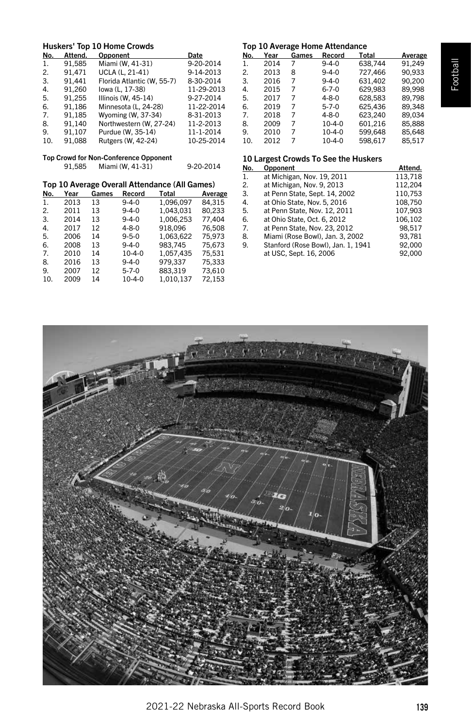### Huskers' Top 10 Home Crowds

| No. | Attend. | Opponent | Date |
|---|---|---|---|
| 1. | 91,585 | Miami (W, 41-31) | 9-20-2014 |
| 2. | 91,471 | UCLA (L, 21-41) | 9-14-2013 |
| 3. | 91,441 | Florida Atlantic (W, 55-7) | 8-30-2014 |
| 4. | 91,260 | Iowa (L, 17-38) | 11-29-2013 |
| 5. | 91,255 | Illinois (W, 45-14) | 9-27-2014 |
| 6. | 91,186 | Minnesota (L, 24-28) | 11-22-2014 |
| 7. | 91,185 | Wyoming (W, 37-34) | 8-31-2013 |
| 8. | 91,140 | Northwestern (W, 27-24) | 11-2-2013 |
| 9. | 91,107 | Purdue (W, 35-14) | 11-1-2014 |
| 10. | 91,088 | Rutgers (W, 42-24) | 10-25-2014 |

**Top Crowd for Non-Conference Opponent**

| Attend. | Opponent | Date |
|---|---|---|
| 91,585 | Miami (W, 41-31) | 9-20-2014 |

### Top 10 Average Overall Attendance (All Games)

| No. | Year | Games | Record | Total | Average |
|---|---|---|---|---|---|
| 1. | 2013 | 13 | 9-4-0 | 1,096,097 | 84,315 |
| 2. | 2011 | 13 | 9-4-0 | 1,043,031 | 80,233 |
| 3. | 2014 | 13 | 9-4-0 | 1,006,253 | 77,404 |
| 4. | 2017 | 12 | 4-8-0 | 918,096 | 76,508 |
| 5. | 2006 | 14 | 9-5-0 | 1,063,622 | 75,973 |
| 6. | 2008 | 13 | 9-4-0 | 983,745 | 75,673 |
| 7. | 2010 | 14 | 10-4-0 | 1,057,435 | 75,531 |
| 8. | 2016 | 13 | 9-4-0 | 979,337 | 75,333 |
| 9. | 2007 | 12 | 5-7-0 | 883,319 | 73,610 |
| 10. | 2009 | 14 | 10-4-0 | 1,010,137 | 72,153 |

### Top 10 Average Home Attendance

| No. | Year | Games | Record | Total | Average |
|---|---|---|---|---|---|
| 1. | 2014 | 7 | 9-4-0 | 638,744 | 91,249 |
| 2. | 2013 | 8 | 9-4-0 | 727,466 | 90,933 |
| 3. | 2016 | 7 | 9-4-0 | 631,402 | 90,200 |
| 4. | 2015 | 7 | 6-7-0 | 629,983 | 89,998 |
| 5. | 2017 | 7 | 4-8-0 | 628,583 | 89,798 |
| 6. | 2019 | 7 | 5-7-0 | 625,436 | 89,348 |
| 7. | 2018 | 7 | 4-8-0 | 623,240 | 89,034 |
| 8. | 2009 | 7 | 10-4-0 | 601,216 | 85,888 |
| 9. | 2010 | 7 | 10-4-0 | 599,648 | 85,648 |
| 10. | 2012 | 7 | 10-4-0 | 598,617 | 85,517 |

### 10 Largest Crowds To See the Huskers

| No. | Opponent | Attend. |
|---|---|---|
| 1. | at Michigan, Nov. 19, 2011 | 113,718 |
| 2. | at Michigan, Nov. 9, 2013 | 112,204 |
| 3. | at Penn State, Sept. 14, 2002 | 110,753 |
| 4. | at Ohio State, Nov. 5, 2016 | 108,750 |
| 5. | at Penn State, Nov. 12, 2011 | 107,903 |
| 6. | at Ohio State, Oct. 6, 2012 | 106,102 |
| 7. | at Penn State, Nov. 23, 2012 | 98,517 |
| 8. | Miami (Rose Bowl), Jan. 3, 2002 | 93,781 |
| 9. | Stanford (Rose Bowl), Jan. 1, 1941 | 92,000 |
| | at USC, Sept. 16, 2006 | 92,000 |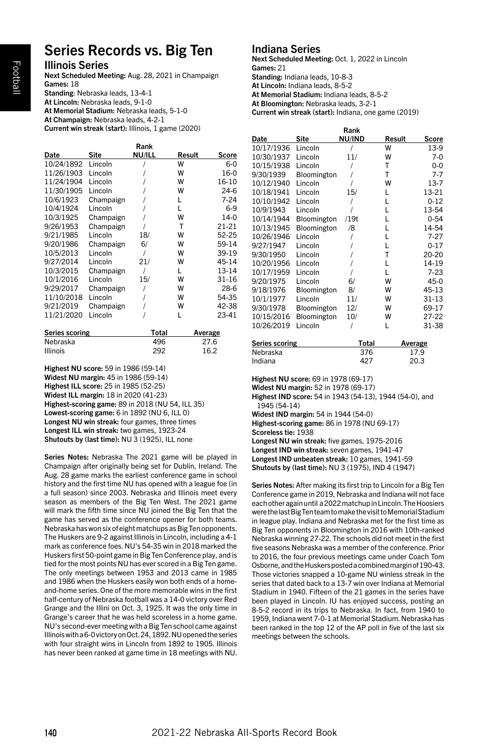# Series Records vs. Big Ten

## Illinois Series

**Next Scheduled Meeting:** Aug. 28, 2021 in Champaign
**Games:** 18
**Standing**: Nebraska leads, 13-4-1
**At Lincoln:** Nebraska leads, 9-1-0
**At Memorial Stadium:** Nebraska leads, 5-1-0
**At Champaign:** Nebraska leads, 4-2-1
**Current win streak (start):** Illinois, 1 game (2020)

| Date | Site | Rank NU/ILL | Result | Score |
|---|---|---|---|---|
| 10/24/1892 | Lincoln | / | W | 6-0 |
| 11/26/1903 | Lincoln | / | W | 16-0 |
| 11/24/1904 | Lincoln | / | W | 16-10 |
| 11/30/1905 | Lincoln | / | W | 24-6 |
| 10/6/1923 | Champaign | / | L | 7-24 |
| 10/4/1924 | Lincoln | / | L | 6-9 |
| 10/3/1925 | Champaign | / | W | 14-0 |
| 9/26/1953 | Champaign | / | T | 21-21 |
| 9/21/1985 | Lincoln | 18/ | W | 52-25 |
| 9/20/1986 | Champaign | 6/ | W | 59-14 |
| 10/5/2013 | Lincoln | / | W | 39-19 |
| 9/27/2014 | Lincoln | 21/ | W | 45-14 |
| 10/3/2015 | Champaign | / | L | 13-14 |
| 10/1/2016 | Lincoln | 15/ | W | 31-16 |
| 9/29/2017 | Champaign | / | W | 28-6 |
| 11/10/2018 | Lincoln | / | W | 54-35 |
| 9/21/2019 | Champaign | / | W | 42-38 |
| 11/21/2020 | Lincoln | / | L | 23-41 |

| Series scoring | Total | Average |
|---|---|---|
| Nebraska | 496 | 27.6 |
| Illinois | 292 | 16.2 |

**Highest NU score:** 59 in 1986 (59-14)
**Widest NU margin:** 45 in 1986 (59-14)
**Highest ILL score:** 25 in 1985 (52-25)
**Widest ILL margin:** 18 in 2020 (41-23)
**Highest-scoring game:** 89 in 2018 (NU 54, ILL 35)
**Lowest-scoring game:** 6 in 1892 (NU 6, ILL 0)
**Longest NU win streak:** four games, three times
**Longest ILL win streak:** two games, 1923-24
**Shutouts by (last time):** NU 3 (1925), ILL none

**Series Notes:** Nebraska The 2021 game will be played in Champaign after originally being set for Dublin, Ireland. The Aug. 28 game marks the earliest conference game in school history and the first time NU has opened with a league foe (in a full season) since 2003. Nebraska and Illinois meet every season as members of the Big Ten West. The 2021 game will mark the fifth time since NU joined the Big Ten that the game has served as the conference opener for both teams. Nebraska has won six of eight matchups as Big Ten opponents. The Huskers are 9-2 against Illinois in Lincoln, including a 4-1 mark as conference foes. NU's 54-35 win in 2018 marked the Huskers first 50-point game in Big Ten Conference play, and is tied for the most points NU has ever scored in a Big Ten game. The only meetings between 1953 and 2013 came in 1985 and 1986 when the Huskers easily won both ends of a home-and-home series. One of the more memorable wins in the first half-century of Nebraska football was a 14-0 victory over Red Grange and the Illini on Oct. 3, 1925. It was the only time in Grange's career that he was held scoreless in a home game. NU's second-ever meeting with a Big Ten school came against Illinois with a 6-0 victory on Oct. 24, 1892. NU opened the series with four straight wins in Lincoln from 1892 to 1905. Illinois has never been ranked at game time in 18 meetings with NU.

## Indiana Series

**Next Scheduled Meeting:** Oct. 1, 2022 in Lincoln
**Games:** 21
**Standing:** Indiana leads, 10-8-3
**At Lincoln:** Indiana leads, 8-5-2
**At Memorial Stadium:** Indiana leads, 8-5-2
**At Bloomington:** Nebraska leads, 3-2-1
**Current win streak (start):** Indiana, one game (2019)

| Date | Site | Rank NU/IND | Result | Score |
|---|---|---|---|---|
| 10/17/1936 | Lincoln | / | W | 13-9 |
| 10/30/1937 | Lincoln | 11/ | W | 7-0 |
| 10/15/1938 | Lincoln | / | T | 0-0 |
| 9/30/1939 | Bloomington | / | T | 7-7 |
| 10/12/1940 | Lincoln | / | W | 13-7 |
| 10/18/1941 | Lincoln | 15/ | L | 13-21 |
| 10/10/1942 | Lincoln | / | L | 0-12 |
| 10/9/1943 | Lincoln | / | L | 13-54 |
| 10/14/1944 | Bloomington | /19t | L | 0-54 |
| 10/13/1945 | Bloomington | /8 | L | 14-54 |
| 10/26/1946 | Lincoln | / | L | 7-27 |
| 9/27/1947 | Lincoln | / | L | 0-17 |
| 9/30/1950 | Lincoln | / | T | 20-20 |
| 10/20/1956 | Lincoln | / | L | 14-19 |
| 10/17/1959 | Lincoln | / | L | 7-23 |
| 9/20/1975 | Lincoln | 6/ | W | 45-0 |
| 9/18/1976 | Bloomington | 8/ | W | 45-13 |
| 10/1/1977 | Lincoln | 11/ | W | 31-13 |
| 9/30/1978 | Bloomington | 12/ | W | 69-17 |
| 10/15/2016 | Bloomington | 10/ | W | 27-22 |
| 10/26/2019 | Lincoln | / | L | 31-38 |

| Series scoring | Total | Average |
|---|---|---|
| Nebraska | 376 | 17.9 |
| Indiana | 427 | 20.3 |

**Highest NU score:** 69 in 1978 (69-17)
**Widest NU margin:** 52 in 1978 (69-17)
**Highest IND score:** 54 in 1943 (54-13), 1944 (54-0), and 1945 (54-14)
**Widest IND margin:** 54 in 1944 (54-0)
**Highest-scoring game:** 86 in 1978 (NU 69-17)
**Scoreless tie:** 1938
**Longest NU win streak:** five games, 1975-2016
**Longest IND win streak:** seven games, 1941-47
**Longest IND unbeaten streak:** 10 games, 1941-59
**Shutouts by (last time):** NU 3 (1975), IND 4 (1947)

**Series Notes:** After making its first trip to Lincoln for a Big Ten Conference game in 2019, Nebraska and Indiana will not face each other again until a 2022 matchup in Lincoln. The Hoosiers were the last Big Ten team to make the visit to Memorial Stadium in league play. Indiana and Nebraska met for the first time as Big Ten opponents in Bloomington in 2016 with 10th-ranked Nebraska winning 27-22. The schools did not meet in the first five seasons Nebraska was a member of the conference. Prior to 2016, the four previous meetings came under Coach Tom Osborne, and the Huskers posted a combined margin of 190-43. Those victories snapped a 10-game NU winless streak in the series that dated back to a 13-7 win over Indiana at Memorial Stadium in 1940. Fifteen of the 21 games in the series have been played in Lincoln. IU has enjoyed success, posting an 8-5-2 record in its trips to Nebraska. In fact, from 1940 to 1959, Indiana went 7-0-1 at Memorial Stadium. Nebraska has been ranked in the top 12 of the AP poll in five of the last six meetings between the schools.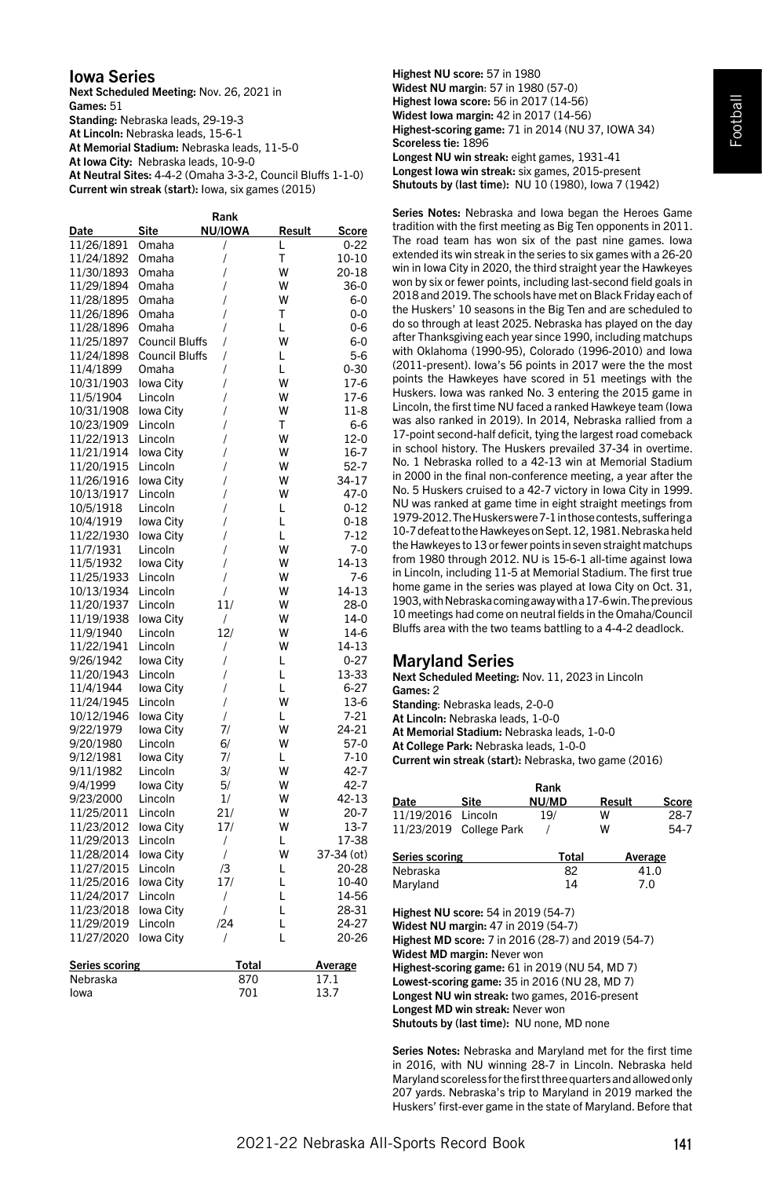## Iowa Series

**Next Scheduled Meeting:** Nov. 26, 2021 in Lincoln
**Games:** 51
**Standing:** Nebraska leads, 29-19-3
**At Lincoln:** Nebraska leads, 15-6-1
**At Memorial Stadium:** Nebraska leads, 11-5-0
**At Iowa City:** Nebraska leads, 10-9-0
**At Neutral Sites:** 4-4-2 (Omaha 3-3-2, Council Bluffs 1-1-0)
**Current win streak (start):** Iowa, six games (2015)

| Date | Site | Rank NU/IOWA | Result | Score |
|---|---|---|---|---|
| 11/26/1891 | Omaha | / | L | 0-22 |
| 11/24/1892 | Omaha | / | T | 10-10 |
| 11/30/1893 | Omaha | / | W | 20-18 |
| 11/29/1894 | Omaha | / | W | 36-0 |
| 11/28/1895 | Omaha | / | W | 6-0 |
| 11/26/1896 | Omaha | / | T | 0-0 |
| 11/28/1896 | Omaha | / | L | 0-6 |
| 11/25/1897 | Council Bluffs | / | W | 6-0 |
| 11/24/1898 | Council Bluffs | / | L | 5-6 |
| 11/4/1899 | Omaha | / | L | 0-30 |
| 10/31/1903 | Iowa City | / | W | 17-6 |
| 11/5/1904 | Lincoln | / | W | 17-6 |
| 10/31/1908 | Iowa City | / | W | 11-8 |
| 10/23/1909 | Lincoln | / | T | 6-6 |
| 11/22/1913 | Lincoln | / | W | 12-0 |
| 11/21/1914 | Iowa City | / | W | 16-7 |
| 11/20/1915 | Lincoln | / | W | 52-7 |
| 11/26/1916 | Iowa City | / | W | 34-17 |
| 10/13/1917 | Lincoln | / | W | 47-0 |
| 10/5/1918 | Lincoln | / | L | 0-12 |
| 10/4/1919 | Iowa City | / | L | 0-18 |
| 11/22/1930 | Iowa City | / | L | 7-12 |
| 11/7/1931 | Lincoln | / | W | 7-0 |
| 11/5/1932 | Iowa City | / | W | 14-13 |
| 11/25/1933 | Lincoln | / | W | 7-6 |
| 10/13/1934 | Lincoln | / | W | 14-13 |
| 11/20/1937 | Lincoln | 11/ | W | 28-0 |
| 11/19/1938 | Iowa City | / | W | 14-0 |
| 11/9/1940 | Lincoln | 12/ | W | 14-6 |
| 11/22/1941 | Lincoln | / | W | 14-13 |
| 9/26/1942 | Iowa City | / | L | 0-27 |
| 11/20/1943 | Lincoln | / | L | 13-33 |
| 11/4/1944 | Iowa City | / | L | 6-27 |
| 11/24/1945 | Lincoln | / | W | 13-6 |
| 10/12/1946 | Iowa City | / | L | 7-21 |
| 9/22/1979 | Iowa City | 7/ | W | 24-21 |
| 9/20/1980 | Lincoln | 6/ | W | 57-0 |
| 9/12/1981 | Iowa City | 7/ | L | 7-10 |
| 9/11/1982 | Lincoln | 3/ | W | 42-7 |
| 9/4/1999 | Iowa City | 5/ | W | 42-7 |
| 9/23/2000 | Lincoln | 1/ | W | 42-13 |
| 11/25/2011 | Lincoln | 21/ | W | 20-7 |
| 11/23/2012 | Iowa City | 17/ | W | 13-7 |
| 11/29/2013 | Lincoln | / | L | 17-38 |
| 11/28/2014 | Iowa City | / | W | 37-34 (ot) |
| 11/27/2015 | Lincoln | /3 | L | 20-28 |
| 11/25/2016 | Iowa City | 17/ | L | 10-40 |
| 11/24/2017 | Lincoln | / | L | 14-56 |
| 11/23/2018 | Iowa City | / | L | 28-31 |
| 11/29/2019 | Lincoln | /24 | L | 24-27 |
| 11/27/2020 | Iowa City | / | L | 20-26 |

| Series scoring | Total | Average |
|---|---|---|
| Nebraska | 870 | 17.1 |
| Iowa | 701 | 13.7 |

**Highest NU score:** 57 in 1980
**Widest NU margin:** 57 in 1980 (57-0)
**Highest Iowa score:** 56 in 2017 (14-56)
**Widest Iowa margin:** 42 in 2017 (14-56)
**Highest-scoring game:** 71 in 2014 (NU 37, IOWA 34)
**Scoreless tie:** 1896
**Longest NU win streak:** eight games, 1931-41
**Longest Iowa win streak:** six games, 2015-present
**Shutouts by (last time):** NU 10 (1980), Iowa 7 (1942)

**Series Notes:** Nebraska and Iowa began the Heroes Game tradition with the first meeting as Big Ten opponents in 2011. The road team has won six of the past nine games. Iowa extended its win streak in the series to six games with a 26-20 win in Iowa City in 2020, the third straight year the Hawkeyes won by six or fewer points, including last-second field goals in 2018 and 2019. The schools have met on Black Friday each of the Huskers' 10 seasons in the Big Ten and are scheduled to do so through at least 2025. Nebraska has played on the day after Thanksgiving each year since 1990, including matchups with Oklahoma (1990-95), Colorado (1996-2010) and Iowa (2011-present). Iowa's 56 points in 2017 were the most points the Hawkeyes have scored in 51 meetings with the Huskers. Iowa was ranked No. 3 entering the 2015 game in Lincoln, the first time NU faced a ranked Hawkeye team (Iowa was also ranked in 2019). In 2014, Nebraska rallied from a 17-point second-half deficit, tying the largest road comeback in school history. The Huskers prevailed 37-34 in overtime. No. 1 Nebraska rolled to a 42-13 win at Memorial Stadium in 2000 in the final non-conference meeting, a year after the No. 5 Huskers cruised to a 42-7 victory in Iowa City in 1999. NU was ranked at game time in eight straight meetings from 1979-2012. The Huskers were 7-1 in those contests, suffering a 10-7 defeat to the Hawkeyes on Sept. 12, 1981. Nebraska held the Hawkeyes to 13 or fewer points in seven straight matchups from 1980 through 2012. NU is 15-6-1 all-time against Iowa in Lincoln, including 11-5 at Memorial Stadium. The first true home game in the series was played at Iowa City on Oct. 31, 1903, with Nebraska coming away with a 17-6 win. The previous 10 meetings had come on neutral fields in the Omaha/Council Bluffs area with the two teams battling to a 4-4-2 deadlock.

## Maryland Series

**Next Scheduled Meeting:** Nov. 11, 2023 in Lincoln
**Games:** 2
**Standing:** Nebraska leads, 2-0-0
**At Lincoln:** Nebraska leads, 1-0-0
**At Memorial Stadium:** Nebraska leads, 1-0-0
**At College Park:** Nebraska leads, 1-0-0
**Current win streak (start):** Nebraska, two game (2016)

| Date | Site | Rank NU/MD | Result | Score |
|---|---|---|---|---|
| 11/19/2016 | Lincoln | 19/ | W | 28-7 |
| 11/23/2019 | College Park | / | W | 54-7 |

| Series scoring | Total | Average |
|---|---|---|
| Nebraska | 82 | 41.0 |
| Maryland | 14 | 7.0 |

**Highest NU score:** 54 in 2019 (54-7)
**Widest NU margin:** 47 in 2019 (54-7)
**Highest MD score:** 7 in 2016 (28-7) and 2019 (54-7)
**Widest MD margin:** Never won
**Highest-scoring game:** 61 in 2019 (NU 54, MD 7)
**Lowest-scoring game:** 35 in 2016 (NU 28, MD 7)
**Longest NU win streak:** two games, 2016-present
**Longest MD win streak:** Never won
**Shutouts by (last time):** NU none, MD none

**Series Notes:** Nebraska and Maryland met for the first time in 2016, with NU winning 28-7 in Lincoln. Nebraska held Maryland scoreless for the first three quarters and allowed only 207 yards. Nebraska's trip to Maryland in 2019 marked the Huskers' first-ever game in the state of Maryland. Before that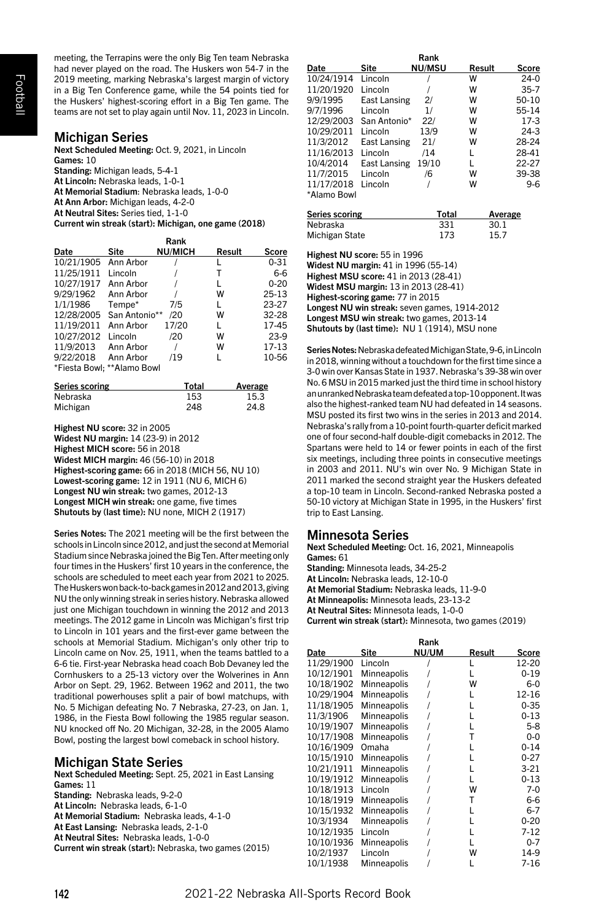meeting, the Terrapins were the only Big Ten team Nebraska had never played on the road. The Huskers won 54-7 in the 2019 meeting, marking Nebraska's largest margin of victory in a Big Ten Conference game, while the 54 points tied for the Huskers' highest-scoring effort in a Big Ten game. The teams are not set to play again until Nov. 11, 2023 in Lincoln.

## Michigan Series

**Next Scheduled Meeting:** Oct. 9, 2021, in Lincoln
**Games:** 10
**Standing:** Michigan leads, 5-4-1
**At Lincoln:** Nebraska leads, 1-0-1
**At Memorial Stadium:** Nebraska leads, 1-0-0
**At Ann Arbor:** Michigan leads, 4-2-0
**At Neutral Sites:** Series tied, 1-1-0
**Current win streak (start): Michigan, one game (2018)**

| Date | Site | Rank NU/MICH | Result | Score |
|---|---|---|---|---|
| 10/21/1905 | Ann Arbor | / | L | 0-31 |
| 11/25/1911 | Lincoln | / | T | 6-6 |
| 10/27/1917 | Ann Arbor | / | L | 0-20 |
| 9/29/1962 | Ann Arbor | / | W | 25-13 |
| 1/1/1986 | Tempe* | 7/5 | L | 23-27 |
| 12/28/2005 | San Antonio** | /20 | W | 32-28 |
| 11/19/2011 | Ann Arbor | 17/20 | L | 17-45 |
| 10/27/2012 | Lincoln | /20 | W | 23-9 |
| 11/9/2013 | Ann Arbor | / | W | 17-13 |
| 9/22/2018 | Ann Arbor | /19 | L | 10-56 |

*Fiesta Bowl; **Alamo Bowl

| Series scoring | Total | Average |
|---|---|---|
| Nebraska | 153 | 15.3 |
| Michigan | 248 | 24.8 |

**Highest NU score:** 32 in 2005
**Widest NU margin:** 14 (23-9) in 2012
**Highest MICH score:** 56 in 2018
**Widest MICH margin:** 46 (56-10) in 2018
**Highest-scoring game:** 66 in 2018 (MICH 56, NU 10)
**Lowest-scoring game:** 12 in 1911 (NU 6, MICH 6)
**Longest NU win streak:** two games, 2012-13
**Longest MICH win streak:** one game, five times
**Shutouts by (last time):** NU none, MICH 2 (1917)

**Series Notes:** The 2021 meeting will be the first between the schools in Lincoln since 2012, and just the second at Memorial Stadium since Nebraska joined the Big Ten. After meeting only four times in the Huskers' first 10 years in the conference, the schools are scheduled to meet each year from 2021 to 2025. The Huskers won back-to-back games in 2012 and 2013, giving NU the only winning streak in series history. Nebraska allowed just one Michigan touchdown in winning the 2012 and 2013 meetings. The 2012 game in Lincoln was Michigan's first trip to Lincoln in 101 years and the first-ever game between the schools at Memorial Stadium. Michigan's only other trip to Lincoln came on Nov. 25, 1911, when the teams battled to a 6-6 tie. First-year Nebraska head coach Bob Devaney led the Cornhuskers to a 25-13 victory over the Wolverines in Ann Arbor on Sept. 29, 1962. Between 1962 and 2011, the two traditional powerhouses split a pair of bowl matchups, with No. 5 Michigan defeating No. 7 Nebraska, 27-23, on Jan. 1, 1986, in the Fiesta Bowl following the 1985 regular season. NU knocked off No. 20 Michigan, 32-28, in the 2005 Alamo Bowl, posting the largest bowl comeback in school history.

## Michigan State Series

**Next Scheduled Meeting:** Sept. 25, 2021 in East Lansing
**Games:** 11
**Standing:** Nebraska leads, 9-2-0
**At Lincoln:** Nebraska leads, 6-1-0
**At Memorial Stadium:** Nebraska leads, 4-1-0
**At East Lansing:** Nebraska leads, 2-1-0
**At Neutral Sites:** Nebraska leads, 1-0-0
**Current win streak (start):** Nebraska, two games (2015)

| Date | Site | Rank NU/MSU | Result | Score |
|---|---|---|---|---|
| 10/24/1914 | Lincoln | / | W | 24-0 |
| 11/20/1920 | Lincoln | / | W | 35-7 |
| 9/9/1995 | East Lansing | 2/ | W | 50-10 |
| 9/7/1996 | Lincoln | 1/ | W | 55-14 |
| 12/29/2003 | San Antonio* | 22/ | W | 17-3 |
| 10/29/2011 | Lincoln | 13/9 | W | 24-3 |
| 11/3/2012 | East Lansing | 21/ | W | 28-24 |
| 11/16/2013 | Lincoln | /14 | L | 28-41 |
| 10/4/2014 | East Lansing | 19/10 | L | 22-27 |
| 11/7/2015 | Lincoln | /6 | W | 39-38 |
| 11/17/2018 | Lincoln | / | W | 9-6 |

*Alamo Bowl

| Series scoring | Total | Average |
|---|---|---|
| Nebraska | 331 | 30.1 |
| Michigan State | 173 | 15.7 |

**Highest NU score:** 55 in 1996
**Widest NU margin:** 41 in 1996 (55-14)
**Highest MSU score:** 41 in 2013 (28-41)
**Widest MSU margin:** 13 in 2013 (28-41)
**Highest-scoring game:** 77 in 2015
**Longest NU win streak:** seven games, 1914-2012
**Longest MSU win streak:** two games, 2013-14
**Shutouts by (last time):** NU 1 (1914), MSU none

**Series Notes:** Nebraska defeated Michigan State, 9-6, in Lincoln in 2018, winning without a touchdown for the first time since a 3-0 win over Kansas State in 1937. Nebraska's 39-38 win over No. 6 MSU in 2015 marked just the third time in school history an unranked Nebraska team defeated a top-10 opponent. It was also the highest-ranked team NU had defeated in 14 seasons. MSU posted its first two wins in the series in 2013 and 2014. Nebraska's rally from a 10-point fourth-quarter deficit marked one of four second-half double-digit comebacks in 2012. The Spartans were held to 14 or fewer points in each of the first six meetings, including three points in consecutive meetings in 2003 and 2011. NU's win over No. 9 Michigan State in 2011 marked the second straight year the Huskers defeated a top-10 team in Lincoln. Second-ranked Nebraska posted a 50-10 victory at Michigan State in 1995, in the Huskers' first trip to East Lansing.

## Minnesota Series

**Next Scheduled Meeting:** Oct. 16, 2021, Minneapolis
**Games:** 61
**Standing:** Minnesota leads, 34-25-2
**At Lincoln:** Nebraska leads, 12-10-0
**At Memorial Stadium:** Nebraska leads, 11-9-0
**At Minneapolis:** Minnesota leads, 23-13-2
**At Neutral Sites:** Minnesota leads, 1-0-0
**Current win streak (start):** Minnesota, two games (2019)

| Date | Site | Rank NU/UM | Result | Score |
|---|---|---|---|---|
| 11/29/1900 | Lincoln | / | L | 12-20 |
| 10/12/1901 | Minneapolis | / | L | 0-19 |
| 10/18/1902 | Minneapolis | / | W | 6-0 |
| 10/29/1904 | Minneapolis | / | L | 12-16 |
| 11/18/1905 | Minneapolis | / | L | 0-35 |
| 11/3/1906 | Minneapolis | / | L | 0-13 |
| 10/19/1907 | Minneapolis | / | L | 5-8 |
| 10/17/1908 | Minneapolis | / | T | 0-0 |
| 10/16/1909 | Omaha | / | L | 0-14 |
| 10/15/1910 | Minneapolis | / | L | 0-27 |
| 10/21/1911 | Minneapolis | / | L | 3-21 |
| 10/19/1912 | Minneapolis | / | L | 0-13 |
| 10/18/1913 | Lincoln | / | W | 7-0 |
| 10/18/1919 | Minneapolis | / | T | 6-6 |
| 10/15/1932 | Minneapolis | / | L | 6-7 |
| 10/3/1934 | Minneapolis | / | L | 0-20 |
| 10/12/1935 | Lincoln | / | L | 7-12 |
| 10/10/1936 | Minneapolis | / | L | 0-7 |
| 10/2/1937 | Lincoln | / | W | 14-9 |
| 10/1/1938 | Minneapolis | / | L | 7-16 |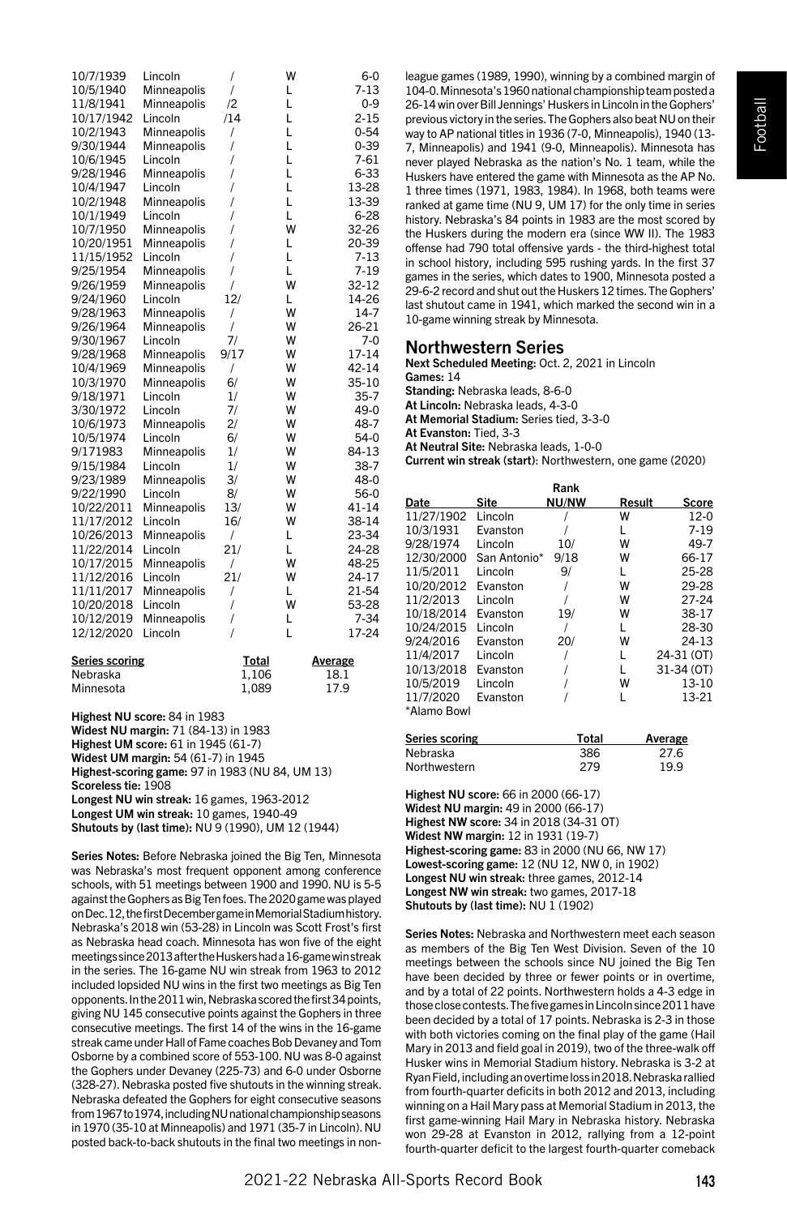| Date | Site | Rank | Result | Score |
|---|---|---|---|---|
| 10/7/1939 | Lincoln | / | W | 6-0 |
| 10/5/1940 | Minneapolis | / | L | 7-13 |
| 11/8/1941 | Minneapolis | /2 | L | 0-9 |
| 10/17/1942 | Lincoln | /14 | L | 2-15 |
| 10/2/1943 | Minneapolis | / | L | 0-54 |
| 9/30/1944 | Minneapolis | / | L | 0-39 |
| 10/6/1945 | Lincoln | / | L | 7-61 |
| 9/28/1946 | Minneapolis | / | L | 6-33 |
| 10/4/1947 | Lincoln | / | L | 13-28 |
| 10/2/1948 | Minneapolis | / | L | 13-39 |
| 10/1/1949 | Lincoln | / | L | 6-28 |
| 10/7/1950 | Minneapolis | / | W | 32-26 |
| 10/20/1951 | Minneapolis | / | L | 20-39 |
| 11/15/1952 | Lincoln | / | L | 7-13 |
| 9/25/1954 | Minneapolis | / | L | 7-19 |
| 9/26/1959 | Minneapolis | / | W | 32-12 |
| 9/24/1960 | Lincoln | 12/ | L | 14-26 |
| 9/28/1963 | Minneapolis | / | W | 14-7 |
| 9/26/1964 | Minneapolis | / | W | 26-21 |
| 9/30/1967 | Lincoln | 7/ | W | 7-0 |
| 9/28/1968 | Minneapolis | 9/17 | W | 17-14 |
| 10/4/1969 | Minneapolis | / | W | 42-14 |
| 10/3/1970 | Minneapolis | 6/ | W | 35-10 |
| 9/18/1971 | Lincoln | 1/ | W | 35-7 |
| 3/30/1972 | Lincoln | 7/ | W | 49-0 |
| 10/6/1973 | Minneapolis | 2/ | W | 48-7 |
| 10/5/1974 | Lincoln | 6/ | W | 54-0 |
| 9/171983 | Minneapolis | 1/ | W | 84-13 |
| 9/15/1984 | Lincoln | 1/ | W | 38-7 |
| 9/23/1989 | Minneapolis | 3/ | W | 48-0 |
| 9/22/1990 | Lincoln | 8/ | W | 56-0 |
| 10/22/2011 | Minneapolis | 13/ | W | 41-14 |
| 11/17/2012 | Lincoln | 16/ | W | 38-14 |
| 10/26/2013 | Minneapolis | / | L | 23-34 |
| 11/22/2014 | Lincoln | 21/ | L | 24-28 |
| 10/17/2015 | Minneapolis | / | W | 48-25 |
| 11/12/2016 | Lincoln | 21/ | W | 24-17 |
| 11/11/2017 | Minneapolis | / | L | 21-54 |
| 10/20/2018 | Lincoln | / | W | 53-28 |
| 10/12/2019 | Minneapolis | / | L | 7-34 |
| 12/12/2020 | Lincoln | / | L | 17-24 |

| Series scoring | Total | Average |
|---|---|---|
| Nebraska | 1,106 | 18.1 |
| Minnesota | 1,089 | 17.9 |

**Highest NU score:** 84 in 1983
**Widest NU margin:** 71 (84-13) in 1983
**Highest UM score:** 61 in 1945 (61-7)
**Widest UM margin:** 54 (61-7) in 1945
**Highest-scoring game:** 97 in 1983 (NU 84, UM 13)
**Scoreless tie:** 1908
**Longest NU win streak:** 16 games, 1963-2012
**Longest UM win streak:** 10 games, 1940-49
**Shutouts by (last time):** NU 9 (1990), UM 12 (1944)

**Series Notes:** Before Nebraska joined the Big Ten, Minnesota was Nebraska's most frequent opponent among conference schools, with 51 meetings between 1900 and 1990. NU is 5-5 against the Gophers as Big Ten foes. The 2020 game was played on Dec. 12, the first December game in Memorial Stadium history. Nebraska's 2018 win (53-28) in Lincoln was Scott Frost's first as Nebraska head coach. Minnesota has won five of the eight meetings since 2013 after the Huskers had a 16-game win streak in the series. The 16-game NU win streak from 1963 to 2012 included lopsided NU wins in the first two meetings as Big Ten opponents. In the 2011 win, Nebraska scored the first 34 points, giving NU 145 consecutive points against the Gophers in three consecutive meetings. The first 14 of the wins in the 16-game streak came under Hall of Fame coaches Bob Devaney and Tom Osborne by a combined score of 553-100. NU was 8-0 against the Gophers under Devaney (225-73) and 6-0 under Osborne (328-27). Nebraska posted five shutouts in the winning streak. Nebraska defeated the Gophers for eight consecutive seasons from 1967 to 1974, including NU national championship seasons in 1970 (35-10 at Minneapolis) and 1971 (35-7 in Lincoln). NU posted back-to-back shutouts in the final two meetings in non-league games (1989, 1990), winning by a combined margin of 104-0. Minnesota's 1960 national championship team posted a 26-14 win over Bill Jennings' Huskers in Lincoln in the Gophers' previous victory in the series. The Gophers also beat NU on their way to AP national titles in 1936 (7-0, Minneapolis), 1940 (13-7, Minneapolis) and 1941 (9-0, Minneapolis). Minnesota has never played Nebraska as the nation's No. 1 team, while the Huskers have entered the game with Minnesota as the AP No. 1 three times (1971, 1983, 1984). In 1968, both teams were ranked at game time (NU 9, UM 17) for the only time in series history. Nebraska's 84 points in 1983 are the most scored by the Huskers during the modern era (since WW II). The 1983 offense had 790 total offensive yards - the third-highest total in school history, including 595 rushing yards. In the first 37 games in the series, which dates to 1900, Minnesota posted a 29-6-2 record and shut out the Huskers 12 times. The Gophers' last shutout came in 1941, which marked the second win in a 10-game winning streak by Minnesota.

## Northwestern Series

**Next Scheduled Meeting:** Oct. 2, 2021 in Lincoln
**Games:** 14
**Standing:** Nebraska leads, 8-6-0
**At Lincoln:** Nebraska leads, 4-3-0
**At Memorial Stadium:** Series tied, 3-3-0
**At Evanston:** Tied, 3-3
**At Neutral Site:** Nebraska leads, 1-0-0
**Current win streak (start)**: Northwestern, one game (2020)

| Date | Site | Rank NU/NW | Result | Score |
|---|---|---|---|---|
| 11/27/1902 | Lincoln | / | W | 12-0 |
| 10/3/1931 | Evanston | / | L | 7-19 |
| 9/28/1974 | Lincoln | 10/ | W | 49-7 |
| 12/30/2000 | San Antonio* | 9/18 | W | 66-17 |
| 11/5/2011 | Lincoln | 9/ | L | 25-28 |
| 10/20/2012 | Evanston | / | W | 29-28 |
| 11/2/2013 | Lincoln | / | W | 27-24 |
| 10/18/2014 | Evanston | 19/ | W | 38-17 |
| 10/24/2015 | Lincoln | / | L | 28-30 |
| 9/24/2016 | Evanston | 20/ | W | 24-13 |
| 11/4/2017 | Lincoln | / | L | 24-31 (OT) |
| 10/13/2018 | Evanston | / | L | 31-34 (OT) |
| 10/5/2019 | Lincoln | / | W | 13-10 |
| 11/7/2020 | Evanston | / | L | 13-21 |

*Alamo Bowl

| Series scoring | Total | Average |
|---|---|---|
| Nebraska | 386 | 27.6 |
| Northwestern | 279 | 19.9 |

**Highest NU score:** 66 in 2000 (66-17)
**Widest NU margin:** 49 in 2000 (66-17)
**Highest NW score:** 34 in 2018 (34-31 OT)
**Widest NW margin:** 12 in 1931 (19-7)
**Highest-scoring game:** 83 in 2000 (NU 66, NW 17)
**Lowest-scoring game:** 12 (NU 12, NW 0, in 1902)
**Longest NU win streak:** three games, 2012-14
**Longest NW win streak:** two games, 2017-18
**Shutouts by (last time):** NU 1 (1902)

**Series Notes:** Nebraska and Northwestern meet each season as members of the Big Ten West Division. Seven of the 10 meetings between the schools since NU joined the Big Ten have been decided by three or fewer points or in overtime, and by a total of 22 points. Northwestern holds a 4-3 edge in those close contests. The five games in Lincoln since 2011 have been decided by a total of 17 points. Nebraska is 2-3 in those with both victories coming on the final play of the game (Hail Mary in 2013 and field goal in 2019), two of the three-walk off Husker wins in Memorial Stadium history. Nebraska is 3-2 at Ryan Field, including an overtime loss in 2018. Nebraska rallied from fourth-quarter deficits in both 2012 and 2013, including winning on a Hail Mary pass at Memorial Stadium in 2013, the first game-winning Hail Mary in Nebraska history. Nebraska won 29-28 at Evanston in 2012, rallying from a 12-point fourth-quarter deficit to the largest fourth-quarter comeback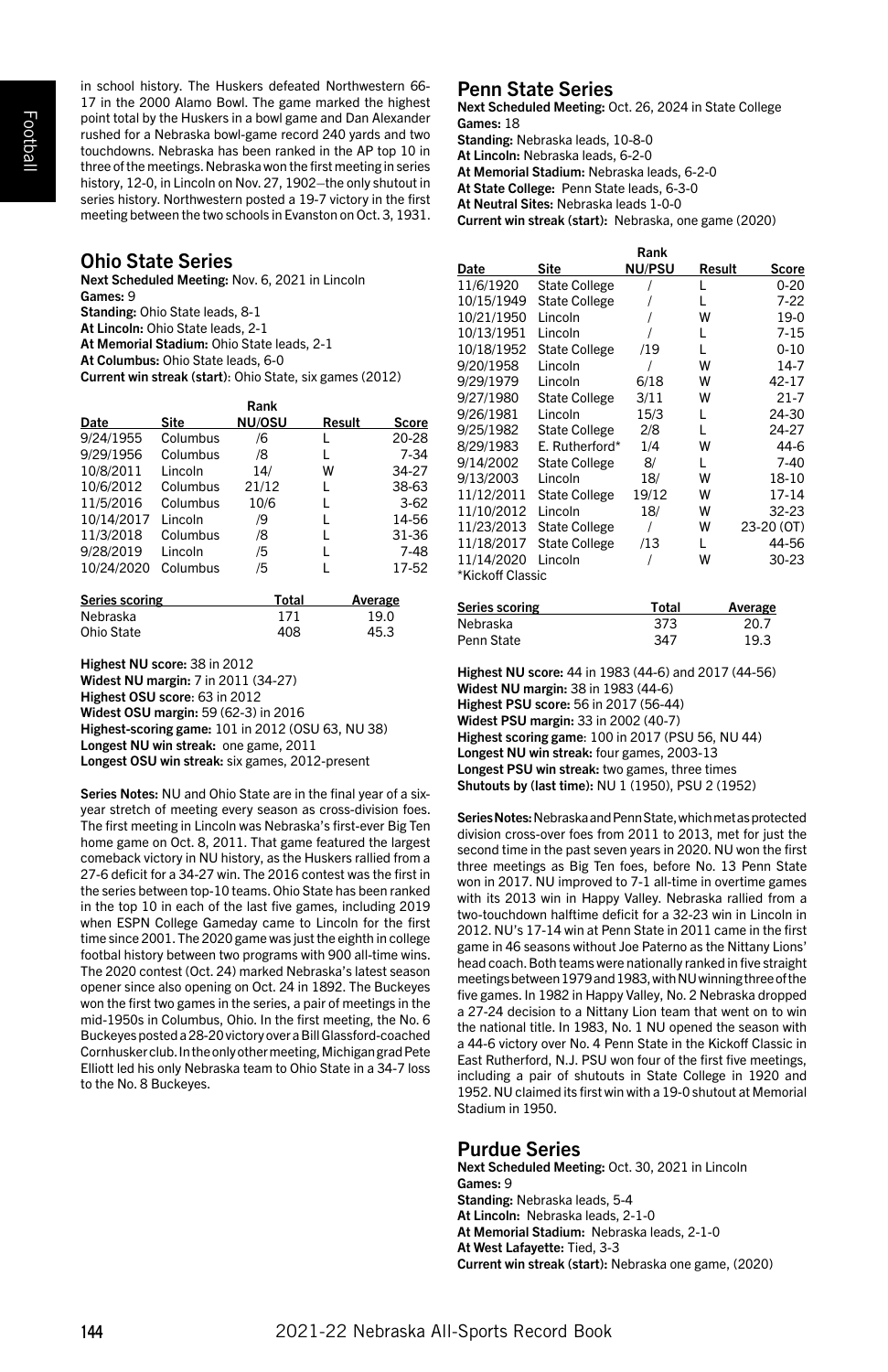in school history. The Huskers defeated Northwestern 66-17 in the 2000 Alamo Bowl. The game marked the highest point total by the Huskers in a bowl game and Dan Alexander rushed for a Nebraska bowl-game record 240 yards and two touchdowns. Nebraska has been ranked in the AP top 10 in three of the meetings. Nebraska won the first meeting in series history, 12-0, in Lincoln on Nov. 27, 1902—the only shutout in series history. Northwestern posted a 19-7 victory in the first meeting between the two schools in Evanston on Oct. 3, 1931.

## Ohio State Series

**Next Scheduled Meeting:** Nov. 6, 2021 in Lincoln
**Games:** 9
**Standing:** Ohio State leads, 8-1
**At Lincoln:** Ohio State leads, 2-1
**At Memorial Stadium:** Ohio State leads, 2-1
**At Columbus:** Ohio State leads, 6-0
**Current win streak (start):** Ohio State, six games (2012)

| Date | Site | Rank NU/OSU | Result | Score |
|---|---|---|---|---|
| 9/24/1955 | Columbus | /6 | L | 20-28 |
| 9/29/1956 | Columbus | /8 | L | 7-34 |
| 10/8/2011 | Lincoln | 14/ | W | 34-27 |
| 10/6/2012 | Columbus | 21/12 | L | 38-63 |
| 11/5/2016 | Columbus | 10/6 | L | 3-62 |
| 10/14/2017 | Lincoln | /9 | L | 14-56 |
| 11/3/2018 | Columbus | /8 | L | 31-36 |
| 9/28/2019 | Lincoln | /5 | L | 7-48 |
| 10/24/2020 | Columbus | /5 | L | 17-52 |

| Series scoring | Total | Average |
|---|---|---|
| Nebraska | 171 | 19.0 |
| Ohio State | 408 | 45.3 |

**Highest NU score:** 38 in 2012
**Widest NU margin:** 7 in 2011 (34-27)
**Highest OSU score:** 63 in 2012
**Widest OSU margin:** 59 (62-3) in 2016
**Highest-scoring game:** 101 in 2012 (OSU 63, NU 38)
**Longest NU win streak:** one game, 2011
**Longest OSU win streak:** six games, 2012-present

**Series Notes:** NU and Ohio State are in the final year of a six-year stretch of meeting every season as cross-division foes. The first meeting in Lincoln was Nebraska's first-ever Big Ten home game on Oct. 8, 2011. That game featured the largest comeback victory in NU history, as the Huskers rallied from a 27-6 deficit for a 34-27 win. The 2016 contest was the first in the series between top-10 teams. Ohio State has been ranked in the top 10 in each of the last five games, including 2019 when ESPN College Gameday came to Lincoln for the first time since 2001. The 2020 game was just the eighth in college footbal history between two programs with 900 all-time wins. The 2020 contest (Oct. 24) marked Nebraska's latest season opener since also opening on Oct. 24 in 1892. The Buckeyes won the first two games in the series, a pair of meetings in the mid-1950s in Columbus, Ohio. In the first meeting, the No. 6 Buckeyes posted a 28-20 victory over a Bill Glassford-coached Cornhusker club. In the only other meeting, Michigan grad Pete Elliott led his only Nebraska team to Ohio State in a 34-7 loss to the No. 8 Buckeyes.

## Penn State Series

**Next Scheduled Meeting:** Oct. 26, 2024 in State College
**Games:** 18
**Standing:** Nebraska leads, 10-8-0
**At Lincoln:** Nebraska leads, 6-2-0
**At Memorial Stadium:** Nebraska leads, 6-2-0
**At State College:** Penn State leads, 6-3-0
**At Neutral Sites:** Nebraska leads 1-0-0
**Current win streak (start):** Nebraska, one game (2020)

| Date | Site | Rank NU/PSU | Result | Score |
|---|---|---|---|---|
| 11/6/1920 | State College | / | L | 0-20 |
| 10/15/1949 | State College | / | L | 7-22 |
| 10/21/1950 | Lincoln | / | W | 19-0 |
| 10/13/1951 | Lincoln | / | L | 7-15 |
| 10/18/1952 | State College | /19 | L | 0-10 |
| 9/20/1958 | Lincoln | / | W | 14-7 |
| 9/29/1979 | Lincoln | 6/18 | W | 42-17 |
| 9/27/1980 | State College | 3/11 | W | 21-7 |
| 9/26/1981 | Lincoln | 15/3 | L | 24-30 |
| 9/25/1982 | State College | 2/8 | L | 24-27 |
| 8/29/1983 | E. Rutherford* | 1/4 | W | 44-6 |
| 9/14/2002 | State College | 8/ | L | 7-40 |
| 9/13/2003 | Lincoln | 18/ | W | 18-10 |
| 11/12/2011 | State College | 19/12 | W | 17-14 |
| 11/10/2012 | Lincoln | 18/ | W | 32-23 |
| 11/23/2013 | State College | / | W | 23-20 (OT) |
| 11/18/2017 | State College | /13 | L | 44-56 |
| 11/14/2020 | Lincoln | / | W | 30-23 |

*Kickoff Classic

| Series scoring | Total | Average |
|---|---|---|
| Nebraska | 373 | 20.7 |
| Penn State | 347 | 19.3 |

**Highest NU score:** 44 in 1983 (44-6) and 2017 (44-56)
**Widest NU margin:** 38 in 1983 (44-6)
**Highest PSU score:** 56 in 2017 (56-44)
**Widest PSU margin:** 33 in 2002 (40-7)
**Highest scoring game**: 100 in 2017 (PSU 56, NU 44)
**Longest NU win streak:** four games, 2003-13
**Longest PSU win streak:** two games, three times
**Shutouts by (last time):** NU 1 (1950), PSU 2 (1952)

**Series Notes:** Nebraska and Penn State, which met as protected division cross-over foes from 2011 to 2013, met for just the second time in the past seven years in 2020. NU won the first three meetings as Big Ten foes, before No. 13 Penn State won in 2017. NU improved to 7-1 all-time in overtime games with its 2013 win in Happy Valley. Nebraska rallied from a two-touchdown halftime deficit for a 32-23 win in Lincoln in 2012. NU's 17-14 win at Penn State in 2011 came in the first game in 46 seasons without Joe Paterno as the Nittany Lions' head coach. Both teams were nationally ranked in five straight meetings between 1979 and 1983, with NU winning three of the five games. In 1982 in Happy Valley, No. 2 Nebraska dropped a 27-24 decision to a Nittany Lion team that went on to win the national title. In 1983, No. 1 NU opened the season with a 44-6 victory over No. 4 Penn State in the Kickoff Classic in East Rutherford, N.J. PSU won four of the first five meetings, including a pair of shutouts in State College in 1920 and 1952. NU claimed its first win with a 19-0 shutout at Memorial Stadium in 1950.

## Purdue Series

**Next Scheduled Meeting:** Oct. 30, 2021 in Lincoln
**Games:** 9
**Standing:** Nebraska leads, 5-4
**At Lincoln:** Nebraska leads, 2-1-0
**At Memorial Stadium:** Nebraska leads, 2-1-0
**At West Lafayette:** Tied, 3-3
**Current win streak (start):** Nebraska one game, (2020)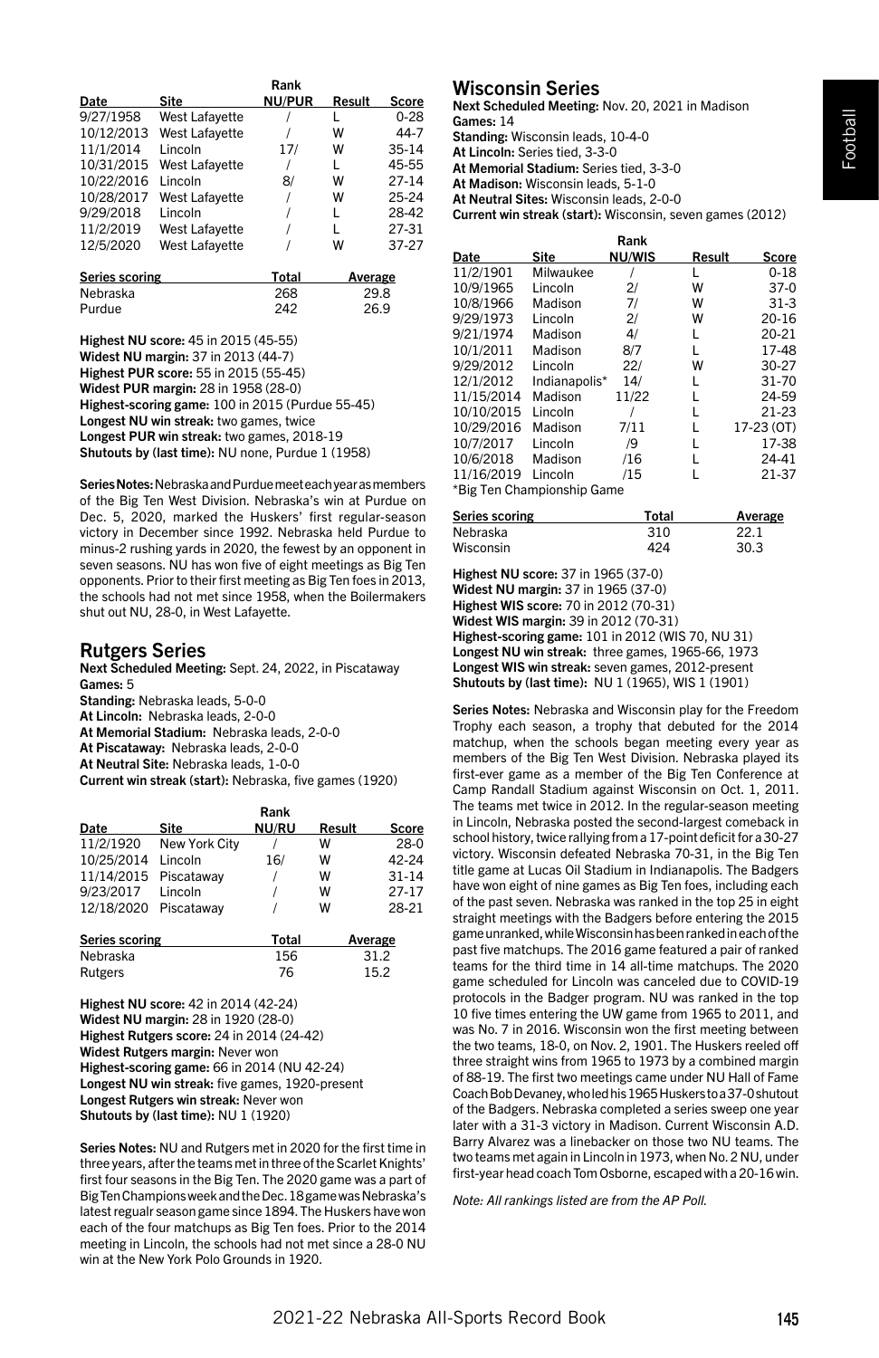| Date | Site | Rank NU/PUR | Result | Score |
|---|---|---|---|---|
| 9/27/1958 | West Lafayette | / | L | 0-28 |
| 10/12/2013 | West Lafayette | / | W | 44-7 |
| 11/1/2014 | Lincoln | 17/ | W | 35-14 |
| 10/31/2015 | West Lafayette | / | L | 45-55 |
| 10/22/2016 | Lincoln | 8/ | W | 27-14 |
| 10/28/2017 | West Lafayette | / | W | 25-24 |
| 9/29/2018 | Lincoln | / | L | 28-42 |
| 11/2/2019 | West Lafayette | / | L | 27-31 |
| 12/5/2020 | West Lafayette | / | W | 37-27 |

| Series scoring | Total | Average |
|---|---|---|
| Nebraska | 268 | 29.8 |
| Purdue | 242 | 26.9 |

**Highest NU score:** 45 in 2015 (45-55)
**Widest NU margin:** 37 in 2013 (44-7)
**Highest PUR score:** 55 in 2015 (55-45)
**Widest PUR margin:** 28 in 1958 (28-0)
**Highest-scoring game:** 100 in 2015 (Purdue 55-45)
**Longest NU win streak:** two games, twice
**Longest PUR win streak:** two games, 2018-19
**Shutouts by (last time):** NU none, Purdue 1 (1958)

**Series Notes:** Nebraska and Purdue meet each year as members of the Big Ten West Division. Nebraska's win at Purdue on Dec. 5, 2020, marked the Huskers' first regular-season victory in December since 1992. Nebraska held Purdue to minus-2 rushing yards in 2020, the fewest by an opponent in seven seasons. NU has won five of eight meetings as Big Ten opponents. Prior to their first meeting as Big Ten foes in 2013, the schools had not met since 1958, when the Boilermakers shut out NU, 28-0, in West Lafayette.

## Rutgers Series

**Next Scheduled Meeting:** Sept. 24, 2022, in Piscataway
**Games:** 5
**Standing:** Nebraska leads, 5-0-0
**At Lincoln:** Nebraska leads, 2-0-0
**At Memorial Stadium:** Nebraska leads, 2-0-0
**At Piscataway:** Nebraska leads, 2-0-0
**At Neutral Site:** Nebraska leads, 1-0-0
**Current win streak (start):** Nebraska, five games (1920)

| Date | Site | Rank NU/RU | Result | Score |
|---|---|---|---|---|
| 11/2/1920 | New York City | / | W | 28-0 |
| 10/25/2014 | Lincoln | 16/ | W | 42-24 |
| 11/14/2015 | Piscataway | / | W | 31-14 |
| 9/23/2017 | Lincoln | / | W | 27-17 |
| 12/18/2020 | Piscataway | / | W | 28-21 |

| Series scoring | Total | Average |
|---|---|---|
| Nebraska | 156 | 31.2 |
| Rutgers | 76 | 15.2 |

**Highest NU score:** 42 in 2014 (42-24)
**Widest NU margin:** 28 in 1920 (28-0)
**Highest Rutgers score:** 24 in 2014 (24-42)
**Widest Rutgers margin:** Never won
**Highest-scoring game:** 66 in 2014 (NU 42-24)
**Longest NU win streak:** five games, 1920-present
**Longest Rutgers win streak:** Never won
**Shutouts by (last time):** NU 1 (1920)

**Series Notes:** NU and Rutgers met in 2020 for the first time in three years, after the teams met in three of the Scarlet Knights' first four seasons in the Big Ten. The 2020 game was a part of Big Ten Champions week and the Dec. 18 game was Nebraska's latest regualr season game since 1894. The Huskers have won each of the four matchups as Big Ten foes. Prior to the 2014 meeting in Lincoln, the schools had not met since a 28-0 NU win at the New York Polo Grounds in 1920.

## Wisconsin Series

**Next Scheduled Meeting:** Nov. 20, 2021 in Madison
**Games:** 14
**Standing:** Wisconsin leads, 10-4-0
**At Lincoln:** Series tied, 3-3-0
**At Memorial Stadium:** Series tied, 3-3-0
**At Madison:** Wisconsin leads, 5-1-0
**At Neutral Sites:** Wisconsin leads, 2-0-0
**Current win streak (start):** Wisconsin, seven games (2012)

| Date | Site | Rank NU/WIS | Result | Score |
|---|---|---|---|---|
| 11/2/1901 | Milwaukee | / | L | 0-18 |
| 10/9/1965 | Lincoln | 2/ | W | 37-0 |
| 10/8/1966 | Madison | 7/ | W | 31-3 |
| 9/29/1973 | Lincoln | 2/ | W | 20-16 |
| 9/21/1974 | Madison | 4/ | L | 20-21 |
| 10/1/2011 | Madison | 8/7 | L | 17-48 |
| 9/29/2012 | Lincoln | 22/ | W | 30-27 |
| 12/1/2012 | Indianapolis* | 14/ | L | 31-70 |
| 11/15/2014 | Madison | 11/22 | L | 24-59 |
| 10/10/2015 | Lincoln | / | L | 21-23 |
| 10/29/2016 | Madison | 7/11 | L | 17-23 (OT) |
| 10/7/2017 | Lincoln | /9 | L | 17-38 |
| 10/6/2018 | Madison | /16 | L | 24-41 |
| 11/16/2019 | Lincoln | /15 | L | 21-37 |

*Big Ten Championship Game

| Series scoring | Total | Average |
|---|---|---|
| Nebraska | 310 | 22.1 |
| Wisconsin | 424 | 30.3 |

**Highest NU score:** 37 in 1965 (37-0)
**Widest NU margin:** 37 in 1965 (37-0)
**Highest WIS score:** 70 in 2012 (70-31)
**Widest WIS margin:** 39 in 2012 (70-31)
**Highest-scoring game:** 101 in 2012 (WIS 70, NU 31)
**Longest NU win streak:** three games, 1965-66, 1973
**Longest WIS win streak:** seven games, 2012-present
**Shutouts by (last time):** NU 1 (1965), WIS 1 (1901)

**Series Notes:** Nebraska and Wisconsin play for the Freedom Trophy each season, a trophy that debuted for the 2014 matchup, when the schools began meeting every year as members of the Big Ten West Division. Nebraska played its first-ever game as a member of the Big Ten Conference at Camp Randall Stadium against Wisconsin on Oct. 1, 2011. The teams met twice in 2012. In the regular-season meeting in Lincoln, Nebraska posted the second-largest comeback in school history, twice rallying from a 17-point deficit for a 30-27 victory. Wisconsin defeated Nebraska 70-31, in the Big Ten title game at Lucas Oil Stadium in Indianapolis. The Badgers have won eight of nine games as Big Ten foes, including each of the past seven. Nebraska was ranked in the top 25 in eight straight meetings with the Badgers before entering the 2015 game unranked, while Wisconsin has been ranked in each of the past five matchups. The 2016 game featured a pair of ranked teams for the third time in 14 all-time matchups. The 2020 game scheduled for Lincoln was canceled due to COVID-19 protocols in the Badger program. NU was ranked in the top 10 five times entering the UW game from 1965 to 2011, and was No. 7 in 2016. Wisconsin won the first meeting between the two teams, 18-0, on Nov. 2, 1901. The Huskers reeled off three straight wins from 1965 to 1973 by a combined margin of 88-19. The first two meetings came under NU Hall of Fame Coach Bob Devaney, who led his 1965 Huskers to a 37-0 shutout of the Badgers. Nebraska completed a series sweep one year later with a 31-3 victory in Madison. Current Wisconsin A.D. Barry Alvarez was a linebacker on those two NU teams. The two teams met again in Lincoln in 1973, when No. 2 NU, under first-year head coach Tom Osborne, escaped with a 20-16 win.

*Note: All rankings listed are from the AP Poll.*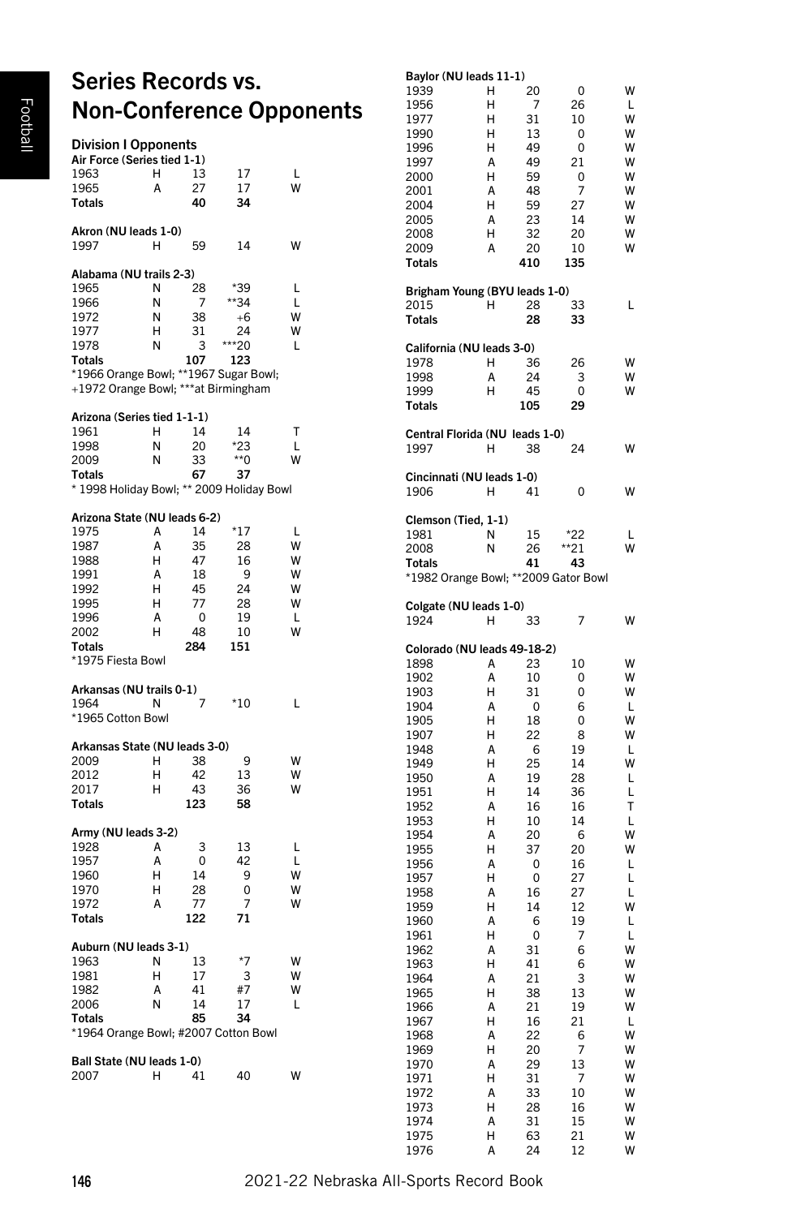# Series Records vs. Non-Conference Opponents

## Division I Opponents

**Air Force (Series tied 1-1)**

| | | | | |
|---|---|---|---|---|
| 1963 | H | 13 | 17 | L |
| 1965 | A | 27 | 17 | W |
| **Totals** | | **40** | **34** | |

**Akron (NU leads 1-0)**

| | | | | |
|---|---|---|---|---|
| 1997 | H | 59 | 14 | W |

**Alabama (NU trails 2-3)**

| | | | | |
|---|---|---|---|---|
| 1965 | N | 28 | *39 | L |
| 1966 | N | 7 | **34 | L |
| 1972 | N | 38 | +6 | W |
| 1977 | H | 31 | 24 | W |
| 1978 | N | 3 | ***20 | L |
| **Totals** | | **107** | **123** | |

*1966 Orange Bowl; **1967 Sugar Bowl;
+1972 Orange Bowl; ***at Birmingham

**Arizona (Series tied 1-1-1)**

| | | | | |
|---|---|---|---|---|
| 1961 | H | 14 | 14 | T |
| 1998 | N | 20 | *23 | L |
| 2009 | N | 33 | **0 | W |
| **Totals** | | **67** | **37** | |

* 1998 Holiday Bowl; ** 2009 Holiday Bowl

**Arizona State (NU leads 6-2)**

| | | | | |
|---|---|---|---|---|
| 1975 | A | 14 | *17 | L |
| 1987 | A | 35 | 28 | W |
| 1988 | H | 47 | 16 | W |
| 1991 | A | 18 | 9 | W |
| 1992 | H | 45 | 24 | W |
| 1995 | H | 77 | 28 | W |
| 1996 | A | 0 | 19 | L |
| 2002 | H | 48 | 10 | W |
| **Totals** | | **284** | **151** | |

*1975 Fiesta Bowl

**Arkansas (NU trails 0-1)**

| | | | | |
|---|---|---|---|---|
| 1964 | N | 7 | *10 | L |

*1965 Cotton Bowl

**Arkansas State (NU leads 3-0)**

| | | | | |
|---|---|---|---|---|
| 2009 | H | 38 | 9 | W |
| 2012 | H | 42 | 13 | W |
| 2017 | H | 43 | 36 | W |
| **Totals** | | **123** | **58** | |

**Army (NU leads 3-2)**

| | | | | |
|---|---|---|---|---|
| 1928 | A | 3 | 13 | L |
| 1957 | A | 0 | 42 | L |
| 1960 | H | 14 | 9 | W |
| 1970 | H | 28 | 0 | W |
| 1972 | A | 77 | 7 | W |
| **Totals** | | **122** | **71** | |

**Auburn (NU leads 3-1)**

| | | | | |
|---|---|---|---|---|
| 1963 | N | 13 | *7 | W |
| 1981 | H | 17 | 3 | W |
| 1982 | A | 41 | #7 | W |
| 2006 | N | 14 | 17 | L |
| **Totals** | | **85** | **34** | |

*1964 Orange Bowl; #2007 Cotton Bowl

**Ball State (NU leads 1-0)**

| | | | | |
|---|---|---|---|---|
| 2007 | H | 41 | 40 | W |

**Baylor (NU leads 11-1)**

| | | | | |
|---|---|---|---|---|
| 1939 | H | 20 | 0 | W |
| 1956 | H | 7 | 26 | L |
| 1977 | H | 31 | 10 | W |
| 1990 | H | 13 | 0 | W |
| 1996 | H | 49 | 0 | W |
| 1997 | A | 49 | 21 | W |
| 2000 | H | 59 | 0 | W |
| 2001 | A | 48 | 7 | W |
| 2004 | H | 59 | 27 | W |
| 2005 | A | 23 | 14 | W |
| 2008 | H | 32 | 20 | W |
| 2009 | A | 20 | 10 | W |
| **Totals** | | **410** | **135** | |

**Brigham Young (BYU leads 1-0)**

| | | | | |
|---|---|---|---|---|
| 2015 | H | 28 | 33 | L |
| **Totals** | | **28** | **33** | |

**California (NU leads 3-0)**

| | | | | |
|---|---|---|---|---|
| 1978 | H | 36 | 26 | W |
| 1998 | A | 24 | 3 | W |
| 1999 | H | 45 | 0 | W |
| **Totals** | | **105** | **29** | |

**Central Florida (NU leads 1-0)**

| | | | | |
|---|---|---|---|---|
| 1997 | H | 38 | 24 | W |

**Cincinnati (NU leads 1-0)**

| | | | | |
|---|---|---|---|---|
| 1906 | H | 41 | 0 | W |

**Clemson (Tied, 1-1)**

| | | | | |
|---|---|---|---|---|
| 1981 | N | 15 | *22 | L |
| 2008 | N | 26 | **21 | W |
| **Totals** | | **41** | **43** | |

*1982 Orange Bowl; **2009 Gator Bowl

**Colgate (NU leads 1-0)**

| | | | | |
|---|---|---|---|---|
| 1924 | H | 33 | 7 | W |

**Colorado (NU leads 49-18-2)**

| | | | | |
|---|---|---|---|---|
| 1898 | A | 23 | 10 | W |
| 1902 | A | 10 | 0 | W |
| 1903 | H | 31 | 0 | W |
| 1904 | A | 0 | 6 | L |
| 1905 | H | 18 | 0 | W |
| 1907 | H | 22 | 8 | W |
| 1948 | A | 6 | 19 | L |
| 1949 | H | 25 | 14 | W |
| 1950 | A | 19 | 28 | L |
| 1951 | H | 14 | 36 | L |
| 1952 | A | 16 | 16 | T |
| 1953 | H | 10 | 14 | L |
| 1954 | A | 20 | 6 | W |
| 1955 | H | 37 | 20 | W |
| 1956 | A | 0 | 16 | L |
| 1957 | H | 0 | 27 | L |
| 1958 | A | 16 | 27 | L |
| 1959 | H | 14 | 12 | W |
| 1960 | A | 6 | 19 | L |
| 1961 | H | 0 | 7 | L |
| 1962 | A | 31 | 6 | W |
| 1963 | H | 41 | 6 | W |
| 1964 | A | 21 | 3 | W |
| 1965 | H | 38 | 13 | W |
| 1966 | A | 21 | 19 | W |
| 1967 | H | 16 | 21 | L |
| 1968 | A | 22 | 6 | W |
| 1969 | H | 20 | 7 | W |
| 1970 | A | 29 | 13 | W |
| 1971 | H | 31 | 7 | W |
| 1972 | A | 33 | 10 | W |
| 1973 | H | 28 | 16 | W |
| 1974 | A | 31 | 15 | W |
| 1975 | H | 63 | 21 | W |
| 1976 | A | 24 | 12 | W |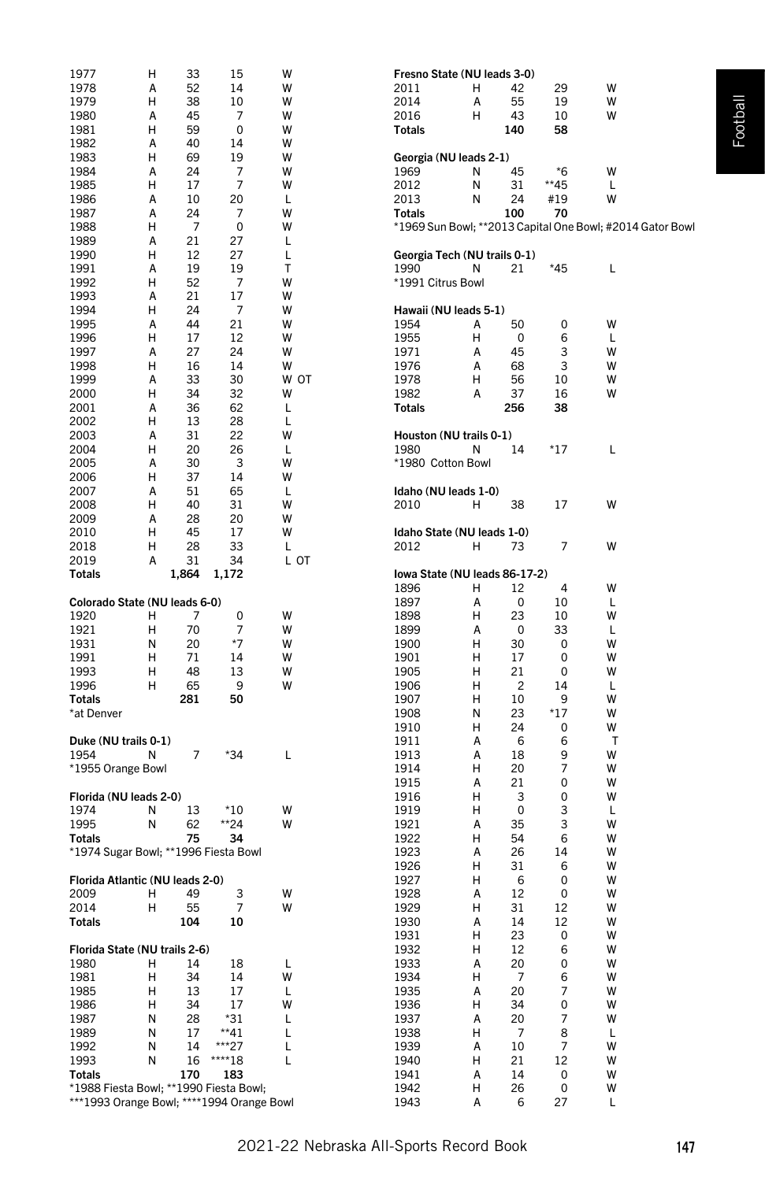| | | | | |
|---|---|---|---|---|
| 1977 | H | 33 | 15 | W |
| 1978 | A | 52 | 14 | W |
| 1979 | H | 38 | 10 | W |
| 1980 | A | 45 | 7 | W |
| 1981 | H | 59 | 0 | W |
| 1982 | A | 40 | 14 | W |
| 1983 | H | 69 | 19 | W |
| 1984 | A | 24 | 7 | W |
| 1985 | H | 17 | 7 | W |
| 1986 | A | 10 | 20 | L |
| 1987 | A | 24 | 7 | W |
| 1988 | H | 7 | 0 | W |
| 1989 | A | 21 | 27 | L |
| 1990 | H | 12 | 27 | L |
| 1991 | A | 19 | 19 | T |
| 1992 | H | 52 | 7 | W |
| 1993 | A | 21 | 17 | W |
| 1994 | H | 24 | 7 | W |
| 1995 | A | 44 | 21 | W |
| 1996 | H | 17 | 12 | W |
| 1997 | A | 27 | 24 | W |
| 1998 | H | 16 | 14 | W |
| 1999 | A | 33 | 30 | W OT |
| 2000 | H | 34 | 32 | W |
| 2001 | A | 36 | 62 | L |
| 2002 | H | 13 | 28 | L |
| 2003 | A | 31 | 22 | W |
| 2004 | H | 20 | 26 | L |
| 2005 | A | 30 | 3 | W |
| 2006 | H | 37 | 14 | W |
| 2007 | A | 51 | 65 | L |
| 2008 | H | 40 | 31 | W |
| 2009 | A | 28 | 20 | W |
| 2010 | H | 45 | 17 | W |
| 2018 | H | 28 | 33 | L |
| 2019 | A | 31 | 34 | L OT |
| **Totals** | | **1,864** | **1,172** | |

**Colorado State (NU leads 6-0)**

| | | | | |
|---|---|---|---|---|
| 1920 | H | 7 | 0 | W |
| 1921 | H | 70 | 7 | W |
| 1931 | N | 20 | *7 | W |
| 1991 | H | 71 | 14 | W |
| 1993 | H | 48 | 13 | W |
| 1996 | H | 65 | 9 | W |
| **Totals** | | **281** | **50** | |

*at Denver

**Duke (NU trails 0-1)**

| | | | | |
|---|---|---|---|---|
| 1954 | N | 7 | *34 | L |

*1955 Orange Bowl

**Florida (NU leads 2-0)**

| | | | | |
|---|---|---|---|---|
| 1974 | N | 13 | *10 | W |
| 1995 | N | 62 | **24 | W |
| **Totals** | | **75** | **34** | |

*1974 Sugar Bowl; **1996 Fiesta Bowl

**Florida Atlantic (NU leads 2-0)**

| | | | | |
|---|---|---|---|---|
| 2009 | H | 49 | 3 | W |
| 2014 | H | 55 | 7 | W |
| **Totals** | | **104** | **10** | |

**Florida State (NU trails 2-6)**

| | | | | |
|---|---|---|---|---|
| 1980 | H | 14 | 18 | L |
| 1981 | H | 34 | 14 | W |
| 1985 | H | 13 | 17 | L |
| 1986 | H | 34 | 17 | W |
| 1987 | N | 28 | *31 | L |
| 1989 | N | 17 | **41 | L |
| 1992 | N | 14 | ***27 | L |
| 1993 | N | 16 | ****18 | L |
| **Totals** | | **170** | **183** | |

*1988 Fiesta Bowl; **1990 Fiesta Bowl;
***1993 Orange Bowl; ****1994 Orange Bowl

**Fresno State (NU leads 3-0)**

| | | | | |
|---|---|---|---|---|
| 2011 | H | 42 | 29 | W |
| 2014 | A | 55 | 19 | W |
| 2016 | H | 43 | 10 | W |
| **Totals** | | **140** | **58** | |

**Georgia (NU leads 2-1)**

| | | | | |
|---|---|---|---|---|
| 1969 | N | 45 | *6 | W |
| 2012 | N | 31 | **45 | L |
| 2013 | N | 24 | #19 | W |
| **Totals** | | **100** | **70** | |

*1969 Sun Bowl; **2013 Capital One Bowl; #2014 Gator Bowl

**Georgia Tech (NU trails 0-1)**

| | | | | |
|---|---|---|---|---|
| 1990 | N | 21 | *45 | L |

*1991 Citrus Bowl

**Hawaii (NU leads 5-1)**

| | | | | |
|---|---|---|---|---|
| 1954 | A | 50 | 0 | W |
| 1955 | H | 0 | 6 | L |
| 1971 | A | 45 | 3 | W |
| 1976 | A | 68 | 3 | W |
| 1978 | H | 56 | 10 | W |
| 1982 | A | 37 | 16 | W |
| **Totals** | | **256** | **38** | |

**Houston (NU trails 0-1)**

| | | | | |
|---|---|---|---|---|
| 1980 | N | 14 | *17 | L |

*1980 Cotton Bowl

**Idaho (NU leads 1-0)**

| | | | | |
|---|---|---|---|---|
| 2010 | H | 38 | 17 | W |

**Idaho State (NU leads 1-0)**

| | | | | |
|---|---|---|---|---|
| 2012 | H | 73 | 7 | W |

**Iowa State (NU leads 86-17-2)**

| | | | | |
|---|---|---|---|---|
| 1896 | H | 12 | 4 | W |
| 1897 | A | 0 | 10 | L |
| 1898 | H | 23 | 10 | W |
| 1899 | A | 0 | 33 | L |
| 1900 | H | 30 | 0 | W |
| 1901 | H | 17 | 0 | W |
| 1905 | H | 21 | 0 | W |
| 1906 | H | 2 | 14 | L |
| 1907 | H | 10 | 9 | W |
| 1908 | N | 23 | *17 | W |
| 1910 | H | 24 | 0 | W |
| 1911 | A | 6 | 6 | T |
| 1913 | A | 18 | 9 | W |
| 1914 | H | 20 | 7 | W |
| 1915 | A | 21 | 0 | W |
| 1916 | H | 3 | 0 | W |
| 1919 | H | 0 | 3 | L |
| 1921 | A | 35 | 3 | W |
| 1922 | H | 54 | 6 | W |
| 1923 | A | 26 | 14 | W |
| 1926 | H | 31 | 6 | W |
| 1927 | H | 6 | 0 | W |
| 1928 | A | 12 | 0 | W |
| 1929 | H | 31 | 12 | W |
| 1930 | A | 14 | 12 | W |
| 1931 | H | 23 | 0 | W |
| 1932 | H | 12 | 6 | W |
| 1933 | A | 20 | 0 | W |
| 1934 | H | 7 | 6 | W |
| 1935 | A | 20 | 7 | W |
| 1936 | H | 34 | 0 | W |
| 1937 | A | 20 | 7 | W |
| 1938 | H | 7 | 8 | L |
| 1939 | A | 10 | 7 | W |
| 1940 | H | 21 | 12 | W |
| 1941 | A | 14 | 0 | W |
| 1942 | H | 26 | 0 | W |
| 1943 | A | 6 | 27 | L |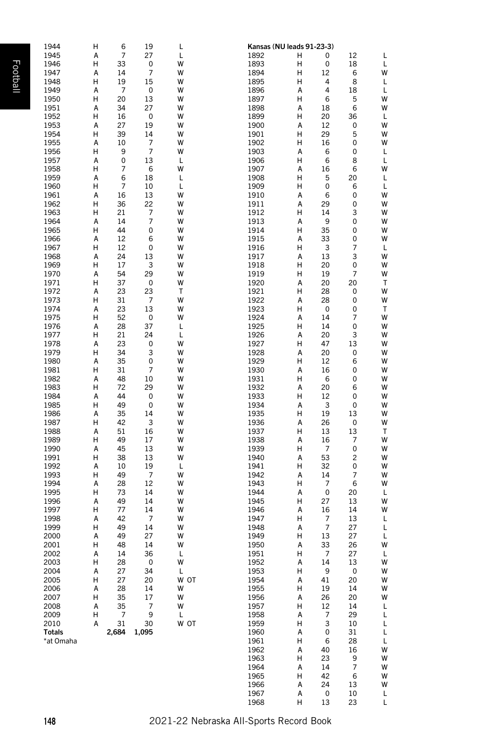| | | | | |
|---|---|---|---|---|
| 1944 | H | 6 | 19 | L |
| 1945 | A | 7 | 27 | L |
| 1946 | H | 33 | 0 | W |
| 1947 | A | 14 | 7 | W |
| 1948 | H | 19 | 15 | W |
| 1949 | A | 7 | 0 | W |
| 1950 | H | 20 | 13 | W |
| 1951 | A | 34 | 27 | W |
| 1952 | H | 16 | 0 | W |
| 1953 | A | 27 | 19 | W |
| 1954 | H | 39 | 14 | W |
| 1955 | A | 10 | 7 | W |
| 1956 | H | 9 | 7 | W |
| 1957 | A | 0 | 13 | L |
| 1958 | H | 7 | 6 | W |
| 1959 | A | 6 | 18 | L |
| 1960 | H | 7 | 10 | L |
| 1961 | A | 16 | 13 | W |
| 1962 | H | 36 | 22 | W |
| 1963 | H | 21 | 7 | W |
| 1964 | A | 14 | 7 | W |
| 1965 | H | 44 | 0 | W |
| 1966 | A | 12 | 6 | W |
| 1967 | H | 12 | 0 | W |
| 1968 | A | 24 | 13 | W |
| 1969 | H | 17 | 3 | W |
| 1970 | A | 54 | 29 | W |
| 1971 | H | 37 | 0 | W |
| 1972 | A | 23 | 23 | T |
| 1973 | H | 31 | 7 | W |
| 1974 | A | 23 | 13 | W |
| 1975 | H | 52 | 0 | W |
| 1976 | A | 28 | 37 | L |
| 1977 | H | 21 | 24 | L |
| 1978 | A | 23 | 0 | W |
| 1979 | H | 34 | 3 | W |
| 1980 | A | 35 | 0 | W |
| 1981 | H | 31 | 7 | W |
| 1982 | A | 48 | 10 | W |
| 1983 | H | 72 | 29 | W |
| 1984 | A | 44 | 0 | W |
| 1985 | H | 49 | 0 | W |
| 1986 | A | 35 | 14 | W |
| 1987 | H | 42 | 3 | W |
| 1988 | A | 51 | 16 | W |
| 1989 | H | 49 | 17 | W |
| 1990 | A | 45 | 13 | W |
| 1991 | H | 38 | 13 | W |
| 1992 | A | 10 | 19 | L |
| 1993 | H | 49 | 7 | W |
| 1994 | A | 28 | 12 | W |
| 1995 | H | 73 | 14 | W |
| 1996 | A | 49 | 14 | W |
| 1997 | H | 77 | 14 | W |
| 1998 | A | 42 | 7 | W |
| 1999 | H | 49 | 14 | W |
| 2000 | A | 49 | 27 | W |
| 2001 | H | 48 | 14 | W |
| 2002 | A | 14 | 36 | L |
| 2003 | H | 28 | 0 | W |
| 2004 | A | 27 | 34 | L |
| 2005 | H | 27 | 20 | W OT |
| 2006 | A | 28 | 14 | W |
| 2007 | H | 35 | 17 | W |
| 2008 | A | 35 | 7 | W |
| 2009 | H | 7 | 9 | L |
| 2010 | A | 31 | 30 | W OT |
| **Totals** | | 2,684 | 1,095 | |

*at Omaha

**Kansas (NU leads 91-23-3)**

| | | | | |
|---|---|---|---|---|
| 1892 | H | 0 | 12 | L |
| 1893 | H | 0 | 18 | L |
| 1894 | H | 12 | 6 | W |
| 1895 | H | 4 | 8 | L |
| 1896 | A | 4 | 18 | L |
| 1897 | H | 6 | 5 | W |
| 1898 | A | 18 | 6 | W |
| 1899 | H | 20 | 36 | L |
| 1900 | A | 12 | 0 | W |
| 1901 | H | 29 | 5 | W |
| 1902 | H | 16 | 0 | W |
| 1903 | A | 6 | 0 | L |
| 1906 | H | 6 | 8 | L |
| 1907 | A | 16 | 6 | W |
| 1908 | H | 5 | 20 | L |
| 1909 | H | 0 | 6 | L |
| 1910 | A | 6 | 0 | W |
| 1911 | A | 29 | 0 | W |
| 1912 | H | 14 | 3 | W |
| 1913 | A | 9 | 0 | W |
| 1914 | H | 35 | 0 | W |
| 1915 | A | 33 | 0 | W |
| 1916 | H | 3 | 7 | L |
| 1917 | A | 13 | 3 | W |
| 1918 | H | 20 | 0 | W |
| 1919 | H | 19 | 7 | W |
| 1920 | A | 20 | 20 | T |
| 1921 | H | 28 | 0 | W |
| 1922 | A | 28 | 0 | W |
| 1923 | H | 0 | 0 | T |
| 1924 | A | 14 | 7 | W |
| 1925 | H | 14 | 0 | W |
| 1926 | A | 20 | 3 | W |
| 1927 | H | 47 | 13 | W |
| 1928 | A | 20 | 0 | W |
| 1929 | H | 12 | 6 | W |
| 1930 | A | 16 | 0 | W |
| 1931 | H | 6 | 0 | W |
| 1932 | A | 20 | 6 | W |
| 1933 | H | 12 | 0 | W |
| 1934 | A | 3 | 0 | W |
| 1935 | H | 19 | 13 | W |
| 1936 | A | 26 | 0 | W |
| 1937 | H | 13 | 13 | T |
| 1938 | A | 16 | 7 | W |
| 1939 | H | 7 | 0 | W |
| 1940 | A | 53 | 2 | W |
| 1941 | H | 32 | 0 | W |
| 1942 | A | 14 | 7 | W |
| 1943 | H | 7 | 6 | W |
| 1944 | A | 0 | 20 | L |
| 1945 | H | 27 | 13 | W |
| 1946 | A | 16 | 14 | W |
| 1947 | H | 7 | 13 | L |
| 1948 | A | 7 | 27 | L |
| 1949 | H | 13 | 27 | L |
| 1950 | A | 33 | 26 | W |
| 1951 | H | 7 | 27 | L |
| 1952 | A | 14 | 13 | W |
| 1953 | H | 9 | 0 | W |
| 1954 | A | 41 | 20 | W |
| 1955 | H | 19 | 14 | W |
| 1956 | A | 26 | 20 | W |
| 1957 | H | 12 | 14 | L |
| 1958 | A | 7 | 29 | L |
| 1959 | H | 3 | 10 | L |
| 1960 | A | 0 | 31 | L |
| 1961 | H | 6 | 28 | L |
| 1962 | A | 40 | 16 | W |
| 1963 | H | 23 | 9 | W |
| 1964 | A | 14 | 7 | W |
| 1965 | H | 42 | 6 | W |
| 1966 | A | 24 | 13 | W |
| 1967 | A | 0 | 10 | L |
| 1968 | H | 13 | 23 | L |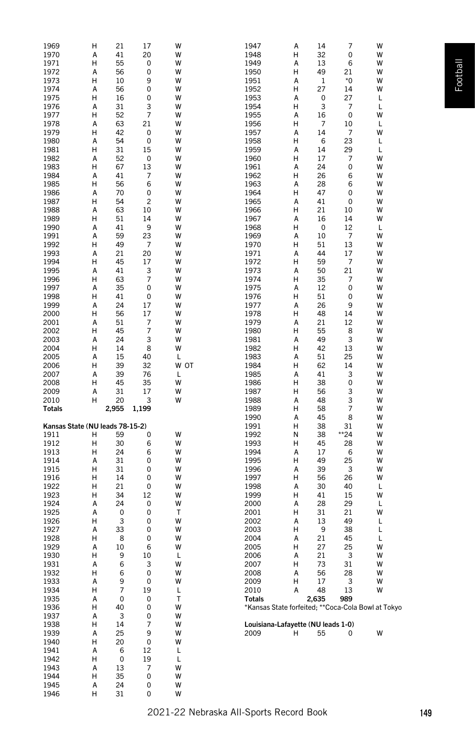| Year | Site | NU | Opp | Result |
|---|---|---|---|---|
| 1969 | H | 21 | 17 | W |
| 1970 | A | 41 | 20 | W |
| 1971 | H | 55 | 0 | W |
| 1972 | A | 56 | 0 | W |
| 1973 | H | 10 | 9 | W |
| 1974 | A | 56 | 0 | W |
| 1975 | H | 16 | 0 | W |
| 1976 | A | 31 | 3 | W |
| 1977 | H | 52 | 7 | W |
| 1978 | A | 63 | 21 | W |
| 1979 | H | 42 | 0 | W |
| 1980 | A | 54 | 0 | W |
| 1981 | H | 31 | 15 | W |
| 1982 | A | 52 | 0 | W |
| 1983 | H | 67 | 13 | W |
| 1984 | A | 41 | 7 | W |
| 1985 | H | 56 | 6 | W |
| 1986 | A | 70 | 0 | W |
| 1987 | H | 54 | 2 | W |
| 1988 | A | 63 | 10 | W |
| 1989 | H | 51 | 14 | W |
| 1990 | A | 41 | 9 | W |
| 1991 | A | 59 | 23 | W |
| 1992 | H | 49 | 7 | W |
| 1993 | A | 21 | 20 | W |
| 1994 | H | 45 | 17 | W |
| 1995 | A | 41 | 3 | W |
| 1996 | H | 63 | 7 | W |
| 1997 | A | 35 | 0 | W |
| 1998 | H | 41 | 0 | W |
| 1999 | A | 24 | 17 | W |
| 2000 | H | 56 | 17 | W |
| 2001 | A | 51 | 7 | W |
| 2002 | H | 45 | 7 | W |
| 2003 | A | 24 | 3 | W |
| 2004 | H | 14 | 8 | W |
| 2005 | A | 15 | 40 | L |
| 2006 | H | 39 | 32 | W OT |
| 2007 | A | 39 | 76 | L |
| 2008 | H | 45 | 35 | W |
| 2009 | A | 31 | 17 | W |
| 2010 | H | 20 | 3 | W |
| **Totals** | | **2,955** | **1,199** | |

**Kansas State (NU leads 78-15-2)**

| Year | Site | NU | Opp | Result |
|---|---|---|---|---|
| 1911 | H | 59 | 0 | W |
| 1912 | H | 30 | 6 | W |
| 1913 | H | 24 | 6 | W |
| 1914 | A | 31 | 0 | W |
| 1915 | H | 31 | 0 | W |
| 1916 | H | 14 | 0 | W |
| 1922 | H | 21 | 0 | W |
| 1923 | H | 34 | 12 | W |
| 1924 | A | 24 | 0 | W |
| 1925 | A | 0 | 0 | T |
| 1926 | H | 3 | 0 | W |
| 1927 | A | 33 | 0 | W |
| 1928 | H | 8 | 0 | W |
| 1929 | A | 10 | 6 | W |
| 1930 | H | 9 | 10 | L |
| 1931 | A | 6 | 3 | W |
| 1932 | H | 6 | 0 | W |
| 1933 | A | 9 | 0 | W |
| 1934 | H | 7 | 19 | L |
| 1935 | A | 0 | 0 | T |
| 1936 | H | 40 | 0 | W |
| 1937 | A | 3 | 0 | W |
| 1938 | H | 14 | 7 | W |
| 1939 | A | 25 | 9 | W |
| 1940 | H | 20 | 0 | W |
| 1941 | A | 6 | 12 | L |
| 1942 | H | 0 | 19 | L |
| 1943 | A | 13 | 7 | W |
| 1944 | H | 35 | 0 | W |
| 1945 | A | 24 | 0 | W |
| 1946 | H | 31 | 0 | W |
| 1947 | A | 14 | 7 | W |
| 1948 | H | 32 | 0 | W |
| 1949 | A | 13 | 6 | W |
| 1950 | H | 49 | 21 | W |
| 1951 | A | 1 | *0 | W |
| 1952 | H | 27 | 14 | W |
| 1953 | A | 0 | 27 | L |
| 1954 | H | 3 | 7 | L |
| 1955 | A | 16 | 0 | W |
| 1956 | H | 7 | 10 | L |
| 1957 | A | 14 | 7 | W |
| 1958 | H | 6 | 23 | L |
| 1959 | A | 14 | 29 | L |
| 1960 | H | 17 | 7 | W |
| 1961 | A | 24 | 0 | W |
| 1962 | H | 26 | 6 | W |
| 1963 | A | 28 | 6 | W |
| 1964 | H | 47 | 0 | W |
| 1965 | A | 41 | 0 | W |
| 1966 | H | 21 | 10 | W |
| 1967 | A | 16 | 14 | W |
| 1968 | H | 0 | 12 | L |
| 1969 | A | 10 | 7 | W |
| 1970 | H | 51 | 13 | W |
| 1971 | A | 44 | 17 | W |
| 1972 | H | 59 | 7 | W |
| 1973 | A | 50 | 21 | W |
| 1974 | H | 35 | 7 | W |
| 1975 | A | 12 | 0 | W |
| 1976 | H | 51 | 0 | W |
| 1977 | A | 26 | 9 | W |
| 1978 | H | 48 | 14 | W |
| 1979 | A | 21 | 12 | W |
| 1980 | H | 55 | 8 | W |
| 1981 | A | 49 | 3 | W |
| 1982 | H | 42 | 13 | W |
| 1983 | A | 51 | 25 | W |
| 1984 | H | 62 | 14 | W |
| 1985 | A | 41 | 3 | W |
| 1986 | H | 38 | 0 | W |
| 1987 | H | 56 | 3 | W |
| 1988 | A | 48 | 3 | W |
| 1989 | H | 58 | 7 | W |
| 1990 | A | 45 | 8 | W |
| 1991 | H | 38 | 31 | W |
| 1992 | N | 38 | **24 | W |
| 1993 | H | 45 | 28 | W |
| 1994 | A | 17 | 6 | W |
| 1995 | H | 49 | 25 | W |
| 1996 | A | 39 | 3 | W |
| 1997 | H | 56 | 26 | W |
| 1998 | A | 30 | 40 | L |
| 1999 | H | 41 | 15 | W |
| 2000 | A | 28 | 29 | L |
| 2001 | H | 31 | 21 | W |
| 2002 | A | 13 | 49 | L |
| 2003 | H | 9 | 38 | L |
| 2004 | A | 21 | 45 | L |
| 2005 | H | 27 | 25 | W |
| 2006 | A | 21 | 3 | W |
| 2007 | H | 73 | 31 | W |
| 2008 | A | 56 | 28 | W |
| 2009 | H | 17 | 3 | W |
| 2010 | A | 48 | 13 | W |
| **Totals** | | **2,635** | **989** | |

*Kansas State forfeited; **Coca-Cola Bowl at Tokyo

**Louisiana-Lafayette (NU leads 1-0)**

| Year | Site | NU | Opp | Result |
|---|---|---|---|---|
| 2009 | H | 55 | 0 | W |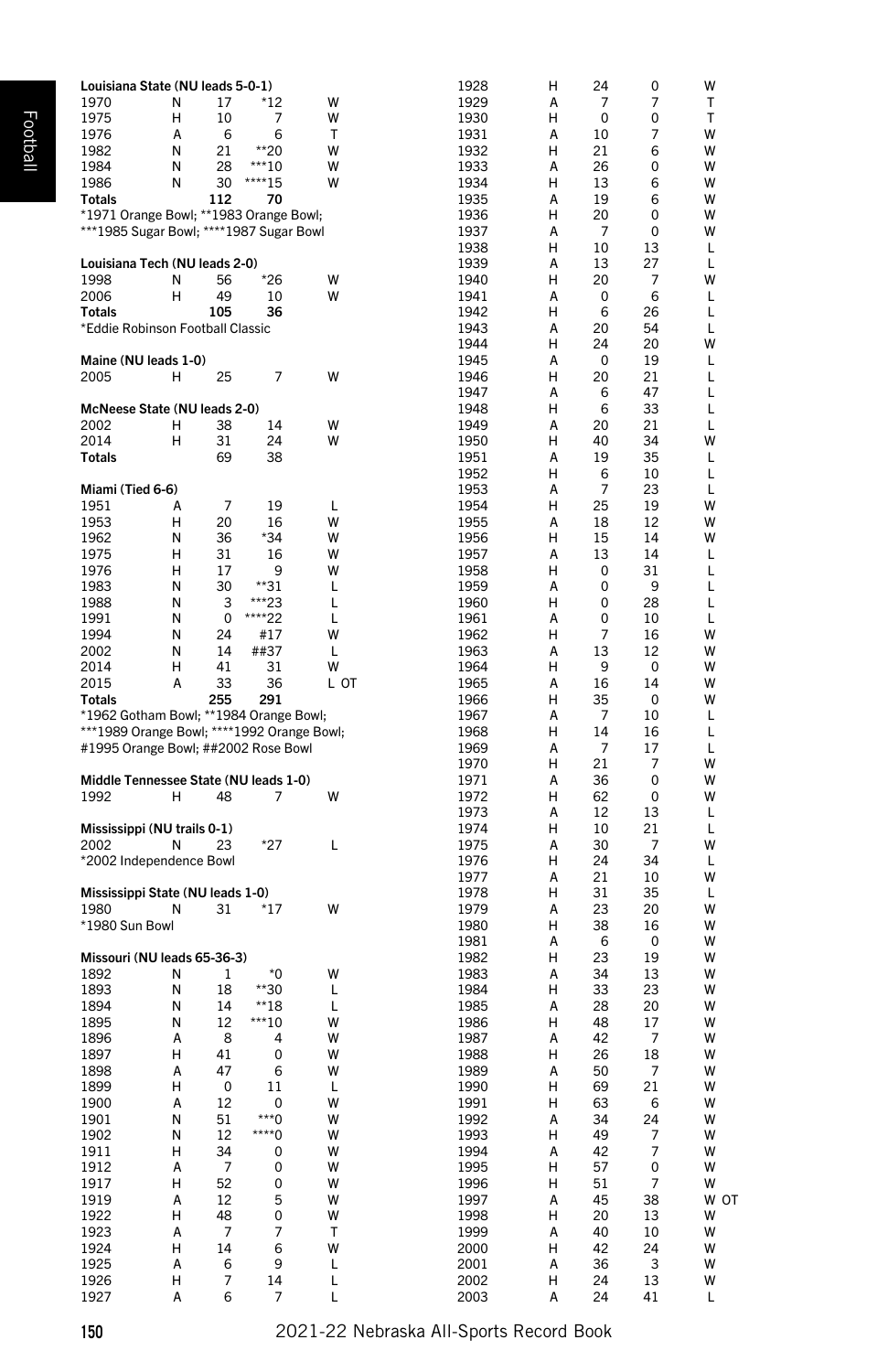**Louisiana State (NU leads 5-0-1)**

| | | | | |
|---|---|---|---|---|
| 1970 | N | 17 | *12 | W |
| 1975 | H | 10 | 7 | W |
| 1976 | A | 6 | 6 | T |
| 1982 | N | 21 | **20 | W |
| 1984 | N | 28 | ***10 | W |
| 1986 | N | 30 | ****15 | W |
| **Totals** | | **112** | **70** | |

*1971 Orange Bowl; **1983 Orange Bowl; ***1985 Sugar Bowl; ****1987 Sugar Bowl

**Louisiana Tech (NU leads 2-0)**

| | | | | |
|---|---|---|---|---|
| 1998 | N | 56 | *26 | W |
| 2006 | H | 49 | 10 | W |
| **Totals** | | **105** | **36** | |

*Eddie Robinson Football Classic

**Maine (NU leads 1-0)**

| | | | | |
|---|---|---|---|---|
| 2005 | H | 25 | 7 | W |

**McNeese State (NU leads 2-0)**

| | | | | |
|---|---|---|---|---|
| 2002 | H | 38 | 14 | W |
| 2014 | H | 31 | 24 | W |
| **Totals** | | 69 | 38 | |

**Miami (Tied 6-6)**

| | | | | |
|---|---|---|---|---|
| 1951 | A | 7 | 19 | L |
| 1953 | H | 20 | 16 | W |
| 1962 | N | 36 | *34 | W |
| 1975 | H | 31 | 16 | W |
| 1976 | H | 17 | 9 | W |
| 1983 | N | 30 | **31 | L |
| 1988 | N | 3 | ***23 | L |
| 1991 | N | 0 | ****22 | L |
| 1994 | N | 24 | #17 | W |
| 2002 | N | 14 | ##37 | L |
| 2014 | H | 41 | 31 | W |
| 2015 | A | 33 | 36 | L OT |
| **Totals** | | **255** | **291** | |

*1962 Gotham Bowl; **1984 Orange Bowl; ***1989 Orange Bowl; ****1992 Orange Bowl; #1995 Orange Bowl; ##2002 Rose Bowl

**Middle Tennessee State (NU leads 1-0)**

| | | | | |
|---|---|---|---|---|
| 1992 | H | 48 | 7 | W |

**Mississippi (NU trails 0-1)**

| | | | | |
|---|---|---|---|---|
| 2002 | N | 23 | *27 | L |

*2002 Independence Bowl

**Mississippi State (NU leads 1-0)**

| | | | | |
|---|---|---|---|---|
| 1980 | N | 31 | *17 | W |

*1980 Sun Bowl

**Missouri (NU leads 65-36-3)**

| | | | | |
|---|---|---|---|---|
| 1892 | N | 1 | *0 | W |
| 1893 | N | 18 | **30 | L |
| 1894 | N | 14 | **18 | L |
| 1895 | N | 12 | ***10 | W |
| 1896 | A | 8 | 4 | W |
| 1897 | H | 41 | 0 | W |
| 1898 | A | 47 | 6 | W |
| 1899 | H | 0 | 11 | L |
| 1900 | A | 12 | 0 | W |
| 1901 | N | 51 | ***0 | W |
| 1902 | N | 12 | ****0 | W |
| 1911 | H | 34 | 0 | W |
| 1912 | A | 7 | 0 | W |
| 1917 | H | 52 | 0 | W |
| 1919 | A | 12 | 5 | W |
| 1922 | H | 48 | 0 | W |
| 1923 | A | 7 | 7 | T |
| 1924 | H | 14 | 6 | W |
| 1925 | A | 6 | 9 | L |
| 1926 | H | 7 | 14 | L |
| 1927 | A | 6 | 7 | L |
| 1928 | H | 24 | 0 | W |
| 1929 | A | 7 | 7 | T |
| 1930 | H | 0 | 0 | T |
| 1931 | A | 10 | 7 | W |
| 1932 | H | 21 | 6 | W |
| 1933 | A | 26 | 0 | W |
| 1934 | H | 13 | 6 | W |
| 1935 | A | 19 | 6 | W |
| 1936 | H | 20 | 0 | W |
| 1937 | A | 7 | 0 | W |
| 1938 | H | 10 | 13 | L |
| 1939 | A | 13 | 27 | L |
| 1940 | H | 20 | 7 | W |
| 1941 | A | 0 | 6 | L |
| 1942 | H | 6 | 26 | L |
| 1943 | A | 20 | 54 | L |
| 1944 | H | 24 | 20 | W |
| 1945 | A | 0 | 19 | L |
| 1946 | H | 20 | 21 | L |
| 1947 | A | 6 | 47 | L |
| 1948 | H | 6 | 33 | L |
| 1949 | A | 20 | 21 | L |
| 1950 | H | 40 | 34 | W |
| 1951 | A | 19 | 35 | L |
| 1952 | H | 6 | 10 | L |
| 1953 | A | 7 | 23 | L |
| 1954 | H | 25 | 19 | W |
| 1955 | A | 18 | 12 | W |
| 1956 | H | 15 | 14 | W |
| 1957 | A | 13 | 14 | L |
| 1958 | H | 0 | 31 | L |
| 1959 | A | 0 | 9 | L |
| 1960 | H | 0 | 28 | L |
| 1961 | A | 0 | 10 | L |
| 1962 | H | 7 | 16 | W |
| 1963 | A | 13 | 12 | W |
| 1964 | H | 9 | 0 | W |
| 1965 | A | 16 | 14 | W |
| 1966 | H | 35 | 0 | W |
| 1967 | A | 7 | 10 | L |
| 1968 | H | 14 | 16 | L |
| 1969 | A | 7 | 17 | L |
| 1970 | H | 21 | 7 | W |
| 1971 | A | 36 | 0 | W |
| 1972 | H | 62 | 0 | W |
| 1973 | A | 12 | 13 | L |
| 1974 | H | 10 | 21 | L |
| 1975 | A | 30 | 7 | W |
| 1976 | H | 24 | 34 | L |
| 1977 | A | 21 | 10 | W |
| 1978 | H | 31 | 35 | L |
| 1979 | A | 23 | 20 | W |
| 1980 | H | 38 | 16 | W |
| 1981 | A | 6 | 0 | W |
| 1982 | H | 23 | 19 | W |
| 1983 | A | 34 | 13 | W |
| 1984 | H | 33 | 23 | W |
| 1985 | A | 28 | 20 | W |
| 1986 | H | 48 | 17 | W |
| 1987 | A | 42 | 7 | W |
| 1988 | H | 26 | 18 | W |
| 1989 | A | 50 | 7 | W |
| 1990 | H | 69 | 21 | W |
| 1991 | H | 63 | 6 | W |
| 1992 | A | 34 | 24 | W |
| 1993 | H | 49 | 7 | W |
| 1994 | A | 42 | 7 | W |
| 1995 | H | 57 | 0 | W |
| 1996 | H | 51 | 7 | W |
| 1997 | A | 45 | 38 | W OT |
| 1998 | H | 20 | 13 | W |
| 1999 | A | 40 | 10 | W |
| 2000 | H | 42 | 24 | W |
| 2001 | A | 36 | 3 | W |
| 2002 | H | 24 | 13 | W |
| 2003 | A | 24 | 41 | L |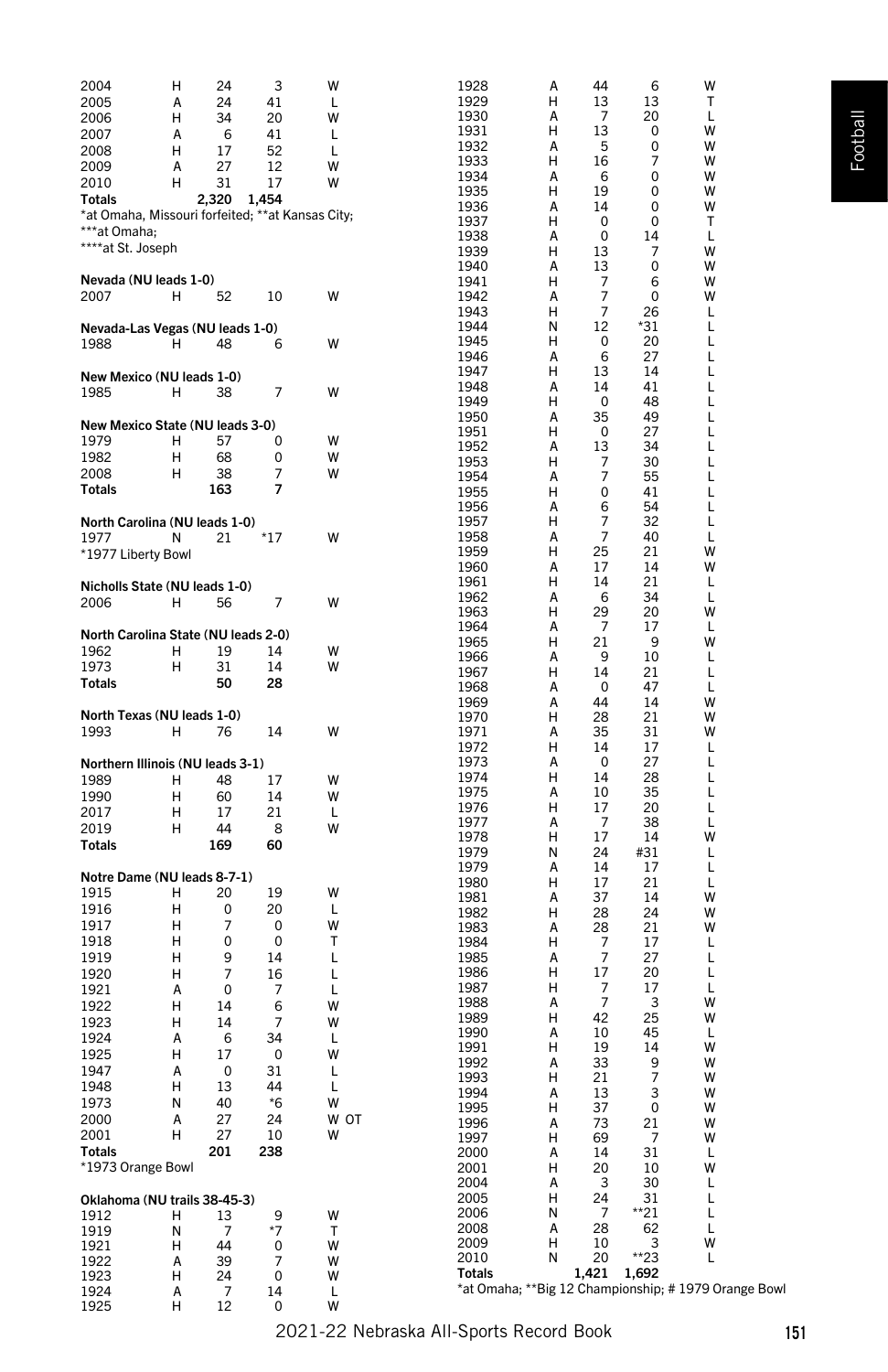| | | | | |
|---|---|---|---|---|
| 2004 | H | 24 | 3 | W |
| 2005 | A | 24 | 41 | L |
| 2006 | H | 34 | 20 | W |
| 2007 | A | 6 | 41 | L |
| 2008 | H | 17 | 52 | L |
| 2009 | A | 27 | 12 | W |
| 2010 | H | 31 | 17 | W |
| **Totals** | | **2,320** | **1,454** | |

*at Omaha, Missouri forfeited; **at Kansas City;
***at Omaha;
****at St. Joseph

**Nevada (NU leads 1-0)**

| | | | | |
|---|---|---|---|---|
| 2007 | H | 52 | 10 | W |

**Nevada-Las Vegas (NU leads 1-0)**

| | | | | |
|---|---|---|---|---|
| 1988 | H | 48 | 6 | W |

**New Mexico (NU leads 1-0)**

| | | | | |
|---|---|---|---|---|
| 1985 | H | 38 | 7 | W |

**New Mexico State (NU leads 3-0)**

| | | | | |
|---|---|---|---|---|
| 1979 | H | 57 | 0 | W |
| 1982 | H | 68 | 0 | W |
| 2008 | H | 38 | 7 | W |
| **Totals** | | **163** | **7** | |

**North Carolina (NU leads 1-0)**

| | | | | |
|---|---|---|---|---|
| 1977 | N | 21 | *17 | W |

*1977 Liberty Bowl

**Nicholls State (NU leads 1-0)**

| | | | | |
|---|---|---|---|---|
| 2006 | H | 56 | 7 | W |

**North Carolina State (NU leads 2-0)**

| | | | | |
|---|---|---|---|---|
| 1962 | H | 19 | 14 | W |
| 1973 | H | 31 | 14 | W |
| **Totals** | | **50** | **28** | |

**North Texas (NU leads 1-0)**

| | | | | |
|---|---|---|---|---|
| 1993 | H | 76 | 14 | W |

**Northern Illinois (NU leads 3-1)**

| | | | | |
|---|---|---|---|---|
| 1989 | H | 48 | 17 | W |
| 1990 | H | 60 | 14 | W |
| 2017 | H | 17 | 21 | L |
| 2019 | H | 44 | 8 | W |
| **Totals** | | **169** | **60** | |

**Notre Dame (NU leads 8-7-1)**

| | | | | |
|---|---|---|---|---|
| 1915 | H | 20 | 19 | W |
| 1916 | H | 0 | 20 | L |
| 1917 | H | 7 | 0 | W |
| 1918 | H | 0 | 0 | T |
| 1919 | H | 9 | 14 | L |
| 1920 | H | 7 | 16 | L |
| 1921 | A | 0 | 7 | L |
| 1922 | H | 14 | 6 | W |
| 1923 | H | 14 | 7 | W |
| 1924 | A | 6 | 34 | L |
| 1925 | H | 17 | 0 | W |
| 1947 | A | 0 | 31 | L |
| 1948 | H | 13 | 44 | L |
| 1973 | N | 40 | *6 | W |
| 2000 | A | 27 | 24 | W OT |
| 2001 | H | 27 | 10 | W |
| **Totals** | | **201** | **238** | |

*1973 Orange Bowl

**Oklahoma (NU trails 38-45-3)**

| | | | | |
|---|---|---|---|---|
| 1912 | H | 13 | 9 | W |
| 1919 | N | 7 | *7 | T |
| 1921 | H | 44 | 0 | W |
| 1922 | A | 39 | 7 | W |
| 1923 | H | 24 | 0 | W |
| 1924 | A | 7 | 14 | L |
| 1925 | H | 12 | 0 | W |
| 1928 | A | 44 | 6 | W |
| 1929 | H | 13 | 13 | T |
| 1930 | A | 7 | 20 | L |
| 1931 | H | 13 | 0 | W |
| 1932 | A | 5 | 0 | W |
| 1933 | H | 16 | 7 | W |
| 1934 | A | 6 | 0 | W |
| 1935 | H | 19 | 0 | W |
| 1936 | A | 14 | 0 | W |
| 1937 | H | 0 | 0 | T |
| 1938 | A | 0 | 14 | L |
| 1939 | H | 13 | 7 | W |
| 1940 | A | 13 | 0 | W |
| 1941 | H | 7 | 6 | W |
| 1942 | A | 7 | 0 | W |
| 1943 | H | 7 | 26 | L |
| 1944 | N | 12 | *31 | L |
| 1945 | H | 0 | 20 | L |
| 1946 | A | 6 | 27 | L |
| 1947 | H | 13 | 14 | L |
| 1948 | A | 14 | 41 | L |
| 1949 | H | 0 | 48 | L |
| 1950 | A | 35 | 49 | L |
| 1951 | H | 0 | 27 | L |
| 1952 | A | 13 | 34 | L |
| 1953 | H | 7 | 30 | L |
| 1954 | A | 7 | 55 | L |
| 1955 | H | 0 | 41 | L |
| 1956 | A | 6 | 54 | L |
| 1957 | H | 7 | 32 | L |
| 1958 | A | 7 | 40 | L |
| 1959 | H | 25 | 21 | W |
| 1960 | A | 17 | 14 | W |
| 1961 | H | 14 | 21 | L |
| 1962 | A | 6 | 34 | L |
| 1963 | H | 29 | 20 | W |
| 1964 | A | 7 | 17 | L |
| 1965 | H | 21 | 9 | W |
| 1966 | A | 9 | 10 | L |
| 1967 | H | 14 | 21 | L |
| 1968 | A | 0 | 47 | L |
| 1969 | A | 44 | 14 | W |
| 1970 | H | 28 | 21 | W |
| 1971 | A | 35 | 31 | W |
| 1972 | H | 14 | 17 | L |
| 1973 | A | 0 | 27 | L |
| 1974 | H | 14 | 28 | L |
| 1975 | A | 10 | 35 | L |
| 1976 | H | 17 | 20 | L |
| 1977 | A | 7 | 38 | L |
| 1978 | H | 17 | 14 | W |
| 1979 | N | 24 | #31 | L |
| 1979 | A | 14 | 17 | L |
| 1980 | H | 17 | 21 | L |
| 1981 | A | 37 | 14 | W |
| 1982 | H | 28 | 24 | W |
| 1983 | A | 28 | 21 | W |
| 1984 | H | 7 | 17 | L |
| 1985 | A | 7 | 27 | L |
| 1986 | H | 17 | 20 | L |
| 1987 | H | 7 | 17 | L |
| 1988 | A | 7 | 3 | W |
| 1989 | H | 42 | 25 | W |
| 1990 | A | 10 | 45 | L |
| 1991 | H | 19 | 14 | W |
| 1992 | A | 33 | 9 | W |
| 1993 | H | 21 | 7 | W |
| 1994 | A | 13 | 3 | W |
| 1995 | H | 37 | 0 | W |
| 1996 | A | 73 | 21 | W |
| 1997 | H | 69 | 7 | W |
| 2000 | A | 14 | 31 | L |
| 2001 | H | 20 | 10 | W |
| 2004 | A | 3 | 30 | L |
| 2005 | H | 24 | 31 | L |
| 2006 | N | 7 | **21 | L |
| 2008 | A | 28 | 62 | L |
| 2009 | H | 10 | 3 | W |
| 2010 | N | 20 | **23 | L |
| **Totals** | | **1,421** | **1,692** | |

*at Omaha; **Big 12 Championship; # 1979 Orange Bowl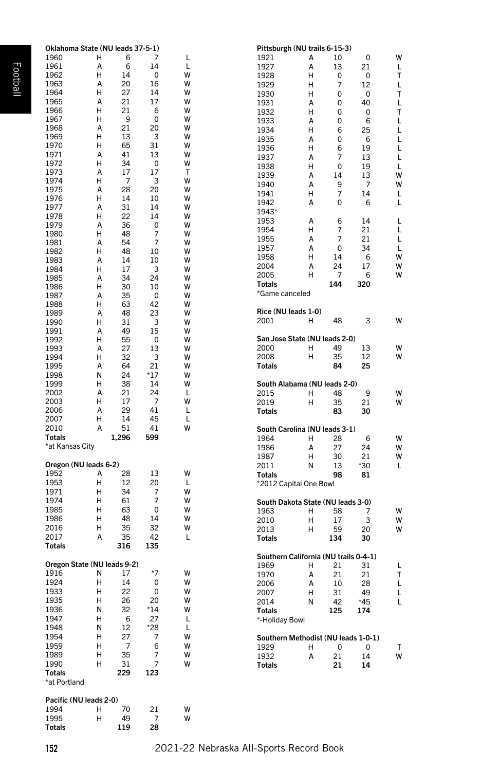**Oklahoma State (NU leads 37-5-1)**

| Year | Site | NU | Opp | Result |
|---|---|---|---|---|
| 1960 | H | 6 | 7 | L |
| 1961 | A | 6 | 14 | L |
| 1962 | H | 14 | 0 | W |
| 1963 | A | 20 | 16 | W |
| 1964 | H | 27 | 14 | W |
| 1965 | A | 21 | 17 | W |
| 1966 | H | 21 | 6 | W |
| 1967 | H | 9 | 0 | W |
| 1968 | A | 21 | 20 | W |
| 1969 | H | 13 | 3 | W |
| 1970 | H | 65 | 31 | W |
| 1971 | A | 41 | 13 | W |
| 1972 | H | 34 | 0 | W |
| 1973 | A | 17 | 17 | T |
| 1974 | H | 7 | 3 | W |
| 1975 | A | 28 | 20 | W |
| 1976 | H | 14 | 10 | W |
| 1977 | A | 31 | 14 | W |
| 1978 | H | 22 | 14 | W |
| 1979 | A | 36 | 0 | W |
| 1980 | H | 48 | 7 | W |
| 1981 | A | 54 | 7 | W |
| 1982 | H | 48 | 10 | W |
| 1983 | A | 14 | 10 | W |
| 1984 | H | 17 | 3 | W |
| 1985 | A | 34 | 24 | W |
| 1986 | H | 30 | 10 | W |
| 1987 | A | 35 | 0 | W |
| 1988 | H | 63 | 42 | W |
| 1989 | A | 48 | 23 | W |
| 1990 | H | 31 | 3 | W |
| 1991 | A | 49 | 15 | W |
| 1992 | H | 55 | 0 | W |
| 1993 | A | 27 | 13 | W |
| 1994 | H | 32 | 3 | W |
| 1995 | A | 64 | 21 | W |
| 1998 | N | 24 | *17 | W |
| 1999 | H | 38 | 14 | W |
| 2002 | A | 21 | 24 | L |
| 2003 | H | 17 | 7 | W |
| 2006 | A | 29 | 41 | L |
| 2007 | H | 14 | 45 | L |
| 2010 | A | 51 | 41 | W |
| **Totals** | | **1,296** | **599** | |

*at Kansas City

**Oregon (NU leads 6-2)**

| Year | Site | NU | Opp | Result |
|---|---|---|---|---|
| 1952 | A | 28 | 13 | W |
| 1953 | H | 12 | 20 | L |
| 1971 | H | 34 | 7 | W |
| 1974 | H | 61 | 7 | W |
| 1985 | H | 63 | 0 | W |
| 1986 | H | 48 | 14 | W |
| 2016 | H | 35 | 32 | W |
| 2017 | A | 35 | 42 | L |
| **Totals** | | **316** | **135** | |

**Oregon State (NU leads 9-2)**

| Year | Site | NU | Opp | Result |
|---|---|---|---|---|
| 1916 | N | 17 | *7 | W |
| 1924 | H | 14 | 0 | W |
| 1933 | H | 22 | 0 | W |
| 1935 | H | 26 | 20 | W |
| 1936 | N | 32 | *14 | W |
| 1947 | H | 6 | 27 | L |
| 1948 | N | 12 | *28 | L |
| 1954 | H | 27 | 7 | W |
| 1959 | H | 7 | 6 | W |
| 1989 | H | 35 | 7 | W |
| 1990 | H | 31 | 7 | W |
| **Totals** | | **229** | **123** | |

*at Portland

**Pacific (NU leads 2-0)**

| Year | Site | NU | Opp | Result |
|---|---|---|---|---|
| 1994 | H | 70 | 21 | W |
| 1995 | H | 49 | 7 | W |
| **Totals** | | **119** | **28** | |

**Pittsburgh (NU trails 6-15-3)**

| Year | Site | NU | Opp | Result |
|---|---|---|---|---|
| 1921 | A | 10 | 0 | W |
| 1927 | A | 13 | 21 | L |
| 1928 | H | 0 | 0 | T |
| 1929 | H | 7 | 12 | L |
| 1930 | H | 0 | 0 | T |
| 1931 | A | 0 | 40 | L |
| 1932 | H | 0 | 0 | T |
| 1933 | A | 0 | 6 | L |
| 1934 | H | 6 | 25 | L |
| 1935 | A | 0 | 6 | L |
| 1936 | H | 6 | 19 | L |
| 1937 | A | 7 | 13 | L |
| 1938 | H | 0 | 19 | L |
| 1939 | A | 14 | 13 | W |
| 1940 | A | 9 | 7 | W |
| 1941 | H | 7 | 14 | L |
| 1942 | A | 0 | 6 | L |
| 1943* | | | | |
| 1953 | A | 6 | 14 | L |
| 1954 | H | 7 | 21 | L |
| 1955 | A | 7 | 21 | L |
| 1957 | A | 0 | 34 | L |
| 1958 | H | 14 | 6 | W |
| 2004 | A | 24 | 17 | W |
| 2005 | H | 7 | 6 | W |
| **Totals** | | **144** | **320** | |

*Game canceled

**Rice (NU leads 1-0)**

| Year | Site | NU | Opp | Result |
|---|---|---|---|---|
| 2001 | H | 48 | 3 | W |

**San Jose State (NU leads 2-0)**

| Year | Site | NU | Opp | Result |
|---|---|---|---|---|
| 2000 | H | 49 | 13 | W |
| 2008 | H | 35 | 12 | W |
| **Totals** | | **84** | **25** | |

**South Alabama (NU leads 2-0)**

| Year | Site | NU | Opp | Result |
|---|---|---|---|---|
| 2015 | H | 48 | 9 | W |
| 2019 | H | 35 | 21 | W |
| **Totals** | | **83** | **30** | |

**South Carolina (NU leads 3-1)**

| Year | Site | NU | Opp | Result |
|---|---|---|---|---|
| 1964 | H | 28 | 6 | W |
| 1986 | A | 27 | 24 | W |
| 1987 | H | 30 | 21 | W |
| 2011 | N | 13 | *30 | L |
| **Totals** | | **98** | **81** | |

*2012 Capital One Bowl

**South Dakota State (NU leads 3-0)**

| Year | Site | NU | Opp | Result |
|---|---|---|---|---|
| 1963 | H | 58 | 7 | W |
| 2010 | H | 17 | 3 | W |
| 2013 | H | 59 | 20 | W |
| **Totals** | | **134** | **30** | |

**Southern California (NU trails 0-4-1)**

| Year | Site | NU | Opp | Result |
|---|---|---|---|---|
| 1969 | H | 21 | 31 | L |
| 1970 | A | 21 | 21 | T |
| 2006 | A | 10 | 28 | L |
| 2007 | H | 31 | 49 | L |
| 2014 | N | 42 | *45 | L |
| **Totals** | | **125** | **174** | |

*-Holiday Bowl

**Southern Methodist (NU leads 1-0-1)**

| Year | Site | NU | Opp | Result |
|---|---|---|---|---|
| 1929 | H | 0 | 0 | T |
| 1932 | A | 21 | 14 | W |
| **Totals** | | **21** | **14** | |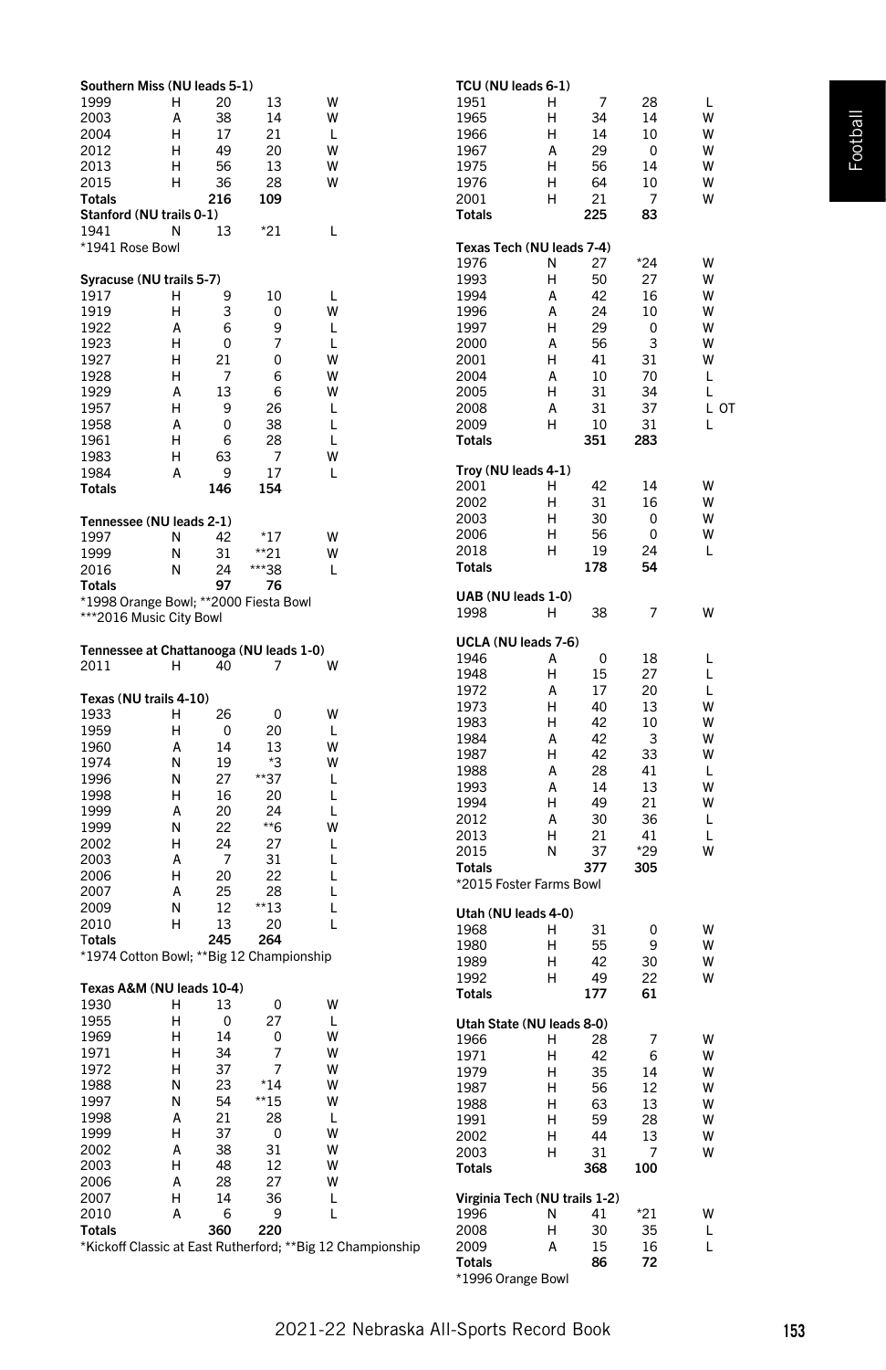**Southern Miss (NU leads 5-1)**

| | | | | |
|---|---|---|---|---|
| 1999 | H | 20 | 13 | W |
| 2003 | A | 38 | 14 | W |
| 2004 | H | 17 | 21 | L |
| 2012 | H | 49 | 20 | W |
| 2013 | H | 56 | 13 | W |
| 2015 | H | 36 | 28 | W |
| **Totals** | | **216** | **109** | |

**Stanford (NU trails 0-1)**

| | | | | |
|---|---|---|---|---|
| 1941 | N | 13 | *21 | L |

*1941 Rose Bowl

**Syracuse (NU trails 5-7)**

| | | | | |
|---|---|---|---|---|
| 1917 | H | 9 | 10 | L |
| 1919 | H | 3 | 0 | W |
| 1922 | A | 6 | 9 | L |
| 1923 | H | 0 | 7 | L |
| 1927 | H | 21 | 0 | W |
| 1928 | H | 7 | 6 | W |
| 1929 | A | 13 | 6 | W |
| 1957 | H | 9 | 26 | L |
| 1958 | A | 0 | 38 | L |
| 1961 | H | 6 | 28 | L |
| 1983 | H | 63 | 7 | W |
| 1984 | A | 9 | 17 | L |
| **Totals** | | **146** | **154** | |

**Tennessee (NU leads 2-1)**

| | | | | |
|---|---|---|---|---|
| 1997 | N | 42 | *17 | W |
| 1999 | N | 31 | **21 | W |
| 2016 | N | 24 | ***38 | L |
| **Totals** | | **97** | **76** | |

*1998 Orange Bowl; **2000 Fiesta Bowl
***2016 Music City Bowl

**Tennessee at Chattanooga (NU leads 1-0)**

| | | | | |
|---|---|---|---|---|
| 2011 | H | 40 | 7 | W |

**Texas (NU trails 4-10)**

| | | | | |
|---|---|---|---|---|
| 1933 | H | 26 | 0 | W |
| 1959 | H | 0 | 20 | L |
| 1960 | A | 14 | 13 | W |
| 1974 | N | 19 | *3 | W |
| 1996 | N | 27 | **37 | L |
| 1998 | H | 16 | 20 | L |
| 1999 | A | 20 | 24 | L |
| 1999 | N | 22 | **6 | W |
| 2002 | H | 24 | 27 | L |
| 2003 | A | 7 | 31 | L |
| 2006 | H | 20 | 22 | L |
| 2007 | A | 25 | 28 | L |
| 2009 | N | 12 | **13 | L |
| 2010 | H | 13 | 20 | L |
| **Totals** | | **245** | **264** | |

*1974 Cotton Bowl; **Big 12 Championship

**Texas A&M (NU leads 10-4)**

| | | | | |
|---|---|---|---|---|
| 1930 | H | 13 | 0 | W |
| 1955 | H | 0 | 27 | L |
| 1969 | H | 14 | 0 | W |
| 1971 | H | 34 | 7 | W |
| 1972 | H | 37 | 7 | W |
| 1988 | N | 23 | *14 | W |
| 1997 | N | 54 | **15 | W |
| 1998 | A | 21 | 28 | L |
| 1999 | H | 37 | 0 | W |
| 2002 | A | 38 | 31 | W |
| 2003 | H | 48 | 12 | W |
| 2006 | A | 28 | 27 | W |
| 2007 | H | 14 | 36 | L |
| 2010 | A | 6 | 9 | L |
| **Totals** | | **360** | **220** | |

*Kickoff Classic at East Rutherford; **Big 12 Championship

**TCU (NU leads 6-1)**

| | | | | |
|---|---|---|---|---|
| 1951 | H | 7 | 28 | L |
| 1965 | H | 34 | 14 | W |
| 1966 | H | 14 | 10 | W |
| 1967 | A | 29 | 0 | W |
| 1975 | H | 56 | 14 | W |
| 1976 | H | 64 | 10 | W |
| 2001 | H | 21 | 7 | W |
| **Totals** | | **225** | **83** | |

**Texas Tech (NU leads 7-4)**

| | | | | |
|---|---|---|---|---|
| 1976 | N | 27 | *24 | W |
| 1993 | H | 50 | 27 | W |
| 1994 | A | 42 | 16 | W |
| 1996 | A | 24 | 10 | W |
| 1997 | H | 29 | 0 | W |
| 2000 | A | 56 | 3 | W |
| 2001 | H | 41 | 31 | W |
| 2004 | A | 10 | 70 | L |
| 2005 | H | 31 | 34 | L |
| 2008 | A | 31 | 37 | L OT |
| 2009 | H | 10 | 31 | L |
| **Totals** | | **351** | **283** | |

**Troy (NU leads 4-1)**

| | | | | |
|---|---|---|---|---|
| 2001 | H | 42 | 14 | W |
| 2002 | H | 31 | 16 | W |
| 2003 | H | 30 | 0 | W |
| 2006 | H | 56 | 0 | W |
| 2018 | H | 19 | 24 | L |
| **Totals** | | **178** | **54** | |

**UAB (NU leads 1-0)**

| | | | | |
|---|---|---|---|---|
| 1998 | H | 38 | 7 | W |

**UCLA (NU leads 7-6)**

| | | | | |
|---|---|---|---|---|
| 1946 | A | 0 | 18 | L |
| 1948 | H | 15 | 27 | L |
| 1972 | A | 17 | 20 | L |
| 1973 | H | 40 | 13 | W |
| 1983 | H | 42 | 10 | W |
| 1984 | A | 42 | 3 | W |
| 1987 | H | 42 | 33 | W |
| 1988 | A | 28 | 41 | L |
| 1993 | A | 14 | 13 | W |
| 1994 | H | 49 | 21 | W |
| 2012 | A | 30 | 36 | L |
| 2013 | H | 21 | 41 | L |
| 2015 | N | 37 | *29 | W |
| **Totals** | | **377** | **305** | |

*2015 Foster Farms Bowl

**Utah (NU leads 4-0)**

| | | | | |
|---|---|---|---|---|
| 1968 | H | 31 | 0 | W |
| 1980 | H | 55 | 9 | W |
| 1989 | H | 42 | 30 | W |
| 1992 | H | 49 | 22 | W |
| **Totals** | | **177** | **61** | |

**Utah State (NU leads 8-0)**

| | | | | |
|---|---|---|---|---|
| 1966 | H | 28 | 7 | W |
| 1971 | H | 42 | 6 | W |
| 1979 | H | 35 | 14 | W |
| 1987 | H | 56 | 12 | W |
| 1988 | H | 63 | 13 | W |
| 1991 | H | 59 | 28 | W |
| 2002 | H | 44 | 13 | W |
| 2003 | H | 31 | 7 | W |
| **Totals** | | **368** | **100** | |

**Virginia Tech (NU trails 1-2)**

| | | | | |
|---|---|---|---|---|
| 1996 | N | 41 | *21 | W |
| 2008 | H | 30 | 35 | L |
| 2009 | A | 15 | 16 | L |
| **Totals** | | **86** | **72** | |

*1996 Orange Bowl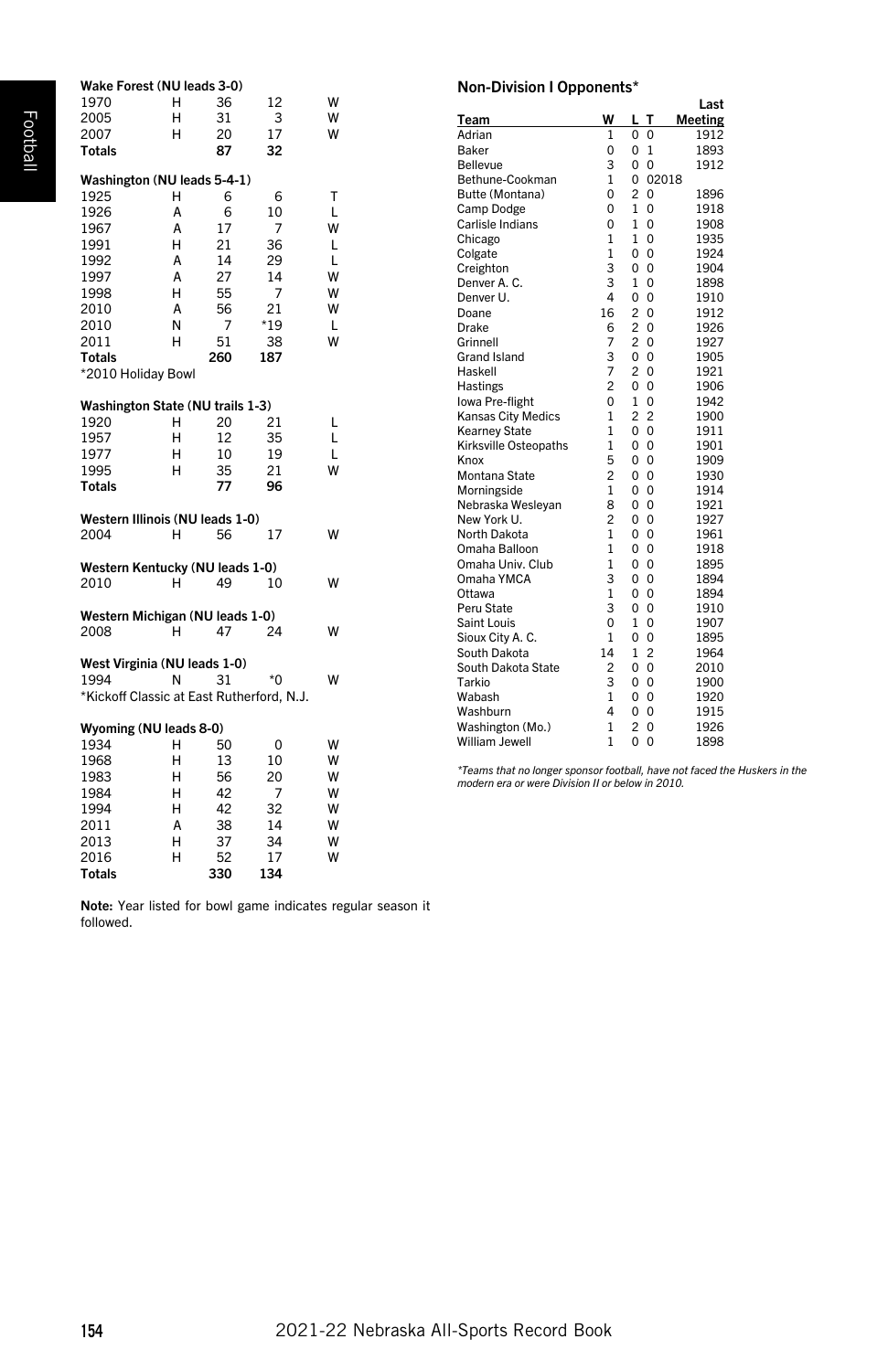### Wake Forest (NU leads 3-0)

| | | | | |
|---|---|---|---|---|
| 1970 | H | 36 | 12 | W |
| 2005 | H | 31 | 3 | W |
| 2007 | H | 20 | 17 | W |
| **Totals** | | **87** | **32** | |

### Washington (NU leads 5-4-1)

| | | | | |
|---|---|---|---|---|
| 1925 | H | 6 | 6 | T |
| 1926 | A | 6 | 10 | L |
| 1967 | A | 17 | 7 | W |
| 1991 | H | 21 | 36 | L |
| 1992 | A | 14 | 29 | L |
| 1997 | A | 27 | 14 | W |
| 1998 | H | 55 | 7 | W |
| 2010 | A | 56 | 21 | W |
| 2010 | N | 7 | *19 | L |
| 2011 | H | 51 | 38 | W |
| **Totals** | | **260** | **187** | |

*2010 Holiday Bowl

### Washington State (NU trails 1-3)

| | | | | |
|---|---|---|---|---|
| 1920 | H | 20 | 21 | L |
| 1957 | H | 12 | 35 | L |
| 1977 | H | 10 | 19 | L |
| 1995 | H | 35 | 21 | W |
| **Totals** | | **77** | **96** | |

### Western Illinois (NU leads 1-0)

| | | | | |
|---|---|---|---|---|
| 2004 | H | 56 | 17 | W |

### Western Kentucky (NU leads 1-0)

| | | | | |
|---|---|---|---|---|
| 2010 | H | 49 | 10 | W |

### Western Michigan (NU leads 1-0)

| | | | | |
|---|---|---|---|---|
| 2008 | H | 47 | 24 | W |

### West Virginia (NU leads 1-0)

| | | | | |
|---|---|---|---|---|
| 1994 | N | 31 | *0 | W |

*Kickoff Classic at East Rutherford, N.J.

### Wyoming (NU leads 8-0)

| | | | | |
|---|---|---|---|---|
| 1934 | H | 50 | 0 | W |
| 1968 | H | 13 | 10 | W |
| 1983 | H | 56 | 20 | W |
| 1984 | H | 42 | 7 | W |
| 1994 | H | 42 | 32 | W |
| 2011 | A | 38 | 14 | W |
| 2013 | H | 37 | 34 | W |
| 2016 | H | 52 | 17 | W |
| **Totals** | | **330** | **134** | |

**Note:** Year listed for bowl game indicates regular season it followed.

### Non-Division I Opponents*

| Team | W | L | T | Last Meeting |
|---|---|---|---|---|
| Adrian | 1 | 0 | 0 | 1912 |
| Baker | 0 | 0 | 1 | 1893 |
| Bellevue | 3 | 0 | 0 | 1912 |
| Bethune-Cookman | 1 | 0 | 0 | 2018 |
| Butte (Montana) | 0 | 2 | 0 | 1896 |
| Camp Dodge | 0 | 1 | 0 | 1918 |
| Carlisle Indians | 0 | 1 | 0 | 1908 |
| Chicago | 1 | 1 | 0 | 1935 |
| Colgate | 1 | 0 | 0 | 1924 |
| Creighton | 3 | 0 | 0 | 1904 |
| Denver A. C. | 3 | 1 | 0 | 1898 |
| Denver U. | 4 | 0 | 0 | 1910 |
| Doane | 16 | 2 | 0 | 1912 |
| Drake | 6 | 2 | 0 | 1926 |
| Grinnell | 7 | 2 | 0 | 1927 |
| Grand Island | 3 | 0 | 0 | 1905 |
| Haskell | 7 | 2 | 0 | 1921 |
| Hastings | 2 | 0 | 0 | 1906 |
| Iowa Pre-flight | 0 | 1 | 0 | 1942 |
| Kansas City Medics | 1 | 2 | 2 | 1900 |
| Kearney State | 1 | 0 | 0 | 1911 |
| Kirksville Osteopaths | 1 | 0 | 0 | 1901 |
| Knox | 5 | 0 | 0 | 1909 |
| Montana State | 2 | 0 | 0 | 1930 |
| Morningside | 1 | 0 | 0 | 1914 |
| Nebraska Wesleyan | 8 | 0 | 0 | 1921 |
| New York U. | 2 | 0 | 0 | 1927 |
| North Dakota | 1 | 0 | 0 | 1961 |
| Omaha Balloon | 1 | 0 | 0 | 1918 |
| Omaha Univ. Club | 1 | 0 | 0 | 1895 |
| Omaha YMCA | 3 | 0 | 0 | 1894 |
| Ottawa | 1 | 0 | 0 | 1894 |
| Peru State | 3 | 0 | 0 | 1910 |
| Saint Louis | 0 | 1 | 0 | 1907 |
| Sioux City A. C. | 1 | 0 | 0 | 1895 |
| South Dakota | 14 | 1 | 2 | 1964 |
| South Dakota State | 2 | 0 | 0 | 2010 |
| Tarkio | 3 | 0 | 0 | 1900 |
| Wabash | 1 | 0 | 0 | 1920 |
| Washburn | 4 | 0 | 0 | 1915 |
| Washington (Mo.) | 1 | 2 | 0 | 1926 |
| William Jewell | 1 | 0 | 0 | 1898 |

*Teams that no longer sponsor football, have not faced the Huskers in the modern era or were Division II or below in 2010.*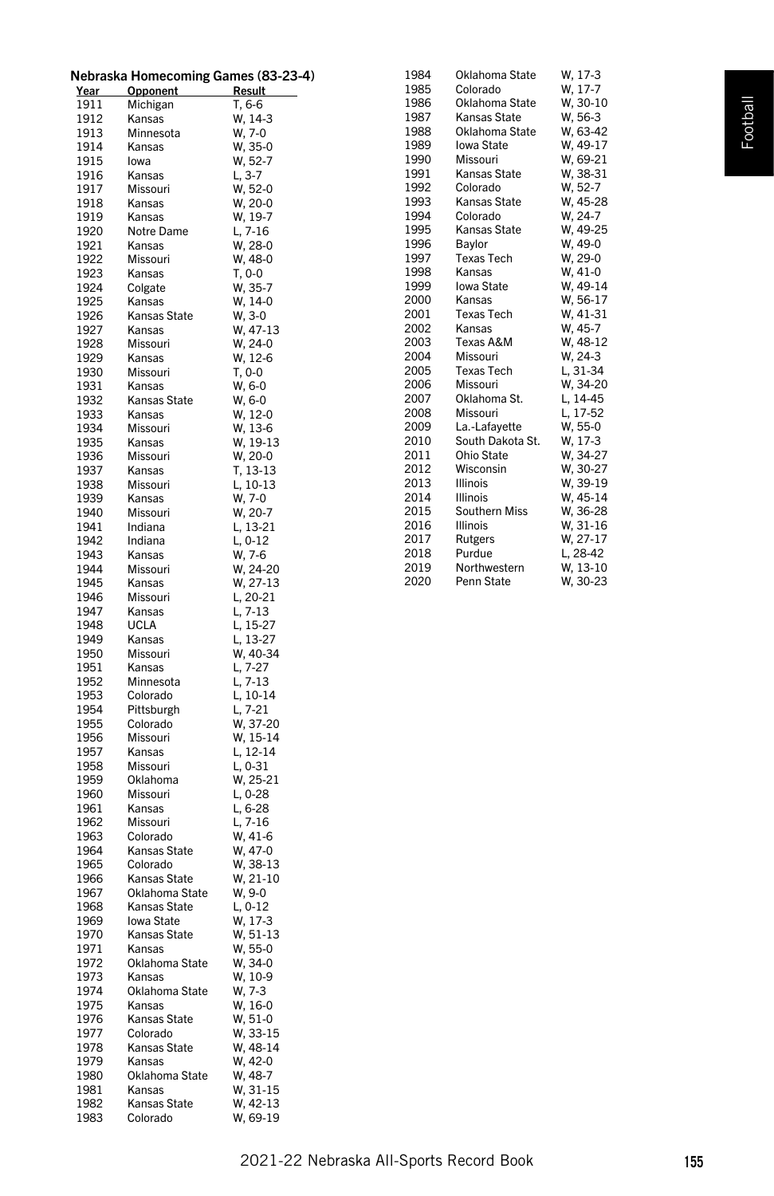## Nebraska Homecoming Games (83-23-4)

| Year | Opponent | Result |
|---|---|---|
| 1911 | Michigan | T, 6-6 |
| 1912 | Kansas | W, 14-3 |
| 1913 | Minnesota | W, 7-0 |
| 1914 | Kansas | W, 35-0 |
| 1915 | Iowa | W, 52-7 |
| 1916 | Kansas | L, 3-7 |
| 1917 | Missouri | W, 52-0 |
| 1918 | Kansas | W, 20-0 |
| 1919 | Kansas | W, 19-7 |
| 1920 | Notre Dame | L, 7-16 |
| 1921 | Kansas | W, 28-0 |
| 1922 | Missouri | W, 48-0 |
| 1923 | Kansas | T, 0-0 |
| 1924 | Colgate | W, 35-7 |
| 1925 | Kansas | W, 14-0 |
| 1926 | Kansas State | W, 3-0 |
| 1927 | Kansas | W, 47-13 |
| 1928 | Missouri | W, 24-0 |
| 1929 | Kansas | W, 12-6 |
| 1930 | Missouri | T, 0-0 |
| 1931 | Kansas | W, 6-0 |
| 1932 | Kansas State | W, 6-0 |
| 1933 | Kansas | W, 12-0 |
| 1934 | Missouri | W, 13-6 |
| 1935 | Kansas | W, 19-13 |
| 1936 | Missouri | W, 20-0 |
| 1937 | Kansas | T, 13-13 |
| 1938 | Missouri | L, 10-13 |
| 1939 | Kansas | W, 7-0 |
| 1940 | Missouri | W, 20-7 |
| 1941 | Indiana | L, 13-21 |
| 1942 | Indiana | L, 0-12 |
| 1943 | Kansas | W, 7-6 |
| 1944 | Missouri | W, 24-20 |
| 1945 | Kansas | W, 27-13 |
| 1946 | Missouri | L, 20-21 |
| 1947 | Kansas | L, 7-13 |
| 1948 | UCLA | L, 15-27 |
| 1949 | Kansas | L, 13-27 |
| 1950 | Missouri | W, 40-34 |
| 1951 | Kansas | L, 7-27 |
| 1952 | Minnesota | L, 7-13 |
| 1953 | Colorado | L, 10-14 |
| 1954 | Pittsburgh | L, 7-21 |
| 1955 | Colorado | W, 37-20 |
| 1956 | Missouri | W, 15-14 |
| 1957 | Kansas | L, 12-14 |
| 1958 | Missouri | L, 0-31 |
| 1959 | Oklahoma | W, 25-21 |
| 1960 | Missouri | L, 0-28 |
| 1961 | Kansas | L, 6-28 |
| 1962 | Missouri | L, 7-16 |
| 1963 | Colorado | W, 41-6 |
| 1964 | Kansas State | W, 47-0 |
| 1965 | Colorado | W, 38-13 |
| 1966 | Kansas State | W, 21-10 |
| 1967 | Oklahoma State | W, 9-0 |
| 1968 | Kansas State | L, 0-12 |
| 1969 | Iowa State | W, 17-3 |
| 1970 | Kansas State | W, 51-13 |
| 1971 | Kansas | W, 55-0 |
| 1972 | Oklahoma State | W, 34-0 |
| 1973 | Kansas | W, 10-9 |
| 1974 | Oklahoma State | W, 7-3 |
| 1975 | Kansas | W, 16-0 |
| 1976 | Kansas State | W, 51-0 |
| 1977 | Colorado | W, 33-15 |
| 1978 | Kansas State | W, 48-14 |
| 1979 | Kansas | W, 42-0 |
| 1980 | Oklahoma State | W, 48-7 |
| 1981 | Kansas | W, 31-15 |
| 1982 | Kansas State | W, 42-13 |
| 1983 | Colorado | W, 69-19 |
| 1984 | Oklahoma State | W, 17-3 |
| 1985 | Colorado | W, 17-7 |
| 1986 | Oklahoma State | W, 30-10 |
| 1987 | Kansas State | W, 56-3 |
| 1988 | Oklahoma State | W, 63-42 |
| 1989 | Iowa State | W, 49-17 |
| 1990 | Missouri | W, 69-21 |
| 1991 | Kansas State | W, 38-31 |
| 1992 | Colorado | W, 52-7 |
| 1993 | Kansas State | W, 45-28 |
| 1994 | Colorado | W, 24-7 |
| 1995 | Kansas State | W, 49-25 |
| 1996 | Baylor | W, 49-0 |
| 1997 | Texas Tech | W, 29-0 |
| 1998 | Kansas | W, 41-0 |
| 1999 | Iowa State | W, 49-14 |
| 2000 | Kansas | W, 56-17 |
| 2001 | Texas Tech | W, 41-31 |
| 2002 | Kansas | W, 45-7 |
| 2003 | Texas A&M | W, 48-12 |
| 2004 | Missouri | W, 24-3 |
| 2005 | Texas Tech | L, 31-34 |
| 2006 | Missouri | W, 34-20 |
| 2007 | Oklahoma St. | L, 14-45 |
| 2008 | Missouri | L, 17-52 |
| 2009 | La.-Lafayette | W, 55-0 |
| 2010 | South Dakota St. | W, 17-3 |
| 2011 | Ohio State | W, 34-27 |
| 2012 | Wisconsin | W, 30-27 |
| 2013 | Illinois | W, 39-19 |
| 2014 | Illinois | W, 45-14 |
| 2015 | Southern Miss | W, 36-28 |
| 2016 | Illinois | W, 31-16 |
| 2017 | Rutgers | W, 27-17 |
| 2018 | Purdue | L, 28-42 |
| 2019 | Northwestern | W, 13-10 |
| 2020 | Penn State | W, 30-23 |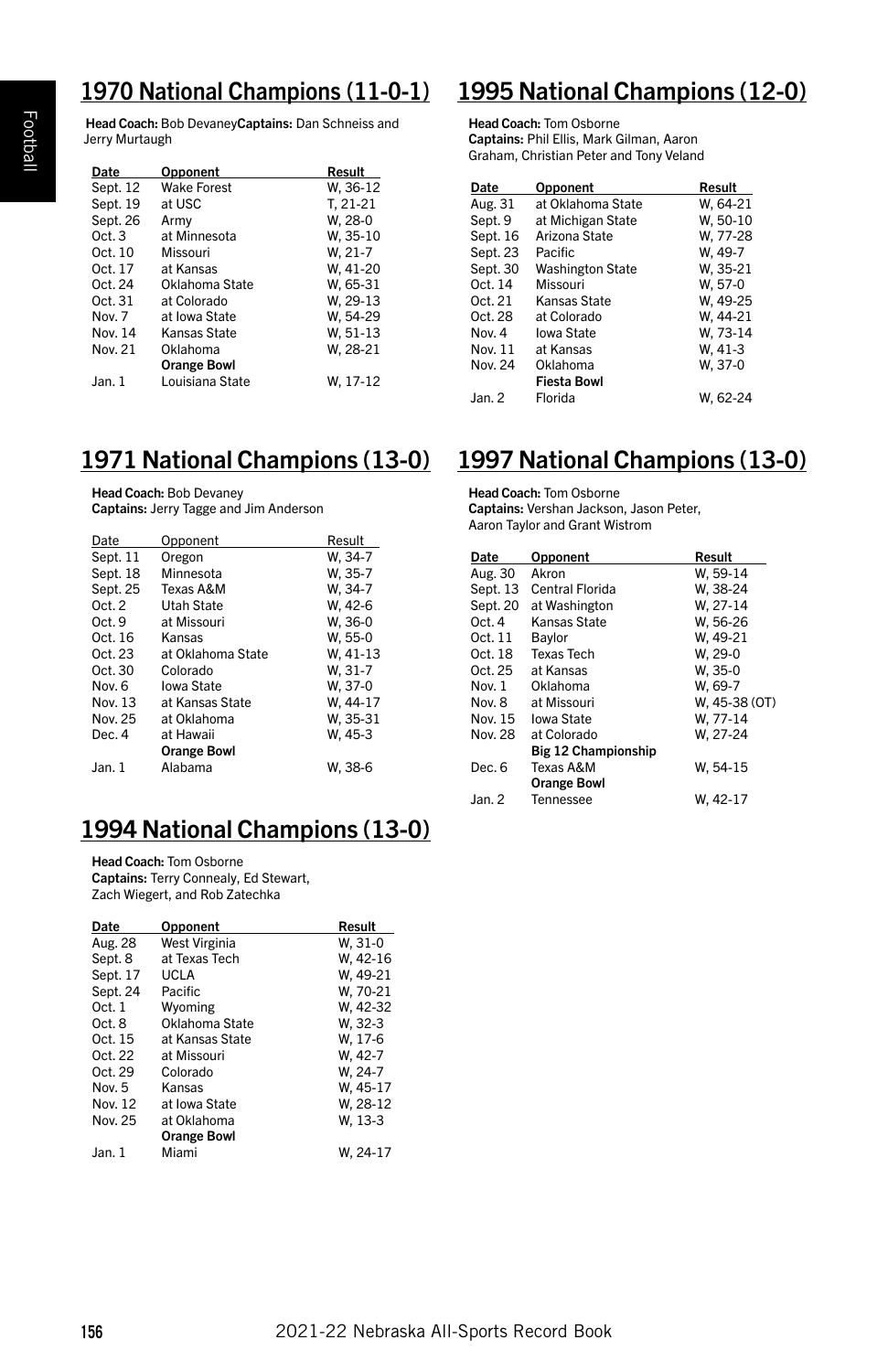## 1970 National Champions (11-0-1)

**Head Coach:** Bob Devaney**Captains:** Dan Schneiss and Jerry Murtaugh

| Date | Opponent | Result |
|---|---|---|
| Sept. 12 | Wake Forest | W, 36-12 |
| Sept. 19 | at USC | T, 21-21 |
| Sept. 26 | Army | W, 28-0 |
| Oct. 3 | at Minnesota | W, 35-10 |
| Oct. 10 | Missouri | W, 21-7 |
| Oct. 17 | at Kansas | W, 41-20 |
| Oct. 24 | Oklahoma State | W, 65-31 |
| Oct. 31 | at Colorado | W, 29-13 |
| Nov. 7 | at Iowa State | W, 54-29 |
| Nov. 14 | Kansas State | W, 51-13 |
| Nov. 21 | Oklahoma | W, 28-21 |
| | **Orange Bowl** | |
| Jan. 1 | Louisiana State | W, 17-12 |

## 1971 National Champions (13-0)

**Head Coach:** Bob Devaney
**Captains:** Jerry Tagge and Jim Anderson

| Date | Opponent | Result |
|---|---|---|
| Sept. 11 | Oregon | W, 34-7 |
| Sept. 18 | Minnesota | W, 35-7 |
| Sept. 25 | Texas A&M | W, 34-7 |
| Oct. 2 | Utah State | W, 42-6 |
| Oct. 9 | at Missouri | W, 36-0 |
| Oct. 16 | Kansas | W, 55-0 |
| Oct. 23 | at Oklahoma State | W, 41-13 |
| Oct. 30 | Colorado | W, 31-7 |
| Nov. 6 | Iowa State | W, 37-0 |
| Nov. 13 | at Kansas State | W, 44-17 |
| Nov. 25 | at Oklahoma | W, 35-31 |
| Dec. 4 | at Hawaii | W, 45-3 |
| | **Orange Bowl** | |
| Jan. 1 | Alabama | W, 38-6 |

## 1994 National Champions (13-0)

**Head Coach:** Tom Osborne
**Captains:** Terry Connealy, Ed Stewart, Zach Wiegert, and Rob Zatechka

| Date | Opponent | Result |
|---|---|---|
| Aug. 28 | West Virginia | W, 31-0 |
| Sept. 8 | at Texas Tech | W, 42-16 |
| Sept. 17 | UCLA | W, 49-21 |
| Sept. 24 | Pacific | W, 70-21 |
| Oct. 1 | Wyoming | W, 42-32 |
| Oct. 8 | Oklahoma State | W, 32-3 |
| Oct. 15 | at Kansas State | W, 17-6 |
| Oct. 22 | at Missouri | W, 42-7 |
| Oct. 29 | Colorado | W, 24-7 |
| Nov. 5 | Kansas | W, 45-17 |
| Nov. 12 | at Iowa State | W, 28-12 |
| Nov. 25 | at Oklahoma | W, 13-3 |
| | **Orange Bowl** | |
| Jan. 1 | Miami | W, 24-17 |

## 1995 National Champions (12-0)

**Head Coach:** Tom Osborne
**Captains:** Phil Ellis, Mark Gilman, Aaron Graham, Christian Peter and Tony Veland

| Date | Opponent | Result |
|---|---|---|
| Aug. 31 | at Oklahoma State | W, 64-21 |
| Sept. 9 | at Michigan State | W, 50-10 |
| Sept. 16 | Arizona State | W, 77-28 |
| Sept. 23 | Pacific | W, 49-7 |
| Sept. 30 | Washington State | W, 35-21 |
| Oct. 14 | Missouri | W, 57-0 |
| Oct. 21 | Kansas State | W, 49-25 |
| Oct. 28 | at Colorado | W, 44-21 |
| Nov. 4 | Iowa State | W, 73-14 |
| Nov. 11 | at Kansas | W, 41-3 |
| Nov. 24 | Oklahoma | W, 37-0 |
| | **Fiesta Bowl** | |
| Jan. 2 | Florida | W, 62-24 |

## 1997 National Champions (13-0)

**Head Coach:** Tom Osborne
**Captains:** Vershan Jackson, Jason Peter, Aaron Taylor and Grant Wistrom

| Date | Opponent | Result |
|---|---|---|
| Aug. 30 | Akron | W, 59-14 |
| Sept. 13 | Central Florida | W, 38-24 |
| Sept. 20 | at Washington | W, 27-14 |
| Oct. 4 | Kansas State | W, 56-26 |
| Oct. 11 | Baylor | W, 49-21 |
| Oct. 18 | Texas Tech | W, 29-0 |
| Oct. 25 | at Kansas | W, 35-0 |
| Nov. 1 | Oklahoma | W, 69-7 |
| Nov. 8 | at Missouri | W, 45-38 (OT) |
| Nov. 15 | Iowa State | W, 77-14 |
| Nov. 28 | at Colorado | W, 27-24 |
| | **Big 12 Championship** | |
| Dec. 6 | Texas A&M | W, 54-15 |
| | **Orange Bowl** | |
| Jan. 2 | Tennessee | W, 42-17 |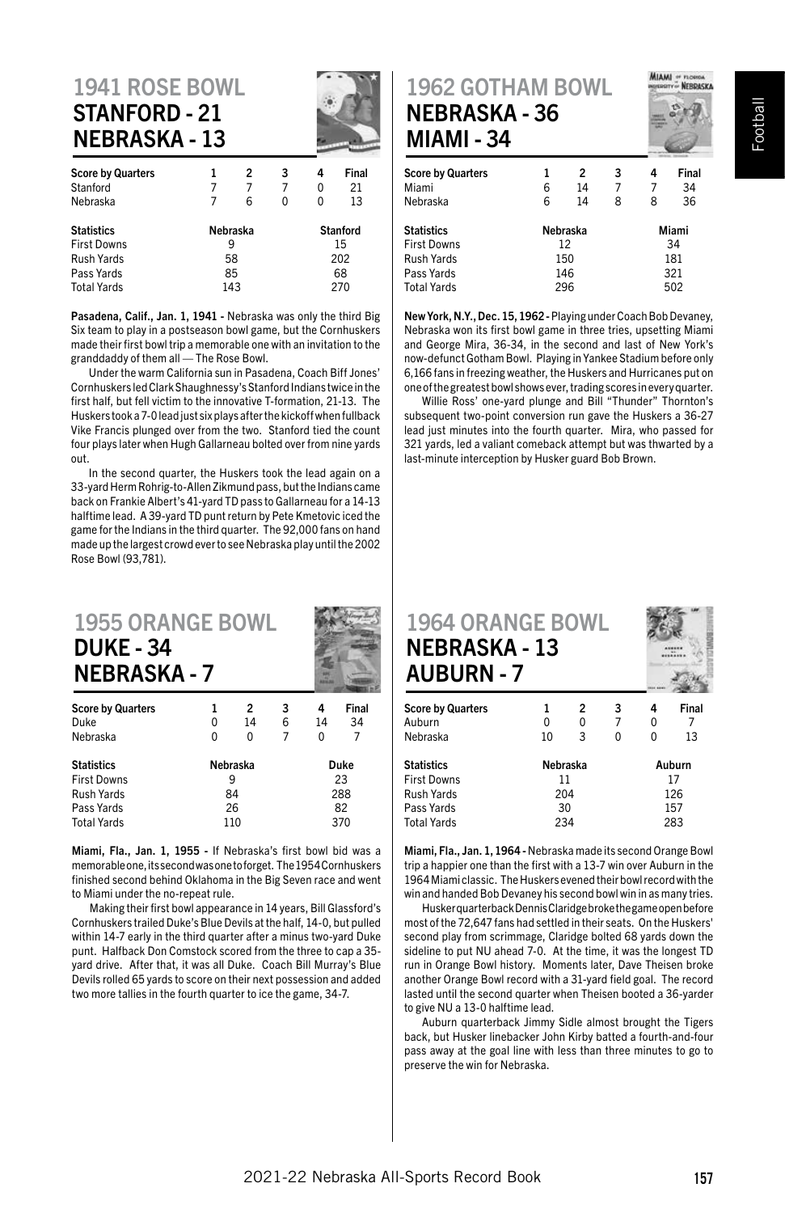## 1941 ROSE BOWL
### STANFORD - 21
### NEBRASKA - 13

| Score by Quarters | 1 | 2 | 3 | 4 | Final |
|---|---|---|---|---|---|
| Stanford | 7 | 7 | 7 | 0 | 21 |
| Nebraska | 7 | 6 | 0 | 0 | 13 |

| Statistics | Nebraska | Stanford |
|---|---|---|
| First Downs | 9 | 15 |
| Rush Yards | 58 | 202 |
| Pass Yards | 85 | 68 |
| Total Yards | 143 | 270 |

**Pasadena, Calif., Jan. 1, 1941 -** Nebraska was only the third Big Six team to play in a postseason bowl game, but the Cornhuskers made their first bowl trip a memorable one with an invitation to the granddaddy of them all — The Rose Bowl.

Under the warm California sun in Pasadena, Coach Biff Jones' Cornhuskers led Clark Shaughnessy's Stanford Indians twice in the first half, but fell victim to the innovative T-formation, 21-13. The Huskers took a 7-0 lead just six plays after the kickoff when fullback Vike Francis plunged over from the two. Stanford tied the count four plays later when Hugh Gallarneau bolted over from nine yards out.

In the second quarter, the Huskers took the lead again on a 33-yard Herm Rohrig-to-Allen Zikmund pass, but the Indians came back on Frankie Albert's 41-yard TD pass to Gallarneau for a 14-13 halftime lead. A 39-yard TD punt return by Pete Kmetovic iced the game for the Indians in the third quarter. The 92,000 fans on hand made up the largest crowd ever to see Nebraska play until the 2002 Rose Bowl (93,781).

## 1962 GOTHAM BOWL
### NEBRASKA - 36
### MIAMI - 34

| Score by Quarters | 1 | 2 | 3 | 4 | Final |
|---|---|---|---|---|---|
| Miami | 6 | 14 | 7 | 7 | 34 |
| Nebraska | 6 | 14 | 8 | 8 | 36 |

| Statistics | Nebraska | Miami |
|---|---|---|
| First Downs | 12 | 34 |
| Rush Yards | 150 | 181 |
| Pass Yards | 146 | 321 |
| Total Yards | 296 | 502 |

**New York, N.Y., Dec. 15, 1962 -** Playing under Coach Bob Devaney, Nebraska won its first bowl game in three tries, upsetting Miami and George Mira, 36-34, in the second and last of New York's now-defunct Gotham Bowl. Playing in Yankee Stadium before only 6,166 fans in freezing weather, the Huskers and Hurricanes put on one of the greatest bowl shows ever, trading scores in every quarter.

Willie Ross' one-yard plunge and Bill "Thunder" Thornton's subsequent two-point conversion run gave the Huskers a 36-27 lead just minutes into the fourth quarter. Mira, who passed for 321 yards, led a valiant comeback attempt but was thwarted by a last-minute interception by Husker guard Bob Brown.

## 1955 ORANGE BOWL
### DUKE - 34
### NEBRASKA - 7

| Score by Quarters | 1 | 2 | 3 | 4 | Final |
|---|---|---|---|---|---|
| Duke | 0 | 14 | 6 | 14 | 34 |
| Nebraska | 0 | 0 | 7 | 0 | 7 |

| Statistics | Nebraska | Duke |
|---|---|---|
| First Downs | 9 | 23 |
| Rush Yards | 84 | 288 |
| Pass Yards | 26 | 82 |
| Total Yards | 110 | 370 |

**Miami, Fla., Jan. 1, 1955 -** If Nebraska's first bowl bid was a memorable one, its second was one to forget. The 1954 Cornhuskers finished second behind Oklahoma in the Big Seven race and went to Miami under the no-repeat rule.

Making their first bowl appearance in 14 years, Bill Glassford's Cornhuskers trailed Duke's Blue Devils at the half, 14-0, but pulled within 14-7 early in the third quarter after a minus two-yard Duke punt. Halfback Don Comstock scored from the three to cap a 35-yard drive. After that, it was all Duke. Coach Bill Murray's Blue Devils rolled 65 yards to score on their next possession and added two more tallies in the fourth quarter to ice the game, 34-7.

## 1964 ORANGE BOWL
### NEBRASKA - 13
### AUBURN - 7

| Score by Quarters | 1 | 2 | 3 | 4 | Final |
|---|---|---|---|---|---|
| Auburn | 0 | 0 | 7 | 0 | 7 |
| Nebraska | 10 | 3 | 0 | 0 | 13 |

| Statistics | Nebraska | Auburn |
|---|---|---|
| First Downs | 11 | 17 |
| Rush Yards | 204 | 126 |
| Pass Yards | 30 | 157 |
| Total Yards | 234 | 283 |

**Miami, Fla., Jan. 1, 1964 -** Nebraska made its second Orange Bowl trip a happier one than the first with a 13-7 win over Auburn in the 1964 Miami classic. The Huskers evened their bowl record with the win and handed Bob Devaney his second bowl win in as many tries.

Husker quarterback Dennis Claridge broke the game open before most of the 72,647 fans had settled in their seats. On the Huskers' second play from scrimmage, Claridge bolted 68 yards down the sideline to put NU ahead 7-0. At the time, it was the longest TD run in Orange Bowl history. Moments later, Dave Theisen broke another Orange Bowl record with a 31-yard field goal. The record lasted until the second quarter when Theisen booted a 36-yarder to give NU a 13-0 halftime lead.

Auburn quarterback Jimmy Sidle almost brought the Tigers back, but Husker linebacker John Kirby batted a fourth-and-four pass away at the goal line with less than three minutes to go to preserve the win for Nebraska.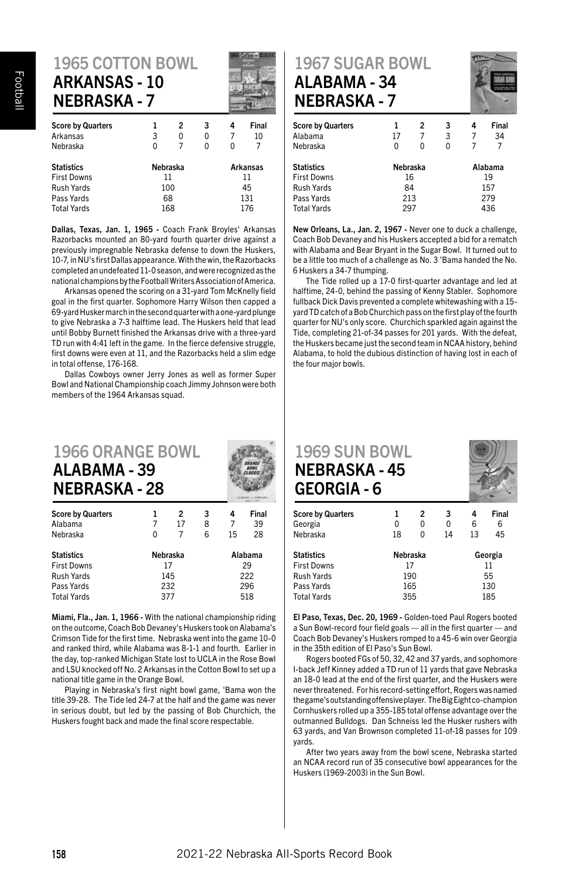## 1965 COTTON BOWL
### ARKANSAS - 10
### NEBRASKA - 7

| Score by Quarters | 1 | 2 | 3 | 4 | Final |
|---|---|---|---|---|---|
| Arkansas | 3 | 0 | 0 | 7 | 10 |
| Nebraska | 0 | 7 | 0 | 0 | 7 |

| Statistics | Nebraska | Arkansas |
|---|---|---|
| First Downs | 11 | 11 |
| Rush Yards | 100 | 45 |
| Pass Yards | 68 | 131 |
| Total Yards | 168 | 176 |

**Dallas, Texas, Jan. 1, 1965 -** Coach Frank Broyles' Arkansas Razorbacks mounted an 80-yard fourth quarter drive against a previously impregnable Nebraska defense to down the Huskers, 10-7, in NU's first Dallas appearance. With the win, the Razorbacks completed an undefeated 11-0 season, and were recognized as the national champions by the Football Writers Association of America.

Arkansas opened the scoring on a 31-yard Tom McKnelly field goal in the first quarter. Sophomore Harry Wilson then capped a 69-yard Husker march in the second quarter with a one-yard plunge to give Nebraska a 7-3 halftime lead. The Huskers held that lead until Bobby Burnett finished the Arkansas drive with a three-yard TD run with 4:41 left in the game. In the fierce defensive struggle, first downs were even at 11, and the Razorbacks held a slim edge in total offense, 176-168.

Dallas Cowboys owner Jerry Jones as well as former Super Bowl and National Championship coach Jimmy Johnson were both members of the 1964 Arkansas squad.

## 1966 ORANGE BOWL
### ALABAMA - 39
### NEBRASKA - 28

| Score by Quarters | 1 | 2 | 3 | 4 | Final |
|---|---|---|---|---|---|
| Alabama | 7 | 17 | 8 | 7 | 39 |
| Nebraska | 0 | 7 | 6 | 15 | 28 |

| Statistics | Nebraska | Alabama |
|---|---|---|
| First Downs | 17 | 29 |
| Rush Yards | 145 | 222 |
| Pass Yards | 232 | 296 |
| Total Yards | 377 | 518 |

**Miami, Fla., Jan. 1, 1966 -** With the national championship riding on the outcome, Coach Bob Devaney's Huskers took on Alabama's Crimson Tide for the first time. Nebraska went into the game 10-0 and ranked third, while Alabama was 8-1-1 and fourth. Earlier in the day, top-ranked Michigan State lost to UCLA in the Rose Bowl and LSU knocked off No. 2 Arkansas in the Cotton Bowl to set up a national title game in the Orange Bowl.

Playing in Nebraska's first night bowl game, 'Bama won the title 39-28. The Tide led 24-7 at the half and the game was never in serious doubt, but led by the passing of Bob Churchich, the Huskers fought back and made the final score respectable.

## 1967 SUGAR BOWL
### ALABAMA - 34
### NEBRASKA - 7

| Score by Quarters | 1 | 2 | 3 | 4 | Final |
|---|---|---|---|---|---|
| Alabama | 17 | 7 | 3 | 7 | 34 |
| Nebraska | 0 | 0 | 0 | 7 | 7 |

| Statistics | Nebraska | Alabama |
|---|---|---|
| First Downs | 16 | 19 |
| Rush Yards | 84 | 157 |
| Pass Yards | 213 | 279 |
| Total Yards | 297 | 436 |

**New Orleans, La., Jan. 2, 1967 -** Never one to duck a challenge, Coach Bob Devaney and his Huskers accepted a bid for a rematch with Alabama and Bear Bryant in the Sugar Bowl. It turned out to be a little too much of a challenge as No. 3 'Bama handed the No. 6 Huskers a 34-7 thumping.

The Tide rolled up a 17-0 first-quarter advantage and led at halftime, 24-0, behind the passing of Kenny Stabler. Sophomore fullback Dick Davis prevented a complete whitewashing with a 15-yard TD catch of a Bob Churchich pass on the first play of the fourth quarter for NU's only score. Churchich sparkled again against the Tide, completing 21-of-34 passes for 201 yards. With the defeat, the Huskers became just the second team in NCAA history, behind Alabama, to hold the dubious distinction of having lost in each of the four major bowls.

## 1969 SUN BOWL
### NEBRASKA - 45
### GEORGIA - 6

| Score by Quarters | 1 | 2 | 3 | 4 | Final |
|---|---|---|---|---|---|
| Georgia | 0 | 0 | 0 | 6 | 6 |
| Nebraska | 18 | 0 | 14 | 13 | 45 |

| Statistics | Nebraska | Georgia |
|---|---|---|
| First Downs | 17 | 11 |
| Rush Yards | 190 | 55 |
| Pass Yards | 165 | 130 |
| Total Yards | 355 | 185 |

**El Paso, Texas, Dec. 20, 1969 -** Golden-toed Paul Rogers booted a Sun Bowl-record four field goals — all in the first quarter — and Coach Bob Devaney's Huskers romped to a 45-6 win over Georgia in the 35th edition of El Paso's Sun Bowl.

Rogers booted FGs of 50, 32, 42 and 37 yards, and sophomore I-back Jeff Kinney added a TD run of 11 yards that gave Nebraska an 18-0 lead at the end of the first quarter, and the Huskers were never threatened. For his record-setting effort, Rogers was named the game's outstanding offensive player. The Big Eight co-champion Cornhuskers rolled up a 355-185 total offense advantage over the outmanned Bulldogs. Dan Schneiss led the Husker rushers with 63 yards, and Van Brownson completed 11-of-18 passes for 109 yards.

After two years away from the bowl scene, Nebraska started an NCAA record run of 35 consecutive bowl appearances for the Huskers (1969-2003) in the Sun Bowl.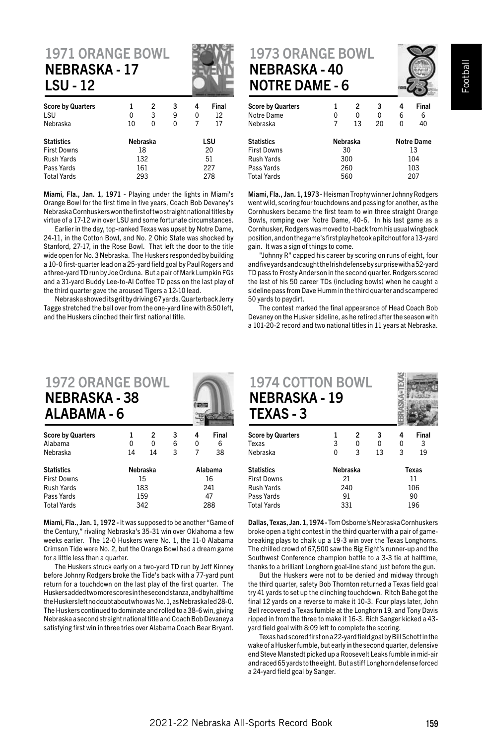## 1971 ORANGE BOWL
### NEBRASKA - 17
### LSU - 12

| Score by Quarters | 1 | 2 | 3 | 4 | Final |
|---|---|---|---|---|---|
| LSU | 0 | 3 | 9 | 0 | 12 |
| Nebraska | 10 | 0 | 0 | 7 | 17 |

| Statistics | Nebraska | LSU |
|---|---|---|
| First Downs | 18 | 20 |
| Rush Yards | 132 | 51 |
| Pass Yards | 161 | 227 |
| Total Yards | 293 | 278 |

**Miami, Fla., Jan. 1, 1971 -** Playing under the lights in Miami's Orange Bowl for the first time in five years, Coach Bob Devaney's Nebraska Cornhuskers won the first of two straight national titles by virtue of a 17-12 win over LSU and some fortunate circumstances.

Earlier in the day, top-ranked Texas was upset by Notre Dame, 24-11, in the Cotton Bowl, and No. 2 Ohio State was shocked by Stanford, 27-17, in the Rose Bowl. That left the door to the title wide open for No. 3 Nebraska. The Huskers responded by building a 10-0 first-quarter lead on a 25-yard field goal by Paul Rogers and a three-yard TD run by Joe Orduna. But a pair of Mark Lumpkin FGs and a 31-yard Buddy Lee-to-Al Coffee TD pass on the last play of the third quarter gave the aroused Tigers a 12-10 lead.

Nebraska showed its grit by driving 67 yards. Quarterback Jerry Tagge stretched the ball over from the one-yard line with 8:50 left, and the Huskers clinched their first national title.

## 1972 ORANGE BOWL
### NEBRASKA - 38
### ALABAMA - 6

| Score by Quarters | 1 | 2 | 3 | 4 | Final |
|---|---|---|---|---|---|
| Alabama | 0 | 0 | 6 | 0 | 6 |
| Nebraska | 14 | 14 | 3 | 7 | 38 |

| Statistics | Nebraska | Alabama |
|---|---|---|
| First Downs | 15 | 16 |
| Rush Yards | 183 | 241 |
| Pass Yards | 159 | 47 |
| Total Yards | 342 | 288 |

**Miami, Fla., Jan. 1, 1972 -** It was supposed to be another "Game of the Century," rivaling Nebraska's 35-31 win over Oklahoma a few weeks earlier. The 12-0 Huskers were No. 1, the 11-0 Alabama Crimson Tide were No. 2, but the Orange Bowl had a dream game for a little less than a quarter.

The Huskers struck early on a two-yard TD run by Jeff Kinney before Johnny Rodgers broke the Tide's back with a 77-yard punt return for a touchdown on the last play of the first quarter. The Huskers added two more scores in the second stanza, and by halftime the Huskers left no doubt about who was No. 1, as Nebraska led 28-0. The Huskers continued to dominate and rolled to a 38-6 win, giving Nebraska a second straight national title and Coach Bob Devaney a satisfying first win in three tries over Alabama Coach Bear Bryant.

## 1973 ORANGE BOWL
### NEBRASKA - 40
### NOTRE DAME - 6

| Score by Quarters | 1 | 2 | 3 | 4 | Final |
|---|---|---|---|---|---|
| Notre Dame | 0 | 0 | 0 | 6 | 6 |
| Nebraska | 7 | 13 | 20 | 0 | 40 |

| Statistics | Nebraska | Notre Dame |
|---|---|---|
| First Downs | 30 | 13 |
| Rush Yards | 300 | 104 |
| Pass Yards | 260 | 103 |
| Total Yards | 560 | 207 |

**Miami, Fla., Jan. 1, 1973 -** Heisman Trophy winner Johnny Rodgers went wild, scoring four touchdowns and passing for another, as the Cornhuskers became the first team to win three straight Orange Bowls, romping over Notre Dame, 40-6. In his last game as a Cornhusker, Rodgers was moved to I-back from his usual wingback position, and on the game's first play he took a pitchout for a 13-yard gain. It was a sign of things to come.

"Johnny R" capped his career by scoring on runs of eight, four and five yards and caught the Irish defense by surprise with a 52-yard TD pass to Frosty Anderson in the second quarter. Rodgers scored the last of his 50 career TDs (including bowls) when he caught a sideline pass from Dave Humm in the third quarter and scampered 50 yards to paydirt.

The contest marked the final appearance of Head Coach Bob Devaney on the Husker sideline, as he retired after the season with a 101-20-2 record and two national titles in 11 years at Nebraska.

## 1974 COTTON BOWL
### NEBRASKA - 19
### TEXAS - 3

| Score by Quarters | 1 | 2 | 3 | 4 | Final |
|---|---|---|---|---|---|
| Texas | 3 | 0 | 0 | 0 | 3 |
| Nebraska | 0 | 3 | 13 | 3 | 19 |

| Statistics | Nebraska | Texas |
|---|---|---|
| First Downs | 21 | 11 |
| Rush Yards | 240 | 106 |
| Pass Yards | 91 | 90 |
| Total Yards | 331 | 196 |

**Dallas, Texas, Jan. 1, 1974 -** Tom Osborne's Nebraska Cornhuskers broke open a tight contest in the third quarter with a pair of game-breaking plays to chalk up a 19-3 win over the Texas Longhorns. The chilled crowd of 67,500 saw the Big Eight's runner-up and the Southwest Conference champion battle to a 3-3 tie at halftime, thanks to a brilliant Longhorn goal-line stand just before the gun.

But the Huskers were not to be denied and midway through the third quarter, safety Bob Thornton returned a Texas field goal try 41 yards to set up the clinching touchdown. Ritch Bahe got the final 12 yards on a reverse to make it 10-3. Four plays later, John Bell recovered a Texas fumble at the Longhorn 19, and Tony Davis ripped in from the three to make it 16-3. Rich Sanger kicked a 43-yard field goal with 8:09 left to complete the scoring.

Texas had scored first on a 22-yard field goal by Bill Schott in the wake of a Husker fumble, but early in the second quarter, defensive end Steve Manstedt picked up a Roosevelt Leaks fumble in mid-air and raced 65 yards to the eight. But a stiff Longhorn defense forced a 24-yard field goal by Sanger.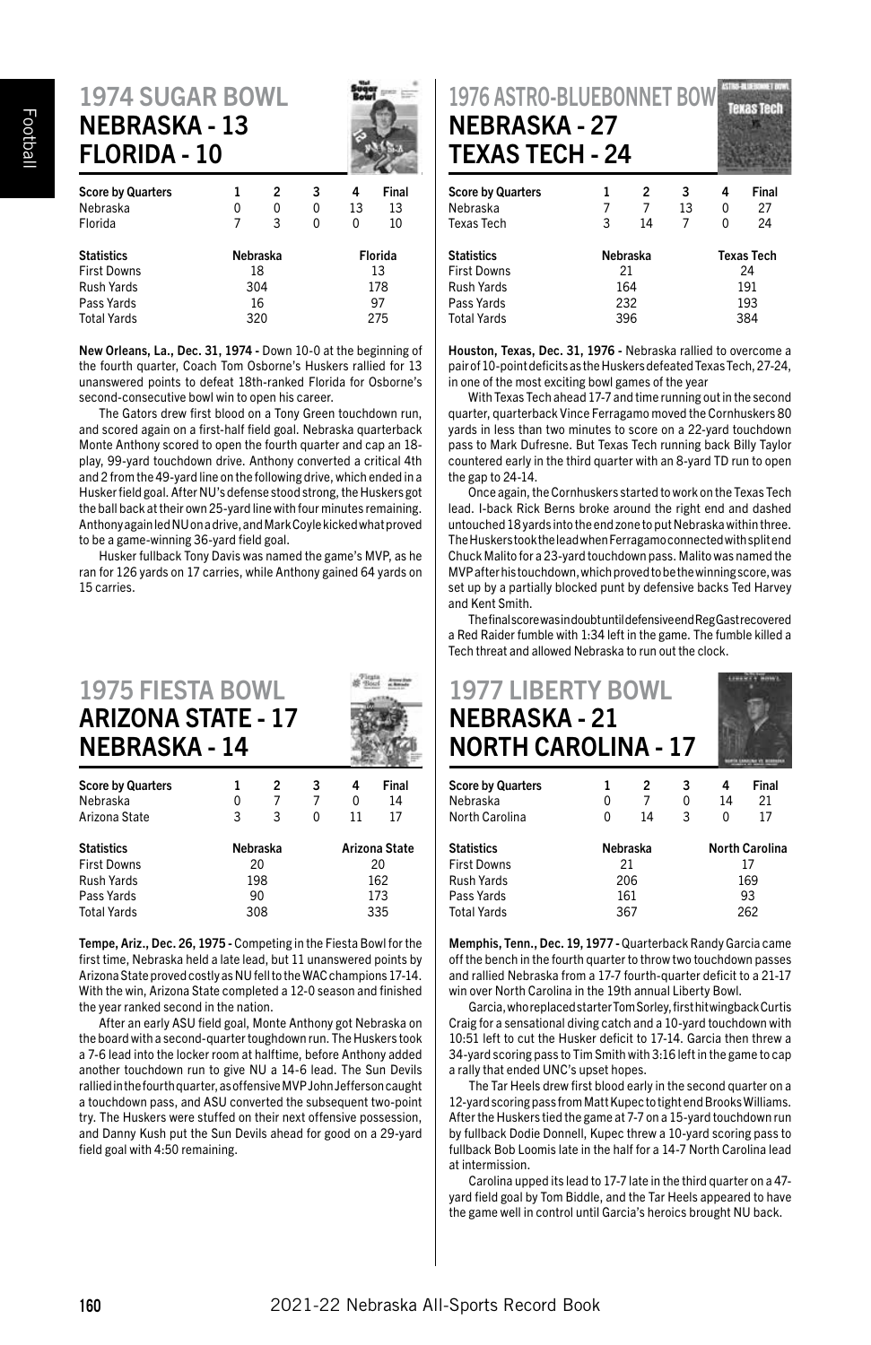## 1974 SUGAR BOWL
### NEBRASKA - 13
### FLORIDA - 10

| Score by Quarters | 1 | 2 | 3 | 4 | Final |
|---|---|---|---|---|---|
| Nebraska | 0 | 0 | 0 | 13 | 13 |
| Florida | 7 | 3 | 0 | 0 | 10 |

| Statistics | Nebraska | Florida |
|---|---|---|
| First Downs | 18 | 13 |
| Rush Yards | 304 | 178 |
| Pass Yards | 16 | 97 |
| Total Yards | 320 | 275 |

**New Orleans, La., Dec. 31, 1974 -** Down 10-0 at the beginning of the fourth quarter, Coach Tom Osborne's Huskers rallied for 13 unanswered points to defeat 18th-ranked Florida for Osborne's second-consecutive bowl win to open his career.

The Gators drew first blood on a Tony Green touchdown run, and scored again on a first-half field goal. Nebraska quarterback Monte Anthony scored to open the fourth quarter and cap an 18-play, 99-yard touchdown drive. Anthony converted a critical 4th and 2 from the 49-yard line on the following drive, which ended in a Husker field goal. After NU's defense stood strong, the Huskers got the ball back at their own 25-yard line with four minutes remaining. Anthony again led NU on a drive, and Mark Coyle kicked what proved to be a game-winning 36-yard field goal.

Husker fullback Tony Davis was named the game's MVP, as he ran for 126 yards on 17 carries, while Anthony gained 64 yards on 15 carries.

## 1975 FIESTA BOWL
### ARIZONA STATE - 17
### NEBRASKA - 14

| Score by Quarters | 1 | 2 | 3 | 4 | Final |
|---|---|---|---|---|---|
| Nebraska | 0 | 7 | 7 | 0 | 14 |
| Arizona State | 3 | 3 | 0 | 11 | 17 |

| Statistics | Nebraska | Arizona State |
|---|---|---|
| First Downs | 20 | 20 |
| Rush Yards | 198 | 162 |
| Pass Yards | 90 | 173 |
| Total Yards | 308 | 335 |

**Tempe, Ariz., Dec. 26, 1975 -** Competing in the Fiesta Bowl for the first time, Nebraska held a late lead, but 11 unanswered points by Arizona State proved costly as NU fell to the WAC champions 17-14. With the win, Arizona State completed a 12-0 season and finished the year ranked second in the nation.

After an early ASU field goal, Monte Anthony got Nebraska on the board with a second-quarter toughdown run. The Huskers took a 7-6 lead into the locker room at halftime, before Anthony added another touchdown run to give NU a 14-6 lead. The Sun Devils rallied in the fourth quarter, as offensive MVP John Jefferson caught a touchdown pass, and ASU converted the subsequent two-point try. The Huskers were stuffed on their next offensive possession, and Danny Kush put the Sun Devils ahead for good on a 29-yard field goal with 4:50 remaining.

## 1976 ASTRO-BLUEBONNET BOWL
### NEBRASKA - 27
### TEXAS TECH - 24

| Score by Quarters | 1 | 2 | 3 | 4 | Final |
|---|---|---|---|---|---|
| Nebraska | 7 | 7 | 13 | 0 | 27 |
| Texas Tech | 3 | 14 | 7 | 0 | 24 |

| Statistics | Nebraska | Texas Tech |
|---|---|---|
| First Downs | 21 | 24 |
| Rush Yards | 164 | 191 |
| Pass Yards | 232 | 193 |
| Total Yards | 396 | 384 |

**Houston, Texas, Dec. 31, 1976 -** Nebraska rallied to overcome a pair of 10-point deficits as the Huskers defeated Texas Tech, 27-24, in one of the most exciting bowl games of the year

With Texas Tech ahead 17-7 and time running out in the second quarter, quarterback Vince Ferragamo moved the Cornhuskers 80 yards in less than two minutes to score on a 22-yard touchdown pass to Mark Dufresne. But Texas Tech running back Billy Taylor countered early in the third quarter with an 8-yard TD run to open the gap to 24-14.

Once again, the Cornhuskers started to work on the Texas Tech lead. I-back Rick Berns broke around the right end and dashed untouched 18 yards into the end zone to put Nebraska within three. The Huskers took the lead when Ferragamo connected with split end Chuck Malito for a 23-yard touchdown pass. Malito was named the MVP after his touchdown, which proved to be the winning score, was set up by a partially blocked punt by defensive backs Ted Harvey and Kent Smith.

The final score was in doubt until defensive end Reg Gast recovered a Red Raider fumble with 1:34 left in the game. The fumble killed a Tech threat and allowed Nebraska to run out the clock.

## 1977 LIBERTY BOWL
### NEBRASKA - 21
### NORTH CAROLINA - 17

| Score by Quarters | 1 | 2 | 3 | 4 | Final |
|---|---|---|---|---|---|
| Nebraska | 0 | 7 | 0 | 14 | 21 |
| North Carolina | 0 | 14 | 3 | 0 | 17 |

| Statistics | Nebraska | North Carolina |
|---|---|---|
| First Downs | 21 | 17 |
| Rush Yards | 206 | 169 |
| Pass Yards | 161 | 93 |
| Total Yards | 367 | 262 |

**Memphis, Tenn., Dec. 19, 1977 -** Quarterback Randy Garcia came off the bench in the fourth quarter to throw two touchdown passes and rallied Nebraska from a 17-7 fourth-quarter deficit to a 21-17 win over North Carolina in the 19th annual Liberty Bowl.

Garcia, who replaced starter Tom Sorley, first hit wingback Curtis Craig for a sensational diving catch and a 10-yard touchdown with 10:51 left to cut the Husker deficit to 17-14. Garcia then threw a 34-yard scoring pass to Tim Smith with 3:16 left in the game to cap a rally that ended UNC's upset hopes.

The Tar Heels drew first blood early in the second quarter on a 12-yard scoring pass from Matt Kupec to tight end Brooks Williams. After the Huskers tied the game at 7-7 on a 15-yard touchdown run by fullback Dodie Donnell, Kupec threw a 10-yard scoring pass to fullback Bob Loomis late in the half for a 14-7 North Carolina lead at intermission.

Carolina upped its lead to 17-7 late in the third quarter on a 47-yard field goal by Tom Biddle, and the Tar Heels appeared to have the game well in control until Garcia's heroics brought NU back.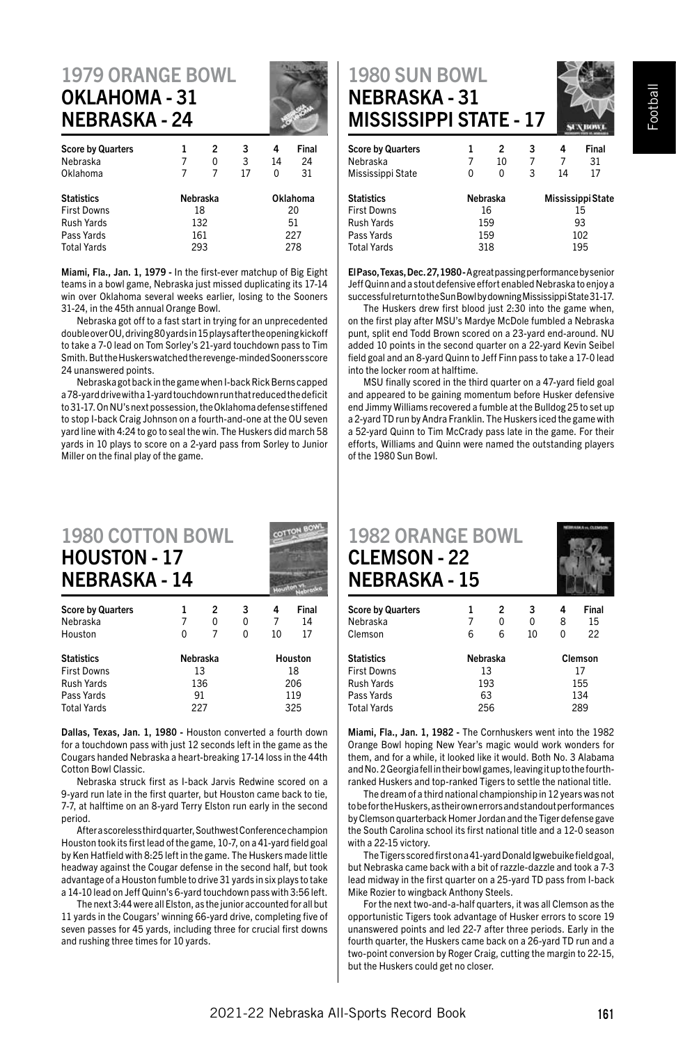## 1979 ORANGE BOWL
### OKLAHOMA - 31
### NEBRASKA - 24

| Score by Quarters | 1 | 2 | 3 | 4 | Final |
|---|---|---|---|---|---|
| Nebraska | 7 | 0 | 3 | 14 | 24 |
| Oklahoma | 7 | 7 | 17 | 0 | 31 |

| Statistics | Nebraska | Oklahoma |
|---|---|---|
| First Downs | 18 | 20 |
| Rush Yards | 132 | 51 |
| Pass Yards | 161 | 227 |
| Total Yards | 293 | 278 |

**Miami, Fla., Jan. 1, 1979 -** In the first-ever matchup of Big Eight teams in a bowl game, Nebraska just missed duplicating its 17-14 win over Oklahoma several weeks earlier, losing to the Sooners 31-24, in the 45th annual Orange Bowl.

Nebraska got off to a fast start in trying for an unprecedented double over OU, driving 80 yards in 15 plays after the opening kickoff to take a 7-0 lead on Tom Sorley's 21-yard touchdown pass to Tim Smith. But the Huskers watched the revenge-minded Sooners score 24 unanswered points.

Nebraska got back in the game when I-back Rick Berns capped a 78-yard drive with a 1-yard touchdown run that reduced the deficit to 31-17. On NU's next possession, the Oklahoma defense stiffened to stop I-back Craig Johnson on a fourth-and-one at the OU seven yard line with 4:24 to go to seal the win. The Huskers did march 58 yards in 10 plays to score on a 2-yard pass from Sorley to Junior Miller on the final play of the game.

## 1980 SUN BOWL
### NEBRASKA - 31
### MISSISSIPPI STATE - 17

| Score by Quarters | 1 | 2 | 3 | 4 | Final |
|---|---|---|---|---|---|
| Nebraska | 7 | 10 | 7 | 7 | 31 |
| Mississippi State | 0 | 0 | 3 | 14 | 17 |

| Statistics | Nebraska | Mississippi State |
|---|---|---|
| First Downs | 16 | 15 |
| Rush Yards | 159 | 93 |
| Pass Yards | 159 | 102 |
| Total Yards | 318 | 195 |

**El Paso, Texas, Dec. 27, 1980 -** A great passing performance by senior Jeff Quinn and a stout defensive effort enabled Nebraska to enjoy a successful return to the Sun Bowl by downing Mississippi State 31-17.

The Huskers drew first blood just 2:30 into the game when, on the first play after MSU's Mardye McDole fumbled a Nebraska punt, split end Todd Brown scored on a 23-yard end-around. NU added 10 points in the second quarter on a 22-yard Kevin Seibel field goal and an 8-yard Quinn to Jeff Finn pass to take a 17-0 lead into the locker room at halftime.

MSU finally scored in the third quarter on a 47-yard field goal and appeared to be gaining momentum before Husker defensive end Jimmy Williams recovered a fumble at the Bulldog 25 to set up a 2-yard TD run by Andra Franklin. The Huskers iced the game with a 52-yard Quinn to Tim McCrady pass late in the game. For their efforts, Williams and Quinn were named the outstanding players of the 1980 Sun Bowl.

## 1980 COTTON BOWL
### HOUSTON - 17
### NEBRASKA - 14

| Score by Quarters | 1 | 2 | 3 | 4 | Final |
|---|---|---|---|---|---|
| Nebraska | 7 | 0 | 0 | 7 | 14 |
| Houston | 0 | 7 | 0 | 10 | 17 |

| Statistics | Nebraska | Houston |
|---|---|---|
| First Downs | 13 | 18 |
| Rush Yards | 136 | 206 |
| Pass Yards | 91 | 119 |
| Total Yards | 227 | 325 |

**Dallas, Texas, Jan. 1, 1980 -** Houston converted a fourth down for a touchdown pass with just 12 seconds left in the game as the Cougars handed Nebraska a heart-breaking 17-14 loss in the 44th Cotton Bowl Classic.

Nebraska struck first as I-back Jarvis Redwine scored on a 9-yard run late in the first quarter, but Houston came back to tie, 7-7, at halftime on an 8-yard Terry Elston run early in the second period.

After a scoreless third quarter, Southwest Conference champion Houston took its first lead of the game, 10-7, on a 41-yard field goal by Ken Hatfield with 8:25 left in the game. The Huskers made little headway against the Cougar defense in the second half, but took advantage of a Houston fumble to drive 31 yards in six plays to take a 14-10 lead on Jeff Quinn's 6-yard touchdown pass with 3:56 left.

The next 3:44 were all Elston, as the junior accounted for all but 11 yards in the Cougars' winning 66-yard drive, completing five of seven passes for 45 yards, including three for crucial first downs and rushing three times for 10 yards.

## 1982 ORANGE BOWL
### CLEMSON - 22
### NEBRASKA - 15

| Score by Quarters | 1 | 2 | 3 | 4 | Final |
|---|---|---|---|---|---|
| Nebraska | 7 | 0 | 0 | 8 | 15 |
| Clemson | 6 | 6 | 10 | 0 | 22 |

| Statistics | Nebraska | Clemson |
|---|---|---|
| First Downs | 13 | 17 |
| Rush Yards | 193 | 155 |
| Pass Yards | 63 | 134 |
| Total Yards | 256 | 289 |

**Miami, Fla., Jan. 1, 1982 -** The Cornhuskers went into the 1982 Orange Bowl hoping New Year's magic would work wonders for them, and for a while, it looked like it would. Both No. 3 Alabama and No. 2 Georgia fell in their bowl games, leaving it up to the fourth-ranked Huskers and top-ranked Tigers to settle the national title.

The dream of a third national championship in 12 years was not to be for the Huskers, as their own errors and standout performances by Clemson quarterback Homer Jordan and the Tiger defense gave the South Carolina school its first national title and a 12-0 season with a 22-15 victory.

The Tigers scored first on a 41-yard Donald Igwebuike field goal, but Nebraska came back with a bit of razzle-dazzle and took a 7-3 lead midway in the first quarter on a 25-yard TD pass from I-back Mike Rozier to wingback Anthony Steels.

For the next two-and-a-half quarters, it was all Clemson as the opportunistic Tigers took advantage of Husker errors to score 19 unanswered points and led 22-7 after three periods. Early in the fourth quarter, the Huskers came back on a 26-yard TD run and a two-point conversion by Roger Craig, cutting the margin to 22-15, but the Huskers could get no closer.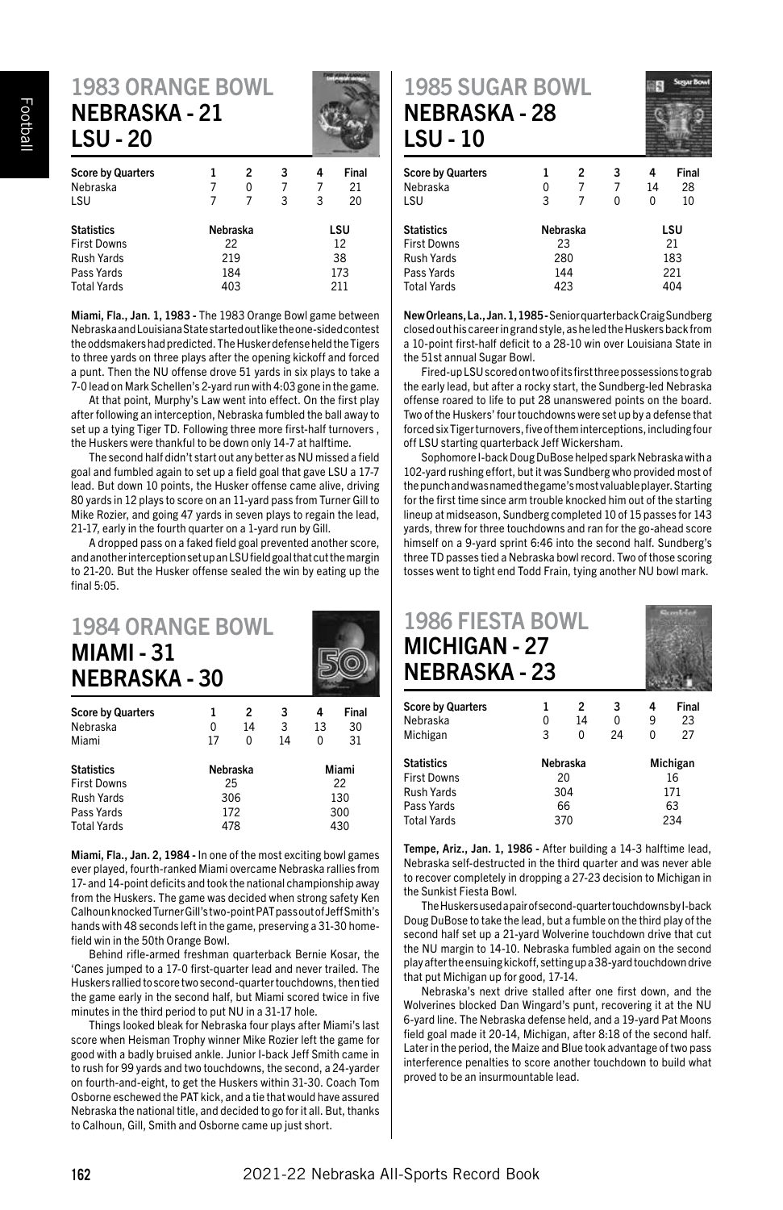## 1983 ORANGE BOWL
## NEBRASKA - 21
## LSU - 20

| Score by Quarters | 1 | 2 | 3 | 4 | Final |
|---|---|---|---|---|---|
| Nebraska | 7 | 0 | 7 | 7 | 21 |
| LSU | 7 | 7 | 3 | 3 | 20 |

| Statistics | Nebraska | LSU |
|---|---|---|
| First Downs | 22 | 12 |
| Rush Yards | 219 | 38 |
| Pass Yards | 184 | 173 |
| Total Yards | 403 | 211 |

**Miami, Fla., Jan. 1, 1983 -** The 1983 Orange Bowl game between Nebraska and Louisiana State started out like the one-sided contest the oddsmakers had predicted. The Husker defense held the Tigers to three yards on three plays after the opening kickoff and forced a punt. Then the NU offense drove 51 yards in six plays to take a 7-0 lead on Mark Schellen's 2-yard run with 4:03 gone in the game.

At that point, Murphy's Law went into effect. On the first play after following an interception, Nebraska fumbled the ball away to set up a tying Tiger TD. Following three more first-half turnovers , the Huskers were thankful to be down only 14-7 at halftime.

The second half didn't start out any better as NU missed a field goal and fumbled again to set up a field goal that gave LSU a 17-7 lead. But down 10 points, the Husker offense came alive, driving 80 yards in 12 plays to score on an 11-yard pass from Turner Gill to Mike Rozier, and going 47 yards in seven plays to regain the lead, 21-17, early in the fourth quarter on a 1-yard run by Gill.

A dropped pass on a faked field goal prevented another score, and another interception set up an LSU field goal that cut the margin to 21-20. But the Husker offense sealed the win by eating up the final 5:05.

## 1984 ORANGE BOWL
## MIAMI - 31
## NEBRASKA - 30

| Score by Quarters | 1 | 2 | 3 | 4 | Final |
|---|---|---|---|---|---|
| Nebraska | 0 | 14 | 3 | 13 | 30 |
| Miami | 17 | 0 | 14 | 0 | 31 |

| Statistics | Nebraska | Miami |
|---|---|---|
| First Downs | 25 | 22 |
| Rush Yards | 306 | 130 |
| Pass Yards | 172 | 300 |
| Total Yards | 478 | 430 |

**Miami, Fla., Jan. 2, 1984 -** In one of the most exciting bowl games ever played, fourth-ranked Miami overcame Nebraska rallies from 17- and 14-point deficits and took the national championship away from the Huskers. The game was decided when strong safety Ken Calhoun knocked Turner Gill's two-point PAT pass out of Jeff Smith's hands with 48 seconds left in the game, preserving a 31-30 home-field win in the 50th Orange Bowl.

Behind rifle-armed freshman quarterback Bernie Kosar, the 'Canes jumped to a 17-0 first-quarter lead and never trailed. The Huskers rallied to score two second-quarter touchdowns, then tied the game early in the second half, but Miami scored twice in five minutes in the third period to put NU in a 31-17 hole.

Things looked bleak for Nebraska four plays after Miami's last score when Heisman Trophy winner Mike Rozier left the game for good with a badly bruised ankle. Junior I-back Jeff Smith came in to rush for 99 yards and two touchdowns, the second, a 24-yarder on fourth-and-eight, to get the Huskers within 31-30. Coach Tom Osborne eschewed the PAT kick, and a tie that would have assured Nebraska the national title, and decided to go for it all. But, thanks to Calhoun, Gill, Smith and Osborne came up just short.

## 1985 SUGAR BOWL
## NEBRASKA - 28
## LSU - 10

| Score by Quarters | 1 | 2 | 3 | 4 | Final |
|---|---|---|---|---|---|
| Nebraska | 0 | 7 | 7 | 14 | 28 |
| LSU | 3 | 7 | 0 | 0 | 10 |

| Statistics | Nebraska | LSU |
|---|---|---|
| First Downs | 23 | 21 |
| Rush Yards | 280 | 183 |
| Pass Yards | 144 | 221 |
| Total Yards | 423 | 404 |

**New Orleans, La., Jan. 1, 1985 -** Senior quarterback Craig Sundberg closed out his career in grand style, as he led the Huskers back from a 10-point first-half deficit to a 28-10 win over Louisiana State in the 51st annual Sugar Bowl.

Fired-up LSU scored on two of its first three possessions to grab the early lead, but after a rocky start, the Sundberg-led Nebraska offense roared to life to put 28 unanswered points on the board. Two of the Huskers' four touchdowns were set up by a defense that forced six Tiger turnovers, five of them interceptions, including four off LSU starting quarterback Jeff Wickersham.

Sophomore I-back Doug DuBose helped spark Nebraska with a 102-yard rushing effort, but it was Sundberg who provided most of the punch and was named the game's most valuable player. Starting for the first time since arm trouble knocked him out of the starting lineup at midseason, Sundberg completed 10 of 15 passes for 143 yards, threw for three touchdowns and ran for the go-ahead score himself on a 9-yard sprint 6:46 into the second half. Sundberg's three TD passes tied a Nebraska bowl record. Two of those scoring tosses went to tight end Todd Frain, tying another NU bowl mark.

## 1986 FIESTA BOWL
## MICHIGAN - 27
## NEBRASKA - 23

| Score by Quarters | 1 | 2 | 3 | 4 | Final |
|---|---|---|---|---|---|
| Nebraska | 0 | 14 | 0 | 9 | 23 |
| Michigan | 3 | 0 | 24 | 0 | 27 |

| Statistics | Nebraska | Michigan |
|---|---|---|
| First Downs | 20 | 16 |
| Rush Yards | 304 | 171 |
| Pass Yards | 66 | 63 |
| Total Yards | 370 | 234 |

**Tempe, Ariz., Jan. 1, 1986 -** After building a 14-3 halftime lead, Nebraska self-destructed in the third quarter and was never able to recover completely in dropping a 27-23 decision to Michigan in the Sunkist Fiesta Bowl.

The Huskers used a pair of second-quarter touchdowns by I-back Doug DuBose to take the lead, but a fumble on the third play of the second half set up a 21-yard Wolverine touchdown drive that cut the NU margin to 14-10. Nebraska fumbled again on the second play after the ensuing kickoff, setting up a 38-yard touchdown drive that put Michigan up for good, 17-14.

Nebraska's next drive stalled after one first down, and the Wolverines blocked Dan Wingard's punt, recovering it at the NU 6-yard line. The Nebraska defense held, and a 19-yard Pat Moons field goal made it 20-14, Michigan, after 8:18 of the second half. Later in the period, the Maize and Blue took advantage of two pass interference penalties to score another touchdown to build what proved to be an insurmountable lead.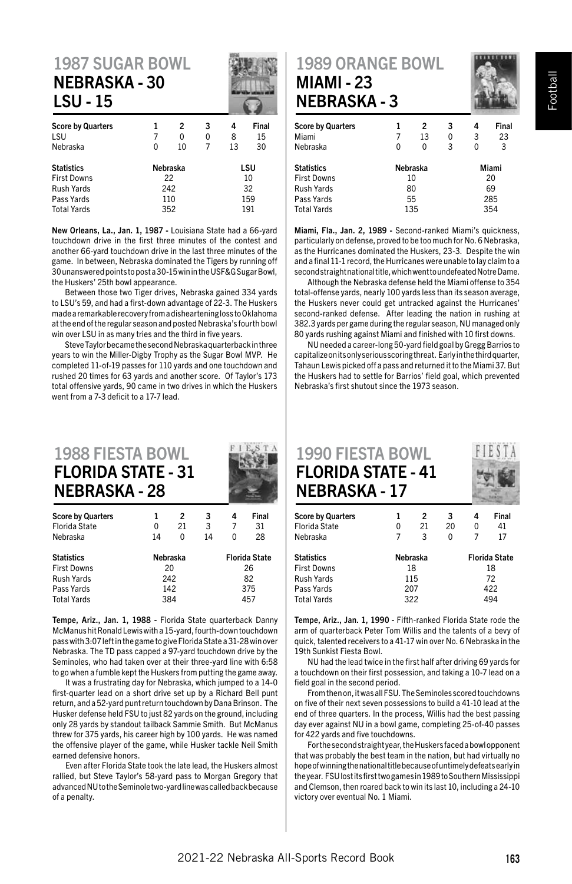## 1987 SUGAR BOWL
## NEBRASKA - 30
## LSU - 15

| Score by Quarters | 1 | 2 | 3 | 4 | Final |
|---|---|---|---|---|---|
| LSU | 7 | 0 | 0 | 8 | 15 |
| Nebraska | 0 | 10 | 7 | 13 | 30 |

| Statistics | Nebraska | LSU |
|---|---|---|
| First Downs | 22 | 10 |
| Rush Yards | 242 | 32 |
| Pass Yards | 110 | 159 |
| Total Yards | 352 | 191 |

**New Orleans, La., Jan. 1, 1987 -** Louisiana State had a 66-yard touchdown drive in the first three minutes of the contest and another 66-yard touchdown drive in the last three minutes of the game. In between, Nebraska dominated the Tigers by running off 30 unanswered points to post a 30-15 win in the USF&G Sugar Bowl, the Huskers' 25th bowl appearance.

Between those two Tiger drives, Nebraska gained 334 yards to LSU's 59, and had a first-down advantage of 22-3. The Huskers made a remarkable recovery from a disheartening loss to Oklahoma at the end of the regular season and posted Nebraska's fourth bowl win over LSU in as many tries and the third in five years.

Steve Taylor became the second Nebraska quarterback in three years to win the Miller-Digby Trophy as the Sugar Bowl MVP. He completed 11-of-19 passes for 110 yards and one touchdown and rushed 20 times for 63 yards and another score. Of Taylor's 173 total offensive yards, 90 came in two drives in which the Huskers went from a 7-3 deficit to a 17-7 lead.

## 1988 FIESTA BOWL
## FLORIDA STATE - 31
## NEBRASKA - 28

| Score by Quarters | 1 | 2 | 3 | 4 | Final |
|---|---|---|---|---|---|
| Florida State | 0 | 21 | 3 | 7 | 31 |
| Nebraska | 14 | 0 | 14 | 0 | 28 |

| Statistics | Nebraska | Florida State |
|---|---|---|
| First Downs | 20 | 26 |
| Rush Yards | 242 | 82 |
| Pass Yards | 142 | 375 |
| Total Yards | 384 | 457 |

**Tempe, Ariz., Jan. 1, 1988 -** Florida State quarterback Danny McManus hit Ronald Lewis with a 15-yard, fourth-down touchdown pass with 3:07 left in the game to give Florida State a 31-28 win over Nebraska. The TD pass capped a 97-yard touchdown drive by the Seminoles, who had taken over at their three-yard line with 6:58 to go when a fumble kept the Huskers from putting the game away.

It was a frustrating day for Nebraska, which jumped to a 14-0 first-quarter lead on a short drive set up by a Richard Bell punt return, and a 52-yard punt return touchdown by Dana Brinson. The Husker defense held FSU to just 82 yards on the ground, including only 28 yards by standout tailback Sammie Smith. But McManus threw for 375 yards, his career high by 100 yards. He was named the offensive player of the game, while Husker tackle Neil Smith earned defensive honors.

Even after Florida State took the late lead, the Huskers almost rallied, but Steve Taylor's 58-yard pass to Morgan Gregory that advanced NU to the Seminole two-yard line was called back because of a penalty.

## 1989 ORANGE BOWL
## MIAMI - 23
## NEBRASKA - 3

| Score by Quarters | 1 | 2 | 3 | 4 | Final |
|---|---|---|---|---|---|
| Miami | 7 | 13 | 0 | 3 | 23 |
| Nebraska | 0 | 0 | 3 | 0 | 3 |

| Statistics | Nebraska | Miami |
|---|---|---|
| First Downs | 10 | 20 |
| Rush Yards | 80 | 69 |
| Pass Yards | 55 | 285 |
| Total Yards | 135 | 354 |

**Miami, Fla., Jan. 2, 1989 -** Second-ranked Miami's quickness, particularly on defense, proved to be too much for No. 6 Nebraska, as the Hurricanes dominated the Huskers, 23-3. Despite the win and a final 11-1 record, the Hurricanes were unable to lay claim to a second straight national title, which went to undefeated Notre Dame.

Although the Nebraska defense held the Miami offense to 354 total-offense yards, nearly 100 yards less than its season average, the Huskers never could get untracked against the Hurricanes' second-ranked defense. After leading the nation in rushing at 382.3 yards per game during the regular season, NU managed only 80 yards rushing against Miami and finished with 10 first downs.

NU needed a career-long 50-yard field goal by Gregg Barrios to capitalize on its only serious scoring threat. Early in the third quarter, Tahaun Lewis picked off a pass and returned it to the Miami 37. But the Huskers had to settle for Barrios' field goal, which prevented Nebraska's first shutout since the 1973 season.

## 1990 FIESTA BOWL
## FLORIDA STATE - 41
## NEBRASKA - 17

| Score by Quarters | 1 | 2 | 3 | 4 | Final |
|---|---|---|---|---|---|
| Florida State | 0 | 21 | 20 | 0 | 41 |
| Nebraska | 7 | 3 | 0 | 7 | 17 |

| Statistics | Nebraska | Florida State |
|---|---|---|
| First Downs | 18 | 18 |
| Rush Yards | 115 | 72 |
| Pass Yards | 207 | 422 |
| Total Yards | 322 | 494 |

**Tempe, Ariz., Jan. 1, 1990 -** Fifth-ranked Florida State rode the arm of quarterback Peter Tom Willis and the talents of a bevy of quick, talented receivers to a 41-17 win over No. 6 Nebraska in the 19th Sunkist Fiesta Bowl.

NU had the lead twice in the first half after driving 69 yards for a touchdown on their first possession, and taking a 10-7 lead on a field goal in the second period.

From then on, it was all FSU. The Seminoles scored touchdowns on five of their next seven possessions to build a 41-10 lead at the end of three quarters. In the process, Willis had the best passing day ever against NU in a bowl game, completing 25-of-40 passes for 422 yards and five touchdowns.

For the second straight year, the Huskers faced a bowl opponent that was probably the best team in the nation, but had virtually no hope of winning the national title because of untimely defeats early in the year. FSU lost its first two games in 1989 to Southern Mississippi and Clemson, then roared back to win its last 10, including a 24-10 victory over eventual No. 1 Miami.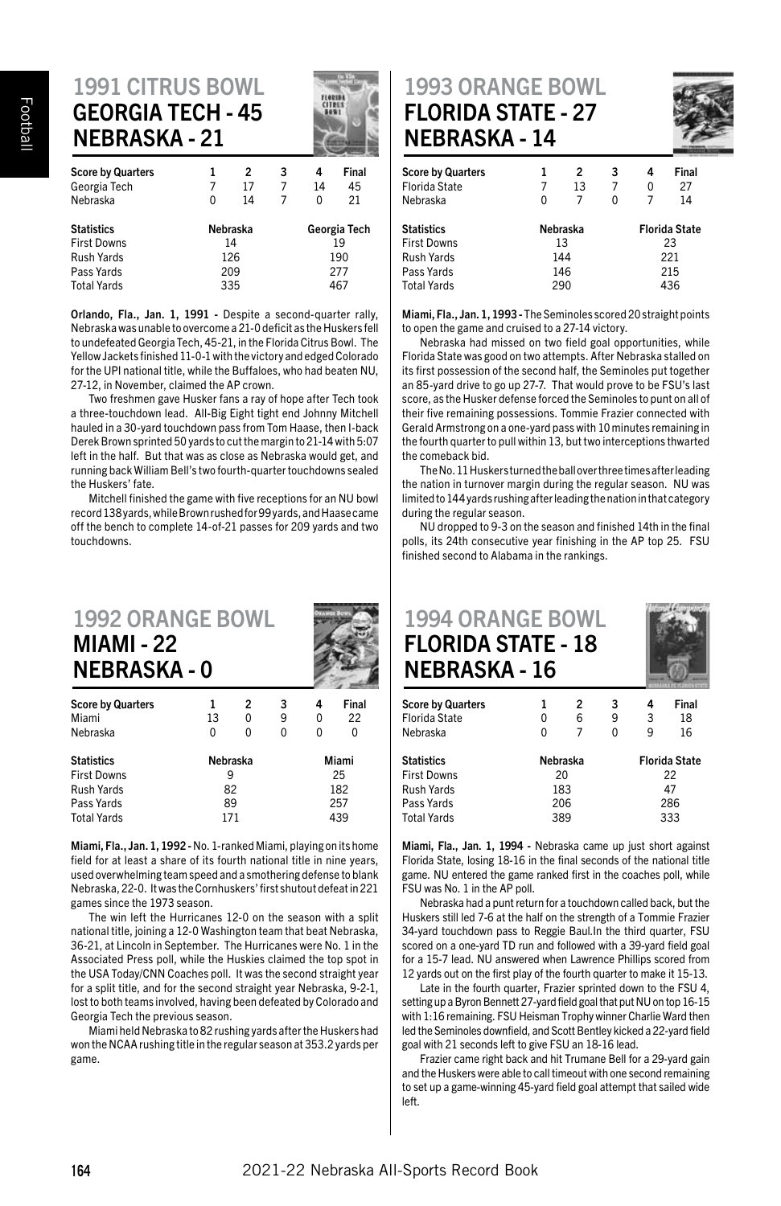## 1991 CITRUS BOWL
## GEORGIA TECH - 45
## NEBRASKA - 21

| Score by Quarters | 1 | 2 | 3 | 4 | Final |
|---|---|---|---|---|---|
| Georgia Tech | 7 | 17 | 7 | 14 | 45 |
| Nebraska | 0 | 14 | 7 | 0 | 21 |

| Statistics | Nebraska | Georgia Tech |
|---|---|---|
| First Downs | 14 | 19 |
| Rush Yards | 126 | 190 |
| Pass Yards | 209 | 277 |
| Total Yards | 335 | 467 |

**Orlando, Fla., Jan. 1, 1991 -** Despite a second-quarter rally, Nebraska was unable to overcome a 21-0 deficit as the Huskers fell to undefeated Georgia Tech, 45-21, in the Florida Citrus Bowl. The Yellow Jackets finished 11-0-1 with the victory and edged Colorado for the UPI national title, while the Buffaloes, who had beaten NU, 27-12, in November, claimed the AP crown.

Two freshmen gave Husker fans a ray of hope after Tech took a three-touchdown lead. All-Big Eight tight end Johnny Mitchell hauled in a 30-yard touchdown pass from Tom Haase, then I-back Derek Brown sprinted 50 yards to cut the margin to 21-14 with 5:07 left in the half. But that was as close as Nebraska would get, and running back William Bell's two fourth-quarter touchdowns sealed the Huskers' fate.

Mitchell finished the game with five receptions for an NU bowl record 138 yards, while Brown rushed for 99 yards, and Haase came off the bench to complete 14-of-21 passes for 209 yards and two touchdowns.

## 1992 ORANGE BOWL
## MIAMI - 22
## NEBRASKA - 0

| Score by Quarters | 1 | 2 | 3 | 4 | Final |
|---|---|---|---|---|---|
| Miami | 13 | 0 | 9 | 0 | 22 |
| Nebraska | 0 | 0 | 0 | 0 | 0 |

| Statistics | Nebraska | Miami |
|---|---|---|
| First Downs | 9 | 25 |
| Rush Yards | 82 | 182 |
| Pass Yards | 89 | 257 |
| Total Yards | 171 | 439 |

**Miami, Fla., Jan. 1, 1992 -** No. 1-ranked Miami, playing on its home field for at least a share of its fourth national title in nine years, used overwhelming team speed and a smothering defense to blank Nebraska, 22-0. It was the Cornhuskers' first shutout defeat in 221 games since the 1973 season.

The win left the Hurricanes 12-0 on the season with a split national title, joining a 12-0 Washington team that beat Nebraska, 36-21, at Lincoln in September. The Hurricanes were No. 1 in the Associated Press poll, while the Huskies claimed the top spot in the USA Today/CNN Coaches poll. It was the second straight year for a split title, and for the second straight year Nebraska, 9-2-1, lost to both teams involved, having been defeated by Colorado and Georgia Tech the previous season.

Miami held Nebraska to 82 rushing yards after the Huskers had won the NCAA rushing title in the regular season at 353.2 yards per game.

## 1993 ORANGE BOWL
## FLORIDA STATE - 27
## NEBRASKA - 14

| Score by Quarters | 1 | 2 | 3 | 4 | Final |
|---|---|---|---|---|---|
| Florida State | 7 | 13 | 7 | 0 | 27 |
| Nebraska | 0 | 7 | 0 | 7 | 14 |

| Statistics | Nebraska | Florida State |
|---|---|---|
| First Downs | 13 | 23 |
| Rush Yards | 144 | 221 |
| Pass Yards | 146 | 215 |
| Total Yards | 290 | 436 |

**Miami, Fla., Jan. 1, 1993 -** The Seminoles scored 20 straight points to open the game and cruised to a 27-14 victory.

Nebraska had missed on two field goal opportunities, while Florida State was good on two attempts. After Nebraska stalled on its first possession of the second half, the Seminoles put together an 85-yard drive to go up 27-7. That would prove to be FSU's last score, as the Husker defense forced the Seminoles to punt on all of their five remaining possessions. Tommie Frazier connected with Gerald Armstrong on a one-yard pass with 10 minutes remaining in the fourth quarter to pull within 13, but two interceptions thwarted the comeback bid.

The No. 11 Huskers turned the ball over three times after leading the nation in turnover margin during the regular season. NU was limited to 144 yards rushing after leading the nation in that category during the regular season.

NU dropped to 9-3 on the season and finished 14th in the final polls, its 24th consecutive year finishing in the AP top 25. FSU finished second to Alabama in the rankings.

## 1994 ORANGE BOWL
## FLORIDA STATE - 18
## NEBRASKA - 16

| Score by Quarters | 1 | 2 | 3 | 4 | Final |
|---|---|---|---|---|---|
| Florida State | 0 | 6 | 9 | 3 | 18 |
| Nebraska | 0 | 7 | 0 | 9 | 16 |

| Statistics | Nebraska | Florida State |
|---|---|---|
| First Downs | 20 | 22 |
| Rush Yards | 183 | 47 |
| Pass Yards | 206 | 286 |
| Total Yards | 389 | 333 |

**Miami, Fla., Jan. 1, 1994 -** Nebraska came up just short against Florida State, losing 18-16 in the final seconds of the national title game. NU entered the game ranked first in the coaches poll, while FSU was No. 1 in the AP poll.

Nebraska had a punt return for a touchdown called back, but the Huskers still led 7-6 at the half on the strength of a Tommie Frazier 34-yard touchdown pass to Reggie Baul.In the third quarter, FSU scored on a one-yard TD run and followed with a 39-yard field goal for a 15-7 lead. NU answered when Lawrence Phillips scored from 12 yards out on the first play of the fourth quarter to make it 15-13.

Late in the fourth quarter, Frazier sprinted down to the FSU 4, setting up a Byron Bennett 27-yard field goal that put NU on top 16-15 with 1:16 remaining. FSU Heisman Trophy winner Charlie Ward then led the Seminoles downfield, and Scott Bentley kicked a 22-yard field goal with 21 seconds left to give FSU an 18-16 lead.

Frazier came right back and hit Trumane Bell for a 29-yard gain and the Huskers were able to call timeout with one second remaining to set up a game-winning 45-yard field goal attempt that sailed wide left.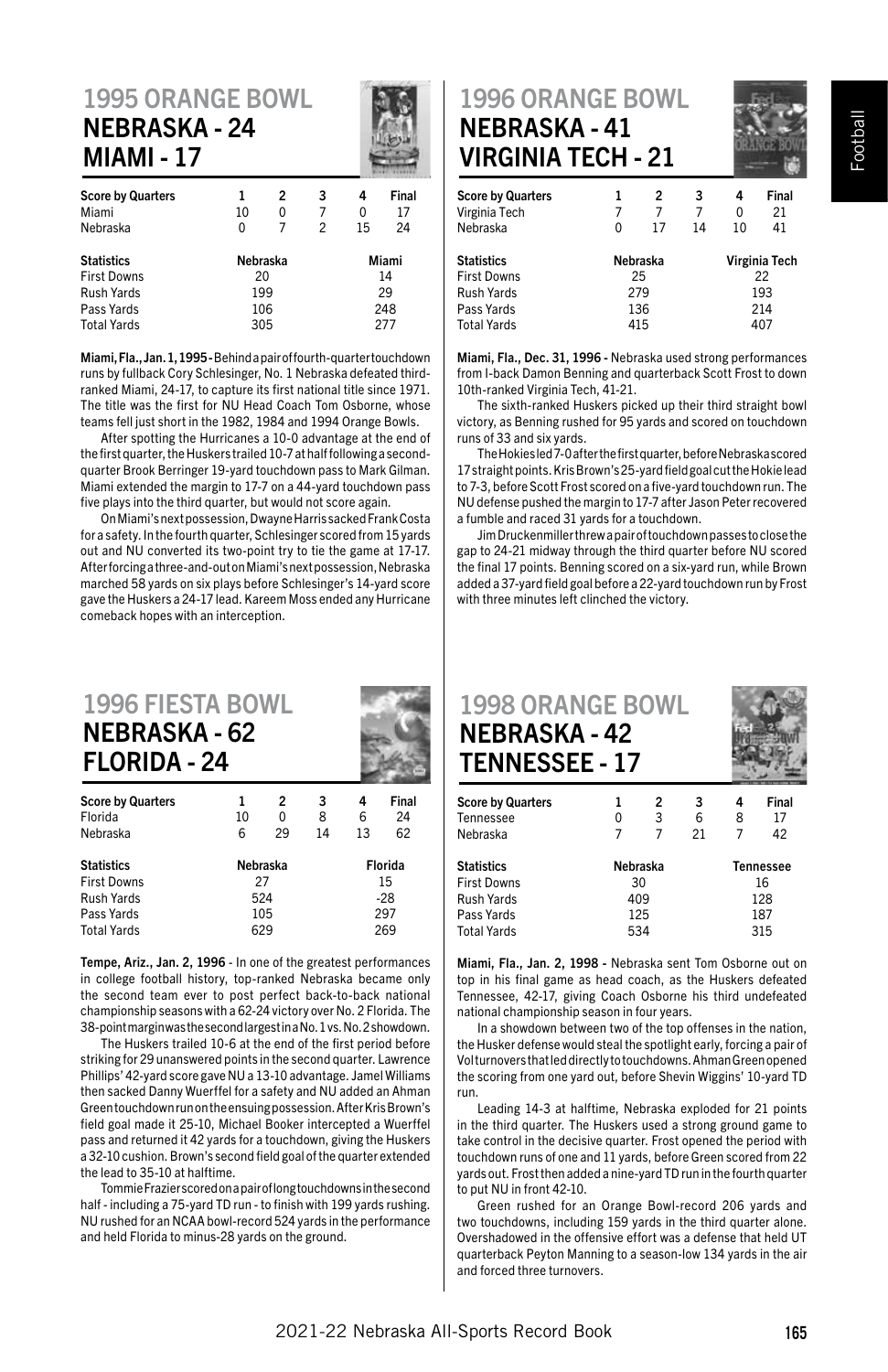## 1995 ORANGE BOWL
### NEBRASKA - 24
### MIAMI - 17

| Score by Quarters | 1 | 2 | 3 | 4 | Final |
|---|---|---|---|---|---|
| Miami | 10 | 0 | 7 | 0 | 17 |
| Nebraska | 0 | 7 | 2 | 15 | 24 |

| Statistics | Nebraska | Miami |
|---|---|---|
| First Downs | 20 | 14 |
| Rush Yards | 199 | 29 |
| Pass Yards | 106 | 248 |
| Total Yards | 305 | 277 |

**Miami, Fla., Jan. 1, 1995 -** Behind a pair of fourth-quarter touchdown runs by fullback Cory Schlesinger, No. 1 Nebraska defeated third-ranked Miami, 24-17, to capture its first national title since 1971. The title was the first for NU Head Coach Tom Osborne, whose teams fell just short in the 1982, 1984 and 1994 Orange Bowls.

After spotting the Hurricanes a 10-0 advantage at the end of the first quarter, the Huskers trailed 10-7 at halftime following a second-quarter Brook Berringer 19-yard touchdown pass to Mark Gilman. Miami extended the margin to 17-7 on a 44-yard touchdown pass five plays into the third quarter, but would not score again.

On Miami's next possession, Dwayne Harris sacked Frank Costa for a safety. In the fourth quarter, Schlesinger scored from 15 yards out and NU converted its two-point try to tie the game at 17-17. After forcing a three-and-out on Miami's next possession, Nebraska marched 58 yards on six plays before Schlesinger's 14-yard score gave the Huskers a 24-17 lead. Kareem Moss ended any Hurricane comeback hopes with an interception.

## 1996 ORANGE BOWL
### NEBRASKA - 41
### VIRGINIA TECH - 21

| Score by Quarters | 1 | 2 | 3 | 4 | Final |
|---|---|---|---|---|---|
| Virginia Tech | 7 | 7 | 7 | 0 | 21 |
| Nebraska | 0 | 17 | 14 | 10 | 41 |

| Statistics | Nebraska | Virginia Tech |
|---|---|---|
| First Downs | 25 | 22 |
| Rush Yards | 279 | 193 |
| Pass Yards | 136 | 214 |
| Total Yards | 415 | 407 |

**Miami, Fla., Dec. 31, 1996 -** Nebraska used strong performances from I-back Damon Benning and quarterback Scott Frost to down 10th-ranked Virginia Tech, 41-21.

The sixth-ranked Huskers picked up their third straight bowl victory, as Benning rushed for 95 yards and scored on touchdown runs of 33 and six yards.

The Hokies led 7-0 after the first quarter, before Nebraska scored 17 straight points. Kris Brown's 25-yard field goal cut the Hokie lead to 7-3, before Scott Frost scored on a five-yard touchdown run. The NU defense pushed the margin to 17-7 after Jason Peter recovered a fumble and raced 31 yards for a touchdown.

Jim Druckenmiller threw a pair of touchdown passes to close the gap to 24-21 midway through the third quarter before NU scored the final 17 points. Benning scored on a six-yard run, while Brown added a 37-yard field goal before a 22-yard touchdown run by Frost with three minutes left clinched the victory.

## 1996 FIESTA BOWL
### NEBRASKA - 62
### FLORIDA - 24

| Score by Quarters | 1 | 2 | 3 | 4 | Final |
|---|---|---|---|---|---|
| Florida | 10 | 0 | 8 | 6 | 24 |
| Nebraska | 6 | 29 | 14 | 13 | 62 |

| Statistics | Nebraska | Florida |
|---|---|---|
| First Downs | 27 | 15 |
| Rush Yards | 524 | -28 |
| Pass Yards | 105 | 297 |
| Total Yards | 629 | 269 |

**Tempe, Ariz., Jan. 2, 1996** - In one of the greatest performances in college football history, top-ranked Nebraska became only the second team ever to post perfect back-to-back national championship seasons with a 62-24 victory over No. 2 Florida. The 38-point margin was the second largest in a No. 1 vs. No. 2 showdown.

The Huskers trailed 10-6 at the end of the first period before striking for 29 unanswered points in the second quarter. Lawrence Phillips' 42-yard score gave NU a 13-10 advantage. Jamel Williams then sacked Danny Wuerffel for a safety and NU added an Ahman Green touchdown run on the ensuing possession. After Kris Brown's field goal made it 25-10, Michael Booker intercepted a Wuerffel pass and returned it 42 yards for a touchdown, giving the Huskers a 32-10 cushion. Brown's second field goal of the quarter extended the lead to 35-10 at halftime.

Tommie Frazier scored on a pair of long touchdowns in the second half - including a 75-yard TD run - to finish with 199 yards rushing. NU rushed for an NCAA bowl-record 524 yards in the performance and held Florida to minus-28 yards on the ground.

## 1998 ORANGE BOWL
### NEBRASKA - 42
### TENNESSEE - 17

| Score by Quarters | 1 | 2 | 3 | 4 | Final |
|---|---|---|---|---|---|
| Tennessee | 0 | 3 | 6 | 8 | 17 |
| Nebraska | 7 | 7 | 21 | 7 | 42 |

| Statistics | Nebraska | Tennessee |
|---|---|---|
| First Downs | 30 | 16 |
| Rush Yards | 409 | 128 |
| Pass Yards | 125 | 187 |
| Total Yards | 534 | 315 |

**Miami, Fla., Jan. 2, 1998 -** Nebraska sent Tom Osborne out on top in his final game as head coach, as the Huskers defeated Tennessee, 42-17, giving Coach Osborne his third undefeated national championship season in four years.

In a showdown between two of the top offenses in the nation, the Husker defense would steal the spotlight early, forcing a pair of Vol turnovers that led directly to touchdowns. Ahman Green opened the scoring from one yard out, before Shevin Wiggins' 10-yard TD run.

Leading 14-3 at halftime, Nebraska exploded for 21 points in the third quarter. The Huskers used a strong ground game to take control in the decisive quarter. Frost opened the period with touchdown runs of one and 11 yards, before Green scored from 22 yards out. Frost then added a nine-yard TD run in the fourth quarter to put NU in front 42-10.

Green rushed for an Orange Bowl-record 206 yards and two touchdowns, including 159 yards in the third quarter alone. Overshadowed in the offensive effort was a defense that held UT quarterback Peyton Manning to a season-low 134 yards in the air and forced three turnovers.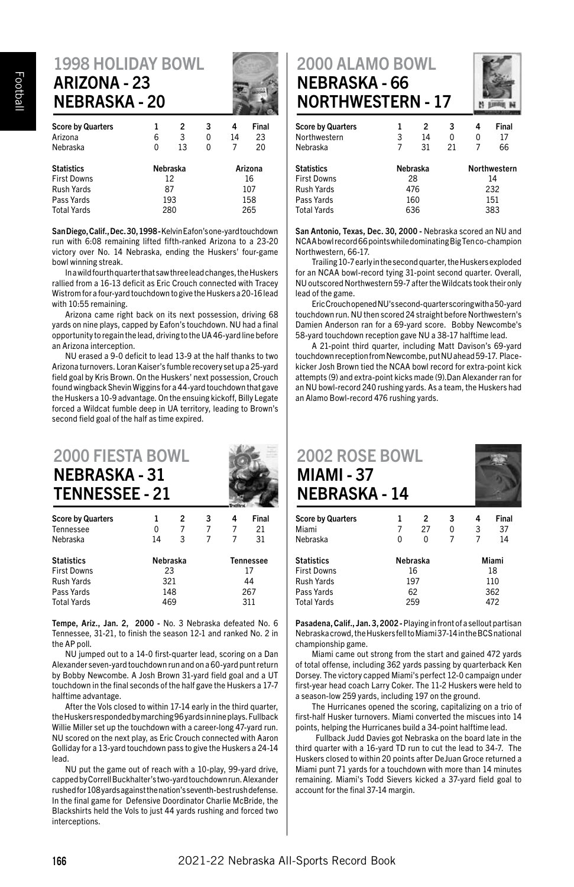## 1998 HOLIDAY BOWL
### ARIZONA - 23
### NEBRASKA - 20

| Score by Quarters | 1 | 2 | 3 | 4 | Final |
|---|---|---|---|---|---|
| Arizona | 6 | 3 | 0 | 14 | 23 |
| Nebraska | 0 | 13 | 0 | 7 | 20 |

| Statistics | Nebraska | Arizona |
|---|---|---|
| First Downs | 12 | 16 |
| Rush Yards | 87 | 107 |
| Pass Yards | 193 | 158 |
| Total Yards | 280 | 265 |

**San Diego, Calif., Dec. 30, 1998 -** Kelvin Eafon's one-yard touchdown run with 6:08 remaining lifted fifth-ranked Arizona to a 23-20 victory over No. 14 Nebraska, ending the Huskers' four-game bowl winning streak.

In a wild fourth quarter that saw three lead changes, the Huskers rallied from a 16-13 deficit as Eric Crouch connected with Tracey Wistrom for a four-yard touchdown to give the Huskers a 20-16 lead with 10:55 remaining.

Arizona came right back on its next possession, driving 68 yards on nine plays, capped by Eafon's touchdown. NU had a final opportunity to regain the lead, driving to the UA 46-yard line before an Arizona interception.

NU erased a 9-0 deficit to lead 13-9 at the half thanks to two Arizona turnovers. Loran Kaiser's fumble recovery set up a 25-yard field goal by Kris Brown. On the Huskers' next possession, Crouch found wingback Shevin Wiggins for a 44-yard touchdown that gave the Huskers a 10-9 advantage. On the ensuing kickoff, Billy Legate forced a Wildcat fumble deep in UA territory, leading to Brown's second field goal of the half as time expired.

## 2000 FIESTA BOWL
### NEBRASKA - 31
### TENNESSEE - 21

| Score by Quarters | 1 | 2 | 3 | 4 | Final |
|---|---|---|---|---|---|
| Tennessee | 0 | 7 | 7 | 7 | 21 |
| Nebraska | 14 | 3 | 7 | 7 | 31 |

| Statistics | Nebraska | Tennessee |
|---|---|---|
| First Downs | 23 | 17 |
| Rush Yards | 321 | 44 |
| Pass Yards | 148 | 267 |
| Total Yards | 469 | 311 |

**Tempe, Ariz., Jan. 2, 2000 -** No. 3 Nebraska defeated No. 6 Tennessee, 31-21, to finish the season 12-1 and ranked No. 2 in the AP poll.

NU jumped out to a 14-0 first-quarter lead, scoring on a Dan Alexander seven-yard touchdown run and on a 60-yard punt return by Bobby Newcombe. A Josh Brown 31-yard field goal and a UT touchdown in the final seconds of the half gave the Huskers a 17-7 halftime advantage.

After the Vols closed to within 17-14 early in the third quarter, the Huskers responded by marching 96 yards in nine plays. Fullback Willie Miller set up the touchdown with a career-long 47-yard run. NU scored on the next play, as Eric Crouch connected with Aaron Golliday for a 13-yard touchdown pass to give the Huskers a 24-14 lead.

NU put the game out of reach with a 10-play, 99-yard drive, capped by Correll Buckhalter's two-yard touchdown run. Alexander rushed for 108 yards against the nation's seventh-best rush defense. In the final game for Defensive Doordinator Charlie McBride, the Blackshirts held the Vols to just 44 yards rushing and forced two interceptions.

## 2000 ALAMO BOWL
### NEBRASKA - 66
### NORTHWESTERN - 17

| Score by Quarters | 1 | 2 | 3 | 4 | Final |
|---|---|---|---|---|---|
| Northwestern | 3 | 14 | 0 | 0 | 17 |
| Nebraska | 7 | 31 | 21 | 7 | 66 |

| Statistics | Nebraska | Northwestern |
|---|---|---|
| First Downs | 28 | 14 |
| Rush Yards | 476 | 232 |
| Pass Yards | 160 | 151 |
| Total Yards | 636 | 383 |

**San Antonio, Texas, Dec. 30, 2000 -** Nebraska scored an NU and NCAA bowl record 66 points while dominating Big Ten co-champion Northwestern, 66-17.

Trailing 10-7 early in the second quarter, the Huskers exploded for an NCAA bowl-record tying 31-point second quarter. Overall, NU outscored Northwestern 59-7 after the Wildcats took their only lead of the game.

Eric Crouch opened NU's second-quarter scoring with a 50-yard touchdown run. NU then scored 24 straight before Northwestern's Damien Anderson ran for a 69-yard score. Bobby Newcombe's 58-yard touchdown reception gave NU a 38-17 halftime lead.

A 21-point third quarter, including Matt Davison's 69-yard touchdown reception from Newcombe, put NU ahead 59-17. Place-kicker Josh Brown tied the NCAA bowl record for extra-point kick attempts (9) and extra-point kicks made (9). Dan Alexander ran for an NU bowl-record 240 rushing yards. As a team, the Huskers had an Alamo Bowl-record 476 rushing yards.

## 2002 ROSE BOWL
### MIAMI - 37
### NEBRASKA - 14

| Score by Quarters | 1 | 2 | 3 | 4 | Final |
|---|---|---|---|---|---|
| Miami | 7 | 27 | 0 | 3 | 37 |
| Nebraska | 0 | 0 | 7 | 7 | 14 |

| Statistics | Nebraska | Miami |
|---|---|---|
| First Downs | 16 | 18 |
| Rush Yards | 197 | 110 |
| Pass Yards | 62 | 362 |
| Total Yards | 259 | 472 |

**Pasadena, Calif., Jan. 3, 2002 -** Playing in front of a sellout partisan Nebraska crowd, the Huskers fell to Miami 37-14 in the BCS national championship game.

Miami came out strong from the start and gained 472 yards of total offense, including 362 yards passing by quarterback Ken Dorsey. The victory capped Miami's perfect 12-0 campaign under first-year head coach Larry Coker. The 11-2 Huskers were held to a season-low 259 yards, including 197 on the ground.

The Hurricanes opened the scoring, capitalizing on a trio of first-half Husker turnovers. Miami converted the miscues into 14 points, helping the Hurricanes build a 34-point halftime lead.

Fullback Judd Davies got Nebraska on the board late in the third quarter with a 16-yard TD run to cut the lead to 34-7. The Huskers closed to within 20 points after DeJuan Groce returned a Miami punt 71 yards for a touchdown with more than 14 minutes remaining. Miami's Todd Sievers kicked a 37-yard field goal to account for the final 37-14 margin.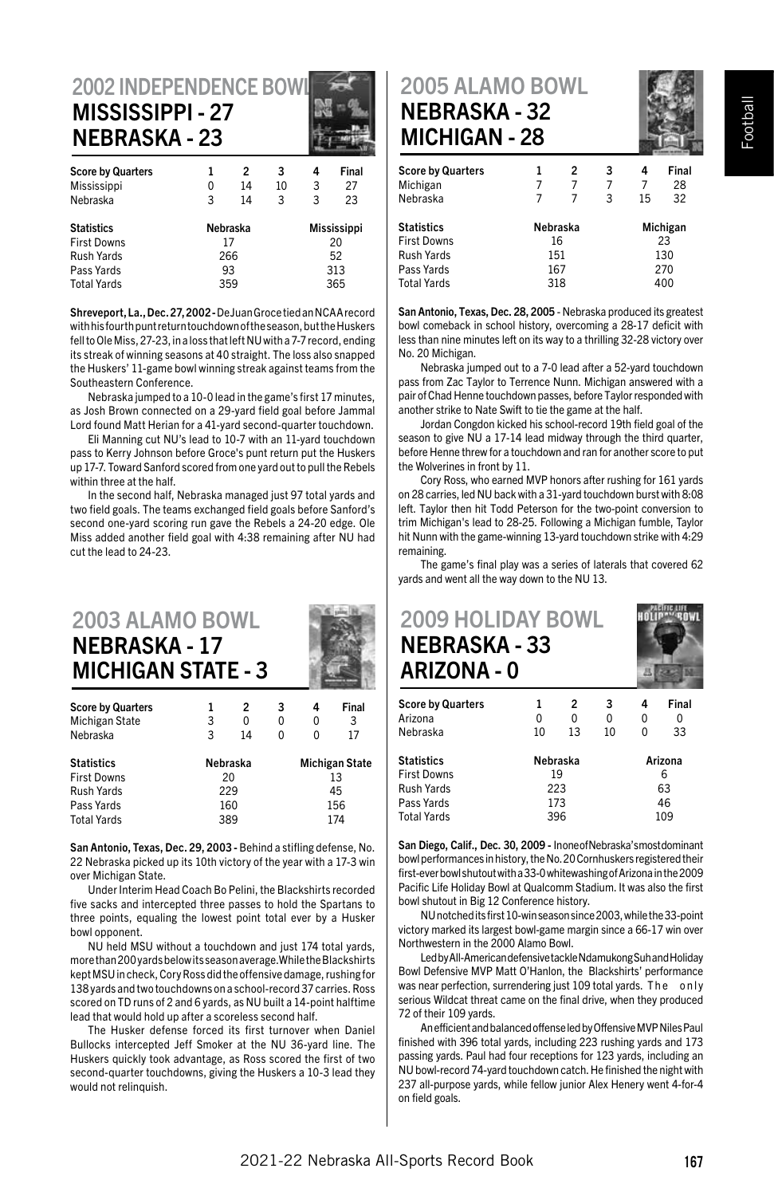## 2002 INDEPENDENCE BOWL
### MISSISSIPPI - 27
### NEBRASKA - 23

| Score by Quarters | 1 | 2 | 3 | 4 | Final |
|---|---|---|---|---|---|
| Mississippi | 0 | 14 | 10 | 3 | 27 |
| Nebraska | 3 | 14 | 3 | 3 | 23 |

| Statistics | Nebraska | Mississippi |
|---|---|---|
| First Downs | 17 | 20 |
| Rush Yards | 266 | 52 |
| Pass Yards | 93 | 313 |
| Total Yards | 359 | 365 |

**Shreveport, La., Dec. 27, 2002 -** DeJuan Groce tied an NCAA record with his fourth punt return touchdown of the season, but the Huskers fell to Ole Miss, 27-23, in a loss that left NU with a 7-7 record, ending its streak of winning seasons at 40 straight. The loss also snapped the Huskers' 11-game bowl winning streak against teams from the Southeastern Conference.

Nebraska jumped to a 10-0 lead in the game's first 17 minutes, as Josh Brown connected on a 29-yard field goal before Jammal Lord found Matt Herian for a 41-yard second-quarter touchdown.

Eli Manning cut NU's lead to 10-7 with an 11-yard touchdown pass to Kerry Johnson before Groce's punt return put the Huskers up 17-7. Toward Sanford scored from one yard out to pull the Rebels within three at the half.

In the second half, Nebraska managed just 97 total yards and two field goals. The teams exchanged field goals before Sanford's second one-yard scoring run gave the Rebels a 24-20 edge. Ole Miss added another field goal with 4:38 remaining after NU had cut the lead to 24-23.

## 2003 ALAMO BOWL
### NEBRASKA - 17
### MICHIGAN STATE - 3

| Score by Quarters | 1 | 2 | 3 | 4 | Final |
|---|---|---|---|---|---|
| Michigan State | 3 | 0 | 0 | 0 | 3 |
| Nebraska | 3 | 14 | 0 | 0 | 17 |

| Statistics | Nebraska | Michigan State |
|---|---|---|
| First Downs | 20 | 13 |
| Rush Yards | 229 | 45 |
| Pass Yards | 160 | 156 |
| Total Yards | 389 | 174 |

**San Antonio, Texas, Dec. 29, 2003 -** Behind a stifling defense, No. 22 Nebraska picked up its 10th victory of the year with a 17-3 win over Michigan State.

Under Interim Head Coach Bo Pelini, the Blackshirts recorded five sacks and intercepted three passes to hold the Spartans to three points, equaling the lowest point total ever by a Husker bowl opponent.

NU held MSU without a touchdown and just 174 total yards, more than 200 yards below its season average. While the Blackshirts kept MSU in check, Cory Ross did the offensive damage, rushing for 138 yards and two touchdowns on a school-record 37 carries. Ross scored on TD runs of 2 and 6 yards, as NU built a 14-point halftime lead that would hold up after a scoreless second half.

The Husker defense forced its first turnover when Daniel Bullocks intercepted Jeff Smoker at the NU 36-yard line. The Huskers quickly took advantage, as Ross scored the first of two second-quarter touchdowns, giving the Huskers a 10-3 lead they would not relinquish.

## 2005 ALAMO BOWL
### NEBRASKA - 32
### MICHIGAN - 28

| Score by Quarters | 1 | 2 | 3 | 4 | Final |
|---|---|---|---|---|---|
| Michigan | 7 | 7 | 7 | 7 | 28 |
| Nebraska | 7 | 7 | 3 | 15 | 32 |

| Statistics | Nebraska | Michigan |
|---|---|---|
| First Downs | 16 | 23 |
| Rush Yards | 151 | 130 |
| Pass Yards | 167 | 270 |
| Total Yards | 318 | 400 |

**San Antonio, Texas, Dec. 28, 2005** - Nebraska produced its greatest bowl comeback in school history, overcoming a 28-17 deficit with less than nine minutes left on its way to a thrilling 32-28 victory over No. 20 Michigan.

Nebraska jumped out to a 7-0 lead after a 52-yard touchdown pass from Zac Taylor to Terrence Nunn. Michigan answered with a pair of Chad Henne touchdown passes, before Taylor responded with another strike to Nate Swift to tie the game at the half.

Jordan Congdon kicked his school-record 19th field goal of the season to give NU a 17-14 lead midway through the third quarter, before Henne threw for a touchdown and ran for another score to put the Wolverines in front by 11.

Cory Ross, who earned MVP honors after rushing for 161 yards on 28 carries, led NU back with a 31-yard touchdown burst with 8:08 left. Taylor then hit Todd Peterson for the two-point conversion to trim Michigan's lead to 28-25. Following a Michigan fumble, Taylor hit Nunn with the game-winning 13-yard touchdown strike with 4:29 remaining.

The game's final play was a series of laterals that covered 62 yards and went all the way down to the NU 13.

## 2009 HOLIDAY BOWL
### NEBRASKA - 33
### ARIZONA - 0

| Score by Quarters | 1 | 2 | 3 | 4 | Final |
|---|---|---|---|---|---|
| Arizona | 0 | 0 | 0 | 0 | 0 |
| Nebraska | 10 | 13 | 10 | 0 | 33 |

| Statistics | Nebraska | Arizona |
|---|---|---|
| First Downs | 19 | 6 |
| Rush Yards | 223 | 63 |
| Pass Yards | 173 | 46 |
| Total Yards | 396 | 109 |

**San Diego, Calif., Dec. 30, 2009 -** In one of Nebraska's most dominant bowl performances in history, the No. 20 Cornhuskers registered their first-ever bowl shutout with a 33-0 whitewashing of Arizona in the 2009 Pacific Life Holiday Bowl at Qualcomm Stadium. It was also the first bowl shutout in Big 12 Conference history.

NU notched its first 10-win season since 2003, while the 33-point victory marked its largest bowl-game margin since a 66-17 win over Northwestern in the 2000 Alamo Bowl.

Led by All-American defensive tackle Ndamukong Suh and Holiday Bowl Defensive MVP Matt O'Hanlon, the Blackshirts' performance was near perfection, surrendering just 109 total yards. The only serious Wildcat threat came on the final drive, when they produced 72 of their 109 yards.

An efficient and balanced offense led by Offensive MVP Niles Paul finished with 396 total yards, including 223 rushing yards and 173 passing yards. Paul had four receptions for 123 yards, including an NU bowl-record 74-yard touchdown catch. He finished the night with 237 all-purpose yards, while fellow junior Alex Henery went 4-for-4 on field goals.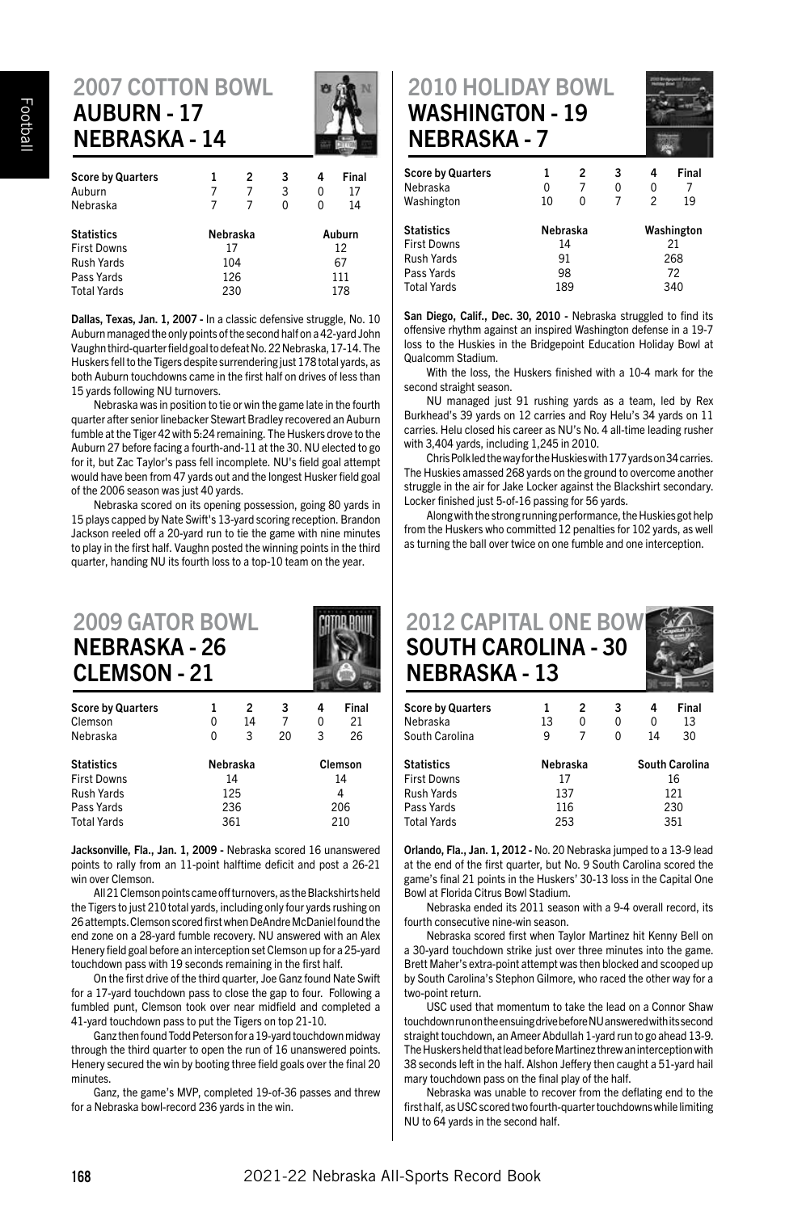## 2007 COTTON BOWL
### AUBURN - 17
### NEBRASKA - 14

| Score by Quarters | 1 | 2 | 3 | 4 | Final |
|---|---|---|---|---|---|
| Auburn | 7 | 7 | 3 | 0 | 17 |
| Nebraska | 7 | 7 | 0 | 0 | 14 |

| Statistics | Nebraska | Auburn |
|---|---|---|
| First Downs | 17 | 12 |
| Rush Yards | 104 | 67 |
| Pass Yards | 126 | 111 |
| Total Yards | 230 | 178 |

**Dallas, Texas, Jan. 1, 2007 -** In a classic defensive struggle, No. 10 Auburn managed the only points of the second half on a 42-yard John Vaughn third-quarter field goal to defeat No. 22 Nebraska, 17-14. The Huskers fell to the Tigers despite surrendering just 178 total yards, as both Auburn touchdowns came in the first half on drives of less than 15 yards following NU turnovers.

Nebraska was in position to tie or win the game late in the fourth quarter after senior linebacker Stewart Bradley recovered an Auburn fumble at the Tiger 42 with 5:24 remaining. The Huskers drove to the Auburn 27 before facing a fourth-and-11 at the 30. NU elected to go for it, but Zac Taylor's pass fell incomplete. NU's field goal attempt would have been from 47 yards out and the longest Husker field goal of the 2006 season was just 40 yards.

Nebraska scored on its opening possession, going 80 yards in 15 plays capped by Nate Swift's 13-yard scoring reception. Brandon Jackson reeled off a 20-yard run to tie the game with nine minutes to play in the first half. Vaughn posted the winning points in the third quarter, handing NU its fourth loss to a top-10 team on the year.

## 2009 GATOR BOWL
### NEBRASKA - 26
### CLEMSON - 21

| Score by Quarters | 1 | 2 | 3 | 4 | Final |
|---|---|---|---|---|---|
| Clemson | 0 | 14 | 7 | 0 | 21 |
| Nebraska | 0 | 3 | 20 | 3 | 26 |

| Statistics | Nebraska | Clemson |
|---|---|---|
| First Downs | 14 | 14 |
| Rush Yards | 125 | 4 |
| Pass Yards | 236 | 206 |
| Total Yards | 361 | 210 |

**Jacksonville, Fla., Jan. 1, 2009 -** Nebraska scored 16 unanswered points to rally from an 11-point halftime deficit and post a 26-21 win over Clemson.

All 21 Clemson points came off turnovers, as the Blackshirts held the Tigers to just 210 total yards, including only four yards rushing on 26 attempts. Clemson scored first when DeAndre McDaniel found the end zone on a 28-yard fumble recovery. NU answered with an Alex Henery field goal before an interception set Clemson up for a 25-yard touchdown pass with 19 seconds remaining in the first half.

On the first drive of the third quarter, Joe Ganz found Nate Swift for a 17-yard touchdown pass to close the gap to four. Following a fumbled punt, Clemson took over near midfield and completed a 41-yard touchdown pass to put the Tigers on top 21-10.

Ganz then found Todd Peterson for a 19-yard touchdown midway through the third quarter to open the run of 16 unanswered points. Henery secured the win by booting three field goals over the final 20 minutes.

Ganz, the game's MVP, completed 19-of-36 passes and threw for a Nebraska bowl-record 236 yards in the win.

## 2010 HOLIDAY BOWL
### WASHINGTON - 19
### NEBRASKA - 7

| Score by Quarters | 1 | 2 | 3 | 4 | Final |
|---|---|---|---|---|---|
| Nebraska | 0 | 7 | 0 | 0 | 7 |
| Washington | 10 | 0 | 7 | 2 | 19 |

| Statistics | Nebraska | Washington |
|---|---|---|
| First Downs | 14 | 21 |
| Rush Yards | 91 | 268 |
| Pass Yards | 98 | 72 |
| Total Yards | 189 | 340 |

**San Diego, Calif., Dec. 30, 2010 -** Nebraska struggled to find its offensive rhythm against an inspired Washington defense in a 19-7 loss to the Huskies in the Bridgepoint Education Holiday Bowl at Qualcomm Stadium.

With the loss, the Huskers finished with a 10-4 mark for the second straight season.

NU managed just 91 rushing yards as a team, led by Rex Burkhead's 39 yards on 12 carries and Roy Helu's 34 yards on 11 carries. Helu closed his career as NU's No. 4 all-time leading rusher with 3,404 yards, including 1,245 in 2010.

Chris Polk led the way for the Huskies with 177 yards on 34 carries. The Huskies amassed 268 yards on the ground to overcome another struggle in the air for Jake Locker against the Blackshirt secondary. Locker finished just 5-of-16 passing for 56 yards.

Along with the strong running performance, the Huskies got help from the Huskers who committed 12 penalties for 102 yards, as well as turning the ball over twice on one fumble and one interception.

## 2012 CAPITAL ONE BOWL
### SOUTH CAROLINA - 30
### NEBRASKA - 13

| Score by Quarters | 1 | 2 | 3 | 4 | Final |
|---|---|---|---|---|---|
| Nebraska | 13 | 0 | 0 | 0 | 13 |
| South Carolina | 9 | 7 | 0 | 14 | 30 |

| Statistics | Nebraska | South Carolina |
|---|---|---|
| First Downs | 17 | 16 |
| Rush Yards | 137 | 121 |
| Pass Yards | 116 | 230 |
| Total Yards | 253 | 351 |

**Orlando, Fla., Jan. 1, 2012 -** No. 20 Nebraska jumped to a 13-9 lead at the end of the first quarter, but No. 9 South Carolina scored the game's final 21 points in the Huskers' 30-13 loss in the Capital One Bowl at Florida Citrus Bowl Stadium.

Nebraska ended its 2011 season with a 9-4 overall record, its fourth consecutive nine-win season.

Nebraska scored first when Taylor Martinez hit Kenny Bell on a 30-yard touchdown strike just over three minutes into the game. Brett Maher's extra-point attempt was then blocked and scooped up by South Carolina's Stephon Gilmore, who raced the other way for a two-point return.

USC used that momentum to take the lead on a Connor Shaw touchdown run on the ensuing drive before NU answered with its second straight touchdown, an Ameer Abdullah 1-yard run to go ahead 13-9. The Huskers held that lead before Martinez threw an interception with 38 seconds left in the half. Alshon Jeffery then caught a 51-yard hail mary touchdown pass on the final play of the half.

Nebraska was unable to recover from the deflating end to the first half, as USC scored two fourth-quarter touchdowns while limiting NU to 64 yards in the second half.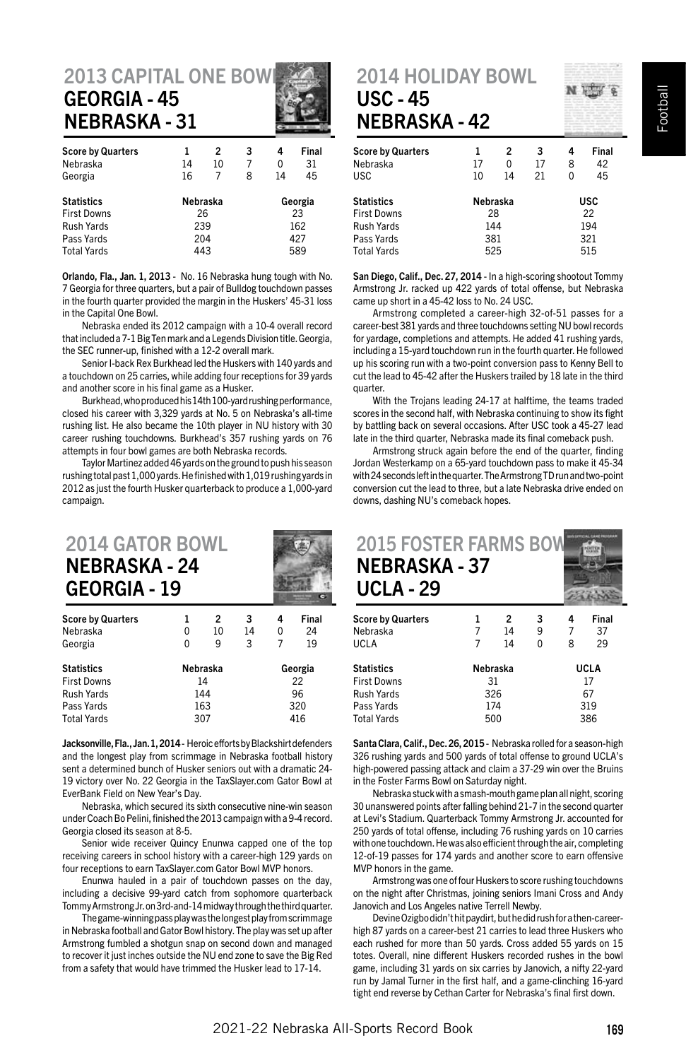## 2013 CAPITAL ONE BOWL
### GEORGIA - 45
### NEBRASKA - 31

| Score by Quarters | 1 | 2 | 3 | 4 | Final |
|---|---|---|---|---|---|
| Nebraska | 14 | 10 | 7 | 0 | 31 |
| Georgia | 16 | 7 | 8 | 14 | 45 |

| Statistics | Nebraska | Georgia |
|---|---|---|
| First Downs | 26 | 23 |
| Rush Yards | 239 | 162 |
| Pass Yards | 204 | 427 |
| Total Yards | 443 | 589 |

**Orlando, Fla., Jan. 1, 2013** - No. 16 Nebraska hung tough with No. 7 Georgia for three quarters, but a pair of Bulldog touchdown passes in the fourth quarter provided the margin in the Huskers' 45-31 loss in the Capital One Bowl.

Nebraska ended its 2012 campaign with a 10-4 overall record that included a 7-1 Big Ten mark and a Legends Division title. Georgia, the SEC runner-up, finished with a 12-2 overall mark.

Senior I-back Rex Burkhead led the Huskers with 140 yards and a touchdown on 25 carries, while adding four receptions for 39 yards and another score in his final game as a Husker.

Burkhead, who produced his 14th 100-yard rushing performance, closed his career with 3,329 yards at No. 5 on Nebraska's all-time rushing list. He also became the 10th player in NU history with 30 career rushing touchdowns. Burkhead's 357 rushing yards on 76 attempts in four bowl games are both Nebraska records.

Taylor Martinez added 46 yards on the ground to push his season rushing total past 1,000 yards. He finished with 1,019 rushing yards in 2012 as just the fourth Husker quarterback to produce a 1,000-yard campaign.

## 2014 HOLIDAY BOWL
### USC - 45
### NEBRASKA - 42

| Score by Quarters | 1 | 2 | 3 | 4 | Final |
|---|---|---|---|---|---|
| Nebraska | 17 | 0 | 17 | 8 | 42 |
| USC | 10 | 14 | 21 | 0 | 45 |

| Statistics | Nebraska | USC |
|---|---|---|
| First Downs | 28 | 22 |
| Rush Yards | 144 | 194 |
| Pass Yards | 381 | 321 |
| Total Yards | 525 | 515 |

**San Diego, Calif., Dec. 27, 2014** - In a high-scoring shootout Tommy Armstrong Jr. racked up 422 yards of total offense, but Nebraska came up short in a 45-42 loss to No. 24 USC.

Armstrong completed a career-high 32-of-51 passes for a career-best 381 yards and three touchdowns setting NU bowl records for yardage, completions and attempts. He added 41 rushing yards, including a 15-yard touchdown run in the fourth quarter. He followed up his scoring run with a two-point conversion pass to Kenny Bell to cut the lead to 45-42 after the Huskers trailed by 18 late in the third quarter.

With the Trojans leading 24-17 at halftime, the teams traded scores in the second half, with Nebraska continuing to show its fight by battling back on several occasions. After USC took a 45-27 lead late in the third quarter, Nebraska made its final comeback push.

Armstrong struck again before the end of the quarter, finding Jordan Westerkamp on a 65-yard touchdown pass to make it 45-34 with 24 seconds left in the quarter. The Armstrong TD run and two-point conversion cut the lead to three, but a late Nebraska drive ended on downs, dashing NU's comeback hopes.

## 2014 GATOR BOWL
### NEBRASKA - 24
### GEORGIA - 19

| Score by Quarters | 1 | 2 | 3 | 4 | Final |
|---|---|---|---|---|---|
| Nebraska | 0 | 10 | 14 | 0 | 24 |
| Georgia | 0 | 9 | 3 | 7 | 19 |

| Statistics | Nebraska | Georgia |
|---|---|---|
| First Downs | 14 | 22 |
| Rush Yards | 144 | 96 |
| Pass Yards | 163 | 320 |
| Total Yards | 307 | 416 |

**Jacksonville, Fla., Jan. 1, 2014** - Heroic efforts by Blackshirt defenders and the longest play from scrimmage in Nebraska football history sent a determined bunch of Husker seniors out with a dramatic 24-19 victory over No. 22 Georgia in the TaxSlayer.com Gator Bowl at EverBank Field on New Year's Day.

Nebraska, which secured its sixth consecutive nine-win season under Coach Bo Pelini, finished the 2013 campaign with a 9-4 record. Georgia closed its season at 8-5.

Senior wide receiver Quincy Enunwa capped one of the top receiving careers in school history with a career-high 129 yards on four receptions to earn TaxSlayer.com Gator Bowl MVP honors.

Enunwa hauled in a pair of touchdown passes on the day, including a decisive 99-yard catch from sophomore quarterback Tommy Armstrong Jr. on 3rd-and-14 midway through the third quarter.

The game-winning pass play was the longest play from scrimmage in Nebraska football and Gator Bowl history. The play was set up after Armstrong fumbled a shotgun snap on second down and managed to recover it just inches outside the NU end zone to save the Big Red from a safety that would have trimmed the Husker lead to 17-14.

## 2015 FOSTER FARMS BOWL
### NEBRASKA - 37
### UCLA - 29

| Score by Quarters | 1 | 2 | 3 | 4 | Final |
|---|---|---|---|---|---|
| Nebraska | 7 | 14 | 9 | 7 | 37 |
| UCLA | 7 | 14 | 0 | 8 | 29 |

| Statistics | Nebraska | UCLA |
|---|---|---|
| First Downs | 31 | 17 |
| Rush Yards | 326 | 67 |
| Pass Yards | 174 | 319 |
| Total Yards | 500 | 386 |

**Santa Clara, Calif., Dec. 26, 2015** - Nebraska rolled for a season-high 326 rushing yards and 500 yards of total offense to ground UCLA's high-powered passing attack and claim a 37-29 win over the Bruins in the Foster Farms Bowl on Saturday night.

Nebraska stuck with a smash-mouth game plan all night, scoring 30 unanswered points after falling behind 21-7 in the second quarter at Levi's Stadium. Quarterback Tommy Armstrong Jr. accounted for 250 yards of total offense, including 76 rushing yards on 10 carries with one touchdown. He was also efficient through the air, completing 12-of-19 passes for 174 yards and another score to earn offensive MVP honors in the game.

Armstrong was one of four Huskers to score rushing touchdowns on the night after Christmas, joining seniors Imani Cross and Andy Janovich and Los Angeles native Terrell Newby.

Devine Ozigbo didn't hit paydirt, but he did rush for a then-career-high 87 yards on a career-best 21 carries to lead three Huskers who each rushed for more than 50 yards. Cross added 55 yards on 15 totes. Overall, nine different Huskers recorded rushes in the bowl game, including 31 yards on six carries by Janovich, a nifty 22-yard run by Jamal Turner in the first half, and a game-clinching 16-yard tight end reverse by Cethan Carter for Nebraska's final first down.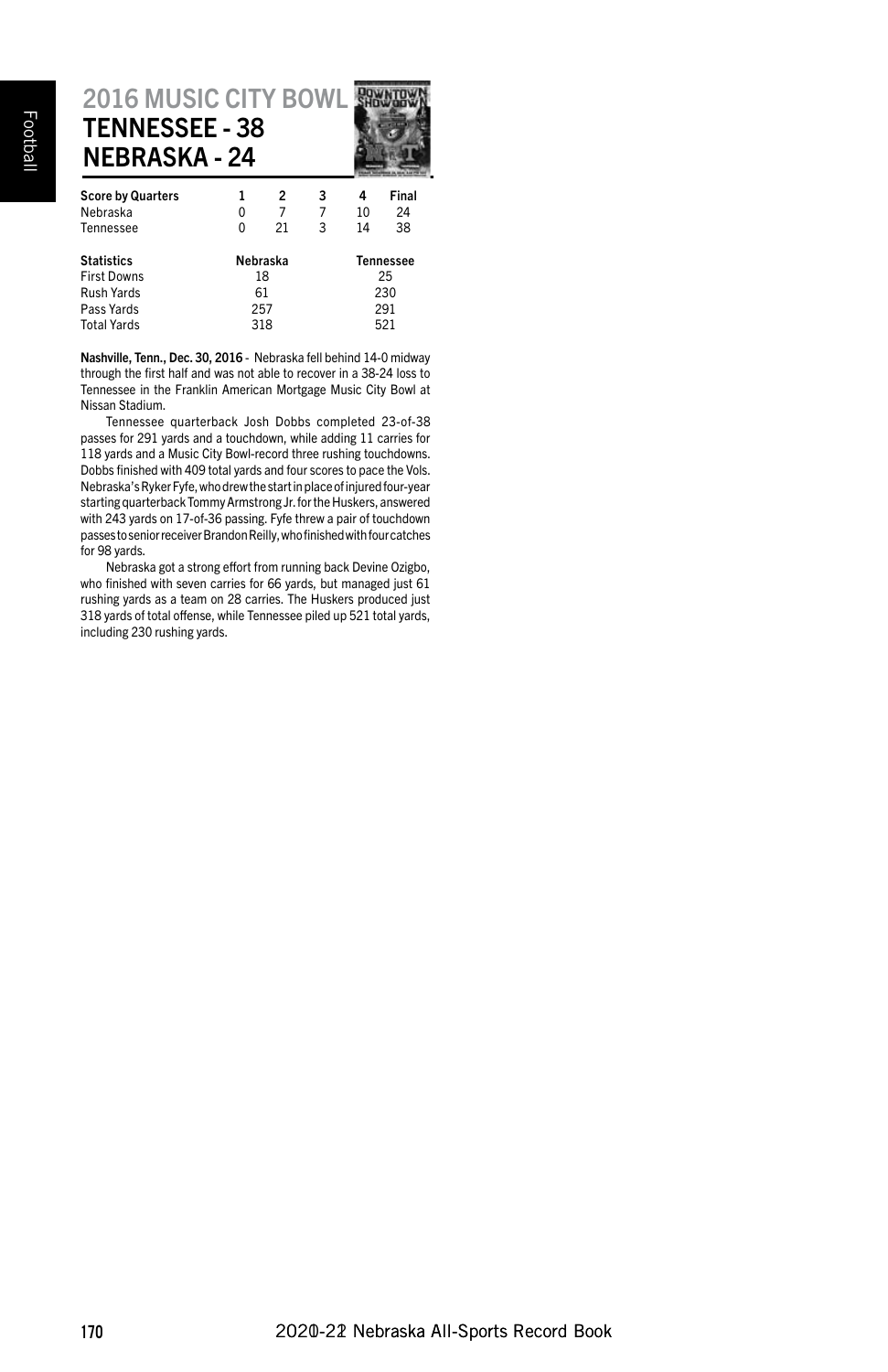## 2016 MUSIC CITY BOWL

# TENNESSEE - 38
# NEBRASKA - 24

| Score by Quarters | 1 | 2 | 3 | 4 | Final |
|---|---|---|---|---|---|
| Nebraska | 0 | 7 | 7 | 10 | 24 |
| Tennessee | 0 | 21 | 3 | 14 | 38 |

| Statistics | Nebraska | Tennessee |
|---|---|---|
| First Downs | 18 | 25 |
| Rush Yards | 61 | 230 |
| Pass Yards | 257 | 291 |
| Total Yards | 318 | 521 |

**Nashville, Tenn., Dec. 30, 2016** - Nebraska fell behind 14-0 midway through the first half and was not able to recover in a 38-24 loss to Tennessee in the Franklin American Mortgage Music City Bowl at Nissan Stadium.

Tennessee quarterback Josh Dobbs completed 23-of-38 passes for 291 yards and a touchdown, while adding 11 carries for 118 yards and a Music City Bowl-record three rushing touchdowns. Dobbs finished with 409 total yards and four scores to pace the Vols. Nebraska's Ryker Fyfe, who drew the start in place of injured four-year starting quarterback Tommy Armstrong Jr. for the Huskers, answered with 243 yards on 17-of-36 passing. Fyfe threw a pair of touchdown passes to senior receiver Brandon Reilly, who finished with four catches for 98 yards.

Nebraska got a strong effort from running back Devine Ozigbo, who finished with seven carries for 66 yards, but managed just 61 rushing yards as a team on 28 carries. The Huskers produced just 318 yards of total offense, while Tennessee piled up 521 total yards, including 230 rushing yards.